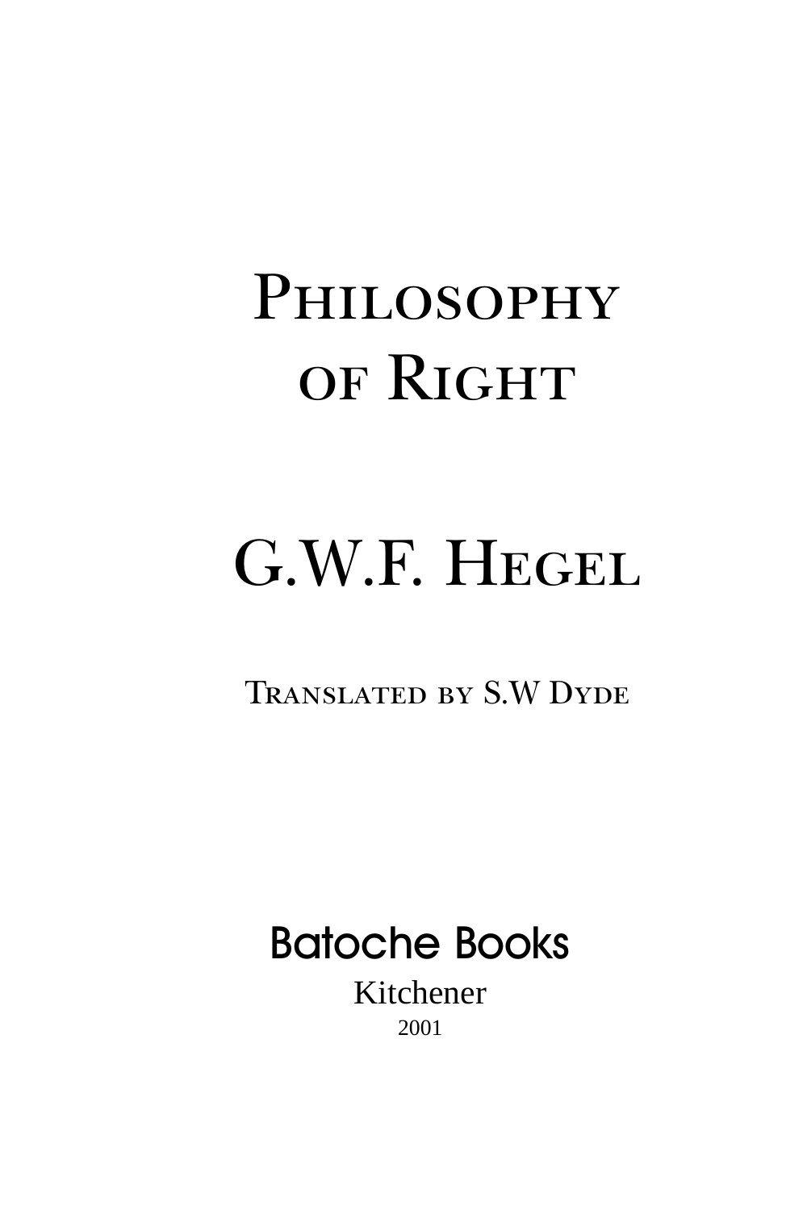# Philosophy of Right

## G.W.F. Hegel

Translated by S.W Dyde

Batoche Books

Kitchener

2001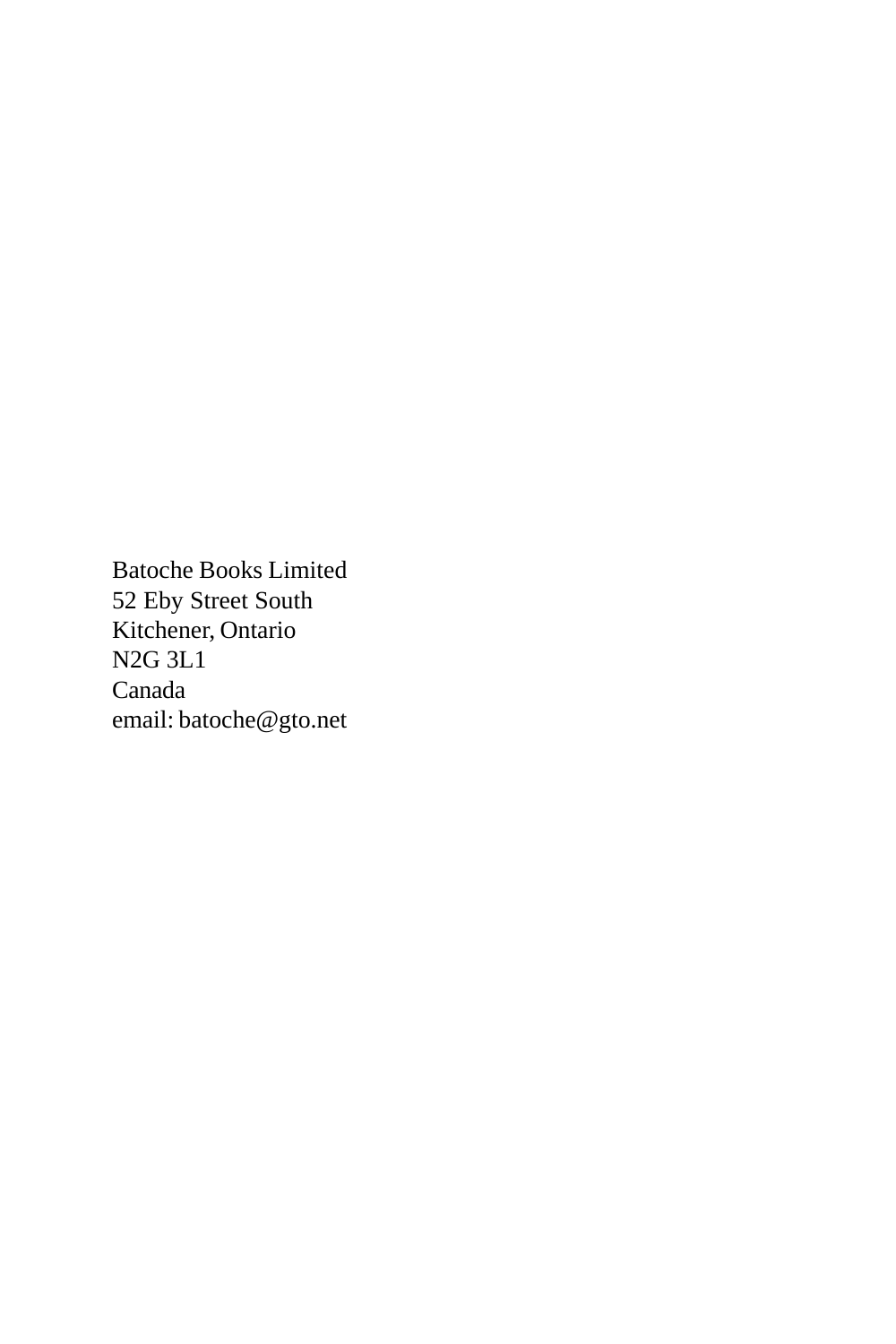Batoche Books Limited
52 Eby Street South
Kitchener, Ontario
N2G 3L1
Canada
email: batoche@gto.net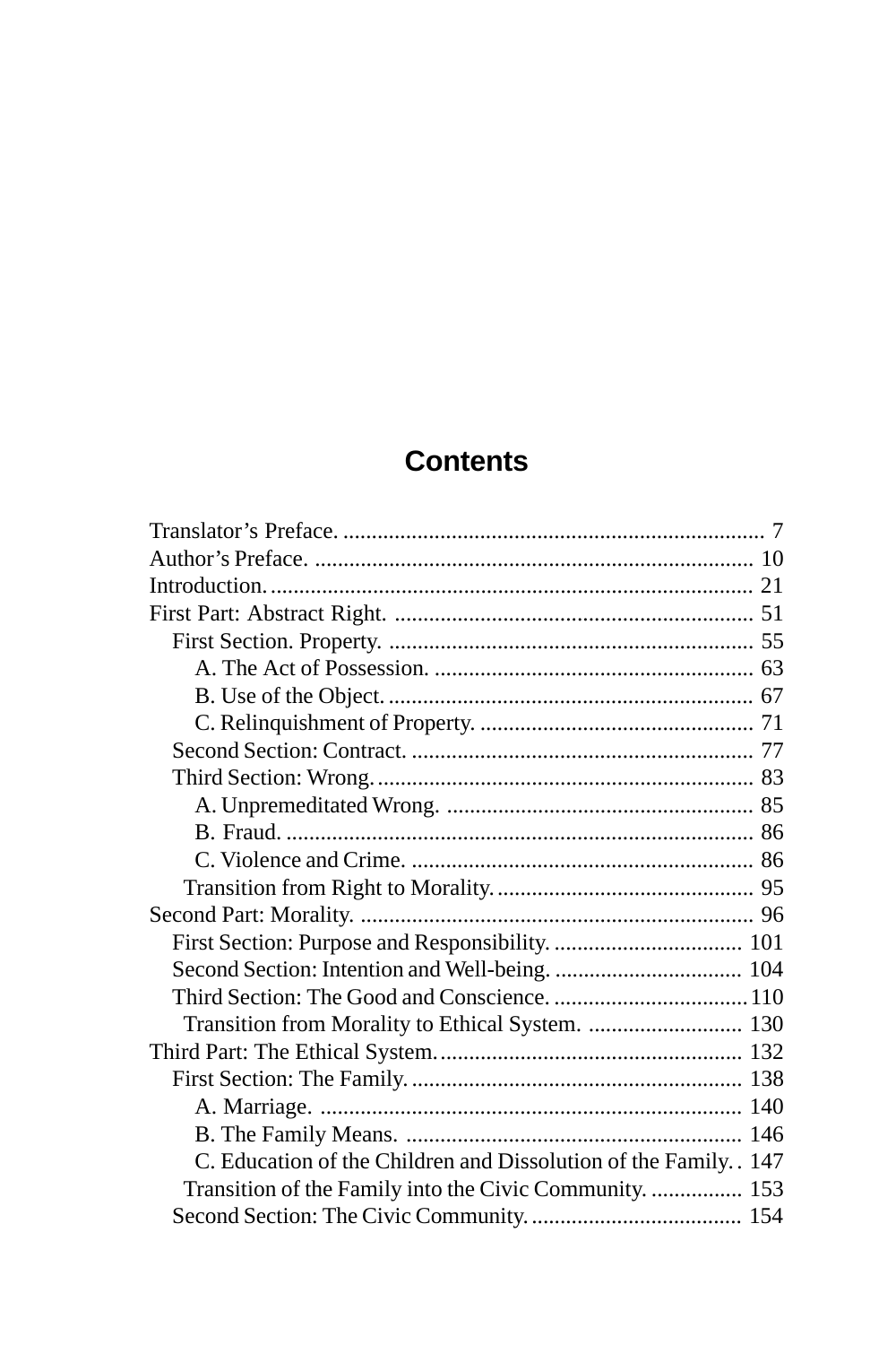## Contents

- Translator's Preface. ........................................................................ 7
- Author's Preface. ............................................................................ 10
- Introduction. ................................................................................... 21
- First Part: Abstract Right. .............................................................. 51
  - First Section. Property. ............................................................... 55
    - A. The Act of Possession. ........................................................ 63
    - B. Use of the Object. ................................................................ 67
    - C. Relinquishment of Property. ................................................ 71
  - Second Section: Contract. ............................................................ 77
  - Third Section: Wrong. .................................................................. 83
    - A. Unpremeditated Wrong. ...................................................... 85
    - B. Fraud. .................................................................................. 86
    - C. Violence and Crime. ............................................................ 86
  - Transition from Right to Morality. ............................................. 95
- Second Part: Morality. ..................................................................... 96
  - First Section: Purpose and Responsibility. ................................. 101
  - Second Section: Intention and Well-being. ................................. 104
  - Third Section: The Good and Conscience. .................................. 110
  - Transition from Morality to Ethical System. ............................ 130
- Third Part: The Ethical System. ..................................................... 132
  - First Section: The Family. ........................................................... 138
    - A. Marriage. ........................................................................... 140
    - B. The Family Means. ........................................................... 146
    - C. Education of the Children and Dissolution of the Family. . 147
  - Transition of the Family into the Civic Community. ................ 153
  - Second Section: The Civic Community. ..................................... 154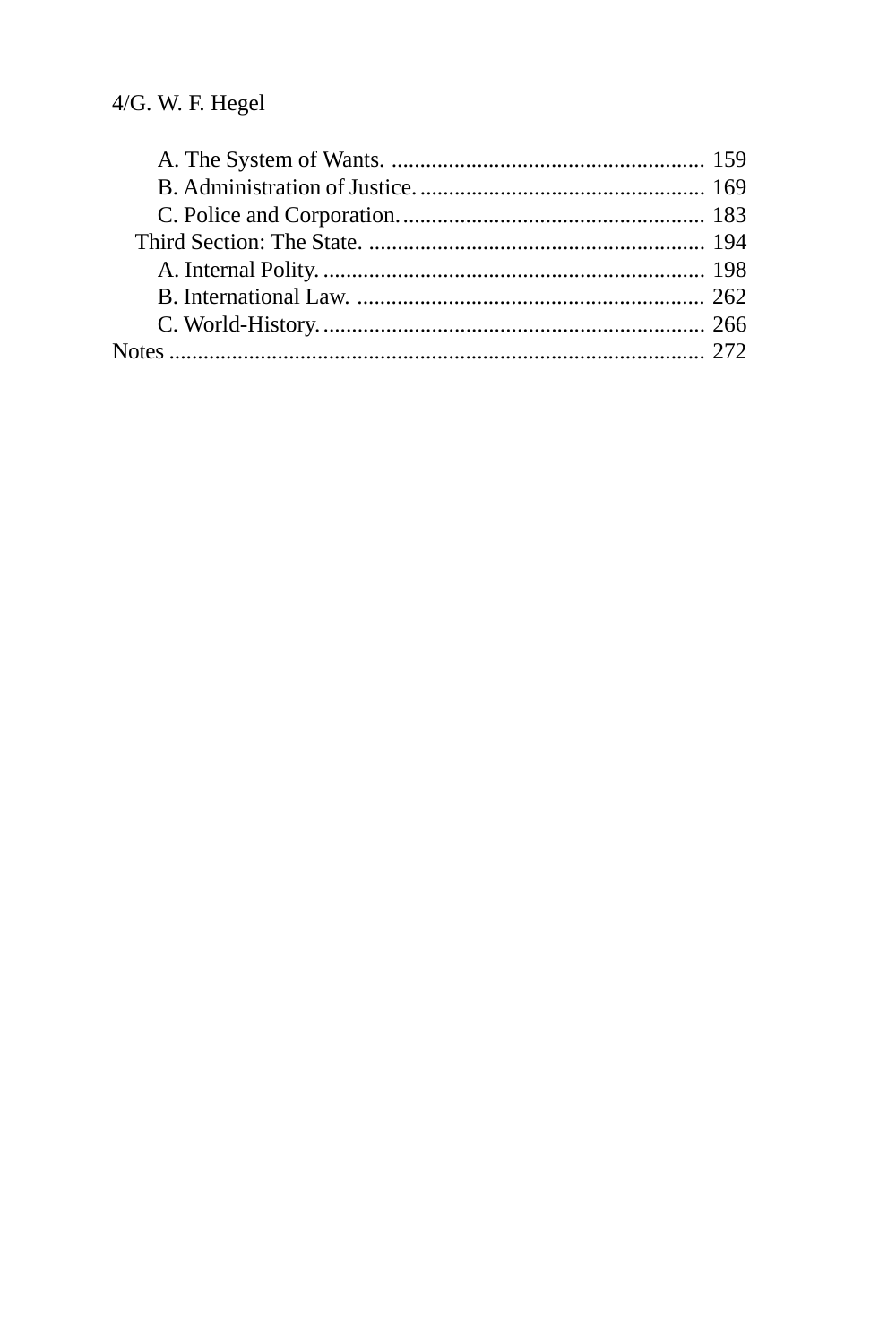A. The System of Wants. ....................................................... 159
B. Administration of Justice. .................................................. 169
C. Police and Corporation. ..................................................... 183

Third Section: The State. ........................................................... 194

A. Internal Polity. ................................................................... 198
B. International Law. ............................................................. 262
C. World-History. ................................................................... 266

Notes ............................................................................................ 272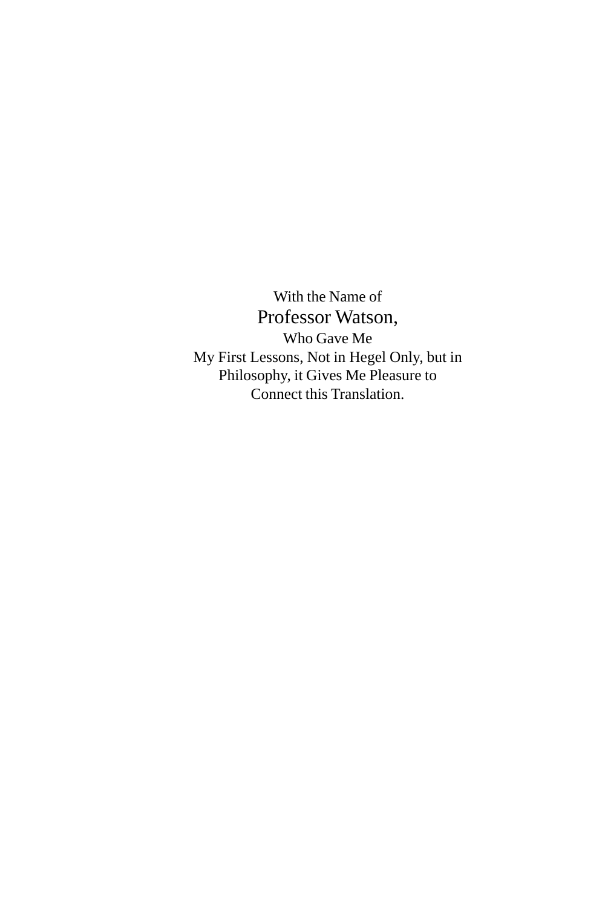With the Name of

Professor Watson,

Who Gave Me

My First Lessons, Not in Hegel Only, but in Philosophy, it Gives Me Pleasure to Connect this Translation.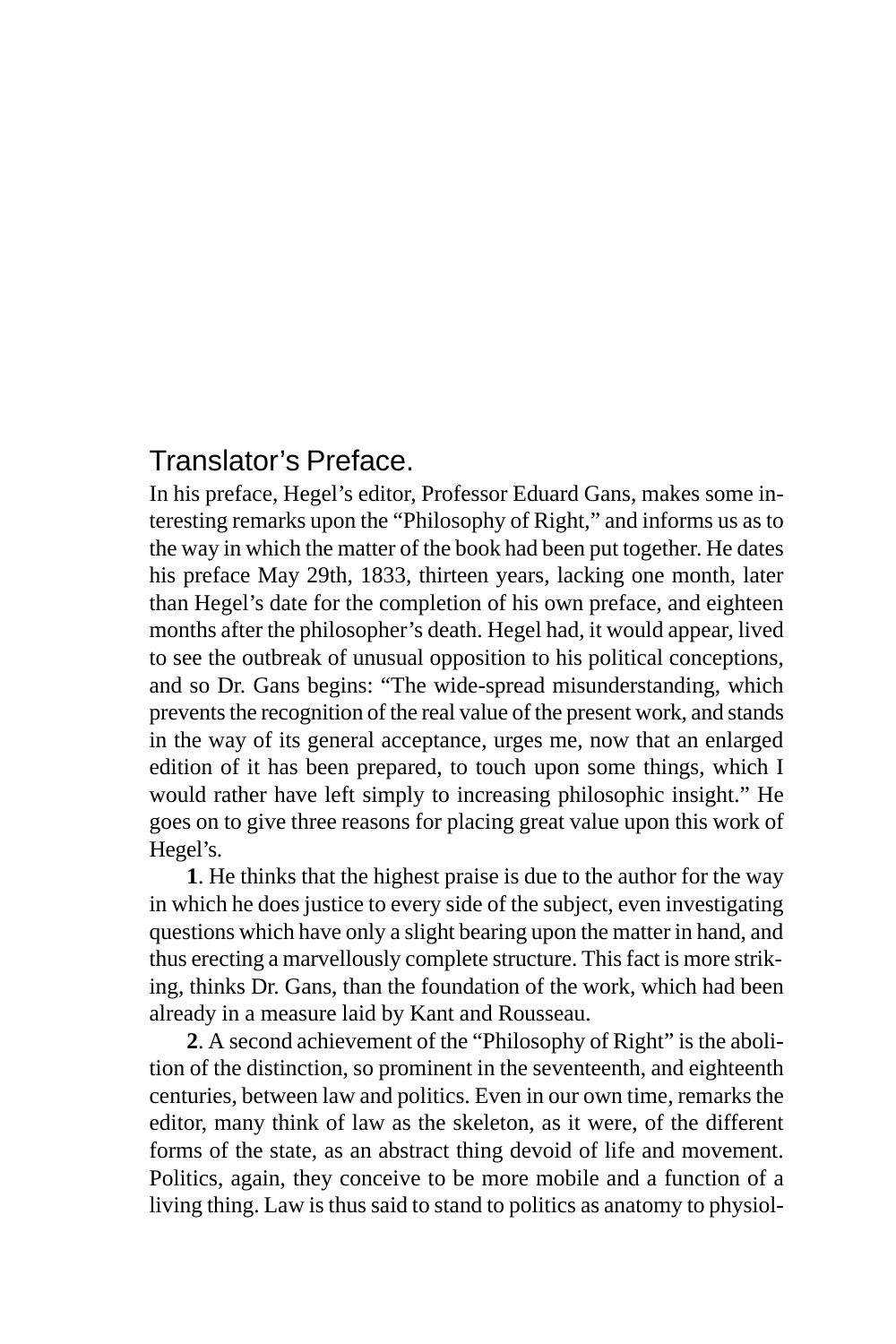## Translator's Preface.

In his preface, Hegel's editor, Professor Eduard Gans, makes some interesting remarks upon the "Philosophy of Right," and informs us as to the way in which the matter of the book had been put together. He dates his preface May 29th, 1833, thirteen years, lacking one month, later than Hegel's date for the completion of his own preface, and eighteen months after the philosopher's death. Hegel had, it would appear, lived to see the outbreak of unusual opposition to his political conceptions, and so Dr. Gans begins: "The wide-spread misunderstanding, which prevents the recognition of the real value of the present work, and stands in the way of its general acceptance, urges me, now that an enlarged edition of it has been prepared, to touch upon some things, which I would rather have left simply to increasing philosophic insight." He goes on to give three reasons for placing great value upon this work of Hegel's.

**1**. He thinks that the highest praise is due to the author for the way in which he does justice to every side of the subject, even investigating questions which have only a slight bearing upon the matter in hand, and thus erecting a marvellously complete structure. This fact is more striking, thinks Dr. Gans, than the foundation of the work, which had been already in a measure laid by Kant and Rousseau.

**2**. A second achievement of the "Philosophy of Right" is the abolition of the distinction, so prominent in the seventeenth, and eighteenth centuries, between law and politics. Even in our own time, remarks the editor, many think of law as the skeleton, as it were, of the different forms of the state, as an abstract thing devoid of life and movement. Politics, again, they conceive to be more mobile and a function of a living thing. Law is thus said to stand to politics as anatomy to physiol-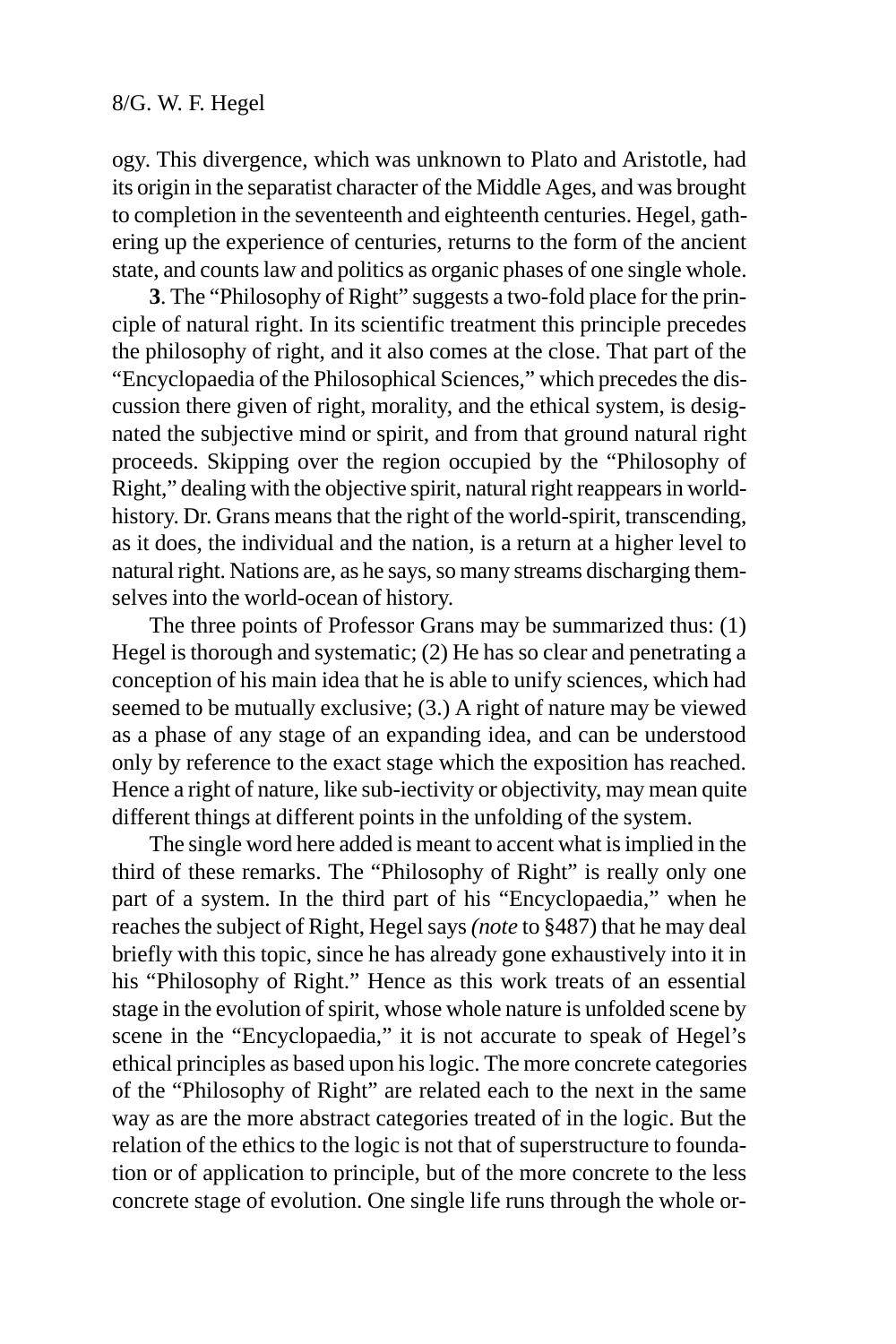ogy. This divergence, which was unknown to Plato and Aristotle, had its origin in the separatist character of the Middle Ages, and was brought to completion in the seventeenth and eighteenth centuries. Hegel, gathering up the experience of centuries, returns to the form of the ancient state, and counts law and politics as organic phases of one single whole.

**3**. The "Philosophy of Right" suggests a two-fold place for the principle of natural right. In its scientific treatment this principle precedes the philosophy of right, and it also comes at the close. That part of the "Encyclopaedia of the Philosophical Sciences," which precedes the discussion there given of right, morality, and the ethical system, is designated the subjective mind or spirit, and from that ground natural right proceeds. Skipping over the region occupied by the "Philosophy of Right," dealing with the objective spirit, natural right reappears in world-history. Dr. Grans means that the right of the world-spirit, transcending, as it does, the individual and the nation, is a return at a higher level to natural right. Nations are, as he says, so many streams discharging themselves into the world-ocean of history.

The three points of Professor Grans may be summarized thus: (1) Hegel is thorough and systematic; (2) He has so clear and penetrating a conception of his main idea that he is able to unify sciences, which had seemed to be mutually exclusive; (3.) A right of nature may be viewed as a phase of any stage of an expanding idea, and can be understood only by reference to the exact stage which the exposition has reached. Hence a right of nature, like sub-iectivity or objectivity, may mean quite different things at different points in the unfolding of the system.

The single word here added is meant to accent what is implied in the third of these remarks. The "Philosophy of Right" is really only one part of a system. In the third part of his "Encyclopaedia," when he reaches the subject of Right, Hegel says *(note* to §487) that he may deal briefly with this topic, since he has already gone exhaustively into it in his "Philosophy of Right." Hence as this work treats of an essential stage in the evolution of spirit, whose whole nature is unfolded scene by scene in the "Encyclopaedia," it is not accurate to speak of Hegel's ethical principles as based upon his logic. The more concrete categories of the "Philosophy of Right" are related each to the next in the same way as are the more abstract categories treated of in the logic. But the relation of the ethics to the logic is not that of superstructure to foundation or of application to principle, but of the more concrete to the less concrete stage of evolution. One single life runs through the whole or-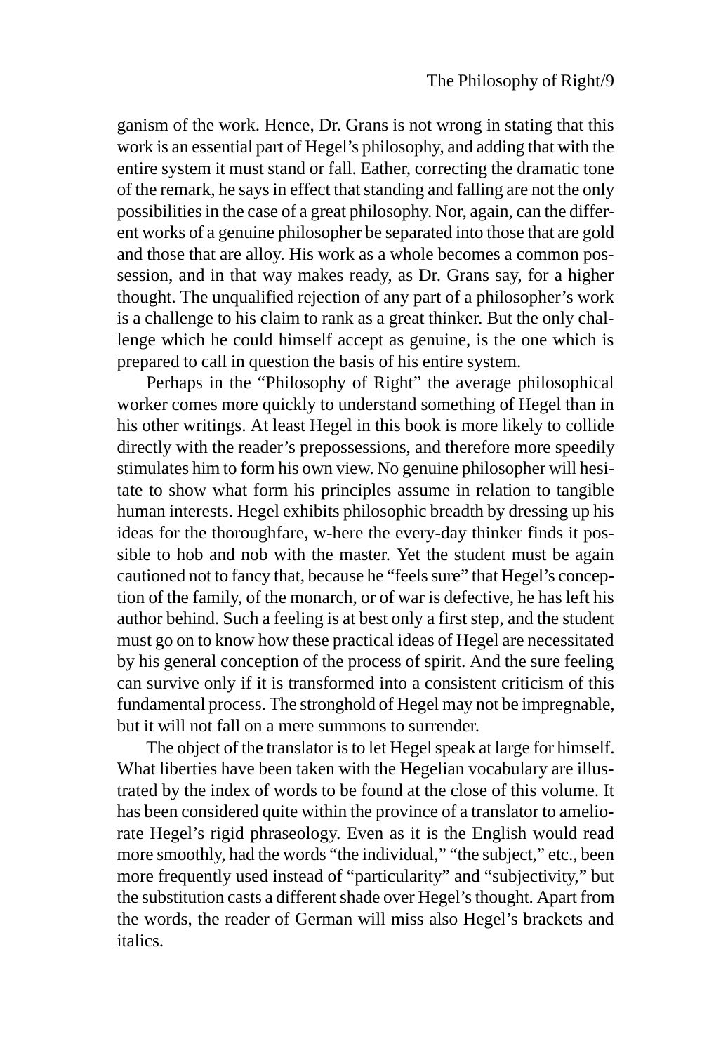ganism of the work. Hence, Dr. Grans is not wrong in stating that this work is an essential part of Hegel's philosophy, and adding that with the entire system it must stand or fall. Eather, correcting the dramatic tone of the remark, he says in effect that standing and falling are not the only possibilities in the case of a great philosophy. Nor, again, can the different works of a genuine philosopher be separated into those that are gold and those that are alloy. His work as a whole becomes a common possession, and in that way makes ready, as Dr. Grans say, for a higher thought. The unqualified rejection of any part of a philosopher's work is a challenge to his claim to rank as a great thinker. But the only challenge which he could himself accept as genuine, is the one which is prepared to call in question the basis of his entire system.

Perhaps in the "Philosophy of Right" the average philosophical worker comes more quickly to understand something of Hegel than in his other writings. At least Hegel in this book is more likely to collide directly with the reader's prepossessions, and therefore more speedily stimulates him to form his own view. No genuine philosopher will hesitate to show what form his principles assume in relation to tangible human interests. Hegel exhibits philosophic breadth by dressing up his ideas for the thoroughfare, w-here the every-day thinker finds it possible to hob and nob with the master. Yet the student must be again cautioned not to fancy that, because he "feels sure" that Hegel's conception of the family, of the monarch, or of war is defective, he has left his author behind. Such a feeling is at best only a first step, and the student must go on to know how these practical ideas of Hegel are necessitated by his general conception of the process of spirit. And the sure feeling can survive only if it is transformed into a consistent criticism of this fundamental process. The stronghold of Hegel may not be impregnable, but it will not fall on a mere summons to surrender.

The object of the translator is to let Hegel speak at large for himself. What liberties have been taken with the Hegelian vocabulary are illustrated by the index of words to be found at the close of this volume. It has been considered quite within the province of a translator to ameliorate Hegel's rigid phraseology. Even as it is the English would read more smoothly, had the words "the individual," "the subject," etc., been more frequently used instead of "particularity" and "subjectivity," but the substitution casts a different shade over Hegel's thought. Apart from the words, the reader of German will miss also Hegel's brackets and italics.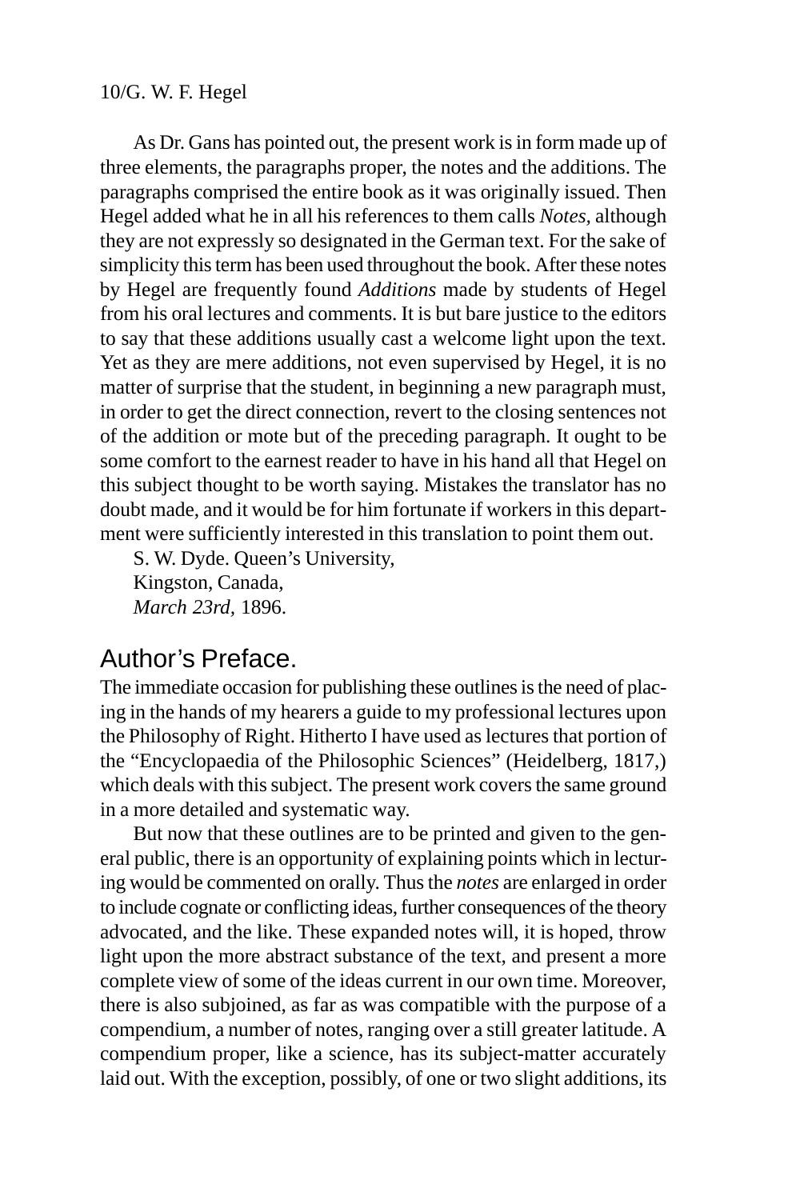As Dr. Gans has pointed out, the present work is in form made up of three elements, the paragraphs proper, the notes and the additions. The paragraphs comprised the entire book as it was originally issued. Then Hegel added what he in all his references to them calls *Notes*, although they are not expressly so designated in the German text. For the sake of simplicity this term has been used throughout the book. After these notes by Hegel are frequently found *Additions* made by students of Hegel from his oral lectures and comments. It is but bare justice to the editors to say that these additions usually cast a welcome light upon the text. Yet as they are mere additions, not even supervised by Hegel, it is no matter of surprise that the student, in beginning a new paragraph must, in order to get the direct connection, revert to the closing sentences not of the addition or mote but of the preceding paragraph. It ought to be some comfort to the earnest reader to have in his hand all that Hegel on this subject thought to be worth saying. Mistakes the translator has no doubt made, and it would be for him fortunate if workers in this department were sufficiently interested in this translation to point them out.

S. W. Dyde. Queen's University,
Kingston, Canada,
*March 23rd,* 1896.

## Author's Preface.

The immediate occasion for publishing these outlines is the need of placing in the hands of my hearers a guide to my professional lectures upon the Philosophy of Right. Hitherto I have used as lectures that portion of the "Encyclopaedia of the Philosophic Sciences" (Heidelberg, 1817,) which deals with this subject. The present work covers the same ground in a more detailed and systematic way.

But now that these outlines are to be printed and given to the general public, there is an opportunity of explaining points which in lecturing would be commented on orally. Thus the *notes* are enlarged in order to include cognate or conflicting ideas, further consequences of the theory advocated, and the like. These expanded notes will, it is hoped, throw light upon the more abstract substance of the text, and present a more complete view of some of the ideas current in our own time. Moreover, there is also subjoined, as far as was compatible with the purpose of a compendium, a number of notes, ranging over a still greater latitude. A compendium proper, like a science, has its subject-matter accurately laid out. With the exception, possibly, of one or two slight additions, its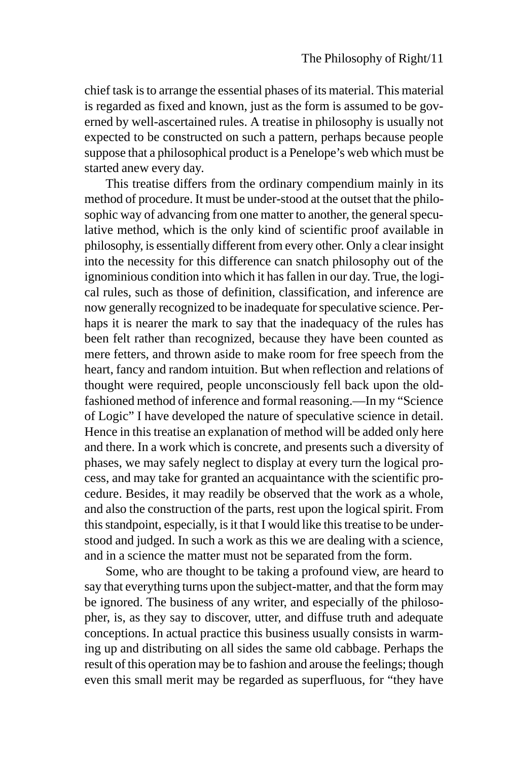chief task is to arrange the essential phases of its material. This material is regarded as fixed and known, just as the form is assumed to be governed by well-ascertained rules. A treatise in philosophy is usually not expected to be constructed on such a pattern, perhaps because people suppose that a philosophical product is a Penelope's web which must be started anew every day.

This treatise differs from the ordinary compendium mainly in its method of procedure. It must be under-stood at the outset that the philosophic way of advancing from one matter to another, the general speculative method, which is the only kind of scientific proof available in philosophy, is essentially different from every other. Only a clear insight into the necessity for this difference can snatch philosophy out of the ignominious condition into which it has fallen in our day. True, the logical rules, such as those of definition, classification, and inference are now generally recognized to be inadequate for speculative science. Perhaps it is nearer the mark to say that the inadequacy of the rules has been felt rather than recognized, because they have been counted as mere fetters, and thrown aside to make room for free speech from the heart, fancy and random intuition. But when reflection and relations of thought were required, people unconsciously fell back upon the old-fashioned method of inference and formal reasoning.—In my "Science of Logic" I have developed the nature of speculative science in detail. Hence in this treatise an explanation of method will be added only here and there. In a work which is concrete, and presents such a diversity of phases, we may safely neglect to display at every turn the logical process, and may take for granted an acquaintance with the scientific procedure. Besides, it may readily be observed that the work as a whole, and also the construction of the parts, rest upon the logical spirit. From this standpoint, especially, is it that I would like this treatise to be understood and judged. In such a work as this we are dealing with a science, and in a science the matter must not be separated from the form.

Some, who are thought to be taking a profound view, are heard to say that everything turns upon the subject-matter, and that the form may be ignored. The business of any writer, and especially of the philosopher, is, as they say to discover, utter, and diffuse truth and adequate conceptions. In actual practice this business usually consists in warming up and distributing on all sides the same old cabbage. Perhaps the result of this operation may be to fashion and arouse the feelings; though even this small merit may be regarded as superfluous, for "they have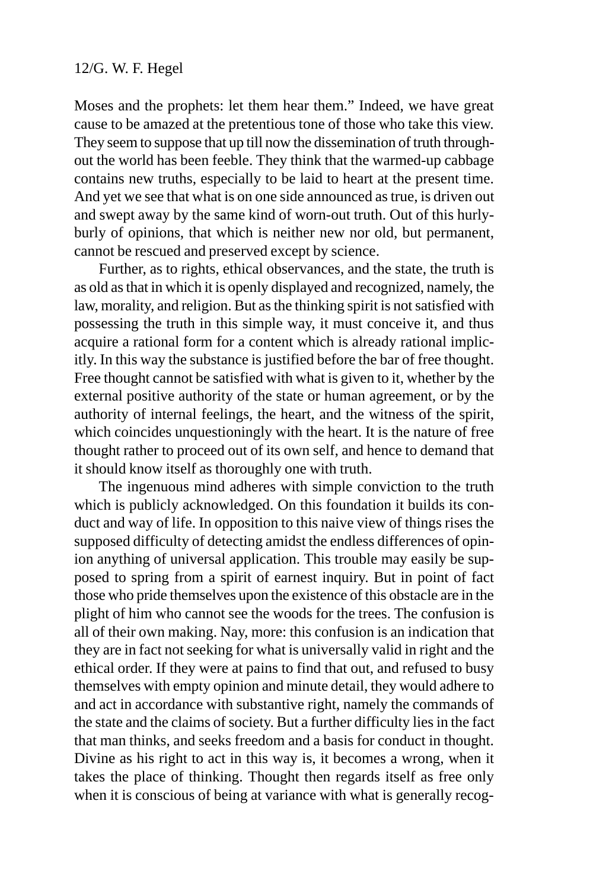Moses and the prophets: let them hear them." Indeed, we have great cause to be amazed at the pretentious tone of those who take this view. They seem to suppose that up till now the dissemination of truth throughout the world has been feeble. They think that the warmed-up cabbage contains new truths, especially to be laid to heart at the present time. And yet we see that what is on one side announced as true, is driven out and swept away by the same kind of worn-out truth. Out of this hurly-burly of opinions, that which is neither new nor old, but permanent, cannot be rescued and preserved except by science.

Further, as to rights, ethical observances, and the state, the truth is as old as that in which it is openly displayed and recognized, namely, the law, morality, and religion. But as the thinking spirit is not satisfied with possessing the truth in this simple way, it must conceive it, and thus acquire a rational form for a content which is already rational implicitly. In this way the substance is justified before the bar of free thought. Free thought cannot be satisfied with what is given to it, whether by the external positive authority of the state or human agreement, or by the authority of internal feelings, the heart, and the witness of the spirit, which coincides unquestioningly with the heart. It is the nature of free thought rather to proceed out of its own self, and hence to demand that it should know itself as thoroughly one with truth.

The ingenuous mind adheres with simple conviction to the truth which is publicly acknowledged. On this foundation it builds its conduct and way of life. In opposition to this naive view of things rises the supposed difficulty of detecting amidst the endless differences of opinion anything of universal application. This trouble may easily be supposed to spring from a spirit of earnest inquiry. But in point of fact those who pride themselves upon the existence of this obstacle are in the plight of him who cannot see the woods for the trees. The confusion is all of their own making. Nay, more: this confusion is an indication that they are in fact not seeking for what is universally valid in right and the ethical order. If they were at pains to find that out, and refused to busy themselves with empty opinion and minute detail, they would adhere to and act in accordance with substantive right, namely the commands of the state and the claims of society. But a further difficulty lies in the fact that man thinks, and seeks freedom and a basis for conduct in thought. Divine as his right to act in this way is, it becomes a wrong, when it takes the place of thinking. Thought then regards itself as free only when it is conscious of being at variance with what is generally recog-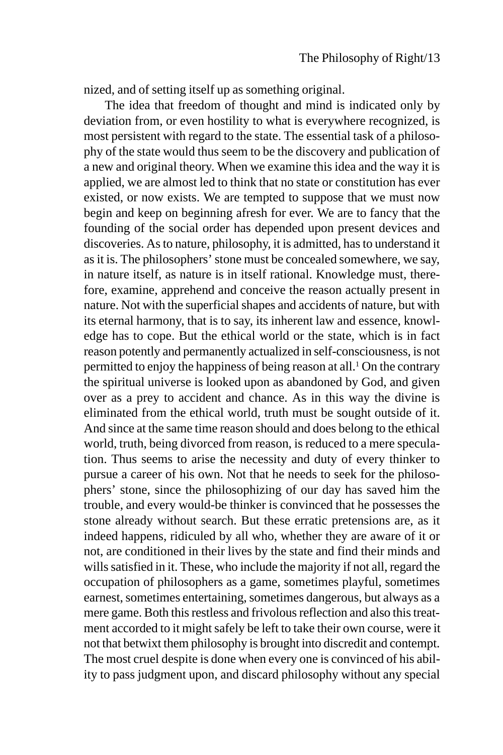nized, and of setting itself up as something original.

The idea that freedom of thought and mind is indicated only by deviation from, or even hostility to what is everywhere recognized, is most persistent with regard to the state. The essential task of a philosophy of the state would thus seem to be the discovery and publication of a new and original theory. When we examine this idea and the way it is applied, we are almost led to think that no state or constitution has ever existed, or now exists. We are tempted to suppose that we must now begin and keep on beginning afresh for ever. We are to fancy that the founding of the social order has depended upon present devices and discoveries. As to nature, philosophy, it is admitted, has to understand it as it is. The philosophers' stone must be concealed somewhere, we say, in nature itself, as nature is in itself rational. Knowledge must, therefore, examine, apprehend and conceive the reason actually present in nature. Not with the superficial shapes and accidents of nature, but with its eternal harmony, that is to say, its inherent law and essence, knowledge has to cope. But the ethical world or the state, which is in fact reason potently and permanently actualized in self-consciousness, is not permitted to enjoy the happiness of being reason at all.[1] On the contrary the spiritual universe is looked upon as abandoned by God, and given over as a prey to accident and chance. As in this way the divine is eliminated from the ethical world, truth must be sought outside of it. And since at the same time reason should and does belong to the ethical world, truth, being divorced from reason, is reduced to a mere speculation. Thus seems to arise the necessity and duty of every thinker to pursue a career of his own. Not that he needs to seek for the philosophers' stone, since the philosophizing of our day has saved him the trouble, and every would-be thinker is convinced that he possesses the stone already without search. But these erratic pretensions are, as it indeed happens, ridiculed by all who, whether they are aware of it or not, are conditioned in their lives by the state and find their minds and wills satisfied in it. These, who include the majority if not all, regard the occupation of philosophers as a game, sometimes playful, sometimes earnest, sometimes entertaining, sometimes dangerous, but always as a mere game. Both this restless and frivolous reflection and also this treatment accorded to it might safely be left to take their own course, were it not that betwixt them philosophy is brought into discredit and contempt. The most cruel despite is done when every one is convinced of his ability to pass judgment upon, and discard philosophy without any special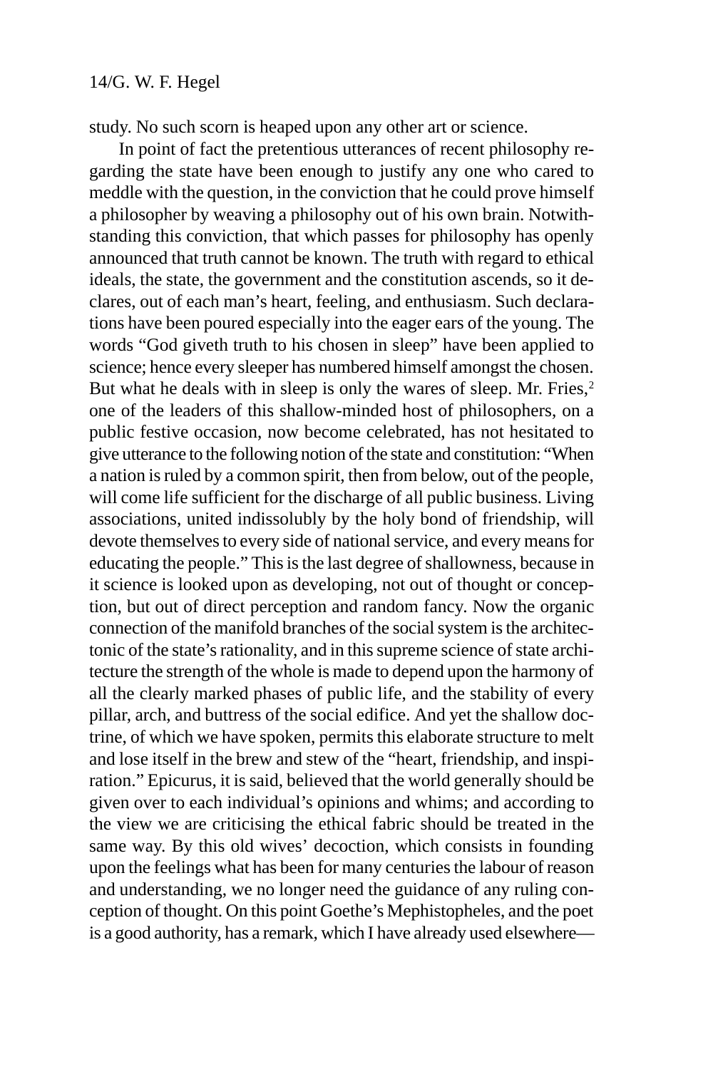study. No such scorn is heaped upon any other art or science.

In point of fact the pretentious utterances of recent philosophy regarding the state have been enough to justify any one who cared to meddle with the question, in the conviction that he could prove himself a philosopher by weaving a philosophy out of his own brain. Notwithstanding this conviction, that which passes for philosophy has openly announced that truth cannot be known. The truth with regard to ethical ideals, the state, the government and the constitution ascends, so it declares, out of each man's heart, feeling, and enthusiasm. Such declarations have been poured especially into the eager ears of the young. The words "God giveth truth to his chosen in sleep" have been applied to science; hence every sleeper has numbered himself amongst the chosen. But what he deals with in sleep is only the wares of sleep. Mr. Fries,[2] one of the leaders of this shallow-minded host of philosophers, on a public festive occasion, now become celebrated, has not hesitated to give utterance to the following notion of the state and constitution: "When a nation is ruled by a common spirit, then from below, out of the people, will come life sufficient for the discharge of all public business. Living associations, united indissolubly by the holy bond of friendship, will devote themselves to every side of national service, and every means for educating the people." This is the last degree of shallowness, because in it science is looked upon as developing, not out of thought or conception, but out of direct perception and random fancy. Now the organic connection of the manifold branches of the social system is the architectonic of the state's rationality, and in this supreme science of state architecture the strength of the whole is made to depend upon the harmony of all the clearly marked phases of public life, and the stability of every pillar, arch, and buttress of the social edifice. And yet the shallow doctrine, of which we have spoken, permits this elaborate structure to melt and lose itself in the brew and stew of the "heart, friendship, and inspiration." Epicurus, it is said, believed that the world generally should be given over to each individual's opinions and whims; and according to the view we are criticising the ethical fabric should be treated in the same way. By this old wives' decoction, which consists in founding upon the feelings what has been for many centuries the labour of reason and understanding, we no longer need the guidance of any ruling conception of thought. On this point Goethe's Mephistopheles, and the poet is a good authority, has a remark, which I have already used elsewhere—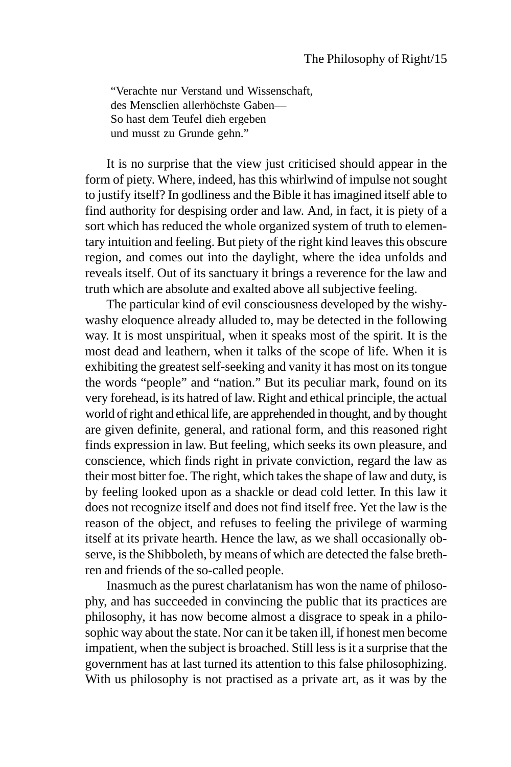"Verachte nur Verstand und Wissenschaft,  
des Mensclien allerhöchste Gaben—  
So hast dem Teufel dieh ergeben  
und musst zu Grunde gehn."

It is no surprise that the view just criticised should appear in the form of piety. Where, indeed, has this whirlwind of impulse not sought to justify itself? In godliness and the Bible it has imagined itself able to find authority for despising order and law. And, in fact, it is piety of a sort which has reduced the whole organized system of truth to elementary intuition and feeling. But piety of the right kind leaves this obscure region, and comes out into the daylight, where the idea unfolds and reveals itself. Out of its sanctuary it brings a reverence for the law and truth which are absolute and exalted above all subjective feeling.

The particular kind of evil consciousness developed by the wishy-washy eloquence already alluded to, may be detected in the following way. It is most unspiritual, when it speaks most of the spirit. It is the most dead and leathern, when it talks of the scope of life. When it is exhibiting the greatest self-seeking and vanity it has most on its tongue the words "people" and "nation." But its peculiar mark, found on its very forehead, is its hatred of law. Right and ethical principle, the actual world of right and ethical life, are apprehended in thought, and by thought are given definite, general, and rational form, and this reasoned right finds expression in law. But feeling, which seeks its own pleasure, and conscience, which finds right in private conviction, regard the law as their most bitter foe. The right, which takes the shape of law and duty, is by feeling looked upon as a shackle or dead cold letter. In this law it does not recognize itself and does not find itself free. Yet the law is the reason of the object, and refuses to feeling the privilege of warming itself at its private hearth. Hence the law, as we shall occasionally observe, is the Shibboleth, by means of which are detected the false brethren and friends of the so-called people.

Inasmuch as the purest charlatanism has won the name of philosophy, and has succeeded in convincing the public that its practices are philosophy, it has now become almost a disgrace to speak in a philosophic way about the state. Nor can it be taken ill, if honest men become impatient, when the subject is broached. Still less is it a surprise that the government has at last turned its attention to this false philosophizing. With us philosophy is not practised as a private art, as it was by the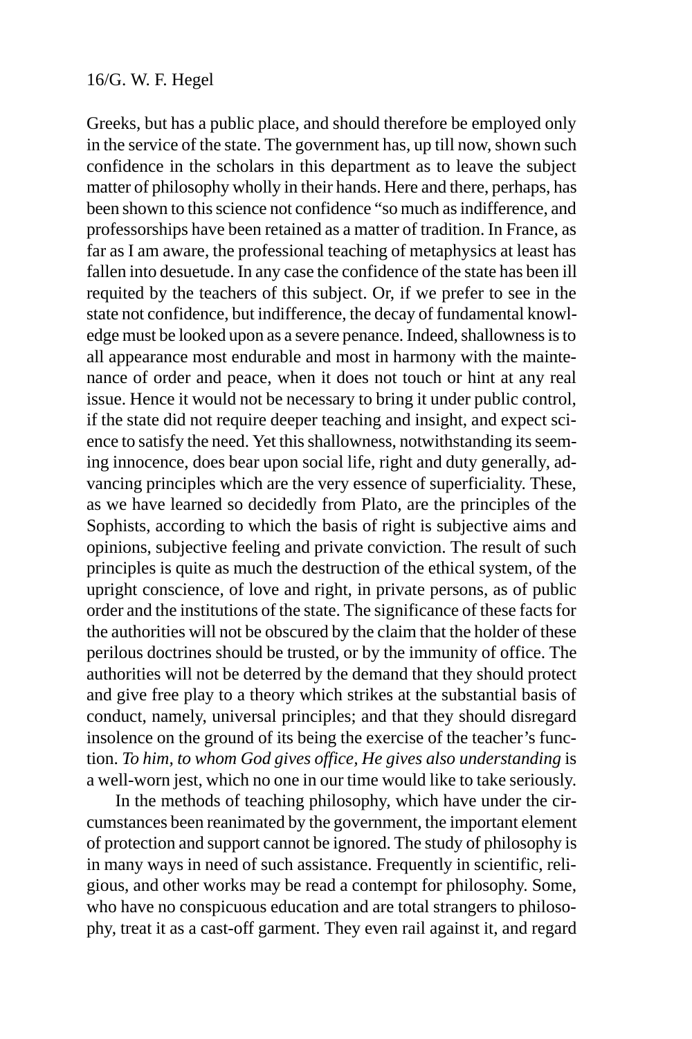Greeks, but has a public place, and should therefore be employed only in the service of the state. The government has, up till now, shown such confidence in the scholars in this department as to leave the subject matter of philosophy wholly in their hands. Here and there, perhaps, has been shown to this science not confidence "so much as indifference, and professorships have been retained as a matter of tradition. In France, as far as I am aware, the professional teaching of metaphysics at least has fallen into desuetude. In any case the confidence of the state has been ill requited by the teachers of this subject. Or, if we prefer to see in the state not confidence, but indifference, the decay of fundamental knowledge must be looked upon as a severe penance. Indeed, shallowness is to all appearance most endurable and most in harmony with the maintenance of order and peace, when it does not touch or hint at any real issue. Hence it would not be necessary to bring it under public control, if the state did not require deeper teaching and insight, and expect science to satisfy the need. Yet this shallowness, notwithstanding its seeming innocence, does bear upon social life, right and duty generally, advancing principles which are the very essence of superficiality. These, as we have learned so decidedly from Plato, are the principles of the Sophists, according to which the basis of right is subjective aims and opinions, subjective feeling and private conviction. The result of such principles is quite as much the destruction of the ethical system, of the upright conscience, of love and right, in private persons, as of public order and the institutions of the state. The significance of these facts for the authorities will not be obscured by the claim that the holder of these perilous doctrines should be trusted, or by the immunity of office. The authorities will not be deterred by the demand that they should protect and give free play to a theory which strikes at the substantial basis of conduct, namely, universal principles; and that they should disregard insolence on the ground of its being the exercise of the teacher's function. *To him, to whom God gives office, He gives also understanding* is a well-worn jest, which no one in our time would like to take seriously.

In the methods of teaching philosophy, which have under the circumstances been reanimated by the government, the important element of protection and support cannot be ignored. The study of philosophy is in many ways in need of such assistance. Frequently in scientific, religious, and other works may be read a contempt for philosophy. Some, who have no conspicuous education and are total strangers to philosophy, treat it as a cast-off garment. They even rail against it, and regard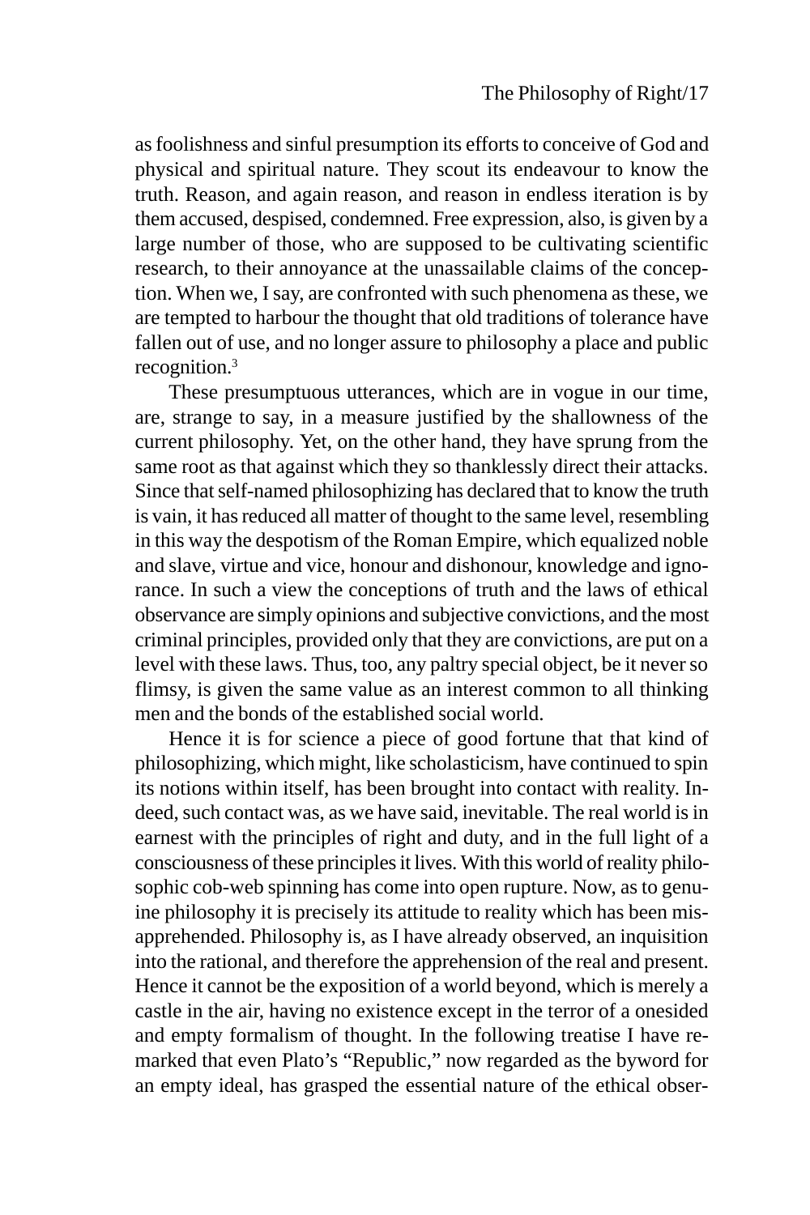as foolishness and sinful presumption its efforts to conceive of God and physical and spiritual nature. They scout its endeavour to know the truth. Reason, and again reason, and reason in endless iteration is by them accused, despised, condemned. Free expression, also, is given by a large number of those, who are supposed to be cultivating scientific research, to their annoyance at the unassailable claims of the conception. When we, I say, are confronted with such phenomena as these, we are tempted to harbour the thought that old traditions of tolerance have fallen out of use, and no longer assure to philosophy a place and public recognition.[3]

These presumptuous utterances, which are in vogue in our time, are, strange to say, in a measure justified by the shallowness of the current philosophy. Yet, on the other hand, they have sprung from the same root as that against which they so thanklessly direct their attacks. Since that self-named philosophizing has declared that to know the truth is vain, it has reduced all matter of thought to the same level, resembling in this way the despotism of the Roman Empire, which equalized noble and slave, virtue and vice, honour and dishonour, knowledge and ignorance. In such a view the conceptions of truth and the laws of ethical observance are simply opinions and subjective convictions, and the most criminal principles, provided only that they are convictions, are put on a level with these laws. Thus, too, any paltry special object, be it never so flimsy, is given the same value as an interest common to all thinking men and the bonds of the established social world.

Hence it is for science a piece of good fortune that that kind of philosophizing, which might, like scholasticism, have continued to spin its notions within itself, has been brought into contact with reality. Indeed, such contact was, as we have said, inevitable. The real world is in earnest with the principles of right and duty, and in the full light of a consciousness of these principles it lives. With this world of reality philosophic cob-web spinning has come into open rupture. Now, as to genuine philosophy it is precisely its attitude to reality which has been misapprehended. Philosophy is, as I have already observed, an inquisition into the rational, and therefore the apprehension of the real and present. Hence it cannot be the exposition of a world beyond, which is merely a castle in the air, having no existence except in the terror of a onesided and empty formalism of thought. In the following treatise I have remarked that even Plato's "Republic," now regarded as the byword for an empty ideal, has grasped the essential nature of the ethical obser-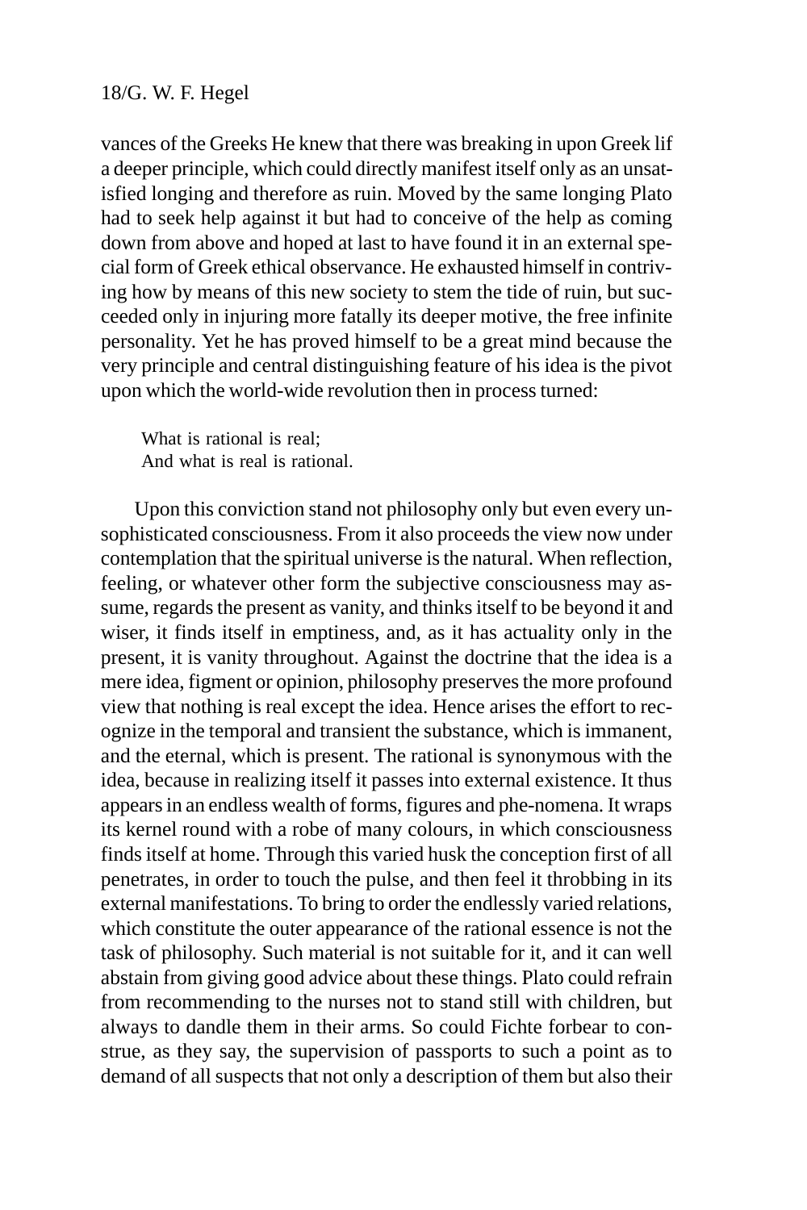vances of the Greeks He knew that there was breaking in upon Greek lif a deeper principle, which could directly manifest itself only as an unsatisfied longing and therefore as ruin. Moved by the same longing Plato had to seek help against it but had to conceive of the help as coming down from above and hoped at last to have found it in an external special form of Greek ethical observance. He exhausted himself in contriving how by means of this new society to stem the tide of ruin, but succeeded only in injuring more fatally its deeper motive, the free infinite personality. Yet he has proved himself to be a great mind because the very principle and central distinguishing feature of his idea is the pivot upon which the world-wide revolution then in process turned:

> What is rational is real;
> And what is real is rational.

Upon this conviction stand not philosophy only but even every unsophisticated consciousness. From it also proceeds the view now under contemplation that the spiritual universe is the natural. When reflection, feeling, or whatever other form the subjective consciousness may assume, regards the present as vanity, and thinks itself to be beyond it and wiser, it finds itself in emptiness, and, as it has actuality only in the present, it is vanity throughout. Against the doctrine that the idea is a mere idea, figment or opinion, philosophy preserves the more profound view that nothing is real except the idea. Hence arises the effort to recognize in the temporal and transient the substance, which is immanent, and the eternal, which is present. The rational is synonymous with the idea, because in realizing itself it passes into external existence. It thus appears in an endless wealth of forms, figures and phe-nomena. It wraps its kernel round with a robe of many colours, in which consciousness finds itself at home. Through this varied husk the conception first of all penetrates, in order to touch the pulse, and then feel it throbbing in its external manifestations. To bring to order the endlessly varied relations, which constitute the outer appearance of the rational essence is not the task of philosophy. Such material is not suitable for it, and it can well abstain from giving good advice about these things. Plato could refrain from recommending to the nurses not to stand still with children, but always to dandle them in their arms. So could Fichte forbear to construe, as they say, the supervision of passports to such a point as to demand of all suspects that not only a description of them but also their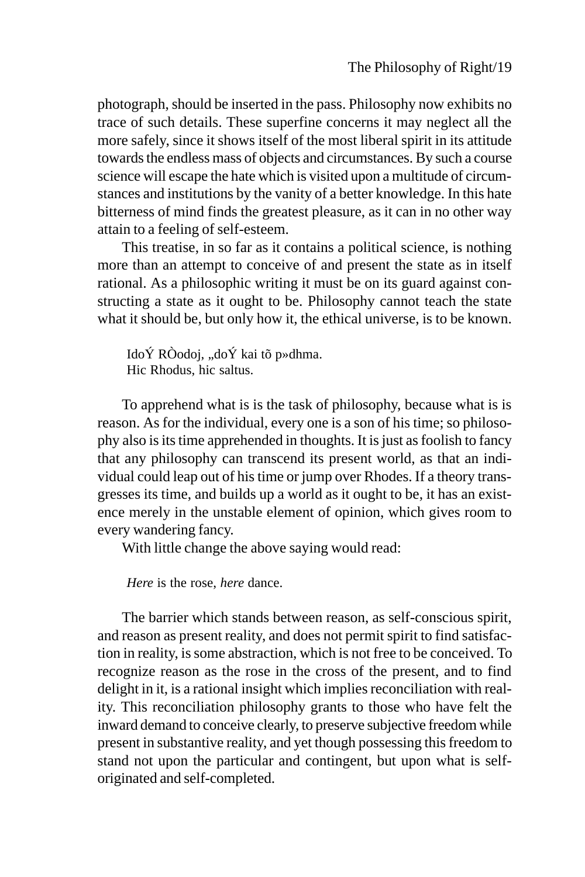photograph, should be inserted in the pass. Philosophy now exhibits no trace of such details. These superfine concerns it may neglect all the more safely, since it shows itself of the most liberal spirit in its attitude towards the endless mass of objects and circumstances. By such a course science will escape the hate which is visited upon a multitude of circumstances and institutions by the vanity of a better knowledge. In this hate bitterness of mind finds the greatest pleasure, as it can in no other way attain to a feeling of self-esteem.

This treatise, in so far as it contains a political science, is nothing more than an attempt to conceive of and present the state as in itself rational. As a philosophic writing it must be on its guard against constructing a state as it ought to be. Philosophy cannot teach the state what it should be, but only how it, the ethical universe, is to be known.

> IdoÝ RÒodoj, „doÝ kai tõ p»dhma.
> Hic Rhodus, hic saltus.

To apprehend what is is the task of philosophy, because what is is reason. As for the individual, every one is a son of his time; so philosophy also is its time apprehended in thoughts. It is just as foolish to fancy that any philosophy can transcend its present world, as that an individual could leap out of his time or jump over Rhodes. If a theory transgresses its time, and builds up a world as it ought to be, it has an existence merely in the unstable element of opinion, which gives room to every wandering fancy.

With little change the above saying would read:

> *Here* is the rose, *here* dance.

The barrier which stands between reason, as self-conscious spirit, and reason as present reality, and does not permit spirit to find satisfaction in reality, is some abstraction, which is not free to be conceived. To recognize reason as the rose in the cross of the present, and to find delight in it, is a rational insight which implies reconciliation with reality. This reconciliation philosophy grants to those who have felt the inward demand to conceive clearly, to preserve subjective freedom while present in substantive reality, and yet though possessing this freedom to stand not upon the particular and contingent, but upon what is self-originated and self-completed.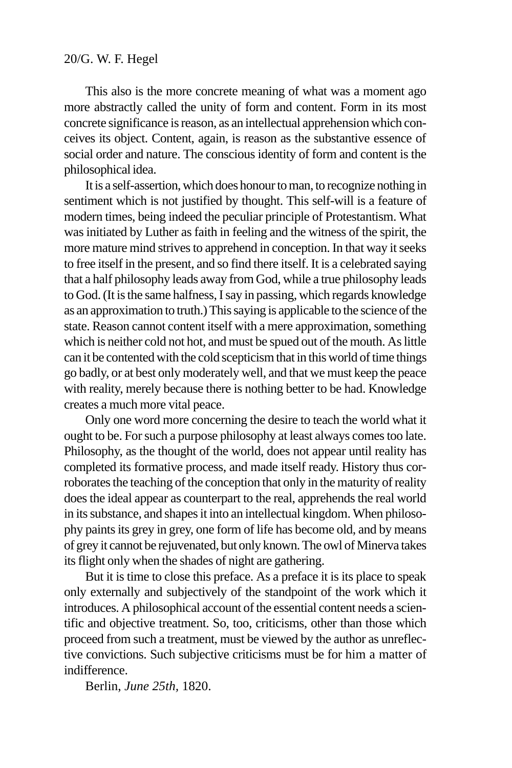This also is the more concrete meaning of what was a moment ago more abstractly called the unity of form and content. Form in its most concrete significance is reason, as an intellectual apprehension which conceives its object. Content, again, is reason as the substantive essence of social order and nature. The conscious identity of form and content is the philosophical idea.

It is a self-assertion, which does honour to man, to recognize nothing in sentiment which is not justified by thought. This self-will is a feature of modern times, being indeed the peculiar principle of Protestantism. What was initiated by Luther as faith in feeling and the witness of the spirit, the more mature mind strives to apprehend in conception. In that way it seeks to free itself in the present, and so find there itself. It is a celebrated saying that a half philosophy leads away from God, while a true philosophy leads to God. (It is the same halfness, I say in passing, which regards knowledge as an approximation to truth.) This saying is applicable to the science of the state. Reason cannot content itself with a mere approximation, something which is neither cold not hot, and must be spued out of the mouth. As little can it be contented with the cold scepticism that in this world of time things go badly, or at best only moderately well, and that we must keep the peace with reality, merely because there is nothing better to be had. Knowledge creates a much more vital peace.

Only one word more concerning the desire to teach the world what it ought to be. For such a purpose philosophy at least always comes too late. Philosophy, as the thought of the world, does not appear until reality has completed its formative process, and made itself ready. History thus corroborates the teaching of the conception that only in the maturity of reality does the ideal appear as counterpart to the real, apprehends the real world in its substance, and shapes it into an intellectual kingdom. When philosophy paints its grey in grey, one form of life has become old, and by means of grey it cannot be rejuvenated, but only known. The owl of Minerva takes its flight only when the shades of night are gathering.

But it is time to close this preface. As a preface it is its place to speak only externally and subjectively of the standpoint of the work which it introduces. A philosophical account of the essential content needs a scientific and objective treatment. So, too, criticisms, other than those which proceed from such a treatment, must be viewed by the author as unreflective convictions. Such subjective criticisms must be for him a matter of indifference.

Berlin, *June 25th,* 1820.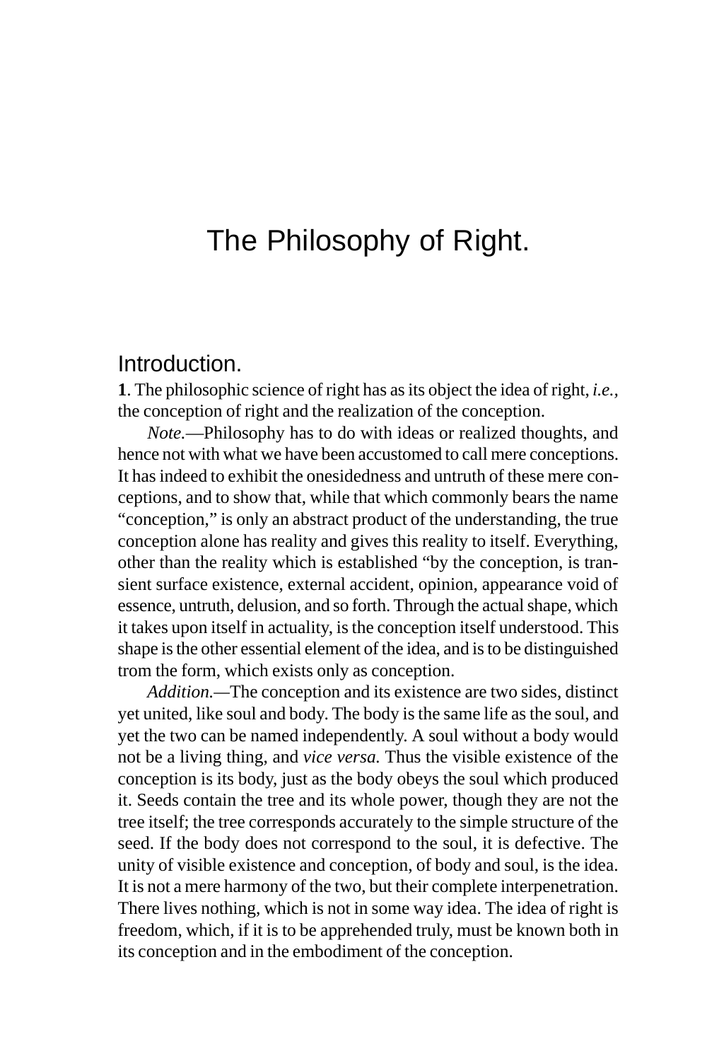# The Philosophy of Right.

## Introduction.

**1**. The philosophic science of right has as its object the idea of right, *i.e.*, the conception of right and the realization of the conception.

*Note.*—Philosophy has to do with ideas or realized thoughts, and hence not with what we have been accustomed to call mere conceptions. It has indeed to exhibit the onesidedness and untruth of these mere conceptions, and to show that, while that which commonly bears the name "conception," is only an abstract product of the understanding, the true conception alone has reality and gives this reality to itself. Everything, other than the reality which is established "by the conception, is transient surface existence, external accident, opinion, appearance void of essence, untruth, delusion, and so forth. Through the actual shape, which it takes upon itself in actuality, is the conception itself understood. This shape is the other essential element of the idea, and is to be distinguished trom the form, which exists only as conception.

*Addition.*—The conception and its existence are two sides, distinct yet united, like soul and body. The body is the same life as the soul, and yet the two can be named independently. A soul without a body would not be a living thing, and *vice versa.* Thus the visible existence of the conception is its body, just as the body obeys the soul which produced it. Seeds contain the tree and its whole power, though they are not the tree itself; the tree corresponds accurately to the simple structure of the seed. If the body does not correspond to the soul, it is defective. The unity of visible existence and conception, of body and soul, is the idea. It is not a mere harmony of the two, but their complete interpenetration. There lives nothing, which is not in some way idea. The idea of right is freedom, which, if it is to be apprehended truly, must be known both in its conception and in the embodiment of the conception.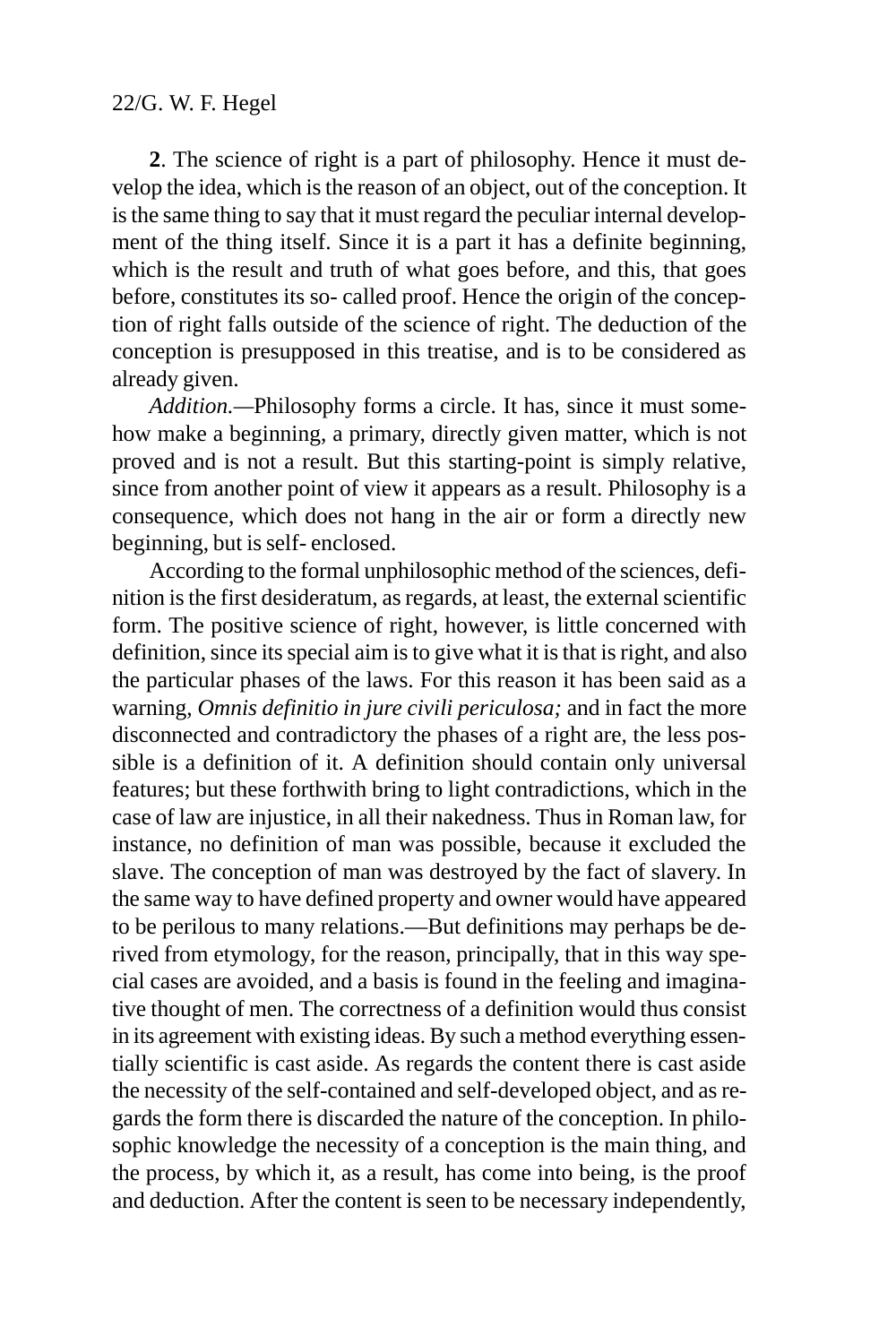**2**. The science of right is a part of philosophy. Hence it must develop the idea, which is the reason of an object, out of the conception. It is the same thing to say that it must regard the peculiar internal development of the thing itself. Since it is a part it has a definite beginning, which is the result and truth of what goes before, and this, that goes before, constitutes its so- called proof. Hence the origin of the conception of right falls outside of the science of right. The deduction of the conception is presupposed in this treatise, and is to be considered as already given.

*Addition.*—Philosophy forms a circle. It has, since it must somehow make a beginning, a primary, directly given matter, which is not proved and is not a result. But this starting-point is simply relative, since from another point of view it appears as a result. Philosophy is a consequence, which does not hang in the air or form a directly new beginning, but is self- enclosed.

According to the formal unphilosophic method of the sciences, definition is the first desideratum, as regards, at least, the external scientific form. The positive science of right, however, is little concerned with definition, since its special aim is to give what it is that is right, and also the particular phases of the laws. For this reason it has been said as a warning, *Omnis definitio in jure civili periculosa;* and in fact the more disconnected and contradictory the phases of a right are, the less possible is a definition of it. A definition should contain only universal features; but these forthwith bring to light contradictions, which in the case of law are injustice, in all their nakedness. Thus in Roman law, for instance, no definition of man was possible, because it excluded the slave. The conception of man was destroyed by the fact of slavery. In the same way to have defined property and owner would have appeared to be perilous to many relations.—But definitions may perhaps be derived from etymology, for the reason, principally, that in this way special cases are avoided, and a basis is found in the feeling and imaginative thought of men. The correctness of a definition would thus consist in its agreement with existing ideas. By such a method everything essentially scientific is cast aside. As regards the content there is cast aside the necessity of the self-contained and self-developed object, and as regards the form there is discarded the nature of the conception. In philosophic knowledge the necessity of a conception is the main thing, and the process, by which it, as a result, has come into being, is the proof and deduction. After the content is seen to be necessary independently,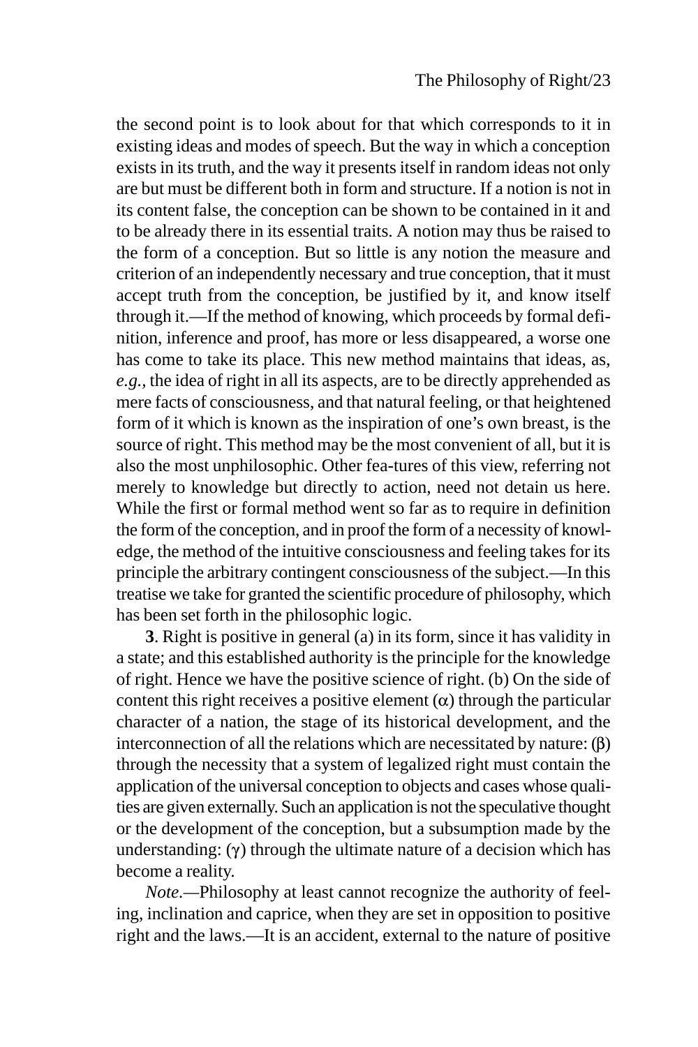the second point is to look about for that which corresponds to it in existing ideas and modes of speech. But the way in which a conception exists in its truth, and the way it presents itself in random ideas not only are but must be different both in form and structure. If a notion is not in its content false, the conception can be shown to be contained in it and to be already there in its essential traits. A notion may thus be raised to the form of a conception. But so little is any notion the measure and criterion of an independently necessary and true conception, that it must accept truth from the conception, be justified by it, and know itself through it.—If the method of knowing, which proceeds by formal definition, inference and proof, has more or less disappeared, a worse one has come to take its place. This new method maintains that ideas, as, *e.g.*, the idea of right in all its aspects, are to be directly apprehended as mere facts of consciousness, and that natural feeling, or that heightened form of it which is known as the inspiration of one's own breast, is the source of right. This method may be the most convenient of all, but it is also the most unphilosophic. Other fea-tures of this view, referring not merely to knowledge but directly to action, need not detain us here. While the first or formal method went so far as to require in definition the form of the conception, and in proof the form of a necessity of knowledge, the method of the intuitive consciousness and feeling takes for its principle the arbitrary contingent consciousness of the subject.—In this treatise we take for granted the scientific procedure of philosophy, which has been set forth in the philosophic logic.

**3**. Right is positive in general (a) in its form, since it has validity in a state; and this established authority is the principle for the knowledge of right. Hence we have the positive science of right. (b) On the side of content this right receives a positive element (α) through the particular character of a nation, the stage of its historical development, and the interconnection of all the relations which are necessitated by nature: (β) through the necessity that a system of legalized right must contain the application of the universal conception to objects and cases whose qualities are given externally. Such an application is not the speculative thought or the development of the conception, but a subsumption made by the understanding: (γ) through the ultimate nature of a decision which has become a reality.

*Note*.—Philosophy at least cannot recognize the authority of feeling, inclination and caprice, when they are set in opposition to positive right and the laws.—It is an accident, external to the nature of positive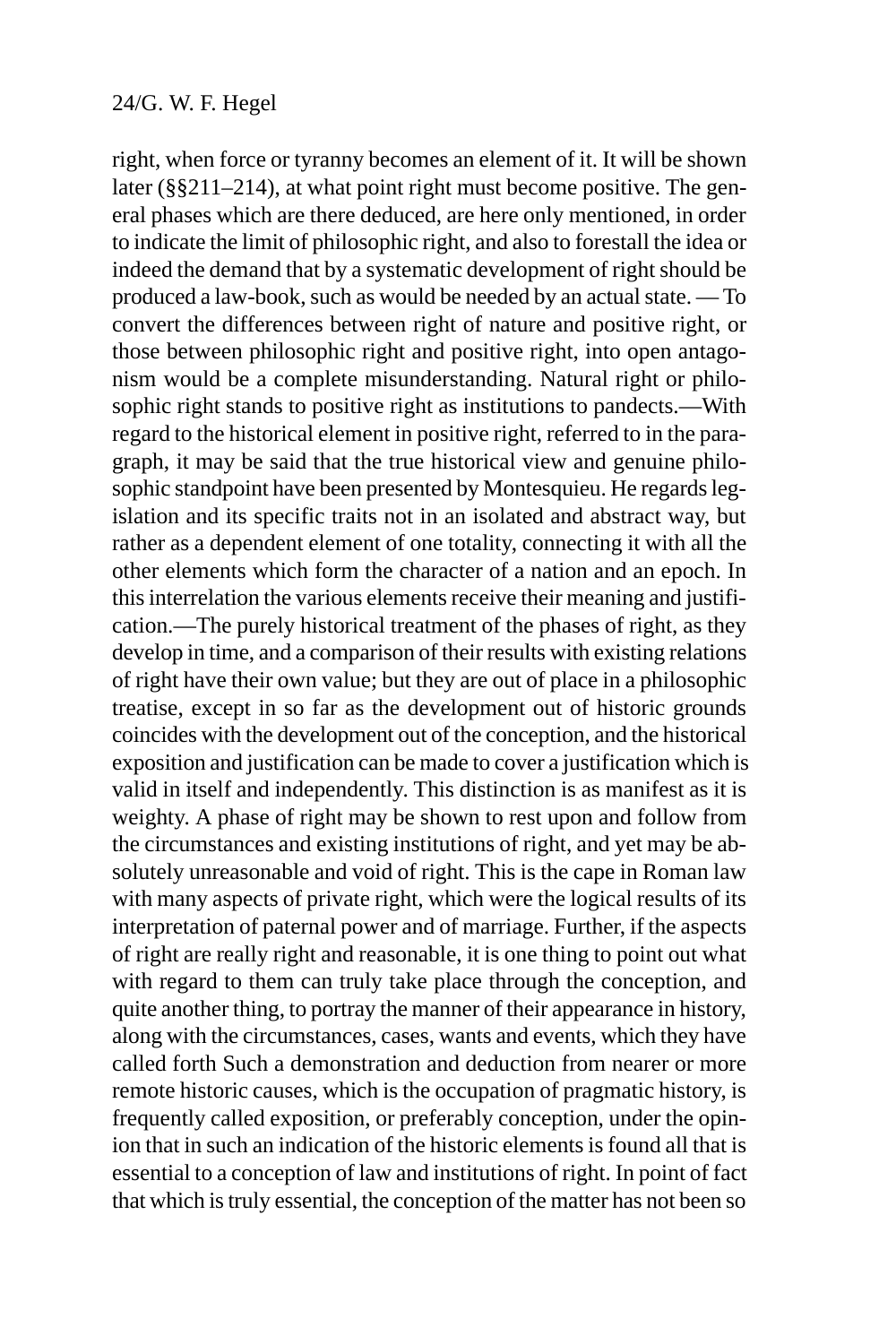right, when force or tyranny becomes an element of it. It will be shown later (§§211–214), at what point right must become positive. The general phases which are there deduced, are here only mentioned, in order to indicate the limit of philosophic right, and also to forestall the idea or indeed the demand that by a systematic development of right should be produced a law-book, such as would be needed by an actual state. — To convert the differences between right of nature and positive right, or those between philosophic right and positive right, into open antagonism would be a complete misunderstanding. Natural right or philosophic right stands to positive right as institutions to pandects.—With regard to the historical element in positive right, referred to in the paragraph, it may be said that the true historical view and genuine philosophic standpoint have been presented by Montesquieu. He regards legislation and its specific traits not in an isolated and abstract way, but rather as a dependent element of one totality, connecting it with all the other elements which form the character of a nation and an epoch. In this interrelation the various elements receive their meaning and justification.—The purely historical treatment of the phases of right, as they develop in time, and a comparison of their results with existing relations of right have their own value; but they are out of place in a philosophic treatise, except in so far as the development out of historic grounds coincides with the development out of the conception, and the historical exposition and justification can be made to cover a justification which is valid in itself and independently. This distinction is as manifest as it is weighty. A phase of right may be shown to rest upon and follow from the circumstances and existing institutions of right, and yet may be absolutely unreasonable and void of right. This is the cape in Roman law with many aspects of private right, which were the logical results of its interpretation of paternal power and of marriage. Further, if the aspects of right are really right and reasonable, it is one thing to point out what with regard to them can truly take place through the conception, and quite another thing, to portray the manner of their appearance in history, along with the circumstances, cases, wants and events, which they have called forth Such a demonstration and deduction from nearer or more remote historic causes, which is the occupation of pragmatic history, is frequently called exposition, or preferably conception, under the opinion that in such an indication of the historic elements is found all that is essential to a conception of law and institutions of right. In point of fact that which is truly essential, the conception of the matter has not been so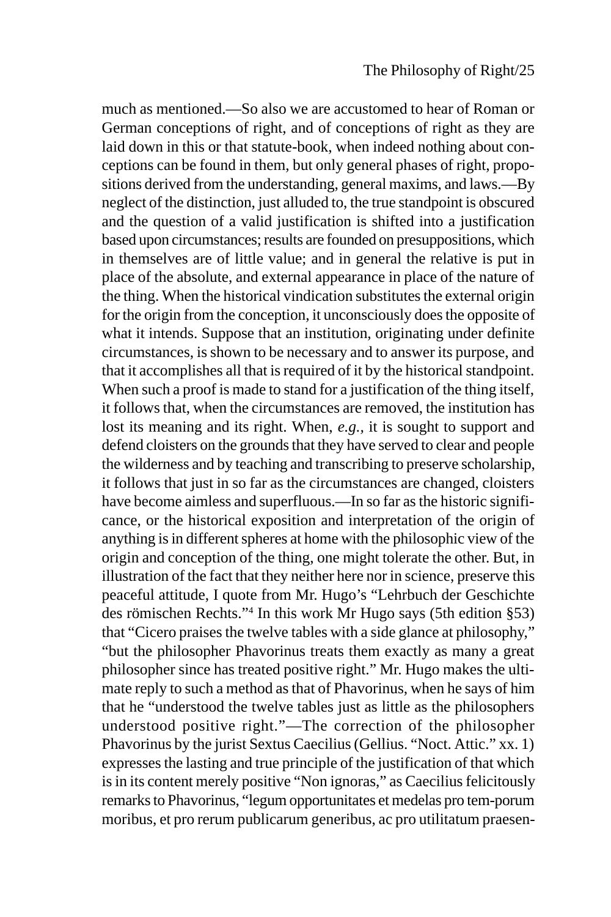much as mentioned.—So also we are accustomed to hear of Roman or German conceptions of right, and of conceptions of right as they are laid down in this or that statute-book, when indeed nothing about conceptions can be found in them, but only general phases of right, propositions derived from the understanding, general maxims, and laws.—By neglect of the distinction, just alluded to, the true standpoint is obscured and the question of a valid justification is shifted into a justification based upon circumstances; results are founded on presuppositions, which in themselves are of little value; and in general the relative is put in place of the absolute, and external appearance in place of the nature of the thing. When the historical vindication substitutes the external origin for the origin from the conception, it unconsciously does the opposite of what it intends. Suppose that an institution, originating under definite circumstances, is shown to be necessary and to answer its purpose, and that it accomplishes all that is required of it by the historical standpoint. When such a proof is made to stand for a justification of the thing itself, it follows that, when the circumstances are removed, the institution has lost its meaning and its right. When, *e.g.*, it is sought to support and defend cloisters on the grounds that they have served to clear and people the wilderness and by teaching and transcribing to preserve scholarship, it follows that just in so far as the circumstances are changed, cloisters have become aimless and superfluous.—In so far as the historic significance, or the historical exposition and interpretation of the origin of anything is in different spheres at home with the philosophic view of the origin and conception of the thing, one might tolerate the other. But, in illustration of the fact that they neither here nor in science, preserve this peaceful attitude, I quote from Mr. Hugo's "Lehrbuch der Geschichte des römischen Rechts."[4] In this work Mr Hugo says (5th edition §53) that "Cicero praises the twelve tables with a side glance at philosophy," "but the philosopher Phavorinus treats them exactly as many a great philosopher since has treated positive right." Mr. Hugo makes the ultimate reply to such a method as that of Phavorinus, when he says of him that he "understood the twelve tables just as little as the philosophers understood positive right."—The correction of the philosopher Phavorinus by the jurist Sextus Caecilius (Gellius. "Noct. Attic." xx. 1) expresses the lasting and true principle of the justification of that which is in its content merely positive "Non ignoras," as Caecilius felicitously remarks to Phavorinus, "legum opportunitates et medelas pro tem-porum moribus, et pro rerum publicarum generibus, ac pro utilitatum praesen-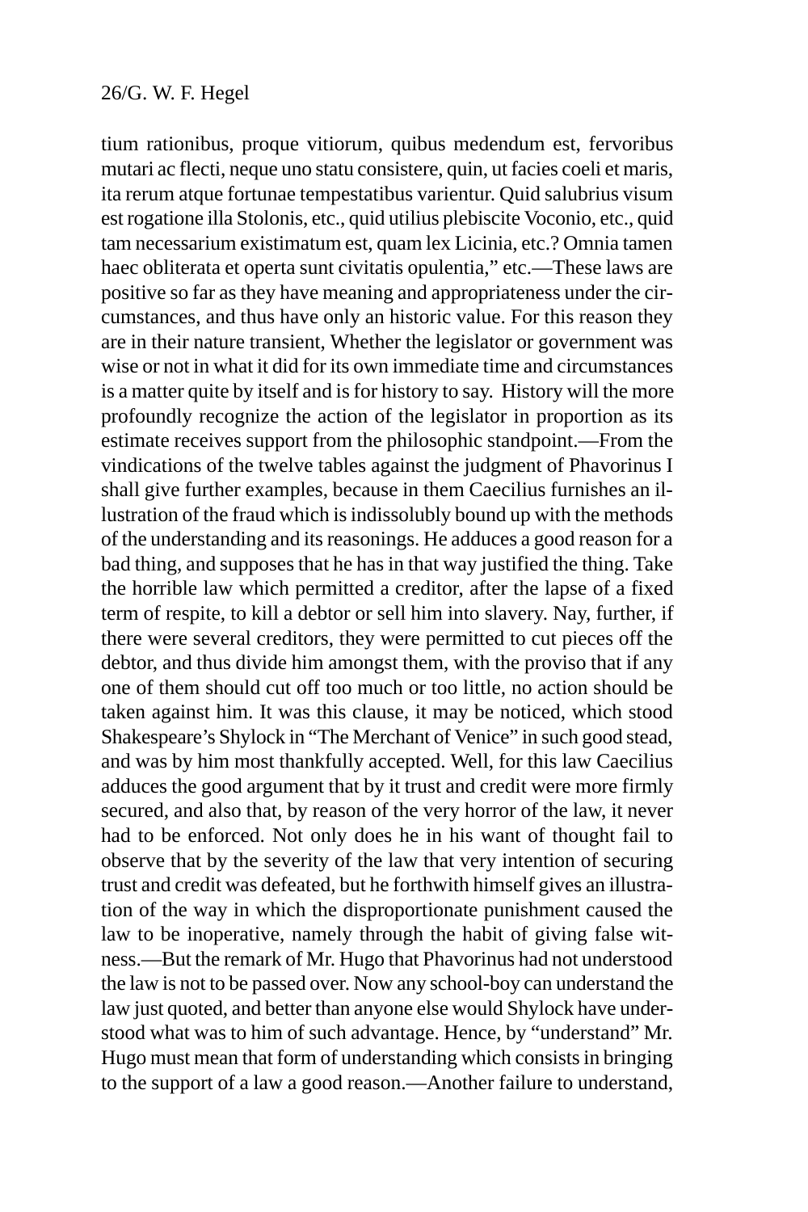tium rationibus, proque vitiorum, quibus medendum est, fervoribus mutari ac flecti, neque uno statu consistere, quin, ut facies coeli et maris, ita rerum atque fortunae tempestatibus varientur. Quid salubrius visum est rogatione illa Stolonis, etc., quid utilius plebiscite Voconio, etc., quid tam necessarium existimatum est, quam lex Licinia, etc.? Omnia tamen haec obliterata et operta sunt civitatis opulentia," etc.—These laws are positive so far as they have meaning and appropriateness under the circumstances, and thus have only an historic value. For this reason they are in their nature transient, Whether the legislator or government was wise or not in what it did for its own immediate time and circumstances is a matter quite by itself and is for history to say. History will the more profoundly recognize the action of the legislator in proportion as its estimate receives support from the philosophic standpoint.—From the vindications of the twelve tables against the judgment of Phavorinus I shall give further examples, because in them Caecilius furnishes an illustration of the fraud which is indissolubly bound up with the methods of the understanding and its reasonings. He adduces a good reason for a bad thing, and supposes that he has in that way justified the thing. Take the horrible law which permitted a creditor, after the lapse of a fixed term of respite, to kill a debtor or sell him into slavery. Nay, further, if there were several creditors, they were permitted to cut pieces off the debtor, and thus divide him amongst them, with the proviso that if any one of them should cut off too much or too little, no action should be taken against him. It was this clause, it may be noticed, which stood Shakespeare's Shylock in "The Merchant of Venice" in such good stead, and was by him most thankfully accepted. Well, for this law Caecilius adduces the good argument that by it trust and credit were more firmly secured, and also that, by reason of the very horror of the law, it never had to be enforced. Not only does he in his want of thought fail to observe that by the severity of the law that very intention of securing trust and credit was defeated, but he forthwith himself gives an illustration of the way in which the disproportionate punishment caused the law to be inoperative, namely through the habit of giving false witness.—But the remark of Mr. Hugo that Phavorinus had not understood the law is not to be passed over. Now any school-boy can understand the law just quoted, and better than anyone else would Shylock have understood what was to him of such advantage. Hence, by "understand" Mr. Hugo must mean that form of understanding which consists in bringing to the support of a law a good reason.—Another failure to understand,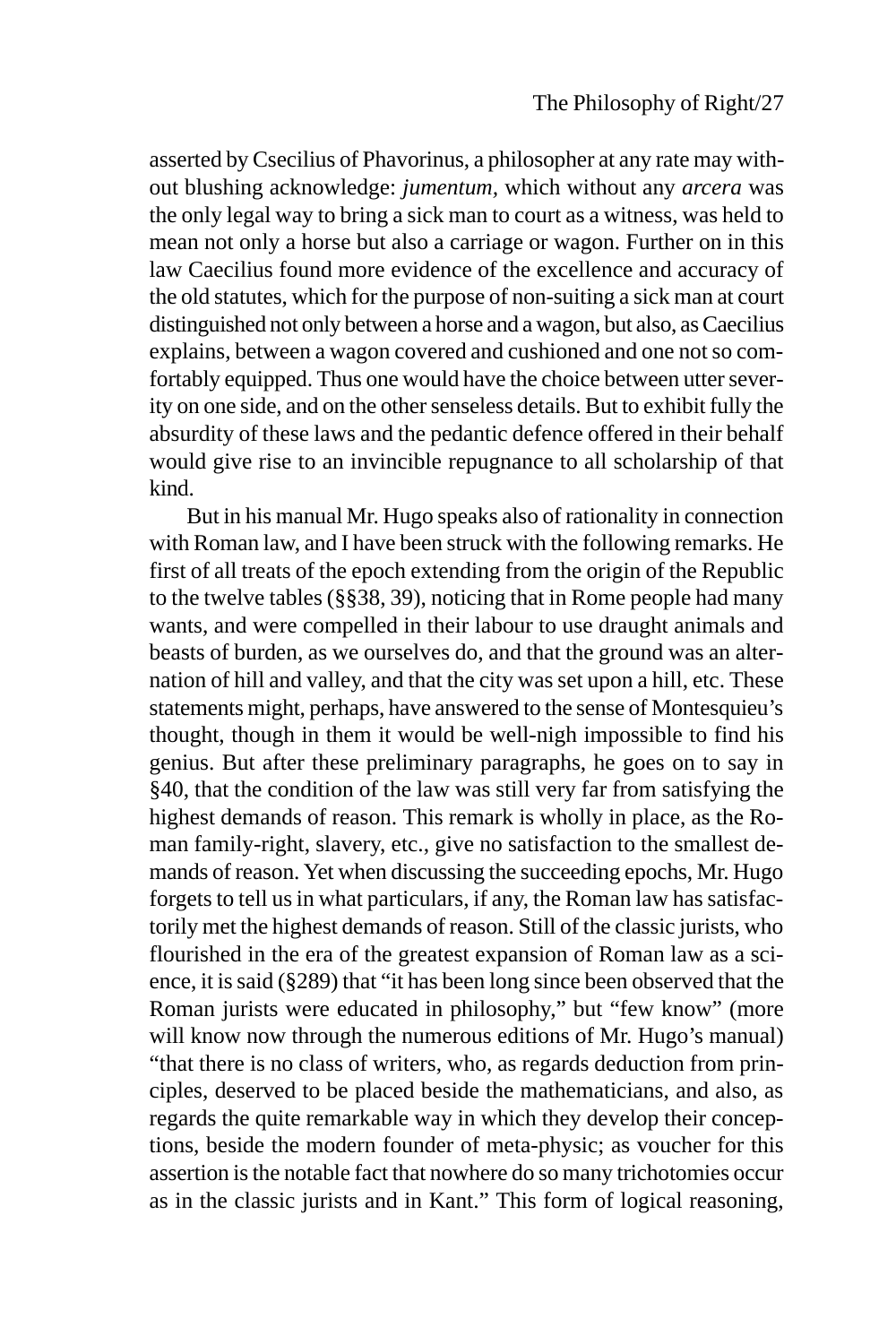asserted by Csecilius of Phavorinus, a philosopher at any rate may without blushing acknowledge: *jumentum*, which without any *arcera* was the only legal way to bring a sick man to court as a witness, was held to mean not only a horse but also a carriage or wagon. Further on in this law Caecilius found more evidence of the excellence and accuracy of the old statutes, which for the purpose of non-suiting a sick man at court distinguished not only between a horse and a wagon, but also, as Caecilius explains, between a wagon covered and cushioned and one not so comfortably equipped. Thus one would have the choice between utter severity on one side, and on the other senseless details. But to exhibit fully the absurdity of these laws and the pedantic defence offered in their behalf would give rise to an invincible repugnance to all scholarship of that kind.

But in his manual Mr. Hugo speaks also of rationality in connection with Roman law, and I have been struck with the following remarks. He first of all treats of the epoch extending from the origin of the Republic to the twelve tables (§§38, 39), noticing that in Rome people had many wants, and were compelled in their labour to use draught animals and beasts of burden, as we ourselves do, and that the ground was an alternation of hill and valley, and that the city was set upon a hill, etc. These statements might, perhaps, have answered to the sense of Montesquieu's thought, though in them it would be well-nigh impossible to find his genius. But after these preliminary paragraphs, he goes on to say in §40, that the condition of the law was still very far from satisfying the highest demands of reason. This remark is wholly in place, as the Roman family-right, slavery, etc., give no satisfaction to the smallest demands of reason. Yet when discussing the succeeding epochs, Mr. Hugo forgets to tell us in what particulars, if any, the Roman law has satisfactorily met the highest demands of reason. Still of the classic jurists, who flourished in the era of the greatest expansion of Roman law as a science, it is said (§289) that "it has been long since been observed that the Roman jurists were educated in philosophy," but "few know" (more will know now through the numerous editions of Mr. Hugo's manual) "that there is no class of writers, who, as regards deduction from principles, deserved to be placed beside the mathematicians, and also, as regards the quite remarkable way in which they develop their conceptions, beside the modern founder of meta-physic; as voucher for this assertion is the notable fact that nowhere do so many trichotomies occur as in the classic jurists and in Kant." This form of logical reasoning,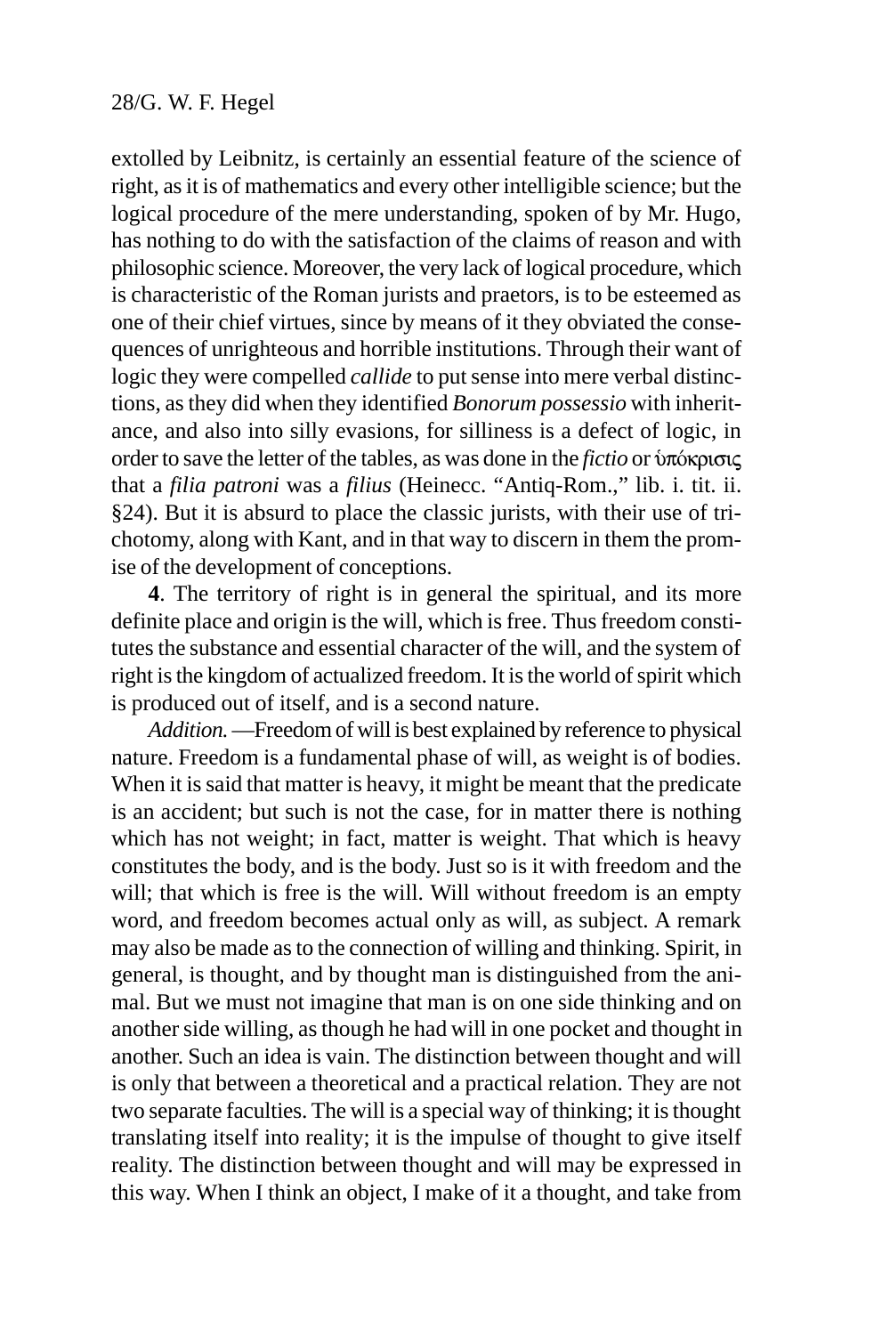extolled by Leibnitz, is certainly an essential feature of the science of right, as it is of mathematics and every other intelligible science; but the logical procedure of the mere understanding, spoken of by Mr. Hugo, has nothing to do with the satisfaction of the claims of reason and with philosophic science. Moreover, the very lack of logical procedure, which is characteristic of the Roman jurists and praetors, is to be esteemed as one of their chief virtues, since by means of it they obviated the consequences of unrighteous and horrible institutions. Through their want of logic they were compelled *callide* to put sense into mere verbal distinctions, as they did when they identified *Bonorum possessio* with inheritance, and also into silly evasions, for silliness is a defect of logic, in order to save the letter of the tables, as was done in the *fictio* or ὑπόκρισις that a *filia patroni* was a *filius* (Heinecc. "Antiq-Rom.," lib. i. tit. ii. §24). But it is absurd to place the classic jurists, with their use of trichotomy, along with Kant, and in that way to discern in them the promise of the development of conceptions.

**4**. The territory of right is in general the spiritual, and its more definite place and origin is the will, which is free. Thus freedom constitutes the substance and essential character of the will, and the system of right is the kingdom of actualized freedom. It is the world of spirit which is produced out of itself, and is a second nature.

*Addition.* —Freedom of will is best explained by reference to physical nature. Freedom is a fundamental phase of will, as weight is of bodies. When it is said that matter is heavy, it might be meant that the predicate is an accident; but such is not the case, for in matter there is nothing which has not weight; in fact, matter is weight. That which is heavy constitutes the body, and is the body. Just so is it with freedom and the will; that which is free is the will. Will without freedom is an empty word, and freedom becomes actual only as will, as subject. A remark may also be made as to the connection of willing and thinking. Spirit, in general, is thought, and by thought man is distinguished from the animal. But we must not imagine that man is on one side thinking and on another side willing, as though he had will in one pocket and thought in another. Such an idea is vain. The distinction between thought and will is only that between a theoretical and a practical relation. They are not two separate faculties. The will is a special way of thinking; it is thought translating itself into reality; it is the impulse of thought to give itself reality. The distinction between thought and will may be expressed in this way. When I think an object, I make of it a thought, and take from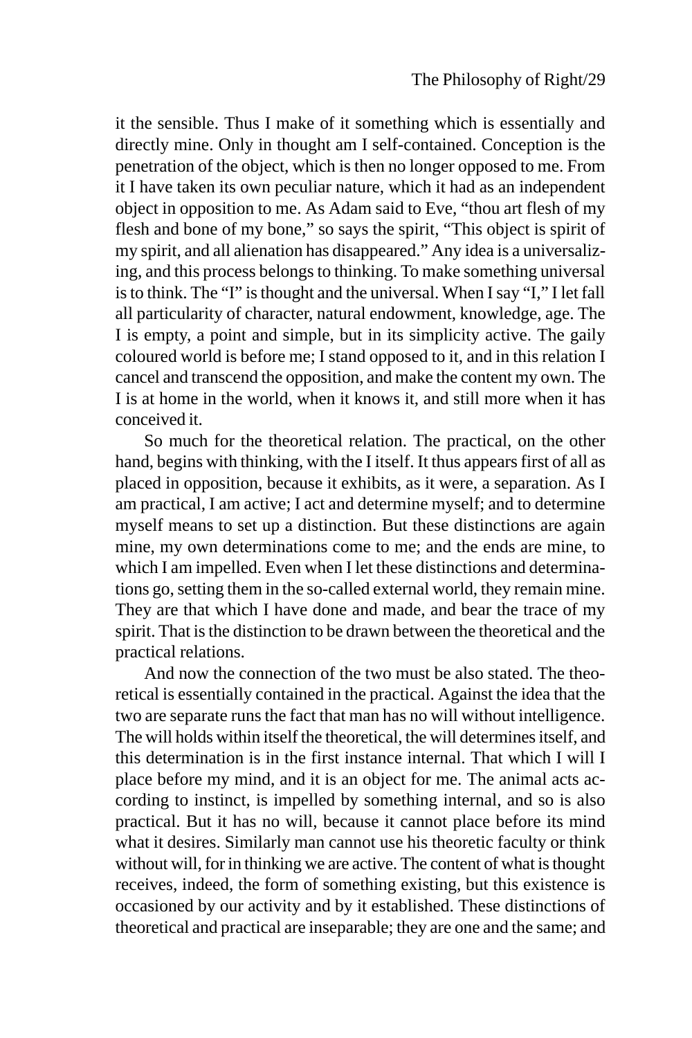it the sensible. Thus I make of it something which is essentially and directly mine. Only in thought am I self-contained. Conception is the penetration of the object, which is then no longer opposed to me. From it I have taken its own peculiar nature, which it had as an independent object in opposition to me. As Adam said to Eve, "thou art flesh of my flesh and bone of my bone," so says the spirit, "This object is spirit of my spirit, and all alienation has disappeared." Any idea is a universalizing, and this process belongs to thinking. To make something universal is to think. The "I" is thought and the universal. When I say "I," I let fall all particularity of character, natural endowment, knowledge, age. The I is empty, a point and simple, but in its simplicity active. The gaily coloured world is before me; I stand opposed to it, and in this relation I cancel and transcend the opposition, and make the content my own. The I is at home in the world, when it knows it, and still more when it has conceived it.

So much for the theoretical relation. The practical, on the other hand, begins with thinking, with the I itself. It thus appears first of all as placed in opposition, because it exhibits, as it were, a separation. As I am practical, I am active; I act and determine myself; and to determine myself means to set up a distinction. But these distinctions are again mine, my own determinations come to me; and the ends are mine, to which I am impelled. Even when I let these distinctions and determinations go, setting them in the so-called external world, they remain mine. They are that which I have done and made, and bear the trace of my spirit. That is the distinction to be drawn between the theoretical and the practical relations.

And now the connection of the two must be also stated. The theoretical is essentially contained in the practical. Against the idea that the two are separate runs the fact that man has no will without intelligence. The will holds within itself the theoretical, the will determines itself, and this determination is in the first instance internal. That which I will I place before my mind, and it is an object for me. The animal acts according to instinct, is impelled by something internal, and so is also practical. But it has no will, because it cannot place before its mind what it desires. Similarly man cannot use his theoretic faculty or think without will, for in thinking we are active. The content of what is thought receives, indeed, the form of something existing, but this existence is occasioned by our activity and by it established. These distinctions of theoretical and practical are inseparable; they are one and the same; and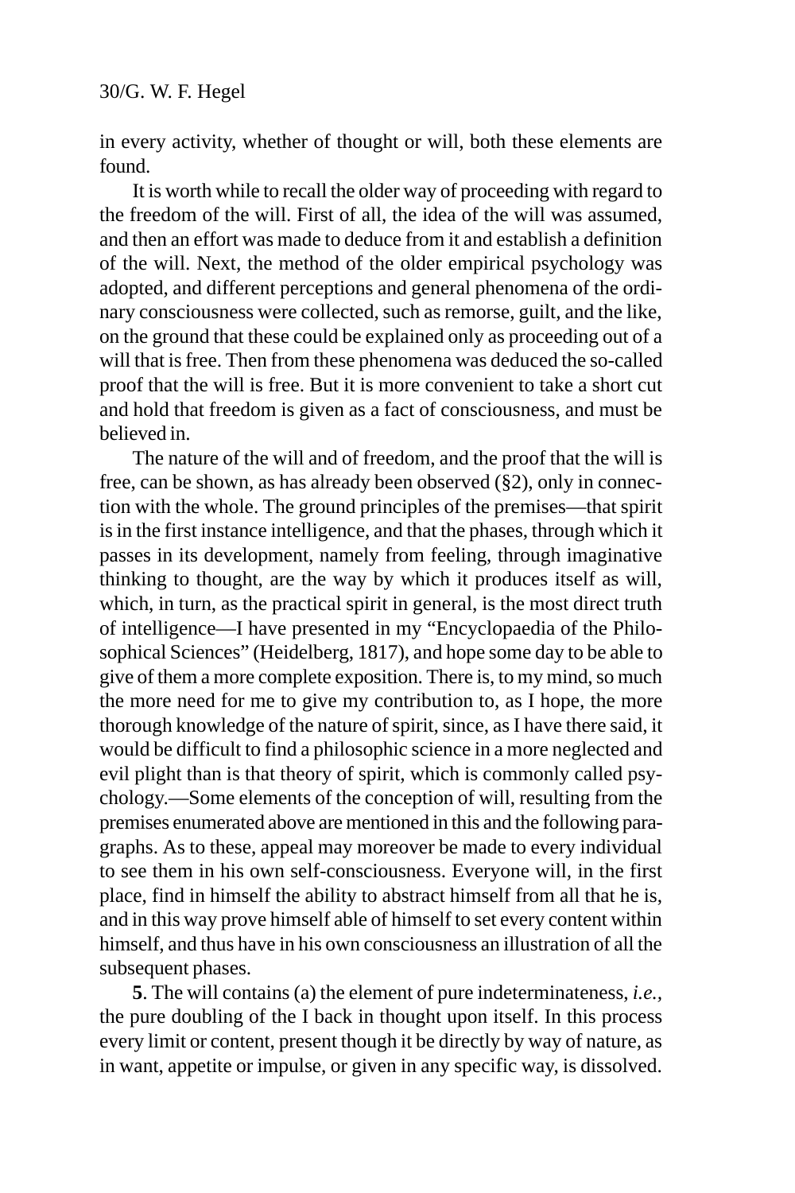in every activity, whether of thought or will, both these elements are found.

It is worth while to recall the older way of proceeding with regard to the freedom of the will. First of all, the idea of the will was assumed, and then an effort was made to deduce from it and establish a definition of the will. Next, the method of the older empirical psychology was adopted, and different perceptions and general phenomena of the ordinary consciousness were collected, such as remorse, guilt, and the like, on the ground that these could be explained only as proceeding out of a will that is free. Then from these phenomena was deduced the so-called proof that the will is free. But it is more convenient to take a short cut and hold that freedom is given as a fact of consciousness, and must be believed in.

The nature of the will and of freedom, and the proof that the will is free, can be shown, as has already been observed (§2), only in connection with the whole. The ground principles of the premises—that spirit is in the first instance intelligence, and that the phases, through which it passes in its development, namely from feeling, through imaginative thinking to thought, are the way by which it produces itself as will, which, in turn, as the practical spirit in general, is the most direct truth of intelligence—I have presented in my "Encyclopaedia of the Philosophical Sciences" (Heidelberg, 1817), and hope some day to be able to give of them a more complete exposition. There is, to my mind, so much the more need for me to give my contribution to, as I hope, the more thorough knowledge of the nature of spirit, since, as I have there said, it would be difficult to find a philosophic science in a more neglected and evil plight than is that theory of spirit, which is commonly called psychology.—Some elements of the conception of will, resulting from the premises enumerated above are mentioned in this and the following paragraphs. As to these, appeal may moreover be made to every individual to see them in his own self-consciousness. Everyone will, in the first place, find in himself the ability to abstract himself from all that he is, and in this way prove himself able of himself to set every content within himself, and thus have in his own consciousness an illustration of all the subsequent phases.

**5**. The will contains (a) the element of pure indeterminateness, *i.e.*, the pure doubling of the I back in thought upon itself. In this process every limit or content, present though it be directly by way of nature, as in want, appetite or impulse, or given in any specific way, is dissolved.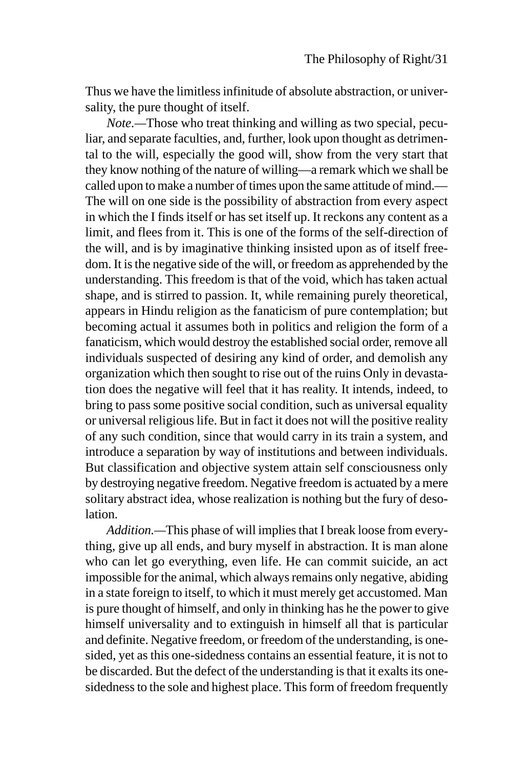Thus we have the limitless infinitude of absolute abstraction, or universality, the pure thought of itself.

*Note*.—Those who treat thinking and willing as two special, peculiar, and separate faculties, and, further, look upon thought as detrimental to the will, especially the good will, show from the very start that they know nothing of the nature of willing—a remark which we shall be called upon to make a number of times upon the same attitude of mind.—The will on one side is the possibility of abstraction from every aspect in which the I finds itself or has set itself up. It reckons any content as a limit, and flees from it. This is one of the forms of the self-direction of the will, and is by imaginative thinking insisted upon as of itself freedom. It is the negative side of the will, or freedom as apprehended by the understanding. This freedom is that of the void, which has taken actual shape, and is stirred to passion. It, while remaining purely theoretical, appears in Hindu religion as the fanaticism of pure contemplation; but becoming actual it assumes both in politics and religion the form of a fanaticism, which would destroy the established social order, remove all individuals suspected of desiring any kind of order, and demolish any organization which then sought to rise out of the ruins Only in devastation does the negative will feel that it has reality. It intends, indeed, to bring to pass some positive social condition, such as universal equality or universal religious life. But in fact it does not will the positive reality of any such condition, since that would carry in its train a system, and introduce a separation by way of institutions and between individuals. But classification and objective system attain self consciousness only by destroying negative freedom. Negative freedom is actuated by a mere solitary abstract idea, whose realization is nothing but the fury of desolation.

*Addition.*—This phase of will implies that I break loose from everything, give up all ends, and bury myself in abstraction. It is man alone who can let go everything, even life. He can commit suicide, an act impossible for the animal, which always remains only negative, abiding in a state foreign to itself, to which it must merely get accustomed. Man is pure thought of himself, and only in thinking has he the power to give himself universality and to extinguish in himself all that is particular and definite. Negative freedom, or freedom of the understanding, is one-sided, yet as this one-sidedness contains an essential feature, it is not to be discarded. But the defect of the understanding is that it exalts its one-sidedness to the sole and highest place. This form of freedom frequently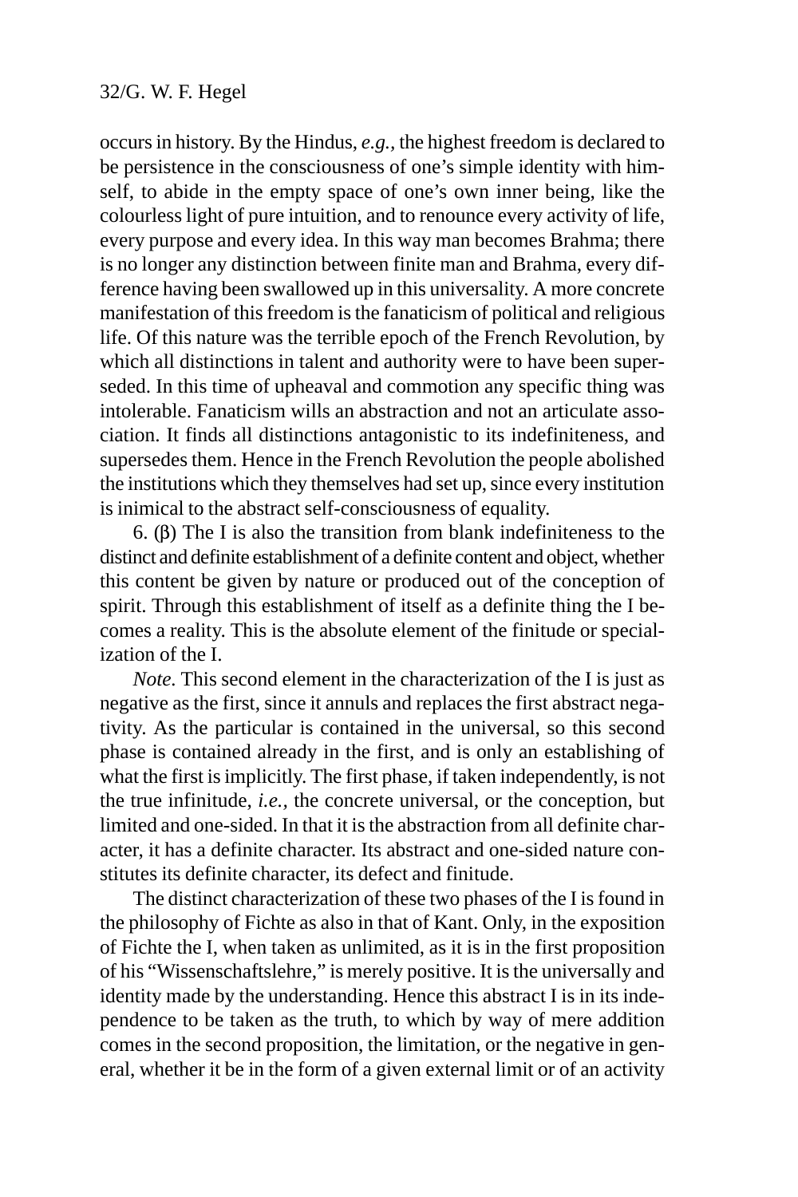occurs in history. By the Hindus, *e.g.,* the highest freedom is declared to be persistence in the consciousness of one's simple identity with himself, to abide in the empty space of one's own inner being, like the colourless light of pure intuition, and to renounce every activity of life, every purpose and every idea. In this way man becomes Brahma; there is no longer any distinction between finite man and Brahma, every difference having been swallowed up in this universality. A more concrete manifestation of this freedom is the fanaticism of political and religious life. Of this nature was the terrible epoch of the French Revolution, by which all distinctions in talent and authority were to have been superseded. In this time of upheaval and commotion any specific thing was intolerable. Fanaticism wills an abstraction and not an articulate association. It finds all distinctions antagonistic to its indefiniteness, and supersedes them. Hence in the French Revolution the people abolished the institutions which they themselves had set up, since every institution is inimical to the abstract self-consciousness of equality.

6. (β) The I is also the transition from blank indefiniteness to the distinct and definite establishment of a definite content and object, whether this content be given by nature or produced out of the conception of spirit. Through this establishment of itself as a definite thing the I becomes a reality. This is the absolute element of the finitude or specialization of the I.

*Note.* This second element in the characterization of the I is just as negative as the first, since it annuls and replaces the first abstract negativity. As the particular is contained in the universal, so this second phase is contained already in the first, and is only an establishing of what the first is implicitly. The first phase, if taken independently, is not the true infinitude, *i.e.,* the concrete universal, or the conception, but limited and one-sided. In that it is the abstraction from all definite character, it has a definite character. Its abstract and one-sided nature constitutes its definite character, its defect and finitude.

The distinct characterization of these two phases of the I is found in the philosophy of Fichte as also in that of Kant. Only, in the exposition of Fichte the I, when taken as unlimited, as it is in the first proposition of his "Wissenschaftslehre," is merely positive. It is the universally and identity made by the understanding. Hence this abstract I is in its independence to be taken as the truth, to which by way of mere addition comes in the second proposition, the limitation, or the negative in general, whether it be in the form of a given external limit or of an activity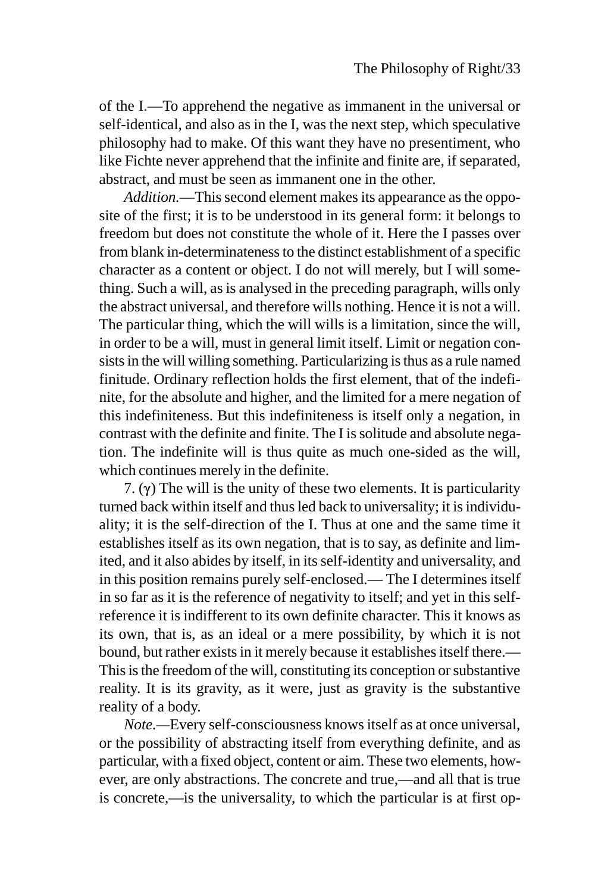of the I.—To apprehend the negative as immanent in the universal or self-identical, and also as in the I, was the next step, which speculative philosophy had to make. Of this want they have no presentiment, who like Fichte never apprehend that the infinite and finite are, if separated, abstract, and must be seen as immanent one in the other.

*Addition.*—This second element makes its appearance as the opposite of the first; it is to be understood in its general form: it belongs to freedom but does not constitute the whole of it. Here the I passes over from blank in-determinateness to the distinct establishment of a specific character as a content or object. I do not will merely, but I will something. Such a will, as is analysed in the preceding paragraph, wills only the abstract universal, and therefore wills nothing. Hence it is not a will. The particular thing, which the will wills is a limitation, since the will, in order to be a will, must in general limit itself. Limit or negation consists in the will willing something. Particularizing is thus as a rule named finitude. Ordinary reflection holds the first element, that of the indefinite, for the absolute and higher, and the limited for a mere negation of this indefiniteness. But this indefiniteness is itself only a negation, in contrast with the definite and finite. The I is solitude and absolute negation. The indefinite will is thus quite as much one-sided as the will, which continues merely in the definite.

7. (γ) The will is the unity of these two elements. It is particularity turned back within itself and thus led back to universality; it is individuality; it is the self-direction of the I. Thus at one and the same time it establishes itself as its own negation, that is to say, as definite and limited, and it also abides by itself, in its self-identity and universality, and in this position remains purely self-enclosed.— The I determines itself in so far as it is the reference of negativity to itself; and yet in this self-reference it is indifferent to its own definite character. This it knows as its own, that is, as an ideal or a mere possibility, by which it is not bound, but rather exists in it merely because it establishes itself there.—This is the freedom of the will, constituting its conception or substantive reality. It is its gravity, as it were, just as gravity is the substantive reality of a body.

*Note.*—Every self-consciousness knows itself as at once universal, or the possibility of abstracting itself from everything definite, and as particular, with a fixed object, content or aim. These two elements, however, are only abstractions. The concrete and true,—and all that is true is concrete,—is the universality, to which the particular is at first op-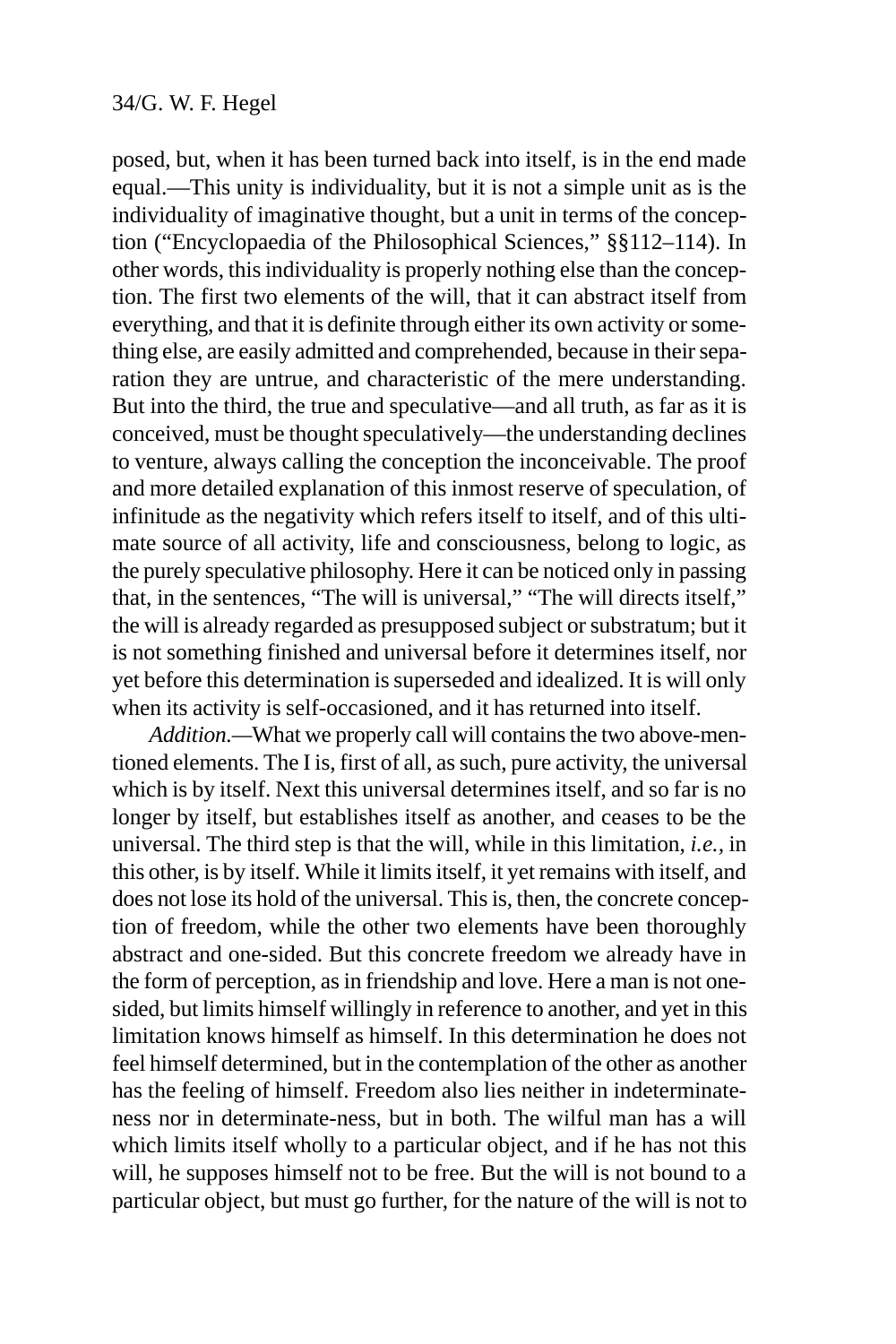posed, but, when it has been turned back into itself, is in the end made equal.—This unity is individuality, but it is not a simple unit as is the individuality of imaginative thought, but a unit in terms of the conception ("Encyclopaedia of the Philosophical Sciences," §§112–114). In other words, this individuality is properly nothing else than the conception. The first two elements of the will, that it can abstract itself from everything, and that it is definite through either its own activity or something else, are easily admitted and comprehended, because in their separation they are untrue, and characteristic of the mere understanding. But into the third, the true and speculative—and all truth, as far as it is conceived, must be thought speculatively—the understanding declines to venture, always calling the conception the inconceivable. The proof and more detailed explanation of this inmost reserve of speculation, of infinitude as the negativity which refers itself to itself, and of this ultimate source of all activity, life and consciousness, belong to logic, as the purely speculative philosophy. Here it can be noticed only in passing that, in the sentences, "The will is universal," "The will directs itself," the will is already regarded as presupposed subject or substratum; but it is not something finished and universal before it determines itself, nor yet before this determination is superseded and idealized. It is will only when its activity is self-occasioned, and it has returned into itself.

*Addition.*—What we properly call will contains the two above-mentioned elements. The I is, first of all, as such, pure activity, the universal which is by itself. Next this universal determines itself, and so far is no longer by itself, but establishes itself as another, and ceases to be the universal. The third step is that the will, while in this limitation, *i.e.*, in this other, is by itself. While it limits itself, it yet remains with itself, and does not lose its hold of the universal. This is, then, the concrete conception of freedom, while the other two elements have been thoroughly abstract and one-sided. But this concrete freedom we already have in the form of perception, as in friendship and love. Here a man is not one-sided, but limits himself willingly in reference to another, and yet in this limitation knows himself as himself. In this determination he does not feel himself determined, but in the contemplation of the other as another has the feeling of himself. Freedom also lies neither in indeterminateness nor in determinate-ness, but in both. The wilful man has a will which limits itself wholly to a particular object, and if he has not this will, he supposes himself not to be free. But the will is not bound to a particular object, but must go further, for the nature of the will is not to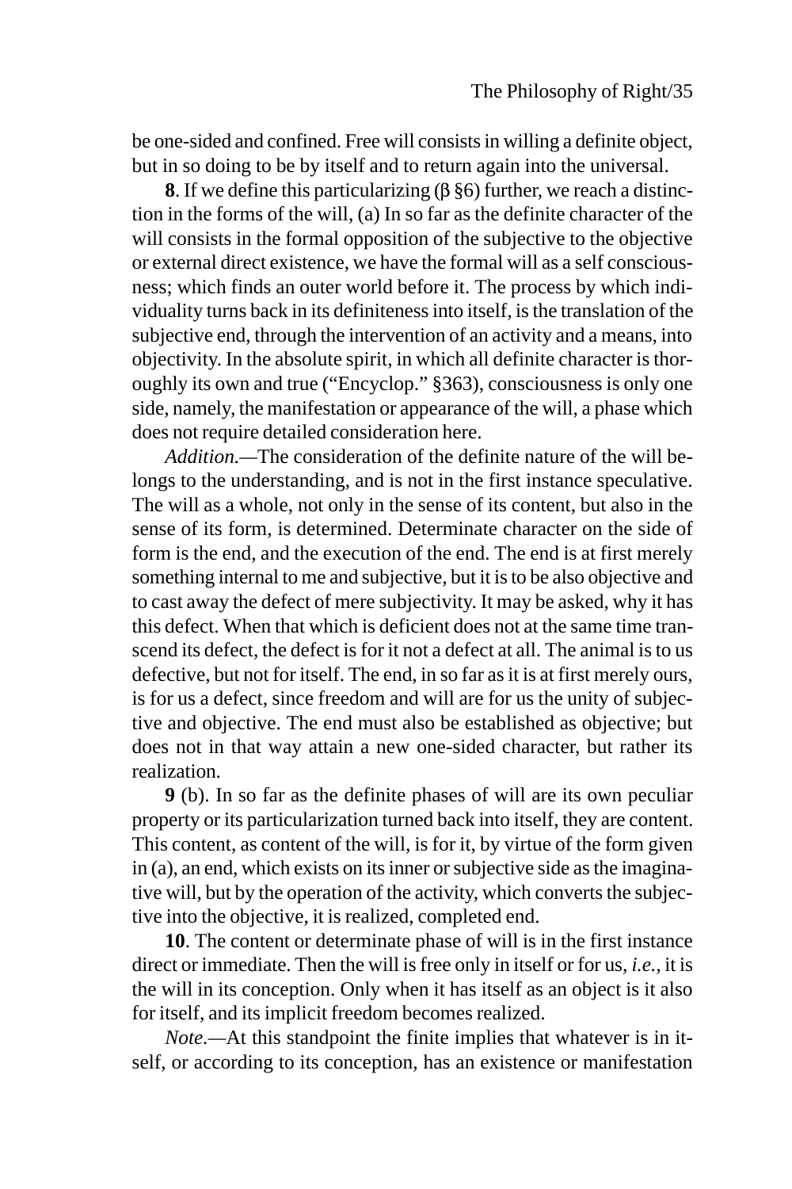be one-sided and confined. Free will consists in willing a definite object, but in so doing to be by itself and to return again into the universal.

**8**. If we define this particularizing (β §6) further, we reach a distinction in the forms of the will, (a) In so far as the definite character of the will consists in the formal opposition of the subjective to the objective or external direct existence, we have the formal will as a self consciousness; which finds an outer world before it. The process by which individuality turns back in its definiteness into itself, is the translation of the subjective end, through the intervention of an activity and a means, into objectivity. In the absolute spirit, in which all definite character is thoroughly its own and true ("Encyclop." §363), consciousness is only one side, namely, the manifestation or appearance of the will, a phase which does not require detailed consideration here.

*Addition.*—The consideration of the definite nature of the will belongs to the understanding, and is not in the first instance speculative. The will as a whole, not only in the sense of its content, but also in the sense of its form, is determined. Determinate character on the side of form is the end, and the execution of the end. The end is at first merely something internal to me and subjective, but it is to be also objective and to cast away the defect of mere subjectivity. It may be asked, why it has this defect. When that which is deficient does not at the same time transcend its defect, the defect is for it not a defect at all. The animal is to us defective, but not for itself. The end, in so far as it is at first merely ours, is for us a defect, since freedom and will are for us the unity of subjective and objective. The end must also be established as objective; but does not in that way attain a new one-sided character, but rather its realization.

**9** (b). In so far as the definite phases of will are its own peculiar property or its particularization turned back into itself, they are content. This content, as content of the will, is for it, by virtue of the form given in (a), an end, which exists on its inner or subjective side as the imaginative will, but by the operation of the activity, which converts the subjective into the objective, it is realized, completed end.

**10**. The content or determinate phase of will is in the first instance direct or immediate. Then the will is free only in itself or for us, *i.e.,* it is the will in its conception. Only when it has itself as an object is it also for itself, and its implicit freedom becomes realized.

*Note.*—At this standpoint the finite implies that whatever is in itself, or according to its conception, has an existence or manifestation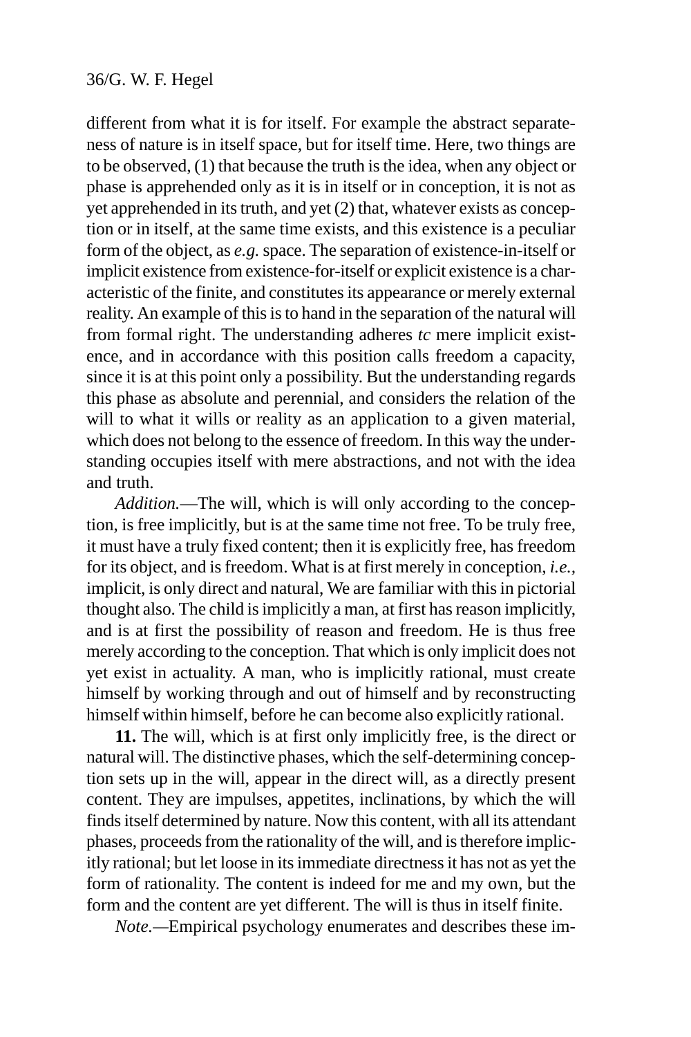different from what it is for itself. For example the abstract separateness of nature is in itself space, but for itself time. Here, two things are to be observed, (1) that because the truth is the idea, when any object or phase is apprehended only as it is in itself or in conception, it is not as yet apprehended in its truth, and yet (2) that, whatever exists as conception or in itself, at the same time exists, and this existence is a peculiar form of the object, as *e.g.* space. The separation of existence-in-itself or implicit existence from existence-for-itself or explicit existence is a characteristic of the finite, and constitutes its appearance or merely external reality. An example of this is to hand in the separation of the natural will from formal right. The understanding adheres *tc* mere implicit existence, and in accordance with this position calls freedom a capacity, since it is at this point only a possibility. But the understanding regards this phase as absolute and perennial, and considers the relation of the will to what it wills or reality as an application to a given material, which does not belong to the essence of freedom. In this way the understanding occupies itself with mere abstractions, and not with the idea and truth.

*Addition.*—The will, which is will only according to the conception, is free implicitly, but is at the same time not free. To be truly free, it must have a truly fixed content; then it is explicitly free, has freedom for its object, and is freedom. What is at first merely in conception, *i.e.*, implicit, is only direct and natural, We are familiar with this in pictorial thought also. The child is implicitly a man, at first has reason implicitly, and is at first the possibility of reason and freedom. He is thus free merely according to the conception. That which is only implicit does not yet exist in actuality. A man, who is implicitly rational, must create himself by working through and out of himself and by reconstructing himself within himself, before he can become also explicitly rational.

**11.** The will, which is at first only implicitly free, is the direct or natural will. The distinctive phases, which the self-determining conception sets up in the will, appear in the direct will, as a directly present content. They are impulses, appetites, inclinations, by which the will finds itself determined by nature. Now this content, with all its attendant phases, proceeds from the rationality of the will, and is therefore implicitly rational; but let loose in its immediate directness it has not as yet the form of rationality. The content is indeed for me and my own, but the form and the content are yet different. The will is thus in itself finite.

*Note.*—Empirical psychology enumerates and describes these im-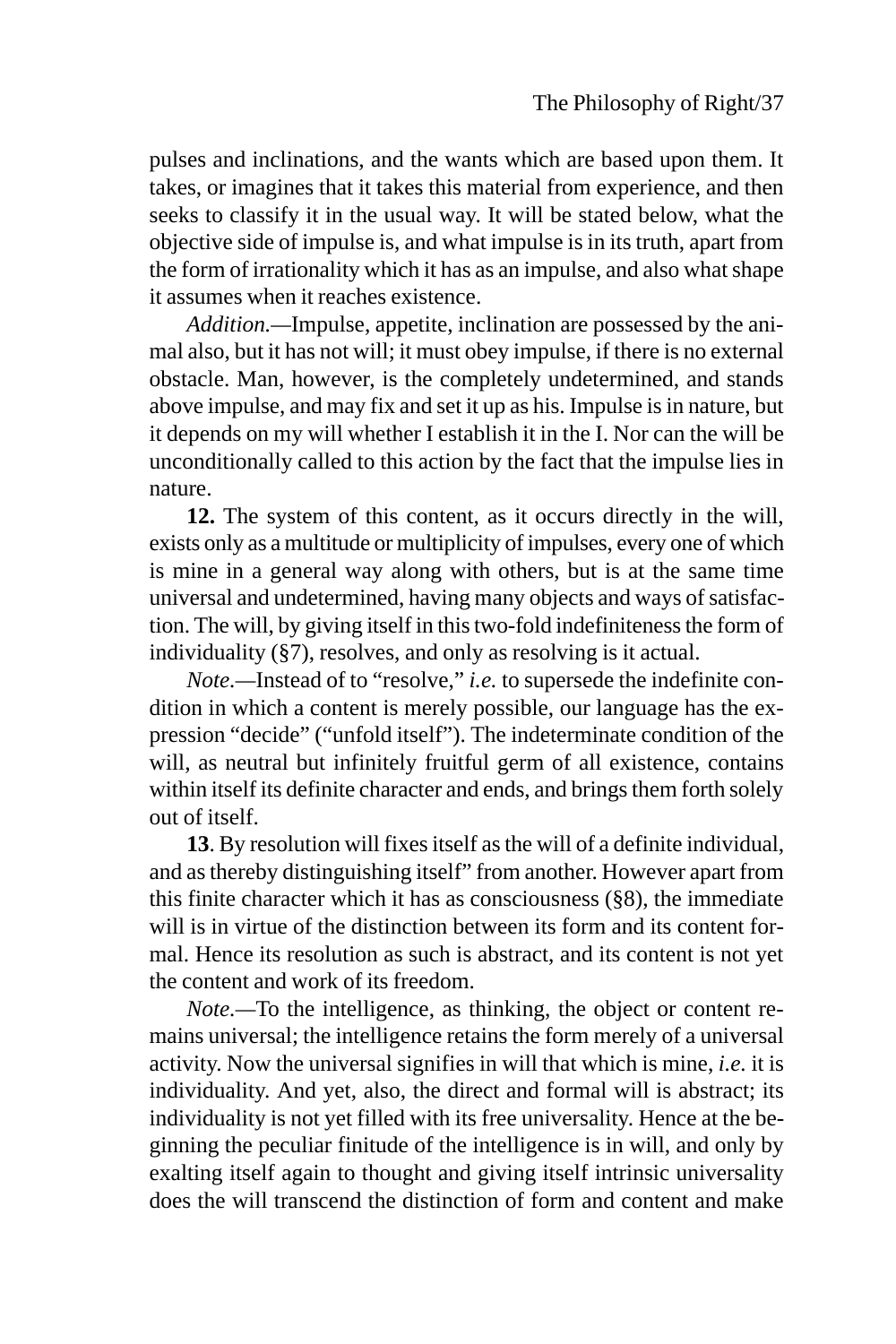pulses and inclinations, and the wants which are based upon them. It takes, or imagines that it takes this material from experience, and then seeks to classify it in the usual way. It will be stated below, what the objective side of impulse is, and what impulse is in its truth, apart from the form of irrationality which it has as an impulse, and also what shape it assumes when it reaches existence.

*Addition.*—Impulse, appetite, inclination are possessed by the animal also, but it has not will; it must obey impulse, if there is no external obstacle. Man, however, is the completely undetermined, and stands above impulse, and may fix and set it up as his. Impulse is in nature, but it depends on my will whether I establish it in the I. Nor can the will be unconditionally called to this action by the fact that the impulse lies in nature.

**12.** The system of this content, as it occurs directly in the will, exists only as a multitude or multiplicity of impulses, every one of which is mine in a general way along with others, but is at the same time universal and undetermined, having many objects and ways of satisfaction. The will, by giving itself in this two-fold indefiniteness the form of individuality (§7), resolves, and only as resolving is it actual.

*Note.*—Instead of to "resolve," *i.e.* to supersede the indefinite condition in which a content is merely possible, our language has the expression "decide" ("unfold itself"). The indeterminate condition of the will, as neutral but infinitely fruitful germ of all existence, contains within itself its definite character and ends, and brings them forth solely out of itself.

**13**. By resolution will fixes itself as the will of a definite individual, and as thereby distinguishing itself" from another. However apart from this finite character which it has as consciousness (§8), the immediate will is in virtue of the distinction between its form and its content formal. Hence its resolution as such is abstract, and its content is not yet the content and work of its freedom.

*Note.*—To the intelligence, as thinking, the object or content remains universal; the intelligence retains the form merely of a universal activity. Now the universal signifies in will that which is mine, *i.e.* it is individuality. And yet, also, the direct and formal will is abstract; its individuality is not yet filled with its free universality. Hence at the beginning the peculiar finitude of the intelligence is in will, and only by exalting itself again to thought and giving itself intrinsic universality does the will transcend the distinction of form and content and make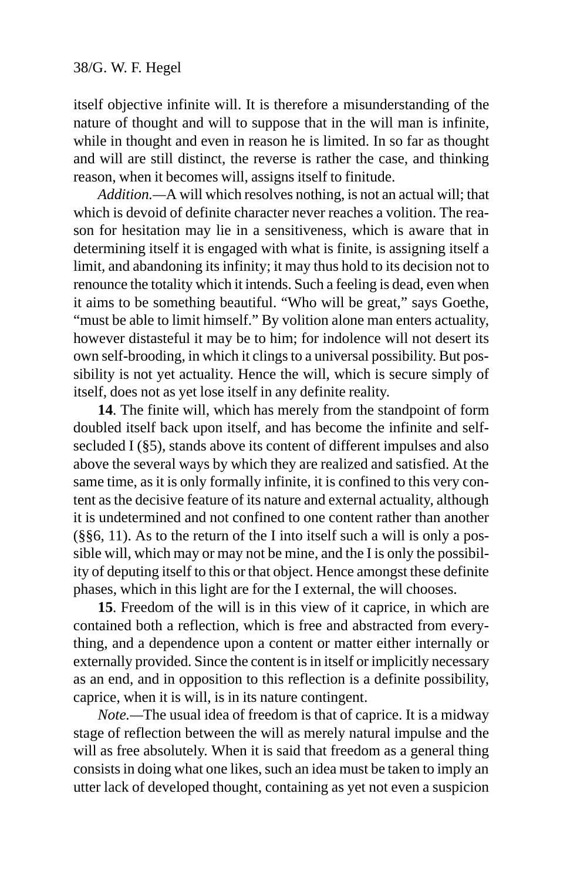itself objective infinite will. It is therefore a misunderstanding of the nature of thought and will to suppose that in the will man is infinite, while in thought and even in reason he is limited. In so far as thought and will are still distinct, the reverse is rather the case, and thinking reason, when it becomes will, assigns itself to finitude.

*Addition.*—A will which resolves nothing, is not an actual will; that which is devoid of definite character never reaches a volition. The reason for hesitation may lie in a sensitiveness, which is aware that in determining itself it is engaged with what is finite, is assigning itself a limit, and abandoning its infinity; it may thus hold to its decision not to renounce the totality which it intends. Such a feeling is dead, even when it aims to be something beautiful. "Who will be great," says Goethe, "must be able to limit himself." By volition alone man enters actuality, however distasteful it may be to him; for indolence will not desert its own self-brooding, in which it clings to a universal possibility. But possibility is not yet actuality. Hence the will, which is secure simply of itself, does not as yet lose itself in any definite reality.

**14**. The finite will, which has merely from the standpoint of form doubled itself back upon itself, and has become the infinite and self-secluded I (§5), stands above its content of different impulses and also above the several ways by which they are realized and satisfied. At the same time, as it is only formally infinite, it is confined to this very content as the decisive feature of its nature and external actuality, although it is undetermined and not confined to one content rather than another (§§6, 11). As to the return of the I into itself such a will is only a possible will, which may or may not be mine, and the I is only the possibility of deputing itself to this or that object. Hence amongst these definite phases, which in this light are for the I external, the will chooses.

**15**. Freedom of the will is in this view of it caprice, in which are contained both a reflection, which is free and abstracted from everything, and a dependence upon a content or matter either internally or externally provided. Since the content is in itself or implicitly necessary as an end, and in opposition to this reflection is a definite possibility, caprice, when it is will, is in its nature contingent.

*Note.*—The usual idea of freedom is that of caprice. It is a midway stage of reflection between the will as merely natural impulse and the will as free absolutely. When it is said that freedom as a general thing consists in doing what one likes, such an idea must be taken to imply an utter lack of developed thought, containing as yet not even a suspicion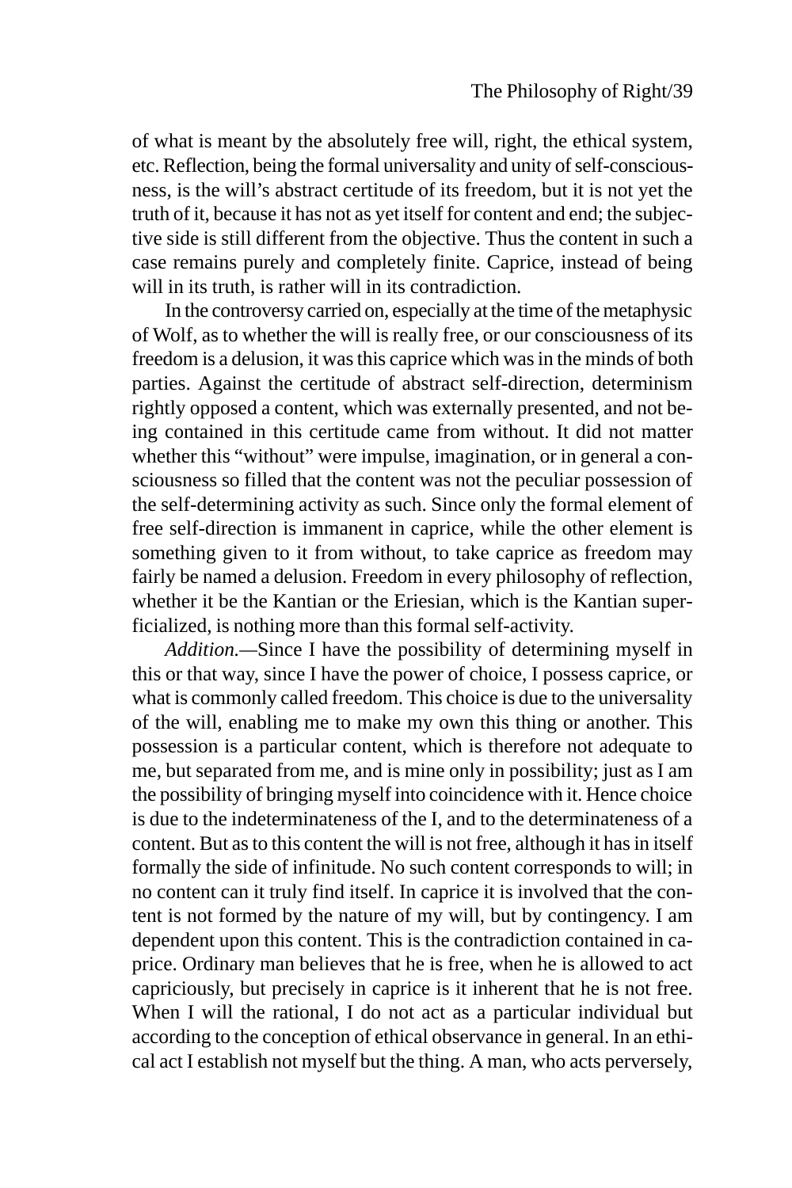of what is meant by the absolutely free will, right, the ethical system, etc. Reflection, being the formal universality and unity of self-consciousness, is the will's abstract certitude of its freedom, but it is not yet the truth of it, because it has not as yet itself for content and end; the subjective side is still different from the objective. Thus the content in such a case remains purely and completely finite. Caprice, instead of being will in its truth, is rather will in its contradiction.

In the controversy carried on, especially at the time of the metaphysic of Wolf, as to whether the will is really free, or our consciousness of its freedom is a delusion, it was this caprice which was in the minds of both parties. Against the certitude of abstract self-direction, determinism rightly opposed a content, which was externally presented, and not being contained in this certitude came from without. It did not matter whether this "without" were impulse, imagination, or in general a consciousness so filled that the content was not the peculiar possession of the self-determining activity as such. Since only the formal element of free self-direction is immanent in caprice, while the other element is something given to it from without, to take caprice as freedom may fairly be named a delusion. Freedom in every philosophy of reflection, whether it be the Kantian or the Eriesian, which is the Kantian superficialized, is nothing more than this formal self-activity.

*Addition.*—Since I have the possibility of determining myself in this or that way, since I have the power of choice, I possess caprice, or what is commonly called freedom. This choice is due to the universality of the will, enabling me to make my own this thing or another. This possession is a particular content, which is therefore not adequate to me, but separated from me, and is mine only in possibility; just as I am the possibility of bringing myself into coincidence with it. Hence choice is due to the indeterminateness of the I, and to the determinateness of a content. But as to this content the will is not free, although it has in itself formally the side of infinitude. No such content corresponds to will; in no content can it truly find itself. In caprice it is involved that the content is not formed by the nature of my will, but by contingency. I am dependent upon this content. This is the contradiction contained in caprice. Ordinary man believes that he is free, when he is allowed to act capriciously, but precisely in caprice is it inherent that he is not free. When I will the rational, I do not act as a particular individual but according to the conception of ethical observance in general. In an ethical act I establish not myself but the thing. A man, who acts perversely,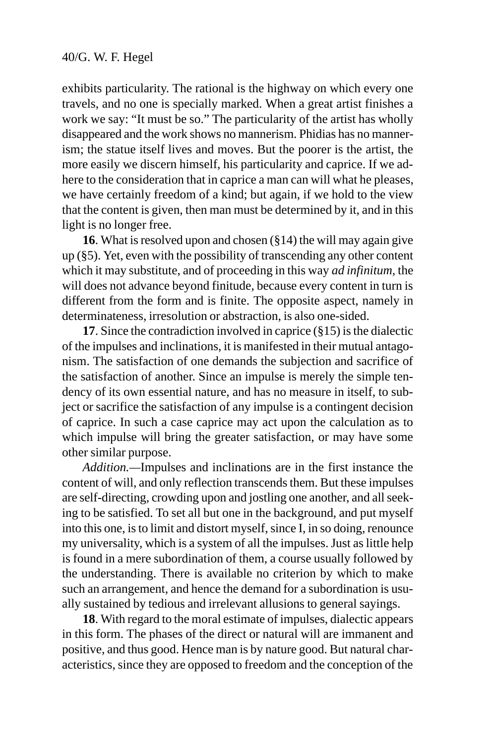exhibits particularity. The rational is the highway on which every one travels, and no one is specially marked. When a great artist finishes a work we say: "It must be so." The particularity of the artist has wholly disappeared and the work shows no mannerism. Phidias has no mannerism; the statue itself lives and moves. But the poorer is the artist, the more easily we discern himself, his particularity and caprice. If we adhere to the consideration that in caprice a man can will what he pleases, we have certainly freedom of a kind; but again, if we hold to the view that the content is given, then man must be determined by it, and in this light is no longer free.

**16**. What is resolved upon and chosen (§14) the will may again give up (§5). Yet, even with the possibility of transcending any other content which it may substitute, and of proceeding in this way *ad infinitum,* the will does not advance beyond finitude, because every content in turn is different from the form and is finite. The opposite aspect, namely in determinateness, irresolution or abstraction, is also one-sided.

**17**. Since the contradiction involved in caprice (§15) is the dialectic of the impulses and inclinations, it is manifested in their mutual antagonism. The satisfaction of one demands the subjection and sacrifice of the satisfaction of another. Since an impulse is merely the simple tendency of its own essential nature, and has no measure in itself, to subject or sacrifice the satisfaction of any impulse is a contingent decision of caprice. In such a case caprice may act upon the calculation as to which impulse will bring the greater satisfaction, or may have some other similar purpose.

*Addition.*—Impulses and inclinations are in the first instance the content of will, and only reflection transcends them. But these impulses are self-directing, crowding upon and jostling one another, and all seeking to be satisfied. To set all but one in the background, and put myself into this one, is to limit and distort myself, since I, in so doing, renounce my universality, which is a system of all the impulses. Just as little help is found in a mere subordination of them, a course usually followed by the understanding. There is available no criterion by which to make such an arrangement, and hence the demand for a subordination is usually sustained by tedious and irrelevant allusions to general sayings.

**18**. With regard to the moral estimate of impulses, dialectic appears in this form. The phases of the direct or natural will are immanent and positive, and thus good. Hence man is by nature good. But natural characteristics, since they are opposed to freedom and the conception of the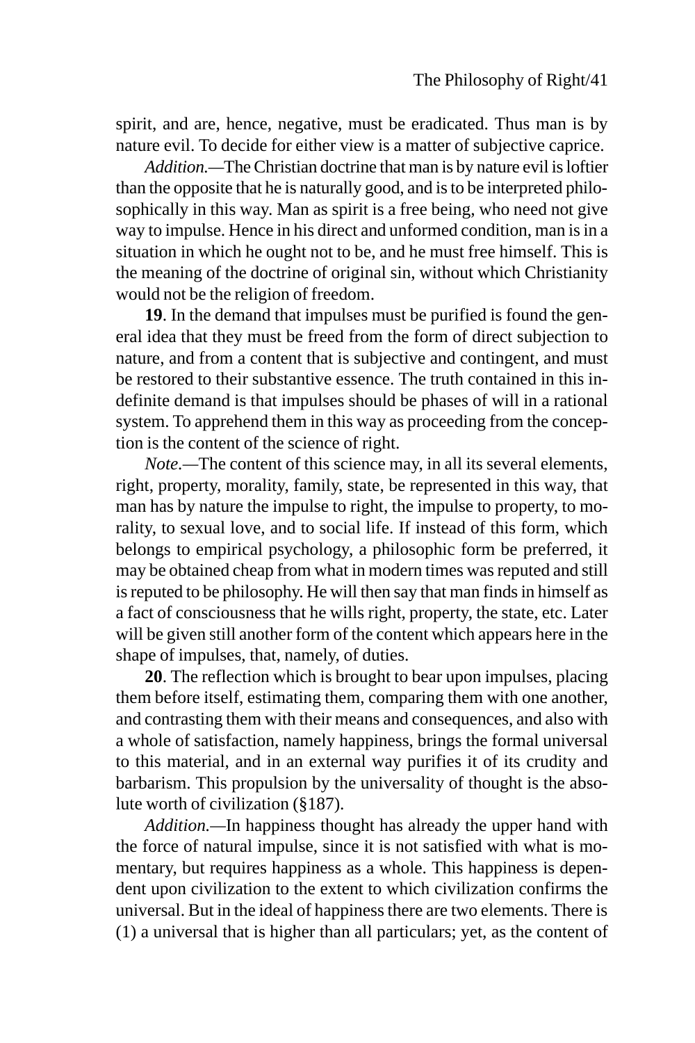spirit, and are, hence, negative, must be eradicated. Thus man is by nature evil. To decide for either view is a matter of subjective caprice.

*Addition.*—The Christian doctrine that man is by nature evil is loftier than the opposite that he is naturally good, and is to be interpreted philosophically in this way. Man as spirit is a free being, who need not give way to impulse. Hence in his direct and unformed condition, man is in a situation in which he ought not to be, and he must free himself. This is the meaning of the doctrine of original sin, without which Christianity would not be the religion of freedom.

**19**. In the demand that impulses must be purified is found the general idea that they must be freed from the form of direct subjection to nature, and from a content that is subjective and contingent, and must be restored to their substantive essence. The truth contained in this indefinite demand is that impulses should be phases of will in a rational system. To apprehend them in this way as proceeding from the conception is the content of the science of right.

*Note*.—The content of this science may, in all its several elements, right, property, morality, family, state, be represented in this way, that man has by nature the impulse to right, the impulse to property, to morality, to sexual love, and to social life. If instead of this form, which belongs to empirical psychology, a philosophic form be preferred, it may be obtained cheap from what in modern times was reputed and still is reputed to be philosophy. He will then say that man finds in himself as a fact of consciousness that he wills right, property, the state, etc. Later will be given still another form of the content which appears here in the shape of impulses, that, namely, of duties.

**20**. The reflection which is brought to bear upon impulses, placing them before itself, estimating them, comparing them with one another, and contrasting them with their means and consequences, and also with a whole of satisfaction, namely happiness, brings the formal universal to this material, and in an external way purifies it of its crudity and barbarism. This propulsion by the universality of thought is the absolute worth of civilization (§187).

*Addition.*—In happiness thought has already the upper hand with the force of natural impulse, since it is not satisfied with what is momentary, but requires happiness as a whole. This happiness is dependent upon civilization to the extent to which civilization confirms the universal. But in the ideal of happiness there are two elements. There is (1) a universal that is higher than all particulars; yet, as the content of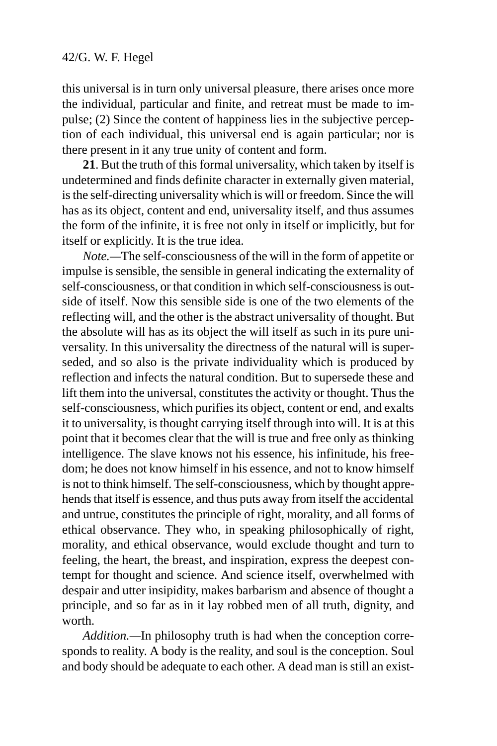this universal is in turn only universal pleasure, there arises once more the individual, particular and finite, and retreat must be made to impulse; (2) Since the content of happiness lies in the subjective perception of each individual, this universal end is again particular; nor is there present in it any true unity of content and form.

**21**. But the truth of this formal universality, which taken by itself is undetermined and finds definite character in externally given material, is the self-directing universality which is will or freedom. Since the will has as its object, content and end, universality itself, and thus assumes the form of the infinite, it is free not only in itself or implicitly, but for itself or explicitly. It is the true idea.

*Note.*—The self-consciousness of the will in the form of appetite or impulse is sensible, the sensible in general indicating the externality of self-consciousness, or that condition in which self-consciousness is outside of itself. Now this sensible side is one of the two elements of the reflecting will, and the other is the abstract universality of thought. But the absolute will has as its object the will itself as such in its pure universality. In this universality the directness of the natural will is superseded, and so also is the private individuality which is produced by reflection and infects the natural condition. But to supersede these and lift them into the universal, constitutes the activity or thought. Thus the self-consciousness, which purifies its object, content or end, and exalts it to universality, is thought carrying itself through into will. It is at this point that it becomes clear that the will is true and free only as thinking intelligence. The slave knows not his essence, his infinitude, his freedom; he does not know himself in his essence, and not to know himself is not to think himself. The self-consciousness, which by thought apprehends that itself is essence, and thus puts away from itself the accidental and untrue, constitutes the principle of right, morality, and all forms of ethical observance. They who, in speaking philosophically of right, morality, and ethical observance, would exclude thought and turn to feeling, the heart, the breast, and inspiration, express the deepest contempt for thought and science. And science itself, overwhelmed with despair and utter insipidity, makes barbarism and absence of thought a principle, and so far as in it lay robbed men of all truth, dignity, and worth.

*Addition.*—In philosophy truth is had when the conception corresponds to reality. A body is the reality, and soul is the conception. Soul and body should be adequate to each other. A dead man is still an exist-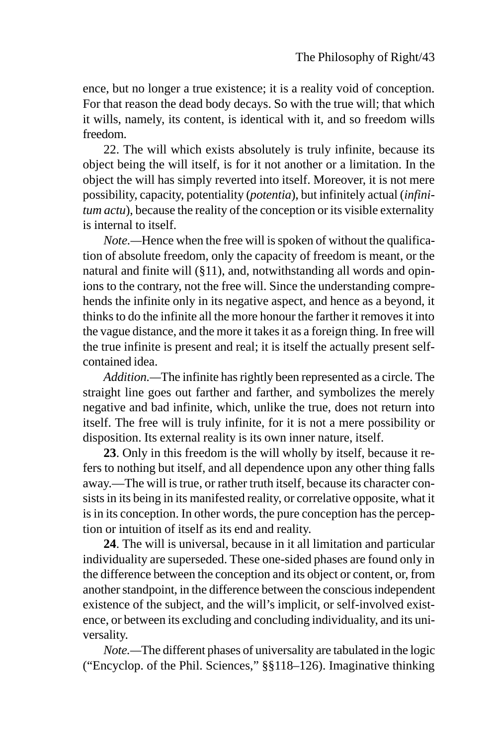ence, but no longer a true existence; it is a reality void of conception. For that reason the dead body decays. So with the true will; that which it wills, namely, its content, is identical with it, and so freedom wills freedom.

22. The will which exists absolutely is truly infinite, because its object being the will itself, is for it not another or a limitation. In the object the will has simply reverted into itself. Moreover, it is not mere possibility, capacity, potentiality (*potentia*), but infinitely actual (*infinitum actu*), because the reality of the conception or its visible externality is internal to itself.

*Note.*—Hence when the free will is spoken of without the qualification of absolute freedom, only the capacity of freedom is meant, or the natural and finite will (§11), and, notwithstanding all words and opinions to the contrary, not the free will. Since the understanding comprehends the infinite only in its negative aspect, and hence as a beyond, it thinks to do the infinite all the more honour the farther it removes it into the vague distance, and the more it takes it as a foreign thing. In free will the true infinite is present and real; it is itself the actually present self-contained idea.

*Addition.*—The infinite has rightly been represented as a circle. The straight line goes out farther and farther, and symbolizes the merely negative and bad infinite, which, unlike the true, does not return into itself. The free will is truly infinite, for it is not a mere possibility or disposition. Its external reality is its own inner nature, itself.

**23**. Only in this freedom is the will wholly by itself, because it refers to nothing but itself, and all dependence upon any other thing falls away.—The will is true, or rather truth itself, because its character consists in its being in its manifested reality, or correlative opposite, what it is in its conception. In other words, the pure conception has the perception or intuition of itself as its end and reality.

**24**. The will is universal, because in it all limitation and particular individuality are superseded. These one-sided phases are found only in the difference between the conception and its object or content, or, from another standpoint, in the difference between the conscious independent existence of the subject, and the will's implicit, or self-involved existence, or between its excluding and concluding individuality, and its universality.

*Note.*—The different phases of universality are tabulated in the logic ("Encyclop. of the Phil. Sciences," §§118–126). Imaginative thinking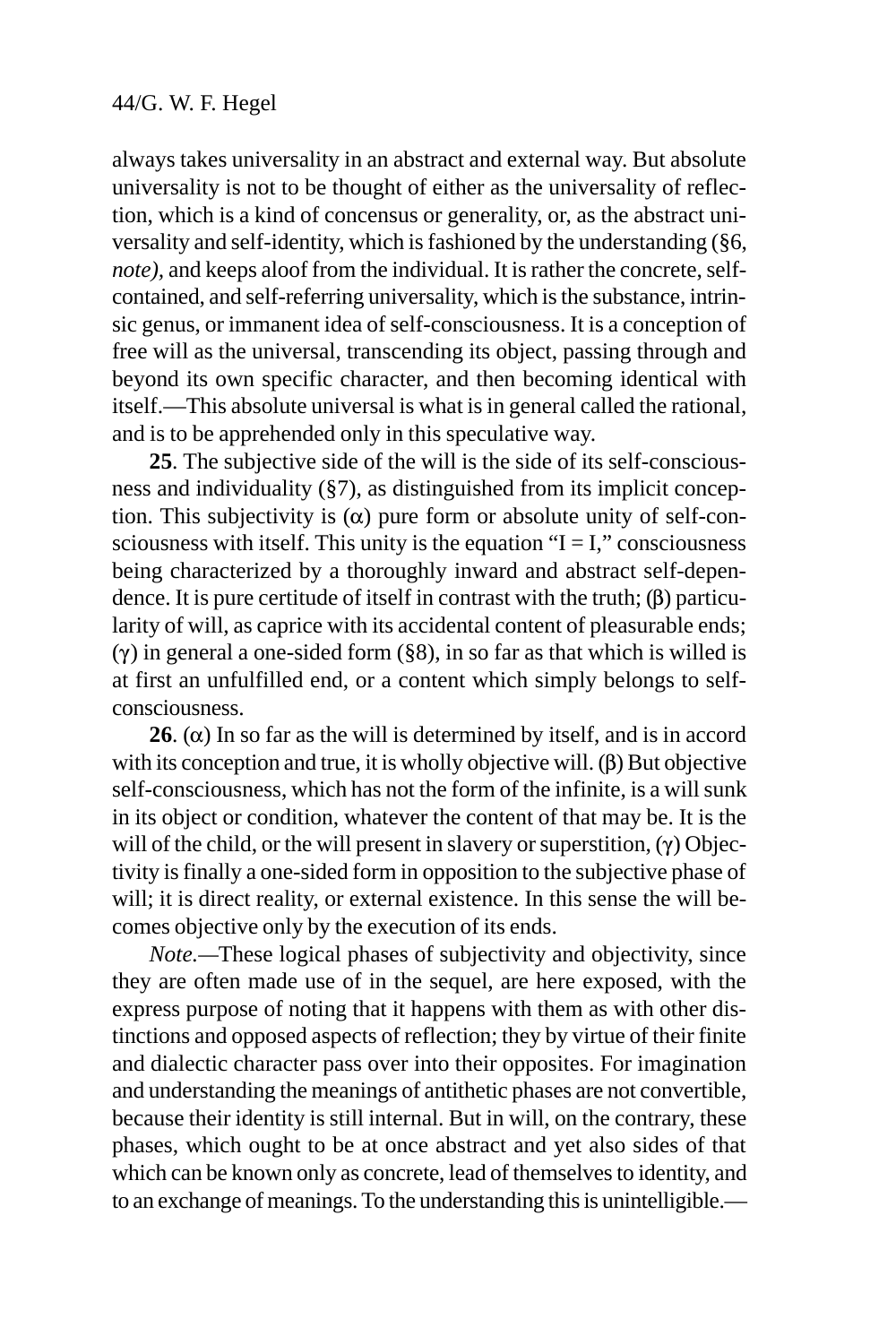always takes universality in an abstract and external way. But absolute universality is not to be thought of either as the universality of reflection, which is a kind of concensus or generality, or, as the abstract universality and self-identity, which is fashioned by the understanding (§6, *note)*, and keeps aloof from the individual. It is rather the concrete, self-contained, and self-referring universality, which is the substance, intrinsic genus, or immanent idea of self-consciousness. It is a conception of free will as the universal, transcending its object, passing through and beyond its own specific character, and then becoming identical with itself.—This absolute universal is what is in general called the rational, and is to be apprehended only in this speculative way.

**25**. The subjective side of the will is the side of its self-consciousness and individuality (§7), as distinguished from its implicit conception. This subjectivity is (α) pure form or absolute unity of self-consciousness with itself. This unity is the equation "I = I," consciousness being characterized by a thoroughly inward and abstract self-dependence. It is pure certitude of itself in contrast with the truth; (β) particularity of will, as caprice with its accidental content of pleasurable ends; (γ) in general a one-sided form (§8), in so far as that which is willed is at first an unfulfilled end, or a content which simply belongs to self-consciousness.

**26**. (α) In so far as the will is determined by itself, and is in accord with its conception and true, it is wholly objective will. (β) But objective self-consciousness, which has not the form of the infinite, is a will sunk in its object or condition, whatever the content of that may be. It is the will of the child, or the will present in slavery or superstition, (γ) Objectivity is finally a one-sided form in opposition to the subjective phase of will; it is direct reality, or external existence. In this sense the will becomes objective only by the execution of its ends.

*Note.*—These logical phases of subjectivity and objectivity, since they are often made use of in the sequel, are here exposed, with the express purpose of noting that it happens with them as with other distinctions and opposed aspects of reflection; they by virtue of their finite and dialectic character pass over into their opposites. For imagination and understanding the meanings of antithetic phases are not convertible, because their identity is still internal. But in will, on the contrary, these phases, which ought to be at once abstract and yet also sides of that which can be known only as concrete, lead of themselves to identity, and to an exchange of meanings. To the understanding this is unintelligible.—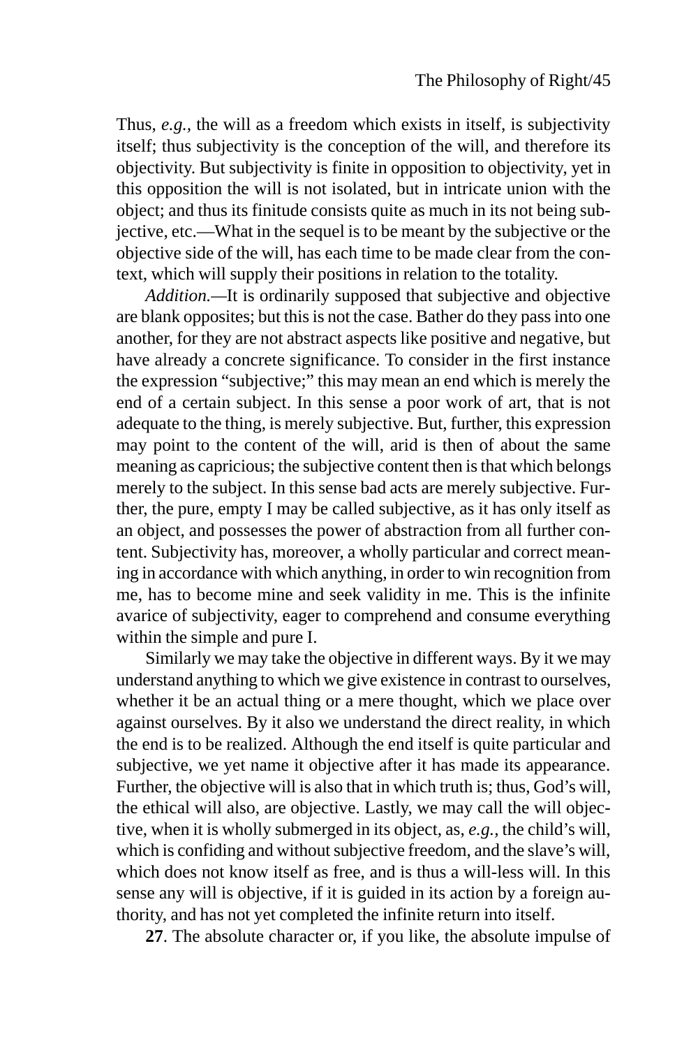Thus, *e.g.*, the will as a freedom which exists in itself, is subjectivity itself; thus subjectivity is the conception of the will, and therefore its objectivity. But subjectivity is finite in opposition to objectivity, yet in this opposition the will is not isolated, but in intricate union with the object; and thus its finitude consists quite as much in its not being subjective, etc.—What in the sequel is to be meant by the subjective or the objective side of the will, has each time to be made clear from the context, which will supply their positions in relation to the totality.

*Addition.*—It is ordinarily supposed that subjective and objective are blank opposites; but this is not the case. Bather do they pass into one another, for they are not abstract aspects like positive and negative, but have already a concrete significance. To consider in the first instance the expression "subjective;" this may mean an end which is merely the end of a certain subject. In this sense a poor work of art, that is not adequate to the thing, is merely subjective. But, further, this expression may point to the content of the will, arid is then of about the same meaning as capricious; the subjective content then is that which belongs merely to the subject. In this sense bad acts are merely subjective. Further, the pure, empty I may be called subjective, as it has only itself as an object, and possesses the power of abstraction from all further content. Subjectivity has, moreover, a wholly particular and correct meaning in accordance with which anything, in order to win recognition from me, has to become mine and seek validity in me. This is the infinite avarice of subjectivity, eager to comprehend and consume everything within the simple and pure I.

Similarly we may take the objective in different ways. By it we may understand anything to which we give existence in contrast to ourselves, whether it be an actual thing or a mere thought, which we place over against ourselves. By it also we understand the direct reality, in which the end is to be realized. Although the end itself is quite particular and subjective, we yet name it objective after it has made its appearance. Further, the objective will is also that in which truth is; thus, God's will, the ethical will also, are objective. Lastly, we may call the will objective, when it is wholly submerged in its object, as, *e.g.*, the child's will, which is confiding and without subjective freedom, and the slave's will, which does not know itself as free, and is thus a will-less will. In this sense any will is objective, if it is guided in its action by a foreign authority, and has not yet completed the infinite return into itself.

**27**. The absolute character or, if you like, the absolute impulse of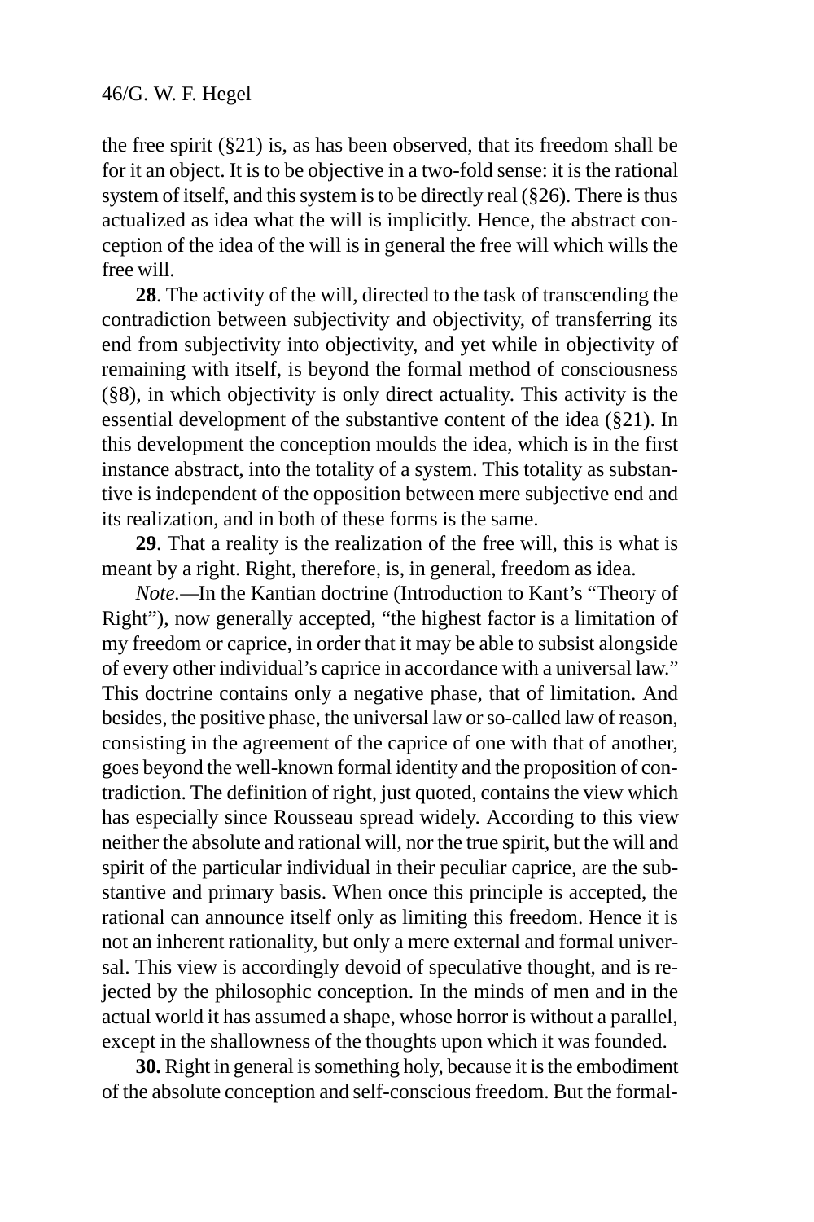the free spirit (§21) is, as has been observed, that its freedom shall be for it an object. It is to be objective in a two-fold sense: it is the rational system of itself, and this system is to be directly real (§26). There is thus actualized as idea what the will is implicitly. Hence, the abstract conception of the idea of the will is in general the free will which wills the free will.

**28**. The activity of the will, directed to the task of transcending the contradiction between subjectivity and objectivity, of transferring its end from subjectivity into objectivity, and yet while in objectivity of remaining with itself, is beyond the formal method of consciousness (§8), in which objectivity is only direct actuality. This activity is the essential development of the substantive content of the idea (§21). In this development the conception moulds the idea, which is in the first instance abstract, into the totality of a system. This totality as substantive is independent of the opposition between mere subjective end and its realization, and in both of these forms is the same.

**29**. That a reality is the realization of the free will, this is what is meant by a right. Right, therefore, is, in general, freedom as idea.

*Note.*—In the Kantian doctrine (Introduction to Kant's "Theory of Right"), now generally accepted, "the highest factor is a limitation of my freedom or caprice, in order that it may be able to subsist alongside of every other individual's caprice in accordance with a universal law." This doctrine contains only a negative phase, that of limitation. And besides, the positive phase, the universal law or so-called law of reason, consisting in the agreement of the caprice of one with that of another, goes beyond the well-known formal identity and the proposition of contradiction. The definition of right, just quoted, contains the view which has especially since Rousseau spread widely. According to this view neither the absolute and rational will, nor the true spirit, but the will and spirit of the particular individual in their peculiar caprice, are the substantive and primary basis. When once this principle is accepted, the rational can announce itself only as limiting this freedom. Hence it is not an inherent rationality, but only a mere external and formal universal. This view is accordingly devoid of speculative thought, and is rejected by the philosophic conception. In the minds of men and in the actual world it has assumed a shape, whose horror is without a parallel, except in the shallowness of the thoughts upon which it was founded.

**30.** Right in general is something holy, because it is the embodiment of the absolute conception and self-conscious freedom. But the formal-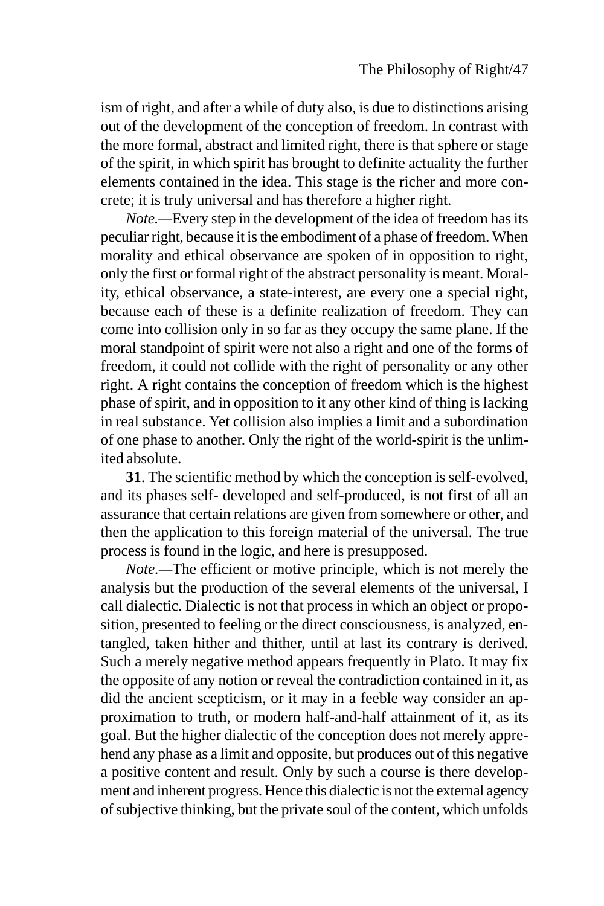ism of right, and after a while of duty also, is due to distinctions arising out of the development of the conception of freedom. In contrast with the more formal, abstract and limited right, there is that sphere or stage of the spirit, in which spirit has brought to definite actuality the further elements contained in the idea. This stage is the richer and more concrete; it is truly universal and has therefore a higher right.

*Note.*—Every step in the development of the idea of freedom has its peculiar right, because it is the embodiment of a phase of freedom. When morality and ethical observance are spoken of in opposition to right, only the first or formal right of the abstract personality is meant. Morality, ethical observance, a state-interest, are every one a special right, because each of these is a definite realization of freedom. They can come into collision only in so far as they occupy the same plane. If the moral standpoint of spirit were not also a right and one of the forms of freedom, it could not collide with the right of personality or any other right. A right contains the conception of freedom which is the highest phase of spirit, and in opposition to it any other kind of thing is lacking in real substance. Yet collision also implies a limit and a subordination of one phase to another. Only the right of the world-spirit is the unlimited absolute.

**31**. The scientific method by which the conception is self-evolved, and its phases self- developed and self-produced, is not first of all an assurance that certain relations are given from somewhere or other, and then the application to this foreign material of the universal. The true process is found in the logic, and here is presupposed.

*Note.*—The efficient or motive principle, which is not merely the analysis but the production of the several elements of the universal, I call dialectic. Dialectic is not that process in which an object or proposition, presented to feeling or the direct consciousness, is analyzed, entangled, taken hither and thither, until at last its contrary is derived. Such a merely negative method appears frequently in Plato. It may fix the opposite of any notion or reveal the contradiction contained in it, as did the ancient scepticism, or it may in a feeble way consider an approximation to truth, or modern half-and-half attainment of it, as its goal. But the higher dialectic of the conception does not merely apprehend any phase as a limit and opposite, but produces out of this negative a positive content and result. Only by such a course is there development and inherent progress. Hence this dialectic is not the external agency of subjective thinking, but the private soul of the content, which unfolds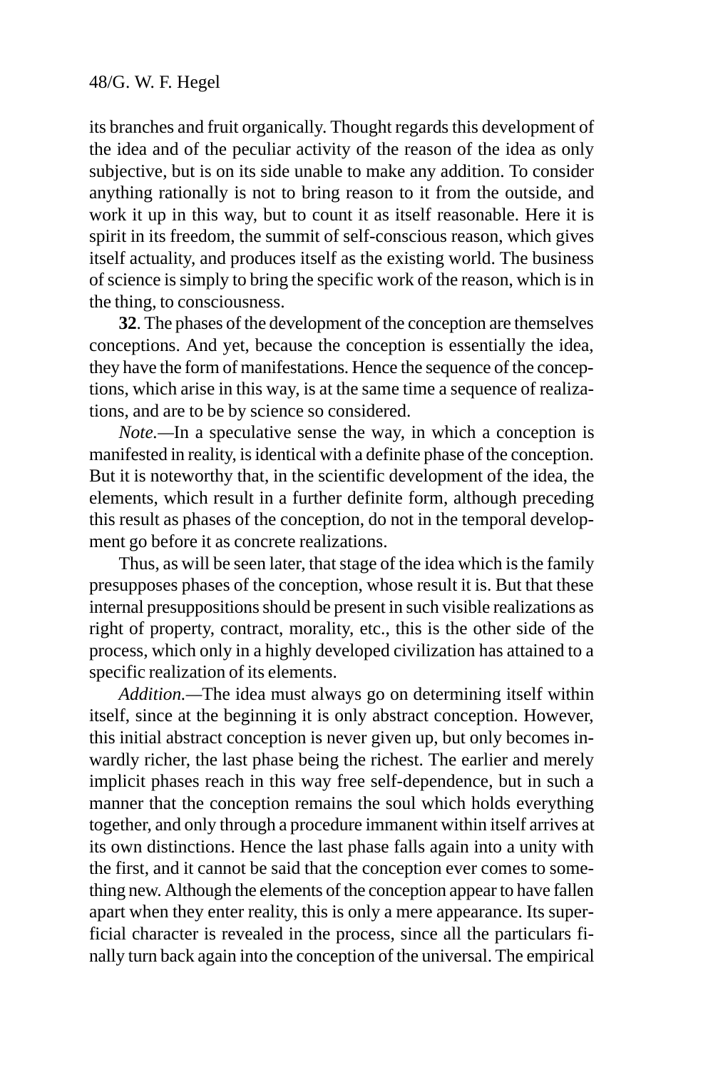its branches and fruit organically. Thought regards this development of the idea and of the peculiar activity of the reason of the idea as only subjective, but is on its side unable to make any addition. To consider anything rationally is not to bring reason to it from the outside, and work it up in this way, but to count it as itself reasonable. Here it is spirit in its freedom, the summit of self-conscious reason, which gives itself actuality, and produces itself as the existing world. The business of science is simply to bring the specific work of the reason, which is in the thing, to consciousness.

**32**. The phases of the development of the conception are themselves conceptions. And yet, because the conception is essentially the idea, they have the form of manifestations. Hence the sequence of the conceptions, which arise in this way, is at the same time a sequence of realizations, and are to be by science so considered.

*Note.*—In a speculative sense the way, in which a conception is manifested in reality, is identical with a definite phase of the conception. But it is noteworthy that, in the scientific development of the idea, the elements, which result in a further definite form, although preceding this result as phases of the conception, do not in the temporal development go before it as concrete realizations.

Thus, as will be seen later, that stage of the idea which is the family presupposes phases of the conception, whose result it is. But that these internal presuppositions should be present in such visible realizations as right of property, contract, morality, etc., this is the other side of the process, which only in a highly developed civilization has attained to a specific realization of its elements.

*Addition.*—The idea must always go on determining itself within itself, since at the beginning it is only abstract conception. However, this initial abstract conception is never given up, but only becomes inwardly richer, the last phase being the richest. The earlier and merely implicit phases reach in this way free self-dependence, but in such a manner that the conception remains the soul which holds everything together, and only through a procedure immanent within itself arrives at its own distinctions. Hence the last phase falls again into a unity with the first, and it cannot be said that the conception ever comes to something new. Although the elements of the conception appear to have fallen apart when they enter reality, this is only a mere appearance. Its superficial character is revealed in the process, since all the particulars finally turn back again into the conception of the universal. The empirical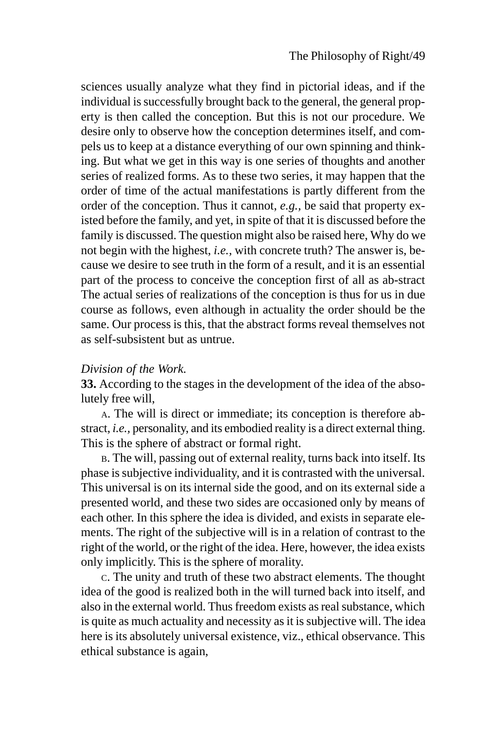sciences usually analyze what they find in pictorial ideas, and if the individual is successfully brought back to the general, the general property is then called the conception. But this is not our procedure. We desire only to observe how the conception determines itself, and compels us to keep at a distance everything of our own spinning and thinking. But what we get in this way is one series of thoughts and another series of realized forms. As to these two series, it may happen that the order of time of the actual manifestations is partly different from the order of the conception. Thus it cannot, *e.g.,* be said that property existed before the family, and yet, in spite of that it is discussed before the family is discussed. The question might also be raised here, Why do we not begin with the highest, *i.e.,* with concrete truth? The answer is, because we desire to see truth in the form of a result, and it is an essential part of the process to conceive the conception first of all as ab-stract The actual series of realizations of the conception is thus for us in due course as follows, even although in actuality the order should be the same. Our process is this, that the abstract forms reveal themselves not as self-subsistent but as untrue.

*Division of the Work.*

**33.** According to the stages in the development of the idea of the absolutely free will,

A. The will is direct or immediate; its conception is therefore abstract, *i.e.,* personality, and its embodied reality is a direct external thing. This is the sphere of abstract or formal right.

B. The will, passing out of external reality, turns back into itself. Its phase is subjective individuality, and it is contrasted with the universal. This universal is on its internal side the good, and on its external side a presented world, and these two sides are occasioned only by means of each other. In this sphere the idea is divided, and exists in separate elements. The right of the subjective will is in a relation of contrast to the right of the world, or the right of the idea. Here, however, the idea exists only implicitly. This is the sphere of morality.

C. The unity and truth of these two abstract elements. The thought idea of the good is realized both in the will turned back into itself, and also in the external world. Thus freedom exists as real substance, which is quite as much actuality and necessity as it is subjective will. The idea here is its absolutely universal existence, viz., ethical observance. This ethical substance is again,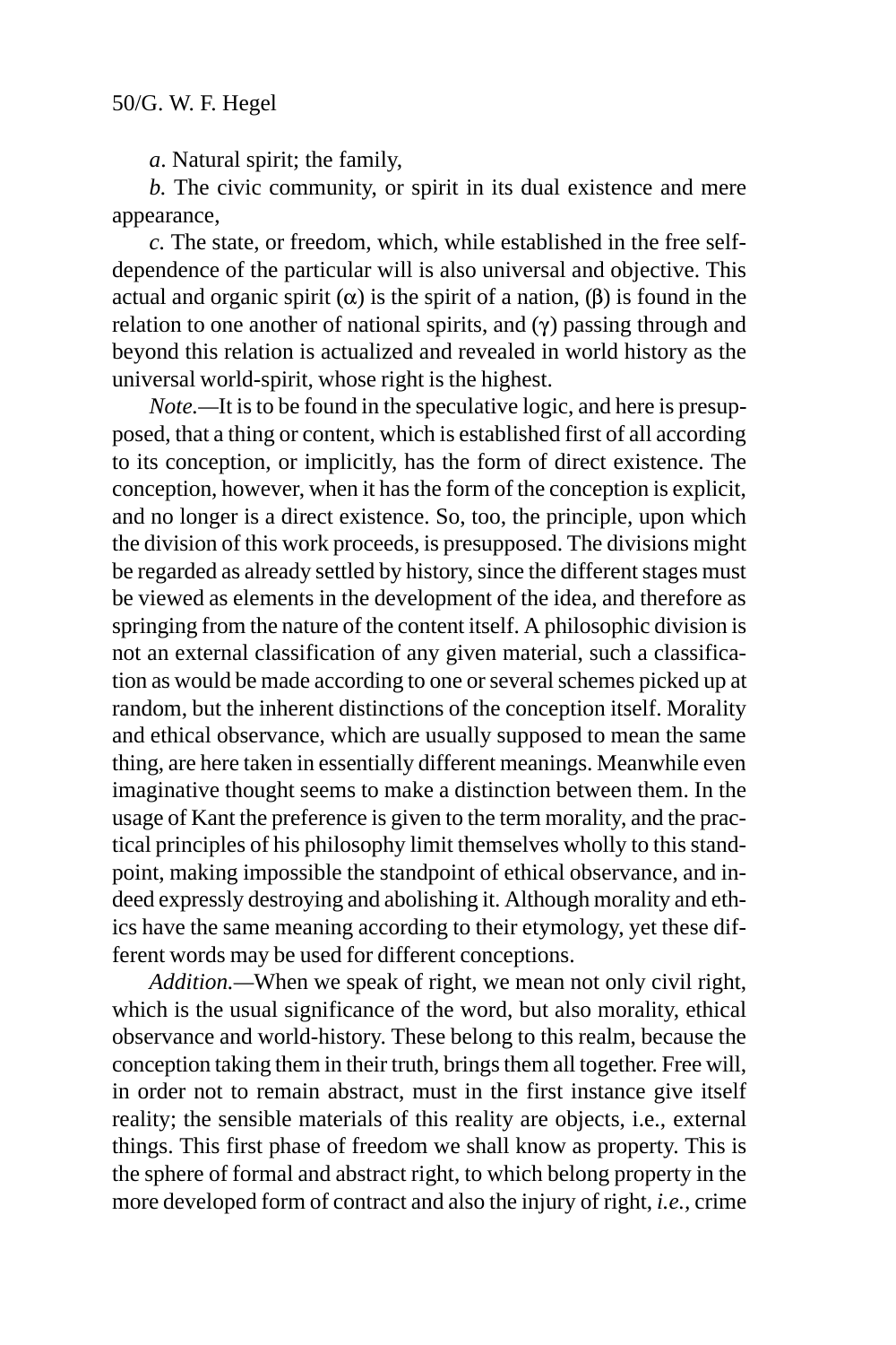*a*. Natural spirit; the family,

*b.* The civic community, or spirit in its dual existence and mere appearance,

*c.* The state, or freedom, which, while established in the free self-dependence of the particular will is also universal and objective. This actual and organic spirit ($\alpha$) is the spirit of a nation, ($\beta$) is found in the relation to one another of national spirits, and ($\gamma$) passing through and beyond this relation is actualized and revealed in world history as the universal world-spirit, whose right is the highest.

*Note.*—It is to be found in the speculative logic, and here is presupposed, that a thing or content, which is established first of all according to its conception, or implicitly, has the form of direct existence. The conception, however, when it has the form of the conception is explicit, and no longer is a direct existence. So, too, the principle, upon which the division of this work proceeds, is presupposed. The divisions might be regarded as already settled by history, since the different stages must be viewed as elements in the development of the idea, and therefore as springing from the nature of the content itself. A philosophic division is not an external classification of any given material, such a classification as would be made according to one or several schemes picked up at random, but the inherent distinctions of the conception itself. Morality and ethical observance, which are usually supposed to mean the same thing, are here taken in essentially different meanings. Meanwhile even imaginative thought seems to make a distinction between them. In the usage of Kant the preference is given to the term morality, and the practical principles of his philosophy limit themselves wholly to this standpoint, making impossible the standpoint of ethical observance, and indeed expressly destroying and abolishing it. Although morality and ethics have the same meaning according to their etymology, yet these different words may be used for different conceptions.

*Addition.*—When we speak of right, we mean not only civil right, which is the usual significance of the word, but also morality, ethical observance and world-history. These belong to this realm, because the conception taking them in their truth, brings them all together. Free will, in order not to remain abstract, must in the first instance give itself reality; the sensible materials of this reality are objects, i.e., external things. This first phase of freedom we shall know as property. This is the sphere of formal and abstract right, to which belong property in the more developed form of contract and also the injury of right, *i.e.,* crime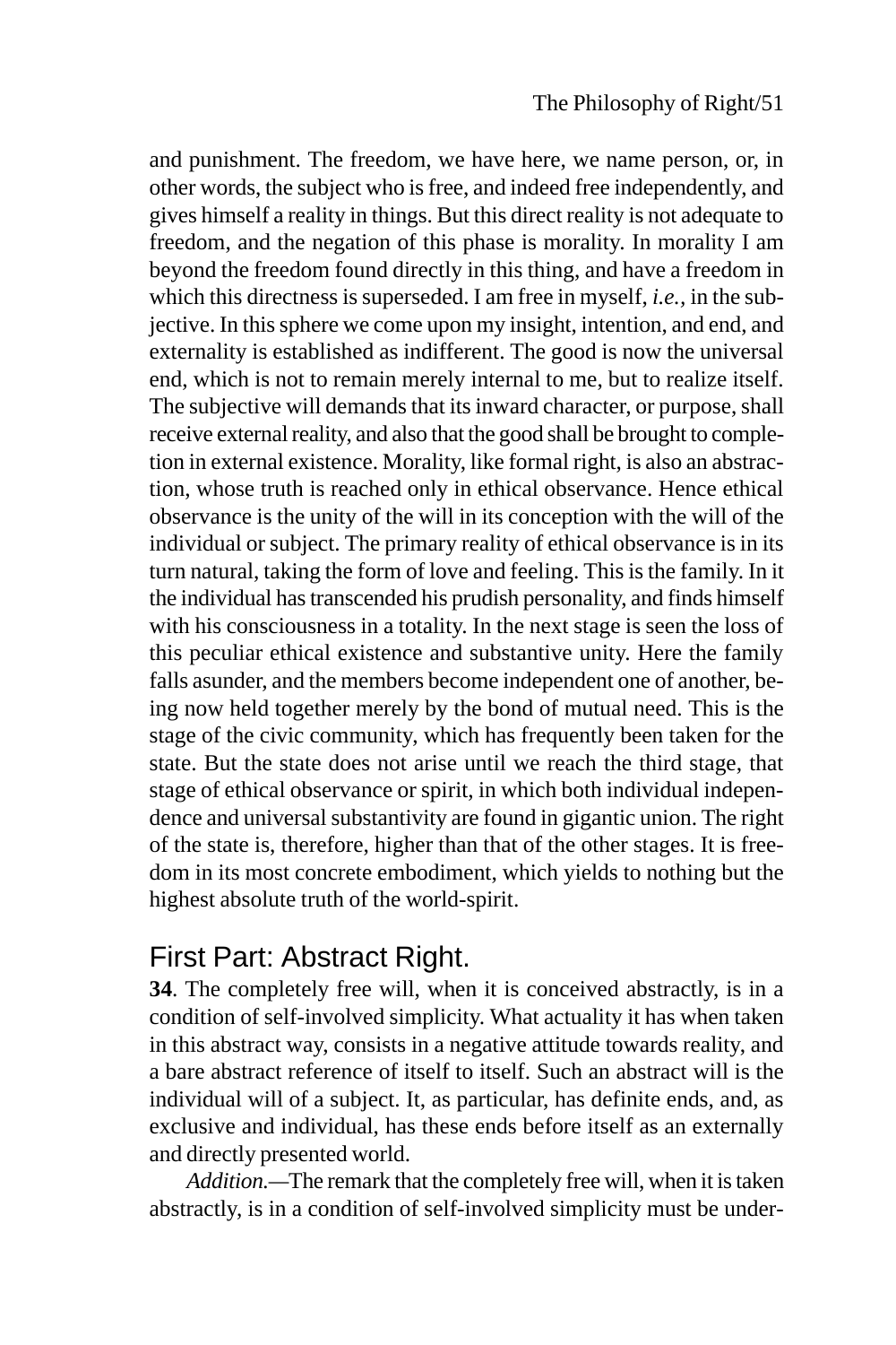and punishment. The freedom, we have here, we name person, or, in other words, the subject who is free, and indeed free independently, and gives himself a reality in things. But this direct reality is not adequate to freedom, and the negation of this phase is morality. In morality I am beyond the freedom found directly in this thing, and have a freedom in which this directness is superseded. I am free in myself, *i.e.*, in the subjective. In this sphere we come upon my insight, intention, and end, and externality is established as indifferent. The good is now the universal end, which is not to remain merely internal to me, but to realize itself. The subjective will demands that its inward character, or purpose, shall receive external reality, and also that the good shall be brought to completion in external existence. Morality, like formal right, is also an abstraction, whose truth is reached only in ethical observance. Hence ethical observance is the unity of the will in its conception with the will of the individual or subject. The primary reality of ethical observance is in its turn natural, taking the form of love and feeling. This is the family. In it the individual has transcended his prudish personality, and finds himself with his consciousness in a totality. In the next stage is seen the loss of this peculiar ethical existence and substantive unity. Here the family falls asunder, and the members become independent one of another, being now held together merely by the bond of mutual need. This is the stage of the civic community, which has frequently been taken for the state. But the state does not arise until we reach the third stage, that stage of ethical observance or spirit, in which both individual independence and universal substantivity are found in gigantic union. The right of the state is, therefore, higher than that of the other stages. It is freedom in its most concrete embodiment, which yields to nothing but the highest absolute truth of the world-spirit.

## First Part: Abstract Right.

**34**. The completely free will, when it is conceived abstractly, is in a condition of self-involved simplicity. What actuality it has when taken in this abstract way, consists in a negative attitude towards reality, and a bare abstract reference of itself to itself. Such an abstract will is the individual will of a subject. It, as particular, has definite ends, and, as exclusive and individual, has these ends before itself as an externally and directly presented world.

*Addition.*—The remark that the completely free will, when it is taken abstractly, is in a condition of self-involved simplicity must be under-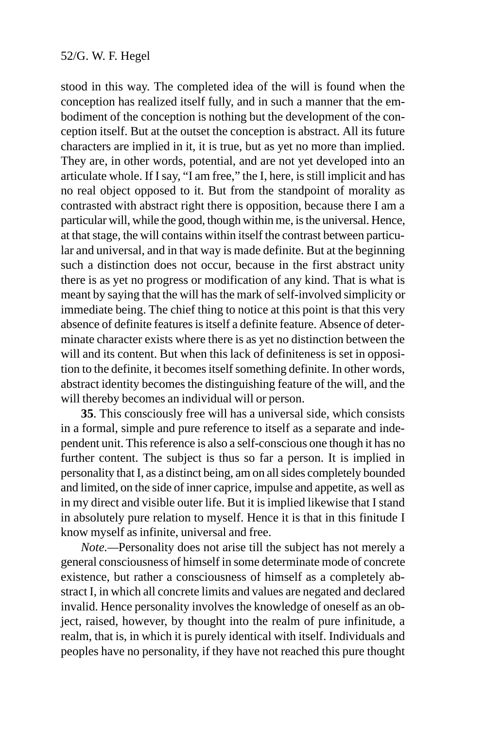stood in this way. The completed idea of the will is found when the conception has realized itself fully, and in such a manner that the embodiment of the conception is nothing but the development of the conception itself. But at the outset the conception is abstract. All its future characters are implied in it, it is true, but as yet no more than implied. They are, in other words, potential, and are not yet developed into an articulate whole. If I say, "I am free," the I, here, is still implicit and has no real object opposed to it. But from the standpoint of morality as contrasted with abstract right there is opposition, because there I am a particular will, while the good, though within me, is the universal. Hence, at that stage, the will contains within itself the contrast between particular and universal, and in that way is made definite. But at the beginning such a distinction does not occur, because in the first abstract unity there is as yet no progress or modification of any kind. That is what is meant by saying that the will has the mark of self-involved simplicity or immediate being. The chief thing to notice at this point is that this very absence of definite features is itself a definite feature. Absence of determinate character exists where there is as yet no distinction between the will and its content. But when this lack of definiteness is set in opposition to the definite, it becomes itself something definite. In other words, abstract identity becomes the distinguishing feature of the will, and the will thereby becomes an individual will or person.

**35**. This consciously free will has a universal side, which consists in a formal, simple and pure reference to itself as a separate and independent unit. This reference is also a self-conscious one though it has no further content. The subject is thus so far a person. It is implied in personality that I, as a distinct being, am on all sides completely bounded and limited, on the side of inner caprice, impulse and appetite, as well as in my direct and visible outer life. But it is implied likewise that I stand in absolutely pure relation to myself. Hence it is that in this finitude I know myself as infinite, universal and free.

*Note.*—Personality does not arise till the subject has not merely a general consciousness of himself in some determinate mode of concrete existence, but rather a consciousness of himself as a completely abstract I, in which all concrete limits and values are negated and declared invalid. Hence personality involves the knowledge of oneself as an object, raised, however, by thought into the realm of pure infinitude, a realm, that is, in which it is purely identical with itself. Individuals and peoples have no personality, if they have not reached this pure thought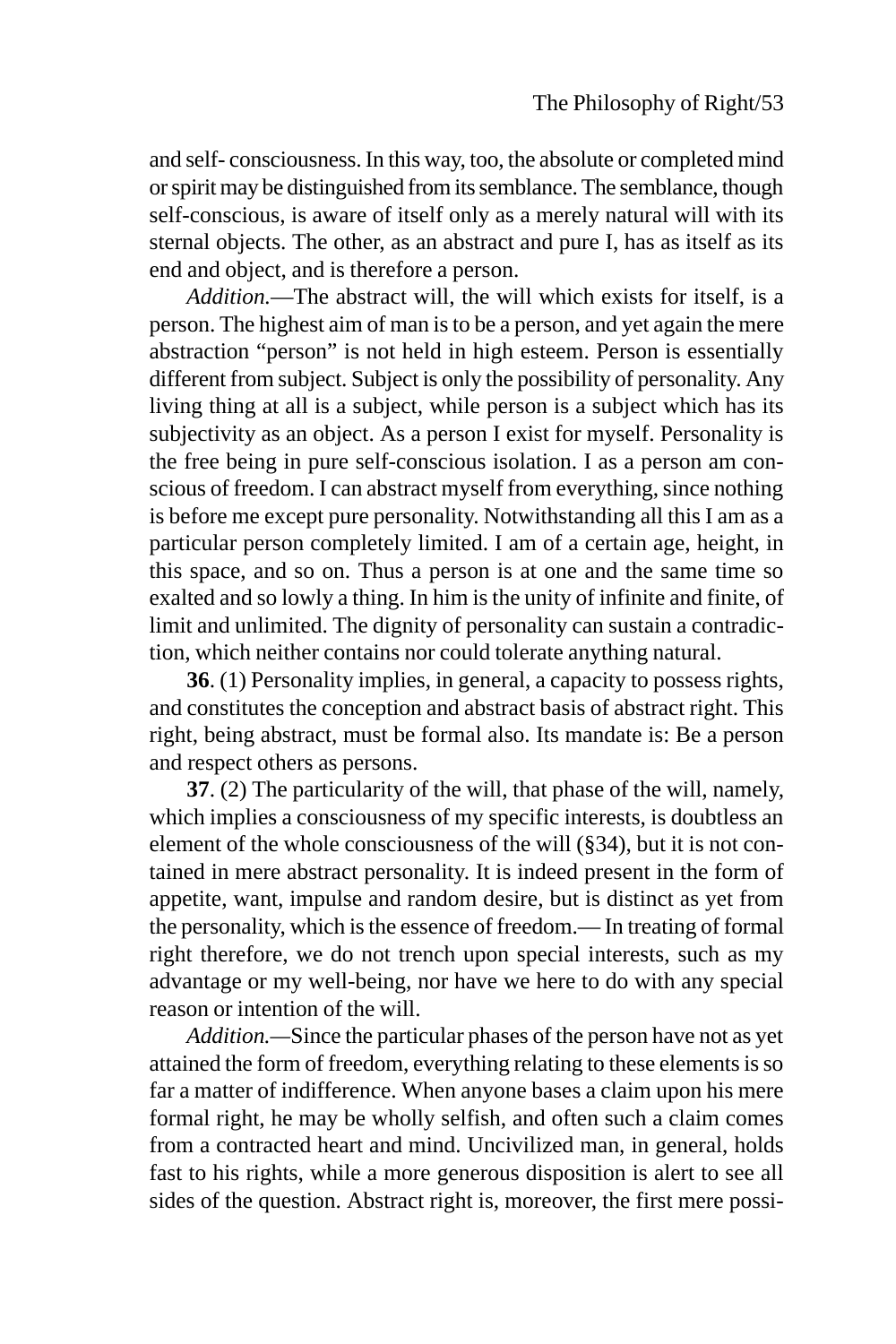and self- consciousness. In this way, too, the absolute or completed mind or spirit may be distinguished from its semblance. The semblance, though self-conscious, is aware of itself only as a merely natural will with its sternal objects. The other, as an abstract and pure I, has as itself as its end and object, and is therefore a person.

*Addition.*—The abstract will, the will which exists for itself, is a person. The highest aim of man is to be a person, and yet again the mere abstraction "person" is not held in high esteem. Person is essentially different from subject. Subject is only the possibility of personality. Any living thing at all is a subject, while person is a subject which has its subjectivity as an object. As a person I exist for myself. Personality is the free being in pure self-conscious isolation. I as a person am conscious of freedom. I can abstract myself from everything, since nothing is before me except pure personality. Notwithstanding all this I am as a particular person completely limited. I am of a certain age, height, in this space, and so on. Thus a person is at one and the same time so exalted and so lowly a thing. In him is the unity of infinite and finite, of limit and unlimited. The dignity of personality can sustain a contradiction, which neither contains nor could tolerate anything natural.

**36**. (1) Personality implies, in general, a capacity to possess rights, and constitutes the conception and abstract basis of abstract right. This right, being abstract, must be formal also. Its mandate is: Be a person and respect others as persons.

**37**. (2) The particularity of the will, that phase of the will, namely, which implies a consciousness of my specific interests, is doubtless an element of the whole consciousness of the will (§34), but it is not contained in mere abstract personality. It is indeed present in the form of appetite, want, impulse and random desire, but is distinct as yet from the personality, which is the essence of freedom.— In treating of formal right therefore, we do not trench upon special interests, such as my advantage or my well-being, nor have we here to do with any special reason or intention of the will.

*Addition.*—Since the particular phases of the person have not as yet attained the form of freedom, everything relating to these elements is so far a matter of indifference. When anyone bases a claim upon his mere formal right, he may be wholly selfish, and often such a claim comes from a contracted heart and mind. Uncivilized man, in general, holds fast to his rights, while a more generous disposition is alert to see all sides of the question. Abstract right is, moreover, the first mere possi-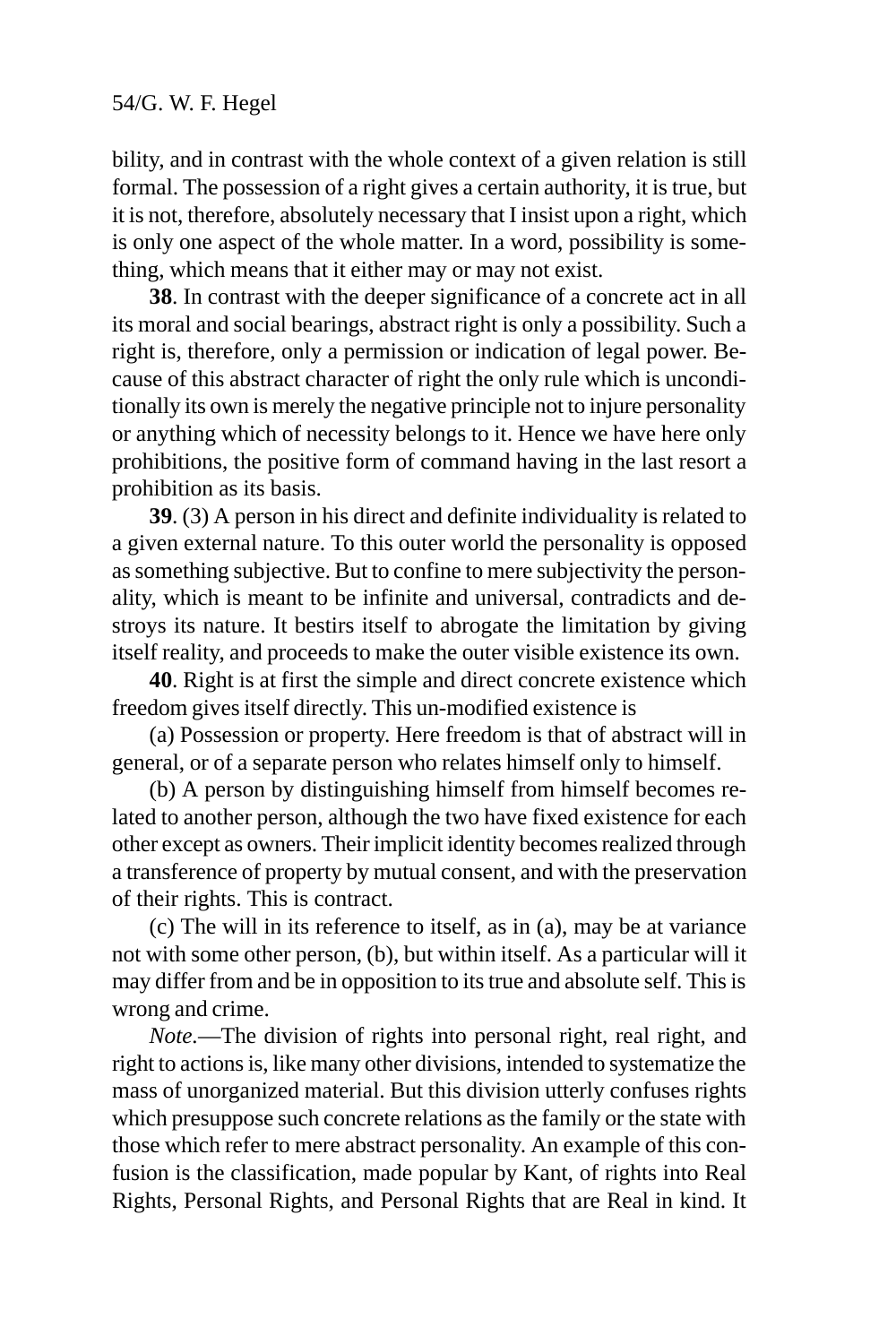bility, and in contrast with the whole context of a given relation is still formal. The possession of a right gives a certain authority, it is true, but it is not, therefore, absolutely necessary that I insist upon a right, which is only one aspect of the whole matter. In a word, possibility is something, which means that it either may or may not exist.

**38**. In contrast with the deeper significance of a concrete act in all its moral and social bearings, abstract right is only a possibility. Such a right is, therefore, only a permission or indication of legal power. Because of this abstract character of right the only rule which is unconditionally its own is merely the negative principle not to injure personality or anything which of necessity belongs to it. Hence we have here only prohibitions, the positive form of command having in the last resort a prohibition as its basis.

**39**. (3) A person in his direct and definite individuality is related to a given external nature. To this outer world the personality is opposed as something subjective. But to confine to mere subjectivity the personality, which is meant to be infinite and universal, contradicts and destroys its nature. It bestirs itself to abrogate the limitation by giving itself reality, and proceeds to make the outer visible existence its own.

**40**. Right is at first the simple and direct concrete existence which freedom gives itself directly. This un-modified existence is

(a) Possession or property. Here freedom is that of abstract will in general, or of a separate person who relates himself only to himself.

(b) A person by distinguishing himself from himself becomes related to another person, although the two have fixed existence for each other except as owners. Their implicit identity becomes realized through a transference of property by mutual consent, and with the preservation of their rights. This is contract.

(c) The will in its reference to itself, as in (a), may be at variance not with some other person, (b), but within itself. As a particular will it may differ from and be in opposition to its true and absolute self. This is wrong and crime.

*Note*.—The division of rights into personal right, real right, and right to actions is, like many other divisions, intended to systematize the mass of unorganized material. But this division utterly confuses rights which presuppose such concrete relations as the family or the state with those which refer to mere abstract personality. An example of this confusion is the classification, made popular by Kant, of rights into Real Rights, Personal Rights, and Personal Rights that are Real in kind. It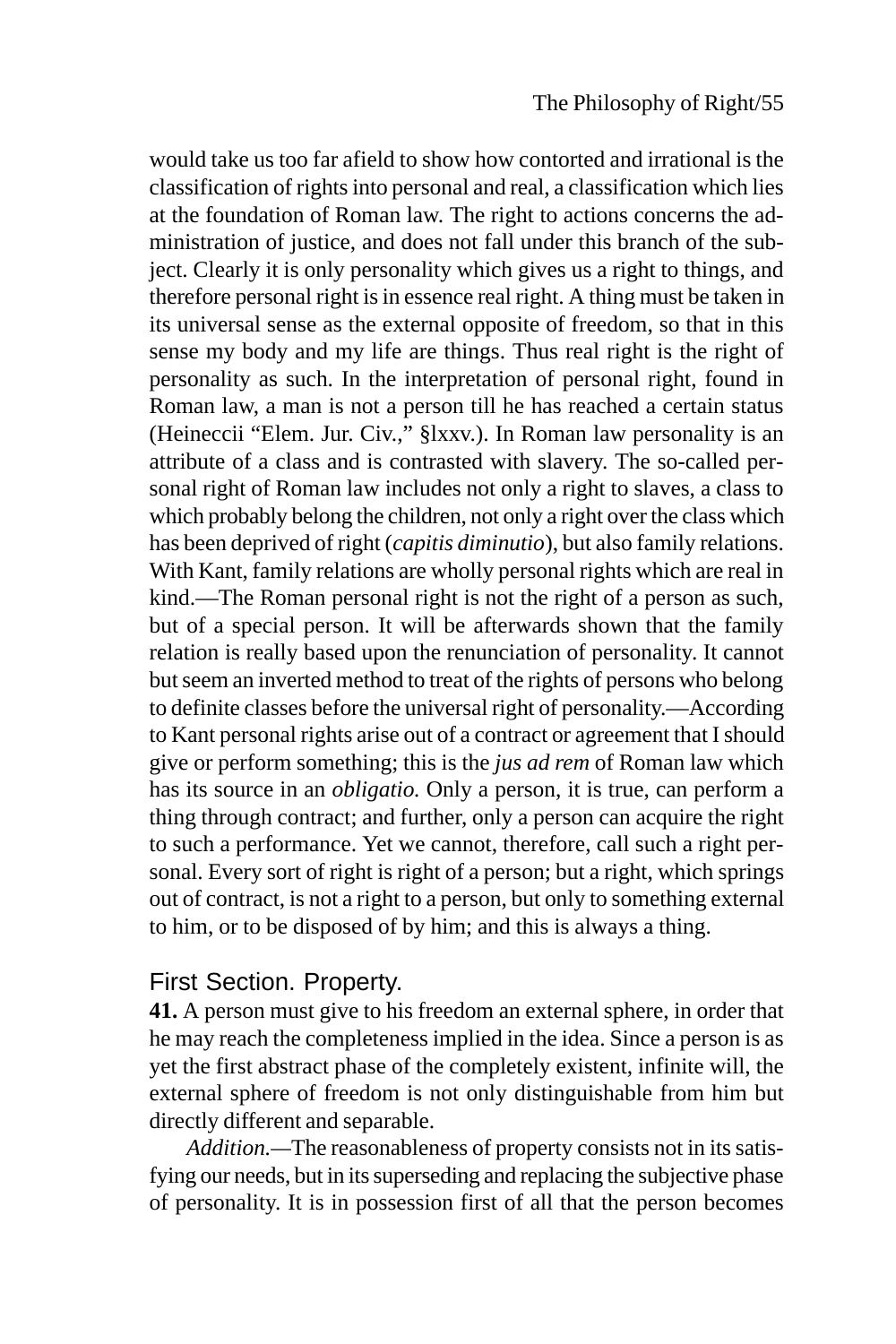would take us too far afield to show how contorted and irrational is the classification of rights into personal and real, a classification which lies at the foundation of Roman law. The right to actions concerns the administration of justice, and does not fall under this branch of the subject. Clearly it is only personality which gives us a right to things, and therefore personal right is in essence real right. A thing must be taken in its universal sense as the external opposite of freedom, so that in this sense my body and my life are things. Thus real right is the right of personality as such. In the interpretation of personal right, found in Roman law, a man is not a person till he has reached a certain status (Heineccii "Elem. Jur. Civ.," §lxxv.). In Roman law personality is an attribute of a class and is contrasted with slavery. The so-called personal right of Roman law includes not only a right to slaves, a class to which probably belong the children, not only a right over the class which has been deprived of right (*capitis diminutio*), but also family relations. With Kant, family relations are wholly personal rights which are real in kind.—The Roman personal right is not the right of a person as such, but of a special person. It will be afterwards shown that the family relation is really based upon the renunciation of personality. It cannot but seem an inverted method to treat of the rights of persons who belong to definite classes before the universal right of personality.—According to Kant personal rights arise out of a contract or agreement that I should give or perform something; this is the *jus ad rem* of Roman law which has its source in an *obligatio.* Only a person, it is true, can perform a thing through contract; and further, only a person can acquire the right to such a performance. Yet we cannot, therefore, call such a right personal. Every sort of right is right of a person; but a right, which springs out of contract, is not a right to a person, but only to something external to him, or to be disposed of by him; and this is always a thing.

## First Section. Property.

**41.** A person must give to his freedom an external sphere, in order that he may reach the completeness implied in the idea. Since a person is as yet the first abstract phase of the completely existent, infinite will, the external sphere of freedom is not only distinguishable from him but directly different and separable.

*Addition.*—The reasonableness of property consists not in its satisfying our needs, but in its superseding and replacing the subjective phase of personality. It is in possession first of all that the person becomes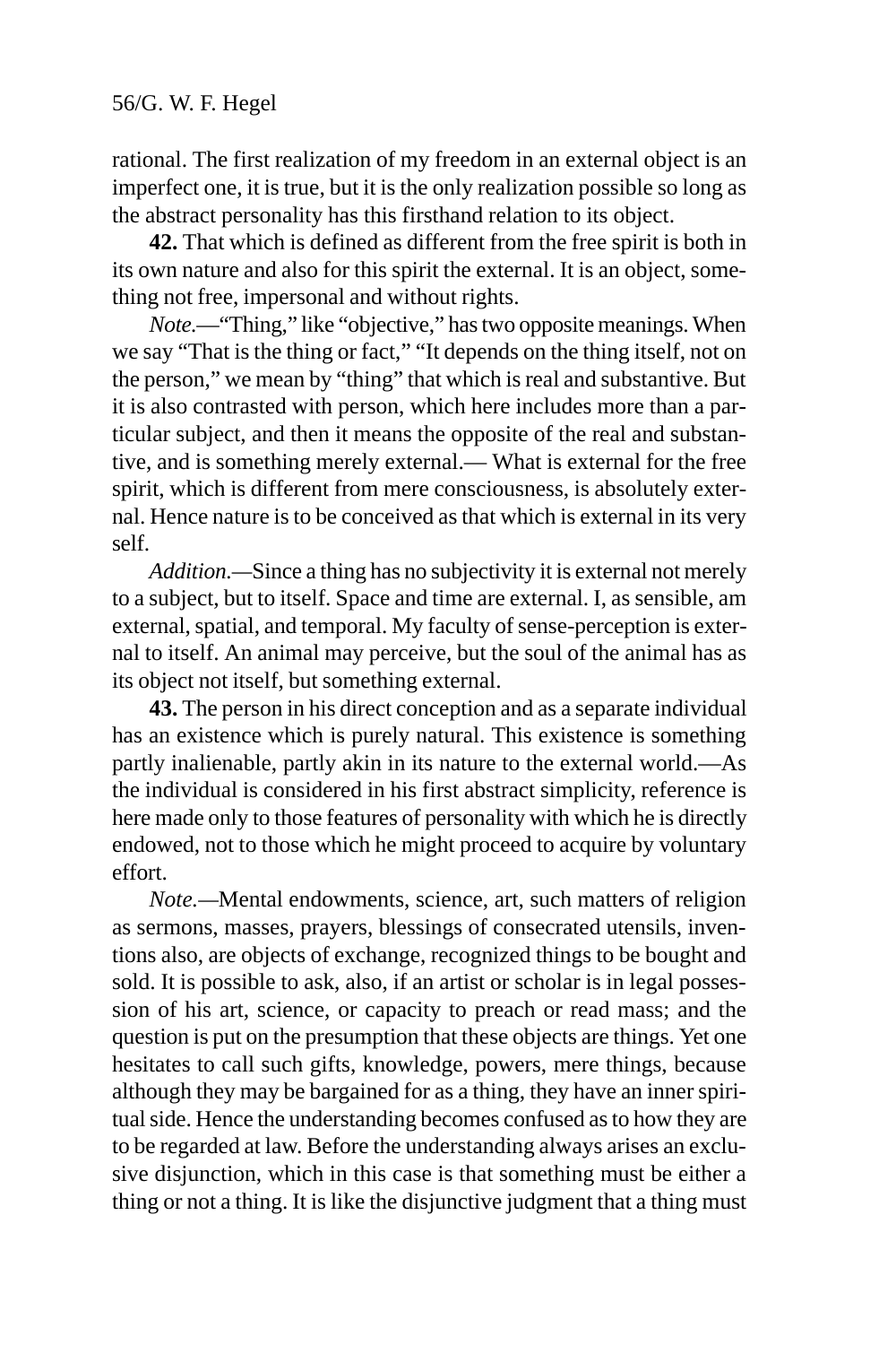rational. The first realization of my freedom in an external object is an imperfect one, it is true, but it is the only realization possible so long as the abstract personality has this firsthand relation to its object.

**42.** That which is defined as different from the free spirit is both in its own nature and also for this spirit the external. It is an object, something not free, impersonal and without rights.

*Note.*—"Thing," like "objective," has two opposite meanings. When we say "That is the thing or fact," "It depends on the thing itself, not on the person," we mean by "thing" that which is real and substantive. But it is also contrasted with person, which here includes more than a particular subject, and then it means the opposite of the real and substantive, and is something merely external.— What is external for the free spirit, which is different from mere consciousness, is absolutely external. Hence nature is to be conceived as that which is external in its very self.

*Addition.*—Since a thing has no subjectivity it is external not merely to a subject, but to itself. Space and time are external. I, as sensible, am external, spatial, and temporal. My faculty of sense-perception is external to itself. An animal may perceive, but the soul of the animal has as its object not itself, but something external.

**43.** The person in his direct conception and as a separate individual has an existence which is purely natural. This existence is something partly inalienable, partly akin in its nature to the external world.—As the individual is considered in his first abstract simplicity, reference is here made only to those features of personality with which he is directly endowed, not to those which he might proceed to acquire by voluntary effort.

*Note.*—Mental endowments, science, art, such matters of religion as sermons, masses, prayers, blessings of consecrated utensils, inventions also, are objects of exchange, recognized things to be bought and sold. It is possible to ask, also, if an artist or scholar is in legal possession of his art, science, or capacity to preach or read mass; and the question is put on the presumption that these objects are things. Yet one hesitates to call such gifts, knowledge, powers, mere things, because although they may be bargained for as a thing, they have an inner spiritual side. Hence the understanding becomes confused as to how they are to be regarded at law. Before the understanding always arises an exclusive disjunction, which in this case is that something must be either a thing or not a thing. It is like the disjunctive judgment that a thing must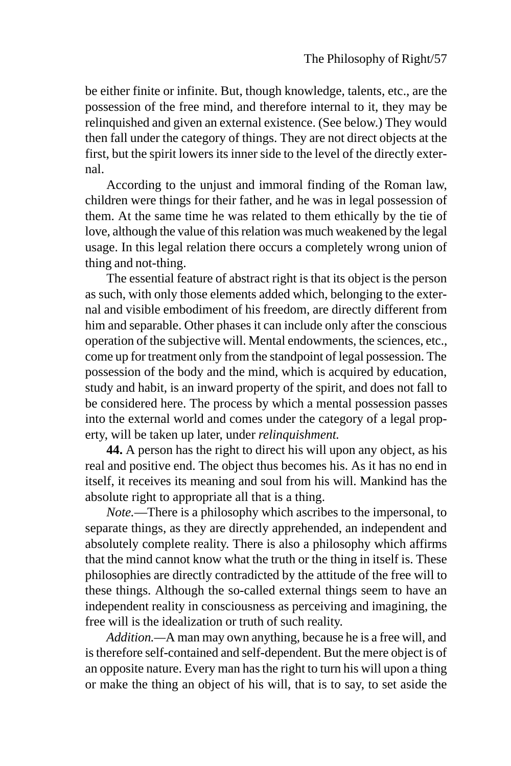be either finite or infinite. But, though knowledge, talents, etc., are the possession of the free mind, and therefore internal to it, they may be relinquished and given an external existence. (See below.) They would then fall under the category of things. They are not direct objects at the first, but the spirit lowers its inner side to the level of the directly external.

According to the unjust and immoral finding of the Roman law, children were things for their father, and he was in legal possession of them. At the same time he was related to them ethically by the tie of love, although the value of this relation was much weakened by the legal usage. In this legal relation there occurs a completely wrong union of thing and not-thing.

The essential feature of abstract right is that its object is the person as such, with only those elements added which, belonging to the external and visible embodiment of his freedom, are directly different from him and separable. Other phases it can include only after the conscious operation of the subjective will. Mental endowments, the sciences, etc., come up for treatment only from the standpoint of legal possession. The possession of the body and the mind, which is acquired by education, study and habit, is an inward property of the spirit, and does not fall to be considered here. The process by which a mental possession passes into the external world and comes under the category of a legal property, will be taken up later, under *relinquishment.*

**44.** A person has the right to direct his will upon any object, as his real and positive end. The object thus becomes his. As it has no end in itself, it receives its meaning and soul from his will. Mankind has the absolute right to appropriate all that is a thing.

*Note.*—There is a philosophy which ascribes to the impersonal, to separate things, as they are directly apprehended, an independent and absolutely complete reality. There is also a philosophy which affirms that the mind cannot know what the truth or the thing in itself is. These philosophies are directly contradicted by the attitude of the free will to these things. Although the so-called external things seem to have an independent reality in consciousness as perceiving and imagining, the free will is the idealization or truth of such reality.

*Addition.*—A man may own anything, because he is a free will, and is therefore self-contained and self-dependent. But the mere object is of an opposite nature. Every man has the right to turn his will upon a thing or make the thing an object of his will, that is to say, to set aside the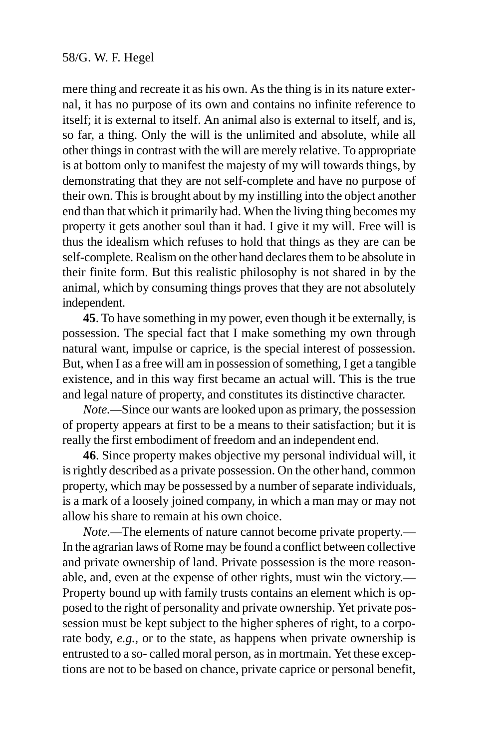mere thing and recreate it as his own. As the thing is in its nature external, it has no purpose of its own and contains no infinite reference to itself; it is external to itself. An animal also is external to itself, and is, so far, a thing. Only the will is the unlimited and absolute, while all other things in contrast with the will are merely relative. To appropriate is at bottom only to manifest the majesty of my will towards things, by demonstrating that they are not self-complete and have no purpose of their own. This is brought about by my instilling into the object another end than that which it primarily had. When the living thing becomes my property it gets another soul than it had. I give it my will. Free will is thus the idealism which refuses to hold that things as they are can be self-complete. Realism on the other hand declares them to be absolute in their finite form. But this realistic philosophy is not shared in by the animal, which by consuming things proves that they are not absolutely independent.

**45**. To have something in my power, even though it be externally, is possession. The special fact that I make something my own through natural want, impulse or caprice, is the special interest of possession. But, when I as a free will am in possession of something, I get a tangible existence, and in this way first became an actual will. This is the true and legal nature of property, and constitutes its distinctive character.

*Note.*—Since our wants are looked upon as primary, the possession of property appears at first to be a means to their satisfaction; but it is really the first embodiment of freedom and an independent end.

**46**. Since property makes objective my personal individual will, it is rightly described as a private possession. On the other hand, common property, which may be possessed by a number of separate individuals, is a mark of a loosely joined company, in which a man may or may not allow his share to remain at his own choice.

*Note.*—The elements of nature cannot become private property.—In the agrarian laws of Rome may be found a conflict between collective and private ownership of land. Private possession is the more reasonable, and, even at the expense of other rights, must win the victory.—Property bound up with family trusts contains an element which is opposed to the right of personality and private ownership. Yet private possession must be kept subject to the higher spheres of right, to a corporate body, *e.g.*, or to the state, as happens when private ownership is entrusted to a so- called moral person, as in mortmain. Yet these exceptions are not to be based on chance, private caprice or personal benefit,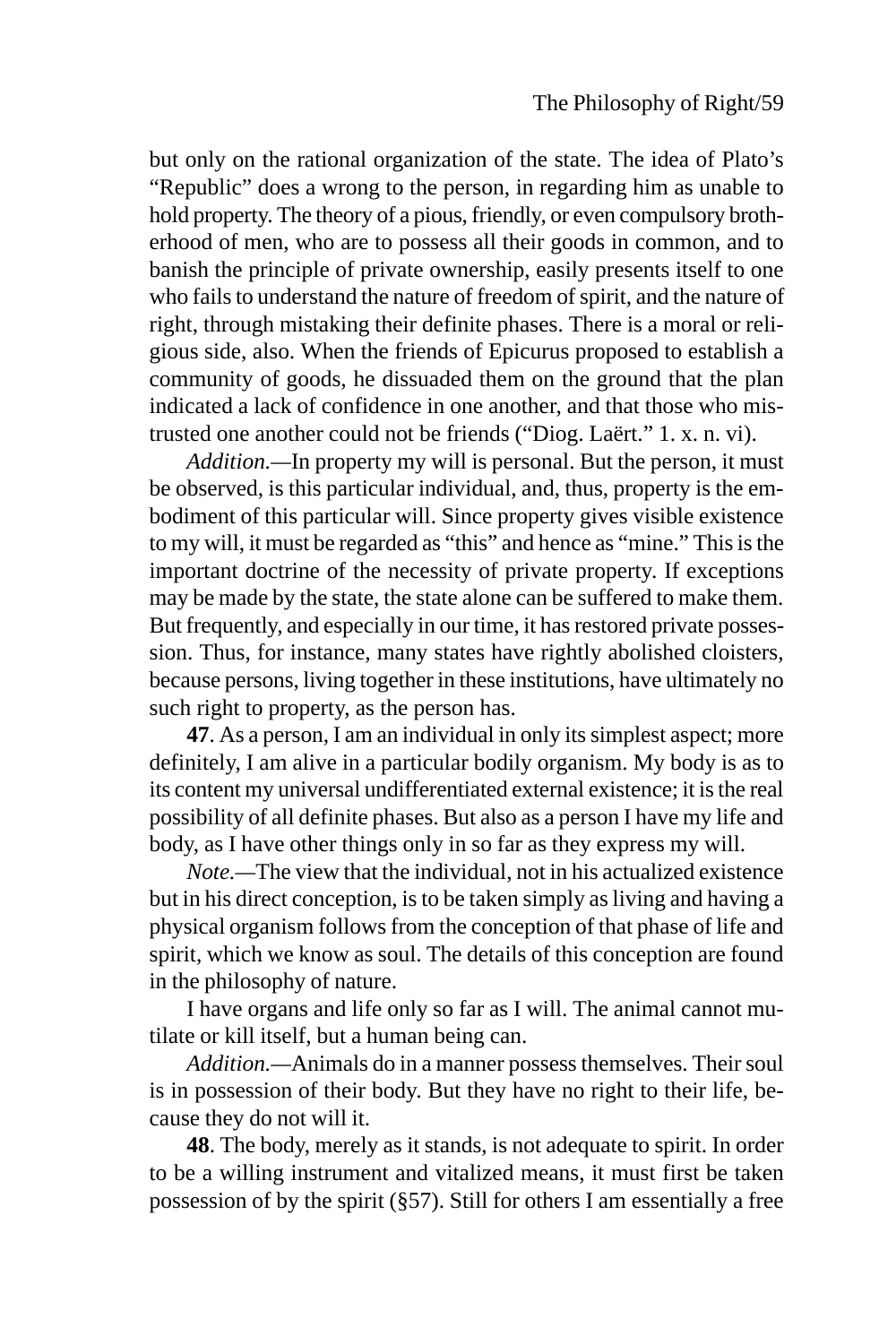but only on the rational organization of the state. The idea of Plato's "Republic" does a wrong to the person, in regarding him as unable to hold property. The theory of a pious, friendly, or even compulsory brotherhood of men, who are to possess all their goods in common, and to banish the principle of private ownership, easily presents itself to one who fails to understand the nature of freedom of spirit, and the nature of right, through mistaking their definite phases. There is a moral or religious side, also. When the friends of Epicurus proposed to establish a community of goods, he dissuaded them on the ground that the plan indicated a lack of confidence in one another, and that those who mistrusted one another could not be friends ("Diog. Laërt." 1. x. n. vi).

*Addition.*—In property my will is personal. But the person, it must be observed, is this particular individual, and, thus, property is the embodiment of this particular will. Since property gives visible existence to my will, it must be regarded as "this" and hence as "mine." This is the important doctrine of the necessity of private property. If exceptions may be made by the state, the state alone can be suffered to make them. But frequently, and especially in our time, it has restored private possession. Thus, for instance, many states have rightly abolished cloisters, because persons, living together in these institutions, have ultimately no such right to property, as the person has.

**47**. As a person, I am an individual in only its simplest aspect; more definitely, I am alive in a particular bodily organism. My body is as to its content my universal undifferentiated external existence; it is the real possibility of all definite phases. But also as a person I have my life and body, as I have other things only in so far as they express my will.

*Note.*—The view that the individual, not in his actualized existence but in his direct conception, is to be taken simply as living and having a physical organism follows from the conception of that phase of life and spirit, which we know as soul. The details of this conception are found in the philosophy of nature.

I have organs and life only so far as I will. The animal cannot mutilate or kill itself, but a human being can.

*Addition.*—Animals do in a manner possess themselves. Their soul is in possession of their body. But they have no right to their life, because they do not will it.

**48**. The body, merely as it stands, is not adequate to spirit. In order to be a willing instrument and vitalized means, it must first be taken possession of by the spirit (§57). Still for others I am essentially a free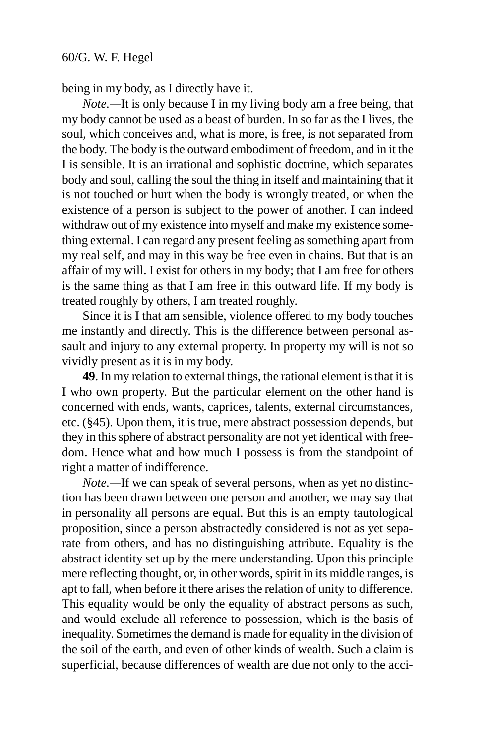being in my body, as I directly have it.

*Note.*—It is only because I in my living body am a free being, that my body cannot be used as a beast of burden. In so far as the I lives, the soul, which conceives and, what is more, is free, is not separated from the body. The body is the outward embodiment of freedom, and in it the I is sensible. It is an irrational and sophistic doctrine, which separates body and soul, calling the soul the thing in itself and maintaining that it is not touched or hurt when the body is wrongly treated, or when the existence of a person is subject to the power of another. I can indeed withdraw out of my existence into myself and make my existence something external. I can regard any present feeling as something apart from my real self, and may in this way be free even in chains. But that is an affair of my will. I exist for others in my body; that I am free for others is the same thing as that I am free in this outward life. If my body is treated roughly by others, I am treated roughly.

Since it is I that am sensible, violence offered to my body touches me instantly and directly. This is the difference between personal assault and injury to any external property. In property my will is not so vividly present as it is in my body.

**49**. In my relation to external things, the rational element is that it is I who own property. But the particular element on the other hand is concerned with ends, wants, caprices, talents, external circumstances, etc. (§45). Upon them, it is true, mere abstract possession depends, but they in this sphere of abstract personality are not yet identical with freedom. Hence what and how much I possess is from the standpoint of right a matter of indifference.

*Note.*—If we can speak of several persons, when as yet no distinction has been drawn between one person and another, we may say that in personality all persons are equal. But this is an empty tautological proposition, since a person abstractedly considered is not as yet separate from others, and has no distinguishing attribute. Equality is the abstract identity set up by the mere understanding. Upon this principle mere reflecting thought, or, in other words, spirit in its middle ranges, is apt to fall, when before it there arises the relation of unity to difference. This equality would be only the equality of abstract persons as such, and would exclude all reference to possession, which is the basis of inequality. Sometimes the demand is made for equality in the division of the soil of the earth, and even of other kinds of wealth. Such a claim is superficial, because differences of wealth are due not only to the acci-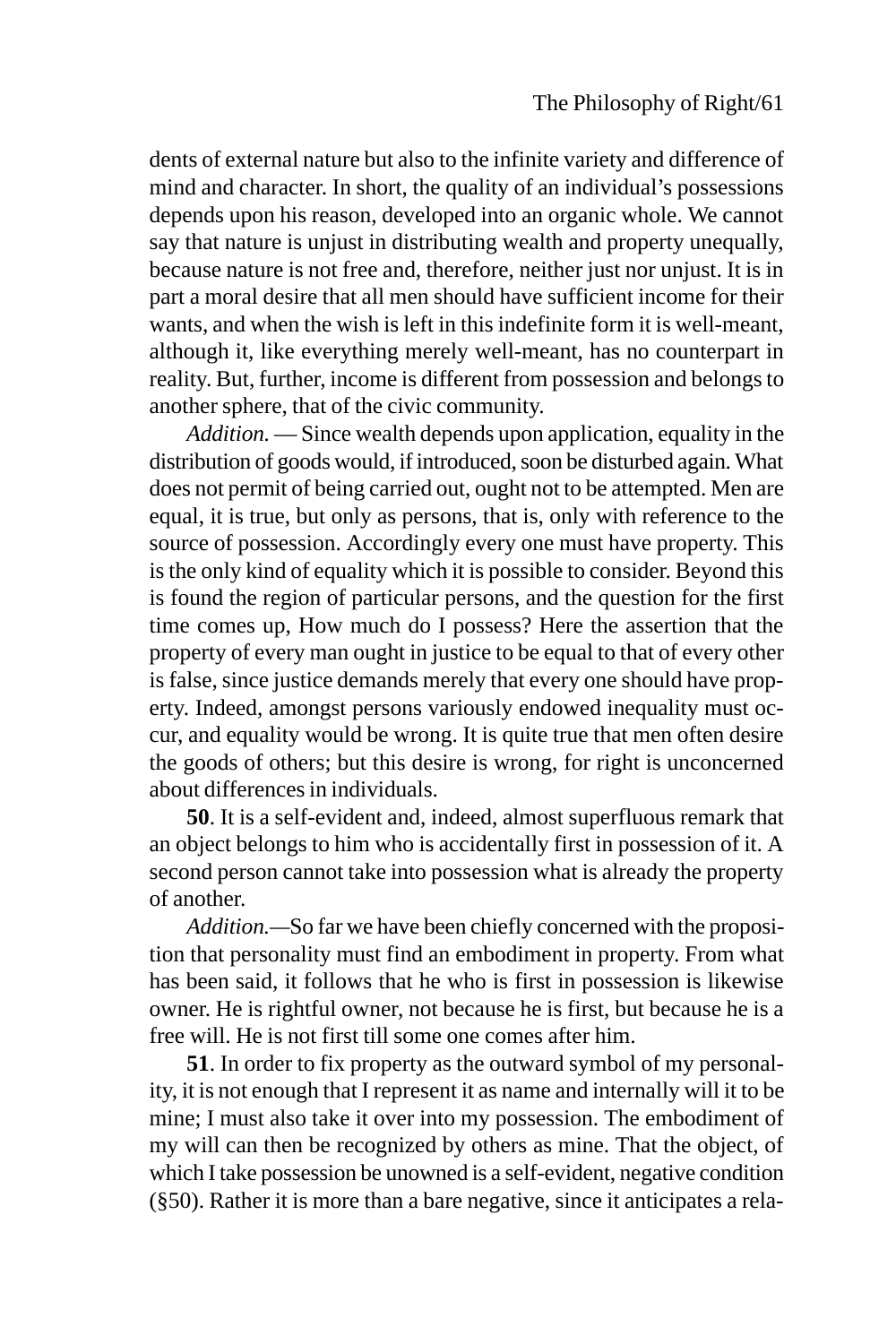dents of external nature but also to the infinite variety and difference of mind and character. In short, the quality of an individual's possessions depends upon his reason, developed into an organic whole. We cannot say that nature is unjust in distributing wealth and property unequally, because nature is not free and, therefore, neither just nor unjust. It is in part a moral desire that all men should have sufficient income for their wants, and when the wish is left in this indefinite form it is well-meant, although it, like everything merely well-meant, has no counterpart in reality. But, further, income is different from possession and belongs to another sphere, that of the civic community.

*Addition.* — Since wealth depends upon application, equality in the distribution of goods would, if introduced, soon be disturbed again. What does not permit of being carried out, ought not to be attempted. Men are equal, it is true, but only as persons, that is, only with reference to the source of possession. Accordingly every one must have property. This is the only kind of equality which it is possible to consider. Beyond this is found the region of particular persons, and the question for the first time comes up, How much do I possess? Here the assertion that the property of every man ought in justice to be equal to that of every other is false, since justice demands merely that every one should have property. Indeed, amongst persons variously endowed inequality must occur, and equality would be wrong. It is quite true that men often desire the goods of others; but this desire is wrong, for right is unconcerned about differences in individuals.

**50**. It is a self-evident and, indeed, almost superfluous remark that an object belongs to him who is accidentally first in possession of it. A second person cannot take into possession what is already the property of another.

*Addition.*—So far we have been chiefly concerned with the proposition that personality must find an embodiment in property. From what has been said, it follows that he who is first in possession is likewise owner. He is rightful owner, not because he is first, but because he is a free will. He is not first till some one comes after him.

**51**. In order to fix property as the outward symbol of my personality, it is not enough that I represent it as name and internally will it to be mine; I must also take it over into my possession. The embodiment of my will can then be recognized by others as mine. That the object, of which I take possession be unowned is a self-evident, negative condition (§50). Rather it is more than a bare negative, since it anticipates a rela-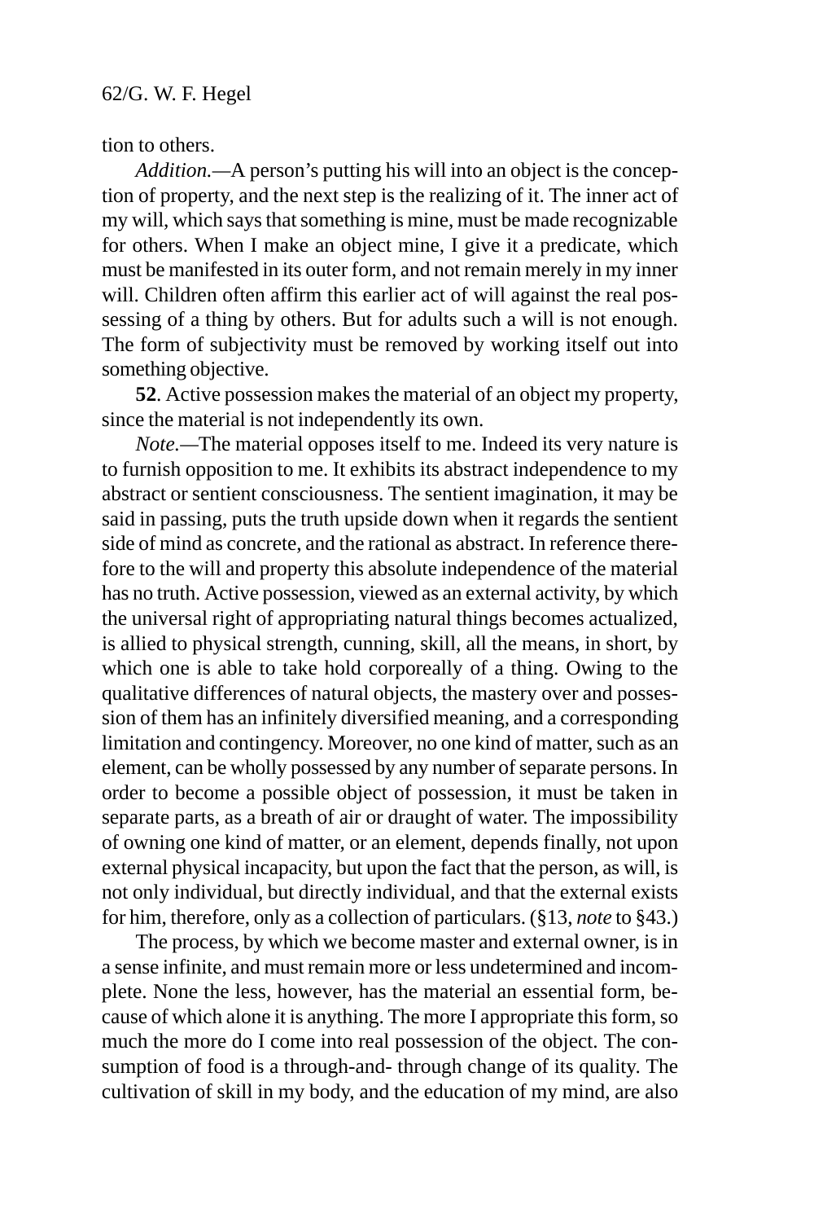tion to others.

*Addition.*—A person's putting his will into an object is the conception of property, and the next step is the realizing of it. The inner act of my will, which says that something is mine, must be made recognizable for others. When I make an object mine, I give it a predicate, which must be manifested in its outer form, and not remain merely in my inner will. Children often affirm this earlier act of will against the real possessing of a thing by others. But for adults such a will is not enough. The form of subjectivity must be removed by working itself out into something objective.

**52**. Active possession makes the material of an object my property, since the material is not independently its own.

*Note.*—The material opposes itself to me. Indeed its very nature is to furnish opposition to me. It exhibits its abstract independence to my abstract or sentient consciousness. The sentient imagination, it may be said in passing, puts the truth upside down when it regards the sentient side of mind as concrete, and the rational as abstract. In reference therefore to the will and property this absolute independence of the material has no truth. Active possession, viewed as an external activity, by which the universal right of appropriating natural things becomes actualized, is allied to physical strength, cunning, skill, all the means, in short, by which one is able to take hold corporeally of a thing. Owing to the qualitative differences of natural objects, the mastery over and possession of them has an infinitely diversified meaning, and a corresponding limitation and contingency. Moreover, no one kind of matter, such as an element, can be wholly possessed by any number of separate persons. In order to become a possible object of possession, it must be taken in separate parts, as a breath of air or draught of water. The impossibility of owning one kind of matter, or an element, depends finally, not upon external physical incapacity, but upon the fact that the person, as will, is not only individual, but directly individual, and that the external exists for him, therefore, only as a collection of particulars. (§13, *note* to §43.)

The process, by which we become master and external owner, is in a sense infinite, and must remain more or less undetermined and incomplete. None the less, however, has the material an essential form, because of which alone it is anything. The more I appropriate this form, so much the more do I come into real possession of the object. The consumption of food is a through-and- through change of its quality. The cultivation of skill in my body, and the education of my mind, are also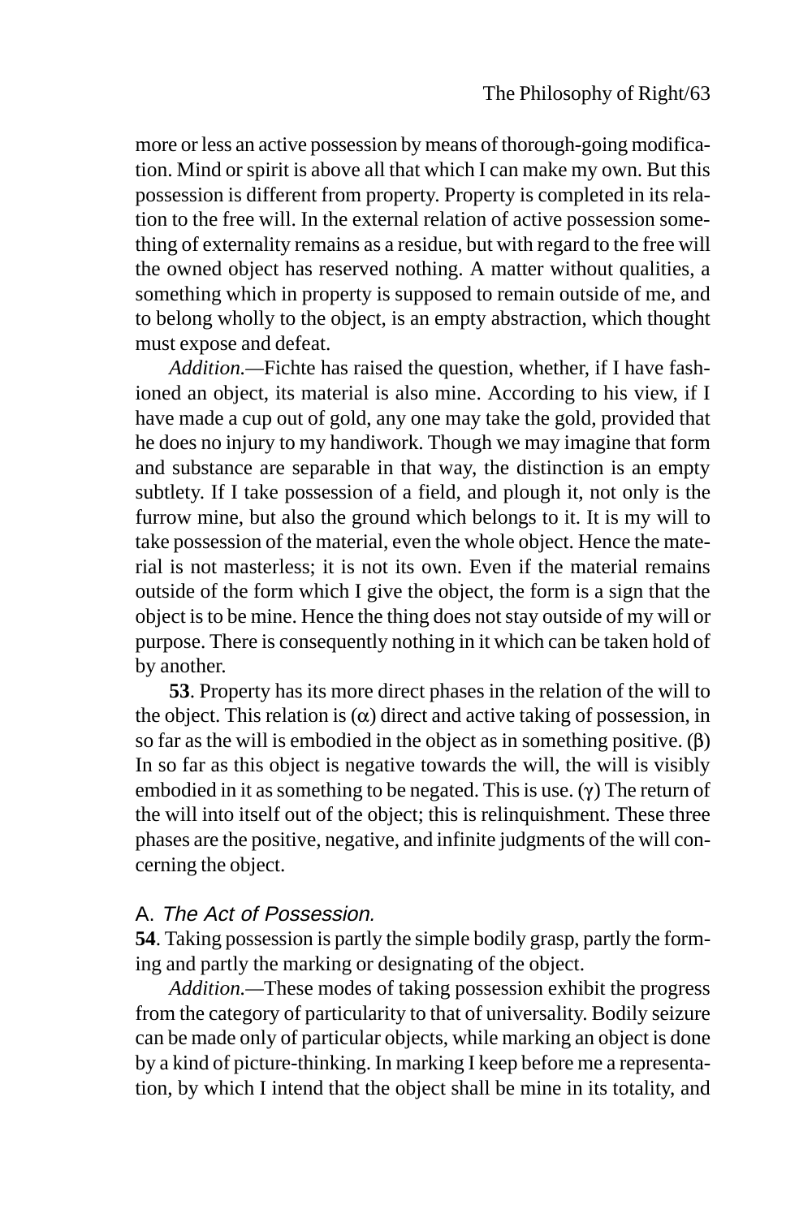more or less an active possession by means of thorough-going modification. Mind or spirit is above all that which I can make my own. But this possession is different from property. Property is completed in its relation to the free will. In the external relation of active possession something of externality remains as a residue, but with regard to the free will the owned object has reserved nothing. A matter without qualities, a something which in property is supposed to remain outside of me, and to belong wholly to the object, is an empty abstraction, which thought must expose and defeat.

*Addition.*—Fichte has raised the question, whether, if I have fashioned an object, its material is also mine. According to his view, if I have made a cup out of gold, any one may take the gold, provided that he does no injury to my handiwork. Though we may imagine that form and substance are separable in that way, the distinction is an empty subtlety. If I take possession of a field, and plough it, not only is the furrow mine, but also the ground which belongs to it. It is my will to take possession of the material, even the whole object. Hence the material is not masterless; it is not its own. Even if the material remains outside of the form which I give the object, the form is a sign that the object is to be mine. Hence the thing does not stay outside of my will or purpose. There is consequently nothing in it which can be taken hold of by another.

**53**. Property has its more direct phases in the relation of the will to the object. This relation is (α) direct and active taking of possession, in so far as the will is embodied in the object as in something positive. (β) In so far as this object is negative towards the will, the will is visibly embodied in it as something to be negated. This is use. (γ) The return of the will into itself out of the object; this is relinquishment. These three phases are the positive, negative, and infinite judgments of the will concerning the object.

### A. *The Act of Possession.*

**54**. Taking possession is partly the simple bodily grasp, partly the forming and partly the marking or designating of the object.

*Addition.*—These modes of taking possession exhibit the progress from the category of particularity to that of universality. Bodily seizure can be made only of particular objects, while marking an object is done by a kind of picture-thinking. In marking I keep before me a representation, by which I intend that the object shall be mine in its totality, and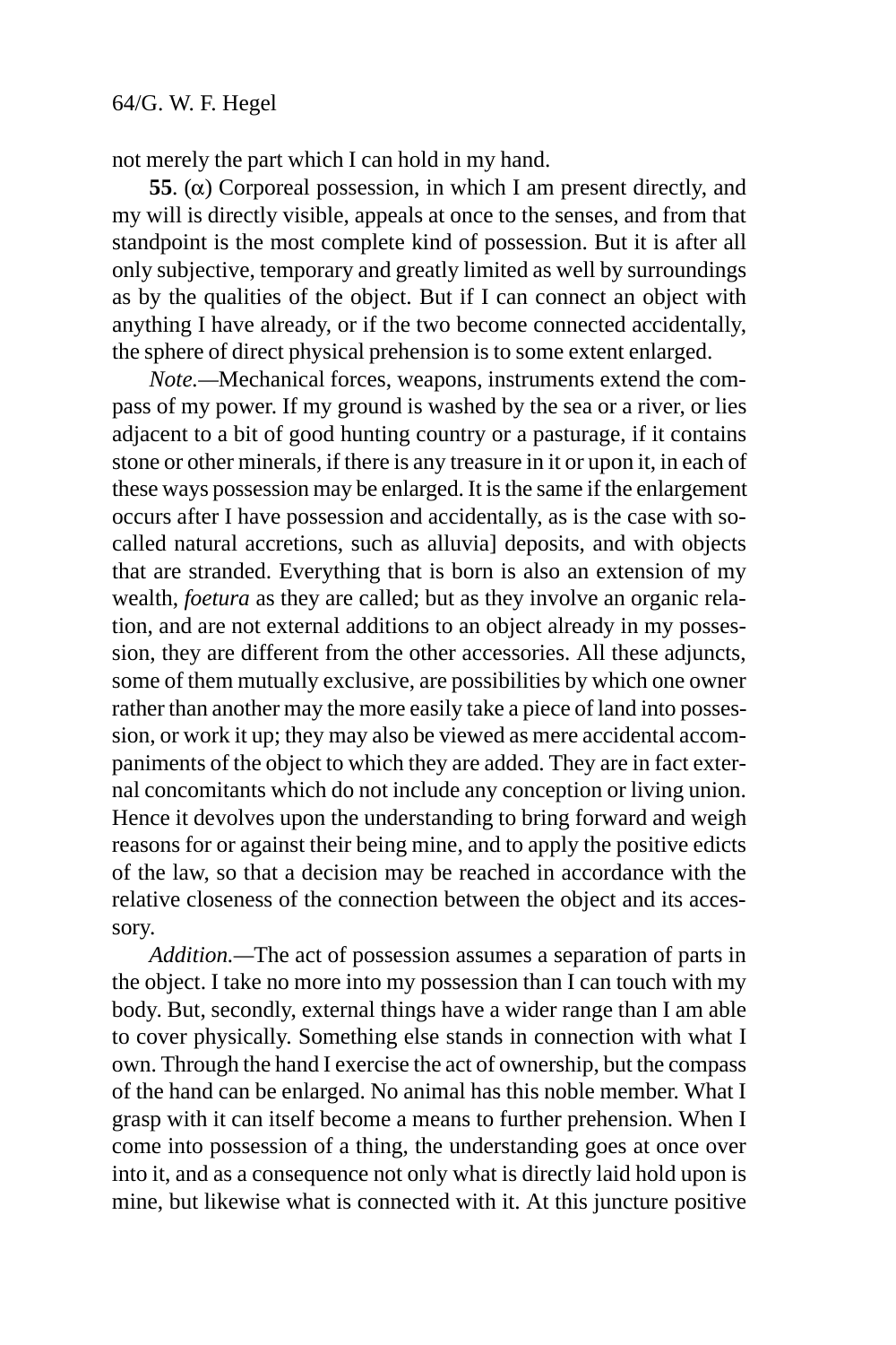not merely the part which I can hold in my hand.

**55**. (α) Corporeal possession, in which I am present directly, and my will is directly visible, appeals at once to the senses, and from that standpoint is the most complete kind of possession. But it is after all only subjective, temporary and greatly limited as well by surroundings as by the qualities of the object. But if I can connect an object with anything I have already, or if the two become connected accidentally, the sphere of direct physical prehension is to some extent enlarged.

*Note.*—Mechanical forces, weapons, instruments extend the compass of my power. If my ground is washed by the sea or a river, or lies adjacent to a bit of good hunting country or a pasturage, if it contains stone or other minerals, if there is any treasure in it or upon it, in each of these ways possession may be enlarged. It is the same if the enlargement occurs after I have possession and accidentally, as is the case with so-called natural accretions, such as alluvia] deposits, and with objects that are stranded. Everything that is born is also an extension of my wealth, *foetura* as they are called; but as they involve an organic relation, and are not external additions to an object already in my possession, they are different from the other accessories. All these adjuncts, some of them mutually exclusive, are possibilities by which one owner rather than another may the more easily take a piece of land into possession, or work it up; they may also be viewed as mere accidental accompaniments of the object to which they are added. They are in fact external concomitants which do not include any conception or living union. Hence it devolves upon the understanding to bring forward and weigh reasons for or against their being mine, and to apply the positive edicts of the law, so that a decision may be reached in accordance with the relative closeness of the connection between the object and its accessory.

*Addition.*—The act of possession assumes a separation of parts in the object. I take no more into my possession than I can touch with my body. But, secondly, external things have a wider range than I am able to cover physically. Something else stands in connection with what I own. Through the hand I exercise the act of ownership, but the compass of the hand can be enlarged. No animal has this noble member. What I grasp with it can itself become a means to further prehension. When I come into possession of a thing, the understanding goes at once over into it, and as a consequence not only what is directly laid hold upon is mine, but likewise what is connected with it. At this juncture positive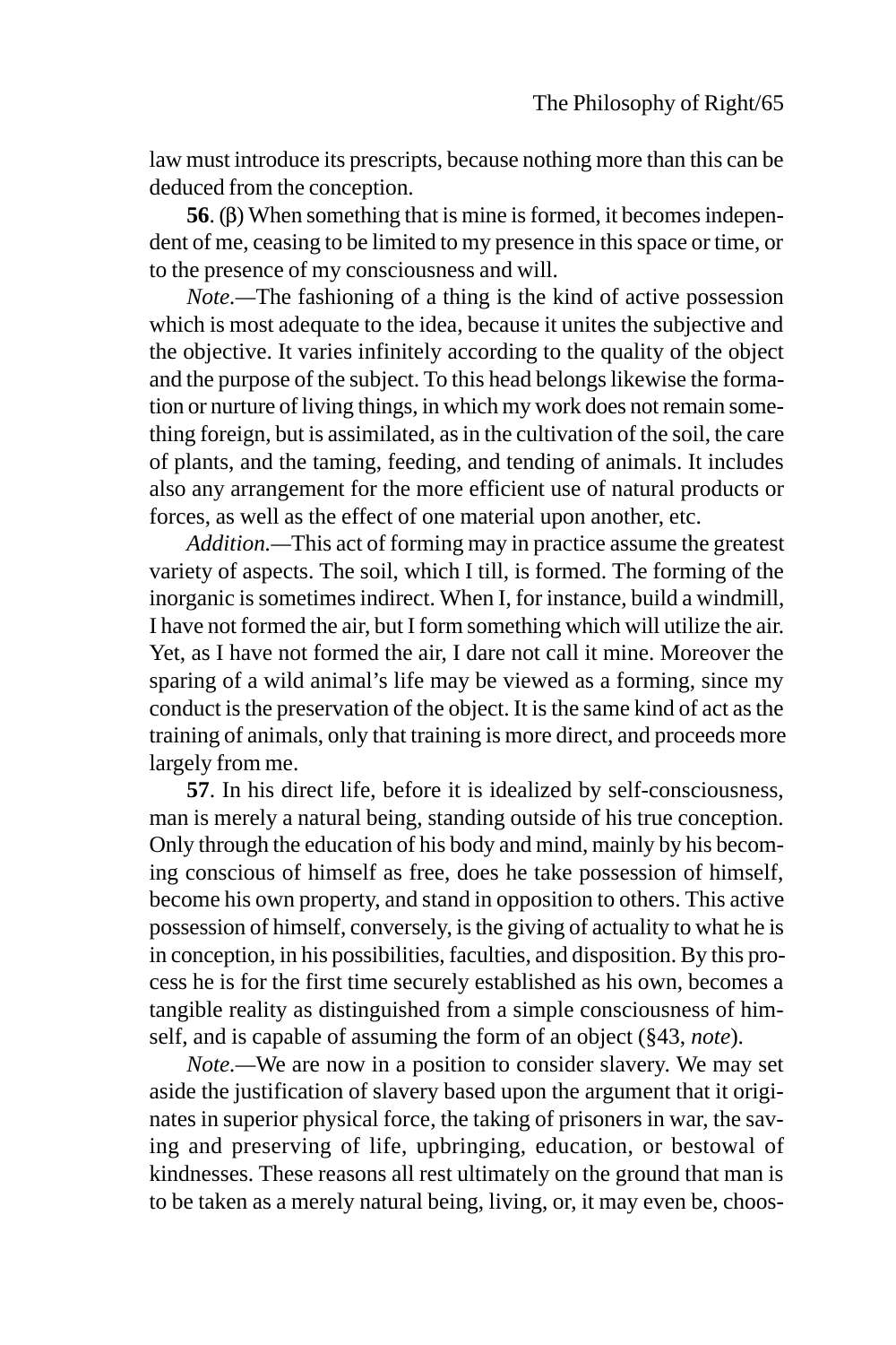law must introduce its prescripts, because nothing more than this can be deduced from the conception.

**56**. (β) When something that is mine is formed, it becomes independent of me, ceasing to be limited to my presence in this space or time, or to the presence of my consciousness and will.

*Note.*—The fashioning of a thing is the kind of active possession which is most adequate to the idea, because it unites the subjective and the objective. It varies infinitely according to the quality of the object and the purpose of the subject. To this head belongs likewise the formation or nurture of living things, in which my work does not remain something foreign, but is assimilated, as in the cultivation of the soil, the care of plants, and the taming, feeding, and tending of animals. It includes also any arrangement for the more efficient use of natural products or forces, as well as the effect of one material upon another, etc.

*Addition.*—This act of forming may in practice assume the greatest variety of aspects. The soil, which I till, is formed. The forming of the inorganic is sometimes indirect. When I, for instance, build a windmill, I have not formed the air, but I form something which will utilize the air. Yet, as I have not formed the air, I dare not call it mine. Moreover the sparing of a wild animal's life may be viewed as a forming, since my conduct is the preservation of the object. It is the same kind of act as the training of animals, only that training is more direct, and proceeds more largely from me.

**57**. In his direct life, before it is idealized by self-consciousness, man is merely a natural being, standing outside of his true conception. Only through the education of his body and mind, mainly by his becoming conscious of himself as free, does he take possession of himself, become his own property, and stand in opposition to others. This active possession of himself, conversely, is the giving of actuality to what he is in conception, in his possibilities, faculties, and disposition. By this process he is for the first time securely established as his own, becomes a tangible reality as distinguished from a simple consciousness of himself, and is capable of assuming the form of an object (§43, *note*).

*Note.*—We are now in a position to consider slavery. We may set aside the justification of slavery based upon the argument that it originates in superior physical force, the taking of prisoners in war, the saving and preserving of life, upbringing, education, or bestowal of kindnesses. These reasons all rest ultimately on the ground that man is to be taken as a merely natural being, living, or, it may even be, choos-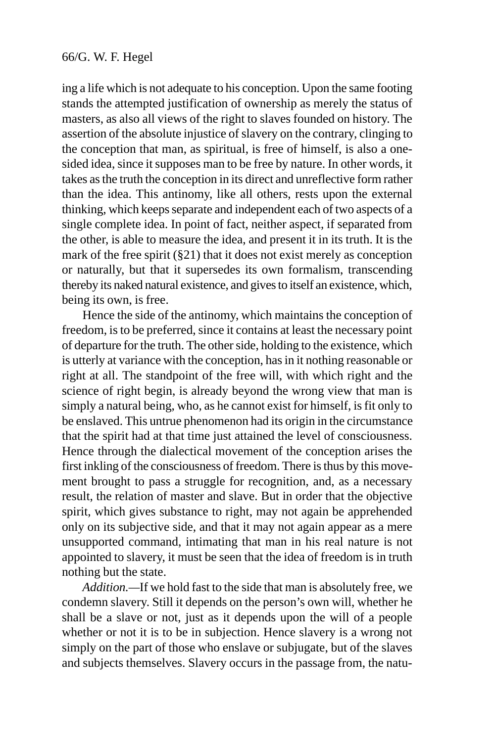ing a life which is not adequate to his conception. Upon the same footing stands the attempted justification of ownership as merely the status of masters, as also all views of the right to slaves founded on history. The assertion of the absolute injustice of slavery on the contrary, clinging to the conception that man, as spiritual, is free of himself, is also a one-sided idea, since it supposes man to be free by nature. In other words, it takes as the truth the conception in its direct and unreflective form rather than the idea. This antinomy, like all others, rests upon the external thinking, which keeps separate and independent each of two aspects of a single complete idea. In point of fact, neither aspect, if separated from the other, is able to measure the idea, and present it in its truth. It is the mark of the free spirit (§21) that it does not exist merely as conception or naturally, but that it supersedes its own formalism, transcending thereby its naked natural existence, and gives to itself an existence, which, being its own, is free.

Hence the side of the antinomy, which maintains the conception of freedom, is to be preferred, since it contains at least the necessary point of departure for the truth. The other side, holding to the existence, which is utterly at variance with the conception, has in it nothing reasonable or right at all. The standpoint of the free will, with which right and the science of right begin, is already beyond the wrong view that man is simply a natural being, who, as he cannot exist for himself, is fit only to be enslaved. This untrue phenomenon had its origin in the circumstance that the spirit had at that time just attained the level of consciousness. Hence through the dialectical movement of the conception arises the first inkling of the consciousness of freedom. There is thus by this movement brought to pass a struggle for recognition, and, as a necessary result, the relation of master and slave. But in order that the objective spirit, which gives substance to right, may not again be apprehended only on its subjective side, and that it may not again appear as a mere unsupported command, intimating that man in his real nature is not appointed to slavery, it must be seen that the idea of freedom is in truth nothing but the state.

*Addition.*—If we hold fast to the side that man is absolutely free, we condemn slavery. Still it depends on the person's own will, whether he shall be a slave or not, just as it depends upon the will of a people whether or not it is to be in subjection. Hence slavery is a wrong not simply on the part of those who enslave or subjugate, but of the slaves and subjects themselves. Slavery occurs in the passage from, the natu-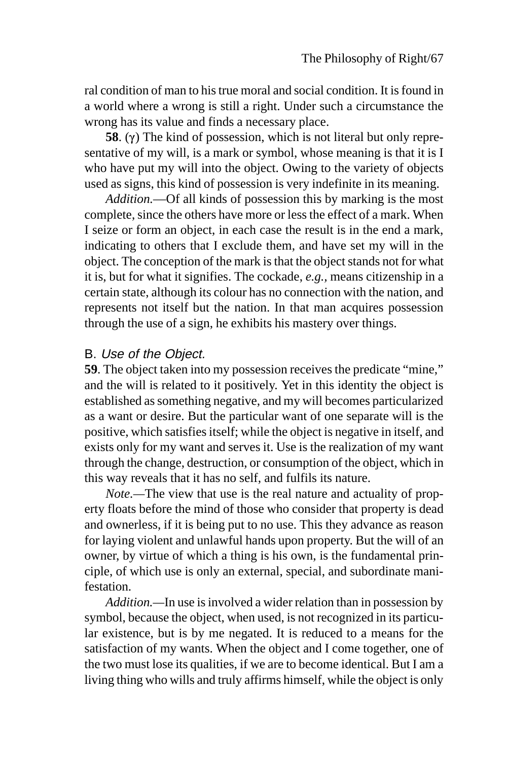ral condition of man to his true moral and social condition. It is found in a world where a wrong is still a right. Under such a circumstance the wrong has its value and finds a necessary place.

**58**. (γ) The kind of possession, which is not literal but only representative of my will, is a mark or symbol, whose meaning is that it is I who have put my will into the object. Owing to the variety of objects used as signs, this kind of possession is very indefinite in its meaning.

*Addition.*—Of all kinds of possession this by marking is the most complete, since the others have more or less the effect of a mark. When I seize or form an object, in each case the result is in the end a mark, indicating to others that I exclude them, and have set my will in the object. The conception of the mark is that the object stands not for what it is, but for what it signifies. The cockade, *e.g.*, means citizenship in a certain state, although its colour has no connection with the nation, and represents not itself but the nation. In that man acquires possession through the use of a sign, he exhibits his mastery over things.

### B. *Use of the Object.*

**59**. The object taken into my possession receives the predicate "mine," and the will is related to it positively. Yet in this identity the object is established as something negative, and my will becomes particularized as a want or desire. But the particular want of one separate will is the positive, which satisfies itself; while the object is negative in itself, and exists only for my want and serves it. Use is the realization of my want through the change, destruction, or consumption of the object, which in this way reveals that it has no self, and fulfils its nature.

*Note.*—The view that use is the real nature and actuality of property floats before the mind of those who consider that property is dead and ownerless, if it is being put to no use. This they advance as reason for laying violent and unlawful hands upon property. But the will of an owner, by virtue of which a thing is his own, is the fundamental principle, of which use is only an external, special, and subordinate manifestation.

*Addition.*—In use is involved a wider relation than in possession by symbol, because the object, when used, is not recognized in its particular existence, but is by me negated. It is reduced to a means for the satisfaction of my wants. When the object and I come together, one of the two must lose its qualities, if we are to become identical. But I am a living thing who wills and truly affirms himself, while the object is only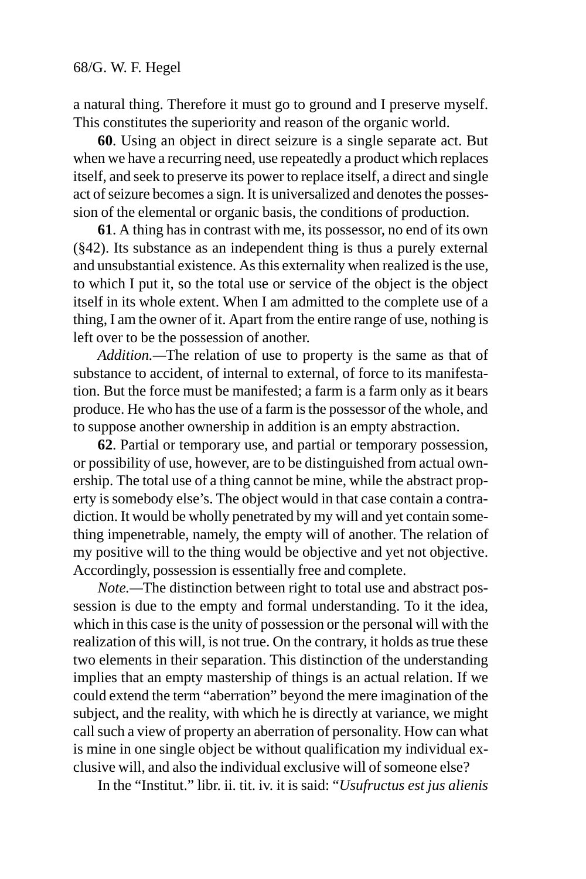a natural thing. Therefore it must go to ground and I preserve myself. This constitutes the superiority and reason of the organic world.

**60**. Using an object in direct seizure is a single separate act. But when we have a recurring need, use repeatedly a product which replaces itself, and seek to preserve its power to replace itself, a direct and single act of seizure becomes a sign. It is universalized and denotes the possession of the elemental or organic basis, the conditions of production.

**61**. A thing has in contrast with me, its possessor, no end of its own (§42). Its substance as an independent thing is thus a purely external and unsubstantial existence. As this externality when realized is the use, to which I put it, so the total use or service of the object is the object itself in its whole extent. When I am admitted to the complete use of a thing, I am the owner of it. Apart from the entire range of use, nothing is left over to be the possession of another.

*Addition.*—The relation of use to property is the same as that of substance to accident, of internal to external, of force to its manifestation. But the force must be manifested; a farm is a farm only as it bears produce. He who has the use of a farm is the possessor of the whole, and to suppose another ownership in addition is an empty abstraction.

**62**. Partial or temporary use, and partial or temporary possession, or possibility of use, however, are to be distinguished from actual ownership. The total use of a thing cannot be mine, while the abstract property is somebody else's. The object would in that case contain a contradiction. It would be wholly penetrated by my will and yet contain something impenetrable, namely, the empty will of another. The relation of my positive will to the thing would be objective and yet not objective. Accordingly, possession is essentially free and complete.

*Note.*—The distinction between right to total use and abstract possession is due to the empty and formal understanding. To it the idea, which in this case is the unity of possession or the personal will with the realization of this will, is not true. On the contrary, it holds as true these two elements in their separation. This distinction of the understanding implies that an empty mastership of things is an actual relation. If we could extend the term "aberration" beyond the mere imagination of the subject, and the reality, with which he is directly at variance, we might call such a view of property an aberration of personality. How can what is mine in one single object be without qualification my individual exclusive will, and also the individual exclusive will of someone else?

In the "Institut." libr. ii. tit. iv. it is said: "*Usufructus est jus alienis*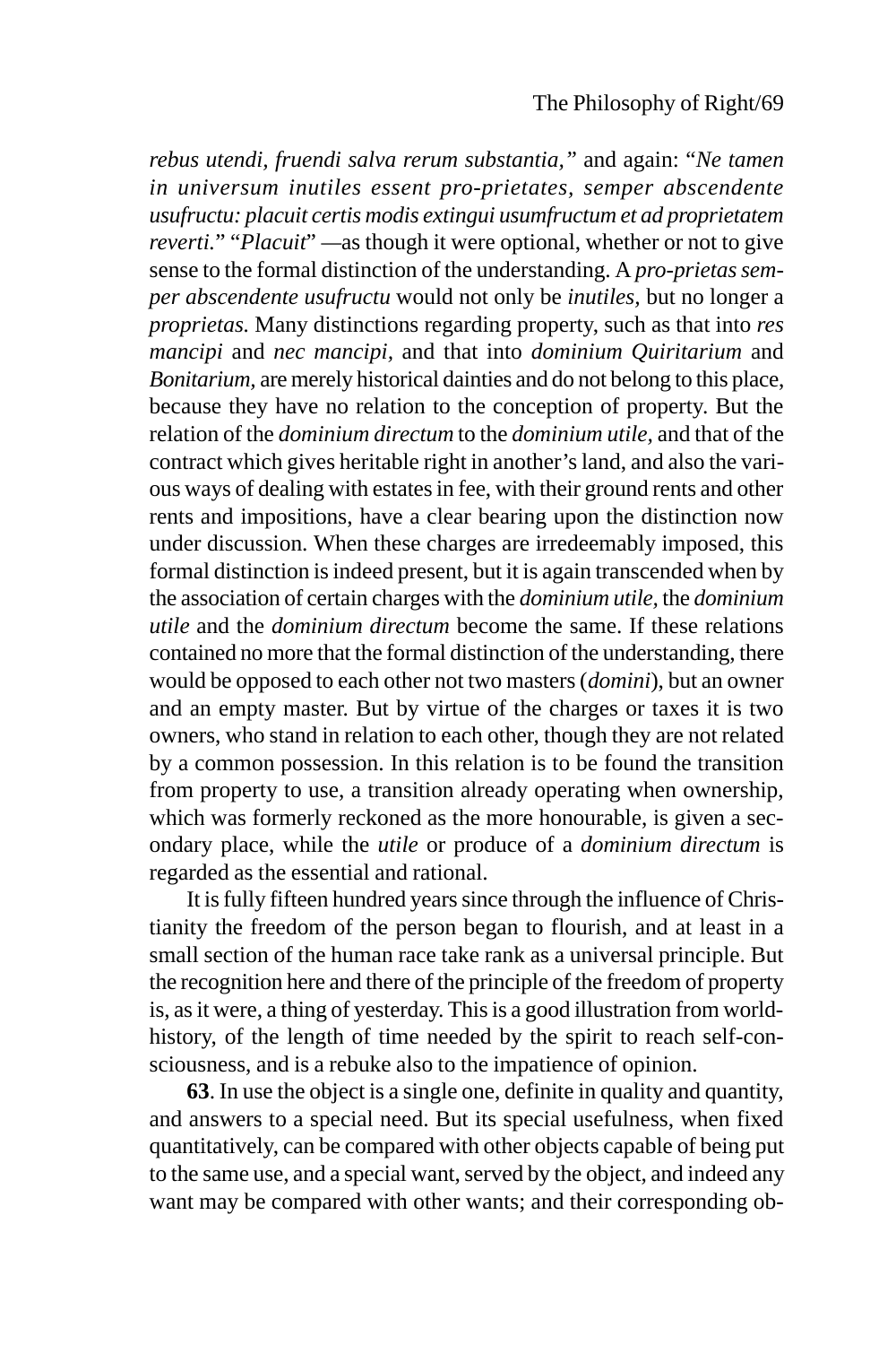*rebus utendi, fruendi salva rerum substantia,"* and again: "*Ne tamen in universum inutiles essent pro-prietates, semper abscendente usufructu: placuit certis modis extingui usumfructum et ad proprietatem reverti.*" "*Placuit*" —as though it were optional, whether or not to give sense to the formal distinction of the understanding. A *pro-prietas semper abscendente usufructu* would not only be *inutiles,* but no longer a *proprietas.* Many distinctions regarding property, such as that into *res mancipi* and *nec mancipi,* and that into *dominium Quiritarium* and *Bonitarium,* are merely historical dainties and do not belong to this place, because they have no relation to the conception of property. But the relation of the *dominium directum* to the *dominium utile,* and that of the contract which gives heritable right in another's land, and also the various ways of dealing with estates in fee, with their ground rents and other rents and impositions, have a clear bearing upon the distinction now under discussion. When these charges are irredeemably imposed, this formal distinction is indeed present, but it is again transcended when by the association of certain charges with the *dominium utile,* the *dominium utile* and the *dominium directum* become the same. If these relations contained no more that the formal distinction of the understanding, there would be opposed to each other not two masters (*domini*), but an owner and an empty master. But by virtue of the charges or taxes it is two owners, who stand in relation to each other, though they are not related by a common possession. In this relation is to be found the transition from property to use, a transition already operating when ownership, which was formerly reckoned as the more honourable, is given a secondary place, while the *utile* or produce of a *dominium directum* is regarded as the essential and rational.

It is fully fifteen hundred years since through the influence of Christianity the freedom of the person began to flourish, and at least in a small section of the human race take rank as a universal principle. But the recognition here and there of the principle of the freedom of property is, as it were, a thing of yesterday. This is a good illustration from world-history, of the length of time needed by the spirit to reach self-consciousness, and is a rebuke also to the impatience of opinion.

**63**. In use the object is a single one, definite in quality and quantity, and answers to a special need. But its special usefulness, when fixed quantitatively, can be compared with other objects capable of being put to the same use, and a special want, served by the object, and indeed any want may be compared with other wants; and their corresponding ob-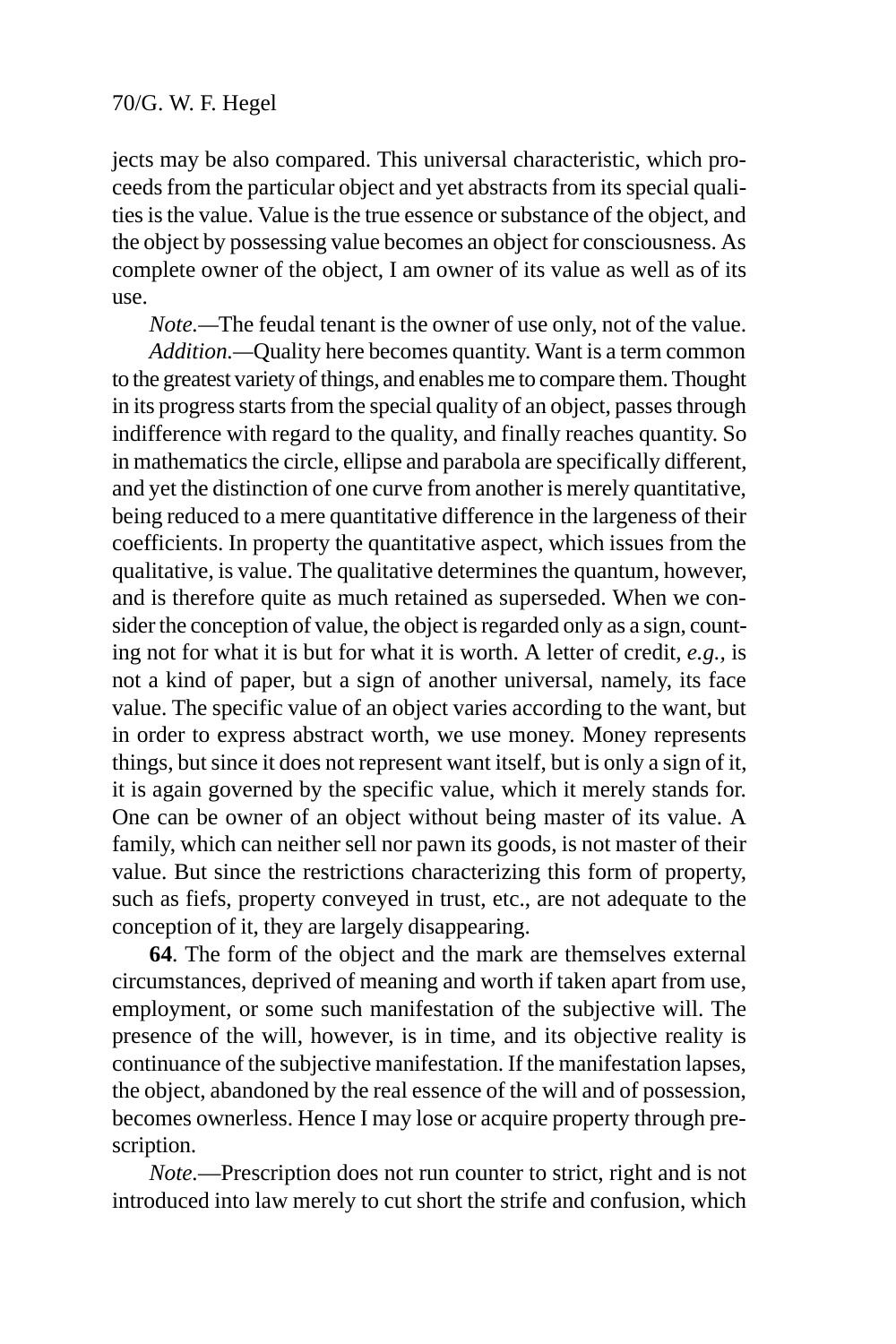jects may be also compared. This universal characteristic, which proceeds from the particular object and yet abstracts from its special qualities is the value. Value is the true essence or substance of the object, and the object by possessing value becomes an object for consciousness. As complete owner of the object, I am owner of its value as well as of its use.

*Note.*—The feudal tenant is the owner of use only, not of the value.

*Addition.*—Quality here becomes quantity. Want is a term common to the greatest variety of things, and enables me to compare them. Thought in its progress starts from the special quality of an object, passes through indifference with regard to the quality, and finally reaches quantity. So in mathematics the circle, ellipse and parabola are specifically different, and yet the distinction of one curve from another is merely quantitative, being reduced to a mere quantitative difference in the largeness of their coefficients. In property the quantitative aspect, which issues from the qualitative, is value. The qualitative determines the quantum, however, and is therefore quite as much retained as superseded. When we consider the conception of value, the object is regarded only as a sign, counting not for what it is but for what it is worth. A letter of credit, *e.g.,* is not a kind of paper, but a sign of another universal, namely, its face value. The specific value of an object varies according to the want, but in order to express abstract worth, we use money. Money represents things, but since it does not represent want itself, but is only a sign of it, it is again governed by the specific value, which it merely stands for. One can be owner of an object without being master of its value. A family, which can neither sell nor pawn its goods, is not master of their value. But since the restrictions characterizing this form of property, such as fiefs, property conveyed in trust, etc., are not adequate to the conception of it, they are largely disappearing.

**64**. The form of the object and the mark are themselves external circumstances, deprived of meaning and worth if taken apart from use, employment, or some such manifestation of the subjective will. The presence of the will, however, is in time, and its objective reality is continuance of the subjective manifestation. If the manifestation lapses, the object, abandoned by the real essence of the will and of possession, becomes ownerless. Hence I may lose or acquire property through prescription.

*Note*.—Prescription does not run counter to strict, right and is not introduced into law merely to cut short the strife and confusion, which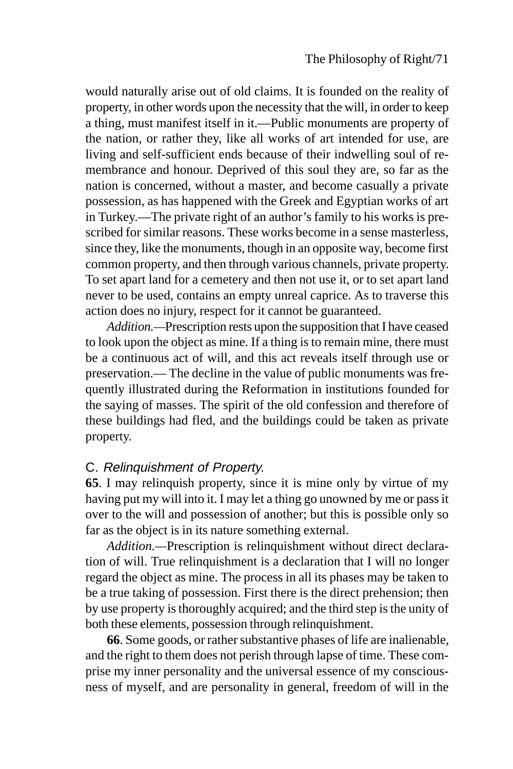would naturally arise out of old claims. It is founded on the reality of property, in other words upon the necessity that the will, in order to keep a thing, must manifest itself in it.—Public monuments are property of the nation, or rather they, like all works of art intended for use, are living and self-sufficient ends because of their indwelling soul of remembrance and honour. Deprived of this soul they are, so far as the nation is concerned, without a master, and become casually a private possession, as has happened with the Greek and Egyptian works of art in Turkey.—The private right of an author's family to his works is prescribed for similar reasons. These works become in a sense masterless, since they, like the monuments, though in an opposite way, become first common property, and then through various channels, private property. To set apart land for a cemetery and then not use it, or to set apart land never to be used, contains an empty unreal caprice. As to traverse this action does no injury, respect for it cannot be guaranteed.

*Addition.*—Prescription rests upon the supposition that I have ceased to look upon the object as mine. If a thing is to remain mine, there must be a continuous act of will, and this act reveals itself through use or preservation.— The decline in the value of public monuments was frequently illustrated during the Reformation in institutions founded for the saying of masses. The spirit of the old confession and therefore of these buildings had fled, and the buildings could be taken as private property.

## C. *Relinquishment of Property.*

**65**. I may relinquish property, since it is mine only by virtue of my having put my will into it. I may let a thing go unowned by me or pass it over to the will and possession of another; but this is possible only so far as the object is in its nature something external.

*Addition.*—Prescription is relinquishment without direct declaration of will. True relinquishment is a declaration that I will no longer regard the object as mine. The process in all its phases may be taken to be a true taking of possession. First there is the direct prehension; then by use property is thoroughly acquired; and the third step is the unity of both these elements, possession through relinquishment.

**66**. Some goods, or rather substantive phases of life are inalienable, and the right to them does not perish through lapse of time. These comprise my inner personality and the universal essence of my consciousness of myself, and are personality in general, freedom of will in the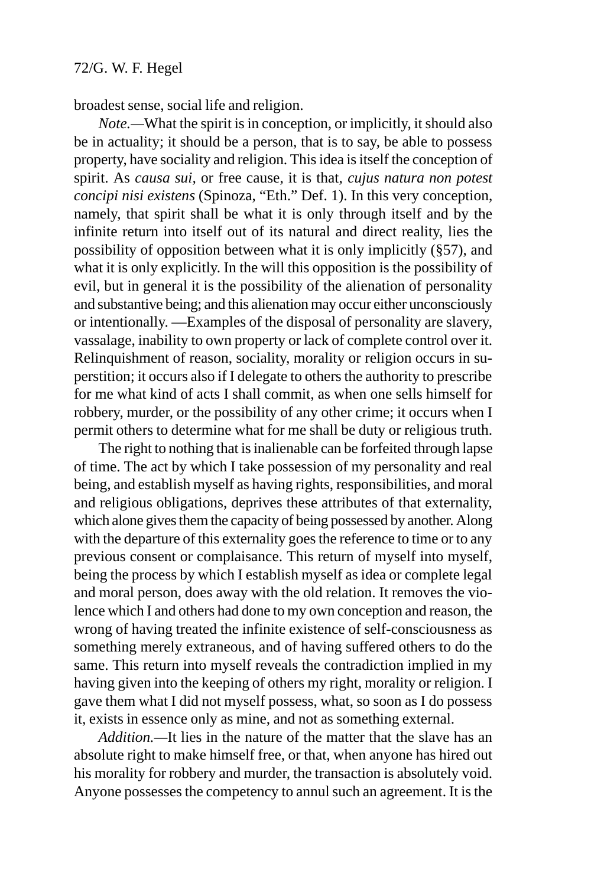broadest sense, social life and religion.

*Note.*—What the spirit is in conception, or implicitly, it should also be in actuality; it should be a person, that is to say, be able to possess property, have sociality and religion. This idea is itself the conception of spirit. As *causa sui*, or free cause, it is that, *cujus natura non potest concipi nisi existens* (Spinoza, "Eth." Def. 1). In this very conception, namely, that spirit shall be what it is only through itself and by the infinite return into itself out of its natural and direct reality, lies the possibility of opposition between what it is only implicitly (§57), and what it is only explicitly. In the will this opposition is the possibility of evil, but in general it is the possibility of the alienation of personality and substantive being; and this alienation may occur either unconsciously or intentionally. —Examples of the disposal of personality are slavery, vassalage, inability to own property or lack of complete control over it. Relinquishment of reason, sociality, morality or religion occurs in superstition; it occurs also if I delegate to others the authority to prescribe for me what kind of acts I shall commit, as when one sells himself for robbery, murder, or the possibility of any other crime; it occurs when I permit others to determine what for me shall be duty or religious truth.

The right to nothing that is inalienable can be forfeited through lapse of time. The act by which I take possession of my personality and real being, and establish myself as having rights, responsibilities, and moral and religious obligations, deprives these attributes of that externality, which alone gives them the capacity of being possessed by another. Along with the departure of this externality goes the reference to time or to any previous consent or complaisance. This return of myself into myself, being the process by which I establish myself as idea or complete legal and moral person, does away with the old relation. It removes the violence which I and others had done to my own conception and reason, the wrong of having treated the infinite existence of self-consciousness as something merely extraneous, and of having suffered others to do the same. This return into myself reveals the contradiction implied in my having given into the keeping of others my right, morality or religion. I gave them what I did not myself possess, what, so soon as I do possess it, exists in essence only as mine, and not as something external.

*Addition.*—It lies in the nature of the matter that the slave has an absolute right to make himself free, or that, when anyone has hired out his morality for robbery and murder, the transaction is absolutely void. Anyone possesses the competency to annul such an agreement. It is the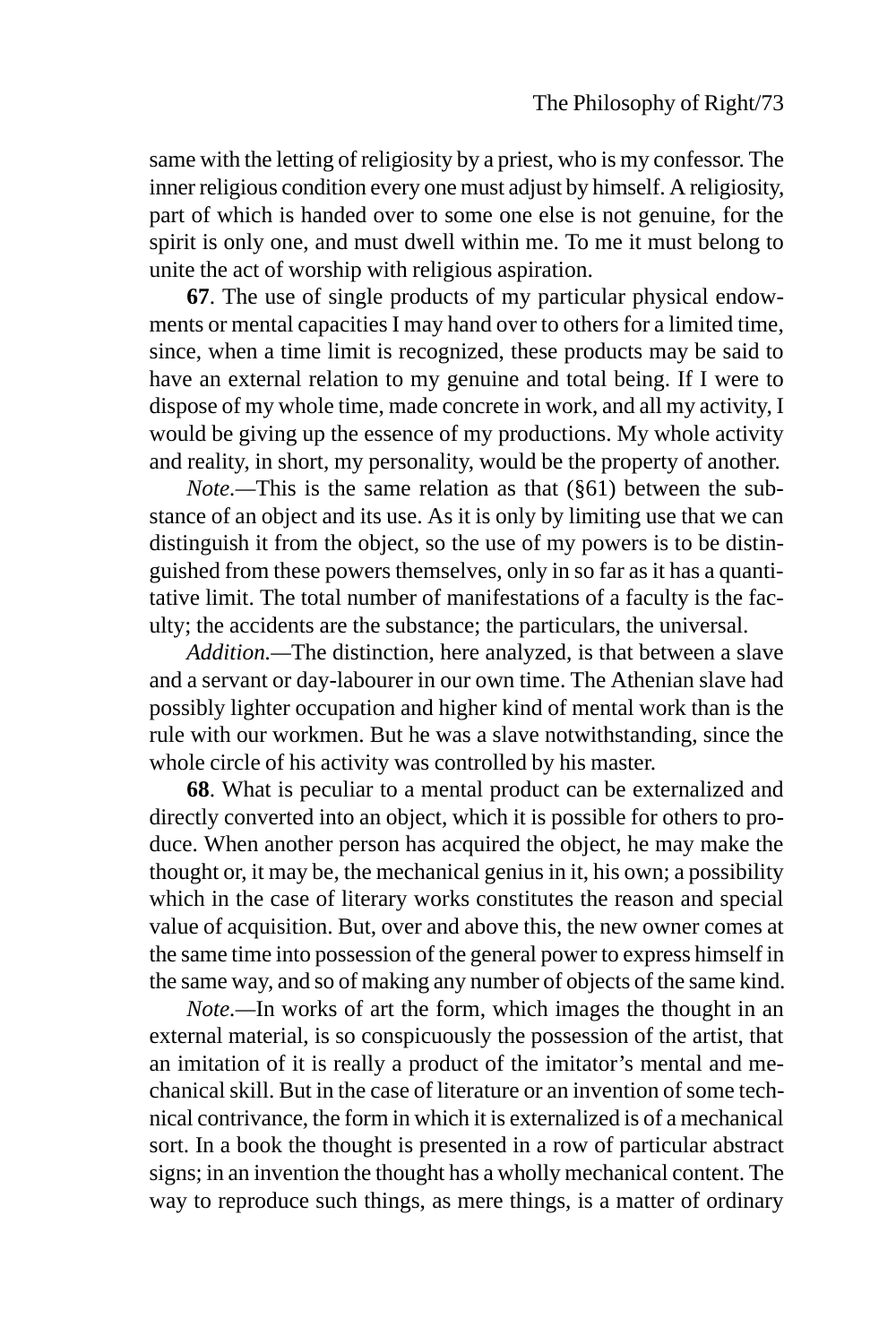same with the letting of religiosity by a priest, who is my confessor. The inner religious condition every one must adjust by himself. A religiosity, part of which is handed over to some one else is not genuine, for the spirit is only one, and must dwell within me. To me it must belong to unite the act of worship with religious aspiration.

**67**. The use of single products of my particular physical endowments or mental capacities I may hand over to others for a limited time, since, when a time limit is recognized, these products may be said to have an external relation to my genuine and total being. If I were to dispose of my whole time, made concrete in work, and all my activity, I would be giving up the essence of my productions. My whole activity and reality, in short, my personality, would be the property of another.

*Note.*—This is the same relation as that (§61) between the substance of an object and its use. As it is only by limiting use that we can distinguish it from the object, so the use of my powers is to be distinguished from these powers themselves, only in so far as it has a quantitative limit. The total number of manifestations of a faculty is the faculty; the accidents are the substance; the particulars, the universal.

*Addition.*—The distinction, here analyzed, is that between a slave and a servant or day-labourer in our own time. The Athenian slave had possibly lighter occupation and higher kind of mental work than is the rule with our workmen. But he was a slave notwithstanding, since the whole circle of his activity was controlled by his master.

**68**. What is peculiar to a mental product can be externalized and directly converted into an object, which it is possible for others to produce. When another person has acquired the object, he may make the thought or, it may be, the mechanical genius in it, his own; a possibility which in the case of literary works constitutes the reason and special value of acquisition. But, over and above this, the new owner comes at the same time into possession of the general power to express himself in the same way, and so of making any number of objects of the same kind.

*Note.*—In works of art the form, which images the thought in an external material, is so conspicuously the possession of the artist, that an imitation of it is really a product of the imitator's mental and mechanical skill. But in the case of literature or an invention of some technical contrivance, the form in which it is externalized is of a mechanical sort. In a book the thought is presented in a row of particular abstract signs; in an invention the thought has a wholly mechanical content. The way to reproduce such things, as mere things, is a matter of ordinary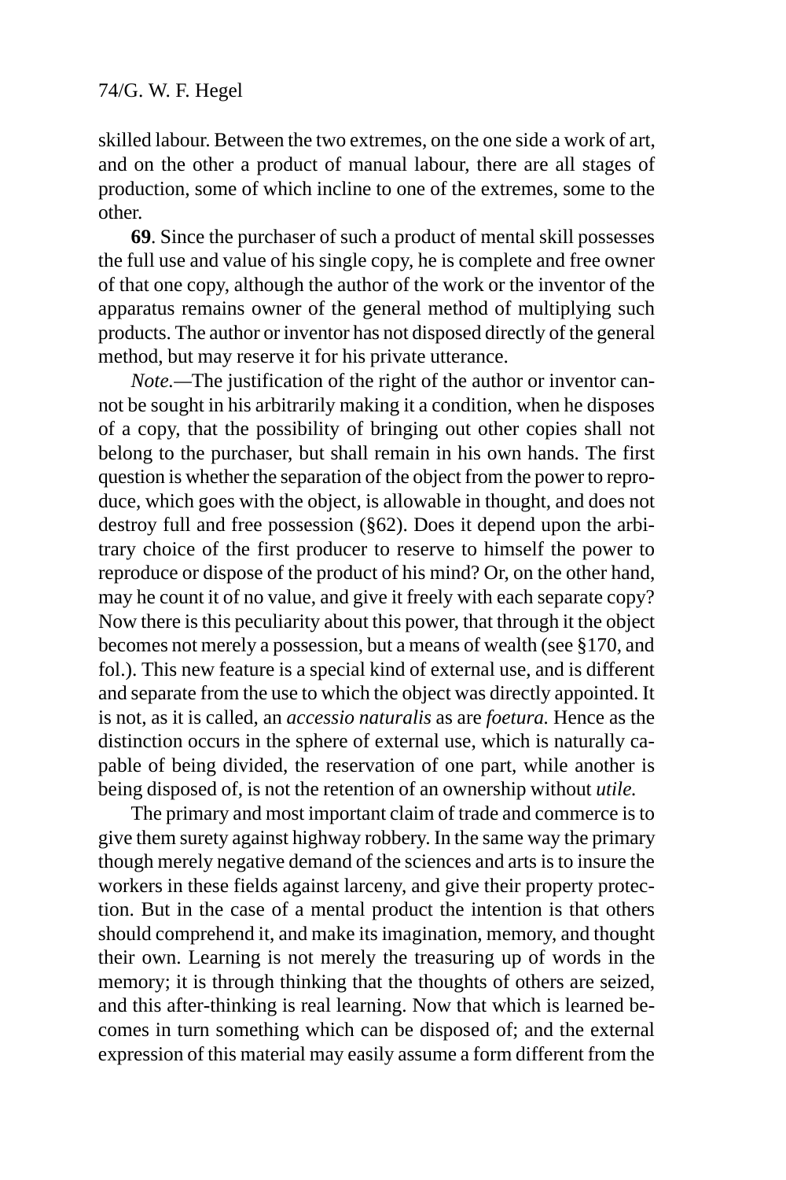skilled labour. Between the two extremes, on the one side a work of art, and on the other a product of manual labour, there are all stages of production, some of which incline to one of the extremes, some to the other.

**69**. Since the purchaser of such a product of mental skill possesses the full use and value of his single copy, he is complete and free owner of that one copy, although the author of the work or the inventor of the apparatus remains owner of the general method of multiplying such products. The author or inventor has not disposed directly of the general method, but may reserve it for his private utterance.

*Note.*—The justification of the right of the author or inventor cannot be sought in his arbitrarily making it a condition, when he disposes of a copy, that the possibility of bringing out other copies shall not belong to the purchaser, but shall remain in his own hands. The first question is whether the separation of the object from the power to reproduce, which goes with the object, is allowable in thought, and does not destroy full and free possession (§62). Does it depend upon the arbitrary choice of the first producer to reserve to himself the power to reproduce or dispose of the product of his mind? Or, on the other hand, may he count it of no value, and give it freely with each separate copy? Now there is this peculiarity about this power, that through it the object becomes not merely a possession, but a means of wealth (see §170, and fol.). This new feature is a special kind of external use, and is different and separate from the use to which the object was directly appointed. It is not, as it is called, an *accessio naturalis* as are *foetura.* Hence as the distinction occurs in the sphere of external use, which is naturally capable of being divided, the reservation of one part, while another is being disposed of, is not the retention of an ownership without *utile.*

The primary and most important claim of trade and commerce is to give them surety against highway robbery. In the same way the primary though merely negative demand of the sciences and arts is to insure the workers in these fields against larceny, and give their property protection. But in the case of a mental product the intention is that others should comprehend it, and make its imagination, memory, and thought their own. Learning is not merely the treasuring up of words in the memory; it is through thinking that the thoughts of others are seized, and this after-thinking is real learning. Now that which is learned becomes in turn something which can be disposed of; and the external expression of this material may easily assume a form different from the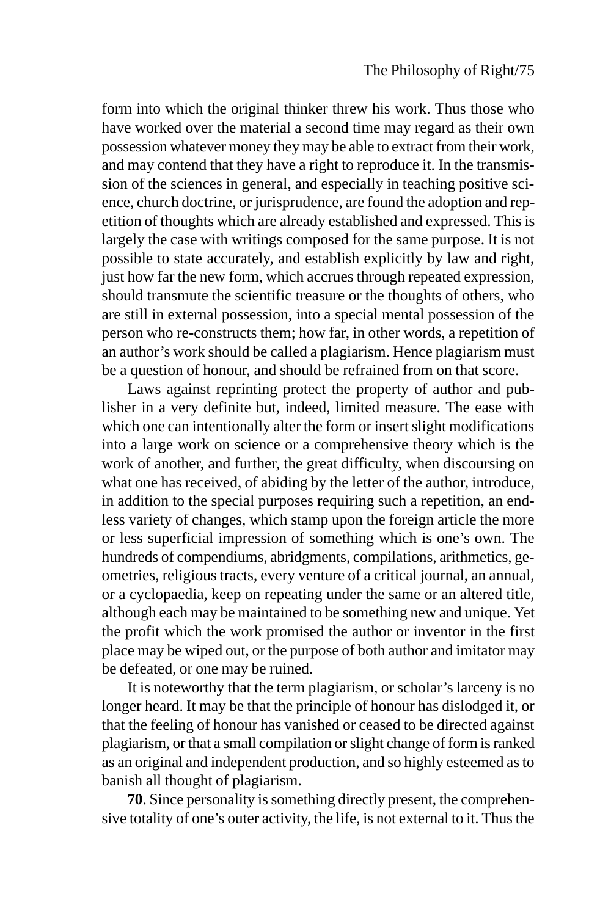form into which the original thinker threw his work. Thus those who have worked over the material a second time may regard as their own possession whatever money they may be able to extract from their work, and may contend that they have a right to reproduce it. In the transmission of the sciences in general, and especially in teaching positive science, church doctrine, or jurisprudence, are found the adoption and repetition of thoughts which are already established and expressed. This is largely the case with writings composed for the same purpose. It is not possible to state accurately, and establish explicitly by law and right, just how far the new form, which accrues through repeated expression, should transmute the scientific treasure or the thoughts of others, who are still in external possession, into a special mental possession of the person who re-constructs them; how far, in other words, a repetition of an author's work should be called a plagiarism. Hence plagiarism must be a question of honour, and should be refrained from on that score.

Laws against reprinting protect the property of author and publisher in a very definite but, indeed, limited measure. The ease with which one can intentionally alter the form or insert slight modifications into a large work on science or a comprehensive theory which is the work of another, and further, the great difficulty, when discoursing on what one has received, of abiding by the letter of the author, introduce, in addition to the special purposes requiring such a repetition, an endless variety of changes, which stamp upon the foreign article the more or less superficial impression of something which is one's own. The hundreds of compendiums, abridgments, compilations, arithmetics, geometries, religious tracts, every venture of a critical journal, an annual, or a cyclopaedia, keep on repeating under the same or an altered title, although each may be maintained to be something new and unique. Yet the profit which the work promised the author or inventor in the first place may be wiped out, or the purpose of both author and imitator may be defeated, or one may be ruined.

It is noteworthy that the term plagiarism, or scholar's larceny is no longer heard. It may be that the principle of honour has dislodged it, or that the feeling of honour has vanished or ceased to be directed against plagiarism, or that a small compilation or slight change of form is ranked as an original and independent production, and so highly esteemed as to banish all thought of plagiarism.

**70**. Since personality is something directly present, the comprehensive totality of one's outer activity, the life, is not external to it. Thus the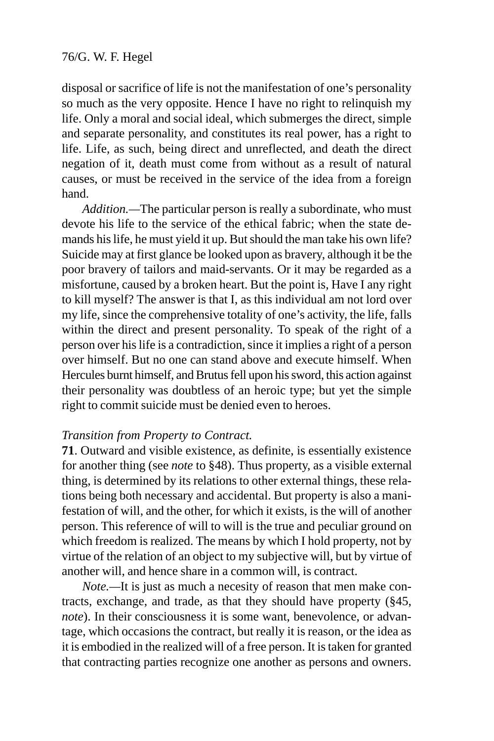disposal or sacrifice of life is not the manifestation of one's personality so much as the very opposite. Hence I have no right to relinquish my life. Only a moral and social ideal, which submerges the direct, simple and separate personality, and constitutes its real power, has a right to life. Life, as such, being direct and unreflected, and death the direct negation of it, death must come from without as a result of natural causes, or must be received in the service of the idea from a foreign hand.

*Addition.*—The particular person is really a subordinate, who must devote his life to the service of the ethical fabric; when the state demands his life, he must yield it up. But should the man take his own life? Suicide may at first glance be looked upon as bravery, although it be the poor bravery of tailors and maid-servants. Or it may be regarded as a misfortune, caused by a broken heart. But the point is, Have I any right to kill myself? The answer is that I, as this individual am not lord over my life, since the comprehensive totality of one's activity, the life, falls within the direct and present personality. To speak of the right of a person over his life is a contradiction, since it implies a right of a person over himself. But no one can stand above and execute himself. When Hercules burnt himself, and Brutus fell upon his sword, this action against their personality was doubtless of an heroic type; but yet the simple right to commit suicide must be denied even to heroes.

*Transition from Property to Contract.*

**71**. Outward and visible existence, as definite, is essentially existence for another thing (see *note* to §48). Thus property, as a visible external thing, is determined by its relations to other external things, these relations being both necessary and accidental. But property is also a manifestation of will, and the other, for which it exists, is the will of another person. This reference of will to will is the true and peculiar ground on which freedom is realized. The means by which I hold property, not by virtue of the relation of an object to my subjective will, but by virtue of another will, and hence share in a common will, is contract.

*Note.*—It is just as much a necesity of reason that men make contracts, exchange, and trade, as that they should have property (§45, *note*). In their consciousness it is some want, benevolence, or advantage, which occasions the contract, but really it is reason, or the idea as it is embodied in the realized will of a free person. It is taken for granted that contracting parties recognize one another as persons and owners.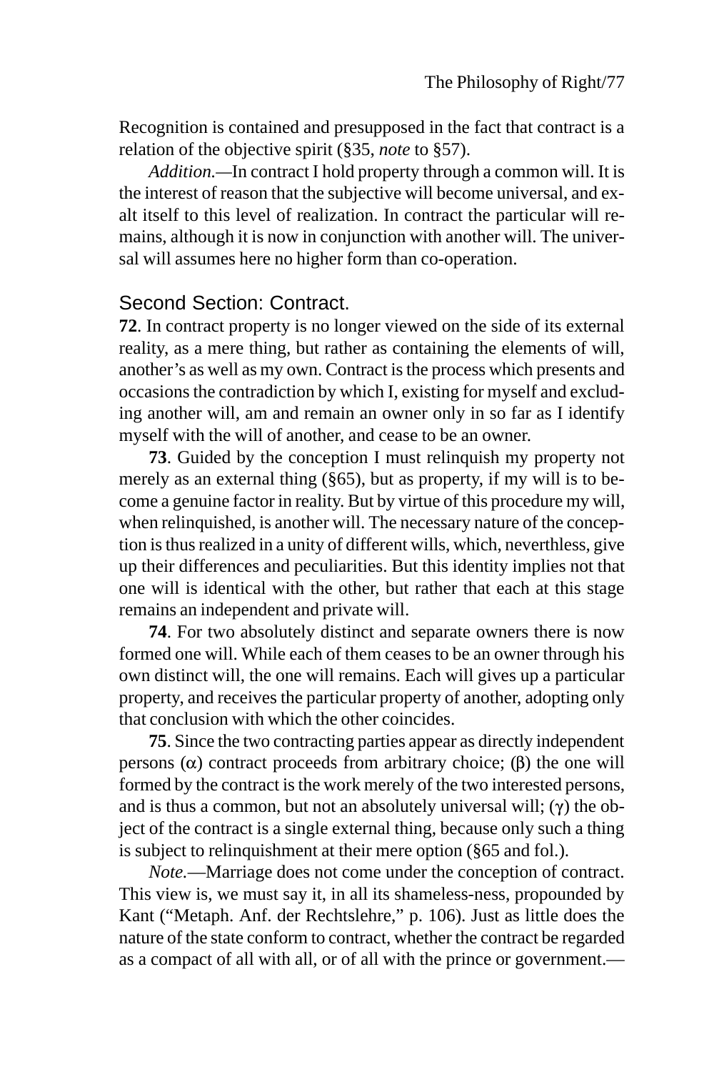Recognition is contained and presupposed in the fact that contract is a relation of the objective spirit (§35, *note* to §57).

*Addition.*—In contract I hold property through a common will. It is the interest of reason that the subjective will become universal, and exalt itself to this level of realization. In contract the particular will remains, although it is now in conjunction with another will. The universal will assumes here no higher form than co-operation.

## Second Section: Contract.

**72**. In contract property is no longer viewed on the side of its external reality, as a mere thing, but rather as containing the elements of will, another's as well as my own. Contract is the process which presents and occasions the contradiction by which I, existing for myself and excluding another will, am and remain an owner only in so far as I identify myself with the will of another, and cease to be an owner.

**73**. Guided by the conception I must relinquish my property not merely as an external thing (§65), but as property, if my will is to become a genuine factor in reality. But by virtue of this procedure my will, when relinquished, is another will. The necessary nature of the conception is thus realized in a unity of different wills, which, neverthless, give up their differences and peculiarities. But this identity implies not that one will is identical with the other, but rather that each at this stage remains an independent and private will.

**74**. For two absolutely distinct and separate owners there is now formed one will. While each of them ceases to be an owner through his own distinct will, the one will remains. Each will gives up a particular property, and receives the particular property of another, adopting only that conclusion with which the other coincides.

**75**. Since the two contracting parties appear as directly independent persons (α) contract proceeds from arbitrary choice; (β) the one will formed by the contract is the work merely of the two interested persons, and is thus a common, but not an absolutely universal will; (γ) the object of the contract is a single external thing, because only such a thing is subject to relinquishment at their mere option (§65 and fol.).

*Note.*—Marriage does not come under the conception of contract. This view is, we must say it, in all its shameless-ness, propounded by Kant ("Metaph. Anf. der Rechtslehre," p. 106). Just as little does the nature of the state conform to contract, whether the contract be regarded as a compact of all with all, or of all with the prince or government.—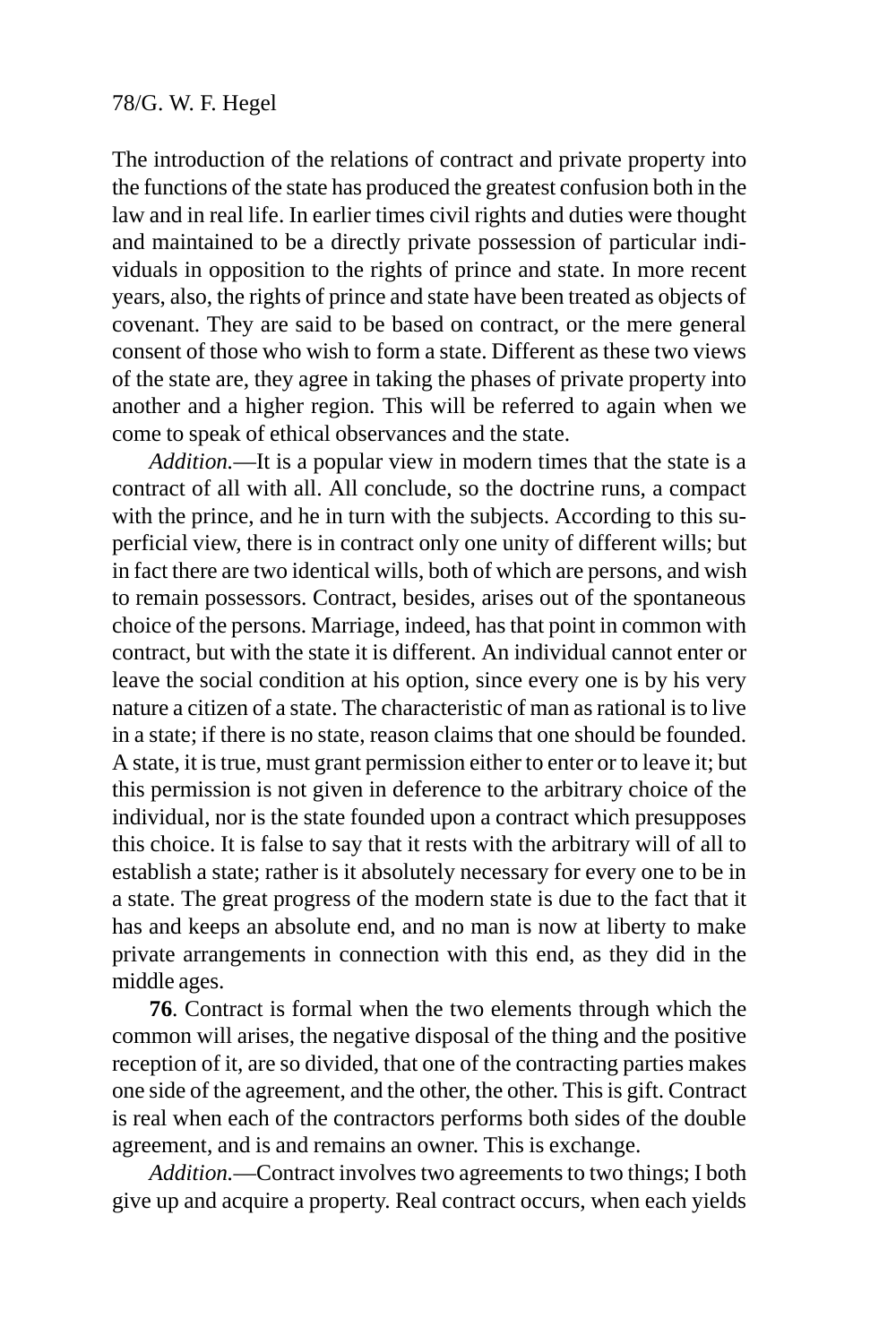The introduction of the relations of contract and private property into the functions of the state has produced the greatest confusion both in the law and in real life. In earlier times civil rights and duties were thought and maintained to be a directly private possession of particular individuals in opposition to the rights of prince and state. In more recent years, also, the rights of prince and state have been treated as objects of covenant. They are said to be based on contract, or the mere general consent of those who wish to form a state. Different as these two views of the state are, they agree in taking the phases of private property into another and a higher region. This will be referred to again when we come to speak of ethical observances and the state.

*Addition.*—It is a popular view in modern times that the state is a contract of all with all. All conclude, so the doctrine runs, a compact with the prince, and he in turn with the subjects. According to this superficial view, there is in contract only one unity of different wills; but in fact there are two identical wills, both of which are persons, and wish to remain possessors. Contract, besides, arises out of the spontaneous choice of the persons. Marriage, indeed, has that point in common with contract, but with the state it is different. An individual cannot enter or leave the social condition at his option, since every one is by his very nature a citizen of a state. The characteristic of man as rational is to live in a state; if there is no state, reason claims that one should be founded. A state, it is true, must grant permission either to enter or to leave it; but this permission is not given in deference to the arbitrary choice of the individual, nor is the state founded upon a contract which presupposes this choice. It is false to say that it rests with the arbitrary will of all to establish a state; rather is it absolutely necessary for every one to be in a state. The great progress of the modern state is due to the fact that it has and keeps an absolute end, and no man is now at liberty to make private arrangements in connection with this end, as they did in the middle ages.

**76**. Contract is formal when the two elements through which the common will arises, the negative disposal of the thing and the positive reception of it, are so divided, that one of the contracting parties makes one side of the agreement, and the other, the other. This is gift. Contract is real when each of the contractors performs both sides of the double agreement, and is and remains an owner. This is exchange.

*Addition.*—Contract involves two agreements to two things; I both give up and acquire a property. Real contract occurs, when each yields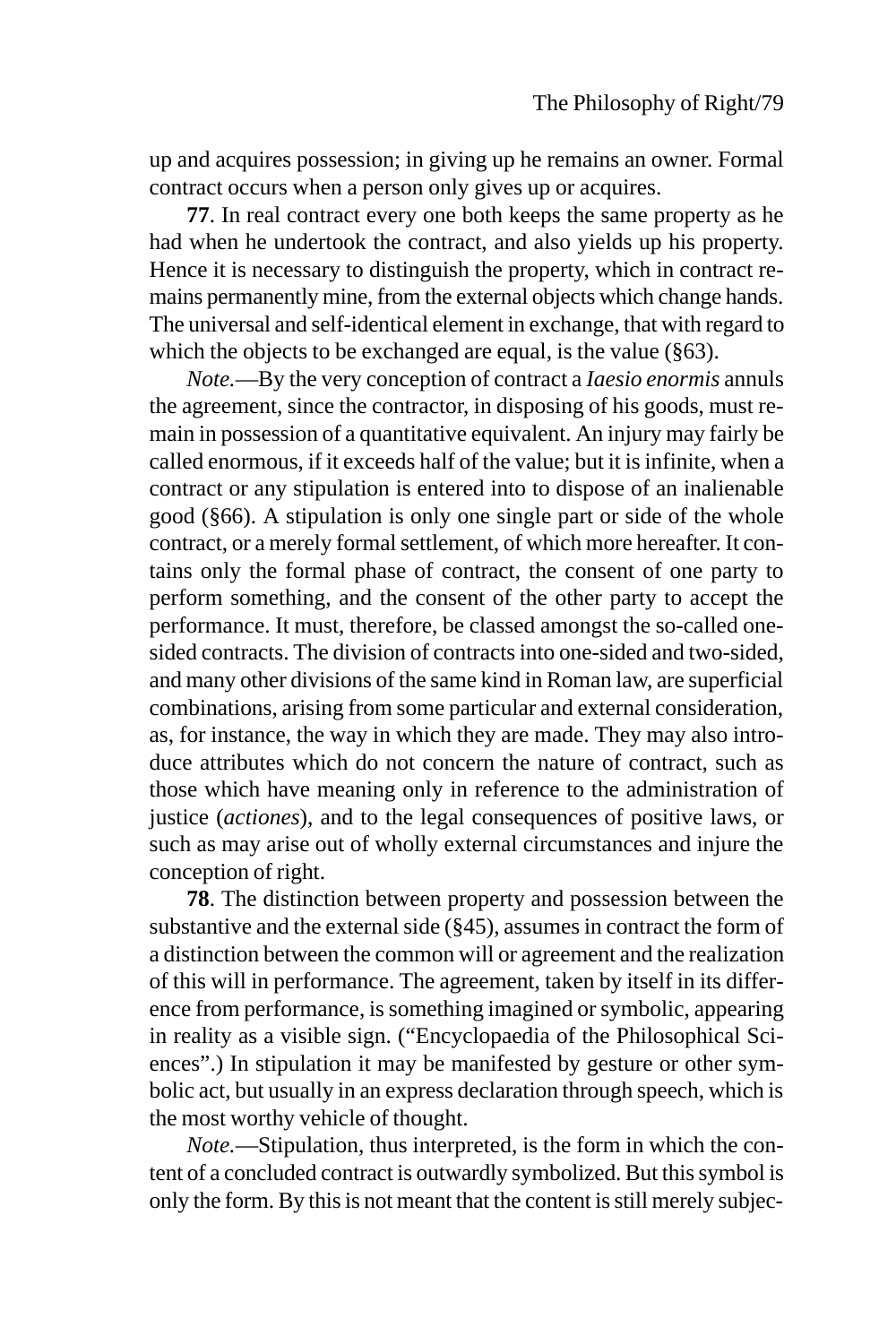up and acquires possession; in giving up he remains an owner. Formal contract occurs when a person only gives up or acquires.

**77**. In real contract every one both keeps the same property as he had when he undertook the contract, and also yields up his property. Hence it is necessary to distinguish the property, which in contract remains permanently mine, from the external objects which change hands. The universal and self-identical element in exchange, that with regard to which the objects to be exchanged are equal, is the value (§63).

*Note.*—By the very conception of contract a *Iaesio enormis* annuls the agreement, since the contractor, in disposing of his goods, must remain in possession of a quantitative equivalent. An injury may fairly be called enormous, if it exceeds half of the value; but it is infinite, when a contract or any stipulation is entered into to dispose of an inalienable good (§66). A stipulation is only one single part or side of the whole contract, or a merely formal settlement, of which more hereafter. It contains only the formal phase of contract, the consent of one party to perform something, and the consent of the other party to accept the performance. It must, therefore, be classed amongst the so-called one-sided contracts. The division of contracts into one-sided and two-sided, and many other divisions of the same kind in Roman law, are superficial combinations, arising from some particular and external consideration, as, for instance, the way in which they are made. They may also introduce attributes which do not concern the nature of contract, such as those which have meaning only in reference to the administration of justice (*actiones*), and to the legal consequences of positive laws, or such as may arise out of wholly external circumstances and injure the conception of right.

**78**. The distinction between property and possession between the substantive and the external side (§45), assumes in contract the form of a distinction between the common will or agreement and the realization of this will in performance. The agreement, taken by itself in its difference from performance, is something imagined or symbolic, appearing in reality as a visible sign. ("Encyclopaedia of the Philosophical Sciences".) In stipulation it may be manifested by gesture or other symbolic act, but usually in an express declaration through speech, which is the most worthy vehicle of thought.

*Note.*—Stipulation, thus interpreted, is the form in which the content of a concluded contract is outwardly symbolized. But this symbol is only the form. By this is not meant that the content is still merely subjec-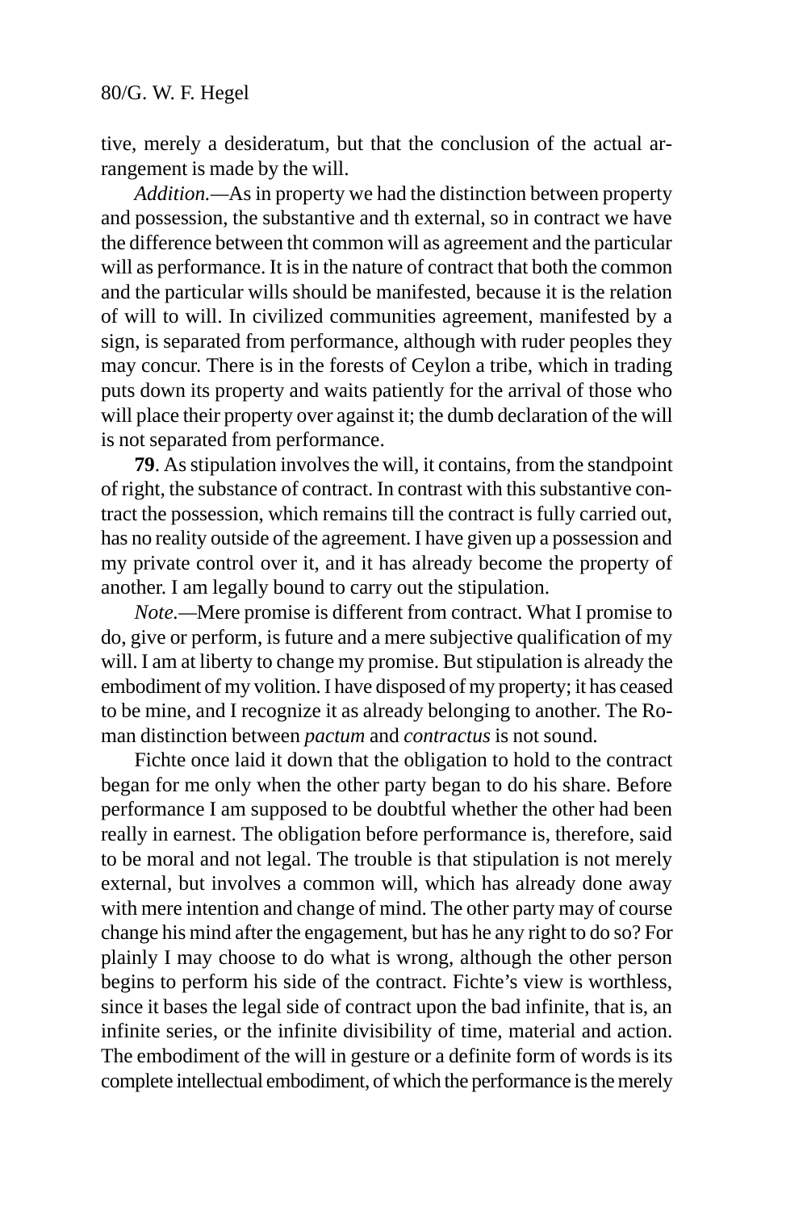tive, merely a desideratum, but that the conclusion of the actual arrangement is made by the will.

*Addition.*—As in property we had the distinction between property and possession, the substantive and th external, so in contract we have the difference between tht common will as agreement and the particular will as performance. It is in the nature of contract that both the common and the particular wills should be manifested, because it is the relation of will to will. In civilized communities agreement, manifested by a sign, is separated from performance, although with ruder peoples they may concur. There is in the forests of Ceylon a tribe, which in trading puts down its property and waits patiently for the arrival of those who will place their property over against it; the dumb declaration of the will is not separated from performance.

**79**. As stipulation involves the will, it contains, from the standpoint of right, the substance of contract. In contrast with this substantive contract the possession, which remains till the contract is fully carried out, has no reality outside of the agreement. I have given up a possession and my private control over it, and it has already become the property of another. I am legally bound to carry out the stipulation.

*Note.*—Mere promise is different from contract. What I promise to do, give or perform, is future and a mere subjective qualification of my will. I am at liberty to change my promise. But stipulation is already the embodiment of my volition. I have disposed of my property; it has ceased to be mine, and I recognize it as already belonging to another. The Roman distinction between *pactum* and *contractus* is not sound.

Fichte once laid it down that the obligation to hold to the contract began for me only when the other party began to do his share. Before performance I am supposed to be doubtful whether the other had been really in earnest. The obligation before performance is, therefore, said to be moral and not legal. The trouble is that stipulation is not merely external, but involves a common will, which has already done away with mere intention and change of mind. The other party may of course change his mind after the engagement, but has he any right to do so? For plainly I may choose to do what is wrong, although the other person begins to perform his side of the contract. Fichte's view is worthless, since it bases the legal side of contract upon the bad infinite, that is, an infinite series, or the infinite divisibility of time, material and action. The embodiment of the will in gesture or a definite form of words is its complete intellectual embodiment, of which the performance is the merely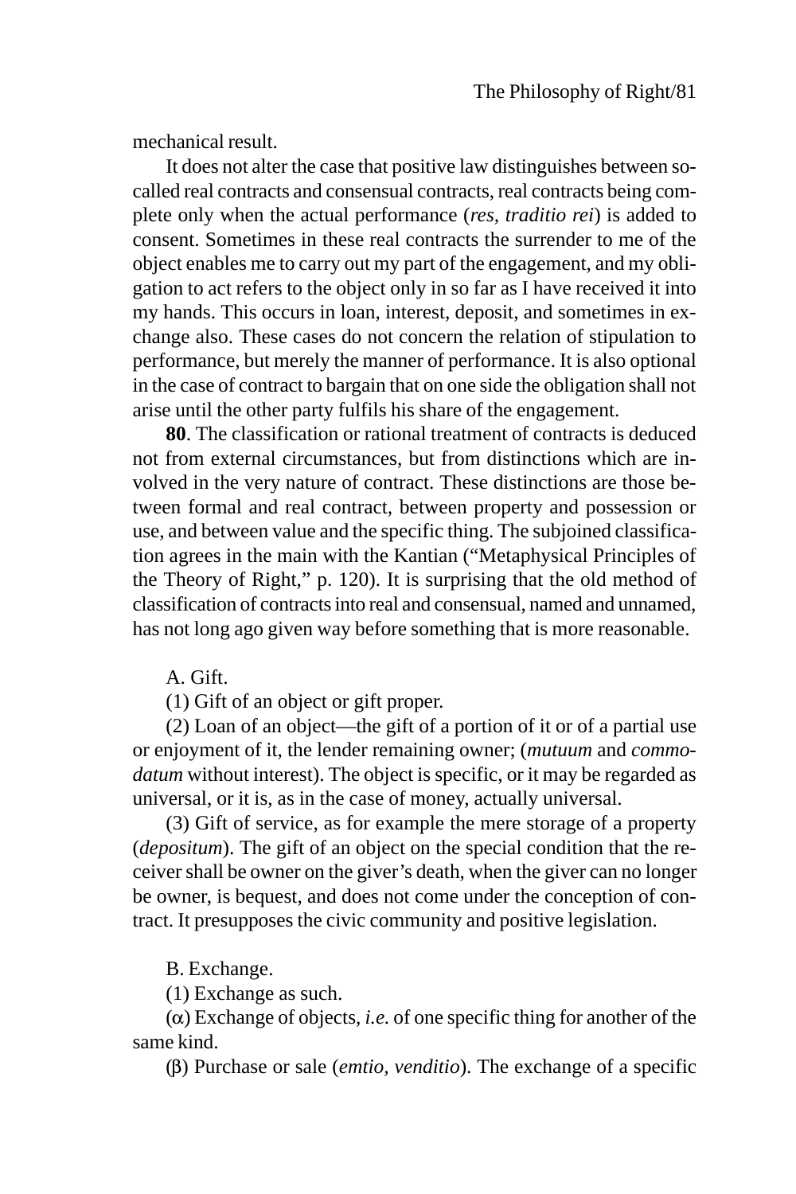mechanical result.

It does not alter the case that positive law distinguishes between so-called real contracts and consensual contracts, real contracts being complete only when the actual performance (*res, traditio rei*) is added to consent. Sometimes in these real contracts the surrender to me of the object enables me to carry out my part of the engagement, and my obligation to act refers to the object only in so far as I have received it into my hands. This occurs in loan, interest, deposit, and sometimes in exchange also. These cases do not concern the relation of stipulation to performance, but merely the manner of performance. It is also optional in the case of contract to bargain that on one side the obligation shall not arise until the other party fulfils his share of the engagement.

**80**. The classification or rational treatment of contracts is deduced not from external circumstances, but from distinctions which are involved in the very nature of contract. These distinctions are those between formal and real contract, between property and possession or use, and between value and the specific thing. The subjoined classification agrees in the main with the Kantian ("Metaphysical Principles of the Theory of Right," p. 120). It is surprising that the old method of classification of contracts into real and consensual, named and unnamed, has not long ago given way before something that is more reasonable.

A. Gift.

(1) Gift of an object or gift proper.

(2) Loan of an object—the gift of a portion of it or of a partial use or enjoyment of it, the lender remaining owner; (*mutuum* and *commodatum* without interest). The object is specific, or it may be regarded as universal, or it is, as in the case of money, actually universal.

(3) Gift of service, as for example the mere storage of a property (*depositum*). The gift of an object on the special condition that the receiver shall be owner on the giver's death, when the giver can no longer be owner, is bequest, and does not come under the conception of contract. It presupposes the civic community and positive legislation.

B. Exchange.

(1) Exchange as such.

(α) Exchange of objects, *i.e.* of one specific thing for another of the same kind.

(β) Purchase or sale (*emtio, venditio*). The exchange of a specific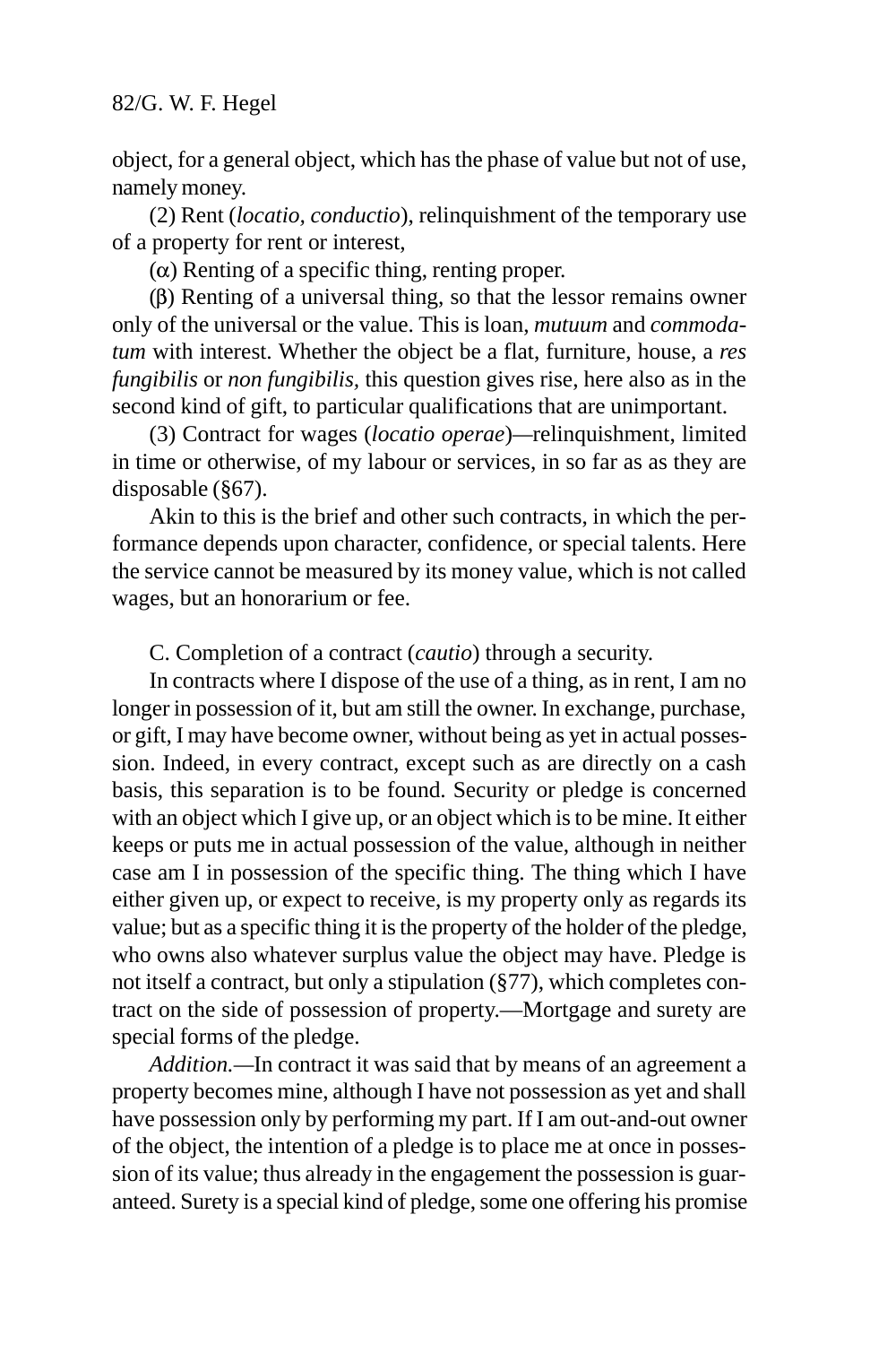object, for a general object, which has the phase of value but not of use, namely money.

(2) Rent (*locatio, conductio*), relinquishment of the temporary use of a property for rent or interest,

(α) Renting of a specific thing, renting proper.

(β) Renting of a universal thing, so that the lessor remains owner only of the universal or the value. This is loan, *mutuum* and *commodatum* with interest. Whether the object be a flat, furniture, house, a *res fungibilis* or *non fungibilis,* this question gives rise, here also as in the second kind of gift, to particular qualifications that are unimportant.

(3) Contract for wages (*locatio operae*)—relinquishment, limited in time or otherwise, of my labour or services, in so far as as they are disposable (§67).

Akin to this is the brief and other such contracts, in which the performance depends upon character, confidence, or special talents. Here the service cannot be measured by its money value, which is not called wages, but an honorarium or fee.

C. Completion of a contract (*cautio*) through a security.

In contracts where I dispose of the use of a thing, as in rent, I am no longer in possession of it, but am still the owner. In exchange, purchase, or gift, I may have become owner, without being as yet in actual possession. Indeed, in every contract, except such as are directly on a cash basis, this separation is to be found. Security or pledge is concerned with an object which I give up, or an object which is to be mine. It either keeps or puts me in actual possession of the value, although in neither case am I in possession of the specific thing. The thing which I have either given up, or expect to receive, is my property only as regards its value; but as a specific thing it is the property of the holder of the pledge, who owns also whatever surplus value the object may have. Pledge is not itself a contract, but only a stipulation (§77), which completes contract on the side of possession of property.—Mortgage and surety are special forms of the pledge.

*Addition.*—In contract it was said that by means of an agreement a property becomes mine, although I have not possession as yet and shall have possession only by performing my part. If I am out-and-out owner of the object, the intention of a pledge is to place me at once in possession of its value; thus already in the engagement the possession is guaranteed. Surety is a special kind of pledge, some one offering his promise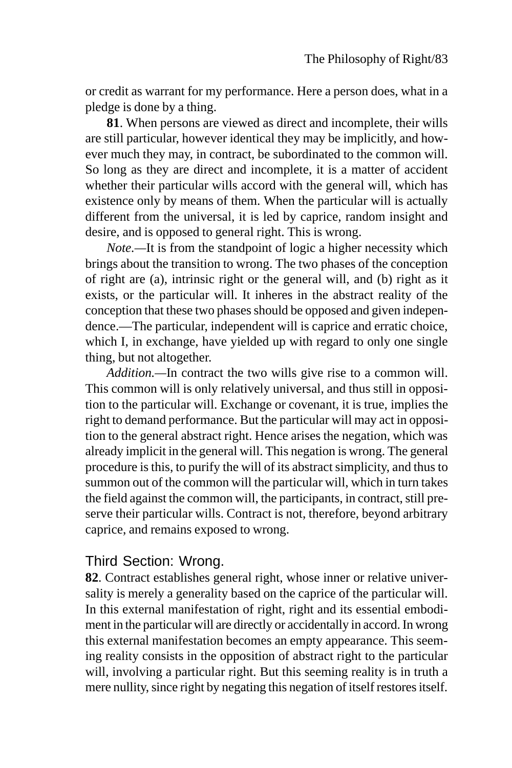or credit as warrant for my performance. Here a person does, what in a pledge is done by a thing.

**81**. When persons are viewed as direct and incomplete, their wills are still particular, however identical they may be implicitly, and however much they may, in contract, be subordinated to the common will. So long as they are direct and incomplete, it is a matter of accident whether their particular wills accord with the general will, which has existence only by means of them. When the particular will is actually different from the universal, it is led by caprice, random insight and desire, and is opposed to general right. This is wrong.

*Note.*—It is from the standpoint of logic a higher necessity which brings about the transition to wrong. The two phases of the conception of right are (a), intrinsic right or the general will, and (b) right as it exists, or the particular will. It inheres in the abstract reality of the conception that these two phases should be opposed and given independence.—The particular, independent will is caprice and erratic choice, which I, in exchange, have yielded up with regard to only one single thing, but not altogether.

*Addition.*—In contract the two wills give rise to a common will. This common will is only relatively universal, and thus still in opposition to the particular will. Exchange or covenant, it is true, implies the right to demand performance. But the particular will may act in opposition to the general abstract right. Hence arises the negation, which was already implicit in the general will. This negation is wrong. The general procedure is this, to purify the will of its abstract simplicity, and thus to summon out of the common will the particular will, which in turn takes the field against the common will, the participants, in contract, still preserve their particular wills. Contract is not, therefore, beyond arbitrary caprice, and remains exposed to wrong.

## Third Section: Wrong.

**82**. Contract establishes general right, whose inner or relative universality is merely a generality based on the caprice of the particular will. In this external manifestation of right, right and its essential embodiment in the particular will are directly or accidentally in accord. In wrong this external manifestation becomes an empty appearance. This seeming reality consists in the opposition of abstract right to the particular will, involving a particular right. But this seeming reality is in truth a mere nullity, since right by negating this negation of itself restores itself.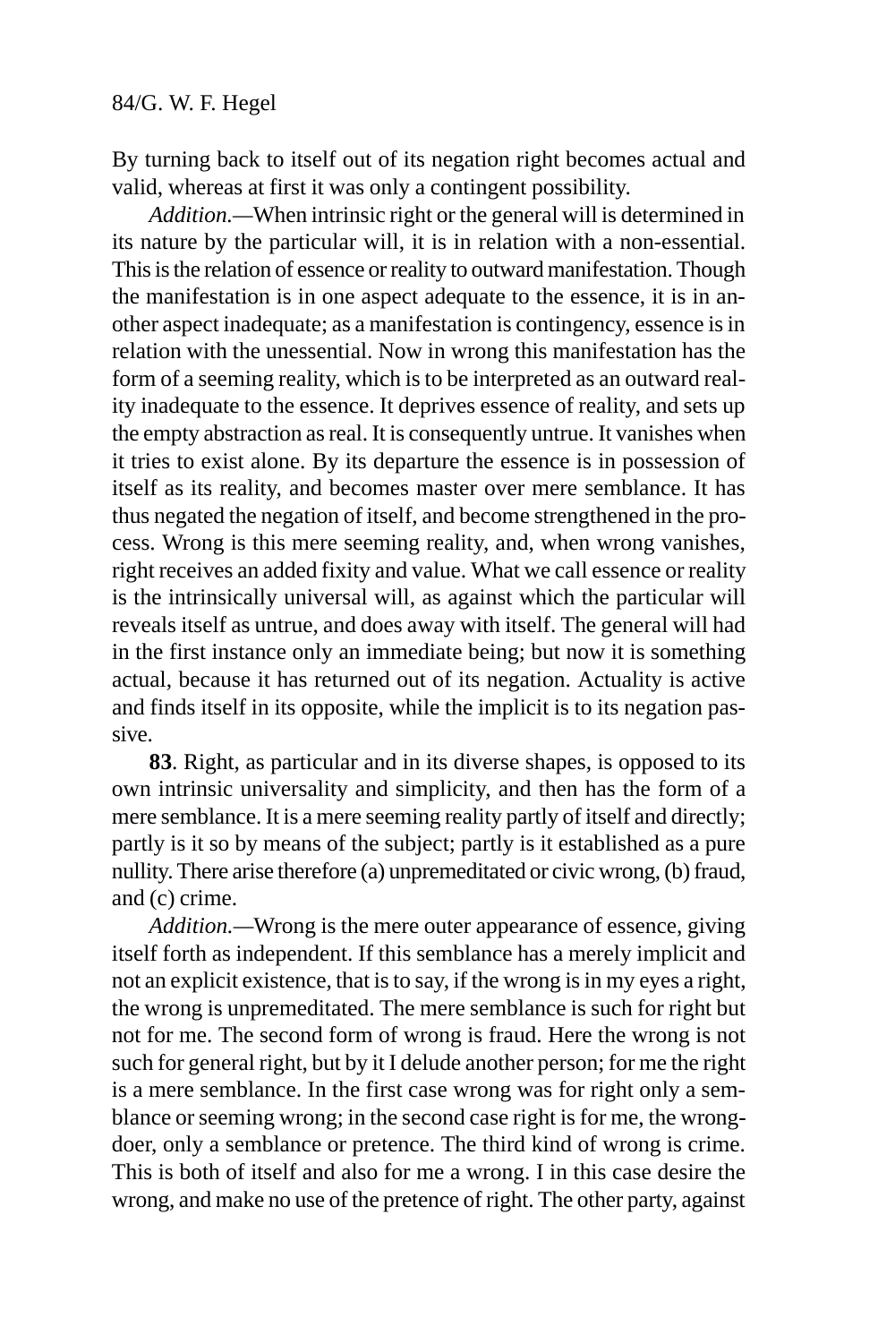By turning back to itself out of its negation right becomes actual and valid, whereas at first it was only a contingent possibility.

*Addition.*—When intrinsic right or the general will is determined in its nature by the particular will, it is in relation with a non-essential. This is the relation of essence or reality to outward manifestation. Though the manifestation is in one aspect adequate to the essence, it is in another aspect inadequate; as a manifestation is contingency, essence is in relation with the unessential. Now in wrong this manifestation has the form of a seeming reality, which is to be interpreted as an outward reality inadequate to the essence. It deprives essence of reality, and sets up the empty abstraction as real. It is consequently untrue. It vanishes when it tries to exist alone. By its departure the essence is in possession of itself as its reality, and becomes master over mere semblance. It has thus negated the negation of itself, and become strengthened in the process. Wrong is this mere seeming reality, and, when wrong vanishes, right receives an added fixity and value. What we call essence or reality is the intrinsically universal will, as against which the particular will reveals itself as untrue, and does away with itself. The general will had in the first instance only an immediate being; but now it is something actual, because it has returned out of its negation. Actuality is active and finds itself in its opposite, while the implicit is to its negation passive.

**83**. Right, as particular and in its diverse shapes, is opposed to its own intrinsic universality and simplicity, and then has the form of a mere semblance. It is a mere seeming reality partly of itself and directly; partly is it so by means of the subject; partly is it established as a pure nullity. There arise therefore (a) unpremeditated or civic wrong, (b) fraud, and (c) crime.

*Addition.*—Wrong is the mere outer appearance of essence, giving itself forth as independent. If this semblance has a merely implicit and not an explicit existence, that is to say, if the wrong is in my eyes a right, the wrong is unpremeditated. The mere semblance is such for right but not for me. The second form of wrong is fraud. Here the wrong is not such for general right, but by it I delude another person; for me the right is a mere semblance. In the first case wrong was for right only a semblance or seeming wrong; in the second case right is for me, the wrongdoer, only a semblance or pretence. The third kind of wrong is crime. This is both of itself and also for me a wrong. I in this case desire the wrong, and make no use of the pretence of right. The other party, against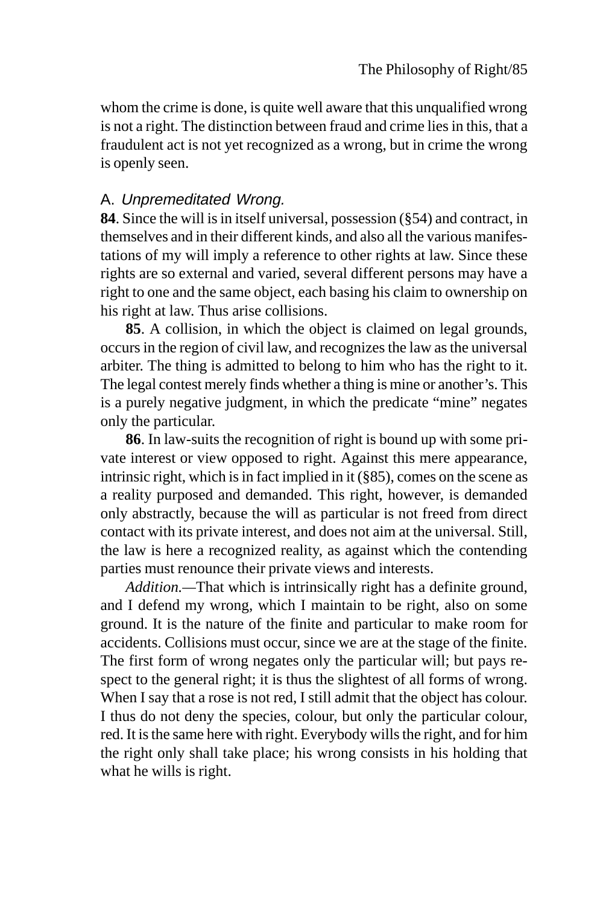whom the crime is done, is quite well aware that this unqualified wrong is not a right. The distinction between fraud and crime lies in this, that a fraudulent act is not yet recognized as a wrong, but in crime the wrong is openly seen.

### A. *Unpremeditated Wrong.*

**84**. Since the will is in itself universal, possession (§54) and contract, in themselves and in their different kinds, and also all the various manifestations of my will imply a reference to other rights at law. Since these rights are so external and varied, several different persons may have a right to one and the same object, each basing his claim to ownership on his right at law. Thus arise collisions.

**85**. A collision, in which the object is claimed on legal grounds, occurs in the region of civil law, and recognizes the law as the universal arbiter. The thing is admitted to belong to him who has the right to it. The legal contest merely finds whether a thing is mine or another's. This is a purely negative judgment, in which the predicate "mine" negates only the particular.

**86**. In law-suits the recognition of right is bound up with some private interest or view opposed to right. Against this mere appearance, intrinsic right, which is in fact implied in it (§85), comes on the scene as a reality purposed and demanded. This right, however, is demanded only abstractly, because the will as particular is not freed from direct contact with its private interest, and does not aim at the universal. Still, the law is here a recognized reality, as against which the contending parties must renounce their private views and interests.

*Addition.*—That which is intrinsically right has a definite ground, and I defend my wrong, which I maintain to be right, also on some ground. It is the nature of the finite and particular to make room for accidents. Collisions must occur, since we are at the stage of the finite. The first form of wrong negates only the particular will; but pays respect to the general right; it is thus the slightest of all forms of wrong. When I say that a rose is not red, I still admit that the object has colour. I thus do not deny the species, colour, but only the particular colour, red. It is the same here with right. Everybody wills the right, and for him the right only shall take place; his wrong consists in his holding that what he wills is right.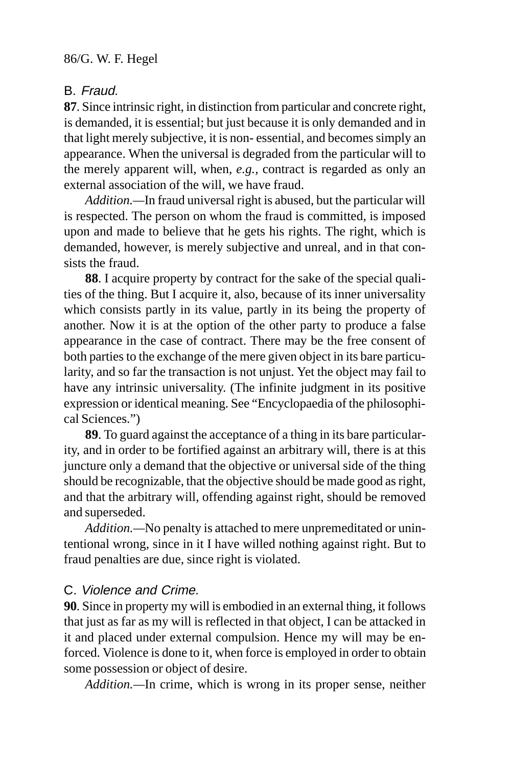## B. *Fraud.*

**87**. Since intrinsic right, in distinction from particular and concrete right, is demanded, it is essential; but just because it is only demanded and in that light merely subjective, it is non- essential, and becomes simply an appearance. When the universal is degraded from the particular will to the merely apparent will, when, *e.g.,* contract is regarded as only an external association of the will, we have fraud.

*Addition.*—In fraud universal right is abused, but the particular will is respected. The person on whom the fraud is committed, is imposed upon and made to believe that he gets his rights. The right, which is demanded, however, is merely subjective and unreal, and in that consists the fraud.

**88**. I acquire property by contract for the sake of the special qualities of the thing. But I acquire it, also, because of its inner universality which consists partly in its value, partly in its being the property of another. Now it is at the option of the other party to produce a false appearance in the case of contract. There may be the free consent of both parties to the exchange of the mere given object in its bare particularity, and so far the transaction is not unjust. Yet the object may fail to have any intrinsic universality. (The infinite judgment in its positive expression or identical meaning. See "Encyclopaedia of the philosophical Sciences.")

**89**. To guard against the acceptance of a thing in its bare particularity, and in order to be fortified against an arbitrary will, there is at this juncture only a demand that the objective or universal side of the thing should be recognizable, that the objective should be made good as right, and that the arbitrary will, offending against right, should be removed and superseded.

*Addition.*—No penalty is attached to mere unpremeditated or unintentional wrong, since in it I have willed nothing against right. But to fraud penalties are due, since right is violated.

## C. *Violence and Crime.*

**90**. Since in property my will is embodied in an external thing, it follows that just as far as my will is reflected in that object, I can be attacked in it and placed under external compulsion. Hence my will may be enforced. Violence is done to it, when force is employed in order to obtain some possession or object of desire.

*Addition.*—In crime, which is wrong in its proper sense, neither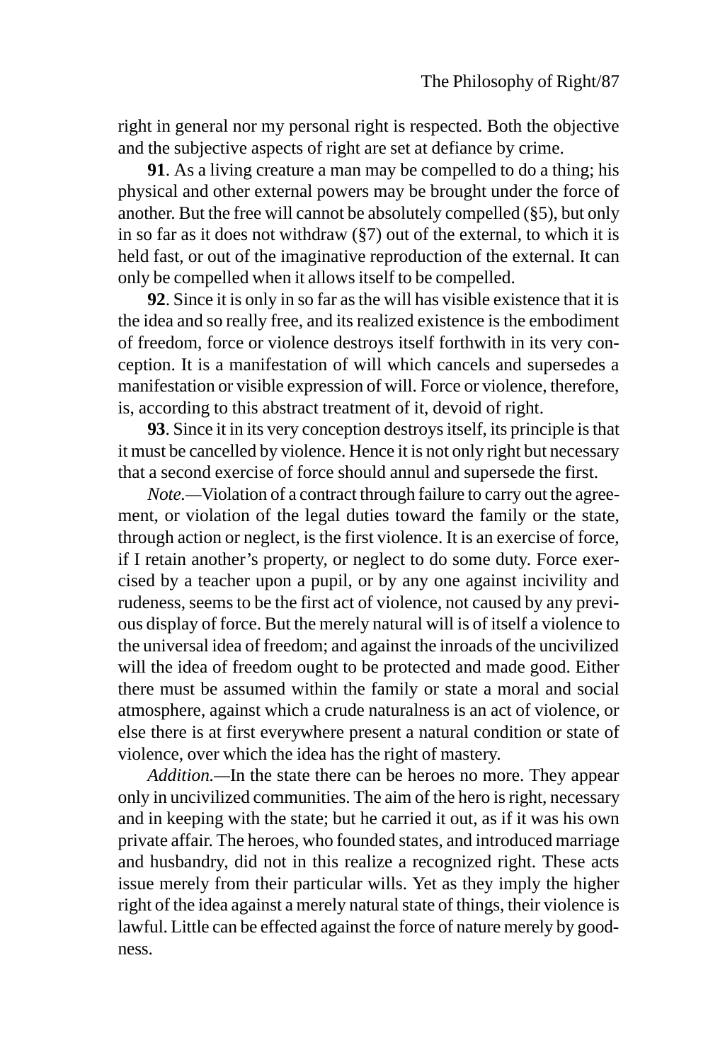right in general nor my personal right is respected. Both the objective and the subjective aspects of right are set at defiance by crime.

**91**. As a living creature a man may be compelled to do a thing; his physical and other external powers may be brought under the force of another. But the free will cannot be absolutely compelled (§5), but only in so far as it does not withdraw (§7) out of the external, to which it is held fast, or out of the imaginative reproduction of the external. It can only be compelled when it allows itself to be compelled.

**92**. Since it is only in so far as the will has visible existence that it is the idea and so really free, and its realized existence is the embodiment of freedom, force or violence destroys itself forthwith in its very conception. It is a manifestation of will which cancels and supersedes a manifestation or visible expression of will. Force or violence, therefore, is, according to this abstract treatment of it, devoid of right.

**93**. Since it in its very conception destroys itself, its principle is that it must be cancelled by violence. Hence it is not only right but necessary that a second exercise of force should annul and supersede the first.

*Note.*—Violation of a contract through failure to carry out the agreement, or violation of the legal duties toward the family or the state, through action or neglect, is the first violence. It is an exercise of force, if I retain another's property, or neglect to do some duty. Force exercised by a teacher upon a pupil, or by any one against incivility and rudeness, seems to be the first act of violence, not caused by any previous display of force. But the merely natural will is of itself a violence to the universal idea of freedom; and against the inroads of the uncivilized will the idea of freedom ought to be protected and made good. Either there must be assumed within the family or state a moral and social atmosphere, against which a crude naturalness is an act of violence, or else there is at first everywhere present a natural condition or state of violence, over which the idea has the right of mastery.

*Addition.*—In the state there can be heroes no more. They appear only in uncivilized communities. The aim of the hero is right, necessary and in keeping with the state; but he carried it out, as if it was his own private affair. The heroes, who founded states, and introduced marriage and husbandry, did not in this realize a recognized right. These acts issue merely from their particular wills. Yet as they imply the higher right of the idea against a merely natural state of things, their violence is lawful. Little can be effected against the force of nature merely by goodness.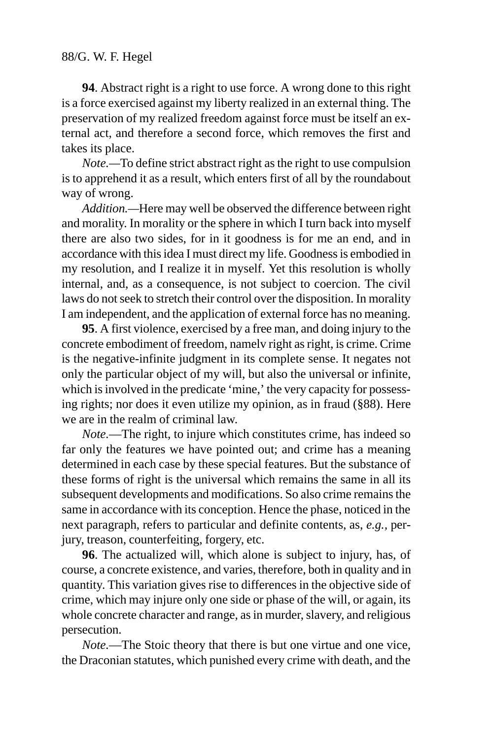**94**. Abstract right is a right to use force. A wrong done to this right is a force exercised against my liberty realized in an external thing. The preservation of my realized freedom against force must be itself an external act, and therefore a second force, which removes the first and takes its place.

*Note.*—To define strict abstract right as the right to use compulsion is to apprehend it as a result, which enters first of all by the roundabout way of wrong.

*Addition.*—Here may well be observed the difference between right and morality. In morality or the sphere in which I turn back into myself there are also two sides, for in it goodness is for me an end, and in accordance with this idea I must direct my life. Goodness is embodied in my resolution, and I realize it in myself. Yet this resolution is wholly internal, and, as a consequence, is not subject to coercion. The civil laws do not seek to stretch their control over the disposition. In morality I am independent, and the application of external force has no meaning.

**95**. A first violence, exercised by a free man, and doing injury to the concrete embodiment of freedom, namelv right as right, is crime. Crime is the negative-infinite judgment in its complete sense. It negates not only the particular object of my will, but also the universal or infinite, which is involved in the predicate 'mine,' the very capacity for possessing rights; nor does it even utilize my opinion, as in fraud (§88). Here we are in the realm of criminal law.

*Note.*—The right, to injure which constitutes crime, has indeed so far only the features we have pointed out; and crime has a meaning determined in each case by these special features. But the substance of these forms of right is the universal which remains the same in all its subsequent developments and modifications. So also crime remains the same in accordance with its conception. Hence the phase, noticed in the next paragraph, refers to particular and definite contents, as, *e.g.*, perjury, treason, counterfeiting, forgery, etc.

**96**. The actualized will, which alone is subject to injury, has, of course, a concrete existence, and varies, therefore, both in quality and in quantity. This variation gives rise to differences in the objective side of crime, which may injure only one side or phase of the will, or again, its whole concrete character and range, as in murder, slavery, and religious persecution.

*Note.*—The Stoic theory that there is but one virtue and one vice, the Draconian statutes, which punished every crime with death, and the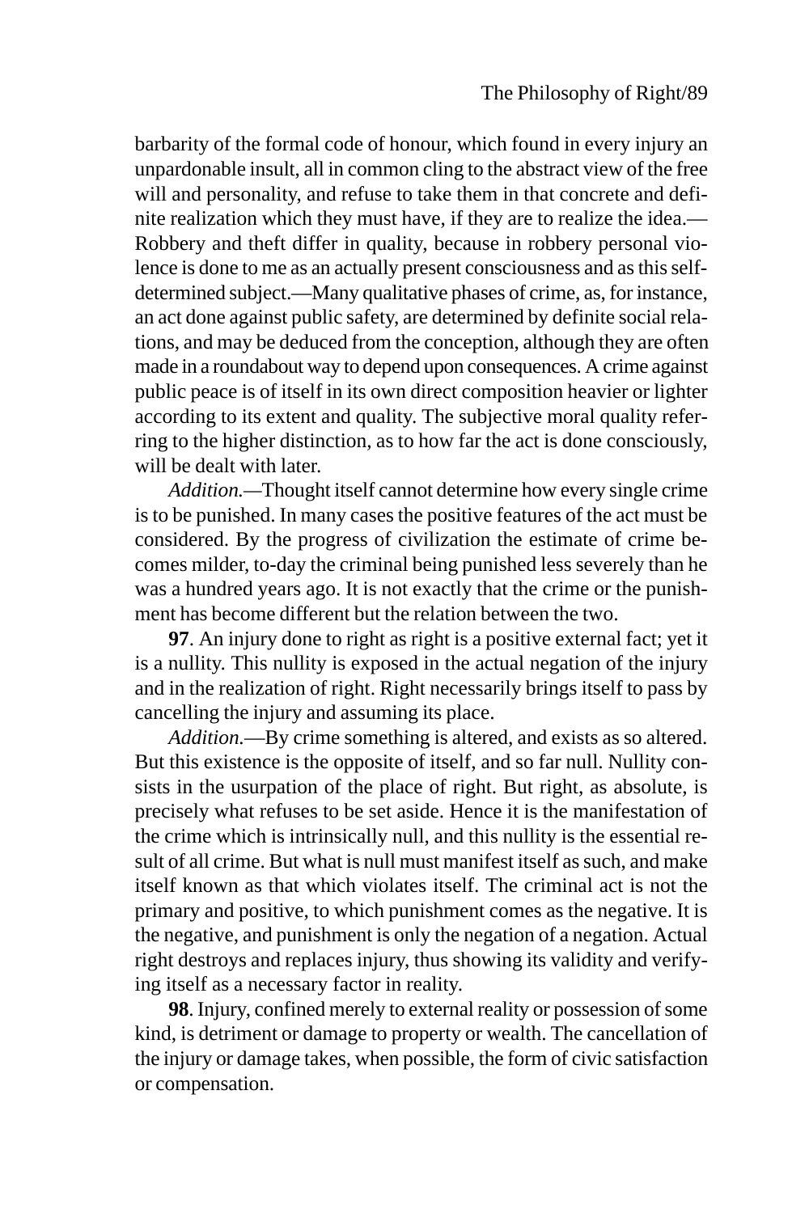barbarity of the formal code of honour, which found in every injury an unpardonable insult, all in common cling to the abstract view of the free will and personality, and refuse to take them in that concrete and definite realization which they must have, if they are to realize the idea.—Robbery and theft differ in quality, because in robbery personal violence is done to me as an actually present consciousness and as this self-determined subject.—Many qualitative phases of crime, as, for instance, an act done against public safety, are determined by definite social relations, and may be deduced from the conception, although they are often made in a roundabout way to depend upon consequences. A crime against public peace is of itself in its own direct composition heavier or lighter according to its extent and quality. The subjective moral quality referring to the higher distinction, as to how far the act is done consciously, will be dealt with later.

*Addition.*—Thought itself cannot determine how every single crime is to be punished. In many cases the positive features of the act must be considered. By the progress of civilization the estimate of crime becomes milder, to-day the criminal being punished less severely than he was a hundred years ago. It is not exactly that the crime or the punishment has become different but the relation between the two.

**97**. An injury done to right as right is a positive external fact; yet it is a nullity. This nullity is exposed in the actual negation of the injury and in the realization of right. Right necessarily brings itself to pass by cancelling the injury and assuming its place.

*Addition.*—By crime something is altered, and exists as so altered. But this existence is the opposite of itself, and so far null. Nullity consists in the usurpation of the place of right. But right, as absolute, is precisely what refuses to be set aside. Hence it is the manifestation of the crime which is intrinsically null, and this nullity is the essential result of all crime. But what is null must manifest itself as such, and make itself known as that which violates itself. The criminal act is not the primary and positive, to which punishment comes as the negative. It is the negative, and punishment is only the negation of a negation. Actual right destroys and replaces injury, thus showing its validity and verifying itself as a necessary factor in reality.

**98**. Injury, confined merely to external reality or possession of some kind, is detriment or damage to property or wealth. The cancellation of the injury or damage takes, when possible, the form of civic satisfaction or compensation.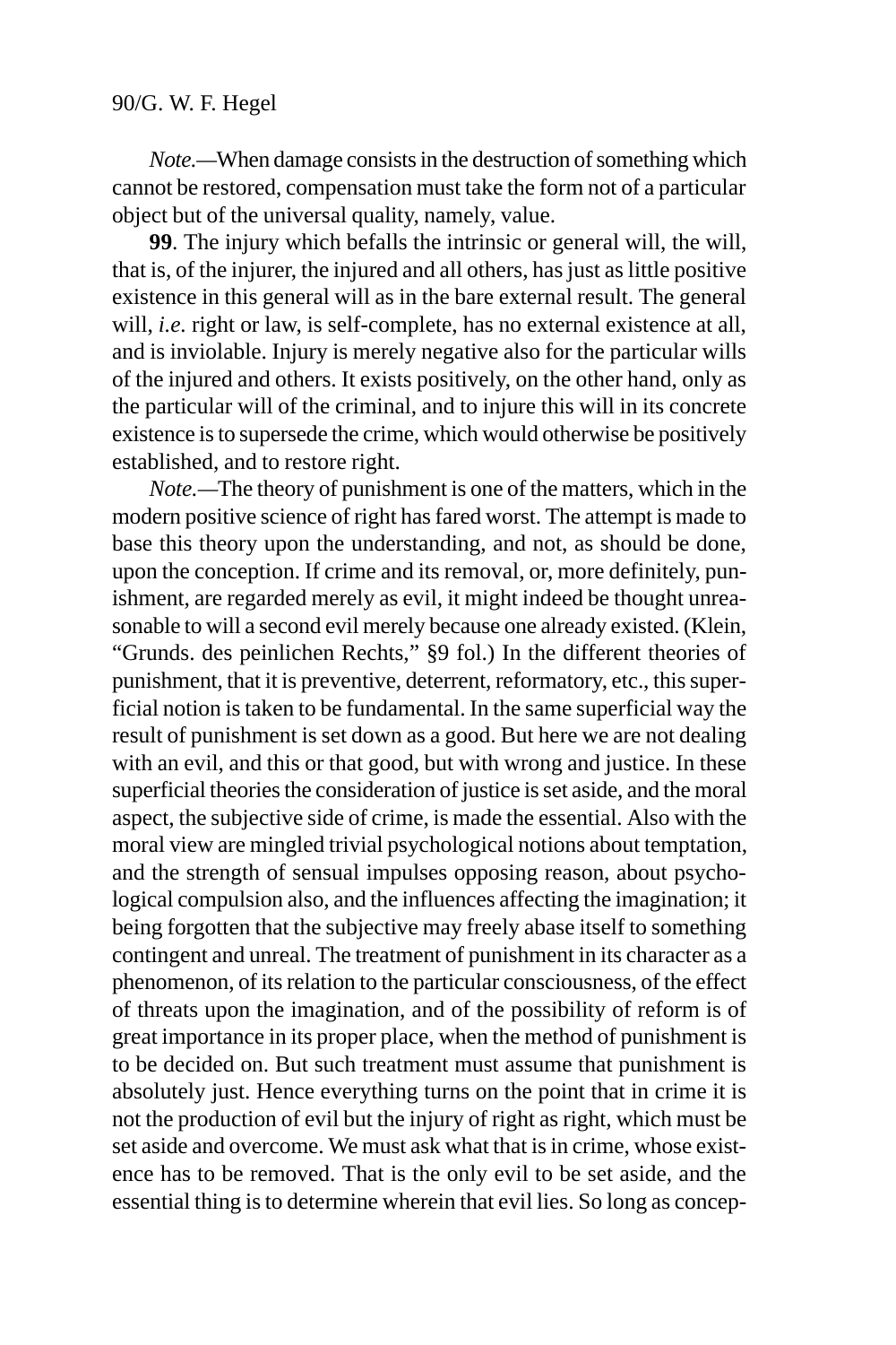*Note.*—When damage consists in the destruction of something which cannot be restored, compensation must take the form not of a particular object but of the universal quality, namely, value.

**99**. The injury which befalls the intrinsic or general will, the will, that is, of the injurer, the injured and all others, has just as little positive existence in this general will as in the bare external result. The general will, *i.e.* right or law, is self-complete, has no external existence at all, and is inviolable. Injury is merely negative also for the particular wills of the injured and others. It exists positively, on the other hand, only as the particular will of the criminal, and to injure this will in its concrete existence is to supersede the crime, which would otherwise be positively established, and to restore right.

*Note.*—The theory of punishment is one of the matters, which in the modern positive science of right has fared worst. The attempt is made to base this theory upon the understanding, and not, as should be done, upon the conception. If crime and its removal, or, more definitely, punishment, are regarded merely as evil, it might indeed be thought unreasonable to will a second evil merely because one already existed. (Klein, "Grunds. des peinlichen Rechts," §9 fol.) In the different theories of punishment, that it is preventive, deterrent, reformatory, etc., this superficial notion is taken to be fundamental. In the same superficial way the result of punishment is set down as a good. But here we are not dealing with an evil, and this or that good, but with wrong and justice. In these superficial theories the consideration of justice is set aside, and the moral aspect, the subjective side of crime, is made the essential. Also with the moral view are mingled trivial psychological notions about temptation, and the strength of sensual impulses opposing reason, about psychological compulsion also, and the influences affecting the imagination; it being forgotten that the subjective may freely abase itself to something contingent and unreal. The treatment of punishment in its character as a phenomenon, of its relation to the particular consciousness, of the effect of threats upon the imagination, and of the possibility of reform is of great importance in its proper place, when the method of punishment is to be decided on. But such treatment must assume that punishment is absolutely just. Hence everything turns on the point that in crime it is not the production of evil but the injury of right as right, which must be set aside and overcome. We must ask what that is in crime, whose existence has to be removed. That is the only evil to be set aside, and the essential thing is to determine wherein that evil lies. So long as concep-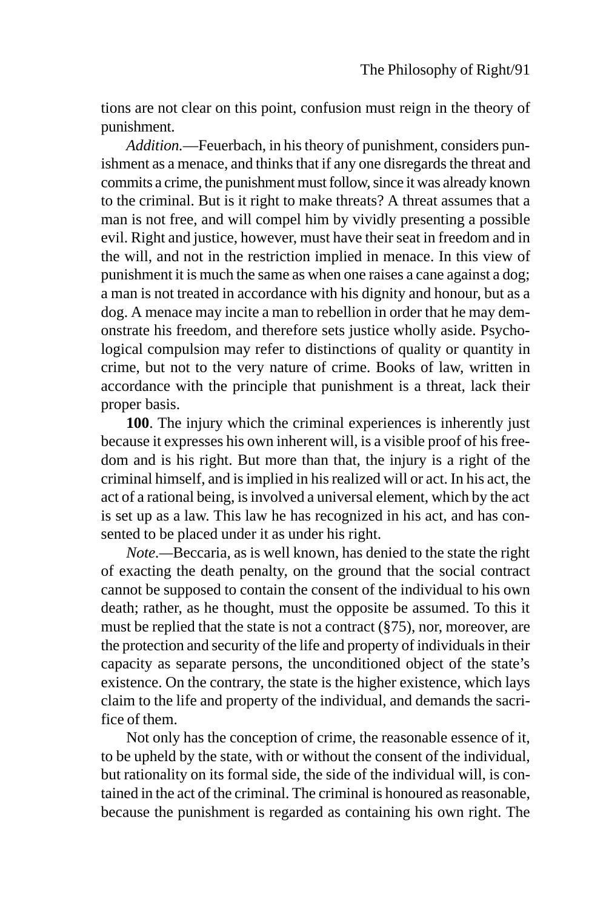tions are not clear on this point, confusion must reign in the theory of punishment.

*Addition.*—Feuerbach, in his theory of punishment, considers punishment as a menace, and thinks that if any one disregards the threat and commits a crime, the punishment must follow, since it was already known to the criminal. But is it right to make threats? A threat assumes that a man is not free, and will compel him by vividly presenting a possible evil. Right and justice, however, must have their seat in freedom and in the will, and not in the restriction implied in menace. In this view of punishment it is much the same as when one raises a cane against a dog; a man is not treated in accordance with his dignity and honour, but as a dog. A menace may incite a man to rebellion in order that he may demonstrate his freedom, and therefore sets justice wholly aside. Psychological compulsion may refer to distinctions of quality or quantity in crime, but not to the very nature of crime. Books of law, written in accordance with the principle that punishment is a threat, lack their proper basis.

**100**. The injury which the criminal experiences is inherently just because it expresses his own inherent will, is a visible proof of his freedom and is his right. But more than that, the injury is a right of the criminal himself, and is implied in his realized will or act. In his act, the act of a rational being, is involved a universal element, which by the act is set up as a law. This law he has recognized in his act, and has consented to be placed under it as under his right.

*Note.*—Beccaria, as is well known, has denied to the state the right of exacting the death penalty, on the ground that the social contract cannot be supposed to contain the consent of the individual to his own death; rather, as he thought, must the opposite be assumed. To this it must be replied that the state is not a contract (§75), nor, moreover, are the protection and security of the life and property of individuals in their capacity as separate persons, the unconditioned object of the state's existence. On the contrary, the state is the higher existence, which lays claim to the life and property of the individual, and demands the sacrifice of them.

Not only has the conception of crime, the reasonable essence of it, to be upheld by the state, with or without the consent of the individual, but rationality on its formal side, the side of the individual will, is contained in the act of the criminal. The criminal is honoured as reasonable, because the punishment is regarded as containing his own right. The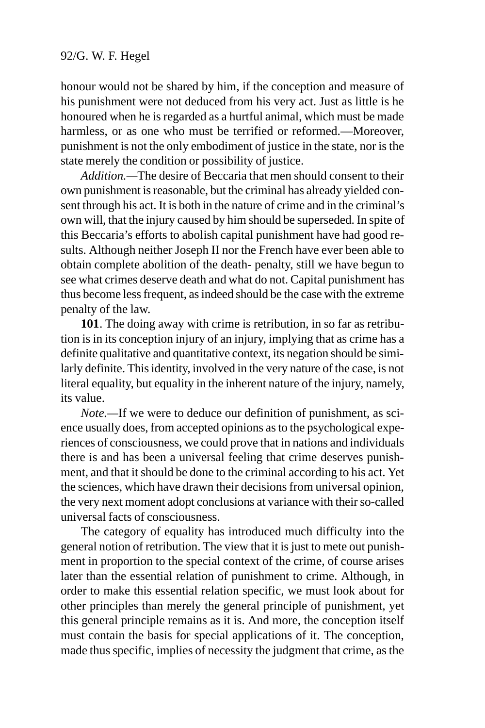honour would not be shared by him, if the conception and measure of his punishment were not deduced from his very act. Just as little is he honoured when he is regarded as a hurtful animal, which must be made harmless, or as one who must be terrified or reformed.—Moreover, punishment is not the only embodiment of justice in the state, nor is the state merely the condition or possibility of justice.

*Addition.*—The desire of Beccaria that men should consent to their own punishment is reasonable, but the criminal has already yielded consent through his act. It is both in the nature of crime and in the criminal's own will, that the injury caused by him should be superseded. In spite of this Beccaria's efforts to abolish capital punishment have had good results. Although neither Joseph II nor the French have ever been able to obtain complete abolition of the death- penalty, still we have begun to see what crimes deserve death and what do not. Capital punishment has thus become less frequent, as indeed should be the case with the extreme penalty of the law.

**101**. The doing away with crime is retribution, in so far as retribution is in its conception injury of an injury, implying that as crime has a definite qualitative and quantitative context, its negation should be similarly definite. This identity, involved in the very nature of the case, is not literal equality, but equality in the inherent nature of the injury, namely, its value.

*Note.*—If we were to deduce our definition of punishment, as science usually does, from accepted opinions as to the psychological experiences of consciousness, we could prove that in nations and individuals there is and has been a universal feeling that crime deserves punishment, and that it should be done to the criminal according to his act. Yet the sciences, which have drawn their decisions from universal opinion, the very next moment adopt conclusions at variance with their so-called universal facts of consciousness.

The category of equality has introduced much difficulty into the general notion of retribution. The view that it is just to mete out punishment in proportion to the special context of the crime, of course arises later than the essential relation of punishment to crime. Although, in order to make this essential relation specific, we must look about for other principles than merely the general principle of punishment, yet this general principle remains as it is. And more, the conception itself must contain the basis for special applications of it. The conception, made thus specific, implies of necessity the judgment that crime, as the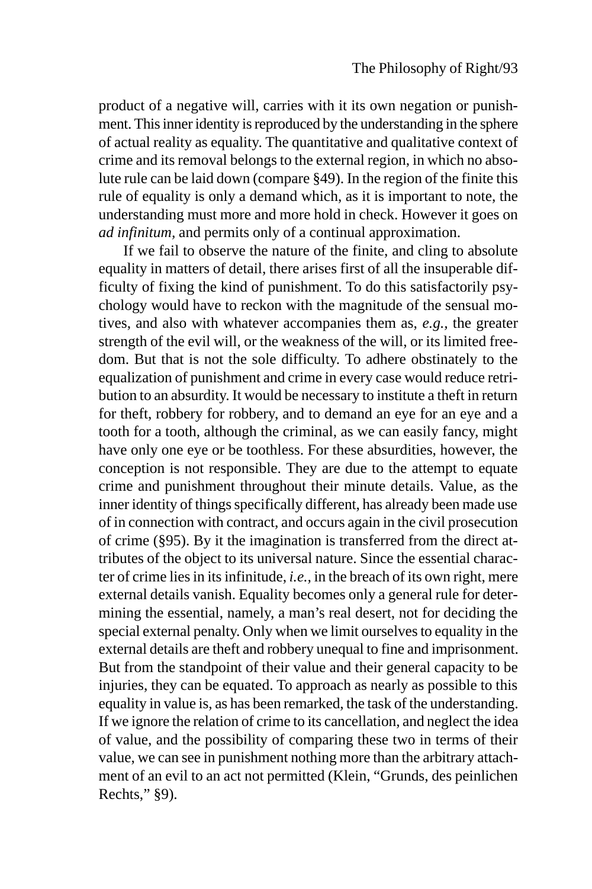product of a negative will, carries with it its own negation or punishment. This inner identity is reproduced by the understanding in the sphere of actual reality as equality. The quantitative and qualitative context of crime and its removal belongs to the external region, in which no absolute rule can be laid down (compare §49). In the region of the finite this rule of equality is only a demand which, as it is important to note, the understanding must more and more hold in check. However it goes on *ad infinitum,* and permits only of a continual approximation.

If we fail to observe the nature of the finite, and cling to absolute equality in matters of detail, there arises first of all the insuperable difficulty of fixing the kind of punishment. To do this satisfactorily psychology would have to reckon with the magnitude of the sensual motives, and also with whatever accompanies them as, *e.g.,* the greater strength of the evil will, or the weakness of the will, or its limited freedom. But that is not the sole difficulty. To adhere obstinately to the equalization of punishment and crime in every case would reduce retribution to an absurdity. It would be necessary to institute a theft in return for theft, robbery for robbery, and to demand an eye for an eye and a tooth for a tooth, although the criminal, as we can easily fancy, might have only one eye or be toothless. For these absurdities, however, the conception is not responsible. They are due to the attempt to equate crime and punishment throughout their minute details. Value, as the inner identity of things specifically different, has already been made use of in connection with contract, and occurs again in the civil prosecution of crime (§95). By it the imagination is transferred from the direct attributes of the object to its universal nature. Since the essential character of crime lies in its infinitude, *i.e.,* in the breach of its own right, mere external details vanish. Equality becomes only a general rule for determining the essential, namely, a man's real desert, not for deciding the special external penalty. Only when we limit ourselves to equality in the external details are theft and robbery unequal to fine and imprisonment. But from the standpoint of their value and their general capacity to be injuries, they can be equated. To approach as nearly as possible to this equality in value is, as has been remarked, the task of the understanding. If we ignore the relation of crime to its cancellation, and neglect the idea of value, and the possibility of comparing these two in terms of their value, we can see in punishment nothing more than the arbitrary attachment of an evil to an act not permitted (Klein, "Grunds, des peinlichen Rechts," §9).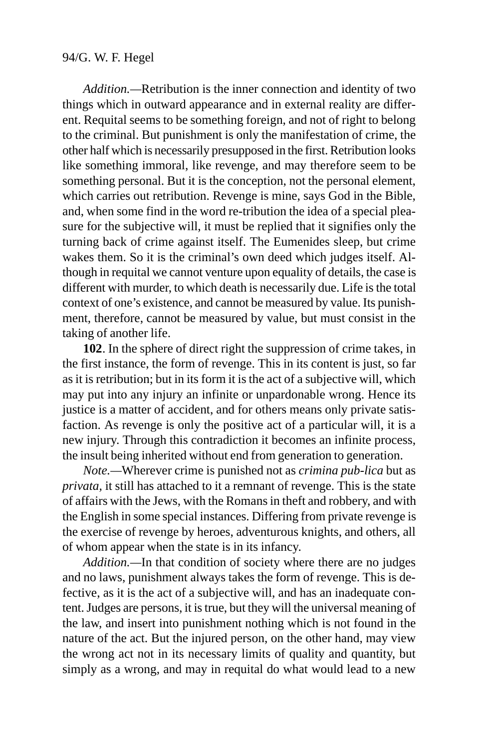*Addition.*—Retribution is the inner connection and identity of two things which in outward appearance and in external reality are different. Requital seems to be something foreign, and not of right to belong to the criminal. But punishment is only the manifestation of crime, the other half which is necessarily presupposed in the first. Retribution looks like something immoral, like revenge, and may therefore seem to be something personal. But it is the conception, not the personal element, which carries out retribution. Revenge is mine, says God in the Bible, and, when some find in the word re-tribution the idea of a special pleasure for the subjective will, it must be replied that it signifies only the turning back of crime against itself. The Eumenides sleep, but crime wakes them. So it is the criminal's own deed which judges itself. Although in requital we cannot venture upon equality of details, the case is different with murder, to which death is necessarily due. Life is the total context of one's existence, and cannot be measured by value. Its punishment, therefore, cannot be measured by value, but must consist in the taking of another life.

**102**. In the sphere of direct right the suppression of crime takes, in the first instance, the form of revenge. This in its content is just, so far as it is retribution; but in its form it is the act of a subjective will, which may put into any injury an infinite or unpardonable wrong. Hence its justice is a matter of accident, and for others means only private satisfaction. As revenge is only the positive act of a particular will, it is a new injury. Through this contradiction it becomes an infinite process, the insult being inherited without end from generation to generation.

*Note.*—Wherever crime is punished not as *crimina pub-lica* but as *privata*, it still has attached to it a remnant of revenge. This is the state of affairs with the Jews, with the Romans in theft and robbery, and with the English in some special instances. Differing from private revenge is the exercise of revenge by heroes, adventurous knights, and others, all of whom appear when the state is in its infancy.

*Addition.*—In that condition of society where there are no judges and no laws, punishment always takes the form of revenge. This is defective, as it is the act of a subjective will, and has an inadequate content. Judges are persons, it is true, but they will the universal meaning of the law, and insert into punishment nothing which is not found in the nature of the act. But the injured person, on the other hand, may view the wrong act not in its necessary limits of quality and quantity, but simply as a wrong, and may in requital do what would lead to a new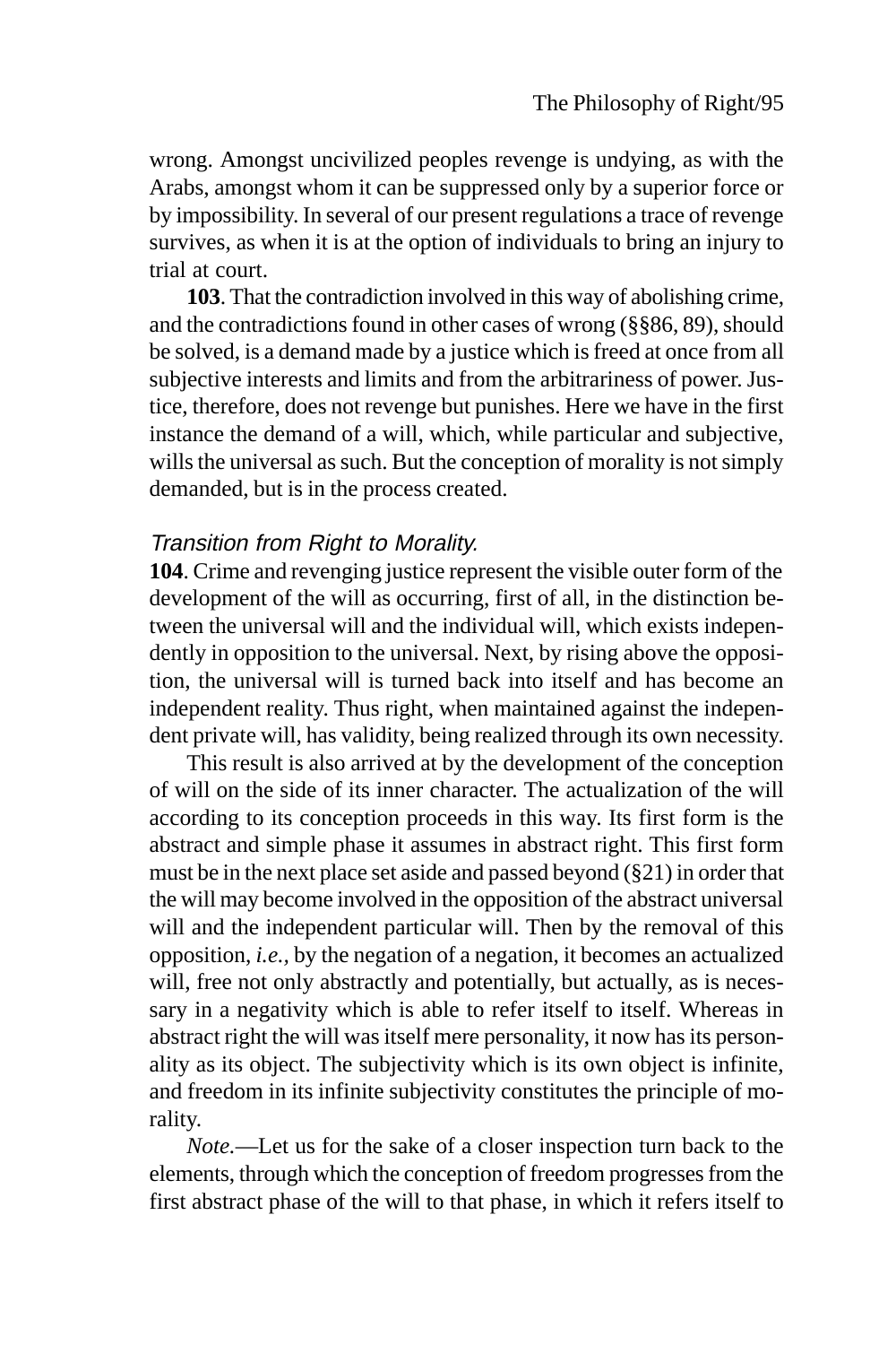wrong. Amongst uncivilized peoples revenge is undying, as with the Arabs, amongst whom it can be suppressed only by a superior force or by impossibility. In several of our present regulations a trace of revenge survives, as when it is at the option of individuals to bring an injury to trial at court.

**103**. That the contradiction involved in this way of abolishing crime, and the contradictions found in other cases of wrong (§§86, 89), should be solved, is a demand made by a justice which is freed at once from all subjective interests and limits and from the arbitrariness of power. Justice, therefore, does not revenge but punishes. Here we have in the first instance the demand of a will, which, while particular and subjective, wills the universal as such. But the conception of morality is not simply demanded, but is in the process created.

### *Transition from Right to Morality.*

**104**. Crime and revenging justice represent the visible outer form of the development of the will as occurring, first of all, in the distinction between the universal will and the individual will, which exists independently in opposition to the universal. Next, by rising above the opposition, the universal will is turned back into itself and has become an independent reality. Thus right, when maintained against the independent private will, has validity, being realized through its own necessity.

This result is also arrived at by the development of the conception of will on the side of its inner character. The actualization of the will according to its conception proceeds in this way. Its first form is the abstract and simple phase it assumes in abstract right. This first form must be in the next place set aside and passed beyond (§21) in order that the will may become involved in the opposition of the abstract universal will and the independent particular will. Then by the removal of this opposition, *i.e.*, by the negation of a negation, it becomes an actualized will, free not only abstractly and potentially, but actually, as is necessary in a negativity which is able to refer itself to itself. Whereas in abstract right the will was itself mere personality, it now has its personality as its object. The subjectivity which is its own object is infinite, and freedom in its infinite subjectivity constitutes the principle of morality.

*Note.*—Let us for the sake of a closer inspection turn back to the elements, through which the conception of freedom progresses from the first abstract phase of the will to that phase, in which it refers itself to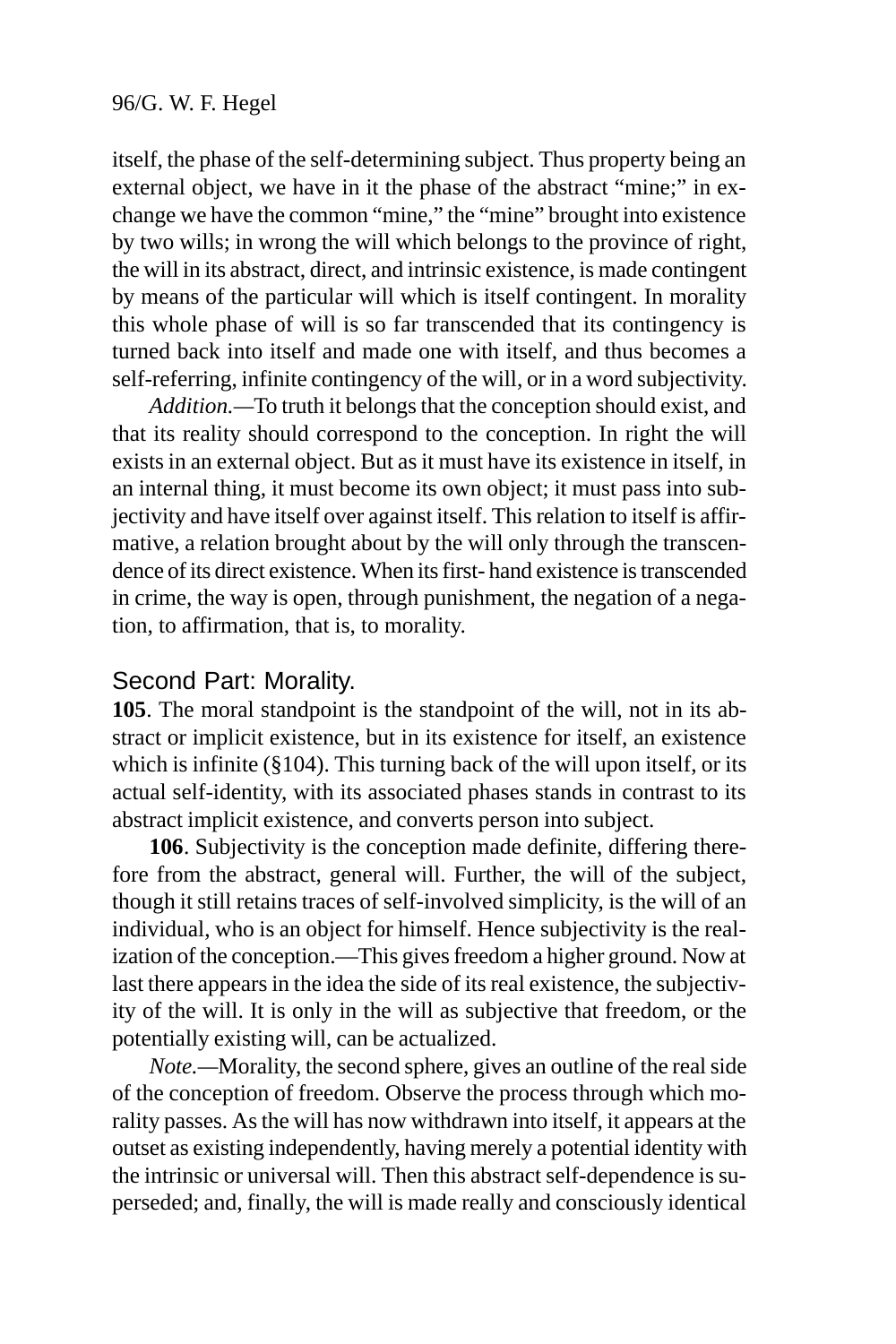itself, the phase of the self-determining subject. Thus property being an external object, we have in it the phase of the abstract "mine;" in exchange we have the common "mine," the "mine" brought into existence by two wills; in wrong the will which belongs to the province of right, the will in its abstract, direct, and intrinsic existence, is made contingent by means of the particular will which is itself contingent. In morality this whole phase of will is so far transcended that its contingency is turned back into itself and made one with itself, and thus becomes a self-referring, infinite contingency of the will, or in a word subjectivity.

*Addition.*—To truth it belongs that the conception should exist, and that its reality should correspond to the conception. In right the will exists in an external object. But as it must have its existence in itself, in an internal thing, it must become its own object; it must pass into subjectivity and have itself over against itself. This relation to itself is affirmative, a relation brought about by the will only through the transcendence of its direct existence. When its first- hand existence is transcended in crime, the way is open, through punishment, the negation of a negation, to affirmation, that is, to morality.

## Second Part: Morality.

**105**. The moral standpoint is the standpoint of the will, not in its abstract or implicit existence, but in its existence for itself, an existence which is infinite (§104). This turning back of the will upon itself, or its actual self-identity, with its associated phases stands in contrast to its abstract implicit existence, and converts person into subject.

**106**. Subjectivity is the conception made definite, differing therefore from the abstract, general will. Further, the will of the subject, though it still retains traces of self-involved simplicity, is the will of an individual, who is an object for himself. Hence subjectivity is the realization of the conception.—This gives freedom a higher ground. Now at last there appears in the idea the side of its real existence, the subjectivity of the will. It is only in the will as subjective that freedom, or the potentially existing will, can be actualized.

*Note.*—Morality, the second sphere, gives an outline of the real side of the conception of freedom. Observe the process through which morality passes. As the will has now withdrawn into itself, it appears at the outset as existing independently, having merely a potential identity with the intrinsic or universal will. Then this abstract self-dependence is superseded; and, finally, the will is made really and consciously identical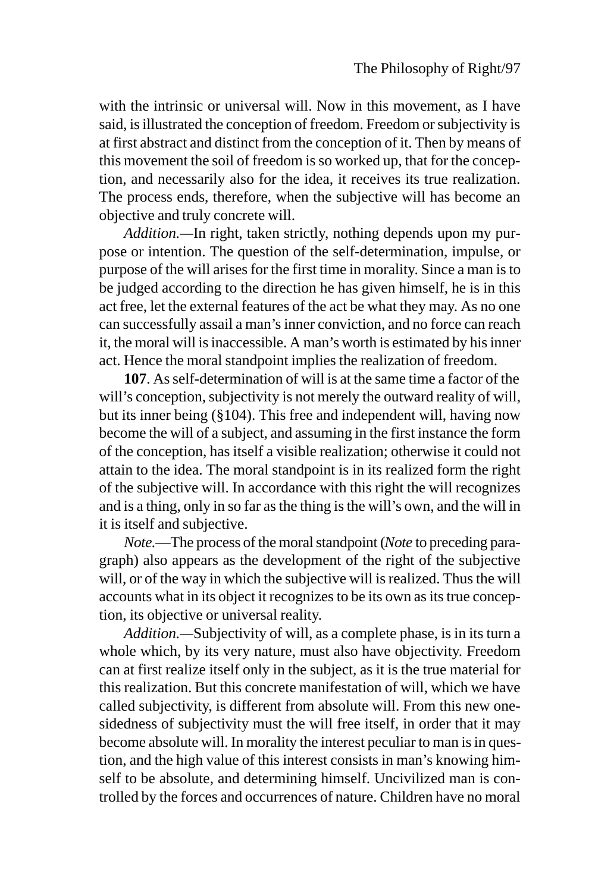with the intrinsic or universal will. Now in this movement, as I have said, is illustrated the conception of freedom. Freedom or subjectivity is at first abstract and distinct from the conception of it. Then by means of this movement the soil of freedom is so worked up, that for the conception, and necessarily also for the idea, it receives its true realization. The process ends, therefore, when the subjective will has become an objective and truly concrete will.

*Addition.*—In right, taken strictly, nothing depends upon my purpose or intention. The question of the self-determination, impulse, or purpose of the will arises for the first time in morality. Since a man is to be judged according to the direction he has given himself, he is in this act free, let the external features of the act be what they may. As no one can successfully assail a man's inner conviction, and no force can reach it, the moral will is inaccessible. A man's worth is estimated by his inner act. Hence the moral standpoint implies the realization of freedom.

**107**. As self-determination of will is at the same time a factor of the will's conception, subjectivity is not merely the outward reality of will, but its inner being (§104). This free and independent will, having now become the will of a subject, and assuming in the first instance the form of the conception, has itself a visible realization; otherwise it could not attain to the idea. The moral standpoint is in its realized form the right of the subjective will. In accordance with this right the will recognizes and is a thing, only in so far as the thing is the will's own, and the will in it is itself and subjective.

*Note.*—The process of the moral standpoint (*Note* to preceding paragraph) also appears as the development of the right of the subjective will, or of the way in which the subjective will is realized. Thus the will accounts what in its object it recognizes to be its own as its true conception, its objective or universal reality.

*Addition.*—Subjectivity of will, as a complete phase, is in its turn a whole which, by its very nature, must also have objectivity. Freedom can at first realize itself only in the subject, as it is the true material for this realization. But this concrete manifestation of will, which we have called subjectivity, is different from absolute will. From this new one-sidedness of subjectivity must the will free itself, in order that it may become absolute will. In morality the interest peculiar to man is in question, and the high value of this interest consists in man's knowing himself to be absolute, and determining himself. Uncivilized man is controlled by the forces and occurrences of nature. Children have no moral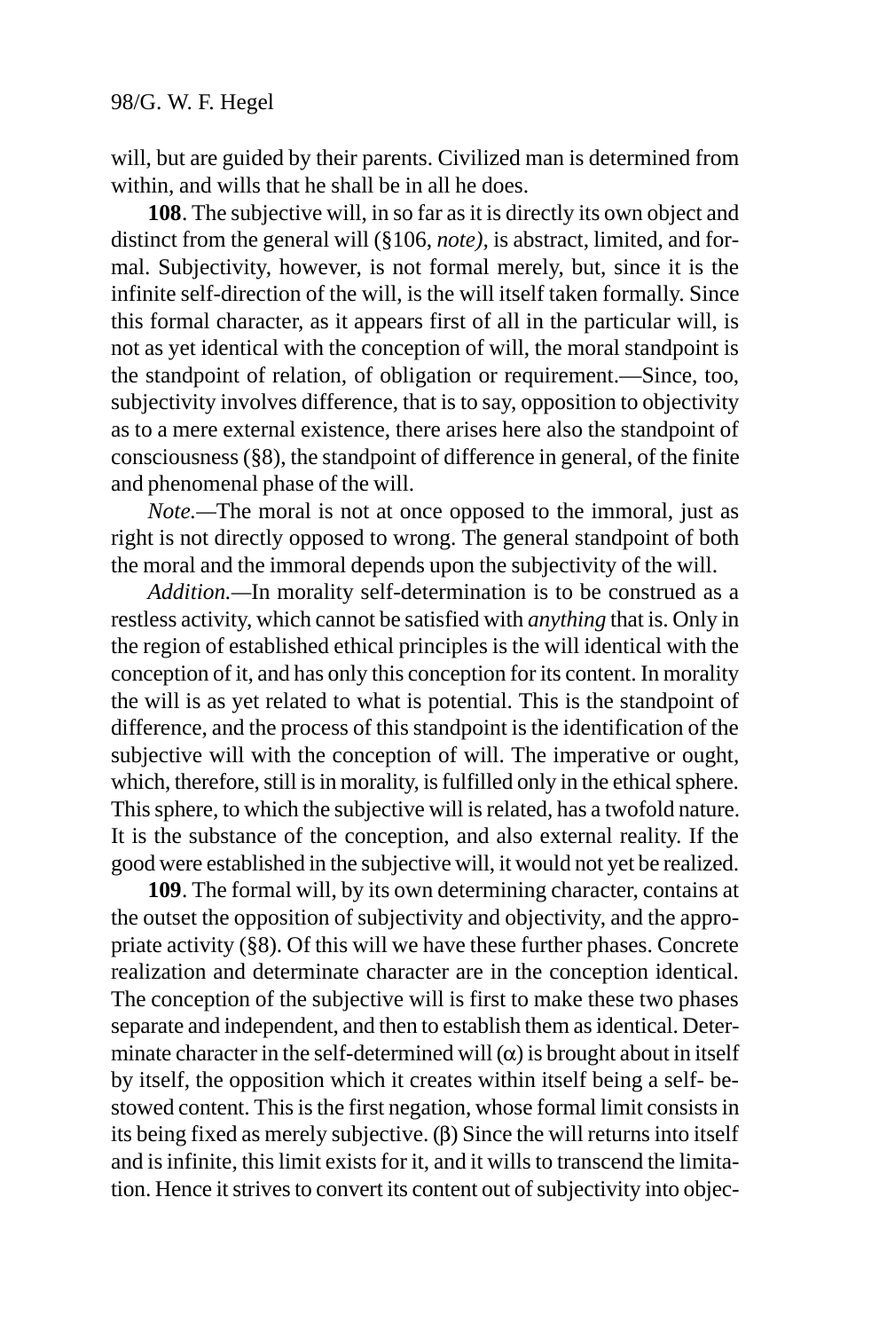will, but are guided by their parents. Civilized man is determined from within, and wills that he shall be in all he does.

**108**. The subjective will, in so far as it is directly its own object and distinct from the general will (§106, *note)*, is abstract, limited, and formal. Subjectivity, however, is not formal merely, but, since it is the infinite self-direction of the will, is the will itself taken formally. Since this formal character, as it appears first of all in the particular will, is not as yet identical with the conception of will, the moral standpoint is the standpoint of relation, of obligation or requirement.—Since, too, subjectivity involves difference, that is to say, opposition to objectivity as to a mere external existence, there arises here also the standpoint of consciousness (§8), the standpoint of difference in general, of the finite and phenomenal phase of the will.

*Note.*—The moral is not at once opposed to the immoral, just as right is not directly opposed to wrong. The general standpoint of both the moral and the immoral depends upon the subjectivity of the will.

*Addition.*—In morality self-determination is to be construed as a restless activity, which cannot be satisfied with *anything* that is. Only in the region of established ethical principles is the will identical with the conception of it, and has only this conception for its content. In morality the will is as yet related to what is potential. This is the standpoint of difference, and the process of this standpoint is the identification of the subjective will with the conception of will. The imperative or ought, which, therefore, still is in morality, is fulfilled only in the ethical sphere. This sphere, to which the subjective will is related, has a twofold nature. It is the substance of the conception, and also external reality. If the good were established in the subjective will, it would not yet be realized.

**109**. The formal will, by its own determining character, contains at the outset the opposition of subjectivity and objectivity, and the appropriate activity (§8). Of this will we have these further phases. Concrete realization and determinate character are in the conception identical. The conception of the subjective will is first to make these two phases separate and independent, and then to establish them as identical. Determinate character in the self-determined will (α) is brought about in itself by itself, the opposition which it creates within itself being a self- bestowed content. This is the first negation, whose formal limit consists in its being fixed as merely subjective. (β) Since the will returns into itself and is infinite, this limit exists for it, and it wills to transcend the limitation. Hence it strives to convert its content out of subjectivity into objec-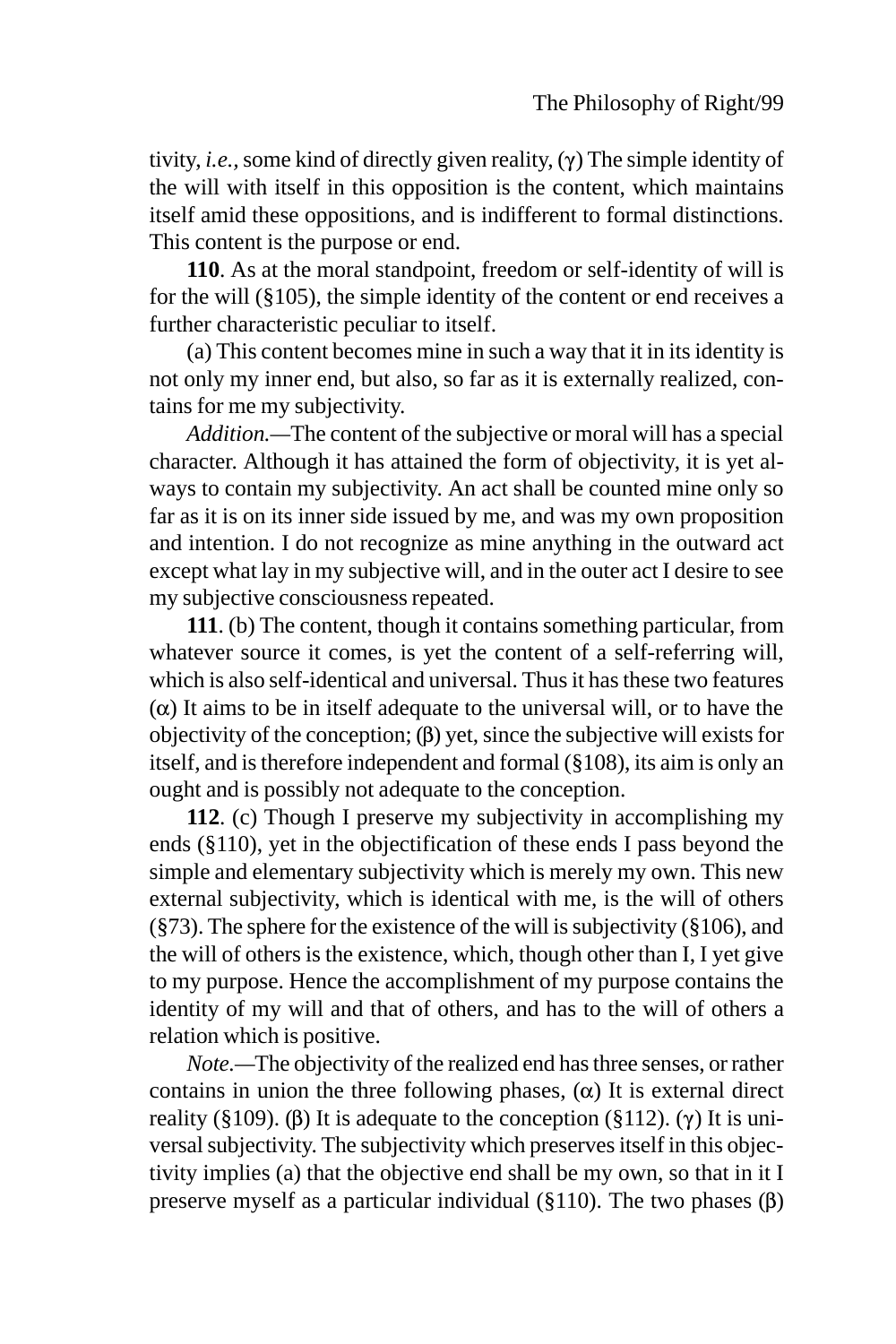tivity, *i.e.,* some kind of directly given reality, (γ) The simple identity of the will with itself in this opposition is the content, which maintains itself amid these oppositions, and is indifferent to formal distinctions. This content is the purpose or end.

**110**. As at the moral standpoint, freedom or self-identity of will is for the will (§105), the simple identity of the content or end receives a further characteristic peculiar to itself.

(a) This content becomes mine in such a way that it in its identity is not only my inner end, but also, so far as it is externally realized, contains for me my subjectivity.

*Addition.*—The content of the subjective or moral will has a special character. Although it has attained the form of objectivity, it is yet always to contain my subjectivity. An act shall be counted mine only so far as it is on its inner side issued by me, and was my own proposition and intention. I do not recognize as mine anything in the outward act except what lay in my subjective will, and in the outer act I desire to see my subjective consciousness repeated.

**111**. (b) The content, though it contains something particular, from whatever source it comes, is yet the content of a self-referring will, which is also self-identical and universal. Thus it has these two features (α) It aims to be in itself adequate to the universal will, or to have the objectivity of the conception; (β) yet, since the subjective will exists for itself, and is therefore independent and formal (§108), its aim is only an ought and is possibly not adequate to the conception.

**112**. (c) Though I preserve my subjectivity in accomplishing my ends (§110), yet in the objectification of these ends I pass beyond the simple and elementary subjectivity which is merely my own. This new external subjectivity, which is identical with me, is the will of others (§73). The sphere for the existence of the will is subjectivity (§106), and the will of others is the existence, which, though other than I, I yet give to my purpose. Hence the accomplishment of my purpose contains the identity of my will and that of others, and has to the will of others a relation which is positive.

*Note.*—The objectivity of the realized end has three senses, or rather contains in union the three following phases, (α) It is external direct reality (§109). (β) It is adequate to the conception (§112). (γ) It is universal subjectivity. The subjectivity which preserves itself in this objectivity implies (a) that the objective end shall be my own, so that in it I preserve myself as a particular individual (§110). The two phases (β)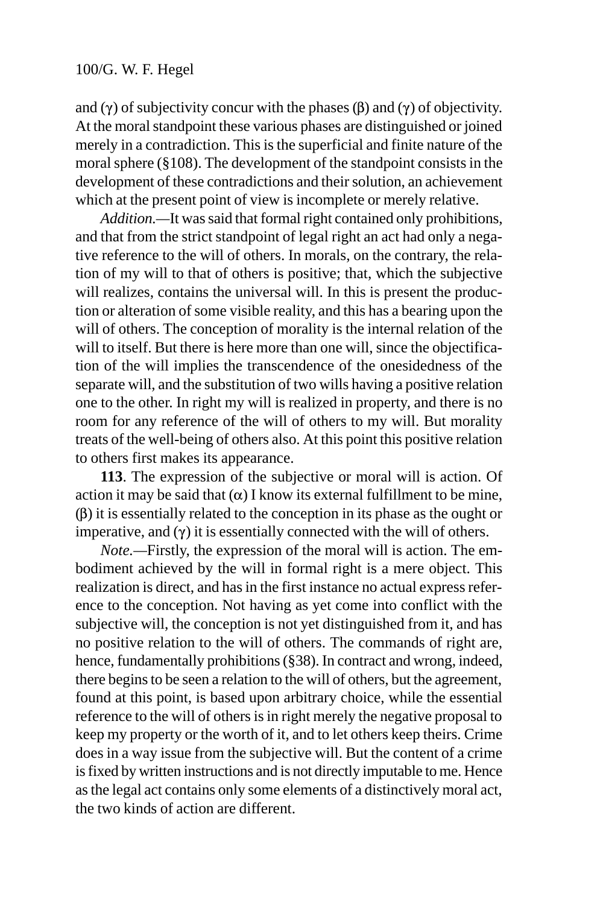and (γ) of subjectivity concur with the phases (β) and (γ) of objectivity. At the moral standpoint these various phases are distinguished or joined merely in a contradiction. This is the superficial and finite nature of the moral sphere (§108). The development of the standpoint consists in the development of these contradictions and their solution, an achievement which at the present point of view is incomplete or merely relative.

*Addition.*—It was said that formal right contained only prohibitions, and that from the strict standpoint of legal right an act had only a negative reference to the will of others. In morals, on the contrary, the relation of my will to that of others is positive; that, which the subjective will realizes, contains the universal will. In this is present the production or alteration of some visible reality, and this has a bearing upon the will of others. The conception of morality is the internal relation of the will to itself. But there is here more than one will, since the objectification of the will implies the transcendence of the onesidedness of the separate will, and the substitution of two wills having a positive relation one to the other. In right my will is realized in property, and there is no room for any reference of the will of others to my will. But morality treats of the well-being of others also. At this point this positive relation to others first makes its appearance.

**113**. The expression of the subjective or moral will is action. Of action it may be said that (α) I know its external fulfillment to be mine, (β) it is essentially related to the conception in its phase as the ought or imperative, and (γ) it is essentially connected with the will of others.

*Note.*—Firstly, the expression of the moral will is action. The embodiment achieved by the will in formal right is a mere object. This realization is direct, and has in the first instance no actual express reference to the conception. Not having as yet come into conflict with the subjective will, the conception is not yet distinguished from it, and has no positive relation to the will of others. The commands of right are, hence, fundamentally prohibitions (§38). In contract and wrong, indeed, there begins to be seen a relation to the will of others, but the agreement, found at this point, is based upon arbitrary choice, while the essential reference to the will of others is in right merely the negative proposal to keep my property or the worth of it, and to let others keep theirs. Crime does in a way issue from the subjective will. But the content of a crime is fixed by written instructions and is not directly imputable to me. Hence as the legal act contains only some elements of a distinctively moral act, the two kinds of action are different.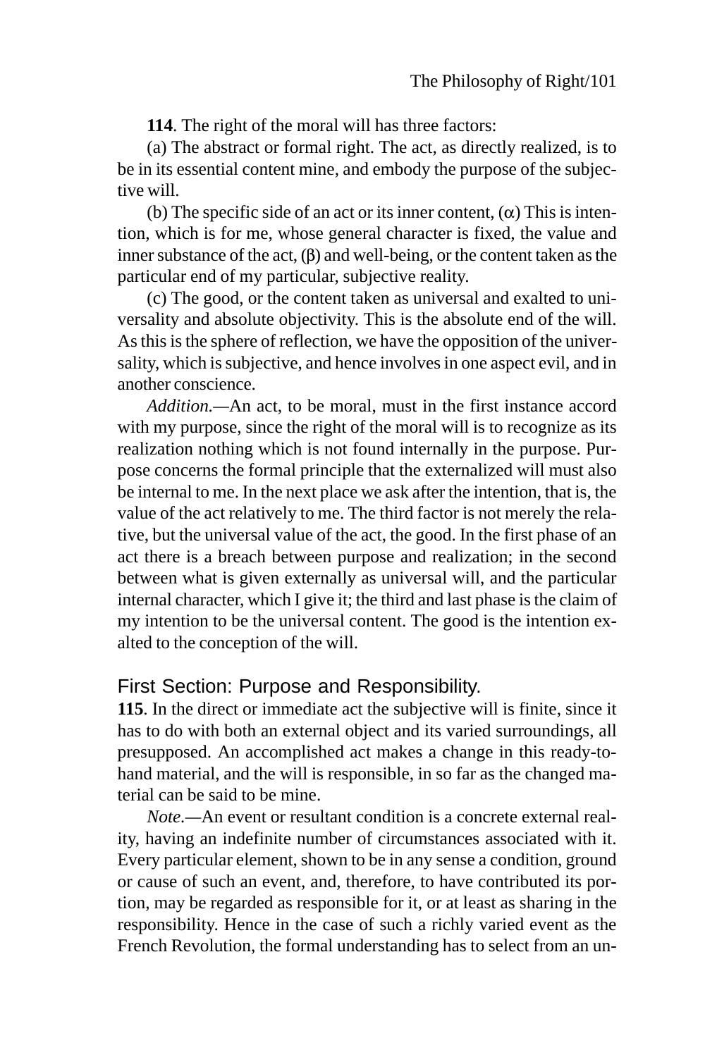**114**. The right of the moral will has three factors:

(a) The abstract or formal right. The act, as directly realized, is to be in its essential content mine, and embody the purpose of the subjective will.

(b) The specific side of an act or its inner content, ($\alpha$) This is intention, which is for me, whose general character is fixed, the value and inner substance of the act, ($\beta$) and well-being, or the content taken as the particular end of my particular, subjective reality.

(c) The good, or the content taken as universal and exalted to universality and absolute objectivity. This is the absolute end of the will. As this is the sphere of reflection, we have the opposition of the universality, which is subjective, and hence involves in one aspect evil, and in another conscience.

*Addition.*—An act, to be moral, must in the first instance accord with my purpose, since the right of the moral will is to recognize as its realization nothing which is not found internally in the purpose. Purpose concerns the formal principle that the externalized will must also be internal to me. In the next place we ask after the intention, that is, the value of the act relatively to me. The third factor is not merely the relative, but the universal value of the act, the good. In the first phase of an act there is a breach between purpose and realization; in the second between what is given externally as universal will, and the particular internal character, which I give it; the third and last phase is the claim of my intention to be the universal content. The good is the intention exalted to the conception of the will.

## First Section: Purpose and Responsibility.

**115**. In the direct or immediate act the subjective will is finite, since it has to do with both an external object and its varied surroundings, all presupposed. An accomplished act makes a change in this ready-to-hand material, and the will is responsible, in so far as the changed material can be said to be mine.

*Note.*—An event or resultant condition is a concrete external reality, having an indefinite number of circumstances associated with it. Every particular element, shown to be in any sense a condition, ground or cause of such an event, and, therefore, to have contributed its portion, may be regarded as responsible for it, or at least as sharing in the responsibility. Hence in the case of such a richly varied event as the French Revolution, the formal understanding has to select from an un-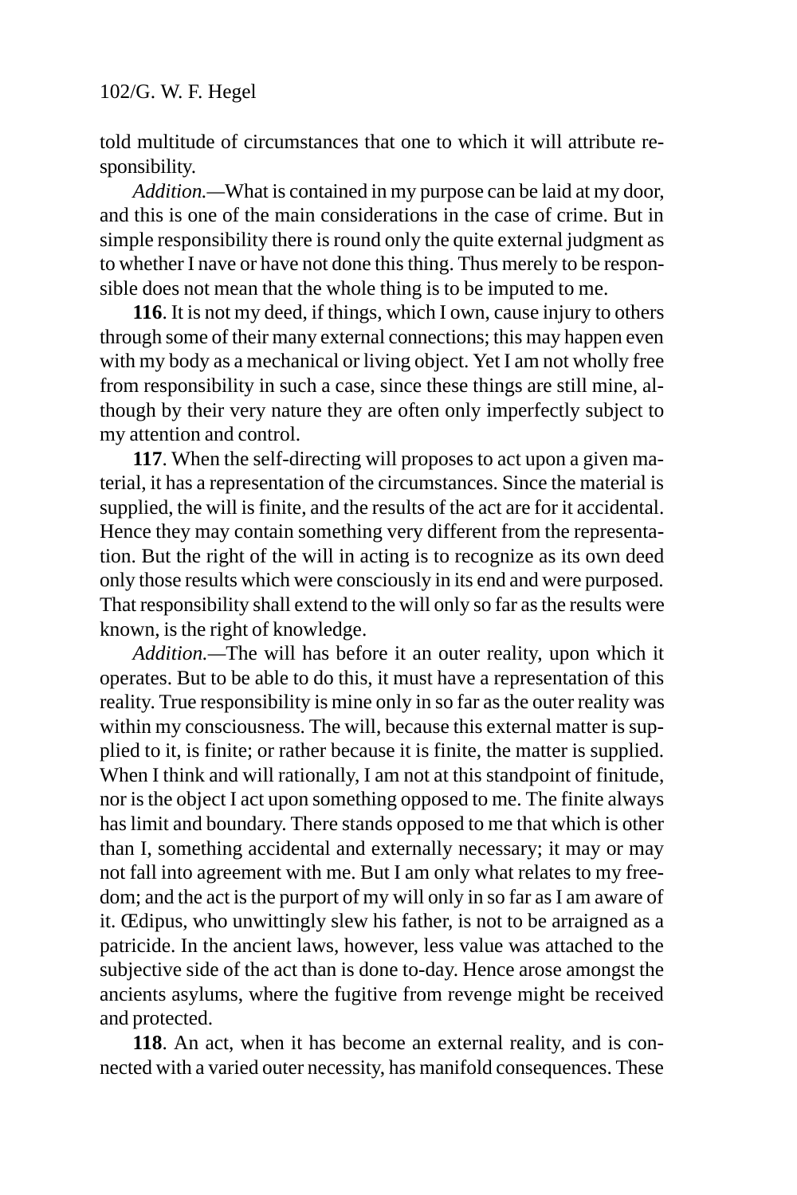told multitude of circumstances that one to which it will attribute responsibility.

*Addition.*—What is contained in my purpose can be laid at my door, and this is one of the main considerations in the case of crime. But in simple responsibility there is round only the quite external judgment as to whether I nave or have not done this thing. Thus merely to be responsible does not mean that the whole thing is to be imputed to me.

**116**. It is not my deed, if things, which I own, cause injury to others through some of their many external connections; this may happen even with my body as a mechanical or living object. Yet I am not wholly free from responsibility in such a case, since these things are still mine, although by their very nature they are often only imperfectly subject to my attention and control.

**117**. When the self-directing will proposes to act upon a given material, it has a representation of the circumstances. Since the material is supplied, the will is finite, and the results of the act are for it accidental. Hence they may contain something very different from the representation. But the right of the will in acting is to recognize as its own deed only those results which were consciously in its end and were purposed. That responsibility shall extend to the will only so far as the results were known, is the right of knowledge.

*Addition.*—The will has before it an outer reality, upon which it operates. But to be able to do this, it must have a representation of this reality. True responsibility is mine only in so far as the outer reality was within my consciousness. The will, because this external matter is supplied to it, is finite; or rather because it is finite, the matter is supplied. When I think and will rationally, I am not at this standpoint of finitude, nor is the object I act upon something opposed to me. The finite always has limit and boundary. There stands opposed to me that which is other than I, something accidental and externally necessary; it may or may not fall into agreement with me. But I am only what relates to my freedom; and the act is the purport of my will only in so far as I am aware of it. Œdipus, who unwittingly slew his father, is not to be arraigned as a patricide. In the ancient laws, however, less value was attached to the subjective side of the act than is done to-day. Hence arose amongst the ancients asylums, where the fugitive from revenge might be received and protected.

**118**. An act, when it has become an external reality, and is connected with a varied outer necessity, has manifold consequences. These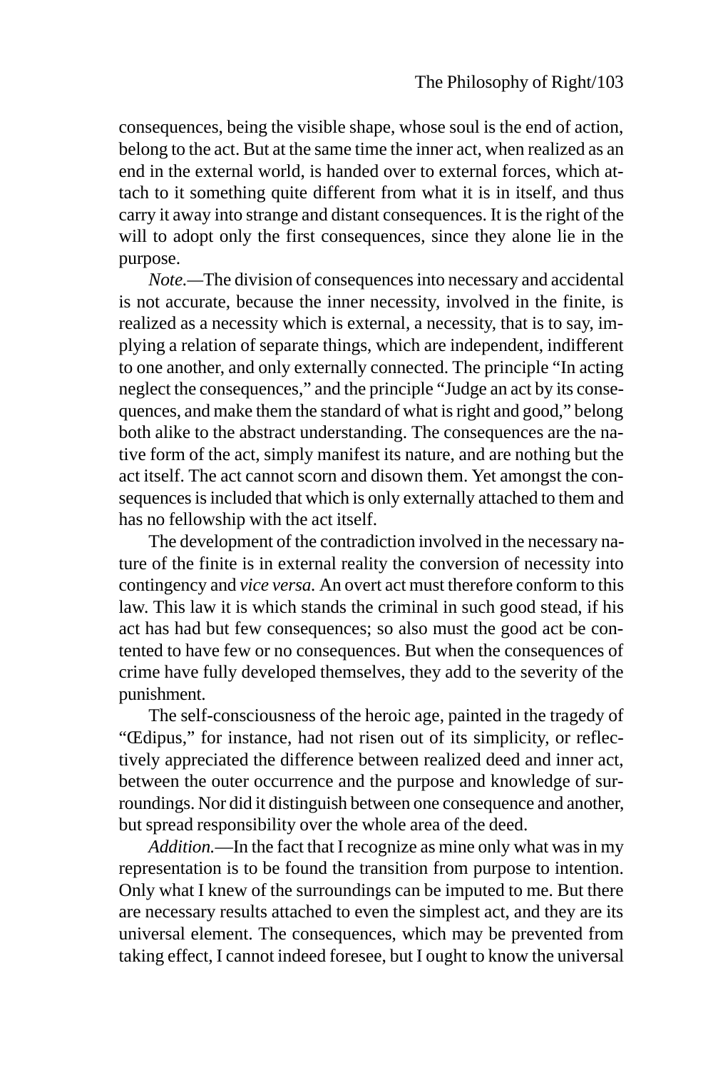consequences, being the visible shape, whose soul is the end of action, belong to the act. But at the same time the inner act, when realized as an end in the external world, is handed over to external forces, which attach to it something quite different from what it is in itself, and thus carry it away into strange and distant consequences. It is the right of the will to adopt only the first consequences, since they alone lie in the purpose.

*Note.*—The division of consequences into necessary and accidental is not accurate, because the inner necessity, involved in the finite, is realized as a necessity which is external, a necessity, that is to say, implying a relation of separate things, which are independent, indifferent to one another, and only externally connected. The principle "In acting neglect the consequences," and the principle "Judge an act by its consequences, and make them the standard of what is right and good," belong both alike to the abstract understanding. The consequences are the native form of the act, simply manifest its nature, and are nothing but the act itself. The act cannot scorn and disown them. Yet amongst the consequences is included that which is only externally attached to them and has no fellowship with the act itself.

The development of the contradiction involved in the necessary nature of the finite is in external reality the conversion of necessity into contingency and *vice versa.* An overt act must therefore conform to this law. This law it is which stands the criminal in such good stead, if his act has had but few consequences; so also must the good act be contented to have few or no consequences. But when the consequences of crime have fully developed themselves, they add to the severity of the punishment.

The self-consciousness of the heroic age, painted in the tragedy of "Œdipus," for instance, had not risen out of its simplicity, or reflectively appreciated the difference between realized deed and inner act, between the outer occurrence and the purpose and knowledge of surroundings. Nor did it distinguish between one consequence and another, but spread responsibility over the whole area of the deed.

*Addition.*—In the fact that I recognize as mine only what was in my representation is to be found the transition from purpose to intention. Only what I knew of the surroundings can be imputed to me. But there are necessary results attached to even the simplest act, and they are its universal element. The consequences, which may be prevented from taking effect, I cannot indeed foresee, but I ought to know the universal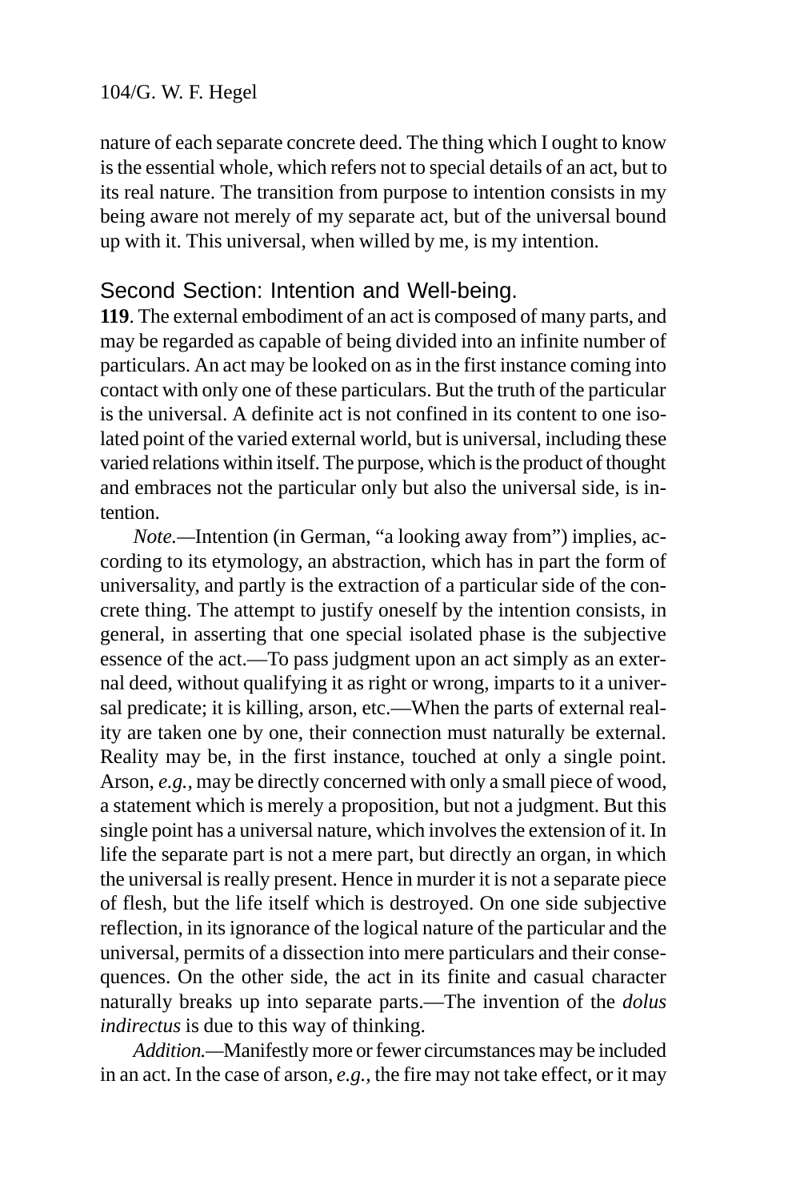nature of each separate concrete deed. The thing which I ought to know is the essential whole, which refers not to special details of an act, but to its real nature. The transition from purpose to intention consists in my being aware not merely of my separate act, but of the universal bound up with it. This universal, when willed by me, is my intention.

## Second Section: Intention and Well-being.

**119**. The external embodiment of an act is composed of many parts, and may be regarded as capable of being divided into an infinite number of particulars. An act may be looked on as in the first instance coming into contact with only one of these particulars. But the truth of the particular is the universal. A definite act is not confined in its content to one isolated point of the varied external world, but is universal, including these varied relations within itself. The purpose, which is the product of thought and embraces not the particular only but also the universal side, is intention.

*Note.*—Intention (in German, "a looking away from") implies, according to its etymology, an abstraction, which has in part the form of universality, and partly is the extraction of a particular side of the concrete thing. The attempt to justify oneself by the intention consists, in general, in asserting that one special isolated phase is the subjective essence of the act.—To pass judgment upon an act simply as an external deed, without qualifying it as right or wrong, imparts to it a universal predicate; it is killing, arson, etc.—When the parts of external reality are taken one by one, their connection must naturally be external. Reality may be, in the first instance, touched at only a single point. Arson, *e.g.*, may be directly concerned with only a small piece of wood, a statement which is merely a proposition, but not a judgment. But this single point has a universal nature, which involves the extension of it. In life the separate part is not a mere part, but directly an organ, in which the universal is really present. Hence in murder it is not a separate piece of flesh, but the life itself which is destroyed. On one side subjective reflection, in its ignorance of the logical nature of the particular and the universal, permits of a dissection into mere particulars and their consequences. On the other side, the act in its finite and casual character naturally breaks up into separate parts.—The invention of the *dolus indirectus* is due to this way of thinking.

*Addition.*—Manifestly more or fewer circumstances may be included in an act. In the case of arson, *e.g.*, the fire may not take effect, or it may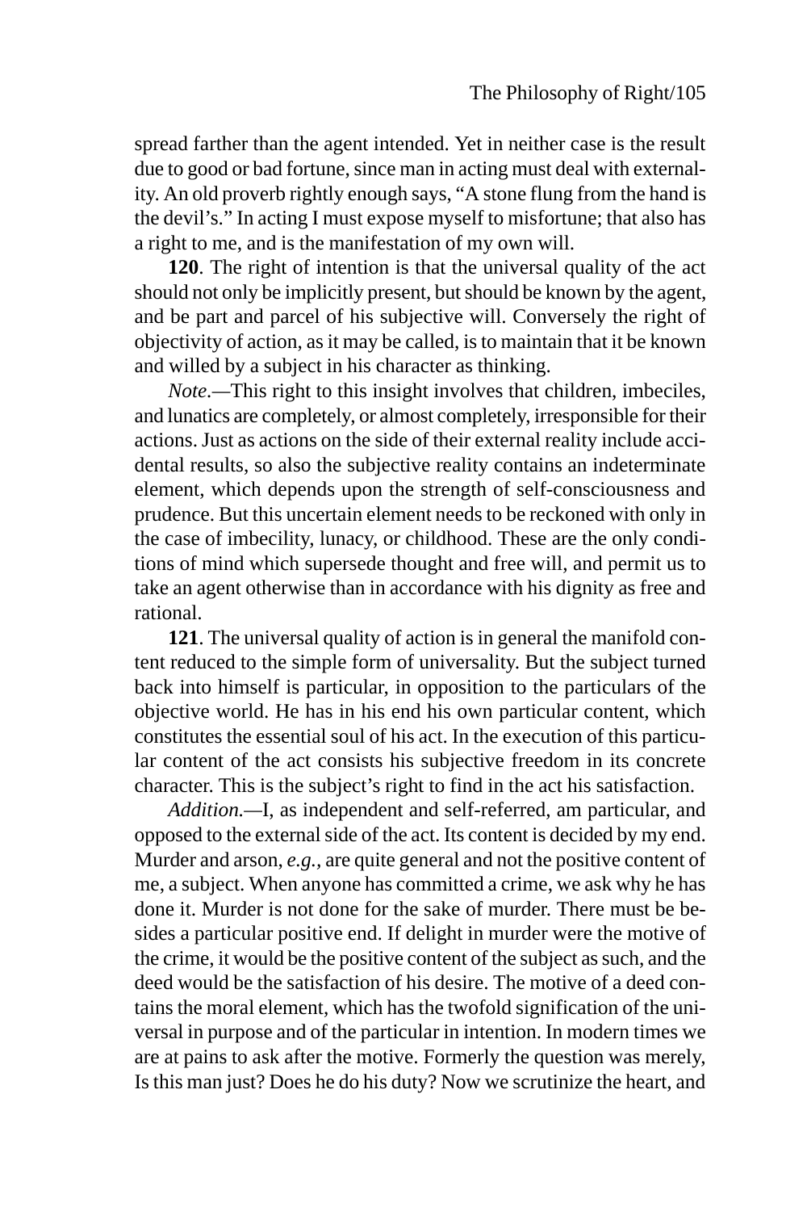spread farther than the agent intended. Yet in neither case is the result due to good or bad fortune, since man in acting must deal with externality. An old proverb rightly enough says, "A stone flung from the hand is the devil's." In acting I must expose myself to misfortune; that also has a right to me, and is the manifestation of my own will.

**120**. The right of intention is that the universal quality of the act should not only be implicitly present, but should be known by the agent, and be part and parcel of his subjective will. Conversely the right of objectivity of action, as it may be called, is to maintain that it be known and willed by a subject in his character as thinking.

*Note.*—This right to this insight involves that children, imbeciles, and lunatics are completely, or almost completely, irresponsible for their actions. Just as actions on the side of their external reality include accidental results, so also the subjective reality contains an indeterminate element, which depends upon the strength of self-consciousness and prudence. But this uncertain element needs to be reckoned with only in the case of imbecility, lunacy, or childhood. These are the only conditions of mind which supersede thought and free will, and permit us to take an agent otherwise than in accordance with his dignity as free and rational.

**121**. The universal quality of action is in general the manifold content reduced to the simple form of universality. But the subject turned back into himself is particular, in opposition to the particulars of the objective world. He has in his end his own particular content, which constitutes the essential soul of his act. In the execution of this particular content of the act consists his subjective freedom in its concrete character. This is the subject's right to find in the act his satisfaction.

*Addition.*—I, as independent and self-referred, am particular, and opposed to the external side of the act. Its content is decided by my end. Murder and arson, *e.g.*, are quite general and not the positive content of me, a subject. When anyone has committed a crime, we ask why he has done it. Murder is not done for the sake of murder. There must be besides a particular positive end. If delight in murder were the motive of the crime, it would be the positive content of the subject as such, and the deed would be the satisfaction of his desire. The motive of a deed contains the moral element, which has the twofold signification of the universal in purpose and of the particular in intention. In modern times we are at pains to ask after the motive. Formerly the question was merely, Is this man just? Does he do his duty? Now we scrutinize the heart, and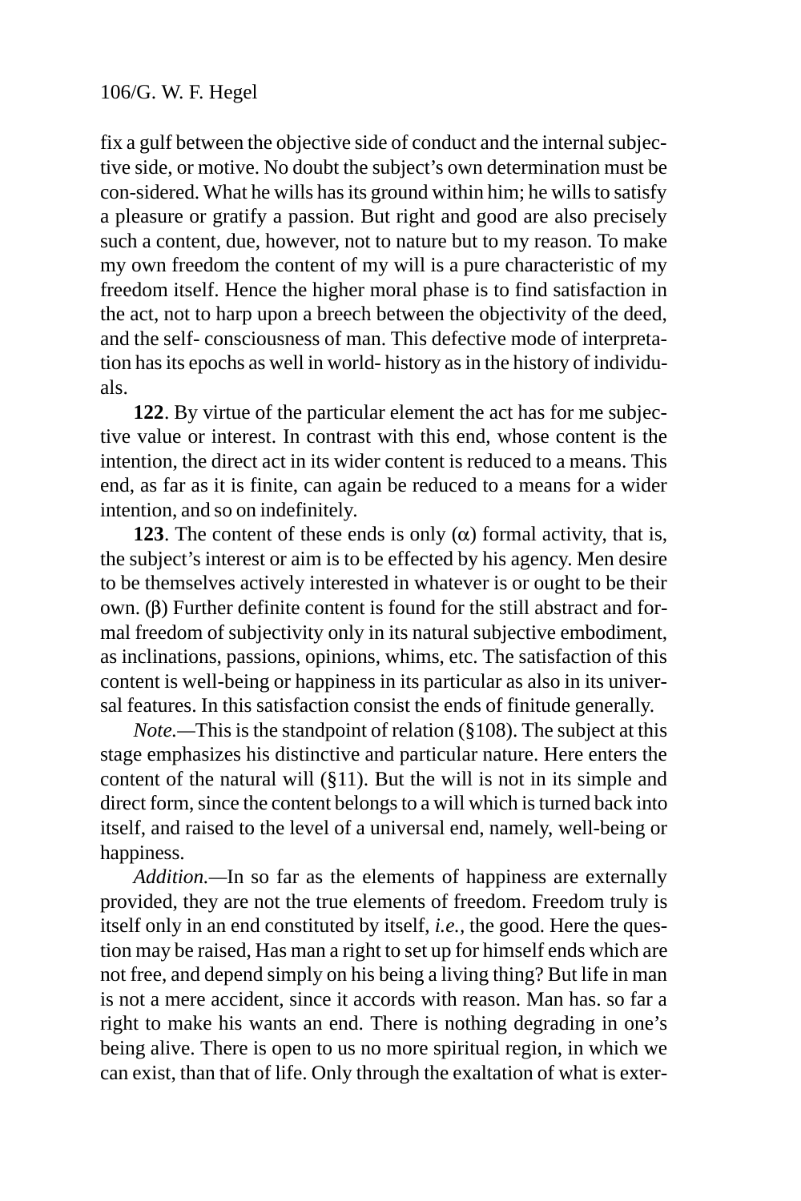fix a gulf between the objective side of conduct and the internal subjective side, or motive. No doubt the subject's own determination must be con-sidered. What he wills has its ground within him; he wills to satisfy a pleasure or gratify a passion. But right and good are also precisely such a content, due, however, not to nature but to my reason. To make my own freedom the content of my will is a pure characteristic of my freedom itself. Hence the higher moral phase is to find satisfaction in the act, not to harp upon a breech between the objectivity of the deed, and the self- consciousness of man. This defective mode of interpretation has its epochs as well in world- history as in the history of individuals.

**122**. By virtue of the particular element the act has for me subjective value or interest. In contrast with this end, whose content is the intention, the direct act in its wider content is reduced to a means. This end, as far as it is finite, can again be reduced to a means for a wider intention, and so on indefinitely.

**123**. The content of these ends is only (α) formal activity, that is, the subject's interest or aim is to be effected by his agency. Men desire to be themselves actively interested in whatever is or ought to be their own. (β) Further definite content is found for the still abstract and formal freedom of subjectivity only in its natural subjective embodiment, as inclinations, passions, opinions, whims, etc. The satisfaction of this content is well-being or happiness in its particular as also in its universal features. In this satisfaction consist the ends of finitude generally.

*Note.*—This is the standpoint of relation (§108). The subject at this stage emphasizes his distinctive and particular nature. Here enters the content of the natural will (§11). But the will is not in its simple and direct form, since the content belongs to a will which is turned back into itself, and raised to the level of a universal end, namely, well-being or happiness.

*Addition.*—In so far as the elements of happiness are externally provided, they are not the true elements of freedom. Freedom truly is itself only in an end constituted by itself, *i.e.,* the good. Here the question may be raised, Has man a right to set up for himself ends which are not free, and depend simply on his being a living thing? But life in man is not a mere accident, since it accords with reason. Man has. so far a right to make his wants an end. There is nothing degrading in one's being alive. There is open to us no more spiritual region, in which we can exist, than that of life. Only through the exaltation of what is exter-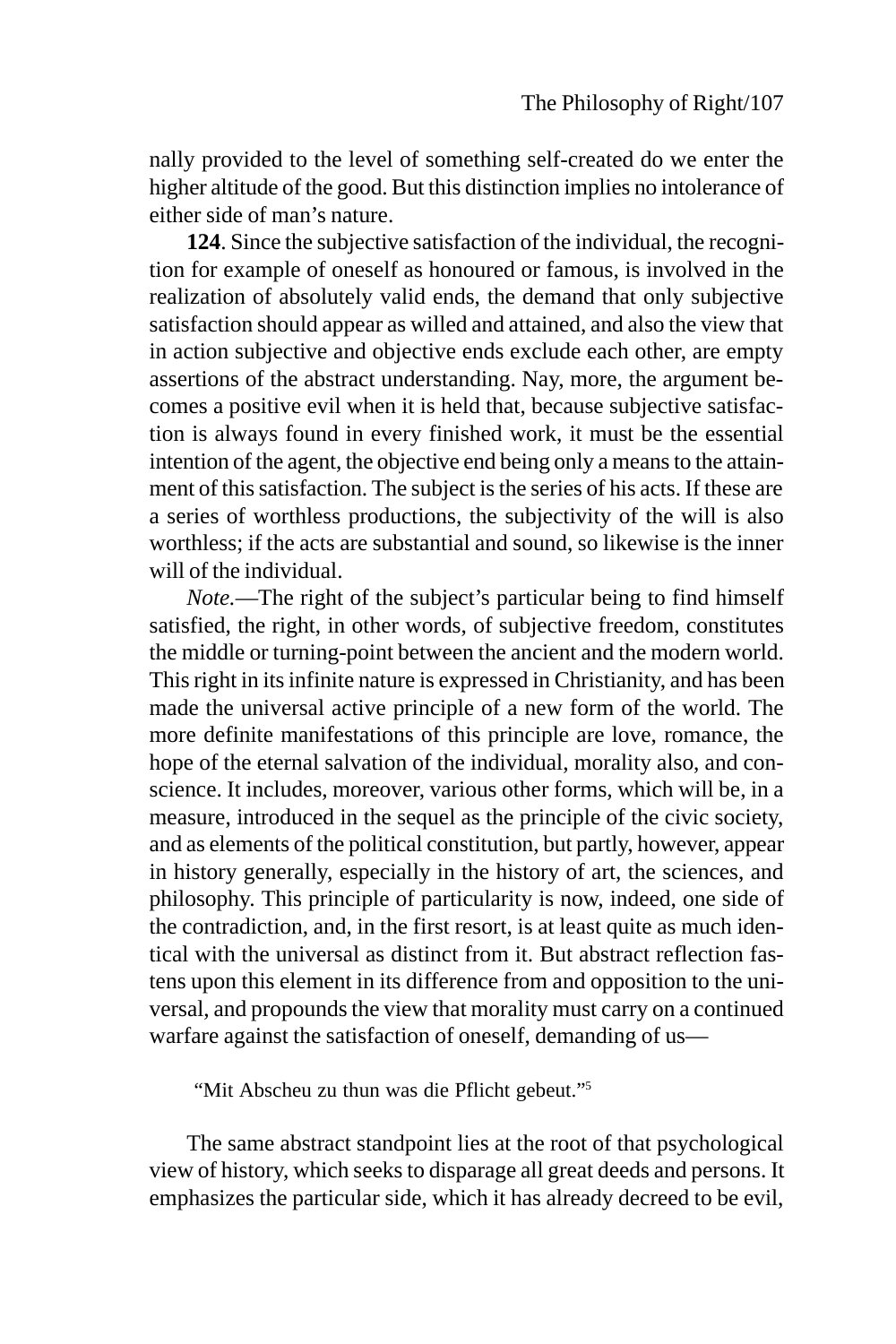nally provided to the level of something self-created do we enter the higher altitude of the good. But this distinction implies no intolerance of either side of man's nature.

**124**. Since the subjective satisfaction of the individual, the recognition for example of oneself as honoured or famous, is involved in the realization of absolutely valid ends, the demand that only subjective satisfaction should appear as willed and attained, and also the view that in action subjective and objective ends exclude each other, are empty assertions of the abstract understanding. Nay, more, the argument becomes a positive evil when it is held that, because subjective satisfaction is always found in every finished work, it must be the essential intention of the agent, the objective end being only a means to the attainment of this satisfaction. The subject is the series of his acts. If these are a series of worthless productions, the subjectivity of the will is also worthless; if the acts are substantial and sound, so likewise is the inner will of the individual.

*Note.*—The right of the subject's particular being to find himself satisfied, the right, in other words, of subjective freedom, constitutes the middle or turning-point between the ancient and the modern world. This right in its infinite nature is expressed in Christianity, and has been made the universal active principle of a new form of the world. The more definite manifestations of this principle are love, romance, the hope of the eternal salvation of the individual, morality also, and conscience. It includes, moreover, various other forms, which will be, in a measure, introduced in the sequel as the principle of the civic society, and as elements of the political constitution, but partly, however, appear in history generally, especially in the history of art, the sciences, and philosophy. This principle of particularity is now, indeed, one side of the contradiction, and, in the first resort, is at least quite as much identical with the universal as distinct from it. But abstract reflection fastens upon this element in its difference from and opposition to the universal, and propounds the view that morality must carry on a continued warfare against the satisfaction of oneself, demanding of us—

> "Mit Abscheu zu thun was die Pflicht gebeut."[5]

The same abstract standpoint lies at the root of that psychological view of history, which seeks to disparage all great deeds and persons. It emphasizes the particular side, which it has already decreed to be evil,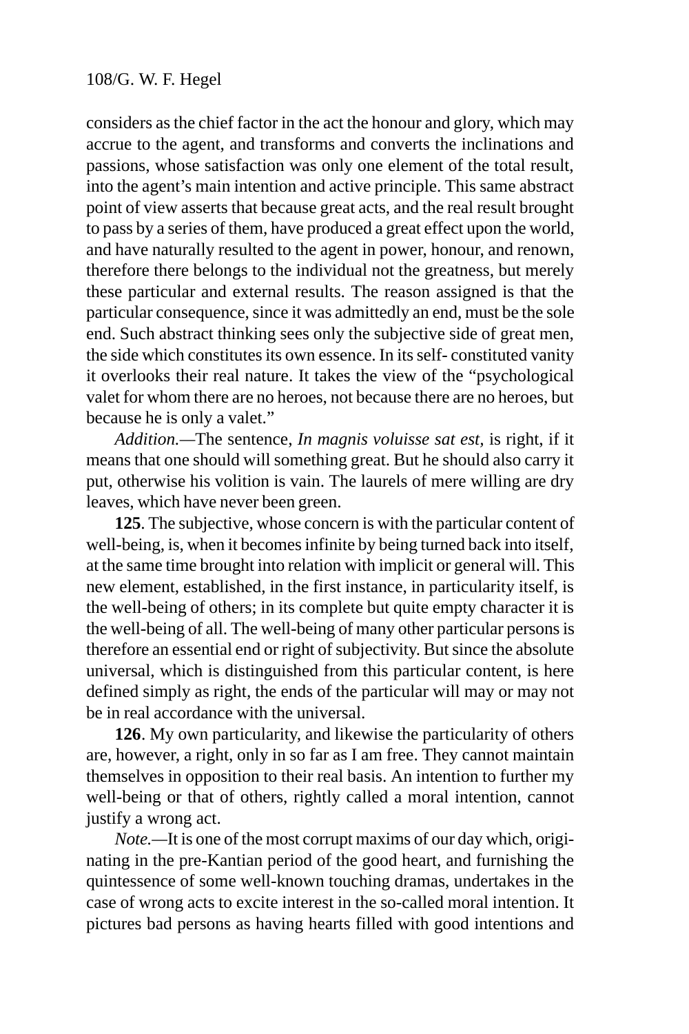considers as the chief factor in the act the honour and glory, which may accrue to the agent, and transforms and converts the inclinations and passions, whose satisfaction was only one element of the total result, into the agent's main intention and active principle. This same abstract point of view asserts that because great acts, and the real result brought to pass by a series of them, have produced a great effect upon the world, and have naturally resulted to the agent in power, honour, and renown, therefore there belongs to the individual not the greatness, but merely these particular and external results. The reason assigned is that the particular consequence, since it was admittedly an end, must be the sole end. Such abstract thinking sees only the subjective side of great men, the side which constitutes its own essence. In its self- constituted vanity it overlooks their real nature. It takes the view of the "psychological valet for whom there are no heroes, not because there are no heroes, but because he is only a valet."

*Addition.*—The sentence, *In magnis voluisse sat est*, is right, if it means that one should will something great. But he should also carry it put, otherwise his volition is vain. The laurels of mere willing are dry leaves, which have never been green.

**125**. The subjective, whose concern is with the particular content of well-being, is, when it becomes infinite by being turned back into itself, at the same time brought into relation with implicit or general will. This new element, established, in the first instance, in particularity itself, is the well-being of others; in its complete but quite empty character it is the well-being of all. The well-being of many other particular persons is therefore an essential end or right of subjectivity. But since the absolute universal, which is distinguished from this particular content, is here defined simply as right, the ends of the particular will may or may not be in real accordance with the universal.

**126**. My own particularity, and likewise the particularity of others are, however, a right, only in so far as I am free. They cannot maintain themselves in opposition to their real basis. An intention to further my well-being or that of others, rightly called a moral intention, cannot justify a wrong act.

*Note.*—It is one of the most corrupt maxims of our day which, originating in the pre-Kantian period of the good heart, and furnishing the quintessence of some well-known touching dramas, undertakes in the case of wrong acts to excite interest in the so-called moral intention. It pictures bad persons as having hearts filled with good intentions and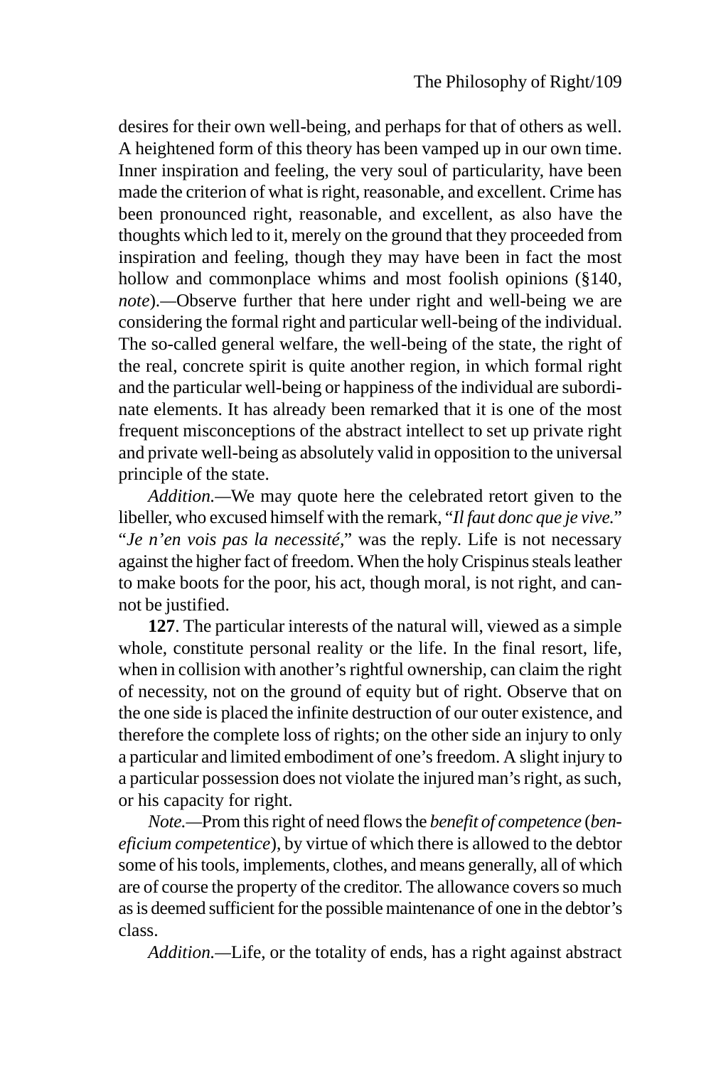desires for their own well-being, and perhaps for that of others as well. A heightened form of this theory has been vamped up in our own time. Inner inspiration and feeling, the very soul of particularity, have been made the criterion of what is right, reasonable, and excellent. Crime has been pronounced right, reasonable, and excellent, as also have the thoughts which led to it, merely on the ground that they proceeded from inspiration and feeling, though they may have been in fact the most hollow and commonplace whims and most foolish opinions (§140, *note*).—Observe further that here under right and well-being we are considering the formal right and particular well-being of the individual. The so-called general welfare, the well-being of the state, the right of the real, concrete spirit is quite another region, in which formal right and the particular well-being or happiness of the individual are subordinate elements. It has already been remarked that it is one of the most frequent misconceptions of the abstract intellect to set up private right and private well-being as absolutely valid in opposition to the universal principle of the state.

*Addition.*—We may quote here the celebrated retort given to the libeller, who excused himself with the remark, "*Il faut donc que je vive.*" "*Je n'en vois pas la necessité,*" was the reply. Life is not necessary against the higher fact of freedom. When the holy Crispinus steals leather to make boots for the poor, his act, though moral, is not right, and cannot be justified.

**127**. The particular interests of the natural will, viewed as a simple whole, constitute personal reality or the life. In the final resort, life, when in collision with another's rightful ownership, can claim the right of necessity, not on the ground of equity but of right. Observe that on the one side is placed the infinite destruction of our outer existence, and therefore the complete loss of rights; on the other side an injury to only a particular and limited embodiment of one's freedom. A slight injury to a particular possession does not violate the injured man's right, as such, or his capacity for right.

*Note.*—Prom this right of need flows the *benefit of competence* (*beneficium competentice*), by virtue of which there is allowed to the debtor some of his tools, implements, clothes, and means generally, all of which are of course the property of the creditor. The allowance covers so much as is deemed sufficient for the possible maintenance of one in the debtor's class.

*Addition.*—Life, or the totality of ends, has a right against abstract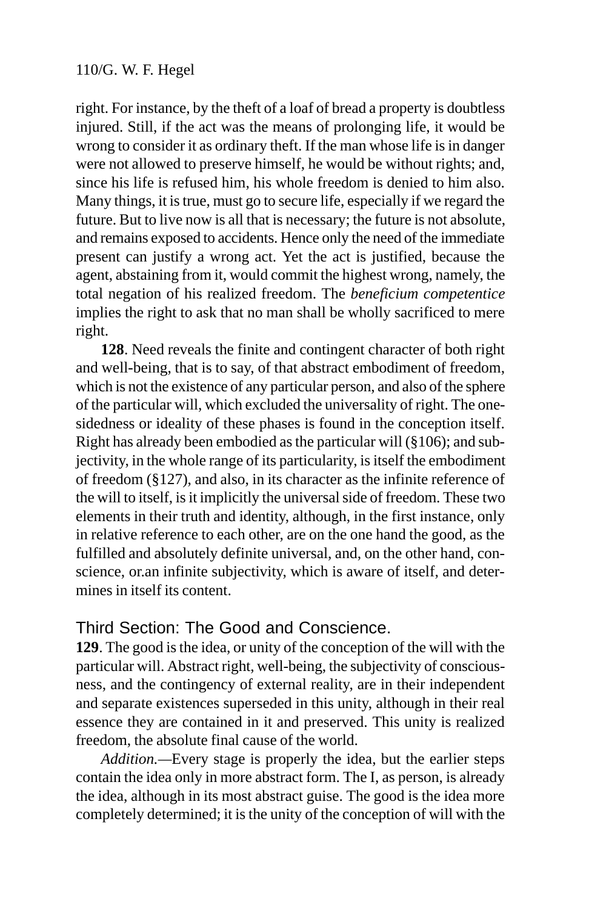right. For instance, by the theft of a loaf of bread a property is doubtless injured. Still, if the act was the means of prolonging life, it would be wrong to consider it as ordinary theft. If the man whose life is in danger were not allowed to preserve himself, he would be without rights; and, since his life is refused him, his whole freedom is denied to him also. Many things, it is true, must go to secure life, especially if we regard the future. But to live now is all that is necessary; the future is not absolute, and remains exposed to accidents. Hence only the need of the immediate present can justify a wrong act. Yet the act is justified, because the agent, abstaining from it, would commit the highest wrong, namely, the total negation of his realized freedom. The *beneficium competentice* implies the right to ask that no man shall be wholly sacrificed to mere right.

**128**. Need reveals the finite and contingent character of both right and well-being, that is to say, of that abstract embodiment of freedom, which is not the existence of any particular person, and also of the sphere of the particular will, which excluded the universality of right. The one-sidedness or ideality of these phases is found in the conception itself. Right has already been embodied as the particular will (§106); and subjectivity, in the whole range of its particularity, is itself the embodiment of freedom (§127), and also, in its character as the infinite reference of the will to itself, is it implicitly the universal side of freedom. These two elements in their truth and identity, although, in the first instance, only in relative reference to each other, are on the one hand the good, as the fulfilled and absolutely definite universal, and, on the other hand, conscience, or.an infinite subjectivity, which is aware of itself, and determines in itself its content.

## Third Section: The Good and Conscience.

**129**. The good is the idea, or unity of the conception of the will with the particular will. Abstract right, well-being, the subjectivity of consciousness, and the contingency of external reality, are in their independent and separate existences superseded in this unity, although in their real essence they are contained in it and preserved. This unity is realized freedom, the absolute final cause of the world.

*Addition.*—Every stage is properly the idea, but the earlier steps contain the idea only in more abstract form. The I, as person, is already the idea, although in its most abstract guise. The good is the idea more completely determined; it is the unity of the conception of will with the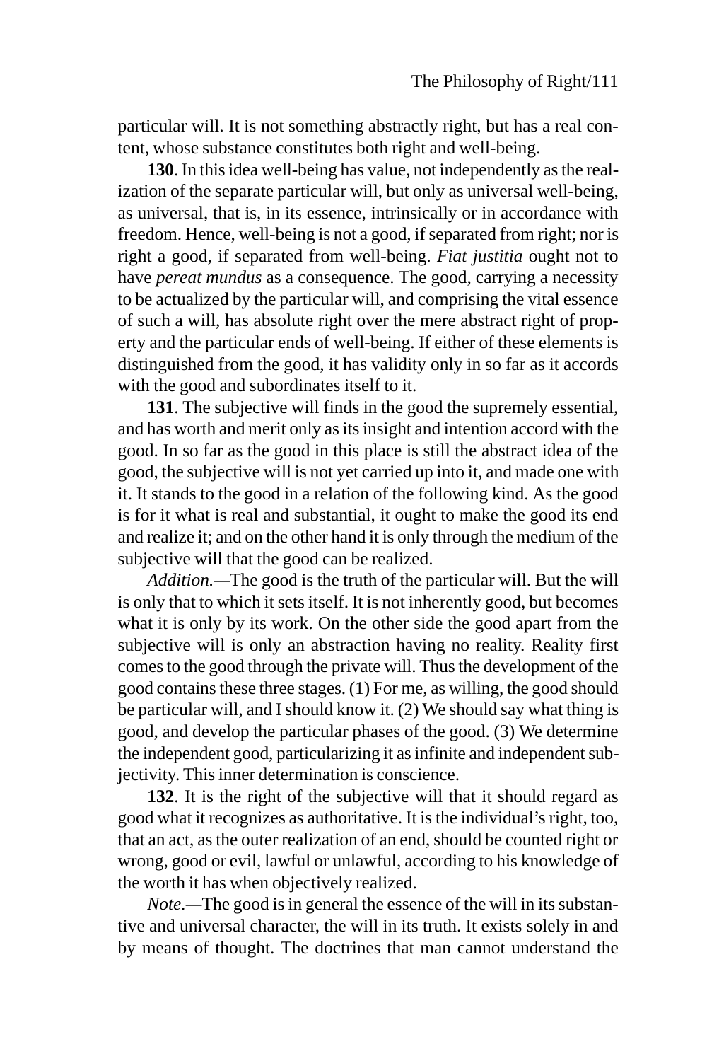particular will. It is not something abstractly right, but has a real content, whose substance constitutes both right and well-being.

**130**. In this idea well-being has value, not independently as the realization of the separate particular will, but only as universal well-being, as universal, that is, in its essence, intrinsically or in accordance with freedom. Hence, well-being is not a good, if separated from right; nor is right a good, if separated from well-being. *Fiat justitia* ought not to have *pereat mundus* as a consequence. The good, carrying a necessity to be actualized by the particular will, and comprising the vital essence of such a will, has absolute right over the mere abstract right of property and the particular ends of well-being. If either of these elements is distinguished from the good, it has validity only in so far as it accords with the good and subordinates itself to it.

**131**. The subjective will finds in the good the supremely essential, and has worth and merit only as its insight and intention accord with the good. In so far as the good in this place is still the abstract idea of the good, the subjective will is not yet carried up into it, and made one with it. It stands to the good in a relation of the following kind. As the good is for it what is real and substantial, it ought to make the good its end and realize it; and on the other hand it is only through the medium of the subjective will that the good can be realized.

*Addition.*—The good is the truth of the particular will. But the will is only that to which it sets itself. It is not inherently good, but becomes what it is only by its work. On the other side the good apart from the subjective will is only an abstraction having no reality. Reality first comes to the good through the private will. Thus the development of the good contains these three stages. (1) For me, as willing, the good should be particular will, and I should know it. (2) We should say what thing is good, and develop the particular phases of the good. (3) We determine the independent good, particularizing it as infinite and independent subjectivity. This inner determination is conscience.

**132**. It is the right of the subjective will that it should regard as good what it recognizes as authoritative. It is the individual's right, too, that an act, as the outer realization of an end, should be counted right or wrong, good or evil, lawful or unlawful, according to his knowledge of the worth it has when objectively realized.

*Note.*—The good is in general the essence of the will in its substantive and universal character, the will in its truth. It exists solely in and by means of thought. The doctrines that man cannot understand the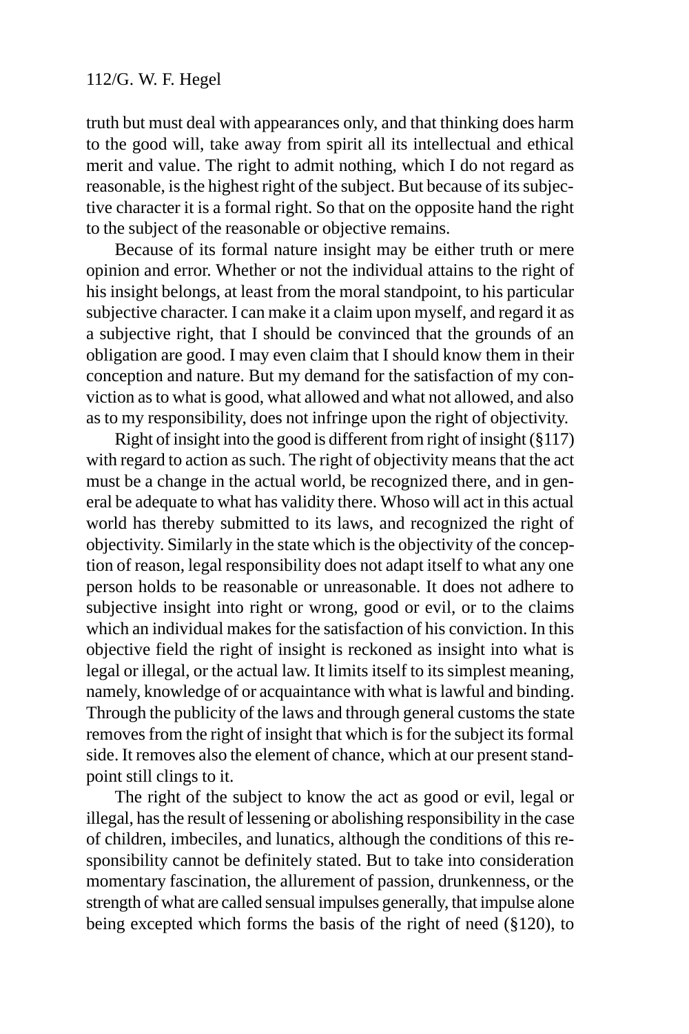truth but must deal with appearances only, and that thinking does harm to the good will, take away from spirit all its intellectual and ethical merit and value. The right to admit nothing, which I do not regard as reasonable, is the highest right of the subject. But because of its subjective character it is a formal right. So that on the opposite hand the right to the subject of the reasonable or objective remains.

Because of its formal nature insight may be either truth or mere opinion and error. Whether or not the individual attains to the right of his insight belongs, at least from the moral standpoint, to his particular subjective character. I can make it a claim upon myself, and regard it as a subjective right, that I should be convinced that the grounds of an obligation are good. I may even claim that I should know them in their conception and nature. But my demand for the satisfaction of my conviction as to what is good, what allowed and what not allowed, and also as to my responsibility, does not infringe upon the right of objectivity.

Right of insight into the good is different from right of insight (§117) with regard to action as such. The right of objectivity means that the act must be a change in the actual world, be recognized there, and in general be adequate to what has validity there. Whoso will act in this actual world has thereby submitted to its laws, and recognized the right of objectivity. Similarly in the state which is the objectivity of the conception of reason, legal responsibility does not adapt itself to what any one person holds to be reasonable or unreasonable. It does not adhere to subjective insight into right or wrong, good or evil, or to the claims which an individual makes for the satisfaction of his conviction. In this objective field the right of insight is reckoned as insight into what is legal or illegal, or the actual law. It limits itself to its simplest meaning, namely, knowledge of or acquaintance with what is lawful and binding. Through the publicity of the laws and through general customs the state removes from the right of insight that which is for the subject its formal side. It removes also the element of chance, which at our present standpoint still clings to it.

The right of the subject to know the act as good or evil, legal or illegal, has the result of lessening or abolishing responsibility in the case of children, imbeciles, and lunatics, although the conditions of this responsibility cannot be definitely stated. But to take into consideration momentary fascination, the allurement of passion, drunkenness, or the strength of what are called sensual impulses generally, that impulse alone being excepted which forms the basis of the right of need (§120), to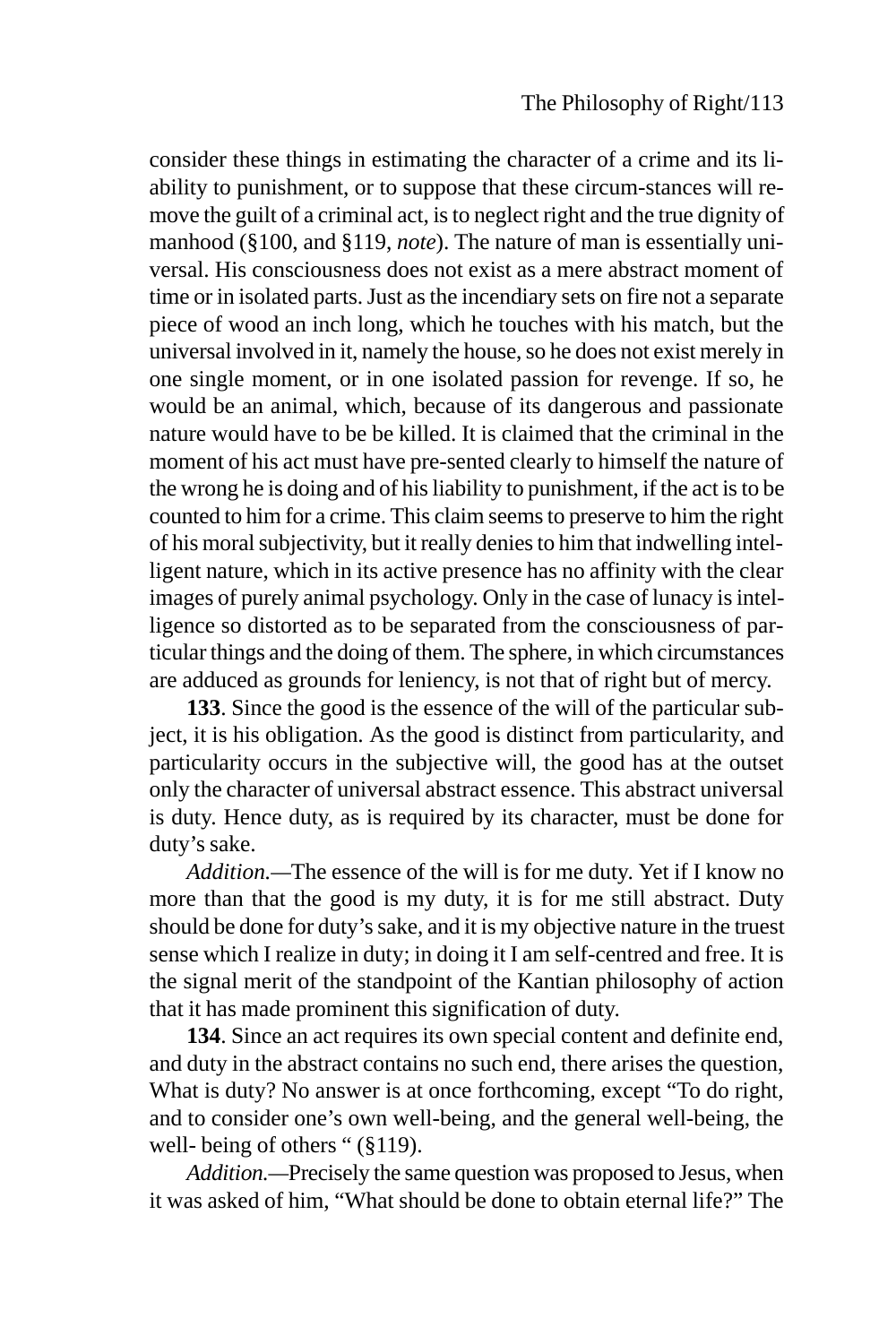consider these things in estimating the character of a crime and its liability to punishment, or to suppose that these circum-stances will remove the guilt of a criminal act, is to neglect right and the true dignity of manhood (§100, and §119, *note*). The nature of man is essentially universal. His consciousness does not exist as a mere abstract moment of time or in isolated parts. Just as the incendiary sets on fire not a separate piece of wood an inch long, which he touches with his match, but the universal involved in it, namely the house, so he does not exist merely in one single moment, or in one isolated passion for revenge. If so, he would be an animal, which, because of its dangerous and passionate nature would have to be be killed. It is claimed that the criminal in the moment of his act must have pre-sented clearly to himself the nature of the wrong he is doing and of his liability to punishment, if the act is to be counted to him for a crime. This claim seems to preserve to him the right of his moral subjectivity, but it really denies to him that indwelling intelligent nature, which in its active presence has no affinity with the clear images of purely animal psychology. Only in the case of lunacy is intelligence so distorted as to be separated from the consciousness of particular things and the doing of them. The sphere, in which circumstances are adduced as grounds for leniency, is not that of right but of mercy.

**133**. Since the good is the essence of the will of the particular subject, it is his obligation. As the good is distinct from particularity, and particularity occurs in the subjective will, the good has at the outset only the character of universal abstract essence. This abstract universal is duty. Hence duty, as is required by its character, must be done for duty's sake.

*Addition.*—The essence of the will is for me duty. Yet if I know no more than that the good is my duty, it is for me still abstract. Duty should be done for duty's sake, and it is my objective nature in the truest sense which I realize in duty; in doing it I am self-centred and free. It is the signal merit of the standpoint of the Kantian philosophy of action that it has made prominent this signification of duty.

**134**. Since an act requires its own special content and definite end, and duty in the abstract contains no such end, there arises the question, What is duty? No answer is at once forthcoming, except "To do right, and to consider one's own well-being, and the general well-being, the well- being of others " (§119).

*Addition.*—Precisely the same question was proposed to Jesus, when it was asked of him, "What should be done to obtain eternal life?" The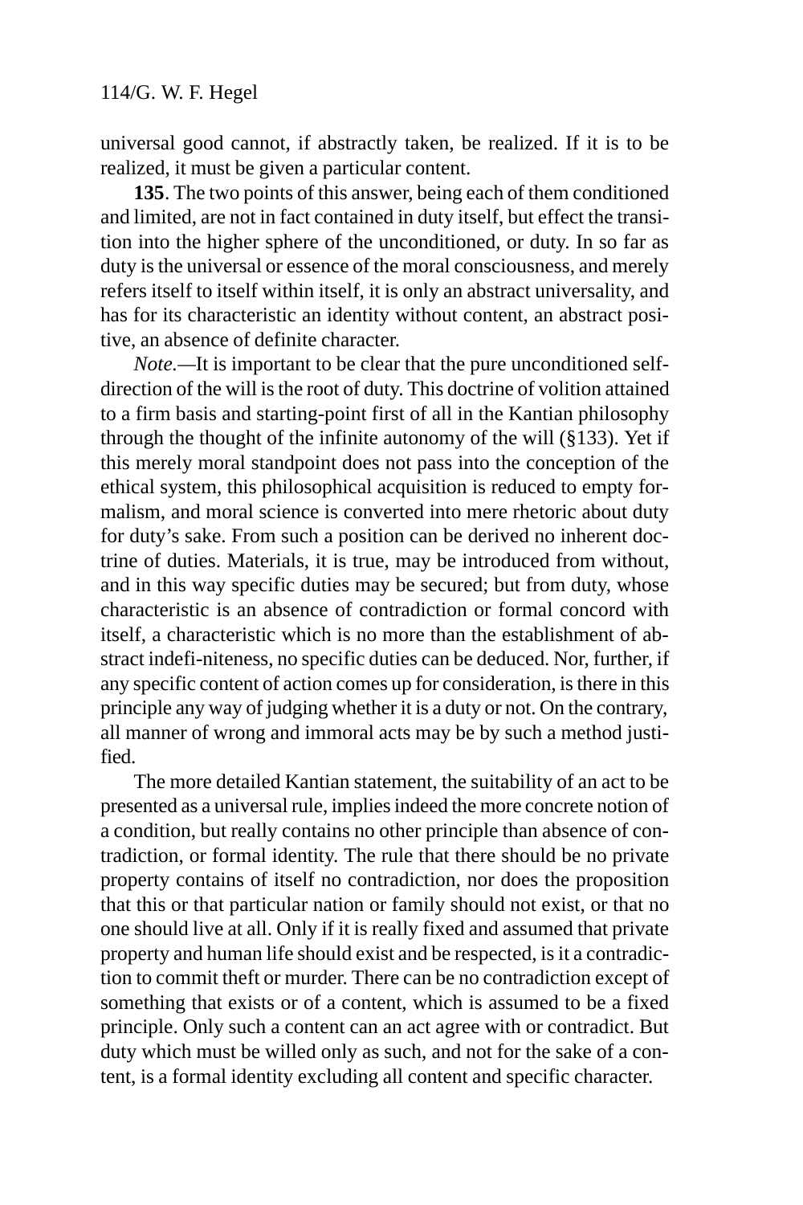universal good cannot, if abstractly taken, be realized. If it is to be realized, it must be given a particular content.

**135**. The two points of this answer, being each of them conditioned and limited, are not in fact contained in duty itself, but effect the transition into the higher sphere of the unconditioned, or duty. In so far as duty is the universal or essence of the moral consciousness, and merely refers itself to itself within itself, it is only an abstract universality, and has for its characteristic an identity without content, an abstract positive, an absence of definite character.

*Note.*—It is important to be clear that the pure unconditioned self-direction of the will is the root of duty. This doctrine of volition attained to a firm basis and starting-point first of all in the Kantian philosophy through the thought of the infinite autonomy of the will (§133). Yet if this merely moral standpoint does not pass into the conception of the ethical system, this philosophical acquisition is reduced to empty formalism, and moral science is converted into mere rhetoric about duty for duty's sake. From such a position can be derived no inherent doctrine of duties. Materials, it is true, may be introduced from without, and in this way specific duties may be secured; but from duty, whose characteristic is an absence of contradiction or formal concord with itself, a characteristic which is no more than the establishment of abstract indefi-niteness, no specific duties can be deduced. Nor, further, if any specific content of action comes up for consideration, is there in this principle any way of judging whether it is a duty or not. On the contrary, all manner of wrong and immoral acts may be by such a method justified.

The more detailed Kantian statement, the suitability of an act to be presented as a universal rule, implies indeed the more concrete notion of a condition, but really contains no other principle than absence of contradiction, or formal identity. The rule that there should be no private property contains of itself no contradiction, nor does the proposition that this or that particular nation or family should not exist, or that no one should live at all. Only if it is really fixed and assumed that private property and human life should exist and be respected, is it a contradiction to commit theft or murder. There can be no contradiction except of something that exists or of a content, which is assumed to be a fixed principle. Only such a content can an act agree with or contradict. But duty which must be willed only as such, and not for the sake of a content, is a formal identity excluding all content and specific character.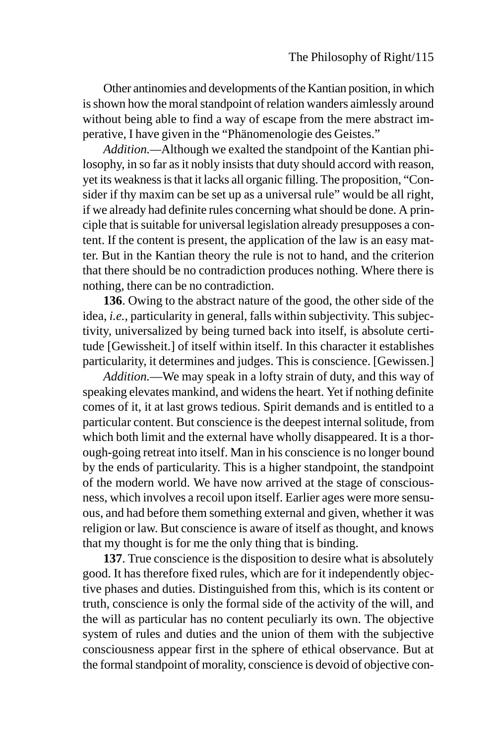Other antinomies and developments of the Kantian position, in which is shown how the moral standpoint of relation wanders aimlessly around without being able to find a way of escape from the mere abstract imperative, I have given in the "Phänomenologie des Geistes."

*Addition.*—Although we exalted the standpoint of the Kantian philosophy, in so far as it nobly insists that duty should accord with reason, yet its weakness is that it lacks all organic filling. The proposition, "Consider if thy maxim can be set up as a universal rule" would be all right, if we already had definite rules concerning what should be done. A principle that is suitable for universal legislation already presupposes a content. If the content is present, the application of the law is an easy matter. But in the Kantian theory the rule is not to hand, and the criterion that there should be no contradiction produces nothing. Where there is nothing, there can be no contradiction.

**136**. Owing to the abstract nature of the good, the other side of the idea, *i.e.,* particularity in general, falls within subjectivity. This subjectivity, universalized by being turned back into itself, is absolute certitude [Gewissheit.] of itself within itself. In this character it establishes particularity, it determines and judges. This is conscience. [Gewissen.]

*Addition.*—We may speak in a lofty strain of duty, and this way of speaking elevates mankind, and widens the heart. Yet if nothing definite comes of it, it at last grows tedious. Spirit demands and is entitled to a particular content. But conscience is the deepest internal solitude, from which both limit and the external have wholly disappeared. It is a thorough-going retreat into itself. Man in his conscience is no longer bound by the ends of particularity. This is a higher standpoint, the standpoint of the modern world. We have now arrived at the stage of consciousness, which involves a recoil upon itself. Earlier ages were more sensuous, and had before them something external and given, whether it was religion or law. But conscience is aware of itself as thought, and knows that my thought is for me the only thing that is binding.

**137**. True conscience is the disposition to desire what is absolutely good. It has therefore fixed rules, which are for it independently objective phases and duties. Distinguished from this, which is its content or truth, conscience is only the formal side of the activity of the will, and the will as particular has no content peculiarly its own. The objective system of rules and duties and the union of them with the subjective consciousness appear first in the sphere of ethical observance. But at the formal standpoint of morality, conscience is devoid of objective con-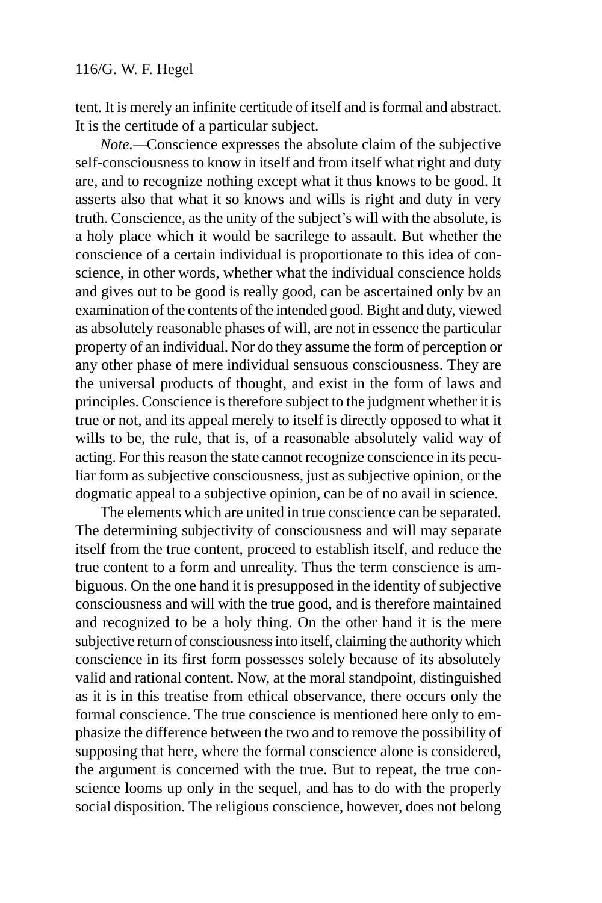tent. It is merely an infinite certitude of itself and is formal and abstract. It is the certitude of a particular subject.

*Note.*—Conscience expresses the absolute claim of the subjective self-consciousness to know in itself and from itself what right and duty are, and to recognize nothing except what it thus knows to be good. It asserts also that what it so knows and wills is right and duty in very truth. Conscience, as the unity of the subject's will with the absolute, is a holy place which it would be sacrilege to assault. But whether the conscience of a certain individual is proportionate to this idea of conscience, in other words, whether what the individual conscience holds and gives out to be good is really good, can be ascertained only bv an examination of the contents of the intended good. Bight and duty, viewed as absolutely reasonable phases of will, are not in essence the particular property of an individual. Nor do they assume the form of perception or any other phase of mere individual sensuous consciousness. They are the universal products of thought, and exist in the form of laws and principles. Conscience is therefore subject to the judgment whether it is true or not, and its appeal merely to itself is directly opposed to what it wills to be, the rule, that is, of a reasonable absolutely valid way of acting. For this reason the state cannot recognize conscience in its peculiar form as subjective consciousness, just as subjective opinion, or the dogmatic appeal to a subjective opinion, can be of no avail in science.

The elements which are united in true conscience can be separated. The determining subjectivity of consciousness and will may separate itself from the true content, proceed to establish itself, and reduce the true content to a form and unreality. Thus the term conscience is ambiguous. On the one hand it is presupposed in the identity of subjective consciousness and will with the true good, and is therefore maintained and recognized to be a holy thing. On the other hand it is the mere subjective return of consciousness into itself, claiming the authority which conscience in its first form possesses solely because of its absolutely valid and rational content. Now, at the moral standpoint, distinguished as it is in this treatise from ethical observance, there occurs only the formal conscience. The true conscience is mentioned here only to emphasize the difference between the two and to remove the possibility of supposing that here, where the formal conscience alone is considered, the argument is concerned with the true. But to repeat, the true conscience looms up only in the sequel, and has to do with the properly social disposition. The religious conscience, however, does not belong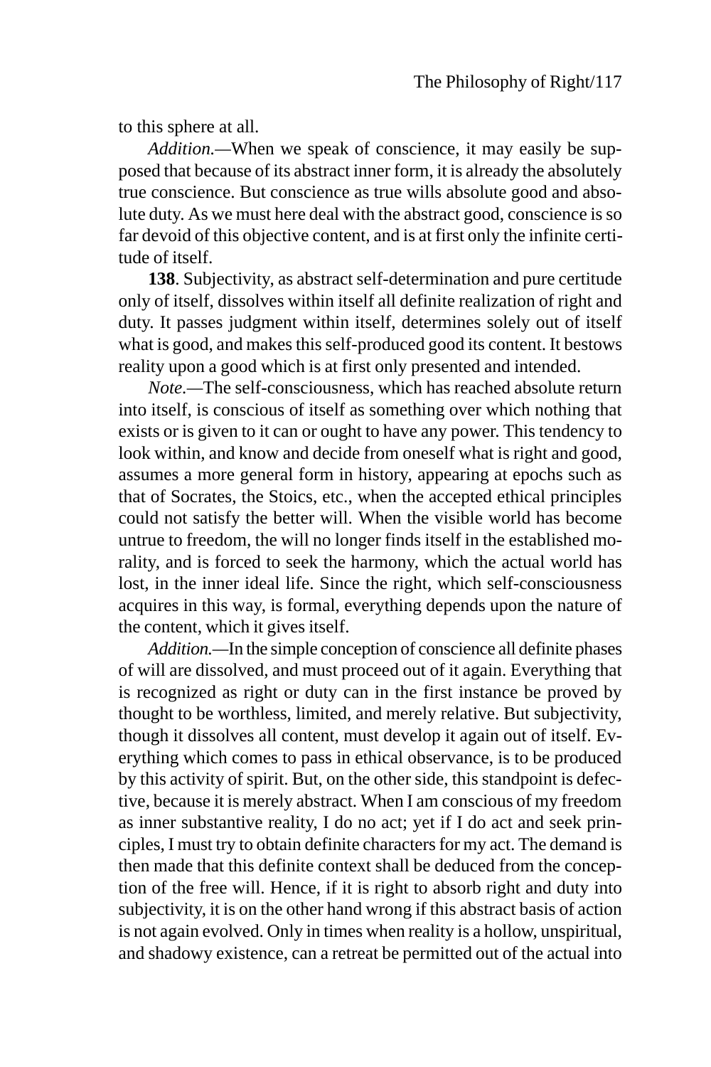to this sphere at all.

*Addition.*—When we speak of conscience, it may easily be supposed that because of its abstract inner form, it is already the absolutely true conscience. But conscience as true wills absolute good and absolute duty. As we must here deal with the abstract good, conscience is so far devoid of this objective content, and is at first only the infinite certitude of itself.

**138**. Subjectivity, as abstract self-determination and pure certitude only of itself, dissolves within itself all definite realization of right and duty. It passes judgment within itself, determines solely out of itself what is good, and makes this self-produced good its content. It bestows reality upon a good which is at first only presented and intended.

*Note.*—The self-consciousness, which has reached absolute return into itself, is conscious of itself as something over which nothing that exists or is given to it can or ought to have any power. This tendency to look within, and know and decide from oneself what is right and good, assumes a more general form in history, appearing at epochs such as that of Socrates, the Stoics, etc., when the accepted ethical principles could not satisfy the better will. When the visible world has become untrue to freedom, the will no longer finds itself in the established morality, and is forced to seek the harmony, which the actual world has lost, in the inner ideal life. Since the right, which self-consciousness acquires in this way, is formal, everything depends upon the nature of the content, which it gives itself.

*Addition.*—In the simple conception of conscience all definite phases of will are dissolved, and must proceed out of it again. Everything that is recognized as right or duty can in the first instance be proved by thought to be worthless, limited, and merely relative. But subjectivity, though it dissolves all content, must develop it again out of itself. Everything which comes to pass in ethical observance, is to be produced by this activity of spirit. But, on the other side, this standpoint is defective, because it is merely abstract. When I am conscious of my freedom as inner substantive reality, I do no act; yet if I do act and seek principles, I must try to obtain definite characters for my act. The demand is then made that this definite context shall be deduced from the conception of the free will. Hence, if it is right to absorb right and duty into subjectivity, it is on the other hand wrong if this abstract basis of action is not again evolved. Only in times when reality is a hollow, unspiritual, and shadowy existence, can a retreat be permitted out of the actual into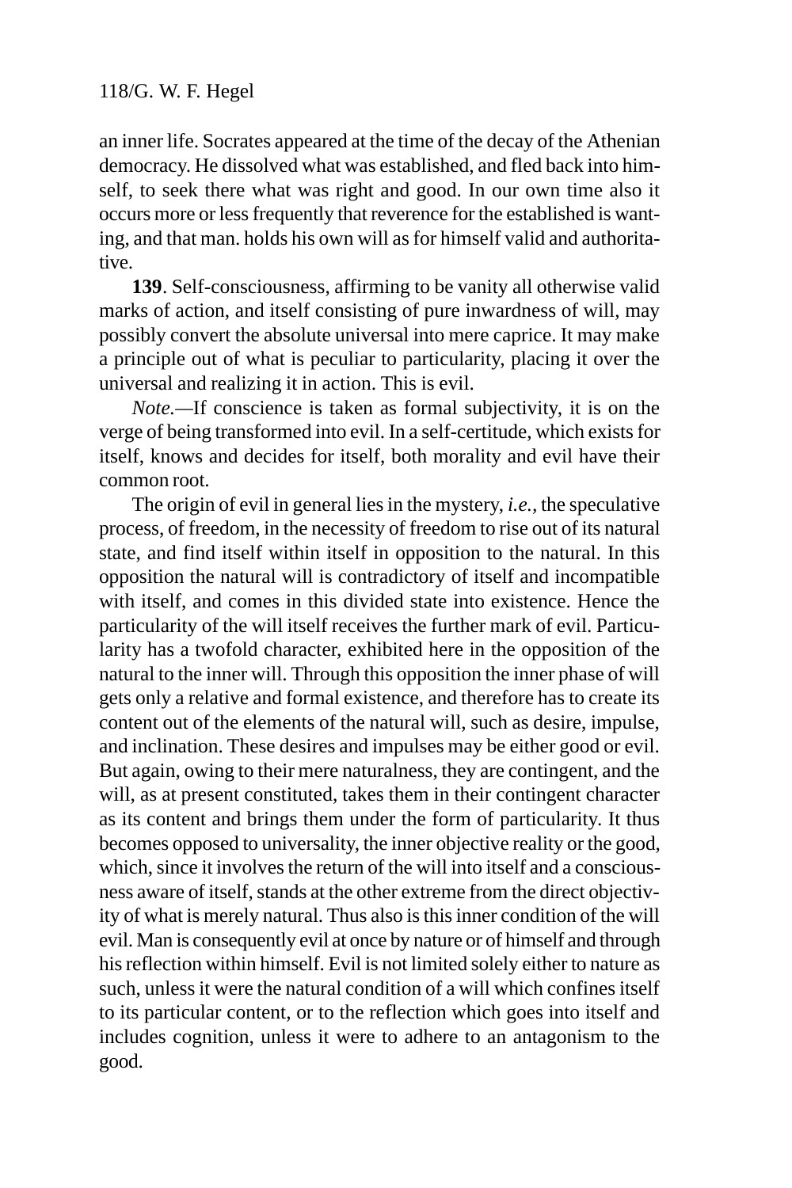an inner life. Socrates appeared at the time of the decay of the Athenian democracy. He dissolved what was established, and fled back into himself, to seek there what was right and good. In our own time also it occurs more or less frequently that reverence for the established is wanting, and that man. holds his own will as for himself valid and authoritative.

**139**. Self-consciousness, affirming to be vanity all otherwise valid marks of action, and itself consisting of pure inwardness of will, may possibly convert the absolute universal into mere caprice. It may make a principle out of what is peculiar to particularity, placing it over the universal and realizing it in action. This is evil.

*Note.*—If conscience is taken as formal subjectivity, it is on the verge of being transformed into evil. In a self-certitude, which exists for itself, knows and decides for itself, both morality and evil have their common root.

The origin of evil in general lies in the mystery, *i.e.,* the speculative process, of freedom, in the necessity of freedom to rise out of its natural state, and find itself within itself in opposition to the natural. In this opposition the natural will is contradictory of itself and incompatible with itself, and comes in this divided state into existence. Hence the particularity of the will itself receives the further mark of evil. Particularity has a twofold character, exhibited here in the opposition of the natural to the inner will. Through this opposition the inner phase of will gets only a relative and formal existence, and therefore has to create its content out of the elements of the natural will, such as desire, impulse, and inclination. These desires and impulses may be either good or evil. But again, owing to their mere naturalness, they are contingent, and the will, as at present constituted, takes them in their contingent character as its content and brings them under the form of particularity. It thus becomes opposed to universality, the inner objective reality or the good, which, since it involves the return of the will into itself and a consciousness aware of itself, stands at the other extreme from the direct objectivity of what is merely natural. Thus also is this inner condition of the will evil. Man is consequently evil at once by nature or of himself and through his reflection within himself. Evil is not limited solely either to nature as such, unless it were the natural condition of a will which confines itself to its particular content, or to the reflection which goes into itself and includes cognition, unless it were to adhere to an antagonism to the good.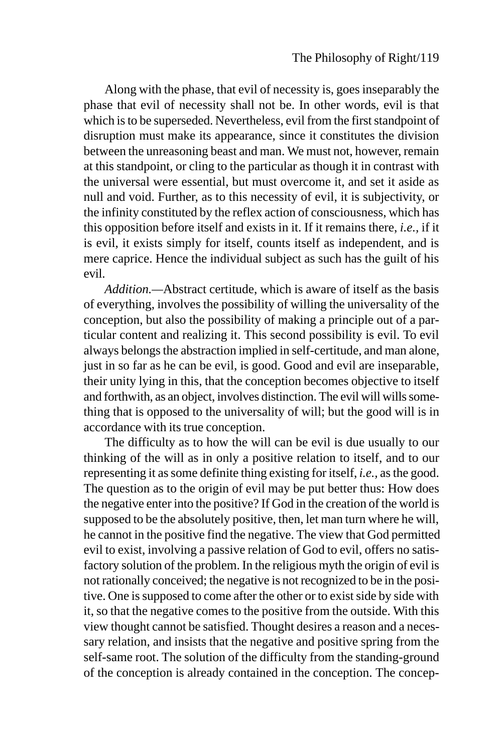Along with the phase, that evil of necessity is, goes inseparably the phase that evil of necessity shall not be. In other words, evil is that which is to be superseded. Nevertheless, evil from the first standpoint of disruption must make its appearance, since it constitutes the division between the unreasoning beast and man. We must not, however, remain at this standpoint, or cling to the particular as though it in contrast with the universal were essential, but must overcome it, and set it aside as null and void. Further, as to this necessity of evil, it is subjectivity, or the infinity constituted by the reflex action of consciousness, which has this opposition before itself and exists in it. If it remains there, *i.e.*, if it is evil, it exists simply for itself, counts itself as independent, and is mere caprice. Hence the individual subject as such has the guilt of his evil.

*Addition.*—Abstract certitude, which is aware of itself as the basis of everything, involves the possibility of willing the universality of the conception, but also the possibility of making a principle out of a particular content and realizing it. This second possibility is evil. To evil always belongs the abstraction implied in self-certitude, and man alone, just in so far as he can be evil, is good. Good and evil are inseparable, their unity lying in this, that the conception becomes objective to itself and forthwith, as an object, involves distinction. The evil will wills something that is opposed to the universality of will; but the good will is in accordance with its true conception.

The difficulty as to how the will can be evil is due usually to our thinking of the will as in only a positive relation to itself, and to our representing it as some definite thing existing for itself, *i.e.*, as the good. The question as to the origin of evil may be put better thus: How does the negative enter into the positive? If God in the creation of the world is supposed to be the absolutely positive, then, let man turn where he will, he cannot in the positive find the negative. The view that God permitted evil to exist, involving a passive relation of God to evil, offers no satisfactory solution of the problem. In the religious myth the origin of evil is not rationally conceived; the negative is not recognized to be in the positive. One is supposed to come after the other or to exist side by side with it, so that the negative comes to the positive from the outside. With this view thought cannot be satisfied. Thought desires a reason and a necessary relation, and insists that the negative and positive spring from the self-same root. The solution of the difficulty from the standing-ground of the conception is already contained in the conception. The concep-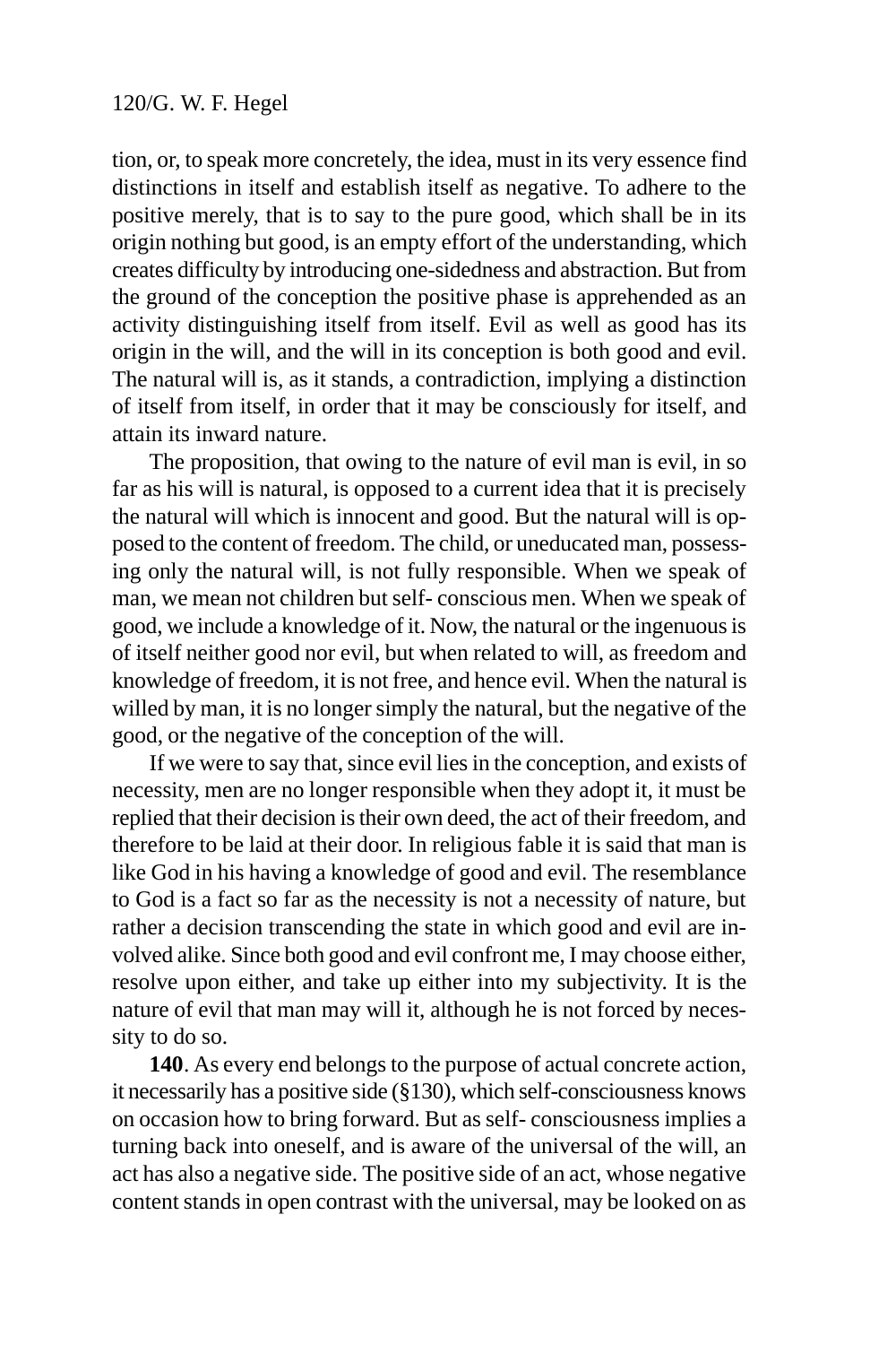tion, or, to speak more concretely, the idea, must in its very essence find distinctions in itself and establish itself as negative. To adhere to the positive merely, that is to say to the pure good, which shall be in its origin nothing but good, is an empty effort of the understanding, which creates difficulty by introducing one-sidedness and abstraction. But from the ground of the conception the positive phase is apprehended as an activity distinguishing itself from itself. Evil as well as good has its origin in the will, and the will in its conception is both good and evil. The natural will is, as it stands, a contradiction, implying a distinction of itself from itself, in order that it may be consciously for itself, and attain its inward nature.

The proposition, that owing to the nature of evil man is evil, in so far as his will is natural, is opposed to a current idea that it is precisely the natural will which is innocent and good. But the natural will is opposed to the content of freedom. The child, or uneducated man, possessing only the natural will, is not fully responsible. When we speak of man, we mean not children but self- conscious men. When we speak of good, we include a knowledge of it. Now, the natural or the ingenuous is of itself neither good nor evil, but when related to will, as freedom and knowledge of freedom, it is not free, and hence evil. When the natural is willed by man, it is no longer simply the natural, but the negative of the good, or the negative of the conception of the will.

If we were to say that, since evil lies in the conception, and exists of necessity, men are no longer responsible when they adopt it, it must be replied that their decision is their own deed, the act of their freedom, and therefore to be laid at their door. In religious fable it is said that man is like God in his having a knowledge of good and evil. The resemblance to God is a fact so far as the necessity is not a necessity of nature, but rather a decision transcending the state in which good and evil are involved alike. Since both good and evil confront me, I may choose either, resolve upon either, and take up either into my subjectivity. It is the nature of evil that man may will it, although he is not forced by necessity to do so.

**140**. As every end belongs to the purpose of actual concrete action, it necessarily has a positive side (§130), which self-consciousness knows on occasion how to bring forward. But as self- consciousness implies a turning back into oneself, and is aware of the universal of the will, an act has also a negative side. The positive side of an act, whose negative content stands in open contrast with the universal, may be looked on as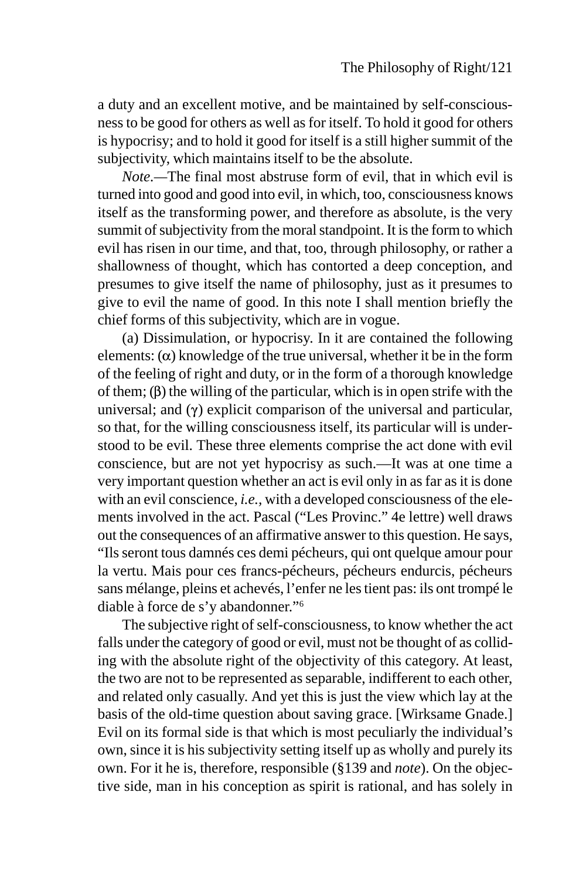a duty and an excellent motive, and be maintained by self-consciousness to be good for others as well as for itself. To hold it good for others is hypocrisy; and to hold it good for itself is a still higher summit of the subjectivity, which maintains itself to be the absolute.

*Note*.—The final most abstruse form of evil, that in which evil is turned into good and good into evil, in which, too, consciousness knows itself as the transforming power, and therefore as absolute, is the very summit of subjectivity from the moral standpoint. It is the form to which evil has risen in our time, and that, too, through philosophy, or rather a shallowness of thought, which has contorted a deep conception, and presumes to give itself the name of philosophy, just as it presumes to give to evil the name of good. In this note I shall mention briefly the chief forms of this subjectivity, which are in vogue.

(a) Dissimulation, or hypocrisy. In it are contained the following elements: (α) knowledge of the true universal, whether it be in the form of the feeling of right and duty, or in the form of a thorough knowledge of them; (β) the willing of the particular, which is in open strife with the universal; and (γ) explicit comparison of the universal and particular, so that, for the willing consciousness itself, its particular will is understood to be evil. These three elements comprise the act done with evil conscience, but are not yet hypocrisy as such.—It was at one time a very important question whether an act is evil only in as far as it is done with an evil conscience, *i.e.*, with a developed consciousness of the elements involved in the act. Pascal ("Les Provinc." 4e lettre) well draws out the consequences of an affirmative answer to this question. He says, "Ils seront tous damnés ces demi pécheurs, qui ont quelque amour pour la vertu. Mais pour ces francs-pécheurs, pécheurs endurcis, pécheurs sans mélange, pleins et achevés, l'enfer ne les tient pas: ils ont trompé le diable à force de s'y abandonner."[6]

The subjective right of self-consciousness, to know whether the act falls under the category of good or evil, must not be thought of as colliding with the absolute right of the objectivity of this category. At least, the two are not to be represented as separable, indifferent to each other, and related only casually. And yet this is just the view which lay at the basis of the old-time question about saving grace. [Wirksame Gnade.] Evil on its formal side is that which is most peculiarly the individual's own, since it is his subjectivity setting itself up as wholly and purely its own. For it he is, therefore, responsible (§139 and *note*). On the objective side, man in his conception as spirit is rational, and has solely in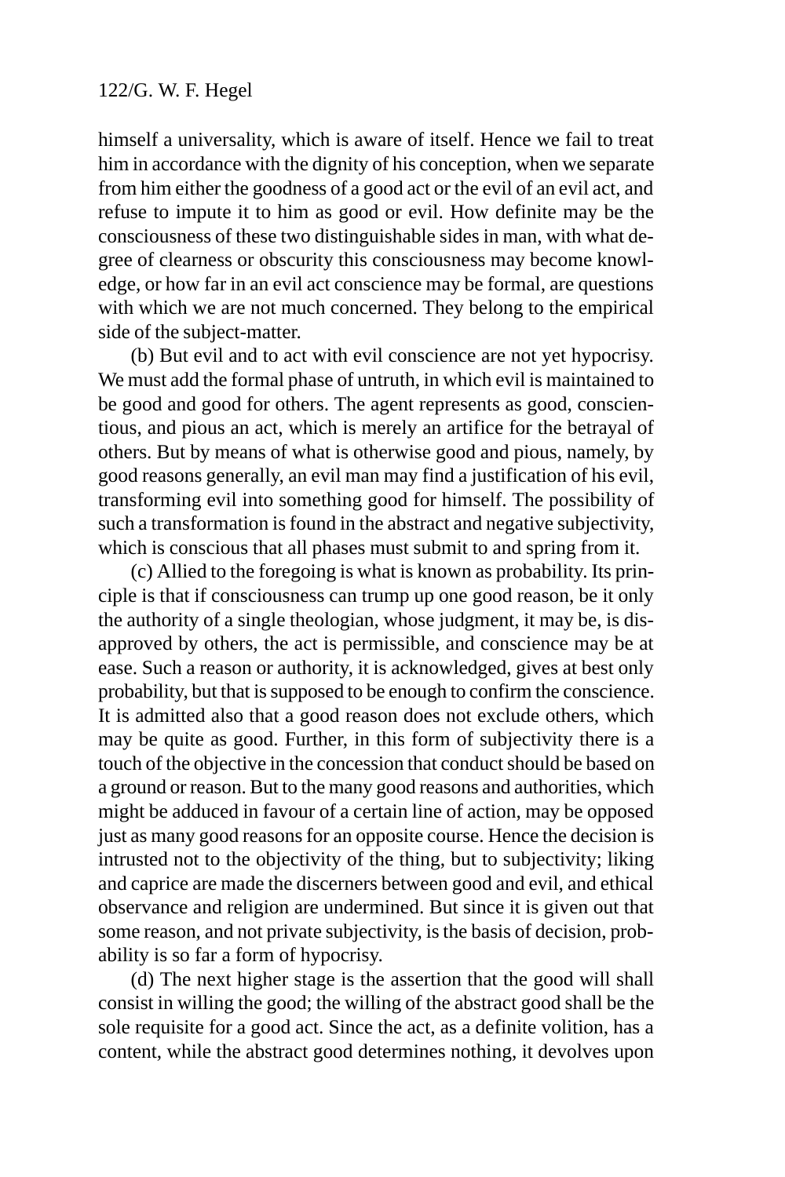himself a universality, which is aware of itself. Hence we fail to treat him in accordance with the dignity of his conception, when we separate from him either the goodness of a good act or the evil of an evil act, and refuse to impute it to him as good or evil. How definite may be the consciousness of these two distinguishable sides in man, with what degree of clearness or obscurity this consciousness may become knowledge, or how far in an evil act conscience may be formal, are questions with which we are not much concerned. They belong to the empirical side of the subject-matter.

(b) But evil and to act with evil conscience are not yet hypocrisy. We must add the formal phase of untruth, in which evil is maintained to be good and good for others. The agent represents as good, conscientious, and pious an act, which is merely an artifice for the betrayal of others. But by means of what is otherwise good and pious, namely, by good reasons generally, an evil man may find a justification of his evil, transforming evil into something good for himself. The possibility of such a transformation is found in the abstract and negative subjectivity, which is conscious that all phases must submit to and spring from it.

(c) Allied to the foregoing is what is known as probability. Its principle is that if consciousness can trump up one good reason, be it only the authority of a single theologian, whose judgment, it may be, is disapproved by others, the act is permissible, and conscience may be at ease. Such a reason or authority, it is acknowledged, gives at best only probability, but that is supposed to be enough to confirm the conscience. It is admitted also that a good reason does not exclude others, which may be quite as good. Further, in this form of subjectivity there is a touch of the objective in the concession that conduct should be based on a ground or reason. But to the many good reasons and authorities, which might be adduced in favour of a certain line of action, may be opposed just as many good reasons for an opposite course. Hence the decision is intrusted not to the objectivity of the thing, but to subjectivity; liking and caprice are made the discerners between good and evil, and ethical observance and religion are undermined. But since it is given out that some reason, and not private subjectivity, is the basis of decision, probability is so far a form of hypocrisy.

(d) The next higher stage is the assertion that the good will shall consist in willing the good; the willing of the abstract good shall be the sole requisite for a good act. Since the act, as a definite volition, has a content, while the abstract good determines nothing, it devolves upon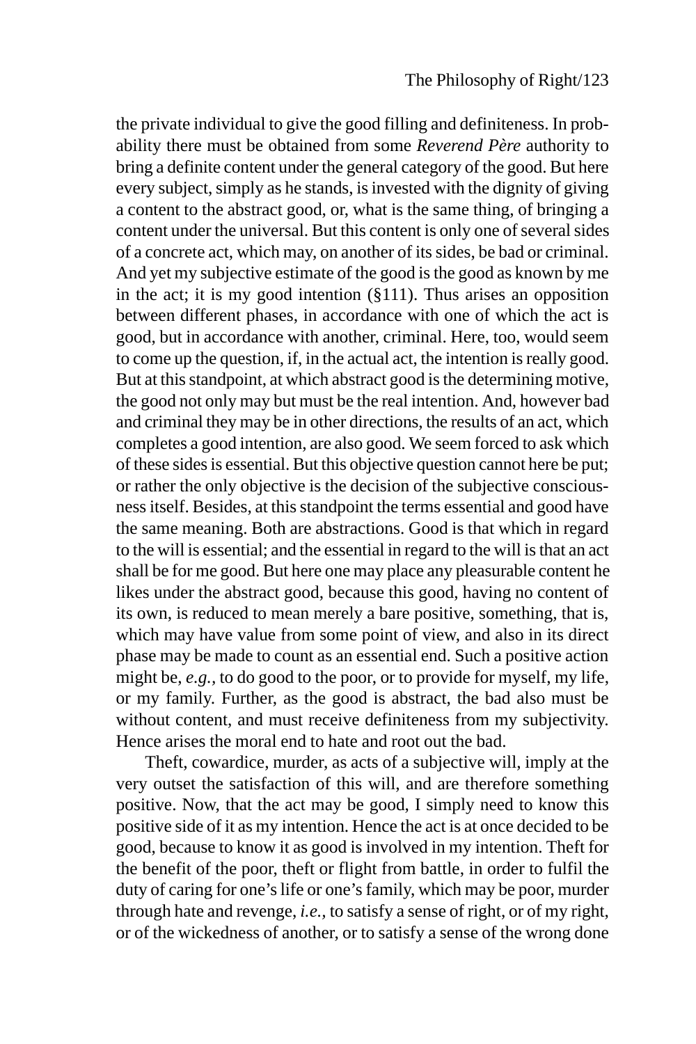the private individual to give the good filling and definiteness. In probability there must be obtained from some *Reverend Père* authority to bring a definite content under the general category of the good. But here every subject, simply as he stands, is invested with the dignity of giving a content to the abstract good, or, what is the same thing, of bringing a content under the universal. But this content is only one of several sides of a concrete act, which may, on another of its sides, be bad or criminal. And yet my subjective estimate of the good is the good as known by me in the act; it is my good intention (§111). Thus arises an opposition between different phases, in accordance with one of which the act is good, but in accordance with another, criminal. Here, too, would seem to come up the question, if, in the actual act, the intention is really good. But at this standpoint, at which abstract good is the determining motive, the good not only may but must be the real intention. And, however bad and criminal they may be in other directions, the results of an act, which completes a good intention, are also good. We seem forced to ask which of these sides is essential. But this objective question cannot here be put; or rather the only objective is the decision of the subjective consciousness itself. Besides, at this standpoint the terms essential and good have the same meaning. Both are abstractions. Good is that which in regard to the will is essential; and the essential in regard to the will is that an act shall be for me good. But here one may place any pleasurable content he likes under the abstract good, because this good, having no content of its own, is reduced to mean merely a bare positive, something, that is, which may have value from some point of view, and also in its direct phase may be made to count as an essential end. Such a positive action might be, *e.g.*, to do good to the poor, or to provide for myself, my life, or my family. Further, as the good is abstract, the bad also must be without content, and must receive definiteness from my subjectivity. Hence arises the moral end to hate and root out the bad.

Theft, cowardice, murder, as acts of a subjective will, imply at the very outset the satisfaction of this will, and are therefore something positive. Now, that the act may be good, I simply need to know this positive side of it as my intention. Hence the act is at once decided to be good, because to know it as good is involved in my intention. Theft for the benefit of the poor, theft or flight from battle, in order to fulfil the duty of caring for one's life or one's family, which may be poor, murder through hate and revenge, *i.e.*, to satisfy a sense of right, or of my right, or of the wickedness of another, or to satisfy a sense of the wrong done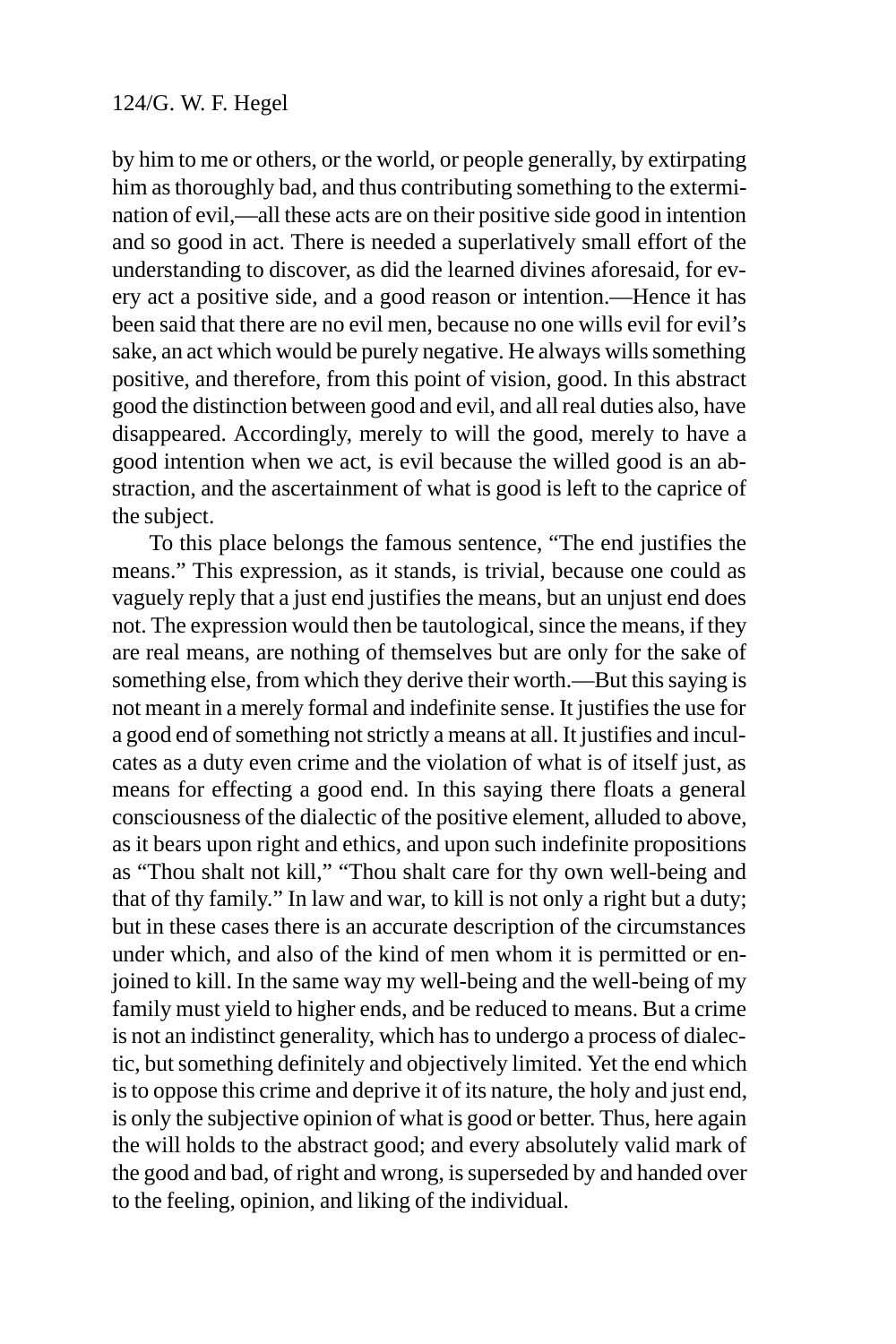by him to me or others, or the world, or people generally, by extirpating him as thoroughly bad, and thus contributing something to the extermination of evil,—all these acts are on their positive side good in intention and so good in act. There is needed a superlatively small effort of the understanding to discover, as did the learned divines aforesaid, for every act a positive side, and a good reason or intention.—Hence it has been said that there are no evil men, because no one wills evil for evil's sake, an act which would be purely negative. He always wills something positive, and therefore, from this point of vision, good. In this abstract good the distinction between good and evil, and all real duties also, have disappeared. Accordingly, merely to will the good, merely to have a good intention when we act, is evil because the willed good is an abstraction, and the ascertainment of what is good is left to the caprice of the subject.

To this place belongs the famous sentence, "The end justifies the means." This expression, as it stands, is trivial, because one could as vaguely reply that a just end justifies the means, but an unjust end does not. The expression would then be tautological, since the means, if they are real means, are nothing of themselves but are only for the sake of something else, from which they derive their worth.—But this saying is not meant in a merely formal and indefinite sense. It justifies the use for a good end of something not strictly a means at all. It justifies and inculcates as a duty even crime and the violation of what is of itself just, as means for effecting a good end. In this saying there floats a general consciousness of the dialectic of the positive element, alluded to above, as it bears upon right and ethics, and upon such indefinite propositions as "Thou shalt not kill," "Thou shalt care for thy own well-being and that of thy family." In law and war, to kill is not only a right but a duty; but in these cases there is an accurate description of the circumstances under which, and also of the kind of men whom it is permitted or enjoined to kill. In the same way my well-being and the well-being of my family must yield to higher ends, and be reduced to means. But a crime is not an indistinct generality, which has to undergo a process of dialectic, but something definitely and objectively limited. Yet the end which is to oppose this crime and deprive it of its nature, the holy and just end, is only the subjective opinion of what is good or better. Thus, here again the will holds to the abstract good; and every absolutely valid mark of the good and bad, of right and wrong, is superseded by and handed over to the feeling, opinion, and liking of the individual.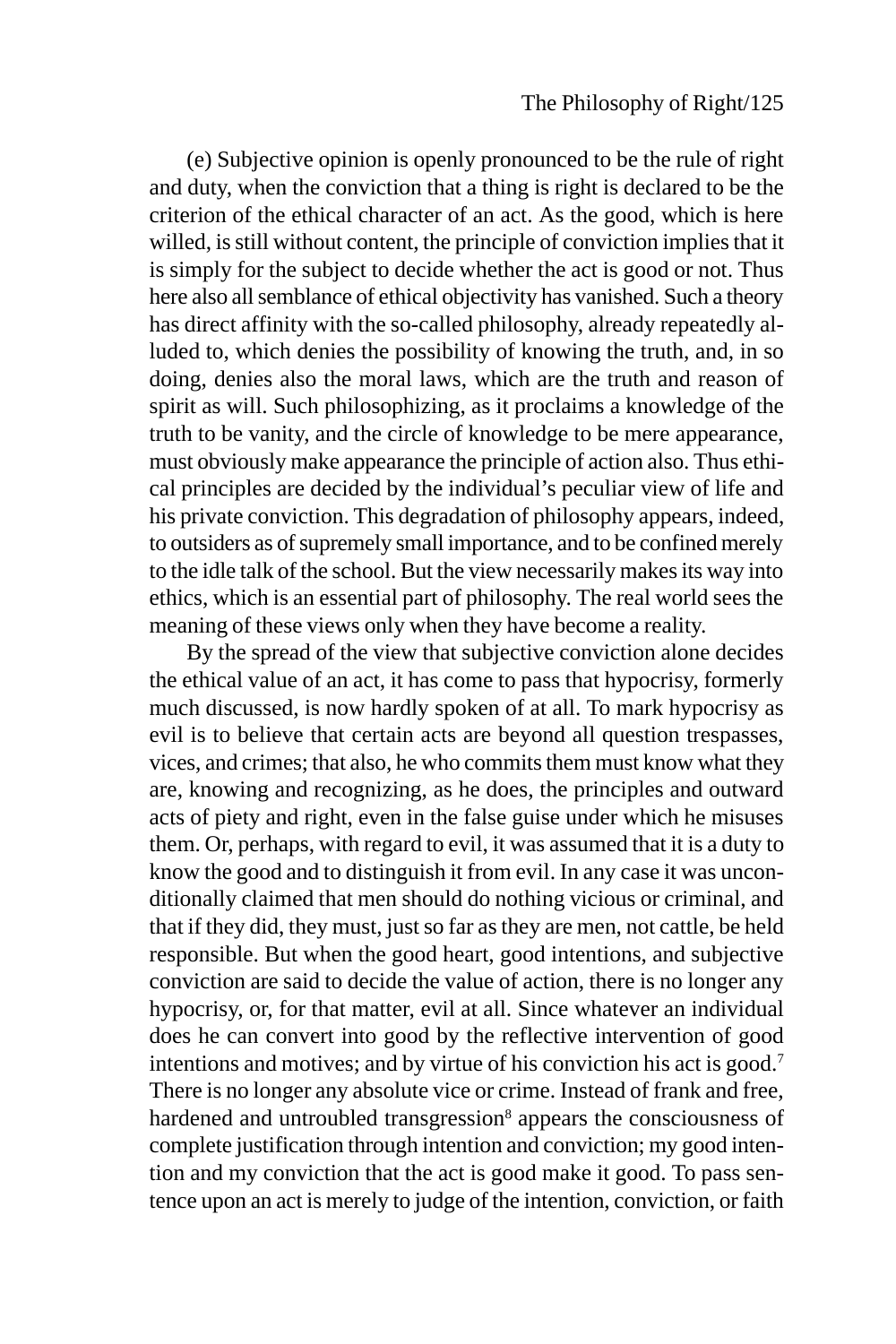(e) Subjective opinion is openly pronounced to be the rule of right and duty, when the conviction that a thing is right is declared to be the criterion of the ethical character of an act. As the good, which is here willed, is still without content, the principle of conviction implies that it is simply for the subject to decide whether the act is good or not. Thus here also all semblance of ethical objectivity has vanished. Such a theory has direct affinity with the so-called philosophy, already repeatedly alluded to, which denies the possibility of knowing the truth, and, in so doing, denies also the moral laws, which are the truth and reason of spirit as will. Such philosophizing, as it proclaims a knowledge of the truth to be vanity, and the circle of knowledge to be mere appearance, must obviously make appearance the principle of action also. Thus ethical principles are decided by the individual's peculiar view of life and his private conviction. This degradation of philosophy appears, indeed, to outsiders as of supremely small importance, and to be confined merely to the idle talk of the school. But the view necessarily makes its way into ethics, which is an essential part of philosophy. The real world sees the meaning of these views only when they have become a reality.

By the spread of the view that subjective conviction alone decides the ethical value of an act, it has come to pass that hypocrisy, formerly much discussed, is now hardly spoken of at all. To mark hypocrisy as evil is to believe that certain acts are beyond all question trespasses, vices, and crimes; that also, he who commits them must know what they are, knowing and recognizing, as he does, the principles and outward acts of piety and right, even in the false guise under which he misuses them. Or, perhaps, with regard to evil, it was assumed that it is a duty to know the good and to distinguish it from evil. In any case it was unconditionally claimed that men should do nothing vicious or criminal, and that if they did, they must, just so far as they are men, not cattle, be held responsible. But when the good heart, good intentions, and subjective conviction are said to decide the value of action, there is no longer any hypocrisy, or, for that matter, evil at all. Since whatever an individual does he can convert into good by the reflective intervention of good intentions and motives; and by virtue of his conviction his act is good.[7] There is no longer any absolute vice or crime. Instead of frank and free, hardened and untroubled transgression[8] appears the consciousness of complete justification through intention and conviction; my good intention and my conviction that the act is good make it good. To pass sentence upon an act is merely to judge of the intention, conviction, or faith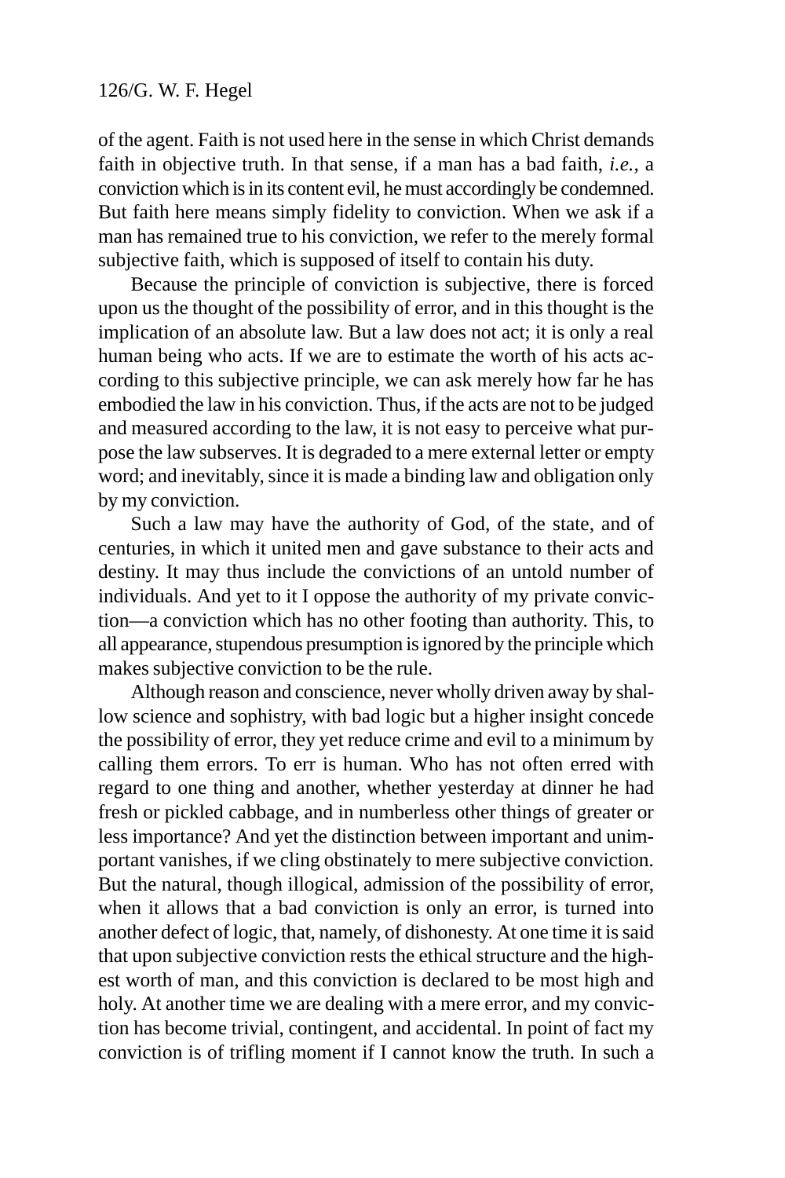of the agent. Faith is not used here in the sense in which Christ demands faith in objective truth. In that sense, if a man has a bad faith, *i.e.,* a conviction which is in its content evil, he must accordingly be condemned. But faith here means simply fidelity to conviction. When we ask if a man has remained true to his conviction, we refer to the merely formal subjective faith, which is supposed of itself to contain his duty.

Because the principle of conviction is subjective, there is forced upon us the thought of the possibility of error, and in this thought is the implication of an absolute law. But a law does not act; it is only a real human being who acts. If we are to estimate the worth of his acts according to this subjective principle, we can ask merely how far he has embodied the law in his conviction. Thus, if the acts are not to be judged and measured according to the law, it is not easy to perceive what purpose the law subserves. It is degraded to a mere external letter or empty word; and inevitably, since it is made a binding law and obligation only by my conviction.

Such a law may have the authority of God, of the state, and of centuries, in which it united men and gave substance to their acts and destiny. It may thus include the convictions of an untold number of individuals. And yet to it I oppose the authority of my private conviction—a conviction which has no other footing than authority. This, to all appearance, stupendous presumption is ignored by the principle which makes subjective conviction to be the rule.

Although reason and conscience, never wholly driven away by shallow science and sophistry, with bad logic but a higher insight concede the possibility of error, they yet reduce crime and evil to a minimum by calling them errors. To err is human. Who has not often erred with regard to one thing and another, whether yesterday at dinner he had fresh or pickled cabbage, and in numberless other things of greater or less importance? And yet the distinction between important and unimportant vanishes, if we cling obstinately to mere subjective conviction. But the natural, though illogical, admission of the possibility of error, when it allows that a bad conviction is only an error, is turned into another defect of logic, that, namely, of dishonesty. At one time it is said that upon subjective conviction rests the ethical structure and the highest worth of man, and this conviction is declared to be most high and holy. At another time we are dealing with a mere error, and my conviction has become trivial, contingent, and accidental. In point of fact my conviction is of trifling moment if I cannot know the truth. In such a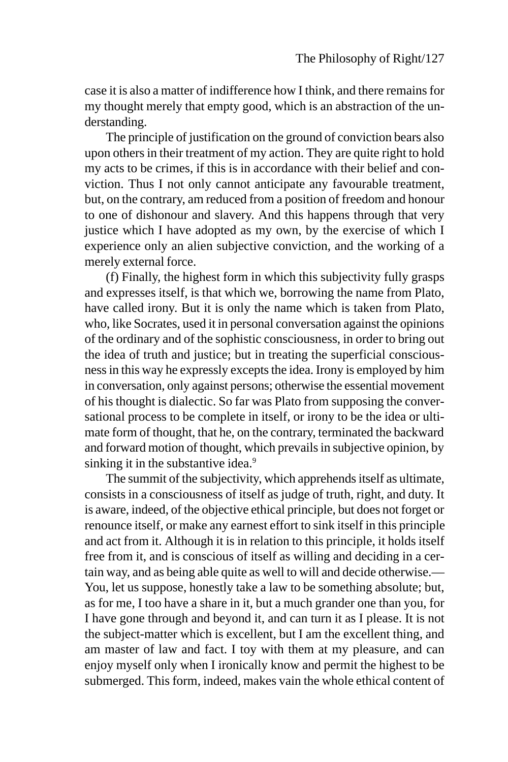case it is also a matter of indifference how I think, and there remains for my thought merely that empty good, which is an abstraction of the understanding.

The principle of justification on the ground of conviction bears also upon others in their treatment of my action. They are quite right to hold my acts to be crimes, if this is in accordance with their belief and conviction. Thus I not only cannot anticipate any favourable treatment, but, on the contrary, am reduced from a position of freedom and honour to one of dishonour and slavery. And this happens through that very justice which I have adopted as my own, by the exercise of which I experience only an alien subjective conviction, and the working of a merely external force.

(f) Finally, the highest form in which this subjectivity fully grasps and expresses itself, is that which we, borrowing the name from Plato, have called irony. But it is only the name which is taken from Plato, who, like Socrates, used it in personal conversation against the opinions of the ordinary and of the sophistic consciousness, in order to bring out the idea of truth and justice; but in treating the superficial consciousness in this way he expressly excepts the idea. Irony is employed by him in conversation, only against persons; otherwise the essential movement of his thought is dialectic. So far was Plato from supposing the conversational process to be complete in itself, or irony to be the idea or ultimate form of thought, that he, on the contrary, terminated the backward and forward motion of thought, which prevails in subjective opinion, by sinking it in the substantive idea.[9]

The summit of the subjectivity, which apprehends itself as ultimate, consists in a consciousness of itself as judge of truth, right, and duty. It is aware, indeed, of the objective ethical principle, but does not forget or renounce itself, or make any earnest effort to sink itself in this principle and act from it. Although it is in relation to this principle, it holds itself free from it, and is conscious of itself as willing and deciding in a certain way, and as being able quite as well to will and decide otherwise.—You, let us suppose, honestly take a law to be something absolute; but, as for me, I too have a share in it, but a much grander one than you, for I have gone through and beyond it, and can turn it as I please. It is not the subject-matter which is excellent, but I am the excellent thing, and am master of law and fact. I toy with them at my pleasure, and can enjoy myself only when I ironically know and permit the highest to be submerged. This form, indeed, makes vain the whole ethical content of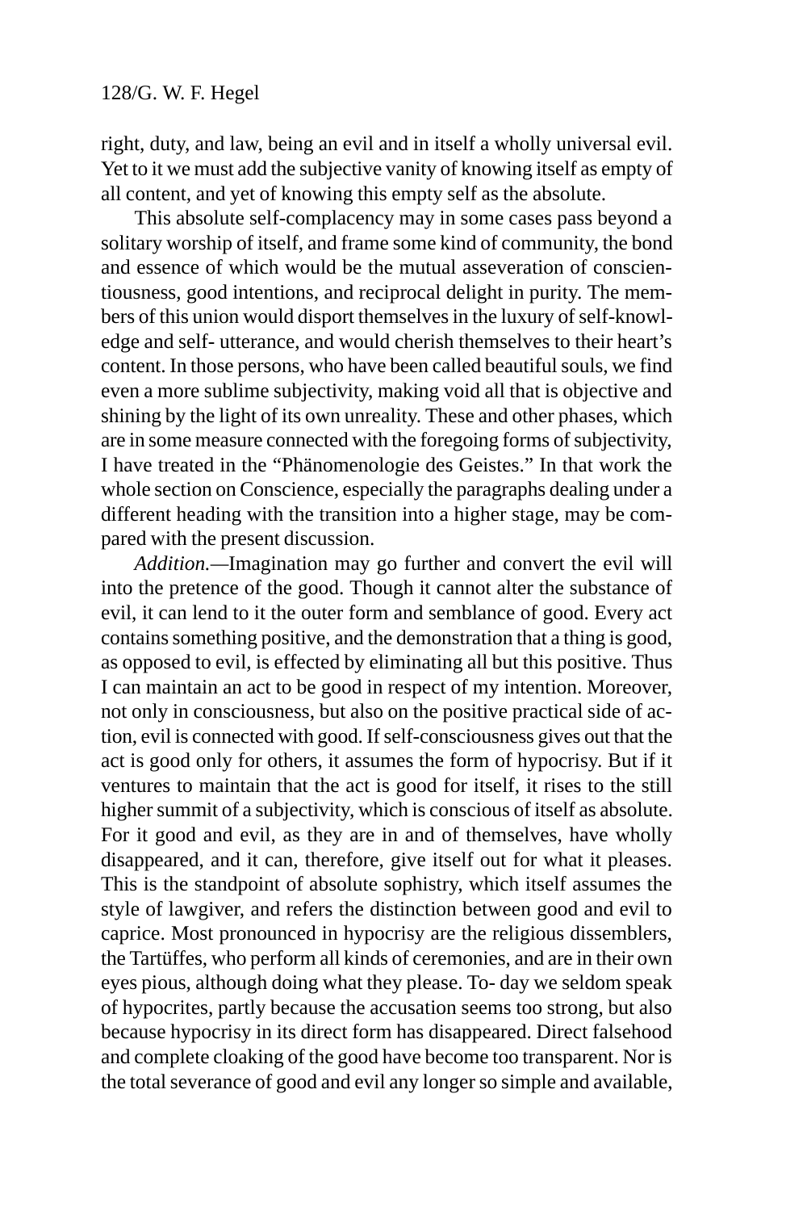right, duty, and law, being an evil and in itself a wholly universal evil. Yet to it we must add the subjective vanity of knowing itself as empty of all content, and yet of knowing this empty self as the absolute.

This absolute self-complacency may in some cases pass beyond a solitary worship of itself, and frame some kind of community, the bond and essence of which would be the mutual asseveration of conscientiousness, good intentions, and reciprocal delight in purity. The members of this union would disport themselves in the luxury of self-knowledge and self- utterance, and would cherish themselves to their heart's content. In those persons, who have been called beautiful souls, we find even a more sublime subjectivity, making void all that is objective and shining by the light of its own unreality. These and other phases, which are in some measure connected with the foregoing forms of subjectivity, I have treated in the "Phänomenologie des Geistes." In that work the whole section on Conscience, especially the paragraphs dealing under a different heading with the transition into a higher stage, may be compared with the present discussion.

*Addition.*—Imagination may go further and convert the evil will into the pretence of the good. Though it cannot alter the substance of evil, it can lend to it the outer form and semblance of good. Every act contains something positive, and the demonstration that a thing is good, as opposed to evil, is effected by eliminating all but this positive. Thus I can maintain an act to be good in respect of my intention. Moreover, not only in consciousness, but also on the positive practical side of action, evil is connected with good. If self-consciousness gives out that the act is good only for others, it assumes the form of hypocrisy. But if it ventures to maintain that the act is good for itself, it rises to the still higher summit of a subjectivity, which is conscious of itself as absolute. For it good and evil, as they are in and of themselves, have wholly disappeared, and it can, therefore, give itself out for what it pleases. This is the standpoint of absolute sophistry, which itself assumes the style of lawgiver, and refers the distinction between good and evil to caprice. Most pronounced in hypocrisy are the religious dissemblers, the Tartüffes, who perform all kinds of ceremonies, and are in their own eyes pious, although doing what they please. To- day we seldom speak of hypocrites, partly because the accusation seems too strong, but also because hypocrisy in its direct form has disappeared. Direct falsehood and complete cloaking of the good have become too transparent. Nor is the total severance of good and evil any longer so simple and available,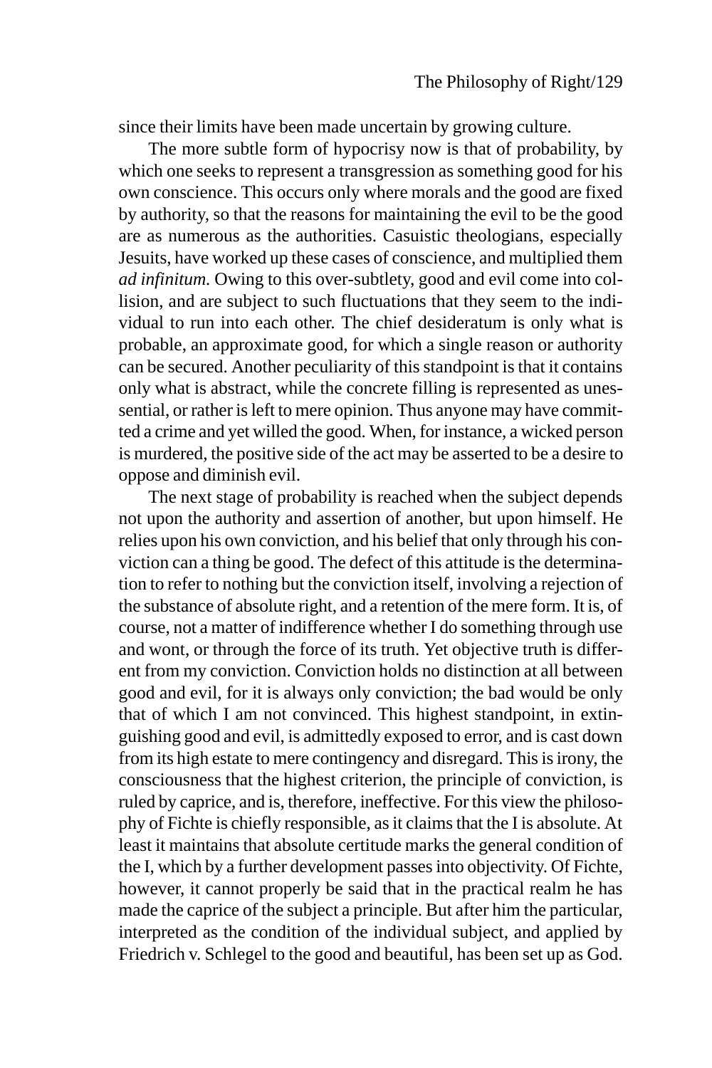since their limits have been made uncertain by growing culture.

The more subtle form of hypocrisy now is that of probability, by which one seeks to represent a transgression as something good for his own conscience. This occurs only where morals and the good are fixed by authority, so that the reasons for maintaining the evil to be the good are as numerous as the authorities. Casuistic theologians, especially Jesuits, have worked up these cases of conscience, and multiplied them *ad infinitum.* Owing to this over-subtlety, good and evil come into collision, and are subject to such fluctuations that they seem to the individual to run into each other. The chief desideratum is only what is probable, an approximate good, for which a single reason or authority can be secured. Another peculiarity of this standpoint is that it contains only what is abstract, while the concrete filling is represented as unessential, or rather is left to mere opinion. Thus anyone may have committed a crime and yet willed the good. When, for instance, a wicked person is murdered, the positive side of the act may be asserted to be a desire to oppose and diminish evil.

The next stage of probability is reached when the subject depends not upon the authority and assertion of another, but upon himself. He relies upon his own conviction, and his belief that only through his conviction can a thing be good. The defect of this attitude is the determination to refer to nothing but the conviction itself, involving a rejection of the substance of absolute right, and a retention of the mere form. It is, of course, not a matter of indifference whether I do something through use and wont, or through the force of its truth. Yet objective truth is different from my conviction. Conviction holds no distinction at all between good and evil, for it is always only conviction; the bad would be only that of which I am not convinced. This highest standpoint, in extinguishing good and evil, is admittedly exposed to error, and is cast down from its high estate to mere contingency and disregard. This is irony, the consciousness that the highest criterion, the principle of conviction, is ruled by caprice, and is, therefore, ineffective. For this view the philosophy of Fichte is chiefly responsible, as it claims that the I is absolute. At least it maintains that absolute certitude marks the general condition of the I, which by a further development passes into objectivity. Of Fichte, however, it cannot properly be said that in the practical realm he has made the caprice of the subject a principle. But after him the particular, interpreted as the condition of the individual subject, and applied by Friedrich v. Schlegel to the good and beautiful, has been set up as God.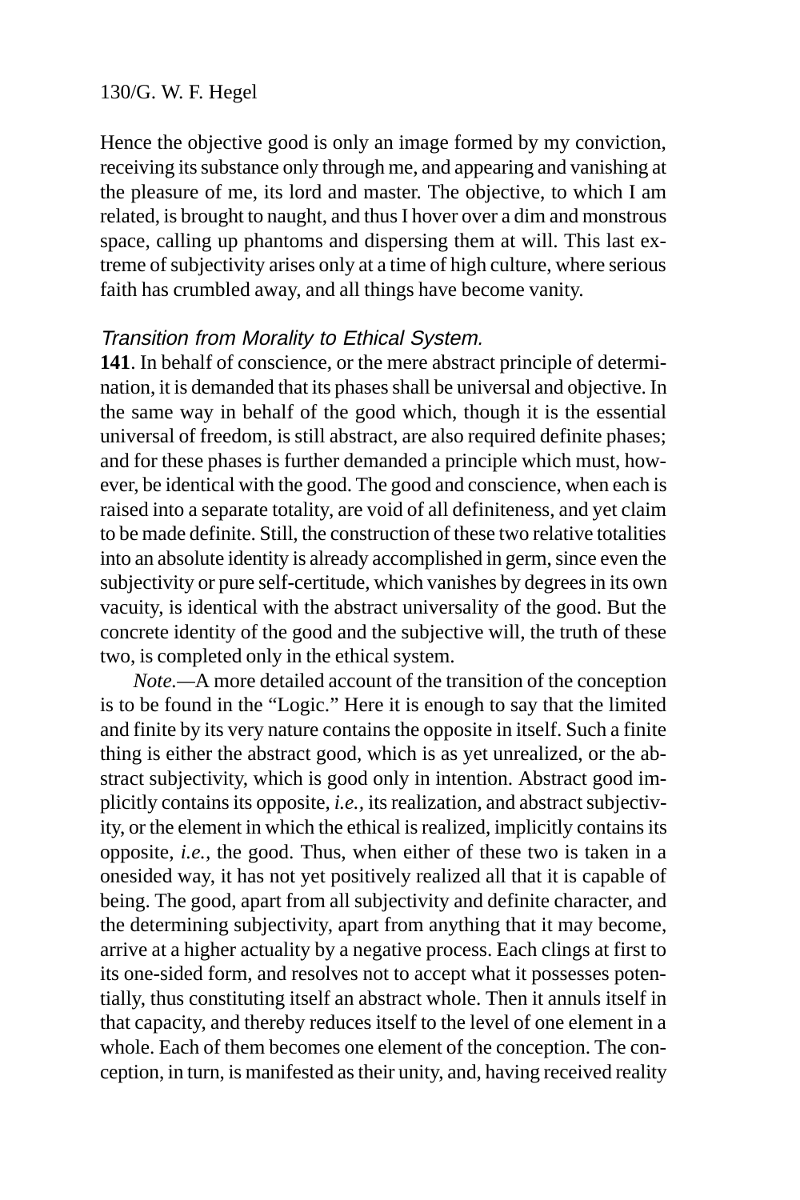Hence the objective good is only an image formed by my conviction, receiving its substance only through me, and appearing and vanishing at the pleasure of me, its lord and master. The objective, to which I am related, is brought to naught, and thus I hover over a dim and monstrous space, calling up phantoms and dispersing them at will. This last extreme of subjectivity arises only at a time of high culture, where serious faith has crumbled away, and all things have become vanity.

### *Transition from Morality to Ethical System.*

**141**. In behalf of conscience, or the mere abstract principle of determination, it is demanded that its phases shall be universal and objective. In the same way in behalf of the good which, though it is the essential universal of freedom, is still abstract, are also required definite phases; and for these phases is further demanded a principle which must, however, be identical with the good. The good and conscience, when each is raised into a separate totality, are void of all definiteness, and yet claim to be made definite. Still, the construction of these two relative totalities into an absolute identity is already accomplished in germ, since even the subjectivity or pure self-certitude, which vanishes by degrees in its own vacuity, is identical with the abstract universality of the good. But the concrete identity of the good and the subjective will, the truth of these two, is completed only in the ethical system.

*Note.*—A more detailed account of the transition of the conception is to be found in the "Logic." Here it is enough to say that the limited and finite by its very nature contains the opposite in itself. Such a finite thing is either the abstract good, which is as yet unrealized, or the abstract subjectivity, which is good only in intention. Abstract good implicitly contains its opposite, *i.e.*, its realization, and abstract subjectivity, or the element in which the ethical is realized, implicitly contains its opposite, *i.e.*, the good. Thus, when either of these two is taken in a onesided way, it has not yet positively realized all that it is capable of being. The good, apart from all subjectivity and definite character, and the determining subjectivity, apart from anything that it may become, arrive at a higher actuality by a negative process. Each clings at first to its one-sided form, and resolves not to accept what it possesses potentially, thus constituting itself an abstract whole. Then it annuls itself in that capacity, and thereby reduces itself to the level of one element in a whole. Each of them becomes one element of the conception. The conception, in turn, is manifested as their unity, and, having received reality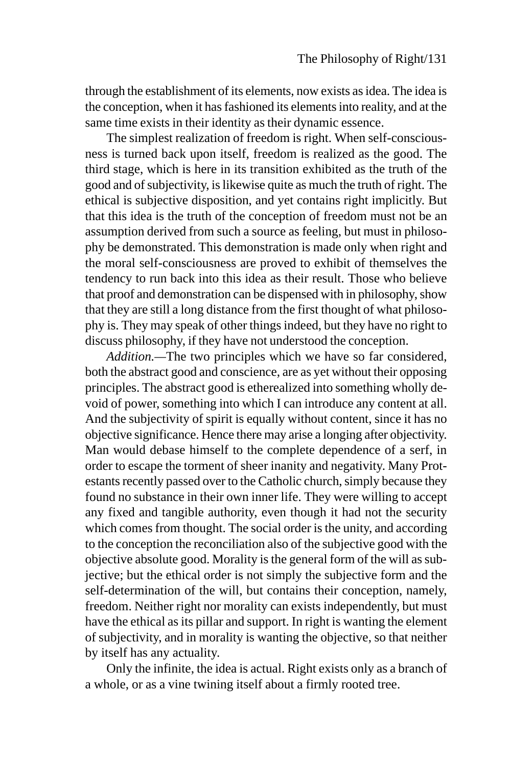through the establishment of its elements, now exists as idea. The idea is the conception, when it has fashioned its elements into reality, and at the same time exists in their identity as their dynamic essence.

The simplest realization of freedom is right. When self-consciousness is turned back upon itself, freedom is realized as the good. The third stage, which is here in its transition exhibited as the truth of the good and of subjectivity, is likewise quite as much the truth of right. The ethical is subjective disposition, and yet contains right implicitly. But that this idea is the truth of the conception of freedom must not be an assumption derived from such a source as feeling, but must in philosophy be demonstrated. This demonstration is made only when right and the moral self-consciousness are proved to exhibit of themselves the tendency to run back into this idea as their result. Those who believe that proof and demonstration can be dispensed with in philosophy, show that they are still a long distance from the first thought of what philosophy is. They may speak of other things indeed, but they have no right to discuss philosophy, if they have not understood the conception.

*Addition.*—The two principles which we have so far considered, both the abstract good and conscience, are as yet without their opposing principles. The abstract good is etherealized into something wholly devoid of power, something into which I can introduce any content at all. And the subjectivity of spirit is equally without content, since it has no objective significance. Hence there may arise a longing after objectivity. Man would debase himself to the complete dependence of a serf, in order to escape the torment of sheer inanity and negativity. Many Protestants recently passed over to the Catholic church, simply because they found no substance in their own inner life. They were willing to accept any fixed and tangible authority, even though it had not the security which comes from thought. The social order is the unity, and according to the conception the reconciliation also of the subjective good with the objective absolute good. Morality is the general form of the will as subjective; but the ethical order is not simply the subjective form and the self-determination of the will, but contains their conception, namely, freedom. Neither right nor morality can exists independently, but must have the ethical as its pillar and support. In right is wanting the element of subjectivity, and in morality is wanting the objective, so that neither by itself has any actuality.

Only the infinite, the idea is actual. Right exists only as a branch of a whole, or as a vine twining itself about a firmly rooted tree.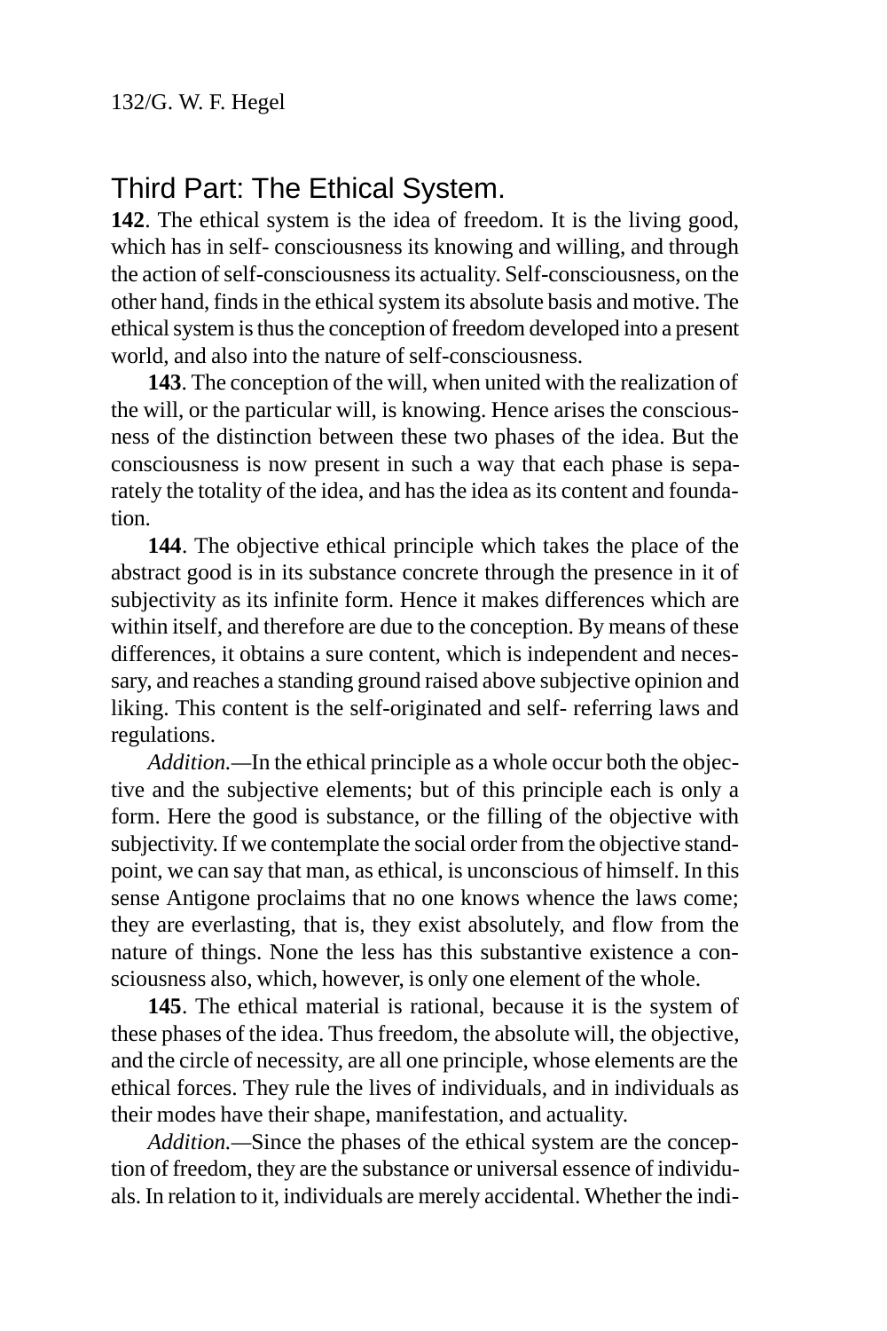## Third Part: The Ethical System.

**142**. The ethical system is the idea of freedom. It is the living good, which has in self- consciousness its knowing and willing, and through the action of self-consciousness its actuality. Self-consciousness, on the other hand, finds in the ethical system its absolute basis and motive. The ethical system is thus the conception of freedom developed into a present world, and also into the nature of self-consciousness.

**143**. The conception of the will, when united with the realization of the will, or the particular will, is knowing. Hence arises the consciousness of the distinction between these two phases of the idea. But the consciousness is now present in such a way that each phase is separately the totality of the idea, and has the idea as its content and foundation.

**144**. The objective ethical principle which takes the place of the abstract good is in its substance concrete through the presence in it of subjectivity as its infinite form. Hence it makes differences which are within itself, and therefore are due to the conception. By means of these differences, it obtains a sure content, which is independent and necessary, and reaches a standing ground raised above subjective opinion and liking. This content is the self-originated and self- referring laws and regulations.

*Addition.*—In the ethical principle as a whole occur both the objective and the subjective elements; but of this principle each is only a form. Here the good is substance, or the filling of the objective with subjectivity. If we contemplate the social order from the objective standpoint, we can say that man, as ethical, is unconscious of himself. In this sense Antigone proclaims that no one knows whence the laws come; they are everlasting, that is, they exist absolutely, and flow from the nature of things. None the less has this substantive existence a consciousness also, which, however, is only one element of the whole.

**145**. The ethical material is rational, because it is the system of these phases of the idea. Thus freedom, the absolute will, the objective, and the circle of necessity, are all one principle, whose elements are the ethical forces. They rule the lives of individuals, and in individuals as their modes have their shape, manifestation, and actuality.

*Addition.*—Since the phases of the ethical system are the conception of freedom, they are the substance or universal essence of individuals. In relation to it, individuals are merely accidental. Whether the indi-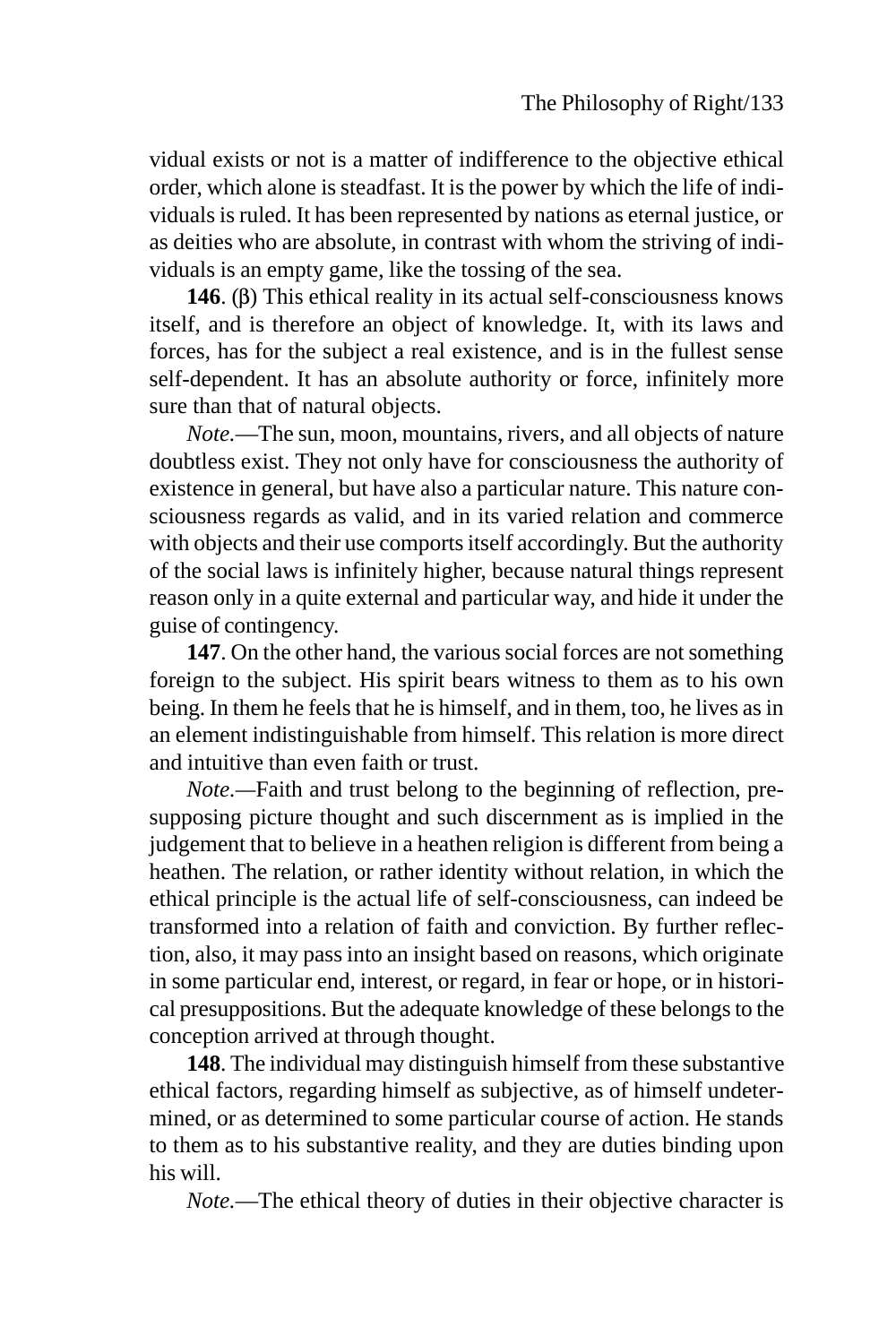vidual exists or not is a matter of indifference to the objective ethical order, which alone is steadfast. It is the power by which the life of individuals is ruled. It has been represented by nations as eternal justice, or as deities who are absolute, in contrast with whom the striving of individuals is an empty game, like the tossing of the sea.

**146**. (β) This ethical reality in its actual self-consciousness knows itself, and is therefore an object of knowledge. It, with its laws and forces, has for the subject a real existence, and is in the fullest sense self-dependent. It has an absolute authority or force, infinitely more sure than that of natural objects.

*Note.*—The sun, moon, mountains, rivers, and all objects of nature doubtless exist. They not only have for consciousness the authority of existence in general, but have also a particular nature. This nature consciousness regards as valid, and in its varied relation and commerce with objects and their use comports itself accordingly. But the authority of the social laws is infinitely higher, because natural things represent reason only in a quite external and particular way, and hide it under the guise of contingency.

**147**. On the other hand, the various social forces are not something foreign to the subject. His spirit bears witness to them as to his own being. In them he feels that he is himself, and in them, too, he lives as in an element indistinguishable from himself. This relation is more direct and intuitive than even faith or trust.

*Note.*—Faith and trust belong to the beginning of reflection, presupposing picture thought and such discernment as is implied in the judgement that to believe in a heathen religion is different from being a heathen. The relation, or rather identity without relation, in which the ethical principle is the actual life of self-consciousness, can indeed be transformed into a relation of faith and conviction. By further reflection, also, it may pass into an insight based on reasons, which originate in some particular end, interest, or regard, in fear or hope, or in historical presuppositions. But the adequate knowledge of these belongs to the conception arrived at through thought.

**148**. The individual may distinguish himself from these substantive ethical factors, regarding himself as subjective, as of himself undetermined, or as determined to some particular course of action. He stands to them as to his substantive reality, and they are duties binding upon his will.

*Note.*—The ethical theory of duties in their objective character is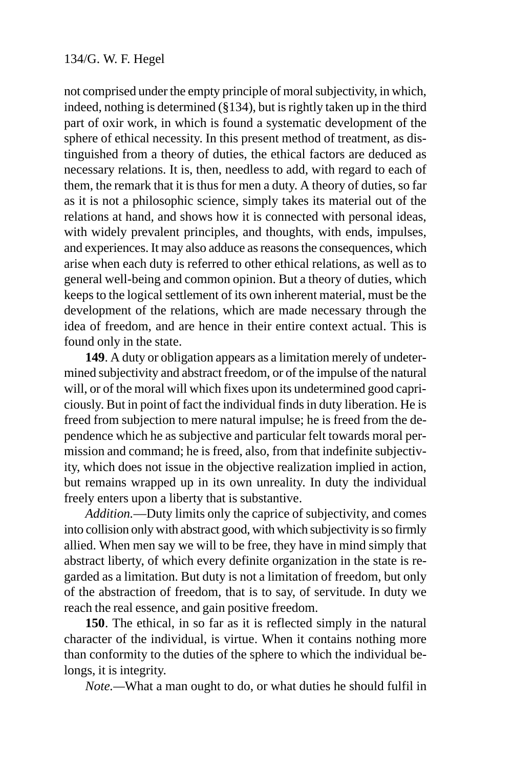not comprised under the empty principle of moral subjectivity, in which, indeed, nothing is determined (§134), but is rightly taken up in the third part of oxir work, in which is found a systematic development of the sphere of ethical necessity. In this present method of treatment, as distinguished from a theory of duties, the ethical factors are deduced as necessary relations. It is, then, needless to add, with regard to each of them, the remark that it is thus for men a duty. A theory of duties, so far as it is not a philosophic science, simply takes its material out of the relations at hand, and shows how it is connected with personal ideas, with widely prevalent principles, and thoughts, with ends, impulses, and experiences. It may also adduce as reasons the consequences, which arise when each duty is referred to other ethical relations, as well as to general well-being and common opinion. But a theory of duties, which keeps to the logical settlement of its own inherent material, must be the development of the relations, which are made necessary through the idea of freedom, and are hence in their entire context actual. This is found only in the state.

**149**. A duty or obligation appears as a limitation merely of undetermined subjectivity and abstract freedom, or of the impulse of the natural will, or of the moral will which fixes upon its undetermined good capriciously. But in point of fact the individual finds in duty liberation. He is freed from subjection to mere natural impulse; he is freed from the dependence which he as subjective and particular felt towards moral permission and command; he is freed, also, from that indefinite subjectivity, which does not issue in the objective realization implied in action, but remains wrapped up in its own unreality. In duty the individual freely enters upon a liberty that is substantive.

*Addition.*—Duty limits only the caprice of subjectivity, and comes into collision only with abstract good, with which subjectivity is so firmly allied. When men say we will to be free, they have in mind simply that abstract liberty, of which every definite organization in the state is regarded as a limitation. But duty is not a limitation of freedom, but only of the abstraction of freedom, that is to say, of servitude. In duty we reach the real essence, and gain positive freedom.

**150**. The ethical, in so far as it is reflected simply in the natural character of the individual, is virtue. When it contains nothing more than conformity to the duties of the sphere to which the individual belongs, it is integrity.

*Note.*—What a man ought to do, or what duties he should fulfil in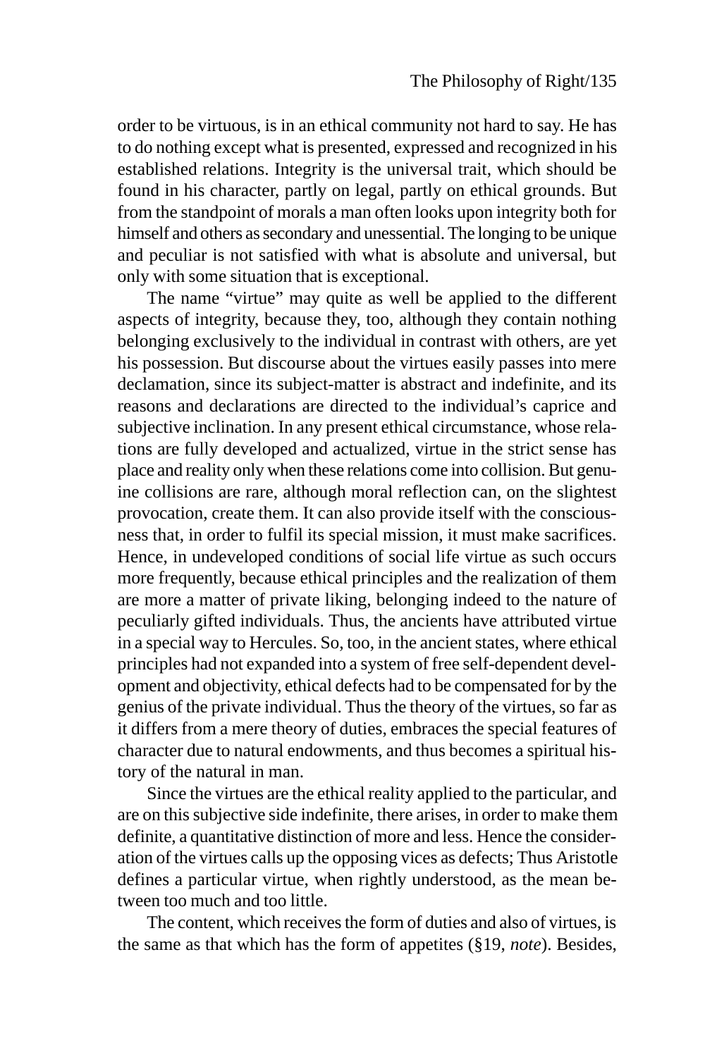order to be virtuous, is in an ethical community not hard to say. He has to do nothing except what is presented, expressed and recognized in his established relations. Integrity is the universal trait, which should be found in his character, partly on legal, partly on ethical grounds. But from the standpoint of morals a man often looks upon integrity both for himself and others as secondary and unessential. The longing to be unique and peculiar is not satisfied with what is absolute and universal, but only with some situation that is exceptional.

The name "virtue" may quite as well be applied to the different aspects of integrity, because they, too, although they contain nothing belonging exclusively to the individual in contrast with others, are yet his possession. But discourse about the virtues easily passes into mere declamation, since its subject-matter is abstract and indefinite, and its reasons and declarations are directed to the individual's caprice and subjective inclination. In any present ethical circumstance, whose relations are fully developed and actualized, virtue in the strict sense has place and reality only when these relations come into collision. But genuine collisions are rare, although moral reflection can, on the slightest provocation, create them. It can also provide itself with the consciousness that, in order to fulfil its special mission, it must make sacrifices. Hence, in undeveloped conditions of social life virtue as such occurs more frequently, because ethical principles and the realization of them are more a matter of private liking, belonging indeed to the nature of peculiarly gifted individuals. Thus, the ancients have attributed virtue in a special way to Hercules. So, too, in the ancient states, where ethical principles had not expanded into a system of free self-dependent development and objectivity, ethical defects had to be compensated for by the genius of the private individual. Thus the theory of the virtues, so far as it differs from a mere theory of duties, embraces the special features of character due to natural endowments, and thus becomes a spiritual history of the natural in man.

Since the virtues are the ethical reality applied to the particular, and are on this subjective side indefinite, there arises, in order to make them definite, a quantitative distinction of more and less. Hence the consideration of the virtues calls up the opposing vices as defects; Thus Aristotle defines a particular virtue, when rightly understood, as the mean between too much and too little.

The content, which receives the form of duties and also of virtues, is the same as that which has the form of appetites (§19, *note*). Besides,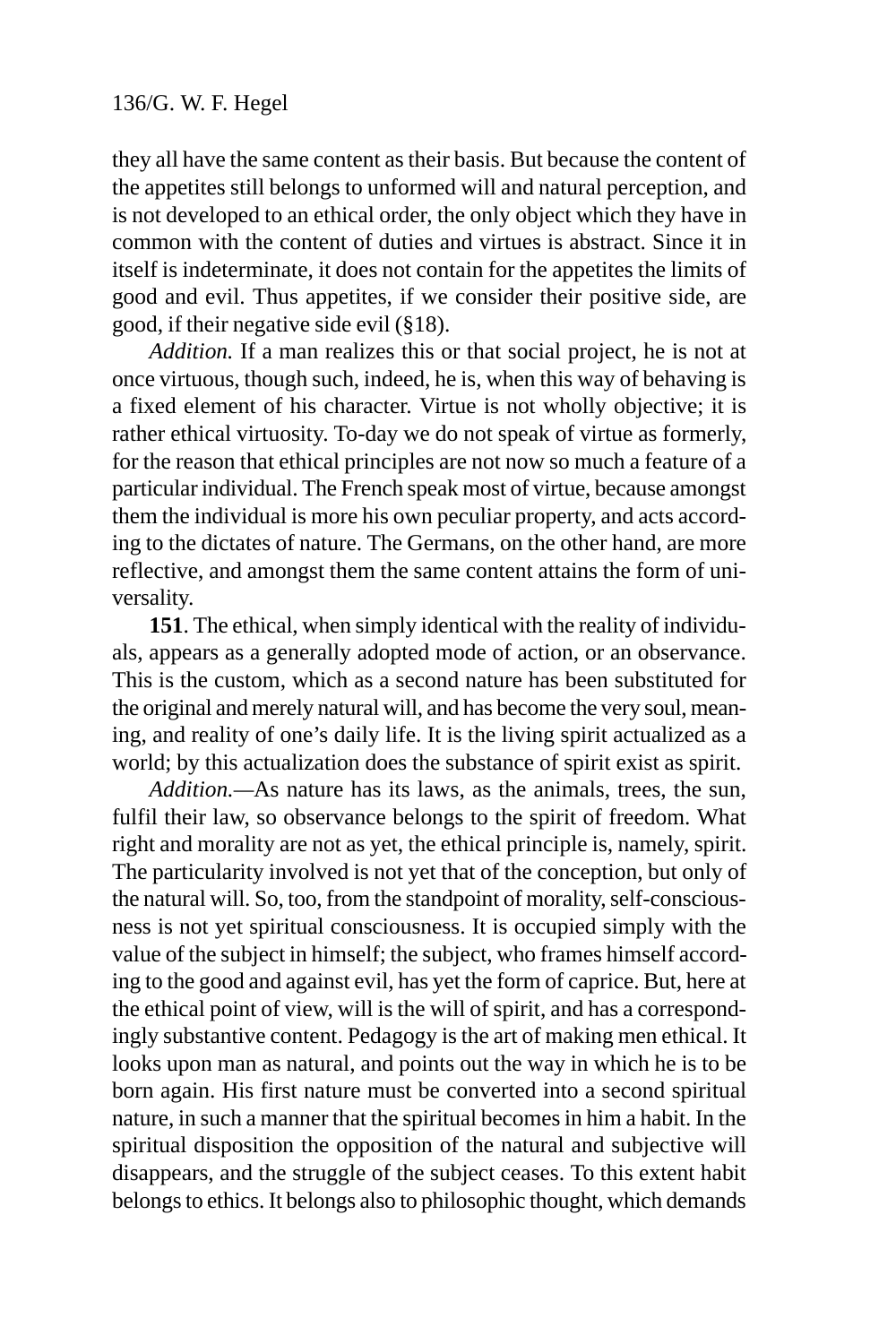they all have the same content as their basis. But because the content of the appetites still belongs to unformed will and natural perception, and is not developed to an ethical order, the only object which they have in common with the content of duties and virtues is abstract. Since it in itself is indeterminate, it does not contain for the appetites the limits of good and evil. Thus appetites, if we consider their positive side, are good, if their negative side evil (§18).

*Addition.* If a man realizes this or that social project, he is not at once virtuous, though such, indeed, he is, when this way of behaving is a fixed element of his character. Virtue is not wholly objective; it is rather ethical virtuosity. To-day we do not speak of virtue as formerly, for the reason that ethical principles are not now so much a feature of a particular individual. The French speak most of virtue, because amongst them the individual is more his own peculiar property, and acts according to the dictates of nature. The Germans, on the other hand, are more reflective, and amongst them the same content attains the form of universality.

**151**. The ethical, when simply identical with the reality of individuals, appears as a generally adopted mode of action, or an observance. This is the custom, which as a second nature has been substituted for the original and merely natural will, and has become the very soul, meaning, and reality of one's daily life. It is the living spirit actualized as a world; by this actualization does the substance of spirit exist as spirit.

*Addition.*—As nature has its laws, as the animals, trees, the sun, fulfil their law, so observance belongs to the spirit of freedom. What right and morality are not as yet, the ethical principle is, namely, spirit. The particularity involved is not yet that of the conception, but only of the natural will. So, too, from the standpoint of morality, self-consciousness is not yet spiritual consciousness. It is occupied simply with the value of the subject in himself; the subject, who frames himself according to the good and against evil, has yet the form of caprice. But, here at the ethical point of view, will is the will of spirit, and has a correspondingly substantive content. Pedagogy is the art of making men ethical. It looks upon man as natural, and points out the way in which he is to be born again. His first nature must be converted into a second spiritual nature, in such a manner that the spiritual becomes in him a habit. In the spiritual disposition the opposition of the natural and subjective will disappears, and the struggle of the subject ceases. To this extent habit belongs to ethics. It belongs also to philosophic thought, which demands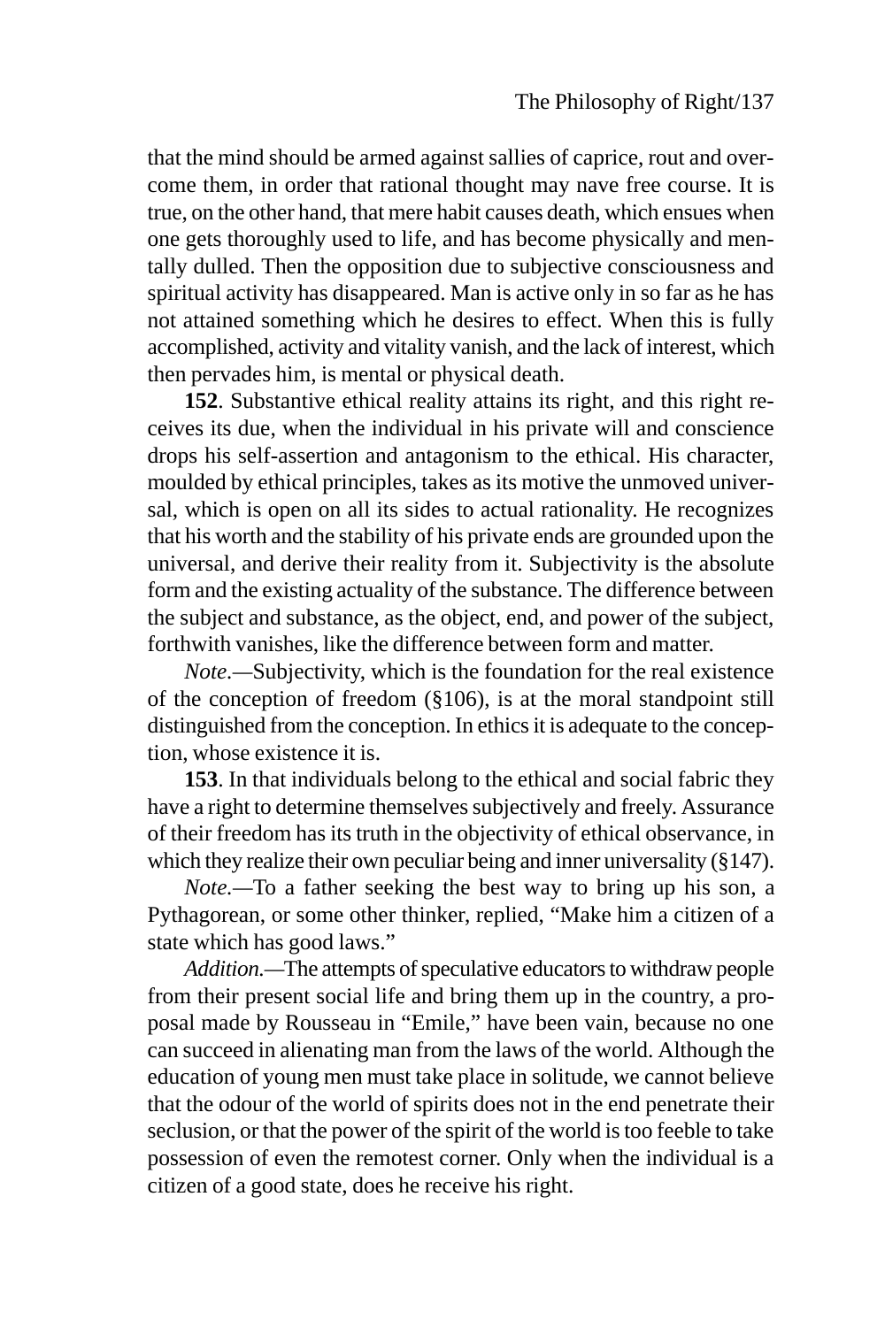that the mind should be armed against sallies of caprice, rout and overcome them, in order that rational thought may nave free course. It is true, on the other hand, that mere habit causes death, which ensues when one gets thoroughly used to life, and has become physically and mentally dulled. Then the opposition due to subjective consciousness and spiritual activity has disappeared. Man is active only in so far as he has not attained something which he desires to effect. When this is fully accomplished, activity and vitality vanish, and the lack of interest, which then pervades him, is mental or physical death.

**152**. Substantive ethical reality attains its right, and this right receives its due, when the individual in his private will and conscience drops his self-assertion and antagonism to the ethical. His character, moulded by ethical principles, takes as its motive the unmoved universal, which is open on all its sides to actual rationality. He recognizes that his worth and the stability of his private ends are grounded upon the universal, and derive their reality from it. Subjectivity is the absolute form and the existing actuality of the substance. The difference between the subject and substance, as the object, end, and power of the subject, forthwith vanishes, like the difference between form and matter.

*Note.*—Subjectivity, which is the foundation for the real existence of the conception of freedom (§106), is at the moral standpoint still distinguished from the conception. In ethics it is adequate to the conception, whose existence it is.

**153**. In that individuals belong to the ethical and social fabric they have a right to determine themselves subjectively and freely. Assurance of their freedom has its truth in the objectivity of ethical observance, in which they realize their own peculiar being and inner universality (§147).

*Note.*—To a father seeking the best way to bring up his son, a Pythagorean, or some other thinker, replied, "Make him a citizen of a state which has good laws."

*Addition.*—The attempts of speculative educators to withdraw people from their present social life and bring them up in the country, a proposal made by Rousseau in "Emile," have been vain, because no one can succeed in alienating man from the laws of the world. Although the education of young men must take place in solitude, we cannot believe that the odour of the world of spirits does not in the end penetrate their seclusion, or that the power of the spirit of the world is too feeble to take possession of even the remotest corner. Only when the individual is a citizen of a good state, does he receive his right.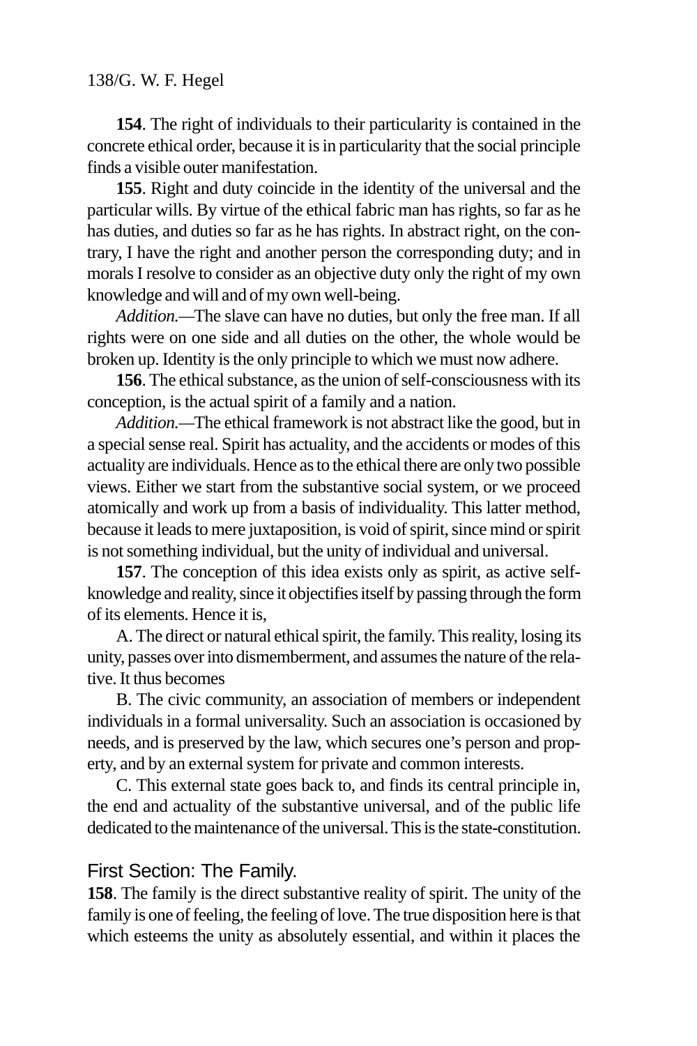**154**. The right of individuals to their particularity is contained in the concrete ethical order, because it is in particularity that the social principle finds a visible outer manifestation.

**155**. Right and duty coincide in the identity of the universal and the particular wills. By virtue of the ethical fabric man has rights, so far as he has duties, and duties so far as he has rights. In abstract right, on the contrary, I have the right and another person the corresponding duty; and in morals I resolve to consider as an objective duty only the right of my own knowledge and will and of my own well-being.

*Addition.*—The slave can have no duties, but only the free man. If all rights were on one side and all duties on the other, the whole would be broken up. Identity is the only principle to which we must now adhere.

**156**. The ethical substance, as the union of self-consciousness with its conception, is the actual spirit of a family and a nation.

*Addition.*—The ethical framework is not abstract like the good, but in a special sense real. Spirit has actuality, and the accidents or modes of this actuality are individuals. Hence as to the ethical there are only two possible views. Either we start from the substantive social system, or we proceed atomically and work up from a basis of individuality. This latter method, because it leads to mere juxtaposition, is void of spirit, since mind or spirit is not something individual, but the unity of individual and universal.

**157**. The conception of this idea exists only as spirit, as active self-knowledge and reality, since it objectifies itself by passing through the form of its elements. Hence it is,

A. The direct or natural ethical spirit, the family. This reality, losing its unity, passes over into dismemberment, and assumes the nature of the relative. It thus becomes

B. The civic community, an association of members or independent individuals in a formal universality. Such an association is occasioned by needs, and is preserved by the law, which secures one's person and property, and by an external system for private and common interests.

C. This external state goes back to, and finds its central principle in, the end and actuality of the substantive universal, and of the public life dedicated to the maintenance of the universal. This is the state-constitution.

## First Section: The Family.

**158**. The family is the direct substantive reality of spirit. The unity of the family is one of feeling, the feeling of love. The true disposition here is that which esteems the unity as absolutely essential, and within it places the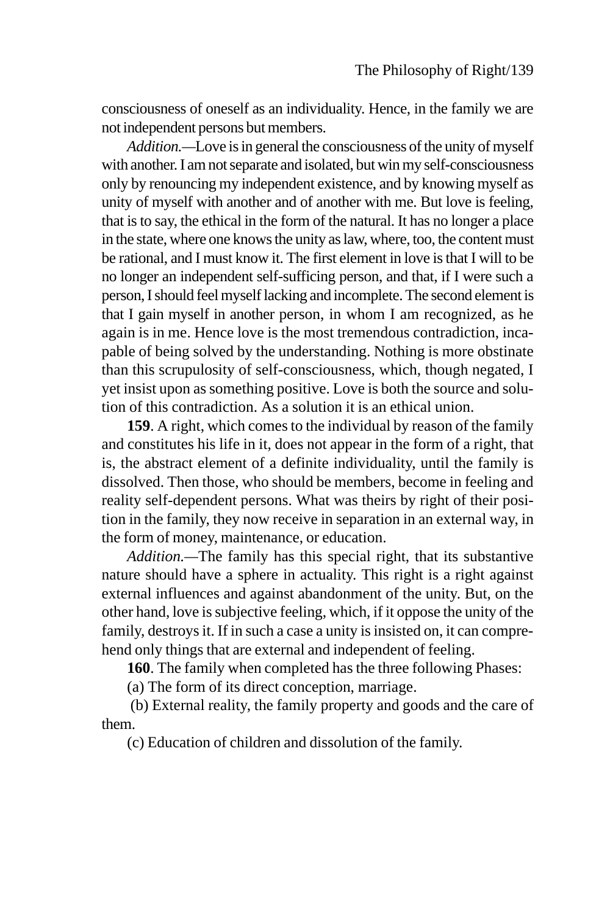consciousness of oneself as an individuality. Hence, in the family we are not independent persons but members.

*Addition.*—Love is in general the consciousness of the unity of myself with another. I am not separate and isolated, but win my self-consciousness only by renouncing my independent existence, and by knowing myself as unity of myself with another and of another with me. But love is feeling, that is to say, the ethical in the form of the natural. It has no longer a place in the state, where one knows the unity as law, where, too, the content must be rational, and I must know it. The first element in love is that I will to be no longer an independent self-sufficing person, and that, if I were such a person, I should feel myself lacking and incomplete. The second element is that I gain myself in another person, in whom I am recognized, as he again is in me. Hence love is the most tremendous contradiction, incapable of being solved by the understanding. Nothing is more obstinate than this scrupulosity of self-consciousness, which, though negated, I yet insist upon as something positive. Love is both the source and solution of this contradiction. As a solution it is an ethical union.

**159**. A right, which comes to the individual by reason of the family and constitutes his life in it, does not appear in the form of a right, that is, the abstract element of a definite individuality, until the family is dissolved. Then those, who should be members, become in feeling and reality self-dependent persons. What was theirs by right of their position in the family, they now receive in separation in an external way, in the form of money, maintenance, or education.

*Addition.*—The family has this special right, that its substantive nature should have a sphere in actuality. This right is a right against external influences and against abandonment of the unity. But, on the other hand, love is subjective feeling, which, if it oppose the unity of the family, destroys it. If in such a case a unity is insisted on, it can comprehend only things that are external and independent of feeling.

**160**. The family when completed has the three following Phases:

(a) The form of its direct conception, marriage.

(b) External reality, the family property and goods and the care of them.

(c) Education of children and dissolution of the family.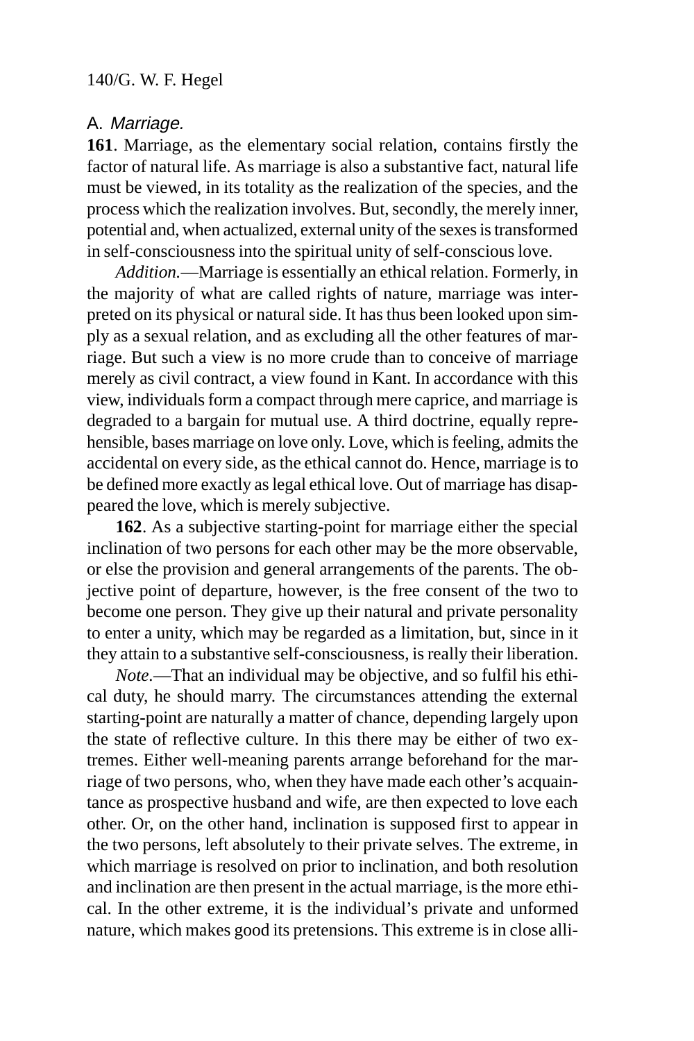### A. *Marriage.*

**161**. Marriage, as the elementary social relation, contains firstly the factor of natural life. As marriage is also a substantive fact, natural life must be viewed, in its totality as the realization of the species, and the process which the realization involves. But, secondly, the merely inner, potential and, when actualized, external unity of the sexes is transformed in self-consciousness into the spiritual unity of self-conscious love.

*Addition.*—Marriage is essentially an ethical relation. Formerly, in the majority of what are called rights of nature, marriage was interpreted on its physical or natural side. It has thus been looked upon simply as a sexual relation, and as excluding all the other features of marriage. But such a view is no more crude than to conceive of marriage merely as civil contract, a view found in Kant. In accordance with this view, individuals form a compact through mere caprice, and marriage is degraded to a bargain for mutual use. A third doctrine, equally reprehensible, bases marriage on love only. Love, which is feeling, admits the accidental on every side, as the ethical cannot do. Hence, marriage is to be defined more exactly as legal ethical love. Out of marriage has disappeared the love, which is merely subjective.

**162**. As a subjective starting-point for marriage either the special inclination of two persons for each other may be the more observable, or else the provision and general arrangements of the parents. The objective point of departure, however, is the free consent of the two to become one person. They give up their natural and private personality to enter a unity, which may be regarded as a limitation, but, since in it they attain to a substantive self-consciousness, is really their liberation.

*Note.*—That an individual may be objective, and so fulfil his ethical duty, he should marry. The circumstances attending the external starting-point are naturally a matter of chance, depending largely upon the state of reflective culture. In this there may be either of two extremes. Either well-meaning parents arrange beforehand for the marriage of two persons, who, when they have made each other's acquaintance as prospective husband and wife, are then expected to love each other. Or, on the other hand, inclination is supposed first to appear in the two persons, left absolutely to their private selves. The extreme, in which marriage is resolved on prior to inclination, and both resolution and inclination are then present in the actual marriage, is the more ethical. In the other extreme, it is the individual's private and unformed nature, which makes good its pretensions. This extreme is in close alli-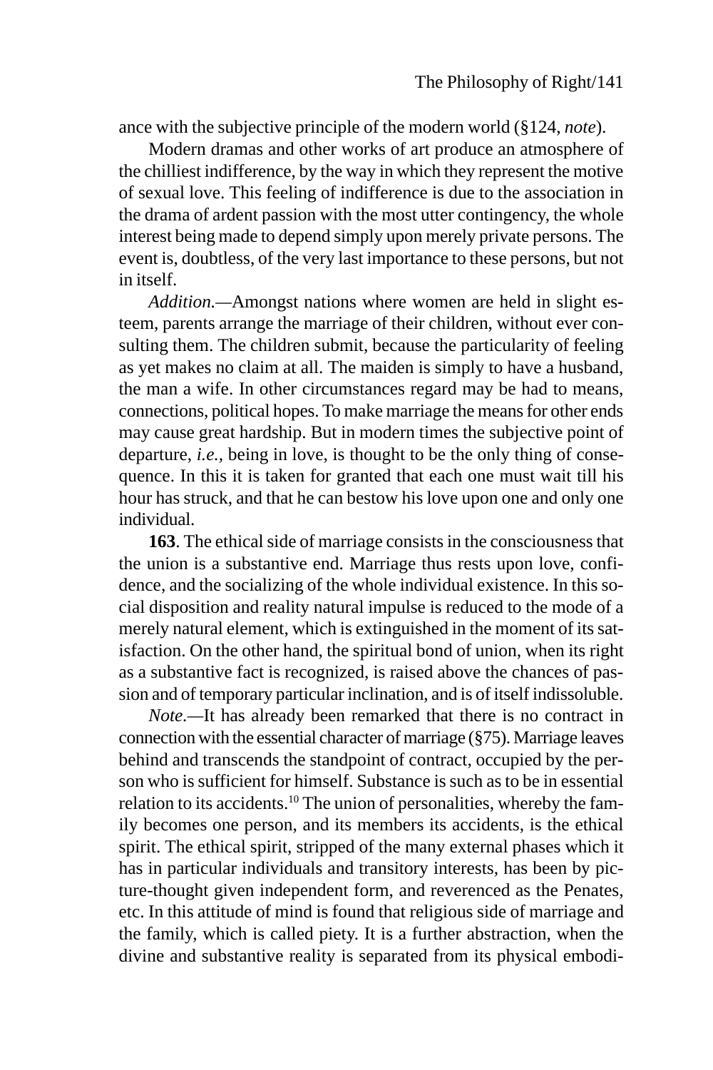ance with the subjective principle of the modern world (§124, *note*).

Modern dramas and other works of art produce an atmosphere of the chilliest indifference, by the way in which they represent the motive of sexual love. This feeling of indifference is due to the association in the drama of ardent passion with the most utter contingency, the whole interest being made to depend simply upon merely private persons. The event is, doubtless, of the very last importance to these persons, but not in itself.

*Addition.*—Amongst nations where women are held in slight esteem, parents arrange the marriage of their children, without ever consulting them. The children submit, because the particularity of feeling as yet makes no claim at all. The maiden is simply to have a husband, the man a wife. In other circumstances regard may be had to means, connections, political hopes. To make marriage the means for other ends may cause great hardship. But in modern times the subjective point of departure, *i.e.,* being in love, is thought to be the only thing of consequence. In this it is taken for granted that each one must wait till his hour has struck, and that he can bestow his love upon one and only one individual.

**163**. The ethical side of marriage consists in the consciousness that the union is a substantive end. Marriage thus rests upon love, confidence, and the socializing of the whole individual existence. In this social disposition and reality natural impulse is reduced to the mode of a merely natural element, which is extinguished in the moment of its satisfaction. On the other hand, the spiritual bond of union, when its right as a substantive fact is recognized, is raised above the chances of passion and of temporary particular inclination, and is of itself indissoluble.

*Note*.—It has already been remarked that there is no contract in connection with the essential character of marriage (§75). Marriage leaves behind and transcends the standpoint of contract, occupied by the person who is sufficient for himself. Substance is such as to be in essential relation to its accidents.[10] The union of personalities, whereby the family becomes one person, and its members its accidents, is the ethical spirit. The ethical spirit, stripped of the many external phases which it has in particular individuals and transitory interests, has been by picture-thought given independent form, and reverenced as the Penates, etc. In this attitude of mind is found that religious side of marriage and the family, which is called piety. It is a further abstraction, when the divine and substantive reality is separated from its physical embodi-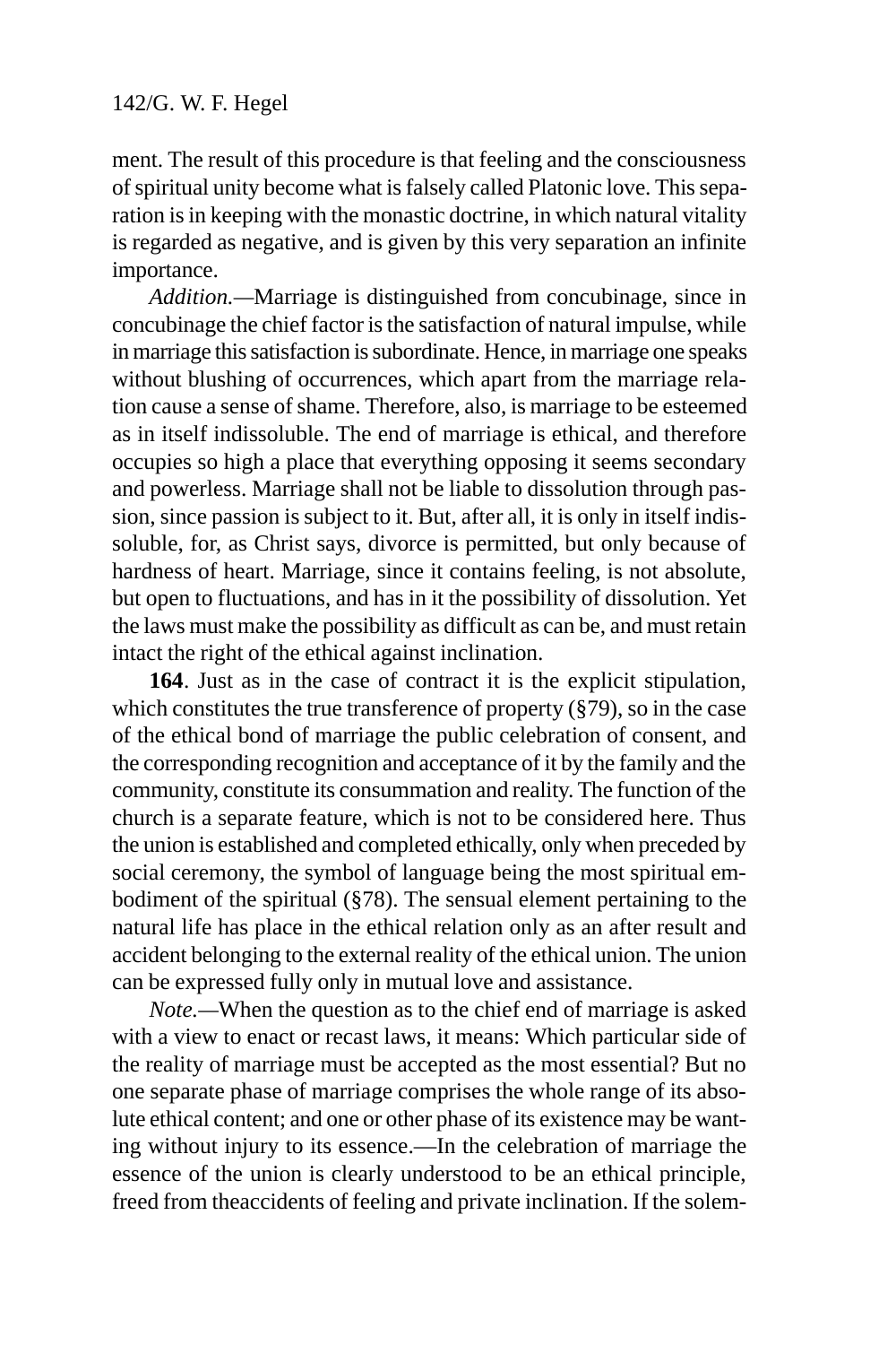ment. The result of this procedure is that feeling and the consciousness of spiritual unity become what is falsely called Platonic love. This separation is in keeping with the monastic doctrine, in which natural vitality is regarded as negative, and is given by this very separation an infinite importance.

*Addition.*—Marriage is distinguished from concubinage, since in concubinage the chief factor is the satisfaction of natural impulse, while in marriage this satisfaction is subordinate. Hence, in marriage one speaks without blushing of occurrences, which apart from the marriage relation cause a sense of shame. Therefore, also, is marriage to be esteemed as in itself indissoluble. The end of marriage is ethical, and therefore occupies so high a place that everything opposing it seems secondary and powerless. Marriage shall not be liable to dissolution through passion, since passion is subject to it. But, after all, it is only in itself indissoluble, for, as Christ says, divorce is permitted, but only because of hardness of heart. Marriage, since it contains feeling, is not absolute, but open to fluctuations, and has in it the possibility of dissolution. Yet the laws must make the possibility as difficult as can be, and must retain intact the right of the ethical against inclination.

**164**. Just as in the case of contract it is the explicit stipulation, which constitutes the true transference of property (§79), so in the case of the ethical bond of marriage the public celebration of consent, and the corresponding recognition and acceptance of it by the family and the community, constitute its consummation and reality. The function of the church is a separate feature, which is not to be considered here. Thus the union is established and completed ethically, only when preceded by social ceremony, the symbol of language being the most spiritual embodiment of the spiritual (§78). The sensual element pertaining to the natural life has place in the ethical relation only as an after result and accident belonging to the external reality of the ethical union. The union can be expressed fully only in mutual love and assistance.

*Note.*—When the question as to the chief end of marriage is asked with a view to enact or recast laws, it means: Which particular side of the reality of marriage must be accepted as the most essential? But no one separate phase of marriage comprises the whole range of its absolute ethical content; and one or other phase of its existence may be wanting without injury to its essence.—In the celebration of marriage the essence of the union is clearly understood to be an ethical principle, freed from theaccidents of feeling and private inclination. If the solem-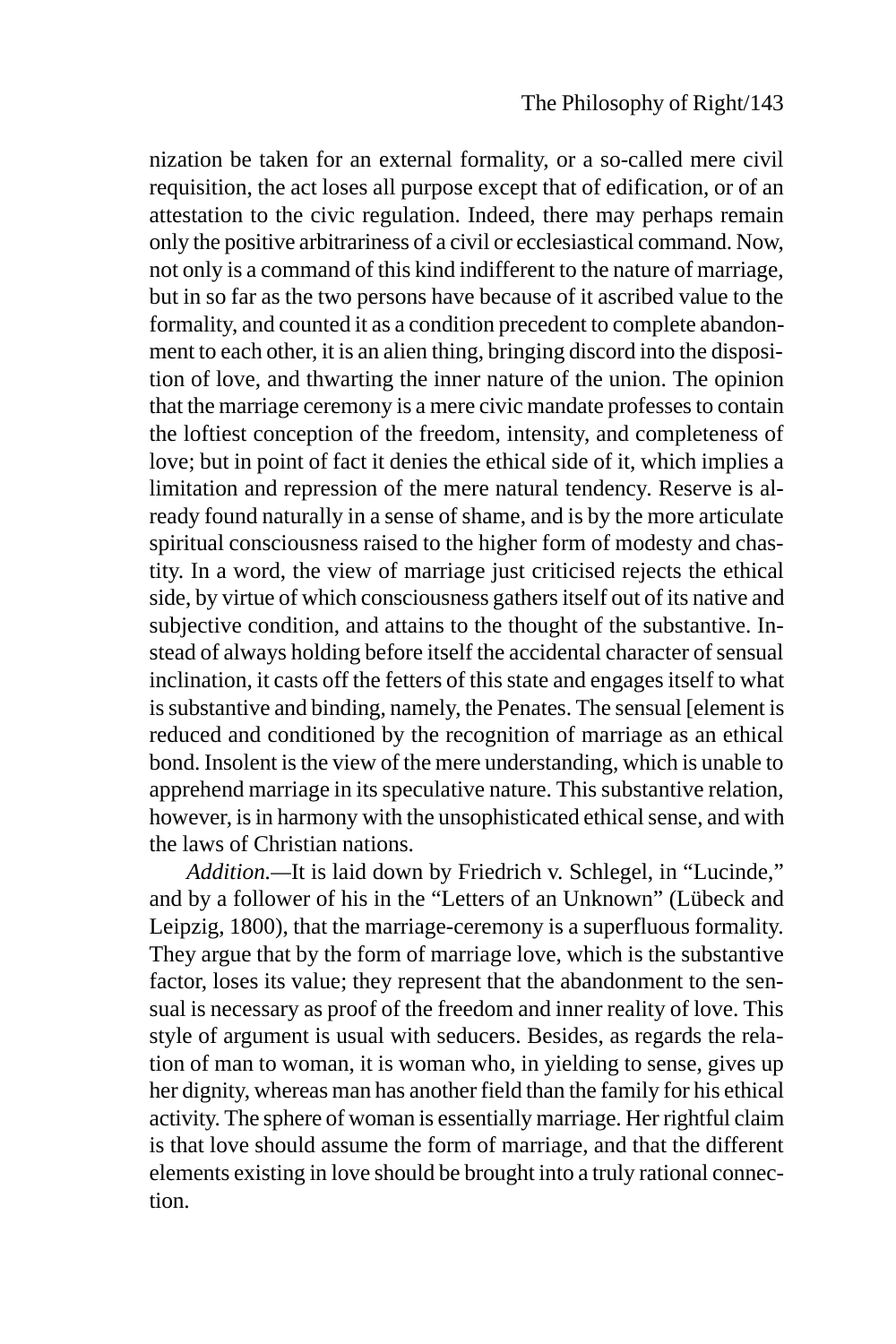nization be taken for an external formality, or a so-called mere civil requisition, the act loses all purpose except that of edification, or of an attestation to the civic regulation. Indeed, there may perhaps remain only the positive arbitrariness of a civil or ecclesiastical command. Now, not only is a command of this kind indifferent to the nature of marriage, but in so far as the two persons have because of it ascribed value to the formality, and counted it as a condition precedent to complete abandonment to each other, it is an alien thing, bringing discord into the disposition of love, and thwarting the inner nature of the union. The opinion that the marriage ceremony is a mere civic mandate professes to contain the loftiest conception of the freedom, intensity, and completeness of love; but in point of fact it denies the ethical side of it, which implies a limitation and repression of the mere natural tendency. Reserve is already found naturally in a sense of shame, and is by the more articulate spiritual consciousness raised to the higher form of modesty and chastity. In a word, the view of marriage just criticised rejects the ethical side, by virtue of which consciousness gathers itself out of its native and subjective condition, and attains to the thought of the substantive. Instead of always holding before itself the accidental character of sensual inclination, it casts off the fetters of this state and engages itself to what is substantive and binding, namely, the Penates. The sensual [element is reduced and conditioned by the recognition of marriage as an ethical bond. Insolent is the view of the mere understanding, which is unable to apprehend marriage in its speculative nature. This substantive relation, however, is in harmony with the unsophisticated ethical sense, and with the laws of Christian nations.

*Addition.*—It is laid down by Friedrich v. Schlegel, in "Lucinde," and by a follower of his in the "Letters of an Unknown" (Lübeck and Leipzig, 1800), that the marriage-ceremony is a superfluous formality. They argue that by the form of marriage love, which is the substantive factor, loses its value; they represent that the abandonment to the sensual is necessary as proof of the freedom and inner reality of love. This style of argument is usual with seducers. Besides, as regards the relation of man to woman, it is woman who, in yielding to sense, gives up her dignity, whereas man has another field than the family for his ethical activity. The sphere of woman is essentially marriage. Her rightful claim is that love should assume the form of marriage, and that the different elements existing in love should be brought into a truly rational connection.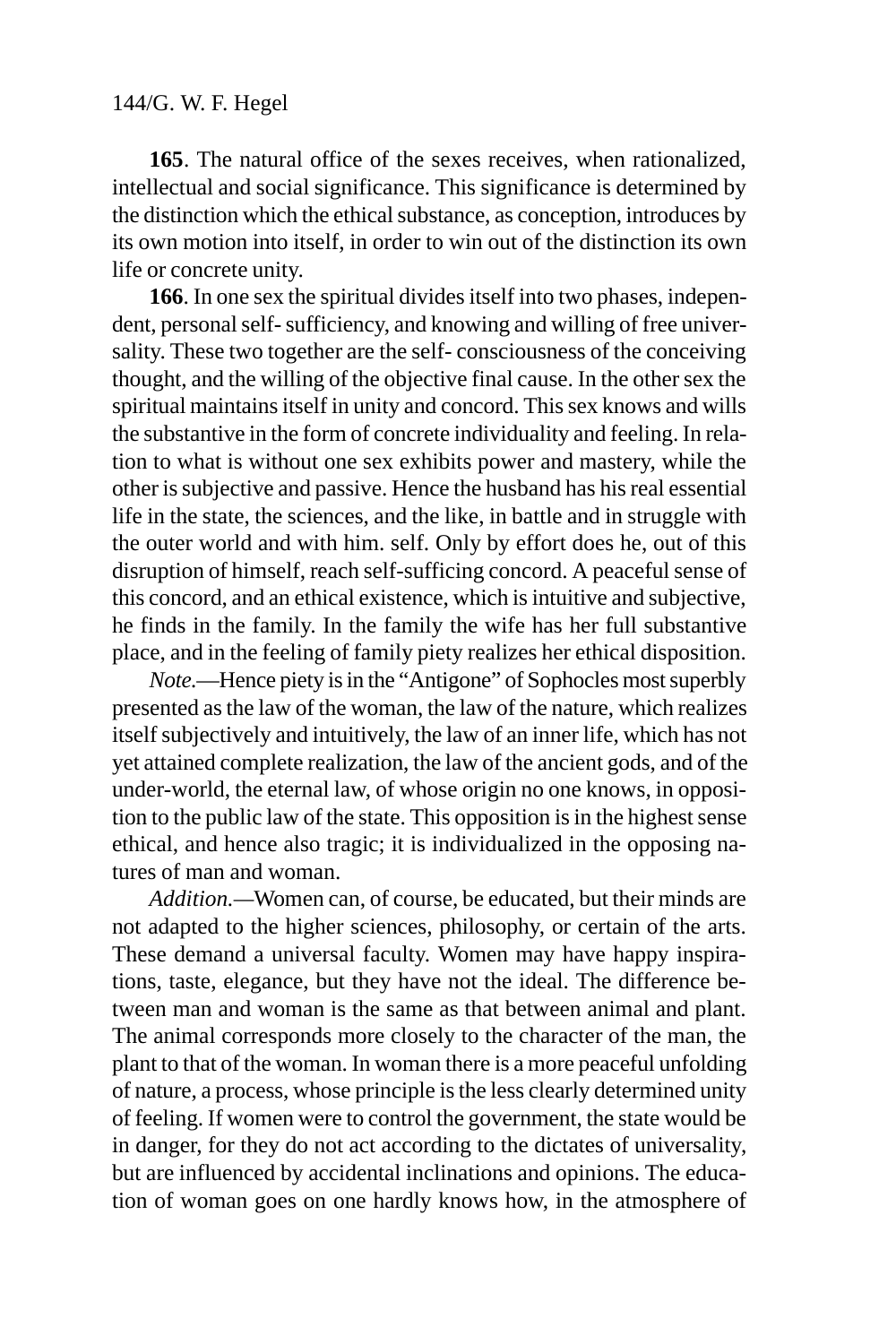**165**. The natural office of the sexes receives, when rationalized, intellectual and social significance. This significance is determined by the distinction which the ethical substance, as conception, introduces by its own motion into itself, in order to win out of the distinction its own life or concrete unity.

**166**. In one sex the spiritual divides itself into two phases, independent, personal self- sufficiency, and knowing and willing of free universality. These two together are the self- consciousness of the conceiving thought, and the willing of the objective final cause. In the other sex the spiritual maintains itself in unity and concord. This sex knows and wills the substantive in the form of concrete individuality and feeling. In relation to what is without one sex exhibits power and mastery, while the other is subjective and passive. Hence the husband has his real essential life in the state, the sciences, and the like, in battle and in struggle with the outer world and with him. self. Only by effort does he, out of this disruption of himself, reach self-sufficing concord. A peaceful sense of this concord, and an ethical existence, which is intuitive and subjective, he finds in the family. In the family the wife has her full substantive place, and in the feeling of family piety realizes her ethical disposition.

*Note.*—Hence piety is in the "Antigone" of Sophocles most superbly presented as the law of the woman, the law of the nature, which realizes itself subjectively and intuitively, the law of an inner life, which has not yet attained complete realization, the law of the ancient gods, and of the under-world, the eternal law, of whose origin no one knows, in opposition to the public law of the state. This opposition is in the highest sense ethical, and hence also tragic; it is individualized in the opposing natures of man and woman.

*Addition.*—Women can, of course, be educated, but their minds are not adapted to the higher sciences, philosophy, or certain of the arts. These demand a universal faculty. Women may have happy inspirations, taste, elegance, but they have not the ideal. The difference between man and woman is the same as that between animal and plant. The animal corresponds more closely to the character of the man, the plant to that of the woman. In woman there is a more peaceful unfolding of nature, a process, whose principle is the less clearly determined unity of feeling. If women were to control the government, the state would be in danger, for they do not act according to the dictates of universality, but are influenced by accidental inclinations and opinions. The education of woman goes on one hardly knows how, in the atmosphere of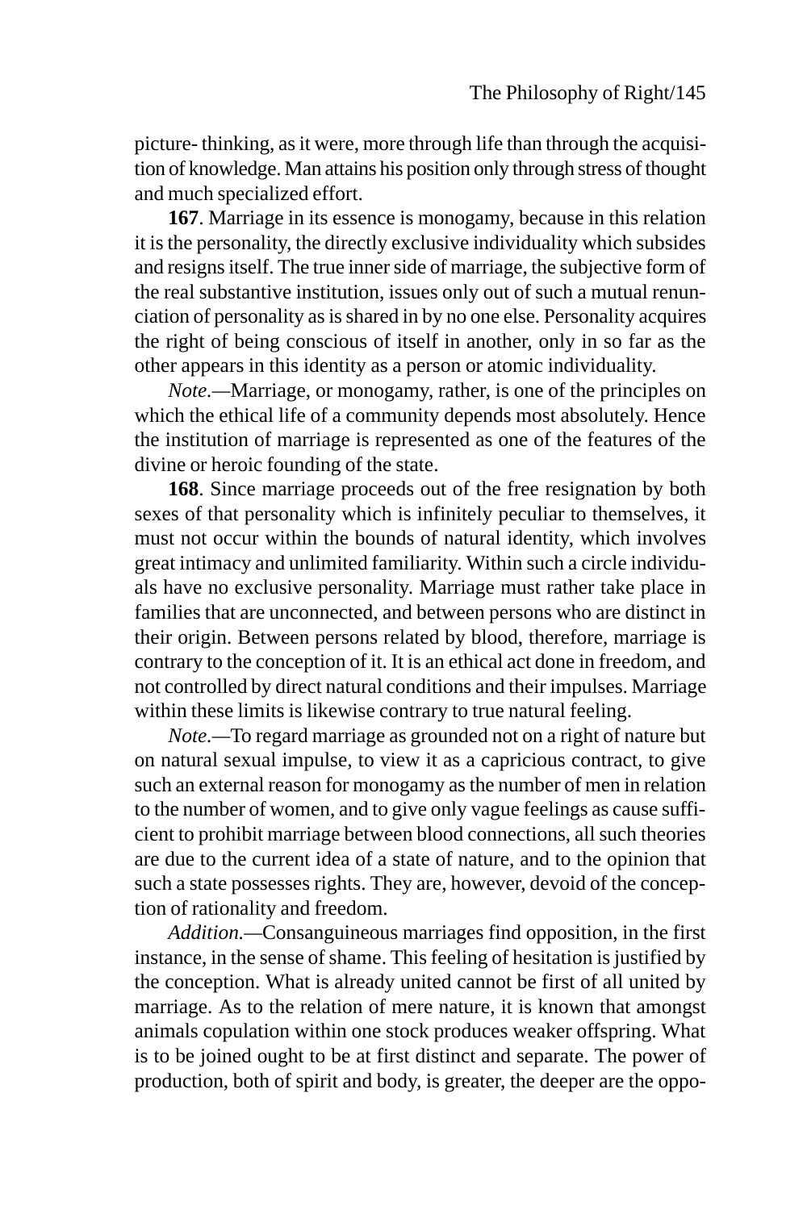picture- thinking, as it were, more through life than through the acquisition of knowledge. Man attains his position only through stress of thought and much specialized effort.

**167**. Marriage in its essence is monogamy, because in this relation it is the personality, the directly exclusive individuality which subsides and resigns itself. The true inner side of marriage, the subjective form of the real substantive institution, issues only out of such a mutual renunciation of personality as is shared in by no one else. Personality acquires the right of being conscious of itself in another, only in so far as the other appears in this identity as a person or atomic individuality.

*Note*.—Marriage, or monogamy, rather, is one of the principles on which the ethical life of a community depends most absolutely. Hence the institution of marriage is represented as one of the features of the divine or heroic founding of the state.

**168**. Since marriage proceeds out of the free resignation by both sexes of that personality which is infinitely peculiar to themselves, it must not occur within the bounds of natural identity, which involves great intimacy and unlimited familiarity. Within such a circle individuals have no exclusive personality. Marriage must rather take place in families that are unconnected, and between persons who are distinct in their origin. Between persons related by blood, therefore, marriage is contrary to the conception of it. It is an ethical act done in freedom, and not controlled by direct natural conditions and their impulses. Marriage within these limits is likewise contrary to true natural feeling.

*Note*.—To regard marriage as grounded not on a right of nature but on natural sexual impulse, to view it as a capricious contract, to give such an external reason for monogamy as the number of men in relation to the number of women, and to give only vague feelings as cause sufficient to prohibit marriage between blood connections, all such theories are due to the current idea of a state of nature, and to the opinion that such a state possesses rights. They are, however, devoid of the conception of rationality and freedom.

*Addition.*—Consanguineous marriages find opposition, in the first instance, in the sense of shame. This feeling of hesitation is justified by the conception. What is already united cannot be first of all united by marriage. As to the relation of mere nature, it is known that amongst animals copulation within one stock produces weaker offspring. What is to be joined ought to be at first distinct and separate. The power of production, both of spirit and body, is greater, the deeper are the oppo-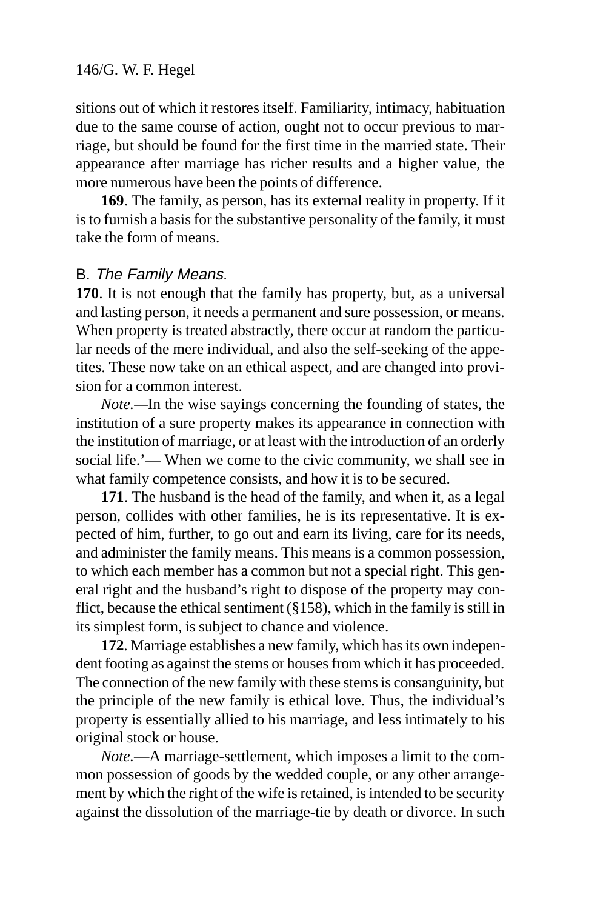sitions out of which it restores itself. Familiarity, intimacy, habituation due to the same course of action, ought not to occur previous to marriage, but should be found for the first time in the married state. Their appearance after marriage has richer results and a higher value, the more numerous have been the points of difference.

**169**. The family, as person, has its external reality in property. If it is to furnish a basis for the substantive personality of the family, it must take the form of means.

### B. *The Family Means.*

**170**. It is not enough that the family has property, but, as a universal and lasting person, it needs a permanent and sure possession, or means. When property is treated abstractly, there occur at random the particular needs of the mere individual, and also the self-seeking of the appetites. These now take on an ethical aspect, and are changed into provision for a common interest.

*Note.*—In the wise sayings concerning the founding of states, the institution of a sure property makes its appearance in connection with the institution of marriage, or at least with the introduction of an orderly social life.'— When we come to the civic community, we shall see in what family competence consists, and how it is to be secured.

**171**. The husband is the head of the family, and when it, as a legal person, collides with other families, he is its representative. It is expected of him, further, to go out and earn its living, care for its needs, and administer the family means. This means is a common possession, to which each member has a common but not a special right. This general right and the husband's right to dispose of the property may conflict, because the ethical sentiment (§158), which in the family is still in its simplest form, is subject to chance and violence.

**172**. Marriage establishes a new family, which has its own independent footing as against the stems or houses from which it has proceeded. The connection of the new family with these stems is consanguinity, but the principle of the new family is ethical love. Thus, the individual's property is essentially allied to his marriage, and less intimately to his original stock or house.

*Note.*—A marriage-settlement, which imposes a limit to the common possession of goods by the wedded couple, or any other arrangement by which the right of the wife is retained, is intended to be security against the dissolution of the marriage-tie by death or divorce. In such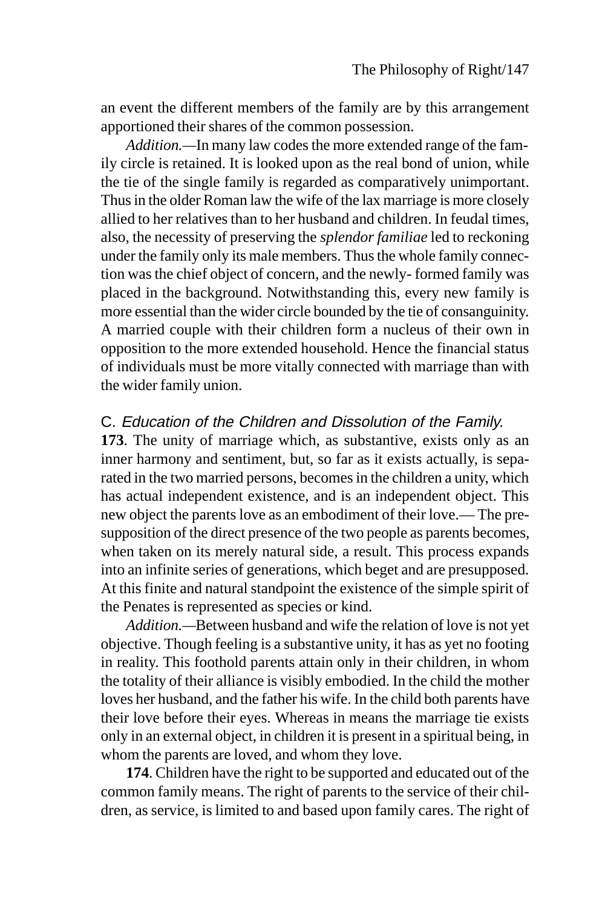an event the different members of the family are by this arrangement apportioned their shares of the common possession.

*Addition.*—In many law codes the more extended range of the family circle is retained. It is looked upon as the real bond of union, while the tie of the single family is regarded as comparatively unimportant. Thus in the older Roman law the wife of the lax marriage is more closely allied to her relatives than to her husband and children. In feudal times, also, the necessity of preserving the *splendor familiae* led to reckoning under the family only its male members. Thus the whole family connection was the chief object of concern, and the newly- formed family was placed in the background. Notwithstanding this, every new family is more essential than the wider circle bounded by the tie of consanguinity. A married couple with their children form a nucleus of their own in opposition to the more extended household. Hence the financial status of individuals must be more vitally connected with marriage than with the wider family union.

### C. *Education of the Children and Dissolution of the Family.*

**173**. The unity of marriage which, as substantive, exists only as an inner harmony and sentiment, but, so far as it exists actually, is separated in the two married persons, becomes in the children a unity, which has actual independent existence, and is an independent object. This new object the parents love as an embodiment of their love.— The presupposition of the direct presence of the two people as parents becomes, when taken on its merely natural side, a result. This process expands into an infinite series of generations, which beget and are presupposed. At this finite and natural standpoint the existence of the simple spirit of the Penates is represented as species or kind.

*Addition.*—Between husband and wife the relation of love is not yet objective. Though feeling is a substantive unity, it has as yet no footing in reality. This foothold parents attain only in their children, in whom the totality of their alliance is visibly embodied. In the child the mother loves her husband, and the father his wife. In the child both parents have their love before their eyes. Whereas in means the marriage tie exists only in an external object, in children it is present in a spiritual being, in whom the parents are loved, and whom they love.

**174**. Children have the right to be supported and educated out of the common family means. The right of parents to the service of their children, as service, is limited to and based upon family cares. The right of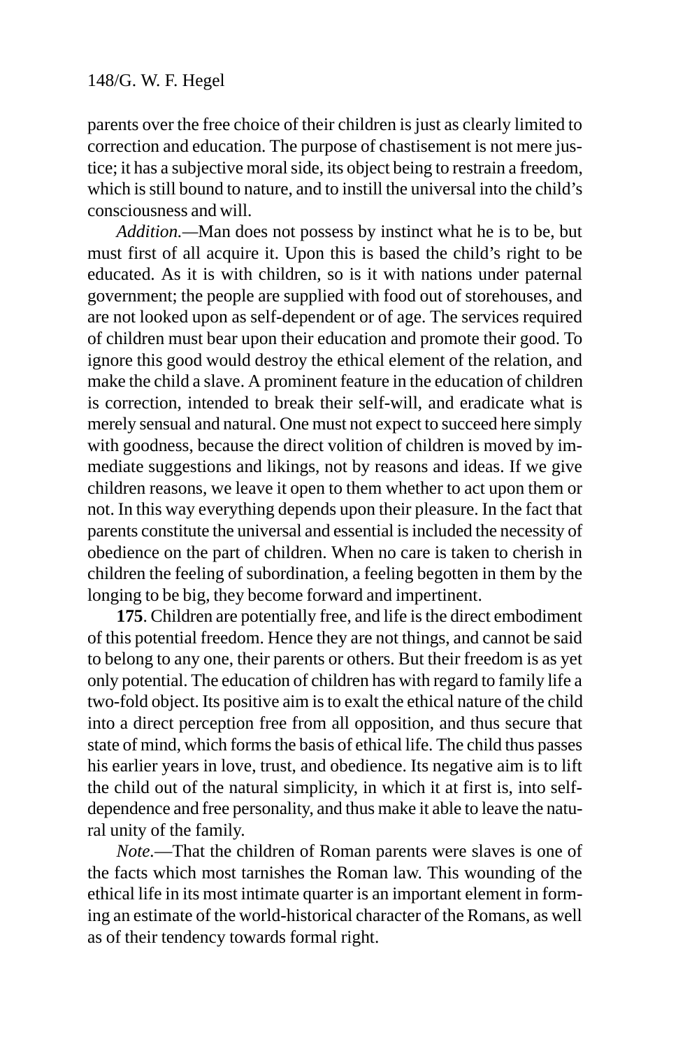parents over the free choice of their children is just as clearly limited to correction and education. The purpose of chastisement is not mere justice; it has a subjective moral side, its object being to restrain a freedom, which is still bound to nature, and to instill the universal into the child's consciousness and will.

*Addition.*—Man does not possess by instinct what he is to be, but must first of all acquire it. Upon this is based the child's right to be educated. As it is with children, so is it with nations under paternal government; the people are supplied with food out of storehouses, and are not looked upon as self-dependent or of age. The services required of children must bear upon their education and promote their good. To ignore this good would destroy the ethical element of the relation, and make the child a slave. A prominent feature in the education of children is correction, intended to break their self-will, and eradicate what is merely sensual and natural. One must not expect to succeed here simply with goodness, because the direct volition of children is moved by immediate suggestions and likings, not by reasons and ideas. If we give children reasons, we leave it open to them whether to act upon them or not. In this way everything depends upon their pleasure. In the fact that parents constitute the universal and essential is included the necessity of obedience on the part of children. When no care is taken to cherish in children the feeling of subordination, a feeling begotten in them by the longing to be big, they become forward and impertinent.

**175**. Children are potentially free, and life is the direct embodiment of this potential freedom. Hence they are not things, and cannot be said to belong to any one, their parents or others. But their freedom is as yet only potential. The education of children has with regard to family life a two-fold object. Its positive aim is to exalt the ethical nature of the child into a direct perception free from all opposition, and thus secure that state of mind, which forms the basis of ethical life. The child thus passes his earlier years in love, trust, and obedience. Its negative aim is to lift the child out of the natural simplicity, in which it at first is, into self-dependence and free personality, and thus make it able to leave the natural unity of the family.

*Note.*—That the children of Roman parents were slaves is one of the facts which most tarnishes the Roman law. This wounding of the ethical life in its most intimate quarter is an important element in forming an estimate of the world-historical character of the Romans, as well as of their tendency towards formal right.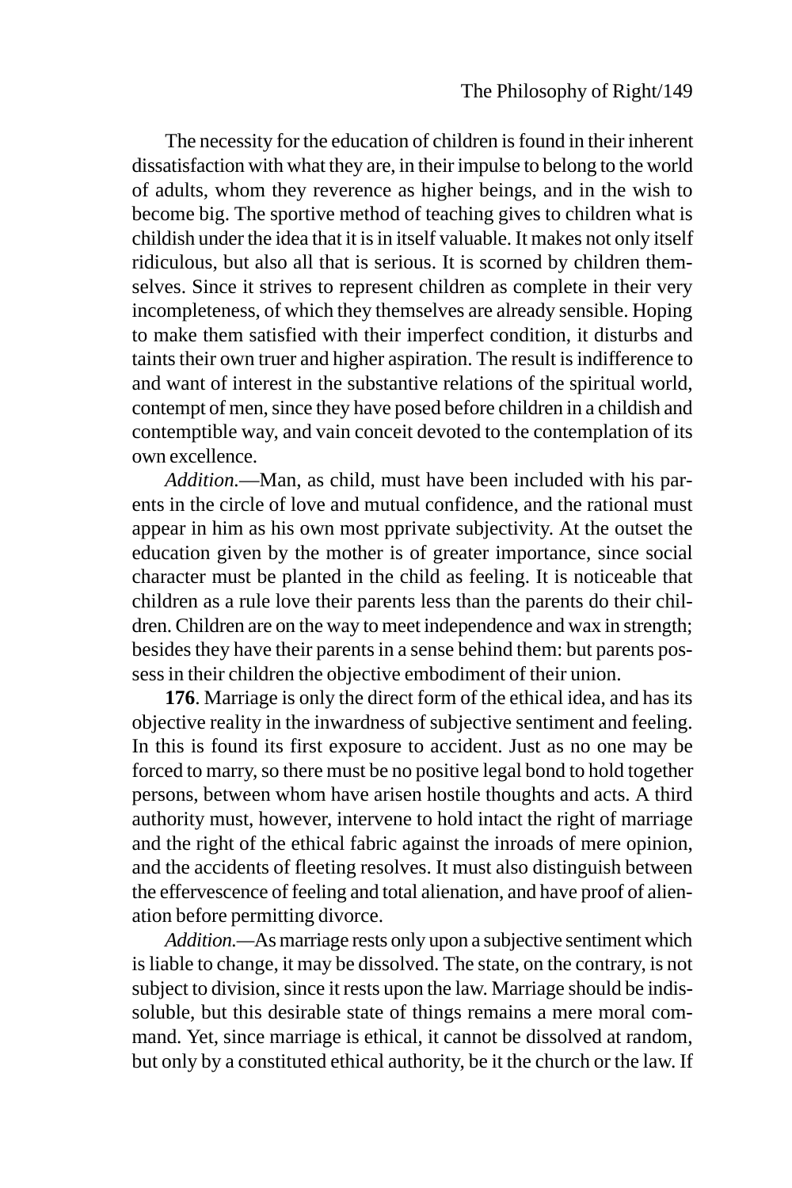The necessity for the education of children is found in their inherent dissatisfaction with what they are, in their impulse to belong to the world of adults, whom they reverence as higher beings, and in the wish to become big. The sportive method of teaching gives to children what is childish under the idea that it is in itself valuable. It makes not only itself ridiculous, but also all that is serious. It is scorned by children themselves. Since it strives to represent children as complete in their very incompleteness, of which they themselves are already sensible. Hoping to make them satisfied with their imperfect condition, it disturbs and taints their own truer and higher aspiration. The result is indifference to and want of interest in the substantive relations of the spiritual world, contempt of men, since they have posed before children in a childish and contemptible way, and vain conceit devoted to the contemplation of its own excellence.

*Addition.*—Man, as child, must have been included with his parents in the circle of love and mutual confidence, and the rational must appear in him as his own most pprivate subjectivity. At the outset the education given by the mother is of greater importance, since social character must be planted in the child as feeling. It is noticeable that children as a rule love their parents less than the parents do their children. Children are on the way to meet independence and wax in strength; besides they have their parents in a sense behind them: but parents possess in their children the objective embodiment of their union.

**176**. Marriage is only the direct form of the ethical idea, and has its objective reality in the inwardness of subjective sentiment and feeling. In this is found its first exposure to accident. Just as no one may be forced to marry, so there must be no positive legal bond to hold together persons, between whom have arisen hostile thoughts and acts. A third authority must, however, intervene to hold intact the right of marriage and the right of the ethical fabric against the inroads of mere opinion, and the accidents of fleeting resolves. It must also distinguish between the effervescence of feeling and total alienation, and have proof of alienation before permitting divorce.

*Addition.*—As marriage rests only upon a subjective sentiment which is liable to change, it may be dissolved. The state, on the contrary, is not subject to division, since it rests upon the law. Marriage should be indissoluble, but this desirable state of things remains a mere moral command. Yet, since marriage is ethical, it cannot be dissolved at random, but only by a constituted ethical authority, be it the church or the law. If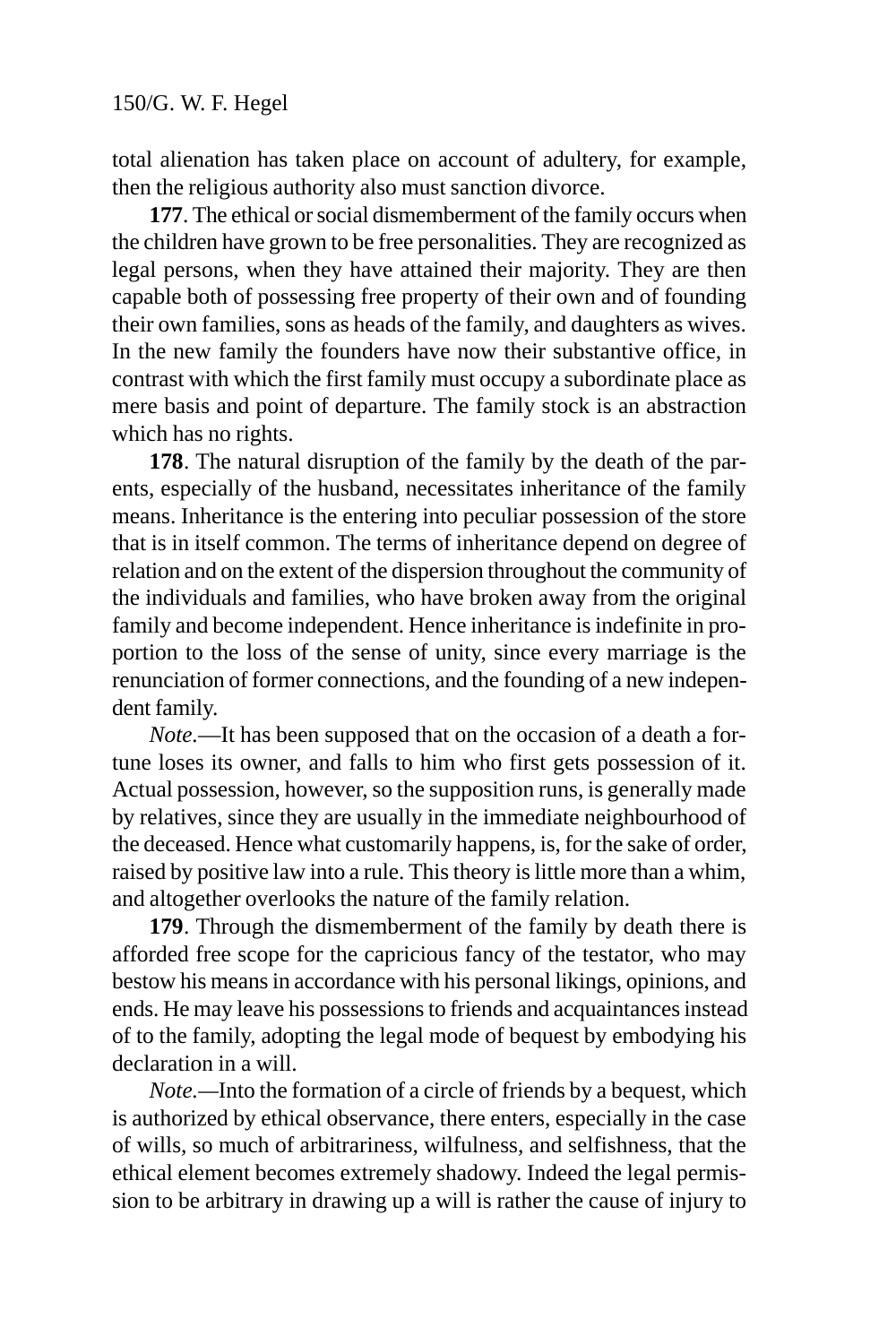total alienation has taken place on account of adultery, for example, then the religious authority also must sanction divorce.

**177**. The ethical or social dismemberment of the family occurs when the children have grown to be free personalities. They are recognized as legal persons, when they have attained their majority. They are then capable both of possessing free property of their own and of founding their own families, sons as heads of the family, and daughters as wives. In the new family the founders have now their substantive office, in contrast with which the first family must occupy a subordinate place as mere basis and point of departure. The family stock is an abstraction which has no rights.

**178**. The natural disruption of the family by the death of the parents, especially of the husband, necessitates inheritance of the family means. Inheritance is the entering into peculiar possession of the store that is in itself common. The terms of inheritance depend on degree of relation and on the extent of the dispersion throughout the community of the individuals and families, who have broken away from the original family and become independent. Hence inheritance is indefinite in proportion to the loss of the sense of unity, since every marriage is the renunciation of former connections, and the founding of a new independent family.

*Note*.—It has been supposed that on the occasion of a death a fortune loses its owner, and falls to him who first gets possession of it. Actual possession, however, so the supposition runs, is generally made by relatives, since they are usually in the immediate neighbourhood of the deceased. Hence what customarily happens, is, for the sake of order, raised by positive law into a rule. This theory is little more than a whim, and altogether overlooks the nature of the family relation.

**179**. Through the dismemberment of the family by death there is afforded free scope for the capricious fancy of the testator, who may bestow his means in accordance with his personal likings, opinions, and ends. He may leave his possessions to friends and acquaintances instead of to the family, adopting the legal mode of bequest by embodying his declaration in a will.

*Note.*—Into the formation of a circle of friends by a bequest, which is authorized by ethical observance, there enters, especially in the case of wills, so much of arbitrariness, wilfulness, and selfishness, that the ethical element becomes extremely shadowy. Indeed the legal permission to be arbitrary in drawing up a will is rather the cause of injury to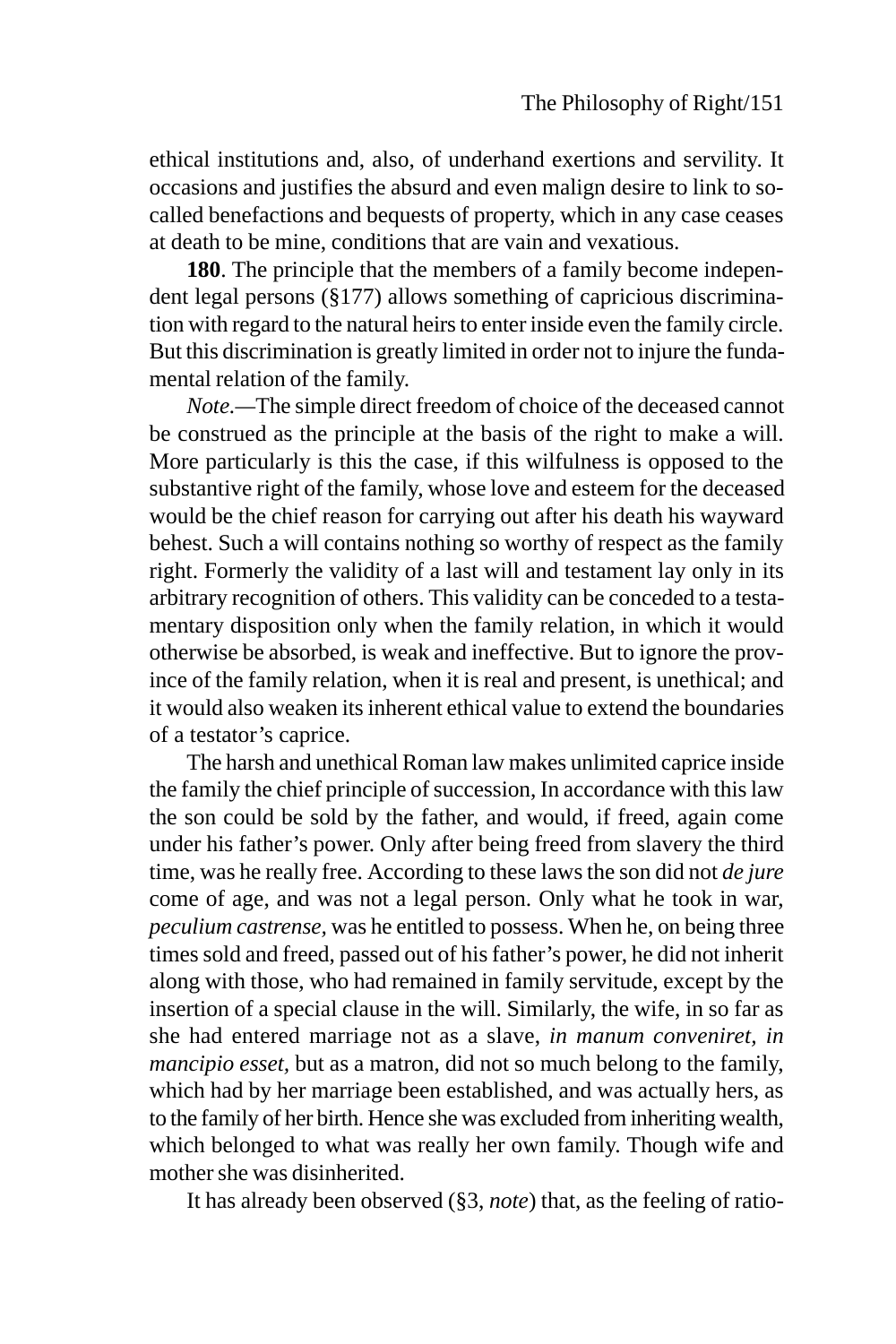ethical institutions and, also, of underhand exertions and servility. It occasions and justifies the absurd and even malign desire to link to so-called benefactions and bequests of property, which in any case ceases at death to be mine, conditions that are vain and vexatious.

**180**. The principle that the members of a family become independent legal persons (§177) allows something of capricious discrimination with regard to the natural heirs to enter inside even the family circle. But this discrimination is greatly limited in order not to injure the fundamental relation of the family.

*Note*.—The simple direct freedom of choice of the deceased cannot be construed as the principle at the basis of the right to make a will. More particularly is this the case, if this wilfulness is opposed to the substantive right of the family, whose love and esteem for the deceased would be the chief reason for carrying out after his death his wayward behest. Such a will contains nothing so worthy of respect as the family right. Formerly the validity of a last will and testament lay only in its arbitrary recognition of others. This validity can be conceded to a testamentary disposition only when the family relation, in which it would otherwise be absorbed, is weak and ineffective. But to ignore the province of the family relation, when it is real and present, is unethical; and it would also weaken its inherent ethical value to extend the boundaries of a testator's caprice.

The harsh and unethical Roman law makes unlimited caprice inside the family the chief principle of succession, In accordance with this law the son could be sold by the father, and would, if freed, again come under his father's power. Only after being freed from slavery the third time, was he really free. According to these laws the son did not *de jure* come of age, and was not a legal person. Only what he took in war, *peculium castrense,* was he entitled to possess. When he, on being three times sold and freed, passed out of his father's power, he did not inherit along with those, who had remained in family servitude, except by the insertion of a special clause in the will. Similarly, the wife, in so far as she had entered marriage not as a slave, *in manum conveniret*, *in mancipio esset*, but as a matron, did not so much belong to the family, which had by her marriage been established, and was actually hers, as to the family of her birth. Hence she was excluded from inheriting wealth, which belonged to what was really her own family. Though wife and mother she was disinherited.

It has already been observed (§3, *note*) that, as the feeling of ratio-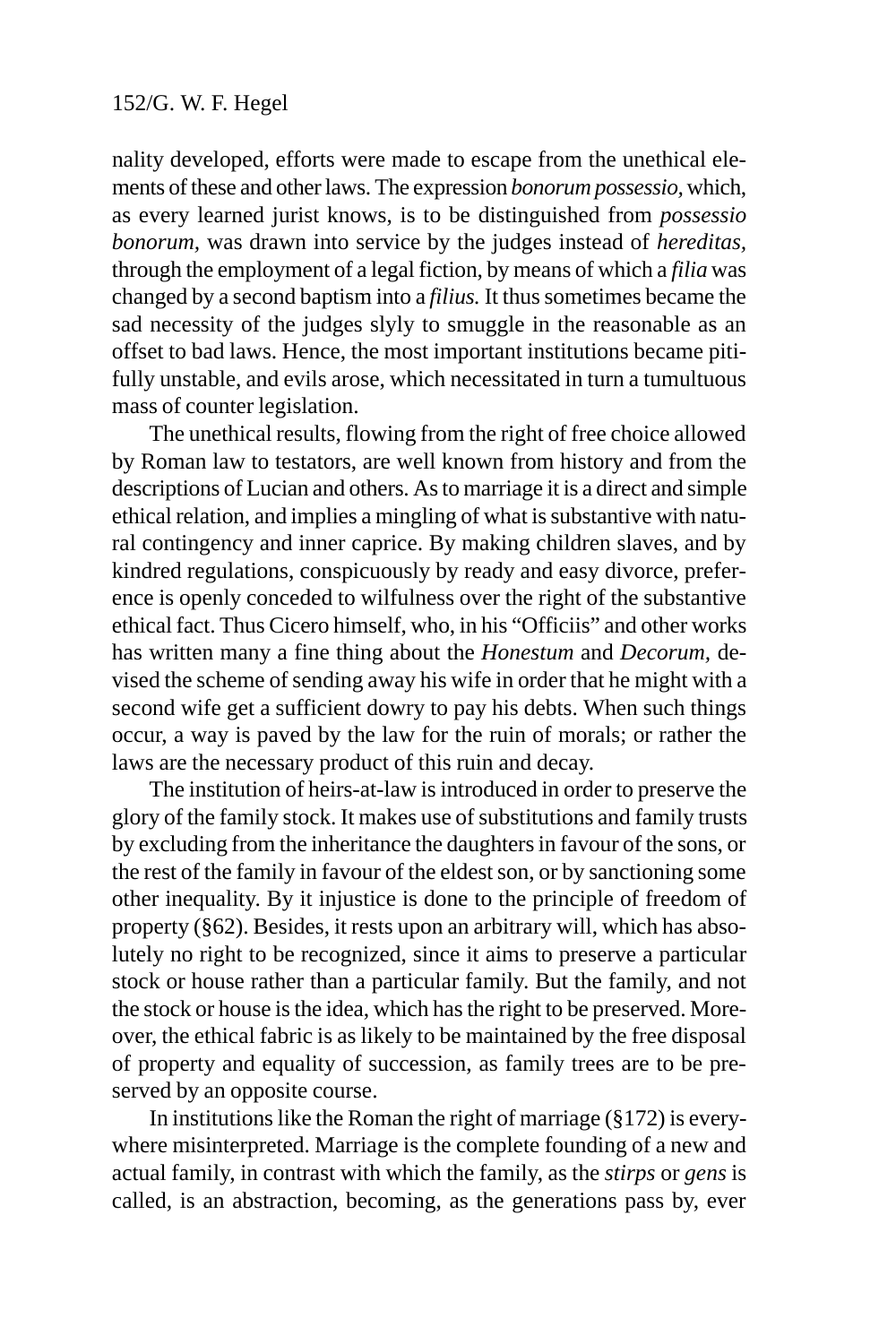nality developed, efforts were made to escape from the unethical elements of these and other laws. The expression *bonorum possessio,* which, as every learned jurist knows, is to be distinguished from *possessio bonorum,* was drawn into service by the judges instead of *hereditas,* through the employment of a legal fiction, by means of which a *filia* was changed by a second baptism into a *filius.* It thus sometimes became the sad necessity of the judges slyly to smuggle in the reasonable as an offset to bad laws. Hence, the most important institutions became pitifully unstable, and evils arose, which necessitated in turn a tumultuous mass of counter legislation.

The unethical results, flowing from the right of free choice allowed by Roman law to testators, are well known from history and from the descriptions of Lucian and others. As to marriage it is a direct and simple ethical relation, and implies a mingling of what is substantive with natural contingency and inner caprice. By making children slaves, and by kindred regulations, conspicuously by ready and easy divorce, preference is openly conceded to wilfulness over the right of the substantive ethical fact. Thus Cicero himself, who, in his "Officiis" and other works has written many a fine thing about the *Honestum* and *Decorum,* devised the scheme of sending away his wife in order that he might with a second wife get a sufficient dowry to pay his debts. When such things occur, a way is paved by the law for the ruin of morals; or rather the laws are the necessary product of this ruin and decay.

The institution of heirs-at-law is introduced in order to preserve the glory of the family stock. It makes use of substitutions and family trusts by excluding from the inheritance the daughters in favour of the sons, or the rest of the family in favour of the eldest son, or by sanctioning some other inequality. By it injustice is done to the principle of freedom of property (§62). Besides, it rests upon an arbitrary will, which has absolutely no right to be recognized, since it aims to preserve a particular stock or house rather than a particular family. But the family, and not the stock or house is the idea, which has the right to be preserved. Moreover, the ethical fabric is as likely to be maintained by the free disposal of property and equality of succession, as family trees are to be preserved by an opposite course.

In institutions like the Roman the right of marriage (§172) is everywhere misinterpreted. Marriage is the complete founding of a new and actual family, in contrast with which the family, as the *stirps* or *gens* is called, is an abstraction, becoming, as the generations pass by, ever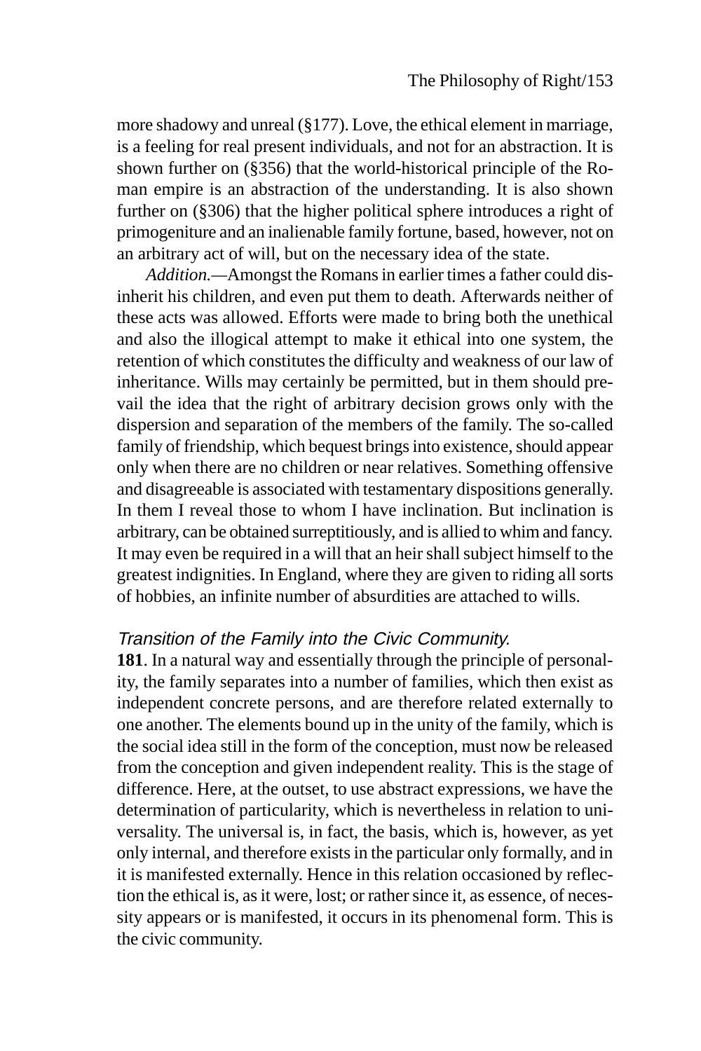more shadowy and unreal (§177). Love, the ethical element in marriage, is a feeling for real present individuals, and not for an abstraction. It is shown further on (§356) that the world-historical principle of the Roman empire is an abstraction of the understanding. It is also shown further on (§306) that the higher political sphere introduces a right of primogeniture and an inalienable family fortune, based, however, not on an arbitrary act of will, but on the necessary idea of the state.

*Addition.*—Amongst the Romans in earlier times a father could disinherit his children, and even put them to death. Afterwards neither of these acts was allowed. Efforts were made to bring both the unethical and also the illogical attempt to make it ethical into one system, the retention of which constitutes the difficulty and weakness of our law of inheritance. Wills may certainly be permitted, but in them should prevail the idea that the right of arbitrary decision grows only with the dispersion and separation of the members of the family. The so-called family of friendship, which bequest brings into existence, should appear only when there are no children or near relatives. Something offensive and disagreeable is associated with testamentary dispositions generally. In them I reveal those to whom I have inclination. But inclination is arbitrary, can be obtained surreptitiously, and is allied to whim and fancy. It may even be required in a will that an heir shall subject himself to the greatest indignities. In England, where they are given to riding all sorts of hobbies, an infinite number of absurdities are attached to wills.

### *Transition of the Family into the Civic Community.*

**181**. In a natural way and essentially through the principle of personality, the family separates into a number of families, which then exist as independent concrete persons, and are therefore related externally to one another. The elements bound up in the unity of the family, which is the social idea still in the form of the conception, must now be released from the conception and given independent reality. This is the stage of difference. Here, at the outset, to use abstract expressions, we have the determination of particularity, which is nevertheless in relation to universality. The universal is, in fact, the basis, which is, however, as yet only internal, and therefore exists in the particular only formally, and in it is manifested externally. Hence in this relation occasioned by reflection the ethical is, as it were, lost; or rather since it, as essence, of necessity appears or is manifested, it occurs in its phenomenal form. This is the civic community.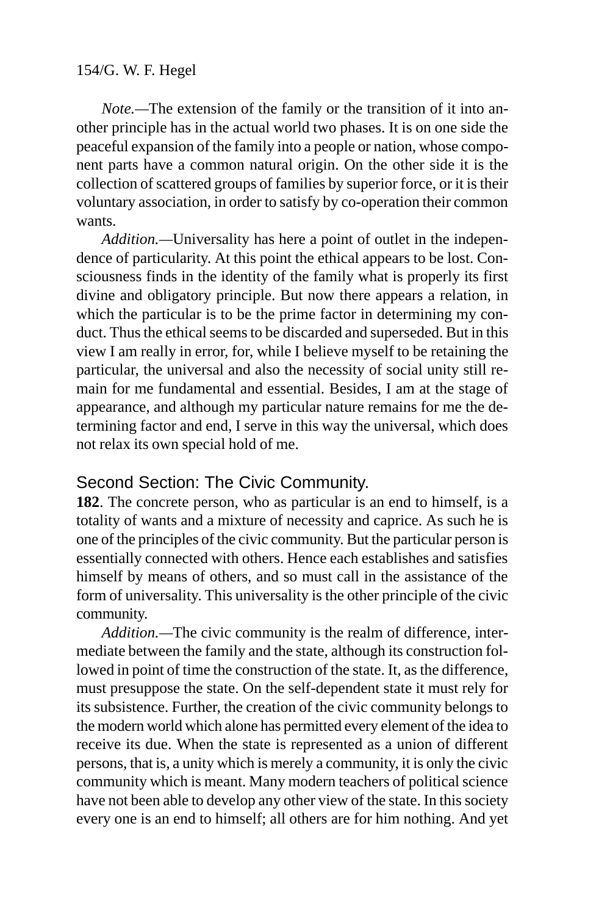*Note.*—The extension of the family or the transition of it into another principle has in the actual world two phases. It is on one side the peaceful expansion of the family into a people or nation, whose component parts have a common natural origin. On the other side it is the collection of scattered groups of families by superior force, or it is their voluntary association, in order to satisfy by co-operation their common wants.

*Addition.*—Universality has here a point of outlet in the independence of particularity. At this point the ethical appears to be lost. Consciousness finds in the identity of the family what is properly its first divine and obligatory principle. But now there appears a relation, in which the particular is to be the prime factor in determining my conduct. Thus the ethical seems to be discarded and superseded. But in this view I am really in error, for, while I believe myself to be retaining the particular, the universal and also the necessity of social unity still remain for me fundamental and essential. Besides, I am at the stage of appearance, and although my particular nature remains for me the determining factor and end, I serve in this way the universal, which does not relax its own special hold of me.

## Second Section: The Civic Community.

**182**. The concrete person, who as particular is an end to himself, is a totality of wants and a mixture of necessity and caprice. As such he is one of the principles of the civic community. But the particular person is essentially connected with others. Hence each establishes and satisfies himself by means of others, and so must call in the assistance of the form of universality. This universality is the other principle of the civic community.

*Addition.*—The civic community is the realm of difference, intermediate between the family and the state, although its construction followed in point of time the construction of the state. It, as the difference, must presuppose the state. On the self-dependent state it must rely for its subsistence. Further, the creation of the civic community belongs to the modern world which alone has permitted every element of the idea to receive its due. When the state is represented as a union of different persons, that is, a unity which is merely a community, it is only the civic community which is meant. Many modern teachers of political science have not been able to develop any other view of the state. In this society every one is an end to himself; all others are for him nothing. And yet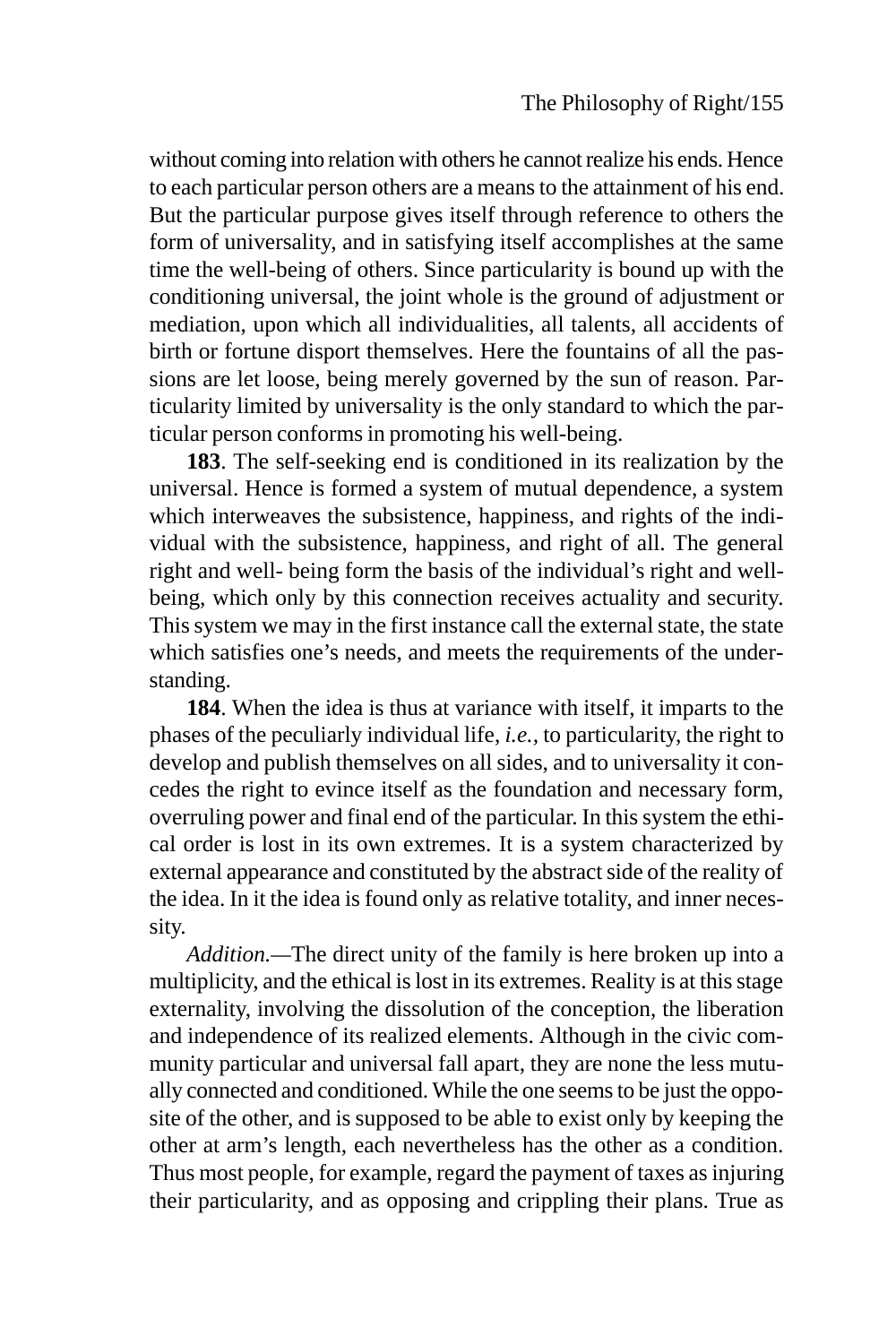without coming into relation with others he cannot realize his ends. Hence to each particular person others are a means to the attainment of his end. But the particular purpose gives itself through reference to others the form of universality, and in satisfying itself accomplishes at the same time the well-being of others. Since particularity is bound up with the conditioning universal, the joint whole is the ground of adjustment or mediation, upon which all individualities, all talents, all accidents of birth or fortune disport themselves. Here the fountains of all the passions are let loose, being merely governed by the sun of reason. Particularity limited by universality is the only standard to which the particular person conforms in promoting his well-being.

**183**. The self-seeking end is conditioned in its realization by the universal. Hence is formed a system of mutual dependence, a system which interweaves the subsistence, happiness, and rights of the individual with the subsistence, happiness, and right of all. The general right and well- being form the basis of the individual's right and well-being, which only by this connection receives actuality and security. This system we may in the first instance call the external state, the state which satisfies one's needs, and meets the requirements of the understanding.

**184**. When the idea is thus at variance with itself, it imparts to the phases of the peculiarly individual life, *i.e.*, to particularity, the right to develop and publish themselves on all sides, and to universality it concedes the right to evince itself as the foundation and necessary form, overruling power and final end of the particular. In this system the ethical order is lost in its own extremes. It is a system characterized by external appearance and constituted by the abstract side of the reality of the idea. In it the idea is found only as relative totality, and inner necessity.

*Addition.*—The direct unity of the family is here broken up into a multiplicity, and the ethical is lost in its extremes. Reality is at this stage externality, involving the dissolution of the conception, the liberation and independence of its realized elements. Although in the civic community particular and universal fall apart, they are none the less mutually connected and conditioned. While the one seems to be just the opposite of the other, and is supposed to be able to exist only by keeping the other at arm's length, each nevertheless has the other as a condition. Thus most people, for example, regard the payment of taxes as injuring their particularity, and as opposing and crippling their plans. True as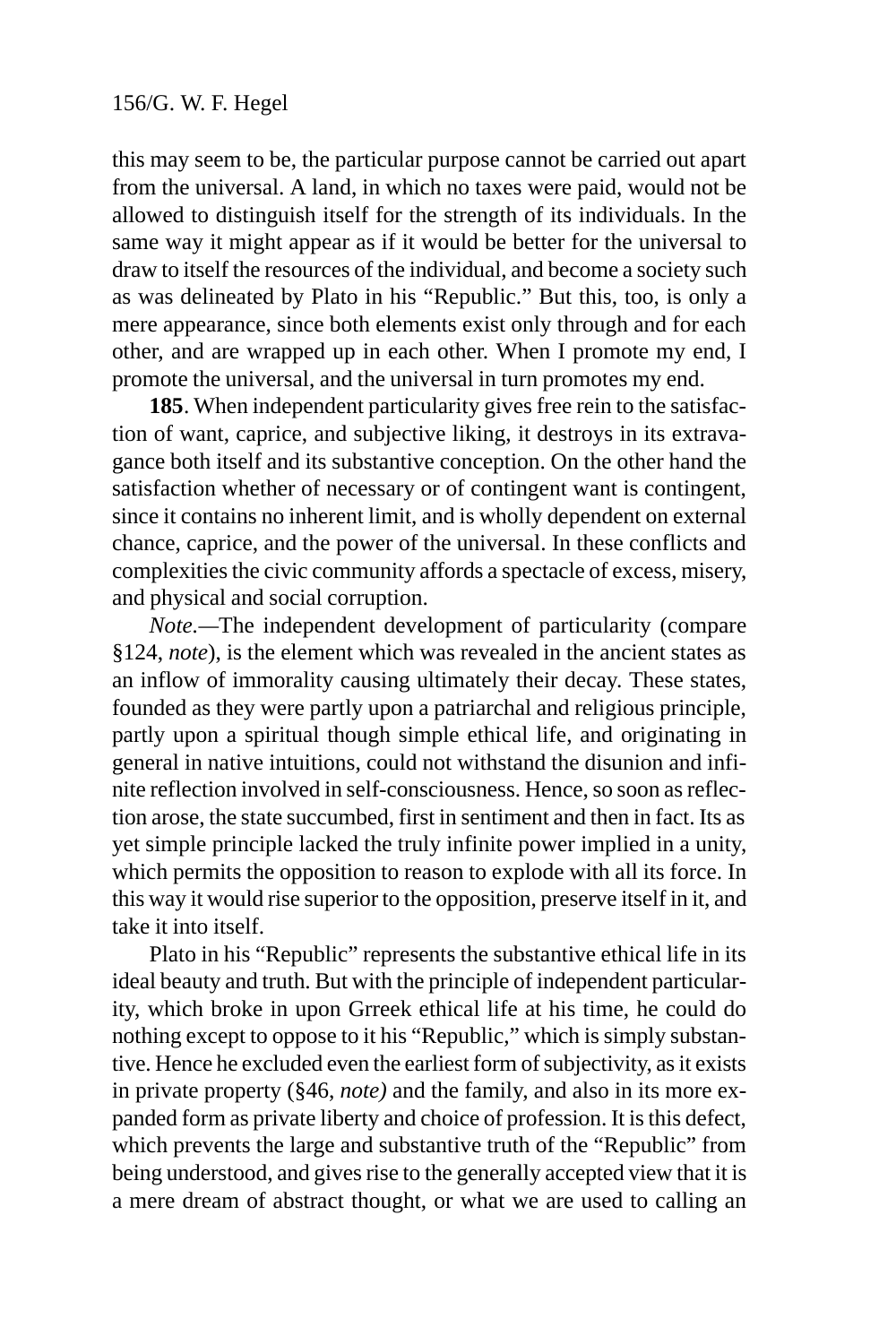this may seem to be, the particular purpose cannot be carried out apart from the universal. A land, in which no taxes were paid, would not be allowed to distinguish itself for the strength of its individuals. In the same way it might appear as if it would be better for the universal to draw to itself the resources of the individual, and become a society such as was delineated by Plato in his "Republic." But this, too, is only a mere appearance, since both elements exist only through and for each other, and are wrapped up in each other. When I promote my end, I promote the universal, and the universal in turn promotes my end.

**185**. When independent particularity gives free rein to the satisfaction of want, caprice, and subjective liking, it destroys in its extravagance both itself and its substantive conception. On the other hand the satisfaction whether of necessary or of contingent want is contingent, since it contains no inherent limit, and is wholly dependent on external chance, caprice, and the power of the universal. In these conflicts and complexities the civic community affords a spectacle of excess, misery, and physical and social corruption.

*Note.*—The independent development of particularity (compare §124, *note*), is the element which was revealed in the ancient states as an inflow of immorality causing ultimately their decay. These states, founded as they were partly upon a patriarchal and religious principle, partly upon a spiritual though simple ethical life, and originating in general in native intuitions, could not withstand the disunion and infinite reflection involved in self-consciousness. Hence, so soon as reflection arose, the state succumbed, first in sentiment and then in fact. Its as yet simple principle lacked the truly infinite power implied in a unity, which permits the opposition to reason to explode with all its force. In this way it would rise superior to the opposition, preserve itself in it, and take it into itself.

Plato in his "Republic" represents the substantive ethical life in its ideal beauty and truth. But with the principle of independent particularity, which broke in upon Grreek ethical life at his time, he could do nothing except to oppose to it his "Republic," which is simply substantive. Hence he excluded even the earliest form of subjectivity, as it exists in private property (§46, *note)* and the family, and also in its more expanded form as private liberty and choice of profession. It is this defect, which prevents the large and substantive truth of the "Republic" from being understood, and gives rise to the generally accepted view that it is a mere dream of abstract thought, or what we are used to calling an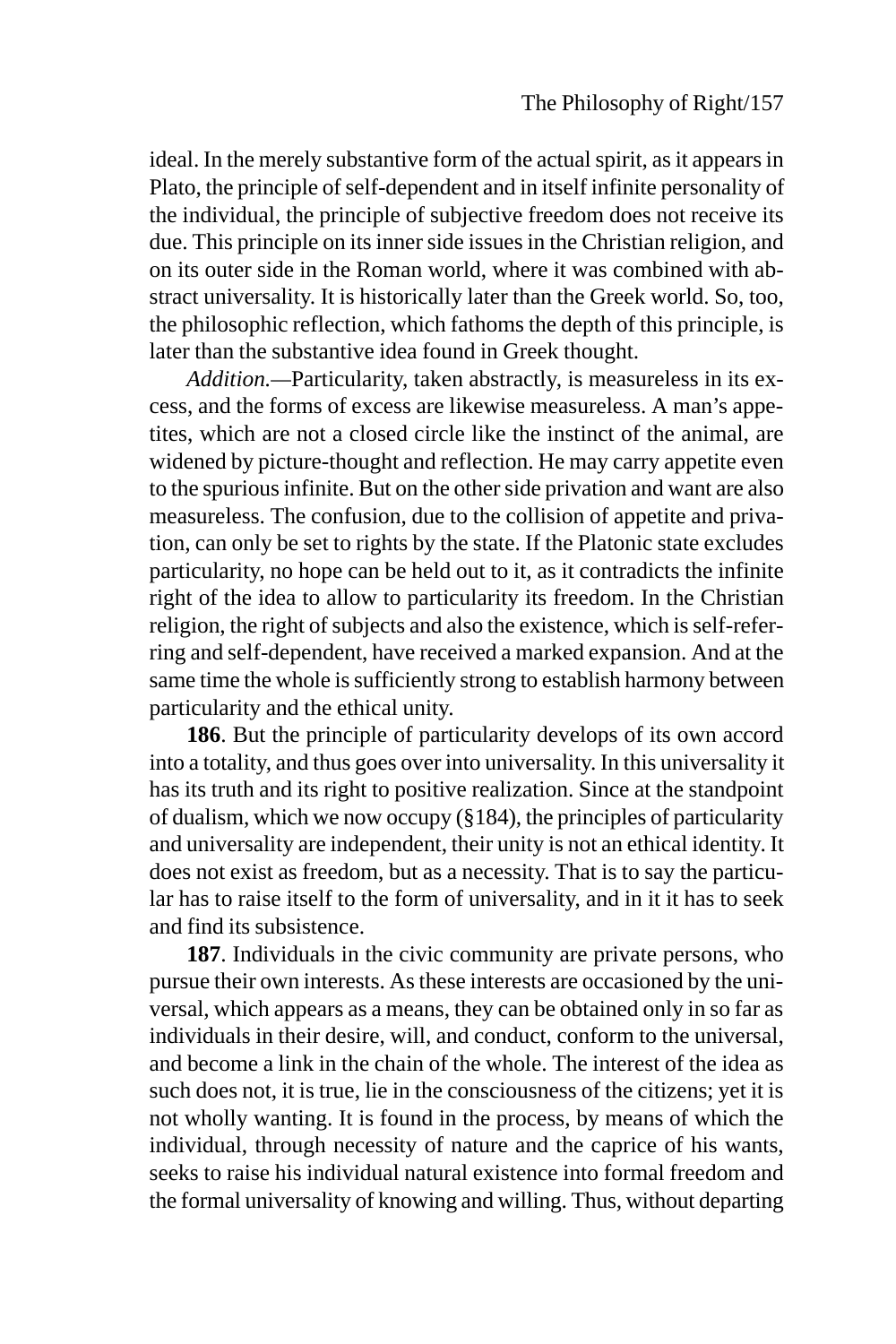ideal. In the merely substantive form of the actual spirit, as it appears in Plato, the principle of self-dependent and in itself infinite personality of the individual, the principle of subjective freedom does not receive its due. This principle on its inner side issues in the Christian religion, and on its outer side in the Roman world, where it was combined with abstract universality. It is historically later than the Greek world. So, too, the philosophic reflection, which fathoms the depth of this principle, is later than the substantive idea found in Greek thought.

*Addition.*—Particularity, taken abstractly, is measureless in its excess, and the forms of excess are likewise measureless. A man's appetites, which are not a closed circle like the instinct of the animal, are widened by picture-thought and reflection. He may carry appetite even to the spurious infinite. But on the other side privation and want are also measureless. The confusion, due to the collision of appetite and privation, can only be set to rights by the state. If the Platonic state excludes particularity, no hope can be held out to it, as it contradicts the infinite right of the idea to allow to particularity its freedom. In the Christian religion, the right of subjects and also the existence, which is self-referring and self-dependent, have received a marked expansion. And at the same time the whole is sufficiently strong to establish harmony between particularity and the ethical unity.

**186**. But the principle of particularity develops of its own accord into a totality, and thus goes over into universality. In this universality it has its truth and its right to positive realization. Since at the standpoint of dualism, which we now occupy (§184), the principles of particularity and universality are independent, their unity is not an ethical identity. It does not exist as freedom, but as a necessity. That is to say the particular has to raise itself to the form of universality, and in it it has to seek and find its subsistence.

**187**. Individuals in the civic community are private persons, who pursue their own interests. As these interests are occasioned by the universal, which appears as a means, they can be obtained only in so far as individuals in their desire, will, and conduct, conform to the universal, and become a link in the chain of the whole. The interest of the idea as such does not, it is true, lie in the consciousness of the citizens; yet it is not wholly wanting. It is found in the process, by means of which the individual, through necessity of nature and the caprice of his wants, seeks to raise his individual natural existence into formal freedom and the formal universality of knowing and willing. Thus, without departing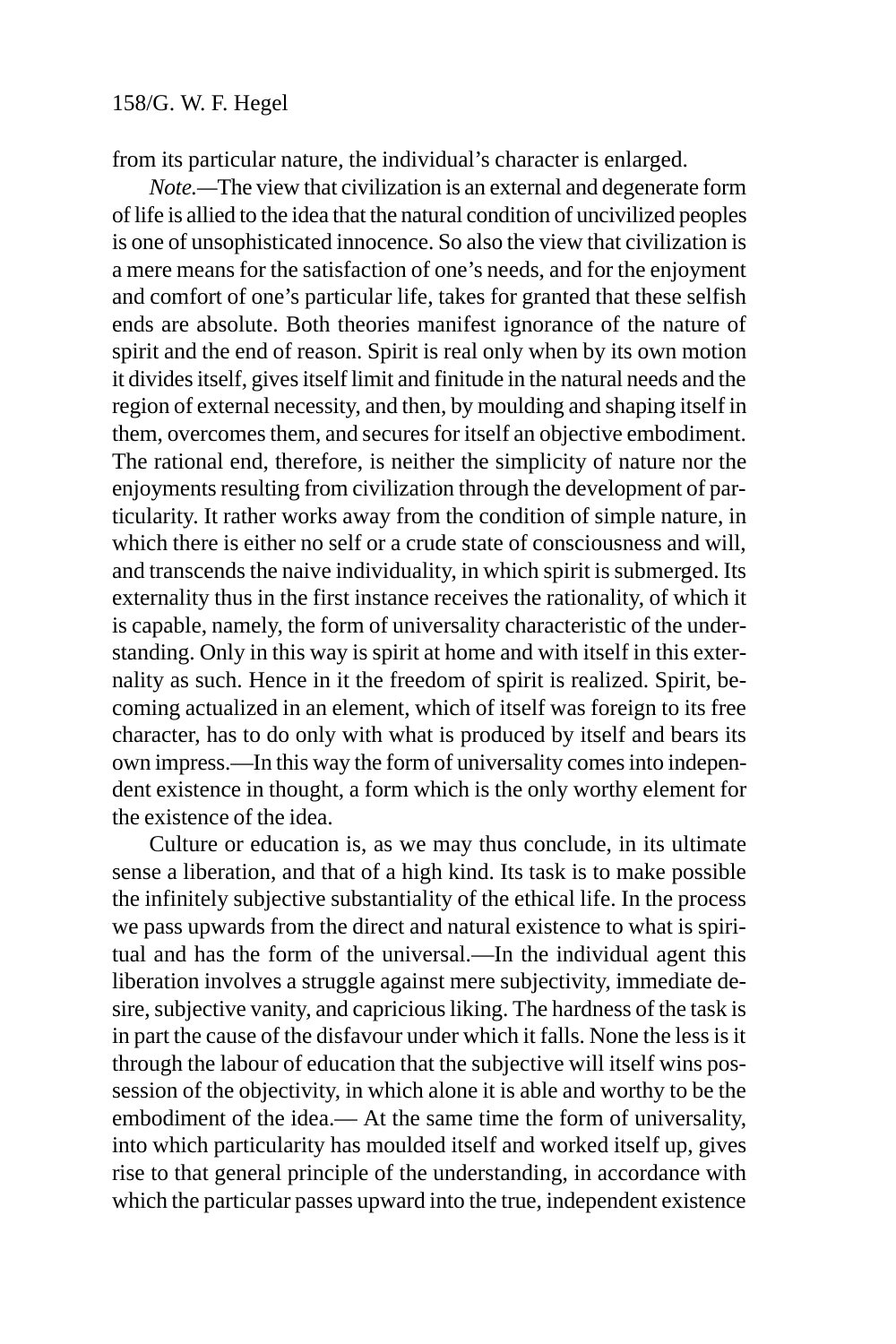from its particular nature, the individual's character is enlarged.

*Note.*—The view that civilization is an external and degenerate form of life is allied to the idea that the natural condition of uncivilized peoples is one of unsophisticated innocence. So also the view that civilization is a mere means for the satisfaction of one's needs, and for the enjoyment and comfort of one's particular life, takes for granted that these selfish ends are absolute. Both theories manifest ignorance of the nature of spirit and the end of reason. Spirit is real only when by its own motion it divides itself, gives itself limit and finitude in the natural needs and the region of external necessity, and then, by moulding and shaping itself in them, overcomes them, and secures for itself an objective embodiment. The rational end, therefore, is neither the simplicity of nature nor the enjoyments resulting from civilization through the development of particularity. It rather works away from the condition of simple nature, in which there is either no self or a crude state of consciousness and will, and transcends the naive individuality, in which spirit is submerged. Its externality thus in the first instance receives the rationality, of which it is capable, namely, the form of universality characteristic of the understanding. Only in this way is spirit at home and with itself in this externality as such. Hence in it the freedom of spirit is realized. Spirit, becoming actualized in an element, which of itself was foreign to its free character, has to do only with what is produced by itself and bears its own impress.—In this way the form of universality comes into independent existence in thought, a form which is the only worthy element for the existence of the idea.

Culture or education is, as we may thus conclude, in its ultimate sense a liberation, and that of a high kind. Its task is to make possible the infinitely subjective substantiality of the ethical life. In the process we pass upwards from the direct and natural existence to what is spiritual and has the form of the universal.—In the individual agent this liberation involves a struggle against mere subjectivity, immediate desire, subjective vanity, and capricious liking. The hardness of the task is in part the cause of the disfavour under which it falls. None the less is it through the labour of education that the subjective will itself wins possession of the objectivity, in which alone it is able and worthy to be the embodiment of the idea.— At the same time the form of universality, into which particularity has moulded itself and worked itself up, gives rise to that general principle of the understanding, in accordance with which the particular passes upward into the true, independent existence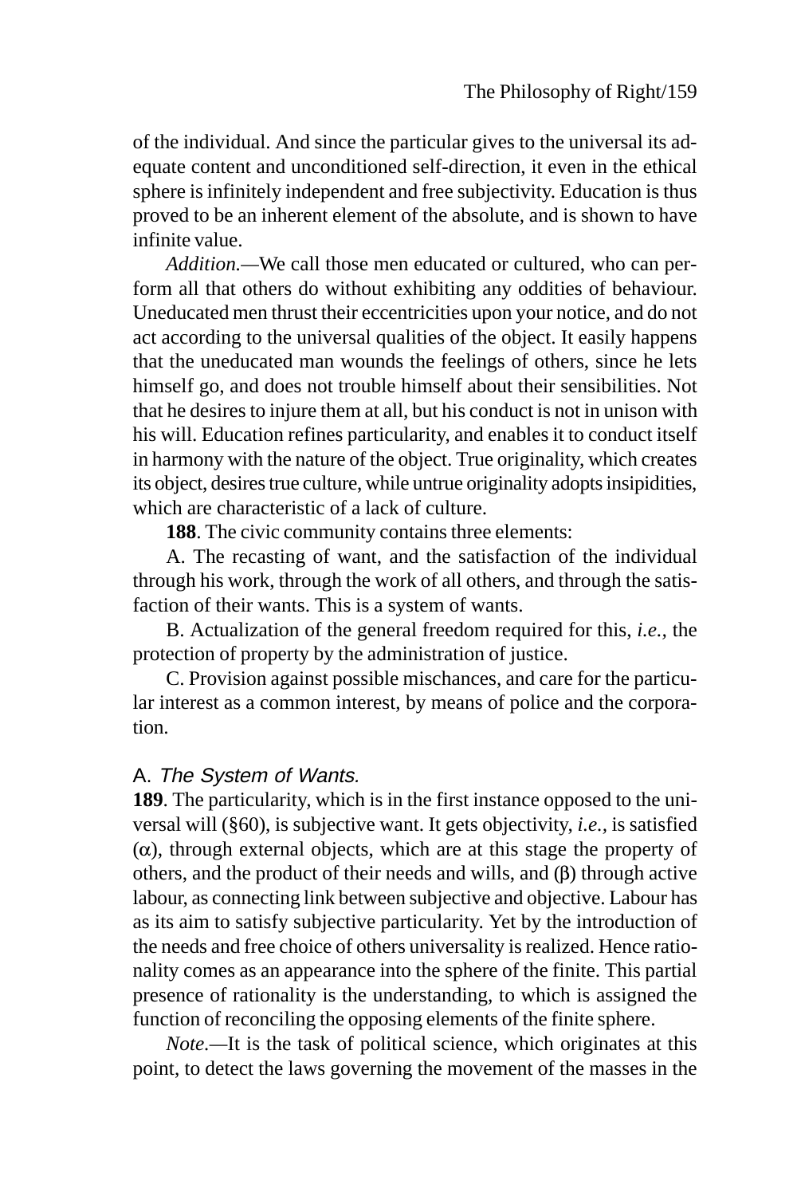of the individual. And since the particular gives to the universal its adequate content and unconditioned self-direction, it even in the ethical sphere is infinitely independent and free subjectivity. Education is thus proved to be an inherent element of the absolute, and is shown to have infinite value.

*Addition.*—We call those men educated or cultured, who can perform all that others do without exhibiting any oddities of behaviour. Uneducated men thrust their eccentricities upon your notice, and do not act according to the universal qualities of the object. It easily happens that the uneducated man wounds the feelings of others, since he lets himself go, and does not trouble himself about their sensibilities. Not that he desires to injure them at all, but his conduct is not in unison with his will. Education refines particularity, and enables it to conduct itself in harmony with the nature of the object. True originality, which creates its object, desires true culture, while untrue originality adopts insipidities, which are characteristic of a lack of culture.

**188**. The civic community contains three elements:

A. The recasting of want, and the satisfaction of the individual through his work, through the work of all others, and through the satisfaction of their wants. This is a system of wants.

B. Actualization of the general freedom required for this, *i.e.*, the protection of property by the administration of justice.

C. Provision against possible mischances, and care for the particular interest as a common interest, by means of police and the corporation.

### A. *The System of Wants.*

**189**. The particularity, which is in the first instance opposed to the universal will (§60), is subjective want. It gets objectivity, *i.e.*, is satisfied (α), through external objects, which are at this stage the property of others, and the product of their needs and wills, and (β) through active labour, as connecting link between subjective and objective. Labour has as its aim to satisfy subjective particularity. Yet by the introduction of the needs and free choice of others universality is realized. Hence rationality comes as an appearance into the sphere of the finite. This partial presence of rationality is the understanding, to which is assigned the function of reconciling the opposing elements of the finite sphere.

*Note.*—It is the task of political science, which originates at this point, to detect the laws governing the movement of the masses in the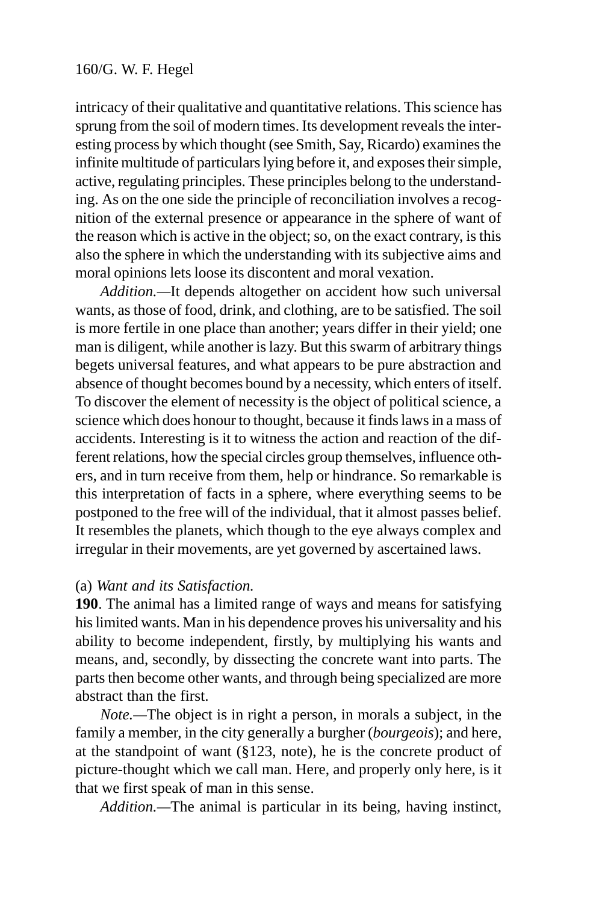intricacy of their qualitative and quantitative relations. This science has sprung from the soil of modern times. Its development reveals the interesting process by which thought (see Smith, Say, Ricardo) examines the infinite multitude of particulars lying before it, and exposes their simple, active, regulating principles. These principles belong to the understanding. As on the one side the principle of reconciliation involves a recognition of the external presence or appearance in the sphere of want of the reason which is active in the object; so, on the exact contrary, is this also the sphere in which the understanding with its subjective aims and moral opinions lets loose its discontent and moral vexation.

*Addition.*—It depends altogether on accident how such universal wants, as those of food, drink, and clothing, are to be satisfied. The soil is more fertile in one place than another; years differ in their yield; one man is diligent, while another is lazy. But this swarm of arbitrary things begets universal features, and what appears to be pure abstraction and absence of thought becomes bound by a necessity, which enters of itself. To discover the element of necessity is the object of political science, a science which does honour to thought, because it finds laws in a mass of accidents. Interesting is it to witness the action and reaction of the different relations, how the special circles group themselves, influence others, and in turn receive from them, help or hindrance. So remarkable is this interpretation of facts in a sphere, where everything seems to be postponed to the free will of the individual, that it almost passes belief. It resembles the planets, which though to the eye always complex and irregular in their movements, are yet governed by ascertained laws.

(a) *Want and its Satisfaction.*

**190**. The animal has a limited range of ways and means for satisfying his limited wants. Man in his dependence proves his universality and his ability to become independent, firstly, by multiplying his wants and means, and, secondly, by dissecting the concrete want into parts. The parts then become other wants, and through being specialized are more abstract than the first.

*Note.*—The object is in right a person, in morals a subject, in the family a member, in the city generally a burgher (*bourgeois*); and here, at the standpoint of want (§123, note), he is the concrete product of picture-thought which we call man. Here, and properly only here, is it that we first speak of man in this sense.

*Addition.*—The animal is particular in its being, having instinct,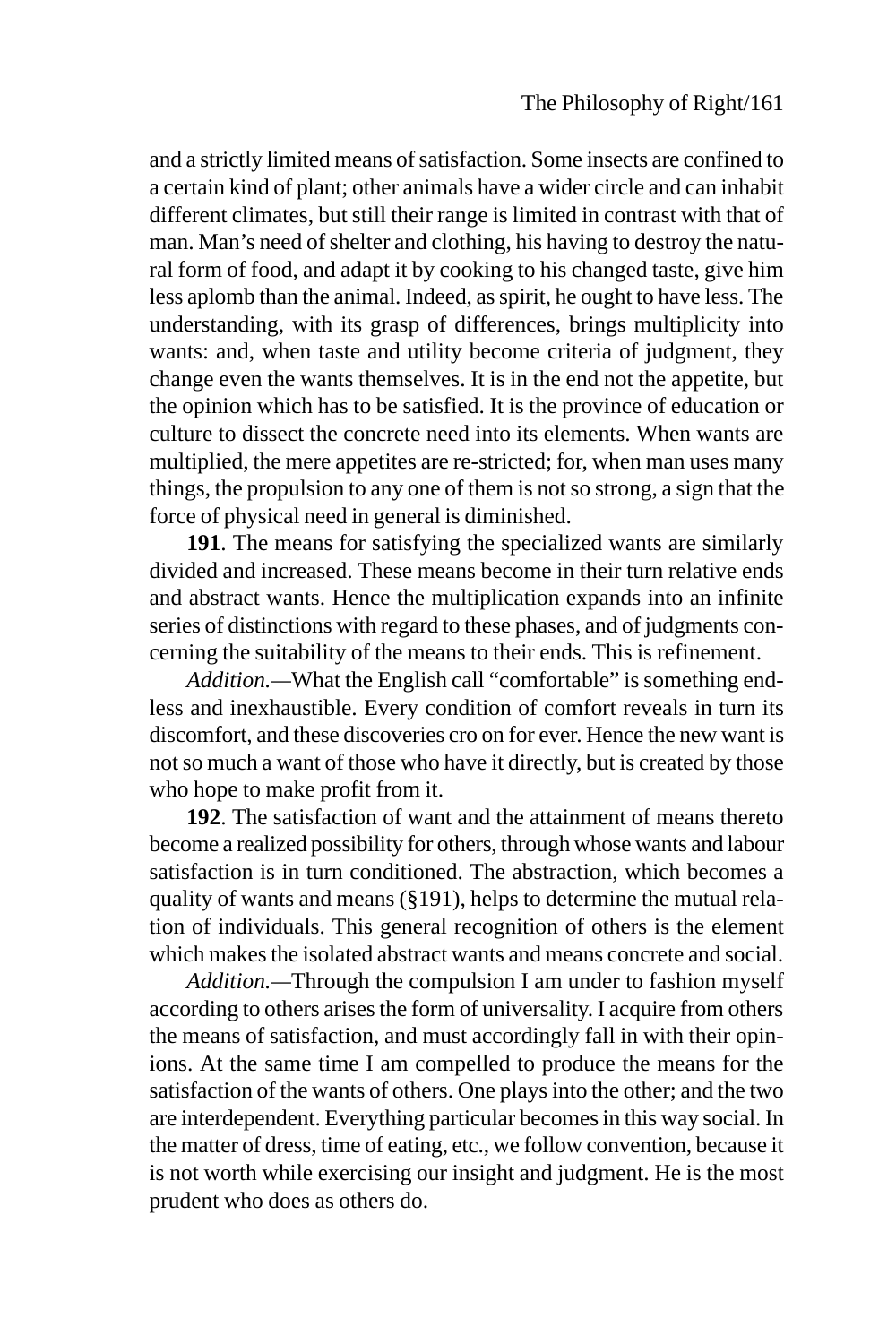and a strictly limited means of satisfaction. Some insects are confined to a certain kind of plant; other animals have a wider circle and can inhabit different climates, but still their range is limited in contrast with that of man. Man's need of shelter and clothing, his having to destroy the natural form of food, and adapt it by cooking to his changed taste, give him less aplomb than the animal. Indeed, as spirit, he ought to have less. The understanding, with its grasp of differences, brings multiplicity into wants: and, when taste and utility become criteria of judgment, they change even the wants themselves. It is in the end not the appetite, but the opinion which has to be satisfied. It is the province of education or culture to dissect the concrete need into its elements. When wants are multiplied, the mere appetites are re-stricted; for, when man uses many things, the propulsion to any one of them is not so strong, a sign that the force of physical need in general is diminished.

**191**. The means for satisfying the specialized wants are similarly divided and increased. These means become in their turn relative ends and abstract wants. Hence the multiplication expands into an infinite series of distinctions with regard to these phases, and of judgments concerning the suitability of the means to their ends. This is refinement.

*Addition.*—What the English call "comfortable" is something endless and inexhaustible. Every condition of comfort reveals in turn its discomfort, and these discoveries cro on for ever. Hence the new want is not so much a want of those who have it directly, but is created by those who hope to make profit from it.

**192**. The satisfaction of want and the attainment of means thereto become a realized possibility for others, through whose wants and labour satisfaction is in turn conditioned. The abstraction, which becomes a quality of wants and means (§191), helps to determine the mutual relation of individuals. This general recognition of others is the element which makes the isolated abstract wants and means concrete and social.

*Addition.*—Through the compulsion I am under to fashion myself according to others arises the form of universality. I acquire from others the means of satisfaction, and must accordingly fall in with their opinions. At the same time I am compelled to produce the means for the satisfaction of the wants of others. One plays into the other; and the two are interdependent. Everything particular becomes in this way social. In the matter of dress, time of eating, etc., we follow convention, because it is not worth while exercising our insight and judgment. He is the most prudent who does as others do.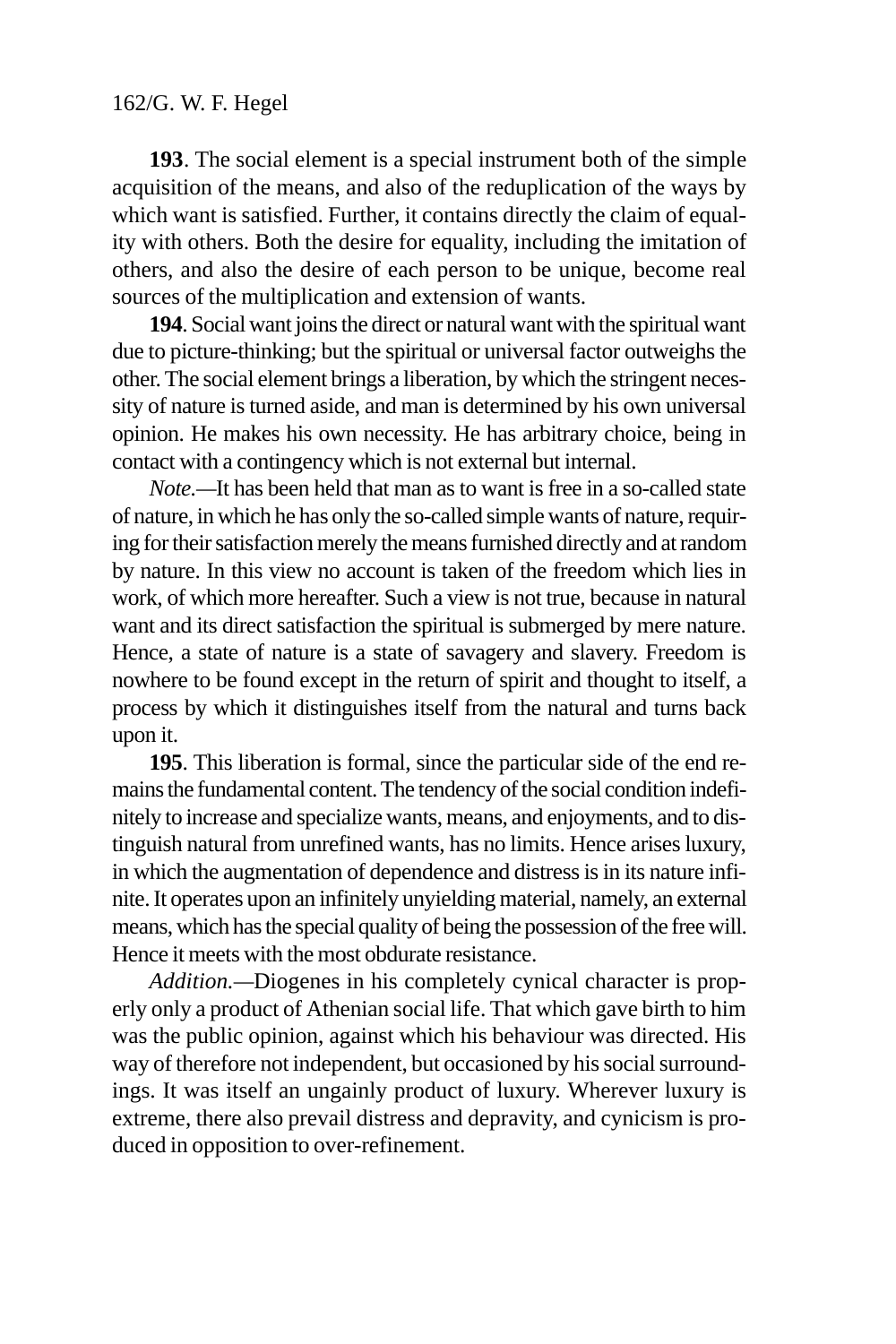**193**. The social element is a special instrument both of the simple acquisition of the means, and also of the reduplication of the ways by which want is satisfied. Further, it contains directly the claim of equality with others. Both the desire for equality, including the imitation of others, and also the desire of each person to be unique, become real sources of the multiplication and extension of wants.

**194**. Social want joins the direct or natural want with the spiritual want due to picture-thinking; but the spiritual or universal factor outweighs the other. The social element brings a liberation, by which the stringent necessity of nature is turned aside, and man is determined by his own universal opinion. He makes his own necessity. He has arbitrary choice, being in contact with a contingency which is not external but internal.

*Note.*—It has been held that man as to want is free in a so-called state of nature, in which he has only the so-called simple wants of nature, requiring for their satisfaction merely the means furnished directly and at random by nature. In this view no account is taken of the freedom which lies in work, of which more hereafter. Such a view is not true, because in natural want and its direct satisfaction the spiritual is submerged by mere nature. Hence, a state of nature is a state of savagery and slavery. Freedom is nowhere to be found except in the return of spirit and thought to itself, a process by which it distinguishes itself from the natural and turns back upon it.

**195**. This liberation is formal, since the particular side of the end remains the fundamental content. The tendency of the social condition indefinitely to increase and specialize wants, means, and enjoyments, and to distinguish natural from unrefined wants, has no limits. Hence arises luxury, in which the augmentation of dependence and distress is in its nature infinite. It operates upon an infinitely unyielding material, namely, an external means, which has the special quality of being the possession of the free will. Hence it meets with the most obdurate resistance.

*Addition.*—Diogenes in his completely cynical character is properly only a product of Athenian social life. That which gave birth to him was the public opinion, against which his behaviour was directed. His way of therefore not independent, but occasioned by his social surroundings. It was itself an ungainly product of luxury. Wherever luxury is extreme, there also prevail distress and depravity, and cynicism is produced in opposition to over-refinement.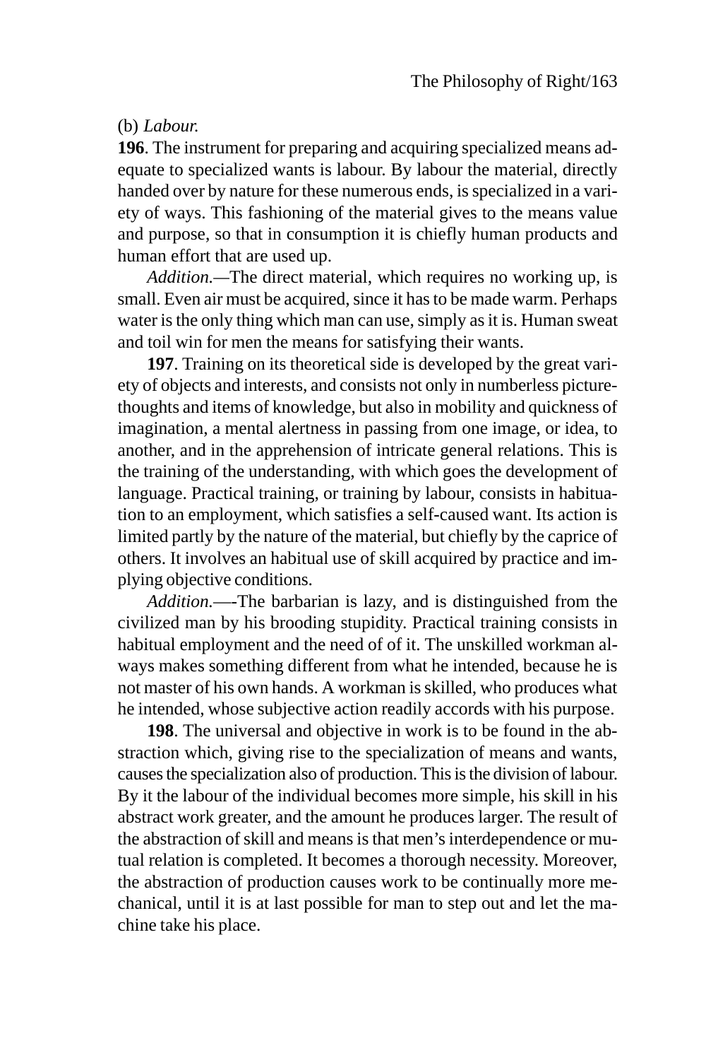(b) *Labour.*

**196**. The instrument for preparing and acquiring specialized means adequate to specialized wants is labour. By labour the material, directly handed over by nature for these numerous ends, is specialized in a variety of ways. This fashioning of the material gives to the means value and purpose, so that in consumption it is chiefly human products and human effort that are used up.

*Addition.*—The direct material, which requires no working up, is small. Even air must be acquired, since it has to be made warm. Perhaps water is the only thing which man can use, simply as it is. Human sweat and toil win for men the means for satisfying their wants.

**197**. Training on its theoretical side is developed by the great variety of objects and interests, and consists not only in numberless picture-thoughts and items of knowledge, but also in mobility and quickness of imagination, a mental alertness in passing from one image, or idea, to another, and in the apprehension of intricate general relations. This is the training of the understanding, with which goes the development of language. Practical training, or training by labour, consists in habituation to an employment, which satisfies a self-caused want. Its action is limited partly by the nature of the material, but chiefly by the caprice of others. It involves an habitual use of skill acquired by practice and implying objective conditions.

*Addition.*—-The barbarian is lazy, and is distinguished from the civilized man by his brooding stupidity. Practical training consists in habitual employment and the need of of it. The unskilled workman always makes something different from what he intended, because he is not master of his own hands. A workman is skilled, who produces what he intended, whose subjective action readily accords with his purpose.

**198**. The universal and objective in work is to be found in the abstraction which, giving rise to the specialization of means and wants, causes the specialization also of production. This is the division of labour. By it the labour of the individual becomes more simple, his skill in his abstract work greater, and the amount he produces larger. The result of the abstraction of skill and means is that men's interdependence or mutual relation is completed. It becomes a thorough necessity. Moreover, the abstraction of production causes work to be continually more mechanical, until it is at last possible for man to step out and let the machine take his place.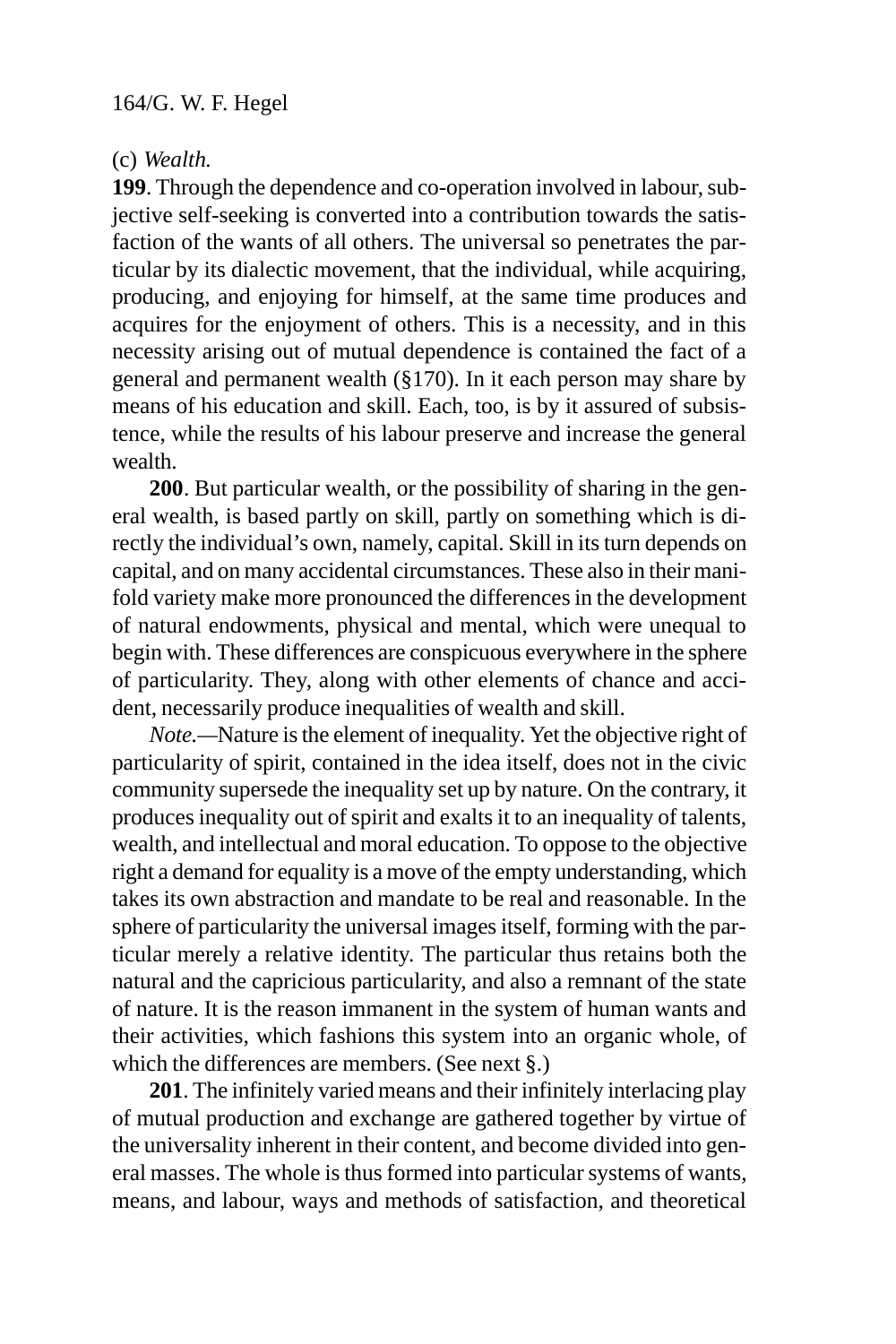(c) *Wealth.*

**199**. Through the dependence and co-operation involved in labour, subjective self-seeking is converted into a contribution towards the satisfaction of the wants of all others. The universal so penetrates the particular by its dialectic movement, that the individual, while acquiring, producing, and enjoying for himself, at the same time produces and acquires for the enjoyment of others. This is a necessity, and in this necessity arising out of mutual dependence is contained the fact of a general and permanent wealth (§170). In it each person may share by means of his education and skill. Each, too, is by it assured of subsistence, while the results of his labour preserve and increase the general wealth.

**200**. But particular wealth, or the possibility of sharing in the general wealth, is based partly on skill, partly on something which is directly the individual's own, namely, capital. Skill in its turn depends on capital, and on many accidental circumstances. These also in their manifold variety make more pronounced the differences in the development of natural endowments, physical and mental, which were unequal to begin with. These differences are conspicuous everywhere in the sphere of particularity. They, along with other elements of chance and accident, necessarily produce inequalities of wealth and skill.

*Note.*—Nature is the element of inequality. Yet the objective right of particularity of spirit, contained in the idea itself, does not in the civic community supersede the inequality set up by nature. On the contrary, it produces inequality out of spirit and exalts it to an inequality of talents, wealth, and intellectual and moral education. To oppose to the objective right a demand for equality is a move of the empty understanding, which takes its own abstraction and mandate to be real and reasonable. In the sphere of particularity the universal images itself, forming with the particular merely a relative identity. The particular thus retains both the natural and the capricious particularity, and also a remnant of the state of nature. It is the reason immanent in the system of human wants and their activities, which fashions this system into an organic whole, of which the differences are members. (See next §.)

**201**. The infinitely varied means and their infinitely interlacing play of mutual production and exchange are gathered together by virtue of the universality inherent in their content, and become divided into general masses. The whole is thus formed into particular systems of wants, means, and labour, ways and methods of satisfaction, and theoretical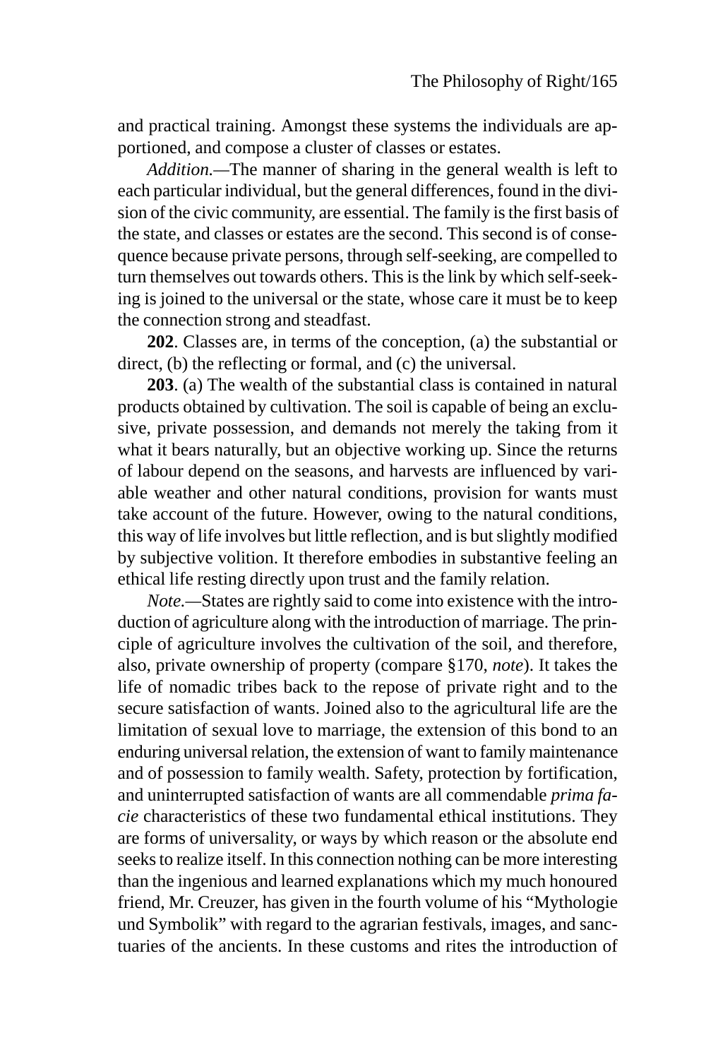and practical training. Amongst these systems the individuals are apportioned, and compose a cluster of classes or estates.

*Addition.*—The manner of sharing in the general wealth is left to each particular individual, but the general differences, found in the division of the civic community, are essential. The family is the first basis of the state, and classes or estates are the second. This second is of consequence because private persons, through self-seeking, are compelled to turn themselves out towards others. This is the link by which self-seeking is joined to the universal or the state, whose care it must be to keep the connection strong and steadfast.

**202**. Classes are, in terms of the conception, (a) the substantial or direct, (b) the reflecting or formal, and (c) the universal.

**203**. (a) The wealth of the substantial class is contained in natural products obtained by cultivation. The soil is capable of being an exclusive, private possession, and demands not merely the taking from it what it bears naturally, but an objective working up. Since the returns of labour depend on the seasons, and harvests are influenced by variable weather and other natural conditions, provision for wants must take account of the future. However, owing to the natural conditions, this way of life involves but little reflection, and is but slightly modified by subjective volition. It therefore embodies in substantive feeling an ethical life resting directly upon trust and the family relation.

*Note.*—States are rightly said to come into existence with the introduction of agriculture along with the introduction of marriage. The principle of agriculture involves the cultivation of the soil, and therefore, also, private ownership of property (compare §170, *note*). It takes the life of nomadic tribes back to the repose of private right and to the secure satisfaction of wants. Joined also to the agricultural life are the limitation of sexual love to marriage, the extension of this bond to an enduring universal relation, the extension of want to family maintenance and of possession to family wealth. Safety, protection by fortification, and uninterrupted satisfaction of wants are all commendable *prima facie* characteristics of these two fundamental ethical institutions. They are forms of universality, or ways by which reason or the absolute end seeks to realize itself. In this connection nothing can be more interesting than the ingenious and learned explanations which my much honoured friend, Mr. Creuzer, has given in the fourth volume of his "Mythologie und Symbolik" with regard to the agrarian festivals, images, and sanctuaries of the ancients. In these customs and rites the introduction of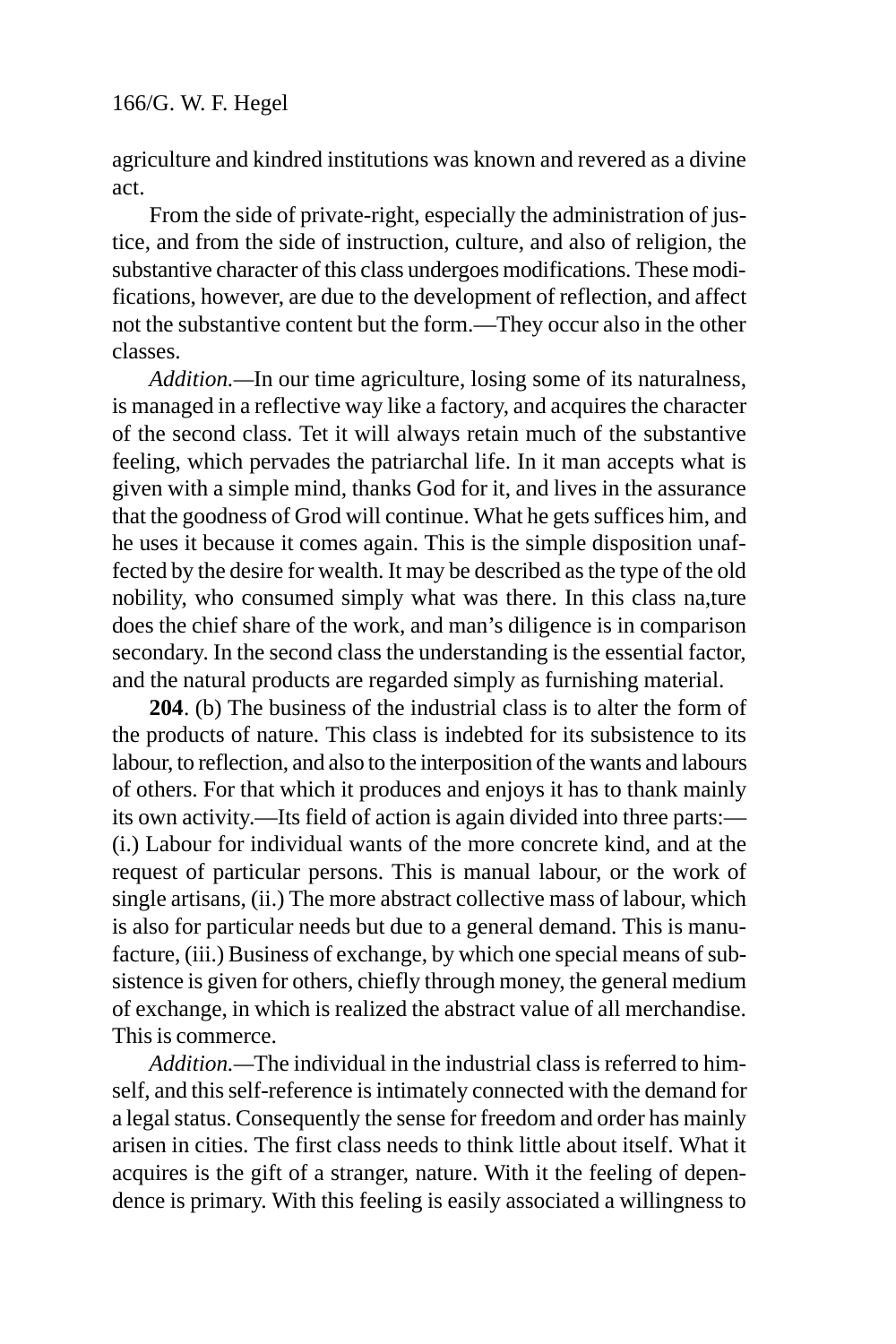agriculture and kindred institutions was known and revered as a divine act.

From the side of private-right, especially the administration of justice, and from the side of instruction, culture, and also of religion, the substantive character of this class undergoes modifications. These modifications, however, are due to the development of reflection, and affect not the substantive content but the form.—They occur also in the other classes.

*Addition.*—In our time agriculture, losing some of its naturalness, is managed in a reflective way like a factory, and acquires the character of the second class. Tet it will always retain much of the substantive feeling, which pervades the patriarchal life. In it man accepts what is given with a simple mind, thanks God for it, and lives in the assurance that the goodness of Grod will continue. What he gets suffices him, and he uses it because it comes again. This is the simple disposition unaffected by the desire for wealth. It may be described as the type of the old nobility, who consumed simply what was there. In this class na,ture does the chief share of the work, and man's diligence is in comparison secondary. In the second class the understanding is the essential factor, and the natural products are regarded simply as furnishing material.

**204**. (b) The business of the industrial class is to alter the form of the products of nature. This class is indebted for its subsistence to its labour, to reflection, and also to the interposition of the wants and labours of others. For that which it produces and enjoys it has to thank mainly its own activity.—Its field of action is again divided into three parts:—(i.) Labour for individual wants of the more concrete kind, and at the request of particular persons. This is manual labour, or the work of single artisans, (ii.) The more abstract collective mass of labour, which is also for particular needs but due to a general demand. This is manufacture, (iii.) Business of exchange, by which one special means of subsistence is given for others, chiefly through money, the general medium of exchange, in which is realized the abstract value of all merchandise. This is commerce.

*Addition.*—The individual in the industrial class is referred to himself, and this self-reference is intimately connected with the demand for a legal status. Consequently the sense for freedom and order has mainly arisen in cities. The first class needs to think little about itself. What it acquires is the gift of a stranger, nature. With it the feeling of dependence is primary. With this feeling is easily associated a willingness to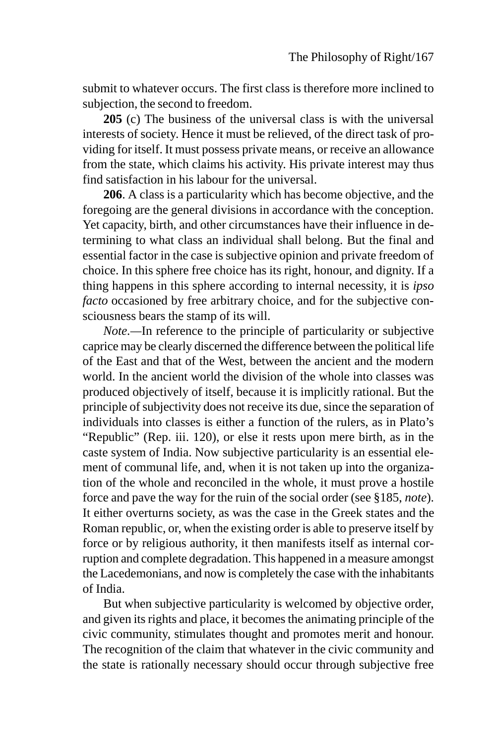submit to whatever occurs. The first class is therefore more inclined to subjection, the second to freedom.

**205** (c) The business of the universal class is with the universal interests of society. Hence it must be relieved, of the direct task of providing for itself. It must possess private means, or receive an allowance from the state, which claims his activity. His private interest may thus find satisfaction in his labour for the universal.

**206**. A class is a particularity which has become objective, and the foregoing are the general divisions in accordance with the conception. Yet capacity, birth, and other circumstances have their influence in determining to what class an individual shall belong. But the final and essential factor in the case is subjective opinion and private freedom of choice. In this sphere free choice has its right, honour, and dignity. If a thing happens in this sphere according to internal necessity, it is *ipso facto* occasioned by free arbitrary choice, and for the subjective consciousness bears the stamp of its will.

*Note*.—In reference to the principle of particularity or subjective caprice may be clearly discerned the difference between the political life of the East and that of the West, between the ancient and the modern world. In the ancient world the division of the whole into classes was produced objectively of itself, because it is implicitly rational. But the principle of subjectivity does not receive its due, since the separation of individuals into classes is either a function of the rulers, as in Plato's "Republic" (Rep. iii. 120), or else it rests upon mere birth, as in the caste system of India. Now subjective particularity is an essential element of communal life, and, when it is not taken up into the organization of the whole and reconciled in the whole, it must prove a hostile force and pave the way for the ruin of the social order (see §185, *note*). It either overturns society, as was the case in the Greek states and the Roman republic, or, when the existing order is able to preserve itself by force or by religious authority, it then manifests itself as internal corruption and complete degradation. This happened in a measure amongst the Lacedemonians, and now is completely the case with the inhabitants of India.

But when subjective particularity is welcomed by objective order, and given its rights and place, it becomes the animating principle of the civic community, stimulates thought and promotes merit and honour. The recognition of the claim that whatever in the civic community and the state is rationally necessary should occur through subjective free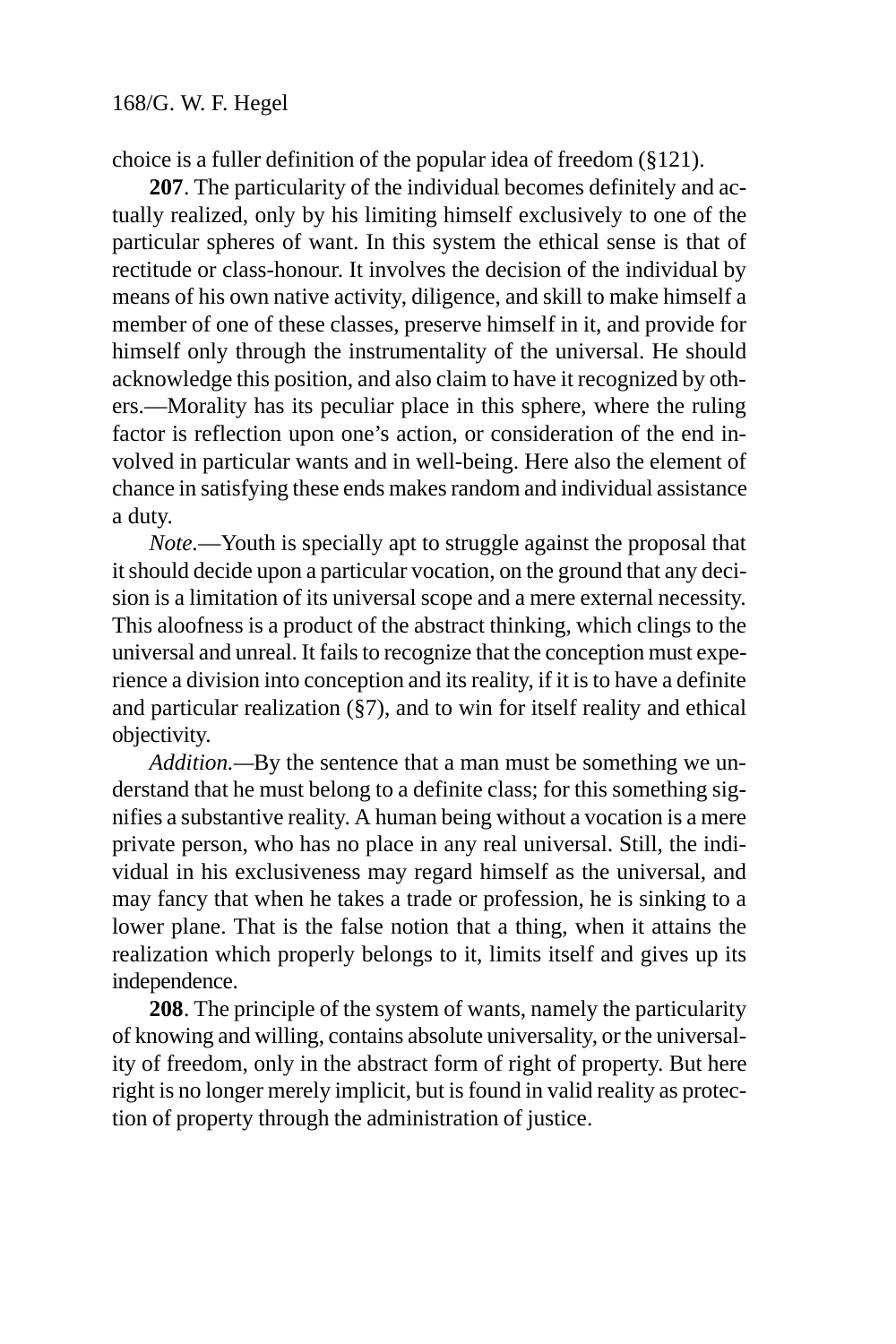choice is a fuller definition of the popular idea of freedom (§121).

**207**. The particularity of the individual becomes definitely and actually realized, only by his limiting himself exclusively to one of the particular spheres of want. In this system the ethical sense is that of rectitude or class-honour. It involves the decision of the individual by means of his own native activity, diligence, and skill to make himself a member of one of these classes, preserve himself in it, and provide for himself only through the instrumentality of the universal. He should acknowledge this position, and also claim to have it recognized by others.—Morality has its peculiar place in this sphere, where the ruling factor is reflection upon one's action, or consideration of the end involved in particular wants and in well-being. Here also the element of chance in satisfying these ends makes random and individual assistance a duty.

*Note*.—Youth is specially apt to struggle against the proposal that it should decide upon a particular vocation, on the ground that any decision is a limitation of its universal scope and a mere external necessity. This aloofness is a product of the abstract thinking, which clings to the universal and unreal. It fails to recognize that the conception must experience a division into conception and its reality, if it is to have a definite and particular realization (§7), and to win for itself reality and ethical objectivity.

*Addition.*—By the sentence that a man must be something we understand that he must belong to a definite class; for this something signifies a substantive reality. A human being without a vocation is a mere private person, who has no place in any real universal. Still, the individual in his exclusiveness may regard himself as the universal, and may fancy that when he takes a trade or profession, he is sinking to a lower plane. That is the false notion that a thing, when it attains the realization which properly belongs to it, limits itself and gives up its independence.

**208**. The principle of the system of wants, namely the particularity of knowing and willing, contains absolute universality, or the universality of freedom, only in the abstract form of right of property. But here right is no longer merely implicit, but is found in valid reality as protection of property through the administration of justice.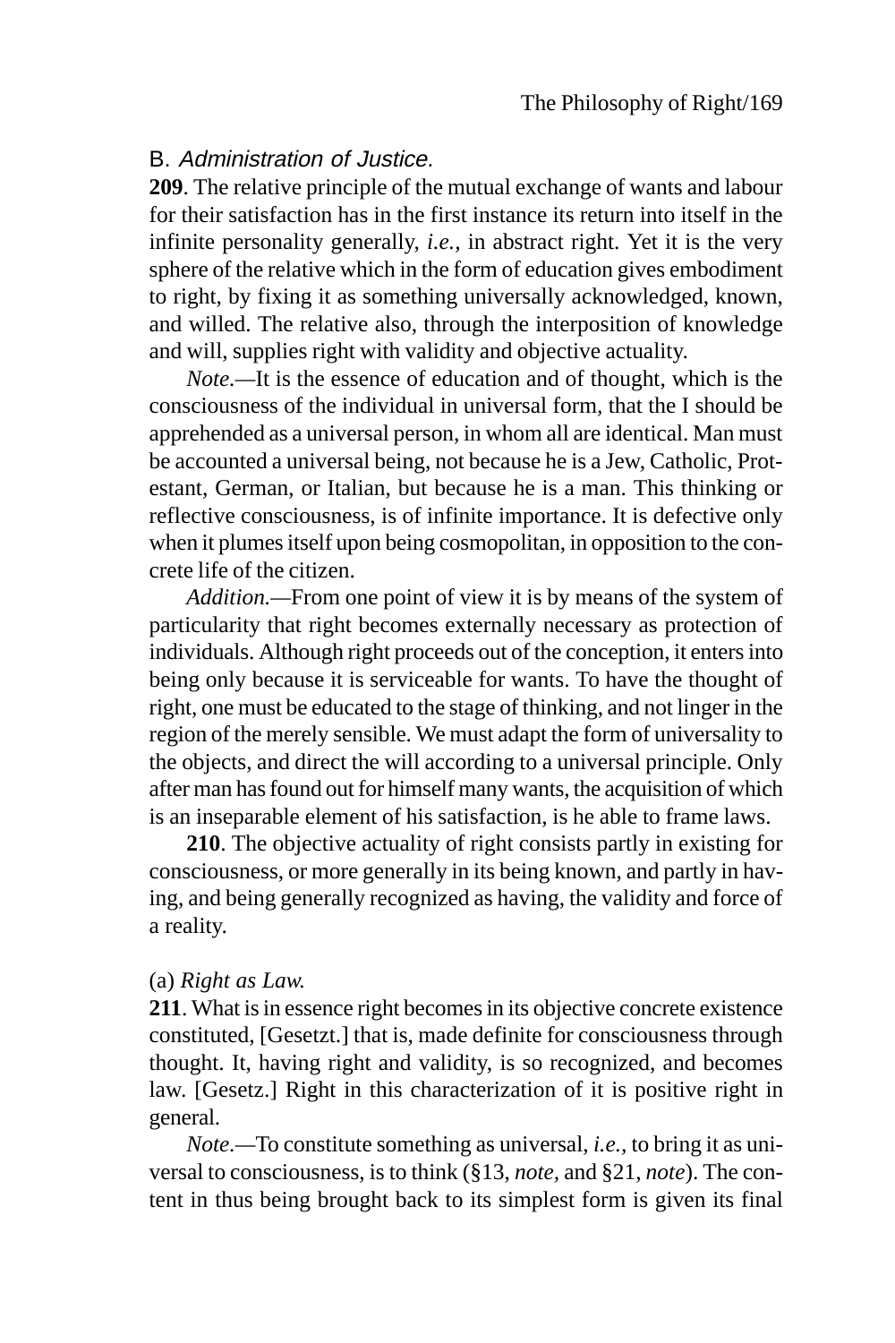## B. *Administration of Justice.*

**209**. The relative principle of the mutual exchange of wants and labour for their satisfaction has in the first instance its return into itself in the infinite personality generally, *i.e.,* in abstract right. Yet it is the very sphere of the relative which in the form of education gives embodiment to right, by fixing it as something universally acknowledged, known, and willed. The relative also, through the interposition of knowledge and will, supplies right with validity and objective actuality.

*Note.*—It is the essence of education and of thought, which is the consciousness of the individual in universal form, that the I should be apprehended as a universal person, in whom all are identical. Man must be accounted a universal being, not because he is a Jew, Catholic, Protestant, German, or Italian, but because he is a man. This thinking or reflective consciousness, is of infinite importance. It is defective only when it plumes itself upon being cosmopolitan, in opposition to the concrete life of the citizen.

*Addition.*—From one point of view it is by means of the system of particularity that right becomes externally necessary as protection of individuals. Although right proceeds out of the conception, it enters into being only because it is serviceable for wants. To have the thought of right, one must be educated to the stage of thinking, and not linger in the region of the merely sensible. We must adapt the form of universality to the objects, and direct the will according to a universal principle. Only after man has found out for himself many wants, the acquisition of which is an inseparable element of his satisfaction, is he able to frame laws.

**210**. The objective actuality of right consists partly in existing for consciousness, or more generally in its being known, and partly in having, and being generally recognized as having, the validity and force of a reality.

### (a) *Right as Law.*

**211**. What is in essence right becomes in its objective concrete existence constituted, [Gesetzt.] that is, made definite for consciousness through thought. It, having right and validity, is so recognized, and becomes law. [Gesetz.] Right in this characterization of it is positive right in general.

*Note.*—To constitute something as universal, *i.e.,* to bring it as universal to consciousness, is to think (§13, *note,* and §21, *note*). The content in thus being brought back to its simplest form is given its final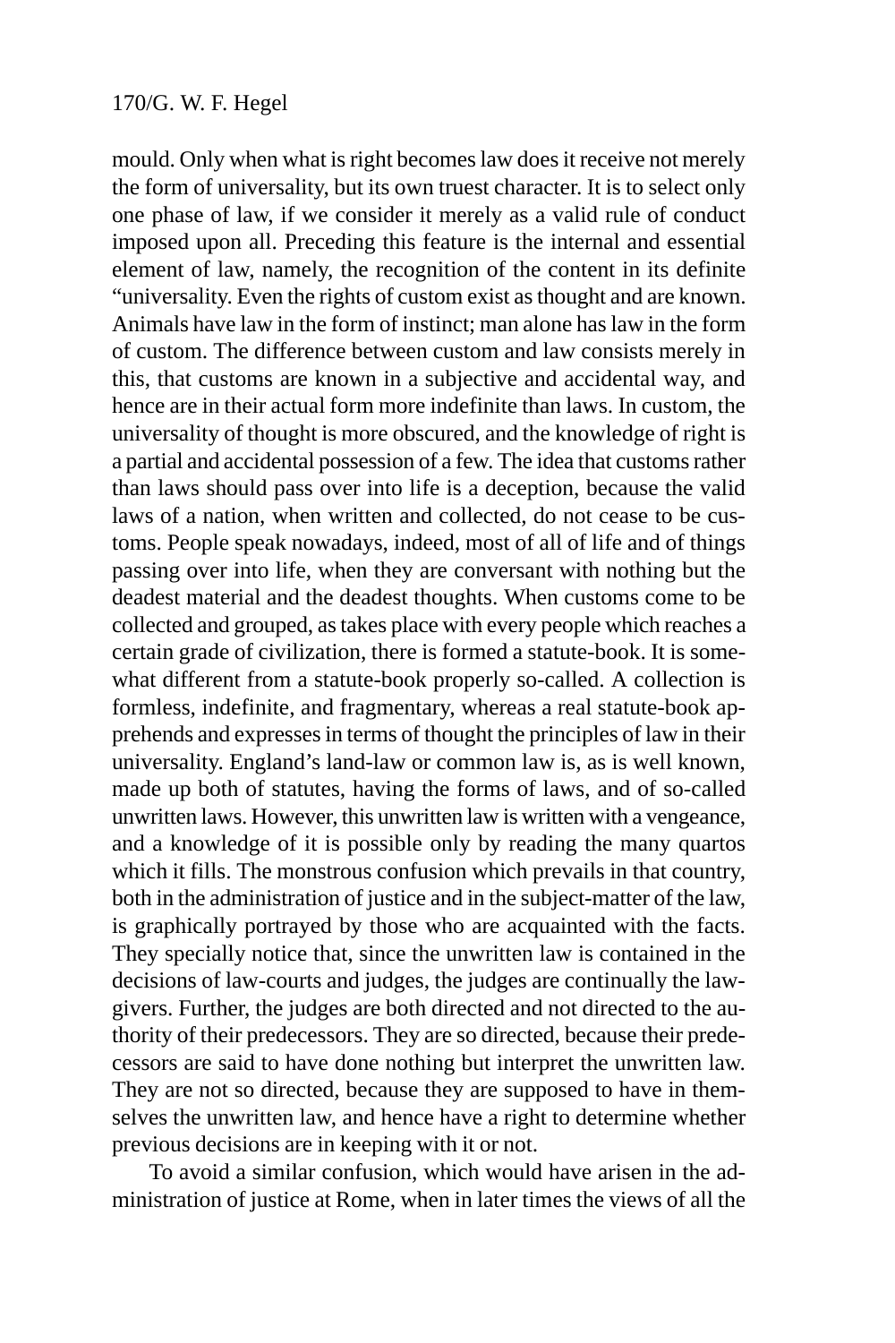mould. Only when what is right becomes law does it receive not merely the form of universality, but its own truest character. It is to select only one phase of law, if we consider it merely as a valid rule of conduct imposed upon all. Preceding this feature is the internal and essential element of law, namely, the recognition of the content in its definite "universality. Even the rights of custom exist as thought and are known. Animals have law in the form of instinct; man alone has law in the form of custom. The difference between custom and law consists merely in this, that customs are known in a subjective and accidental way, and hence are in their actual form more indefinite than laws. In custom, the universality of thought is more obscured, and the knowledge of right is a partial and accidental possession of a few. The idea that customs rather than laws should pass over into life is a deception, because the valid laws of a nation, when written and collected, do not cease to be customs. People speak nowadays, indeed, most of all of life and of things passing over into life, when they are conversant with nothing but the deadest material and the deadest thoughts. When customs come to be collected and grouped, as takes place with every people which reaches a certain grade of civilization, there is formed a statute-book. It is somewhat different from a statute-book properly so-called. A collection is formless, indefinite, and fragmentary, whereas a real statute-book apprehends and expresses in terms of thought the principles of law in their universality. England's land-law or common law is, as is well known, made up both of statutes, having the forms of laws, and of so-called unwritten laws. However, this unwritten law is written with a vengeance, and a knowledge of it is possible only by reading the many quartos which it fills. The monstrous confusion which prevails in that country, both in the administration of justice and in the subject-matter of the law, is graphically portrayed by those who are acquainted with the facts. They specially notice that, since the unwritten law is contained in the decisions of law-courts and judges, the judges are continually the lawgivers. Further, the judges are both directed and not directed to the authority of their predecessors. They are so directed, because their predecessors are said to have done nothing but interpret the unwritten law. They are not so directed, because they are supposed to have in themselves the unwritten law, and hence have a right to determine whether previous decisions are in keeping with it or not.

To avoid a similar confusion, which would have arisen in the administration of justice at Rome, when in later times the views of all the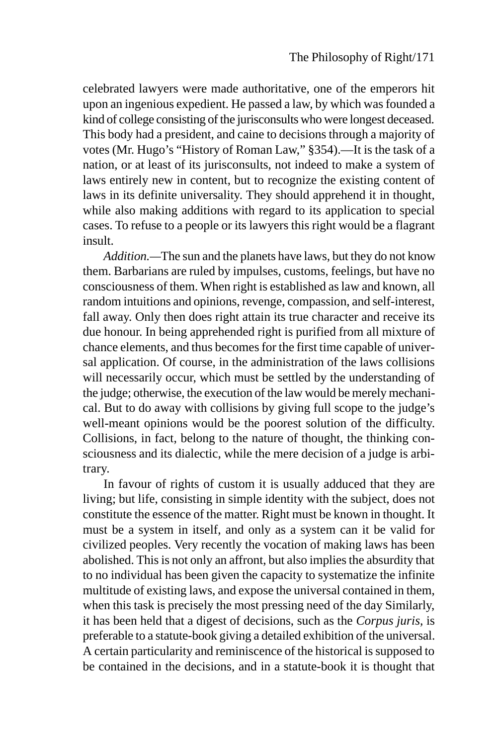celebrated lawyers were made authoritative, one of the emperors hit upon an ingenious expedient. He passed a law, by which was founded a kind of college consisting of the jurisconsults who were longest deceased. This body had a president, and caine to decisions through a majority of votes (Mr. Hugo's "History of Roman Law," §354).—It is the task of a nation, or at least of its jurisconsults, not indeed to make a system of laws entirely new in content, but to recognize the existing content of laws in its definite universality. They should apprehend it in thought, while also making additions with regard to its application to special cases. To refuse to a people or its lawyers this right would be a flagrant insult.

*Addition.*—The sun and the planets have laws, but they do not know them. Barbarians are ruled by impulses, customs, feelings, but have no consciousness of them. When right is established as law and known, all random intuitions and opinions, revenge, compassion, and self-interest, fall away. Only then does right attain its true character and receive its due honour. In being apprehended right is purified from all mixture of chance elements, and thus becomes for the first time capable of universal application. Of course, in the administration of the laws collisions will necessarily occur, which must be settled by the understanding of the judge; otherwise, the execution of the law would be merely mechanical. But to do away with collisions by giving full scope to the judge's well-meant opinions would be the poorest solution of the difficulty. Collisions, in fact, belong to the nature of thought, the thinking consciousness and its dialectic, while the mere decision of a judge is arbitrary.

In favour of rights of custom it is usually adduced that they are living; but life, consisting in simple identity with the subject, does not constitute the essence of the matter. Right must be known in thought. It must be a system in itself, and only as a system can it be valid for civilized peoples. Very recently the vocation of making laws has been abolished. This is not only an affront, but also implies the absurdity that to no individual has been given the capacity to systematize the infinite multitude of existing laws, and expose the universal contained in them, when this task is precisely the most pressing need of the day Similarly, it has been held that a digest of decisions, such as the *Corpus juris*, is preferable to a statute-book giving a detailed exhibition of the universal. A certain particularity and reminiscence of the historical is supposed to be contained in the decisions, and in a statute-book it is thought that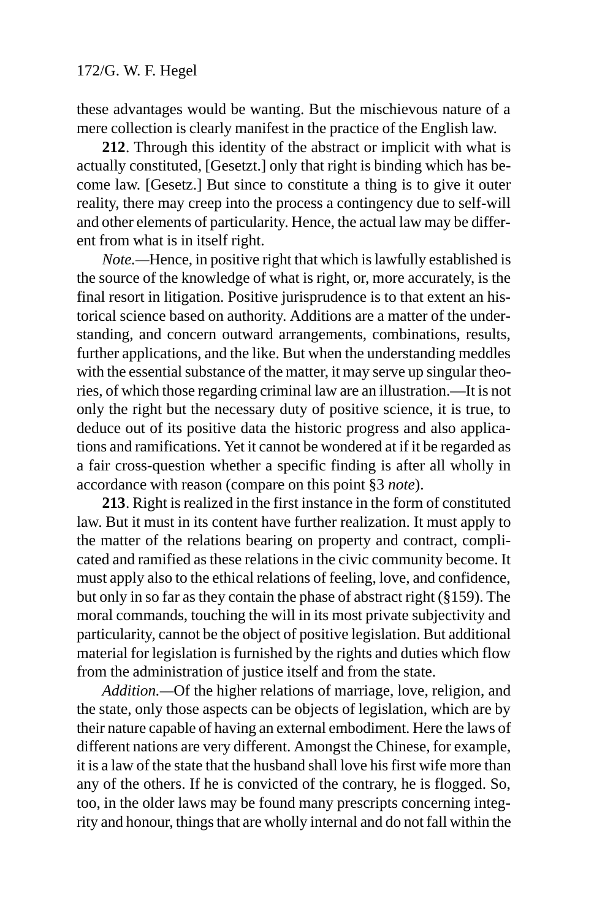these advantages would be wanting. But the mischievous nature of a mere collection is clearly manifest in the practice of the English law.

**212**. Through this identity of the abstract or implicit with what is actually constituted, [Gesetzt.] only that right is binding which has become law. [Gesetz.] But since to constitute a thing is to give it outer reality, there may creep into the process a contingency due to self-will and other elements of particularity. Hence, the actual law may be different from what is in itself right.

*Note.*—Hence, in positive right that which is lawfully established is the source of the knowledge of what is right, or, more accurately, is the final resort in litigation. Positive jurisprudence is to that extent an historical science based on authority. Additions are a matter of the understanding, and concern outward arrangements, combinations, results, further applications, and the like. But when the understanding meddles with the essential substance of the matter, it may serve up singular theories, of which those regarding criminal law are an illustration.—It is not only the right but the necessary duty of positive science, it is true, to deduce out of its positive data the historic progress and also applications and ramifications. Yet it cannot be wondered at if it be regarded as a fair cross-question whether a specific finding is after all wholly in accordance with reason (compare on this point §3 *note*).

**213**. Right is realized in the first instance in the form of constituted law. But it must in its content have further realization. It must apply to the matter of the relations bearing on property and contract, complicated and ramified as these relations in the civic community become. It must apply also to the ethical relations of feeling, love, and confidence, but only in so far as they contain the phase of abstract right (§159). The moral commands, touching the will in its most private subjectivity and particularity, cannot be the object of positive legislation. But additional material for legislation is furnished by the rights and duties which flow from the administration of justice itself and from the state.

*Addition.*—Of the higher relations of marriage, love, religion, and the state, only those aspects can be objects of legislation, which are by their nature capable of having an external embodiment. Here the laws of different nations are very different. Amongst the Chinese, for example, it is a law of the state that the husband shall love his first wife more than any of the others. If he is convicted of the contrary, he is flogged. So, too, in the older laws may be found many prescripts concerning integrity and honour, things that are wholly internal and do not fall within the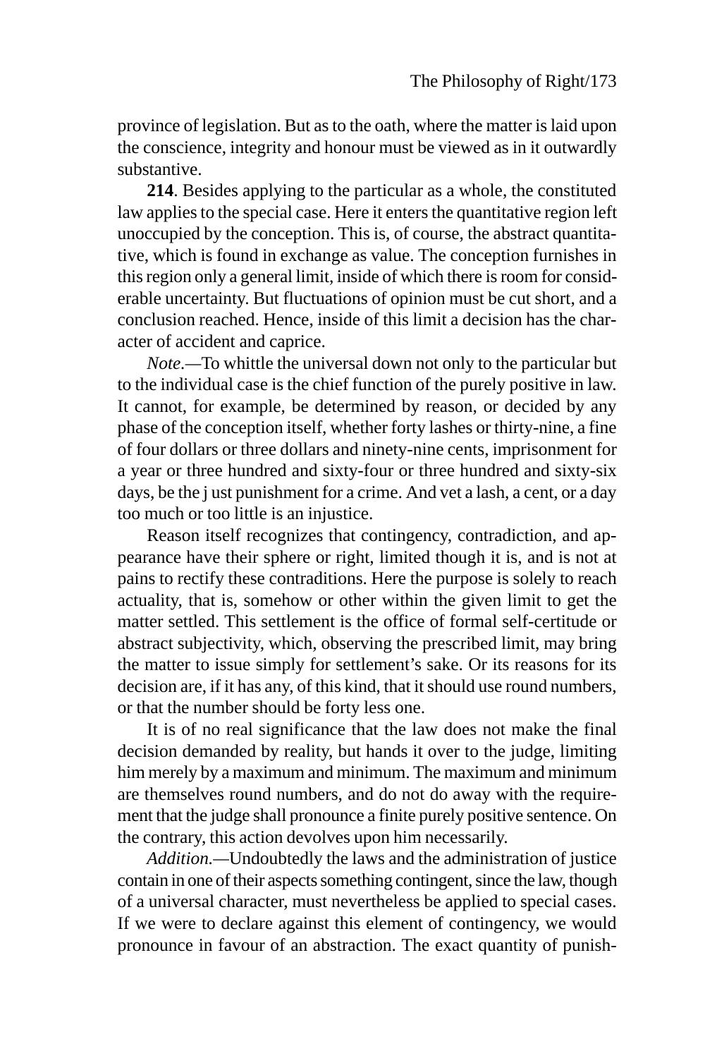province of legislation. But as to the oath, where the matter is laid upon the conscience, integrity and honour must be viewed as in it outwardly substantive.

**214**. Besides applying to the particular as a whole, the constituted law applies to the special case. Here it enters the quantitative region left unoccupied by the conception. This is, of course, the abstract quantitative, which is found in exchange as value. The conception furnishes in this region only a general limit, inside of which there is room for considerable uncertainty. But fluctuations of opinion must be cut short, and a conclusion reached. Hence, inside of this limit a decision has the character of accident and caprice.

*Note.*—To whittle the universal down not only to the particular but to the individual case is the chief function of the purely positive in law. It cannot, for example, be determined by reason, or decided by any phase of the conception itself, whether forty lashes or thirty-nine, a fine of four dollars or three dollars and ninety-nine cents, imprisonment for a year or three hundred and sixty-four or three hundred and sixty-six days, be the j ust punishment for a crime. And vet a lash, a cent, or a day too much or too little is an injustice.

Reason itself recognizes that contingency, contradiction, and appearance have their sphere or right, limited though it is, and is not at pains to rectify these contradictions. Here the purpose is solely to reach actuality, that is, somehow or other within the given limit to get the matter settled. This settlement is the office of formal self-certitude or abstract subjectivity, which, observing the prescribed limit, may bring the matter to issue simply for settlement's sake. Or its reasons for its decision are, if it has any, of this kind, that it should use round numbers, or that the number should be forty less one.

It is of no real significance that the law does not make the final decision demanded by reality, but hands it over to the judge, limiting him merely by a maximum and minimum. The maximum and minimum are themselves round numbers, and do not do away with the requirement that the judge shall pronounce a finite purely positive sentence. On the contrary, this action devolves upon him necessarily.

*Addition.*—Undoubtedly the laws and the administration of justice contain in one of their aspects something contingent, since the law, though of a universal character, must nevertheless be applied to special cases. If we were to declare against this element of contingency, we would pronounce in favour of an abstraction. The exact quantity of punish-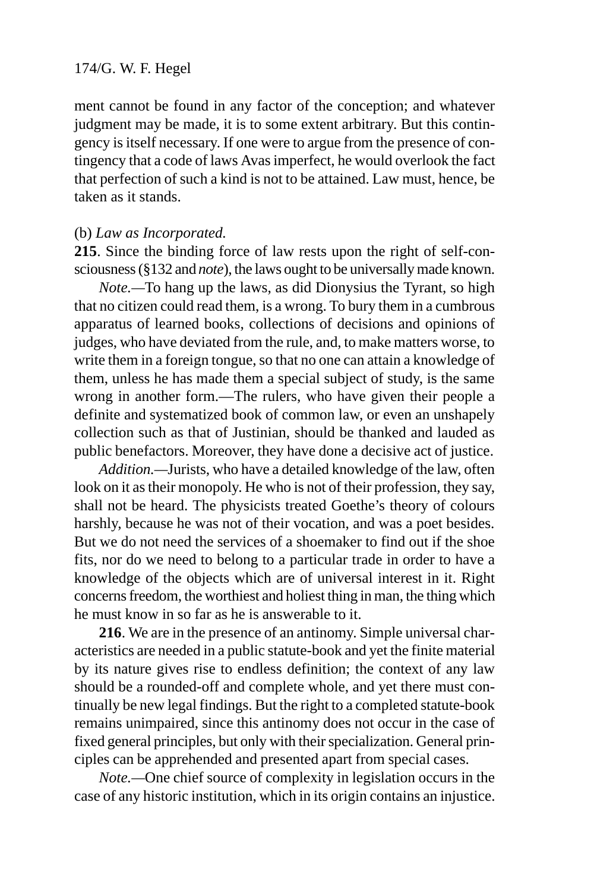ment cannot be found in any factor of the conception; and whatever judgment may be made, it is to some extent arbitrary. But this contingency is itself necessary. If one were to argue from the presence of contingency that a code of laws Avas imperfect, he would overlook the fact that perfection of such a kind is not to be attained. Law must, hence, be taken as it stands.

(b) *Law as Incorporated.*

**215**. Since the binding force of law rests upon the right of self-consciousness (§132 and *note*), the laws ought to be universally made known.

*Note.*—To hang up the laws, as did Dionysius the Tyrant, so high that no citizen could read them, is a wrong. To bury them in a cumbrous apparatus of learned books, collections of decisions and opinions of judges, who have deviated from the rule, and, to make matters worse, to write them in a foreign tongue, so that no one can attain a knowledge of them, unless he has made them a special subject of study, is the same wrong in another form.—The rulers, who have given their people a definite and systematized book of common law, or even an unshapely collection such as that of Justinian, should be thanked and lauded as public benefactors. Moreover, they have done a decisive act of justice.

*Addition.*—Jurists, who have a detailed knowledge of the law, often look on it as their monopoly. He who is not of their profession, they say, shall not be heard. The physicists treated Goethe's theory of colours harshly, because he was not of their vocation, and was a poet besides. But we do not need the services of a shoemaker to find out if the shoe fits, nor do we need to belong to a particular trade in order to have a knowledge of the objects which are of universal interest in it. Right concerns freedom, the worthiest and holiest thing in man, the thing which he must know in so far as he is answerable to it.

**216**. We are in the presence of an antinomy. Simple universal characteristics are needed in a public statute-book and yet the finite material by its nature gives rise to endless definition; the context of any law should be a rounded-off and complete whole, and yet there must continually be new legal findings. But the right to a completed statute-book remains unimpaired, since this antinomy does not occur in the case of fixed general principles, but only with their specialization. General principles can be apprehended and presented apart from special cases.

*Note.*—One chief source of complexity in legislation occurs in the case of any historic institution, which in its origin contains an injustice.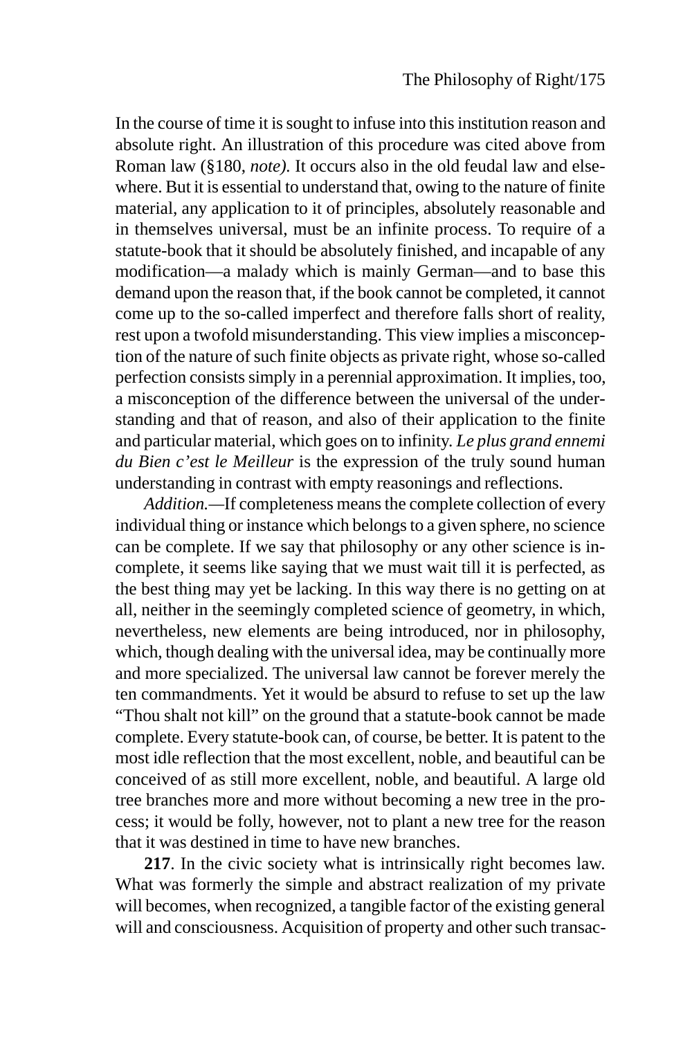In the course of time it is sought to infuse into this institution reason and absolute right. An illustration of this procedure was cited above from Roman law (§180, *note)*. It occurs also in the old feudal law and elsewhere. But it is essential to understand that, owing to the nature of finite material, any application to it of principles, absolutely reasonable and in themselves universal, must be an infinite process. To require of a statute-book that it should be absolutely finished, and incapable of any modification—a malady which is mainly German—and to base this demand upon the reason that, if the book cannot be completed, it cannot come up to the so-called imperfect and therefore falls short of reality, rest upon a twofold misunderstanding. This view implies a misconception of the nature of such finite objects as private right, whose so-called perfection consists simply in a perennial approximation. It implies, too, a misconception of the difference between the universal of the understanding and that of reason, and also of their application to the finite and particular material, which goes on to infinity. *Le plus grand ennemi du Bien c'est le Meilleur* is the expression of the truly sound human understanding in contrast with empty reasonings and reflections.

*Addition.*—If completeness means the complete collection of every individual thing or instance which belongs to a given sphere, no science can be complete. If we say that philosophy or any other science is incomplete, it seems like saying that we must wait till it is perfected, as the best thing may yet be lacking. In this way there is no getting on at all, neither in the seemingly completed science of geometry, in which, nevertheless, new elements are being introduced, nor in philosophy, which, though dealing with the universal idea, may be continually more and more specialized. The universal law cannot be forever merely the ten commandments. Yet it would be absurd to refuse to set up the law "Thou shalt not kill" on the ground that a statute-book cannot be made complete. Every statute-book can, of course, be better. It is patent to the most idle reflection that the most excellent, noble, and beautiful can be conceived of as still more excellent, noble, and beautiful. A large old tree branches more and more without becoming a new tree in the process; it would be folly, however, not to plant a new tree for the reason that it was destined in time to have new branches.

**217**. In the civic society what is intrinsically right becomes law. What was formerly the simple and abstract realization of my private will becomes, when recognized, a tangible factor of the existing general will and consciousness. Acquisition of property and other such transac-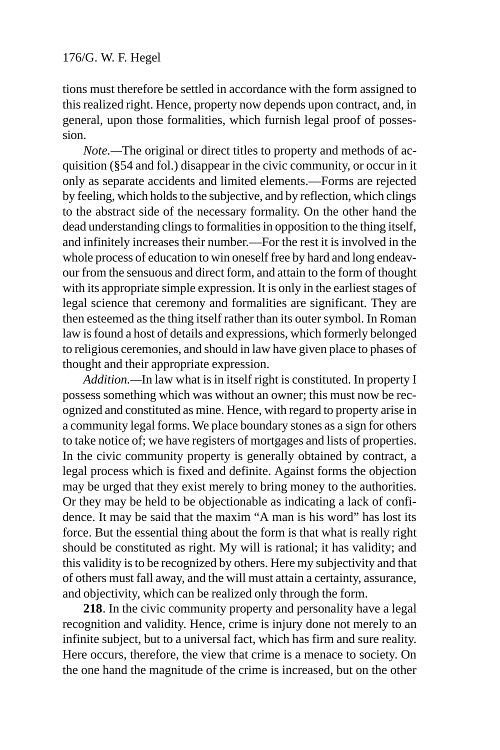tions must therefore be settled in accordance with the form assigned to this realized right. Hence, property now depends upon contract, and, in general, upon those formalities, which furnish legal proof of possession.

*Note.*—The original or direct titles to property and methods of acquisition (§54 and fol.) disappear in the civic community, or occur in it only as separate accidents and limited elements.—Forms are rejected by feeling, which holds to the subjective, and by reflection, which clings to the abstract side of the necessary formality. On the other hand the dead understanding clings to formalities in opposition to the thing itself, and infinitely increases their number.—For the rest it is involved in the whole process of education to win oneself free by hard and long endeavour from the sensuous and direct form, and attain to the form of thought with its appropriate simple expression. It is only in the earliest stages of legal science that ceremony and formalities are significant. They are then esteemed as the thing itself rather than its outer symbol. In Roman law is found a host of details and expressions, which formerly belonged to religious ceremonies, and should in law have given place to phases of thought and their appropriate expression.

*Addition.*—In law what is in itself right is constituted. In property I possess something which was without an owner; this must now be recognized and constituted as mine. Hence, with regard to property arise in a community legal forms. We place boundary stones as a sign for others to take notice of; we have registers of mortgages and lists of properties. In the civic community property is generally obtained by contract, a legal process which is fixed and definite. Against forms the objection may be urged that they exist merely to bring money to the authorities. Or they may be held to be objectionable as indicating a lack of confidence. It may be said that the maxim "A man is his word" has lost its force. But the essential thing about the form is that what is really right should be constituted as right. My will is rational; it has validity; and this validity is to be recognized by others. Here my subjectivity and that of others must fall away, and the will must attain a certainty, assurance, and objectivity, which can be realized only through the form.

**218**. In the civic community property and personality have a legal recognition and validity. Hence, crime is injury done not merely to an infinite subject, but to a universal fact, which has firm and sure reality. Here occurs, therefore, the view that crime is a menace to society. On the one hand the magnitude of the crime is increased, but on the other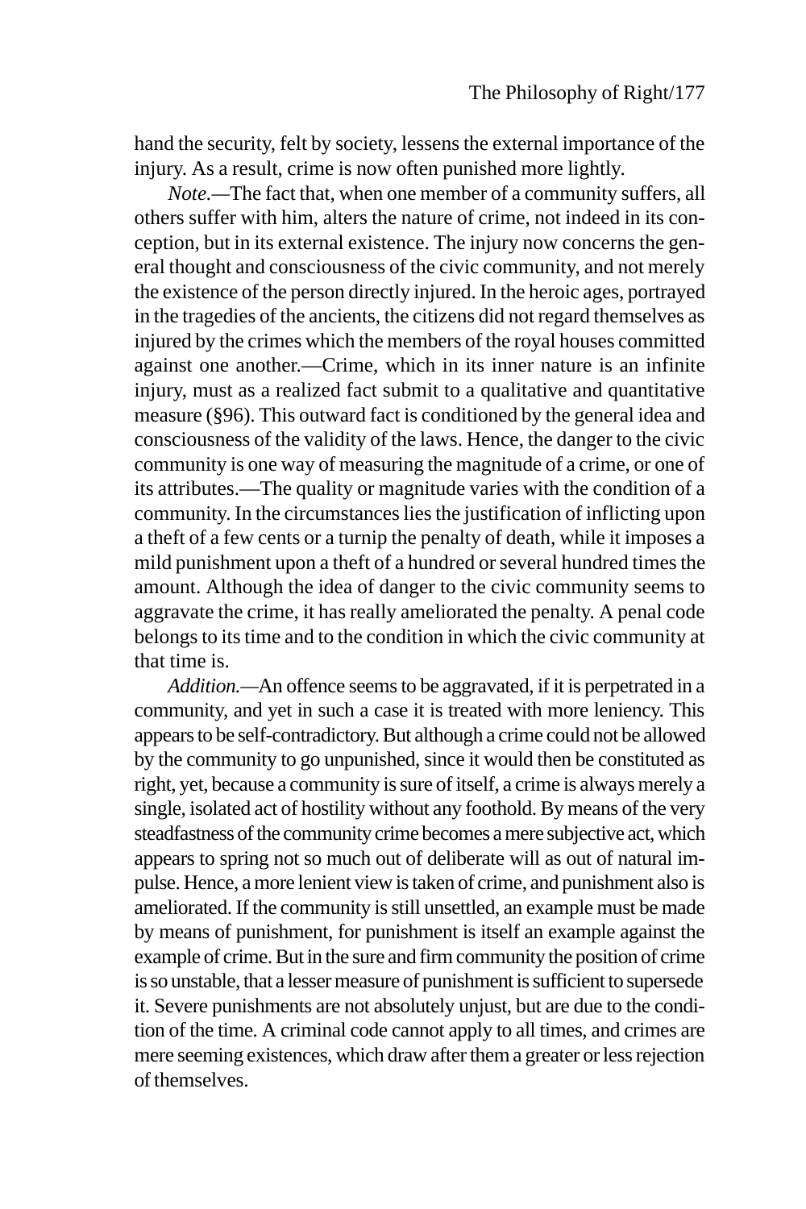hand the security, felt by society, lessens the external importance of the injury. As a result, crime is now often punished more lightly.

*Note.*—The fact that, when one member of a community suffers, all others suffer with him, alters the nature of crime, not indeed in its conception, but in its external existence. The injury now concerns the general thought and consciousness of the civic community, and not merely the existence of the person directly injured. In the heroic ages, portrayed in the tragedies of the ancients, the citizens did not regard themselves as injured by the crimes which the members of the royal houses committed against one another.—Crime, which in its inner nature is an infinite injury, must as a realized fact submit to a qualitative and quantitative measure (§96). This outward fact is conditioned by the general idea and consciousness of the validity of the laws. Hence, the danger to the civic community is one way of measuring the magnitude of a crime, or one of its attributes.—The quality or magnitude varies with the condition of a community. In the circumstances lies the justification of inflicting upon a theft of a few cents or a turnip the penalty of death, while it imposes a mild punishment upon a theft of a hundred or several hundred times the amount. Although the idea of danger to the civic community seems to aggravate the crime, it has really ameliorated the penalty. A penal code belongs to its time and to the condition in which the civic community at that time is.

*Addition.*—An offence seems to be aggravated, if it is perpetrated in a community, and yet in such a case it is treated with more leniency. This appears to be self-contradictory. But although a crime could not be allowed by the community to go unpunished, since it would then be constituted as right, yet, because a community is sure of itself, a crime is always merely a single, isolated act of hostility without any foothold. By means of the very steadfastness of the community crime becomes a mere subjective act, which appears to spring not so much out of deliberate will as out of natural impulse. Hence, a more lenient view is taken of crime, and punishment also is ameliorated. If the community is still unsettled, an example must be made by means of punishment, for punishment is itself an example against the example of crime. But in the sure and firm community the position of crime is so unstable, that a lesser measure of punishment is sufficient to supersede it. Severe punishments are not absolutely unjust, but are due to the condition of the time. A criminal code cannot apply to all times, and crimes are mere seeming existences, which draw after them a greater or less rejection of themselves.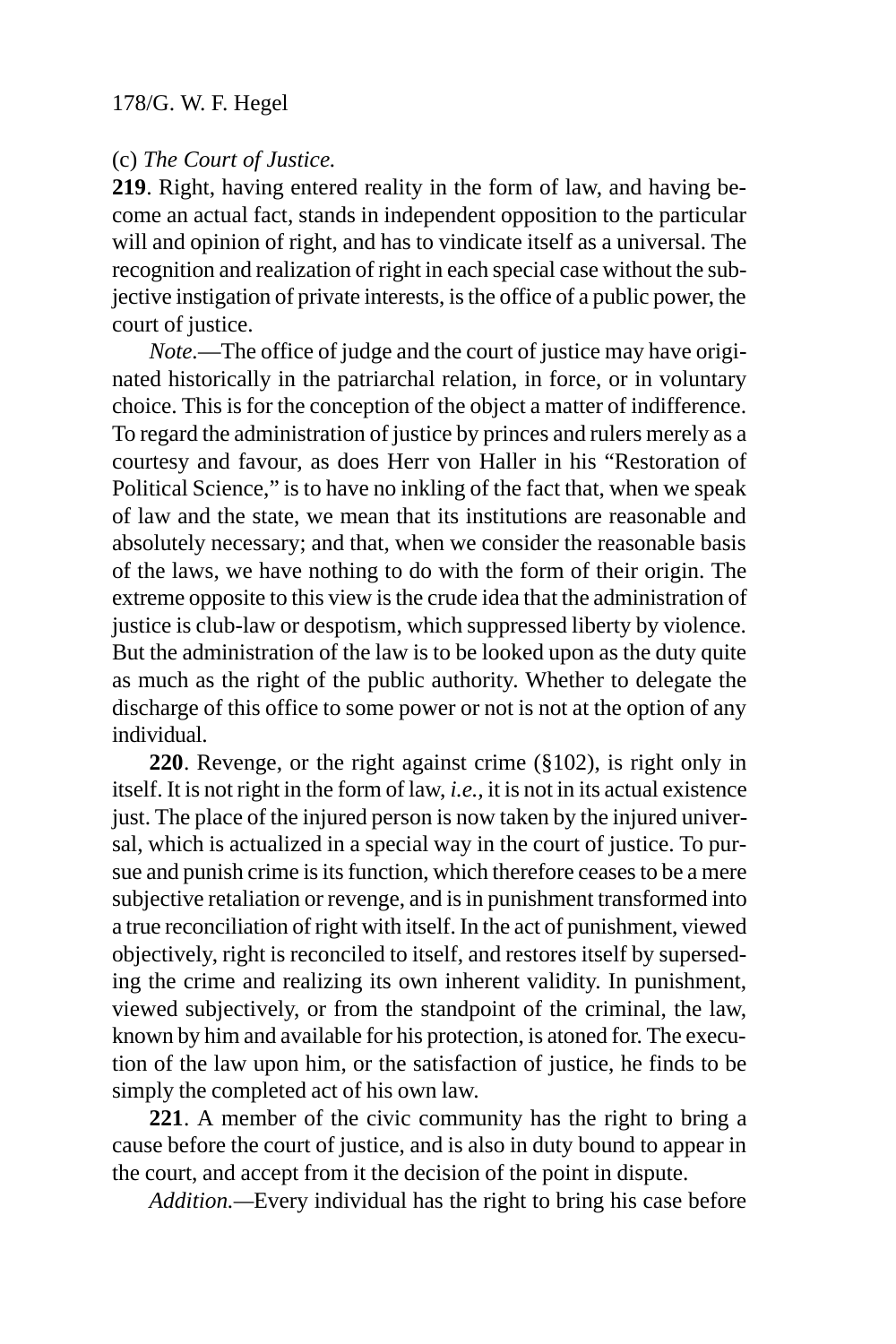(c) *The Court of Justice.*

**219**. Right, having entered reality in the form of law, and having become an actual fact, stands in independent opposition to the particular will and opinion of right, and has to vindicate itself as a universal. The recognition and realization of right in each special case without the subjective instigation of private interests, is the office of a public power, the court of justice.

*Note.*—The office of judge and the court of justice may have originated historically in the patriarchal relation, in force, or in voluntary choice. This is for the conception of the object a matter of indifference. To regard the administration of justice by princes and rulers merely as a courtesy and favour, as does Herr von Haller in his "Restoration of Political Science," is to have no inkling of the fact that, when we speak of law and the state, we mean that its institutions are reasonable and absolutely necessary; and that, when we consider the reasonable basis of the laws, we have nothing to do with the form of their origin. The extreme opposite to this view is the crude idea that the administration of justice is club-law or despotism, which suppressed liberty by violence. But the administration of the law is to be looked upon as the duty quite as much as the right of the public authority. Whether to delegate the discharge of this office to some power or not is not at the option of any individual.

**220**. Revenge, or the right against crime (§102), is right only in itself. It is not right in the form of law, *i.e.,* it is not in its actual existence just. The place of the injured person is now taken by the injured universal, which is actualized in a special way in the court of justice. To pursue and punish crime is its function, which therefore ceases to be a mere subjective retaliation or revenge, and is in punishment transformed into a true reconciliation of right with itself. In the act of punishment, viewed objectively, right is reconciled to itself, and restores itself by superseding the crime and realizing its own inherent validity. In punishment, viewed subjectively, or from the standpoint of the criminal, the law, known by him and available for his protection, is atoned for. The execution of the law upon him, or the satisfaction of justice, he finds to be simply the completed act of his own law.

**221**. A member of the civic community has the right to bring a cause before the court of justice, and is also in duty bound to appear in the court, and accept from it the decision of the point in dispute.

*Addition.*—Every individual has the right to bring his case before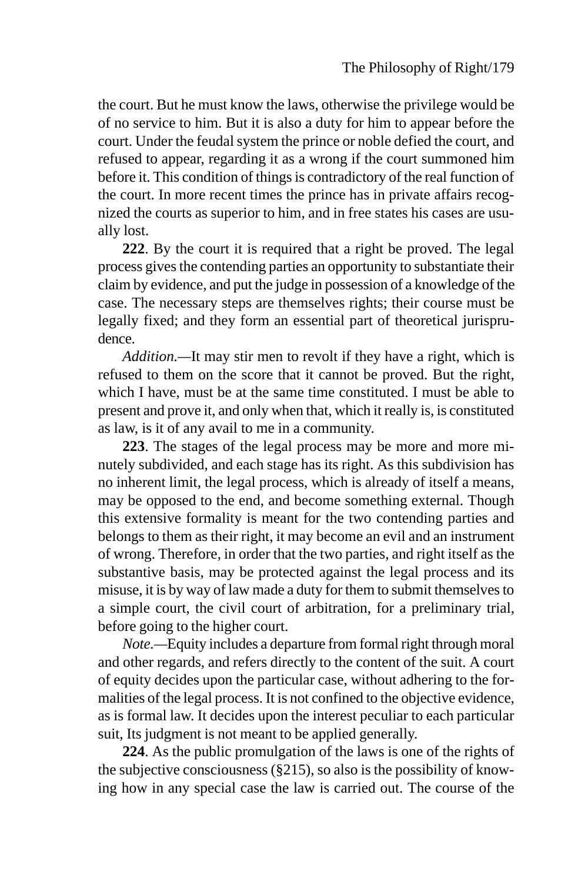the court. But he must know the laws, otherwise the privilege would be of no service to him. But it is also a duty for him to appear before the court. Under the feudal system the prince or noble defied the court, and refused to appear, regarding it as a wrong if the court summoned him before it. This condition of things is contradictory of the real function of the court. In more recent times the prince has in private affairs recognized the courts as superior to him, and in free states his cases are usually lost.

**222**. By the court it is required that a right be proved. The legal process gives the contending parties an opportunity to substantiate their claim by evidence, and put the judge in possession of a knowledge of the case. The necessary steps are themselves rights; their course must be legally fixed; and they form an essential part of theoretical jurisprudence.

*Addition.*—It may stir men to revolt if they have a right, which is refused to them on the score that it cannot be proved. But the right, which I have, must be at the same time constituted. I must be able to present and prove it, and only when that, which it really is, is constituted as law, is it of any avail to me in a community.

**223**. The stages of the legal process may be more and more minutely subdivided, and each stage has its right. As this subdivision has no inherent limit, the legal process, which is already of itself a means, may be opposed to the end, and become something external. Though this extensive formality is meant for the two contending parties and belongs to them as their right, it may become an evil and an instrument of wrong. Therefore, in order that the two parties, and right itself as the substantive basis, may be protected against the legal process and its misuse, it is by way of law made a duty for them to submit themselves to a simple court, the civil court of arbitration, for a preliminary trial, before going to the higher court.

*Note.*—Equity includes a departure from formal right through moral and other regards, and refers directly to the content of the suit. A court of equity decides upon the particular case, without adhering to the formalities of the legal process. It is not confined to the objective evidence, as is formal law. It decides upon the interest peculiar to each particular suit, Its judgment is not meant to be applied generally.

**224**. As the public promulgation of the laws is one of the rights of the subjective consciousness (§215), so also is the possibility of knowing how in any special case the law is carried out. The course of the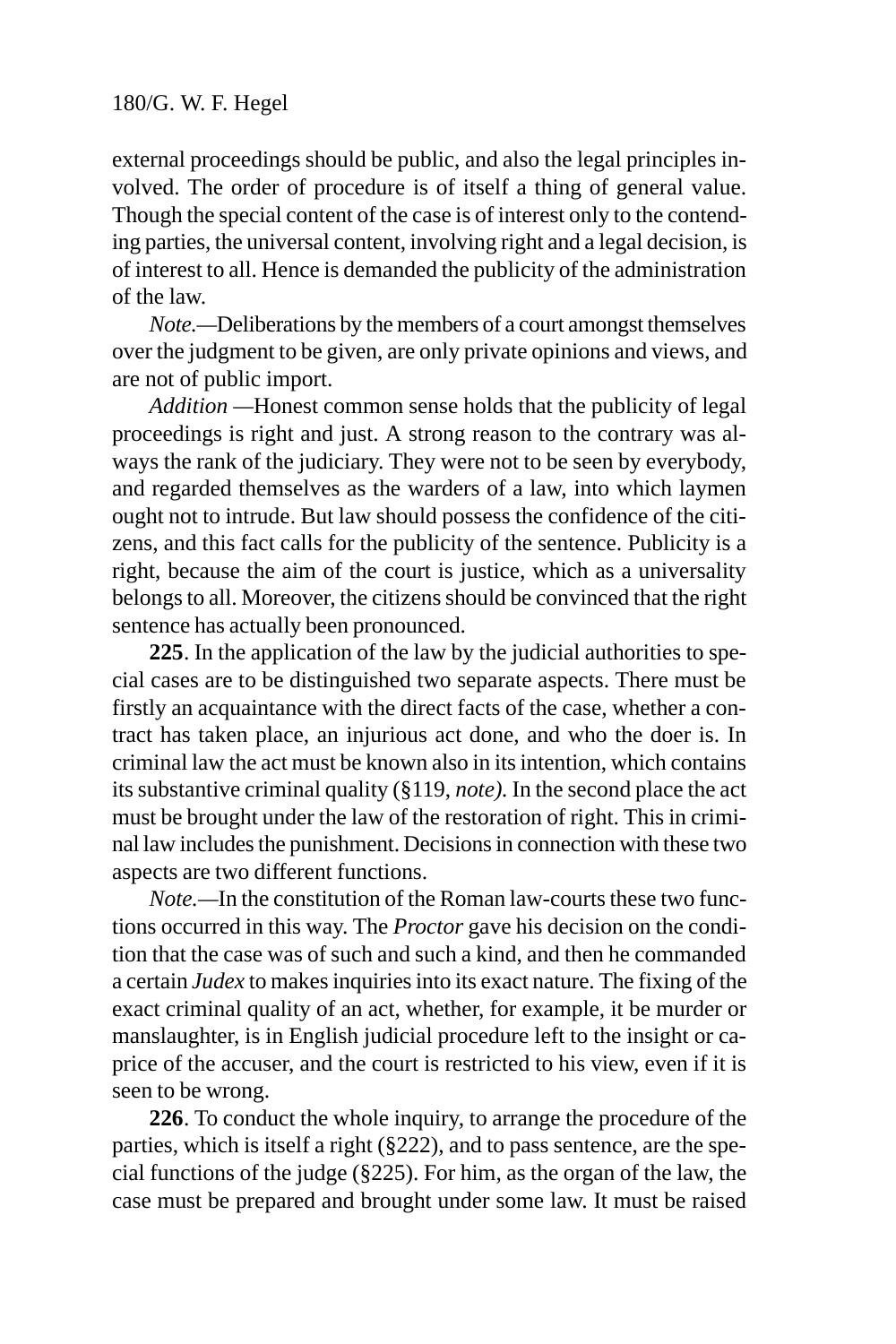external proceedings should be public, and also the legal principles involved. The order of procedure is of itself a thing of general value. Though the special content of the case is of interest only to the contending parties, the universal content, involving right and a legal decision, is of interest to all. Hence is demanded the publicity of the administration of the law.

*Note.*—Deliberations by the members of a court amongst themselves over the judgment to be given, are only private opinions and views, and are not of public import.

*Addition* —Honest common sense holds that the publicity of legal proceedings is right and just. A strong reason to the contrary was always the rank of the judiciary. They were not to be seen by everybody, and regarded themselves as the warders of a law, into which laymen ought not to intrude. But law should possess the confidence of the citizens, and this fact calls for the publicity of the sentence. Publicity is a right, because the aim of the court is justice, which as a universality belongs to all. Moreover, the citizens should be convinced that the right sentence has actually been pronounced.

**225**. In the application of the law by the judicial authorities to special cases are to be distinguished two separate aspects. There must be firstly an acquaintance with the direct facts of the case, whether a contract has taken place, an injurious act done, and who the doer is. In criminal law the act must be known also in its intention, which contains its substantive criminal quality (§119, *note)*. In the second place the act must be brought under the law of the restoration of right. This in criminal law includes the punishment. Decisions in connection with these two aspects are two different functions.

*Note.*—In the constitution of the Roman law-courts these two functions occurred in this way. The *Proctor* gave his decision on the condition that the case was of such and such a kind, and then he commanded a certain *Judex* to makes inquiries into its exact nature. The fixing of the exact criminal quality of an act, whether, for example, it be murder or manslaughter, is in English judicial procedure left to the insight or caprice of the accuser, and the court is restricted to his view, even if it is seen to be wrong.

**226**. To conduct the whole inquiry, to arrange the procedure of the parties, which is itself a right (§222), and to pass sentence, are the special functions of the judge (§225). For him, as the organ of the law, the case must be prepared and brought under some law. It must be raised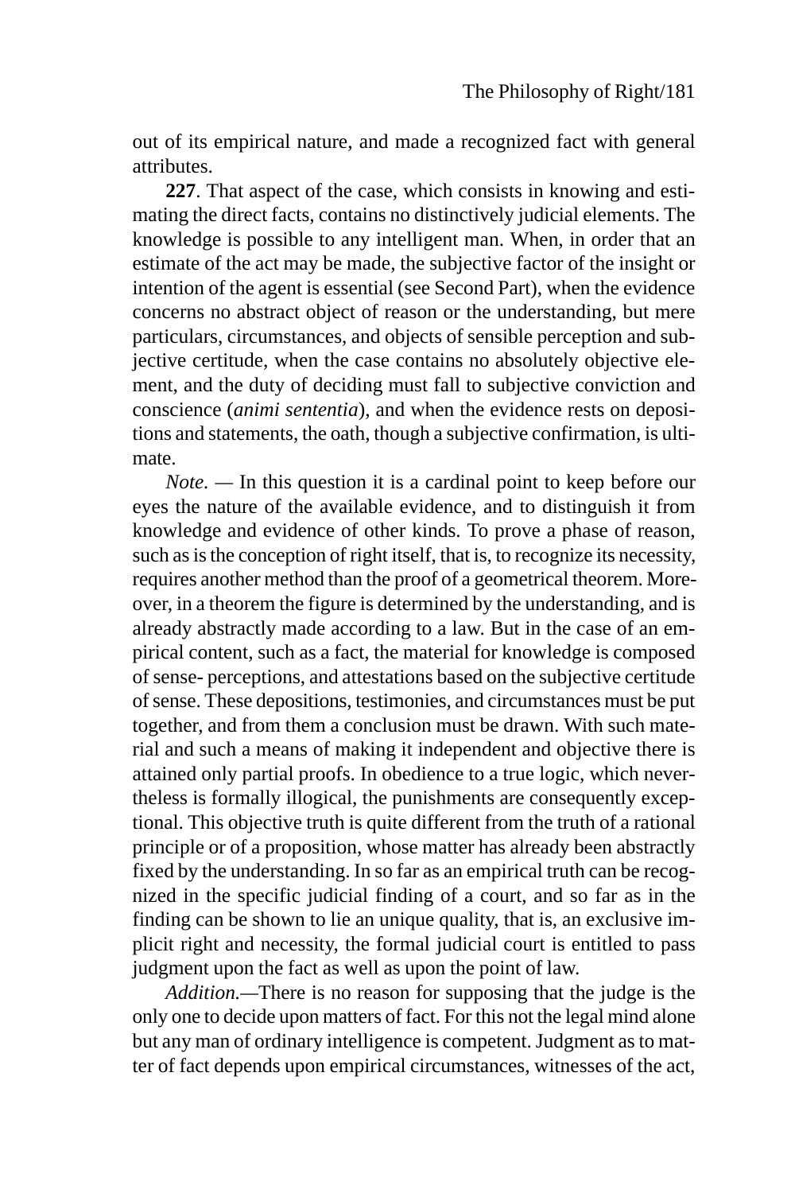out of its empirical nature, and made a recognized fact with general attributes.

**227**. That aspect of the case, which consists in knowing and estimating the direct facts, contains no distinctively judicial elements. The knowledge is possible to any intelligent man. When, in order that an estimate of the act may be made, the subjective factor of the insight or intention of the agent is essential (see Second Part), when the evidence concerns no abstract object of reason or the understanding, but mere particulars, circumstances, and objects of sensible perception and subjective certitude, when the case contains no absolutely objective element, and the duty of deciding must fall to subjective conviction and conscience (*animi sententia*), and when the evidence rests on depositions and statements, the oath, though a subjective confirmation, is ultimate.

*Note.* — In this question it is a cardinal point to keep before our eyes the nature of the available evidence, and to distinguish it from knowledge and evidence of other kinds. To prove a phase of reason, such as is the conception of right itself, that is, to recognize its necessity, requires another method than the proof of a geometrical theorem. Moreover, in a theorem the figure is determined by the understanding, and is already abstractly made according to a law. But in the case of an empirical content, such as a fact, the material for knowledge is composed of sense- perceptions, and attestations based on the subjective certitude of sense. These depositions, testimonies, and circumstances must be put together, and from them a conclusion must be drawn. With such material and such a means of making it independent and objective there is attained only partial proofs. In obedience to a true logic, which nevertheless is formally illogical, the punishments are consequently exceptional. This objective truth is quite different from the truth of a rational principle or of a proposition, whose matter has already been abstractly fixed by the understanding. In so far as an empirical truth can be recognized in the specific judicial finding of a court, and so far as in the finding can be shown to lie an unique quality, that is, an exclusive implicit right and necessity, the formal judicial court is entitled to pass judgment upon the fact as well as upon the point of law.

*Addition.*—There is no reason for supposing that the judge is the only one to decide upon matters of fact. For this not the legal mind alone but any man of ordinary intelligence is competent. Judgment as to matter of fact depends upon empirical circumstances, witnesses of the act,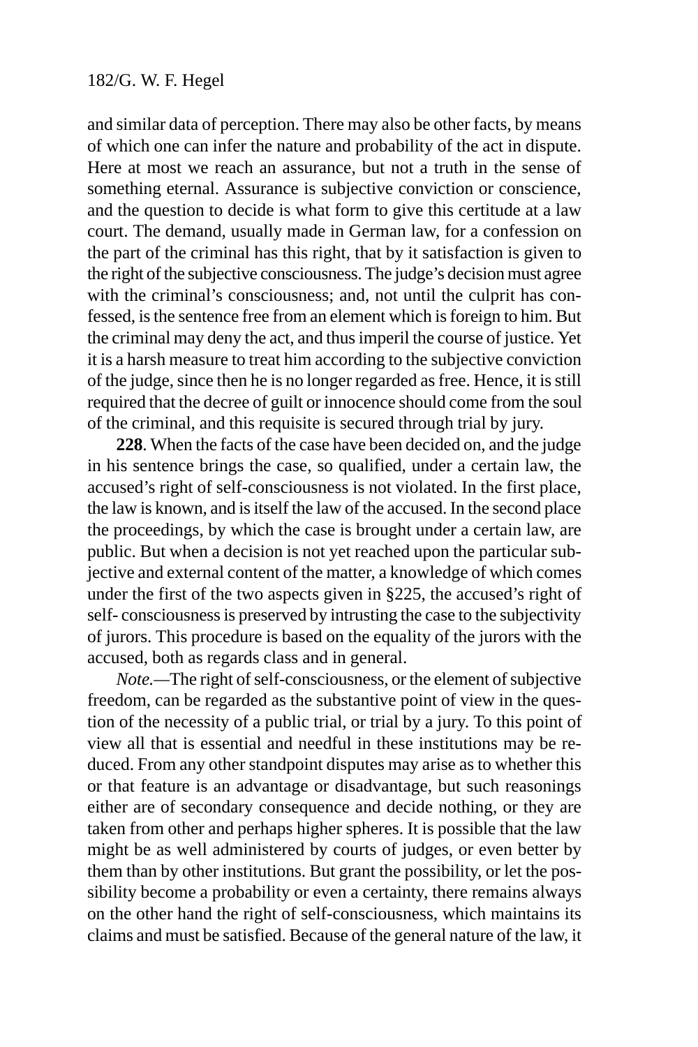and similar data of perception. There may also be other facts, by means of which one can infer the nature and probability of the act in dispute. Here at most we reach an assurance, but not a truth in the sense of something eternal. Assurance is subjective conviction or conscience, and the question to decide is what form to give this certitude at a law court. The demand, usually made in German law, for a confession on the part of the criminal has this right, that by it satisfaction is given to the right of the subjective consciousness. The judge's decision must agree with the criminal's consciousness; and, not until the culprit has confessed, is the sentence free from an element which is foreign to him. But the criminal may deny the act, and thus imperil the course of justice. Yet it is a harsh measure to treat him according to the subjective conviction of the judge, since then he is no longer regarded as free. Hence, it is still required that the decree of guilt or innocence should come from the soul of the criminal, and this requisite is secured through trial by jury.

**228**. When the facts of the case have been decided on, and the judge in his sentence brings the case, so qualified, under a certain law, the accused's right of self-consciousness is not violated. In the first place, the law is known, and is itself the law of the accused. In the second place the proceedings, by which the case is brought under a certain law, are public. But when a decision is not yet reached upon the particular subjective and external content of the matter, a knowledge of which comes under the first of the two aspects given in §225, the accused's right of self- consciousness is preserved by intrusting the case to the subjectivity of jurors. This procedure is based on the equality of the jurors with the accused, both as regards class and in general.

*Note.*—The right of self-consciousness, or the element of subjective freedom, can be regarded as the substantive point of view in the question of the necessity of a public trial, or trial by a jury. To this point of view all that is essential and needful in these institutions may be reduced. From any other standpoint disputes may arise as to whether this or that feature is an advantage or disadvantage, but such reasonings either are of secondary consequence and decide nothing, or they are taken from other and perhaps higher spheres. It is possible that the law might be as well administered by courts of judges, or even better by them than by other institutions. But grant the possibility, or let the possibility become a probability or even a certainty, there remains always on the other hand the right of self-consciousness, which maintains its claims and must be satisfied. Because of the general nature of the law, it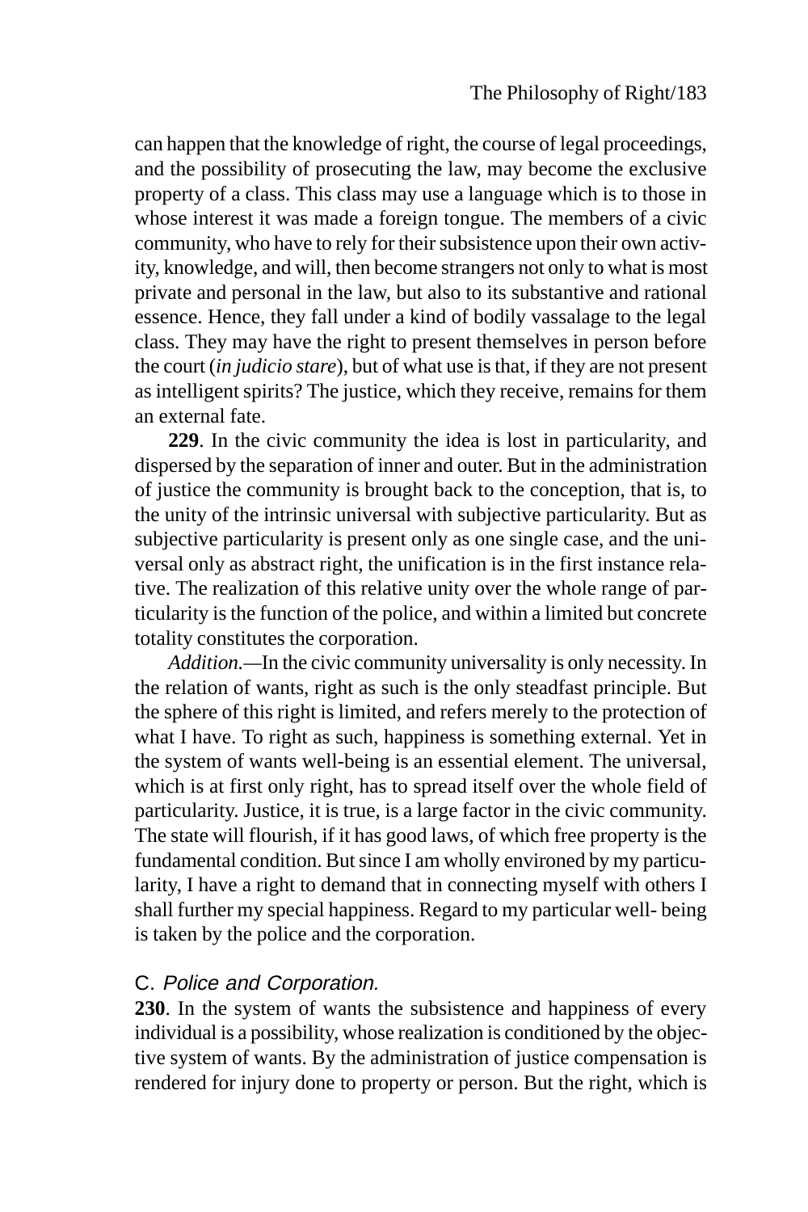can happen that the knowledge of right, the course of legal proceedings, and the possibility of prosecuting the law, may become the exclusive property of a class. This class may use a language which is to those in whose interest it was made a foreign tongue. The members of a civic community, who have to rely for their subsistence upon their own activity, knowledge, and will, then become strangers not only to what is most private and personal in the law, but also to its substantive and rational essence. Hence, they fall under a kind of bodily vassalage to the legal class. They may have the right to present themselves in person before the court (*in judicio stare*), but of what use is that, if they are not present as intelligent spirits? The justice, which they receive, remains for them an external fate.

**229**. In the civic community the idea is lost in particularity, and dispersed by the separation of inner and outer. But in the administration of justice the community is brought back to the conception, that is, to the unity of the intrinsic universal with subjective particularity. But as subjective particularity is present only as one single case, and the universal only as abstract right, the unification is in the first instance relative. The realization of this relative unity over the whole range of particularity is the function of the police, and within a limited but concrete totality constitutes the corporation.

*Addition.*—In the civic community universality is only necessity. In the relation of wants, right as such is the only steadfast principle. But the sphere of this right is limited, and refers merely to the protection of what I have. To right as such, happiness is something external. Yet in the system of wants well-being is an essential element. The universal, which is at first only right, has to spread itself over the whole field of particularity. Justice, it is true, is a large factor in the civic community. The state will flourish, if it has good laws, of which free property is the fundamental condition. But since I am wholly environed by my particularity, I have a right to demand that in connecting myself with others I shall further my special happiness. Regard to my particular well- being is taken by the police and the corporation.

## C. *Police and Corporation.*

**230**. In the system of wants the subsistence and happiness of every individual is a possibility, whose realization is conditioned by the objective system of wants. By the administration of justice compensation is rendered for injury done to property or person. But the right, which is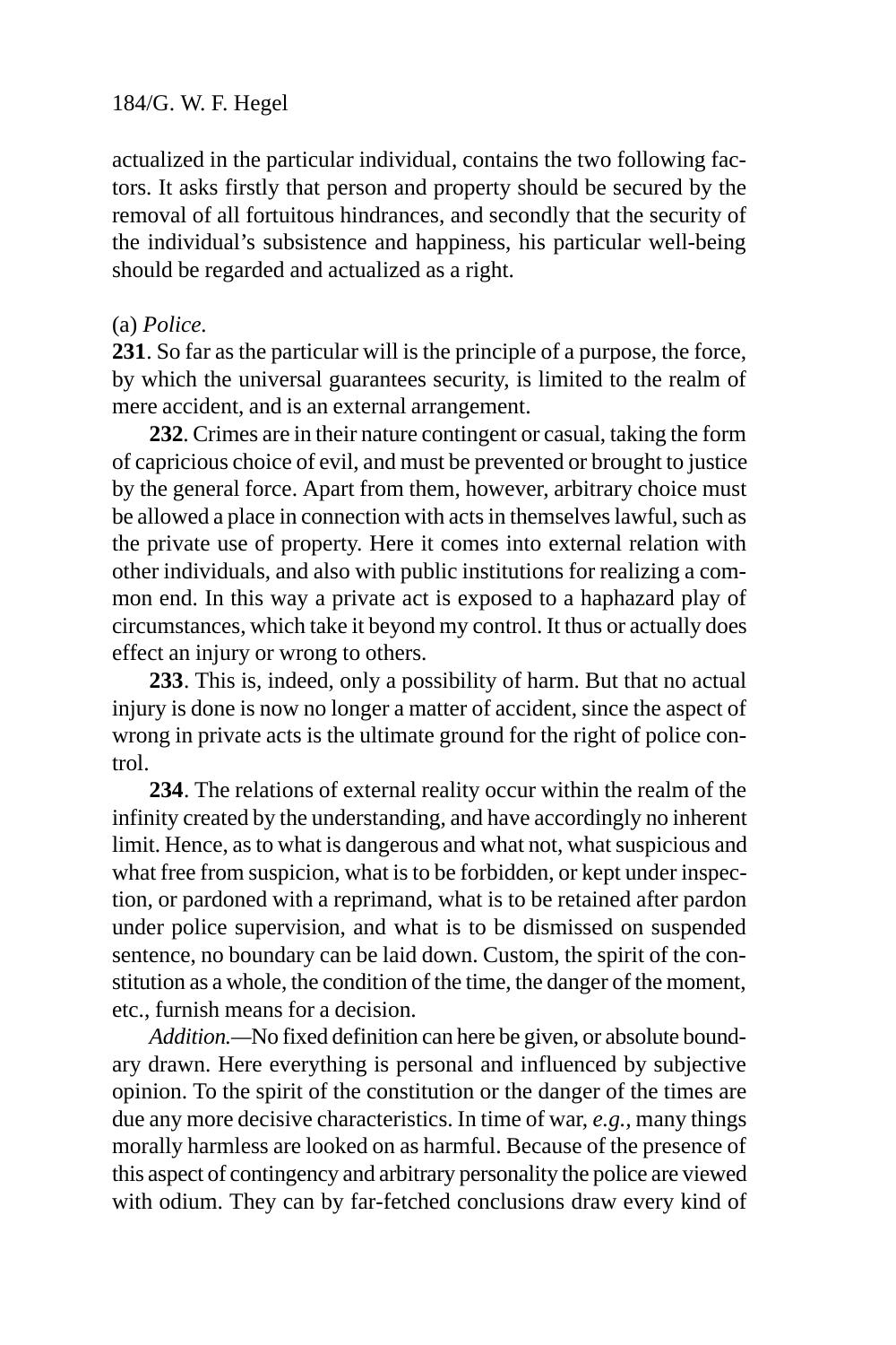actualized in the particular individual, contains the two following factors. It asks firstly that person and property should be secured by the removal of all fortuitous hindrances, and secondly that the security of the individual's subsistence and happiness, his particular well-being should be regarded and actualized as a right.

(a) *Police.*

**231**. So far as the particular will is the principle of a purpose, the force, by which the universal guarantees security, is limited to the realm of mere accident, and is an external arrangement.

**232**. Crimes are in their nature contingent or casual, taking the form of capricious choice of evil, and must be prevented or brought to justice by the general force. Apart from them, however, arbitrary choice must be allowed a place in connection with acts in themselves lawful, such as the private use of property. Here it comes into external relation with other individuals, and also with public institutions for realizing a common end. In this way a private act is exposed to a haphazard play of circumstances, which take it beyond my control. It thus or actually does effect an injury or wrong to others.

**233**. This is, indeed, only a possibility of harm. But that no actual injury is done is now no longer a matter of accident, since the aspect of wrong in private acts is the ultimate ground for the right of police control.

**234**. The relations of external reality occur within the realm of the infinity created by the understanding, and have accordingly no inherent limit. Hence, as to what is dangerous and what not, what suspicious and what free from suspicion, what is to be forbidden, or kept under inspection, or pardoned with a reprimand, what is to be retained after pardon under police supervision, and what is to be dismissed on suspended sentence, no boundary can be laid down. Custom, the spirit of the constitution as a whole, the condition of the time, the danger of the moment, etc., furnish means for a decision.

*Addition.*—No fixed definition can here be given, or absolute boundary drawn. Here everything is personal and influenced by subjective opinion. To the spirit of the constitution or the danger of the times are due any more decisive characteristics. In time of war, *e.g.*, many things morally harmless are looked on as harmful. Because of the presence of this aspect of contingency and arbitrary personality the police are viewed with odium. They can by far-fetched conclusions draw every kind of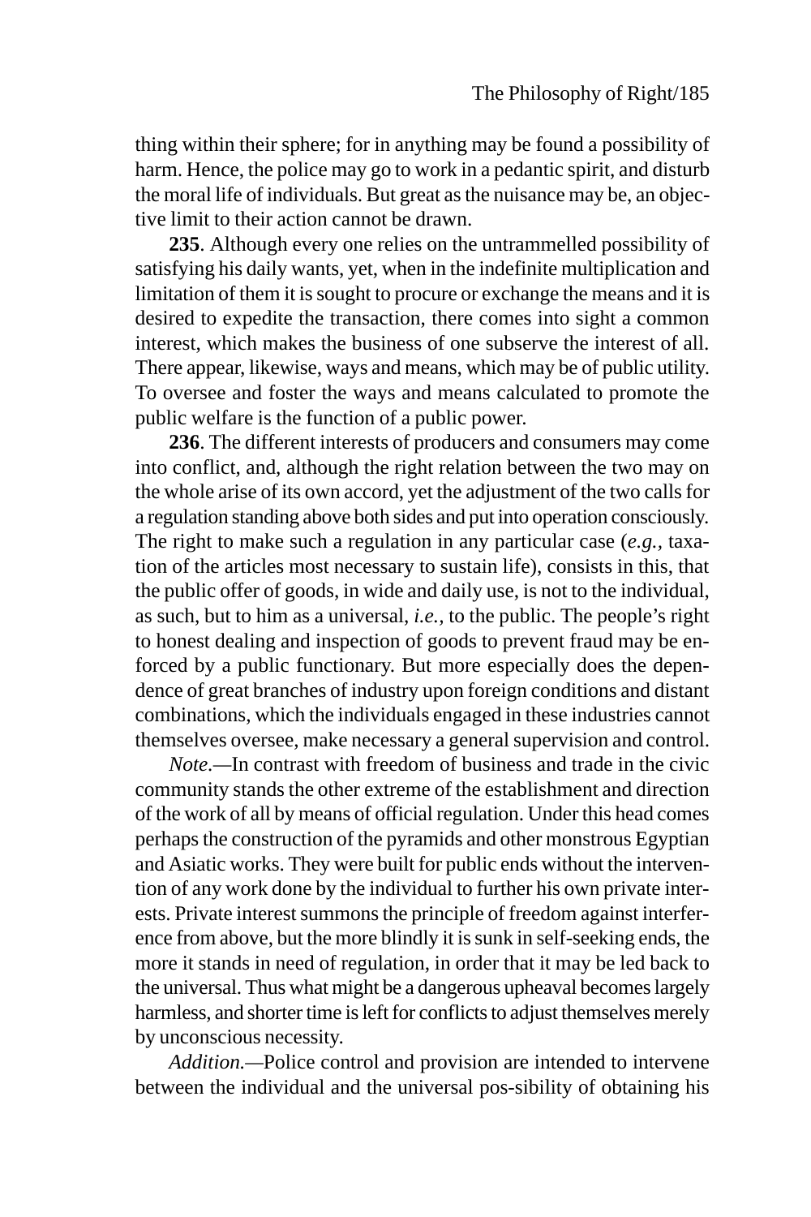thing within their sphere; for in anything may be found a possibility of harm. Hence, the police may go to work in a pedantic spirit, and disturb the moral life of individuals. But great as the nuisance may be, an objective limit to their action cannot be drawn.

**235**. Although every one relies on the untrammelled possibility of satisfying his daily wants, yet, when in the indefinite multiplication and limitation of them it is sought to procure or exchange the means and it is desired to expedite the transaction, there comes into sight a common interest, which makes the business of one subserve the interest of all. There appear, likewise, ways and means, which may be of public utility. To oversee and foster the ways and means calculated to promote the public welfare is the function of a public power.

**236**. The different interests of producers and consumers may come into conflict, and, although the right relation between the two may on the whole arise of its own accord, yet the adjustment of the two calls for a regulation standing above both sides and put into operation consciously. The right to make such a regulation in any particular case (*e.g.,* taxation of the articles most necessary to sustain life), consists in this, that the public offer of goods, in wide and daily use, is not to the individual, as such, but to him as a universal, *i.e.,* to the public. The people's right to honest dealing and inspection of goods to prevent fraud may be enforced by a public functionary. But more especially does the dependence of great branches of industry upon foreign conditions and distant combinations, which the individuals engaged in these industries cannot themselves oversee, make necessary a general supervision and control.

*Note.*—In contrast with freedom of business and trade in the civic community stands the other extreme of the establishment and direction of the work of all by means of official regulation. Under this head comes perhaps the construction of the pyramids and other monstrous Egyptian and Asiatic works. They were built for public ends without the intervention of any work done by the individual to further his own private interests. Private interest summons the principle of freedom against interference from above, but the more blindly it is sunk in self-seeking ends, the more it stands in need of regulation, in order that it may be led back to the universal. Thus what might be a dangerous upheaval becomes largely harmless, and shorter time is left for conflicts to adjust themselves merely by unconscious necessity.

*Addition.*—Police control and provision are intended to intervene between the individual and the universal pos-sibility of obtaining his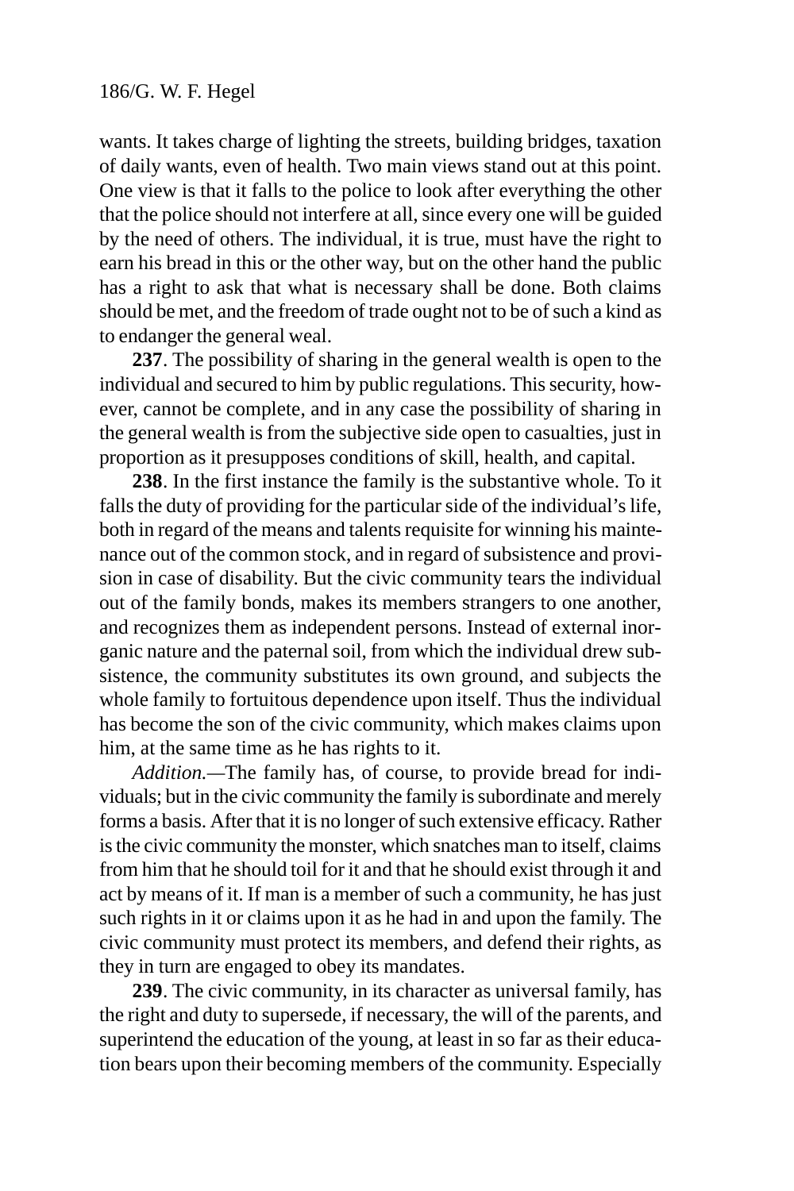wants. It takes charge of lighting the streets, building bridges, taxation of daily wants, even of health. Two main views stand out at this point. One view is that it falls to the police to look after everything the other that the police should not interfere at all, since every one will be guided by the need of others. The individual, it is true, must have the right to earn his bread in this or the other way, but on the other hand the public has a right to ask that what is necessary shall be done. Both claims should be met, and the freedom of trade ought not to be of such a kind as to endanger the general weal.

**237**. The possibility of sharing in the general wealth is open to the individual and secured to him by public regulations. This security, however, cannot be complete, and in any case the possibility of sharing in the general wealth is from the subjective side open to casualties, just in proportion as it presupposes conditions of skill, health, and capital.

**238**. In the first instance the family is the substantive whole. To it falls the duty of providing for the particular side of the individual's life, both in regard of the means and talents requisite for winning his maintenance out of the common stock, and in regard of subsistence and provision in case of disability. But the civic community tears the individual out of the family bonds, makes its members strangers to one another, and recognizes them as independent persons. Instead of external inorganic nature and the paternal soil, from which the individual drew subsistence, the community substitutes its own ground, and subjects the whole family to fortuitous dependence upon itself. Thus the individual has become the son of the civic community, which makes claims upon him, at the same time as he has rights to it.

*Addition.*—The family has, of course, to provide bread for individuals; but in the civic community the family is subordinate and merely forms a basis. After that it is no longer of such extensive efficacy. Rather is the civic community the monster, which snatches man to itself, claims from him that he should toil for it and that he should exist through it and act by means of it. If man is a member of such a community, he has just such rights in it or claims upon it as he had in and upon the family. The civic community must protect its members, and defend their rights, as they in turn are engaged to obey its mandates.

**239**. The civic community, in its character as universal family, has the right and duty to supersede, if necessary, the will of the parents, and superintend the education of the young, at least in so far as their education bears upon their becoming members of the community. Especially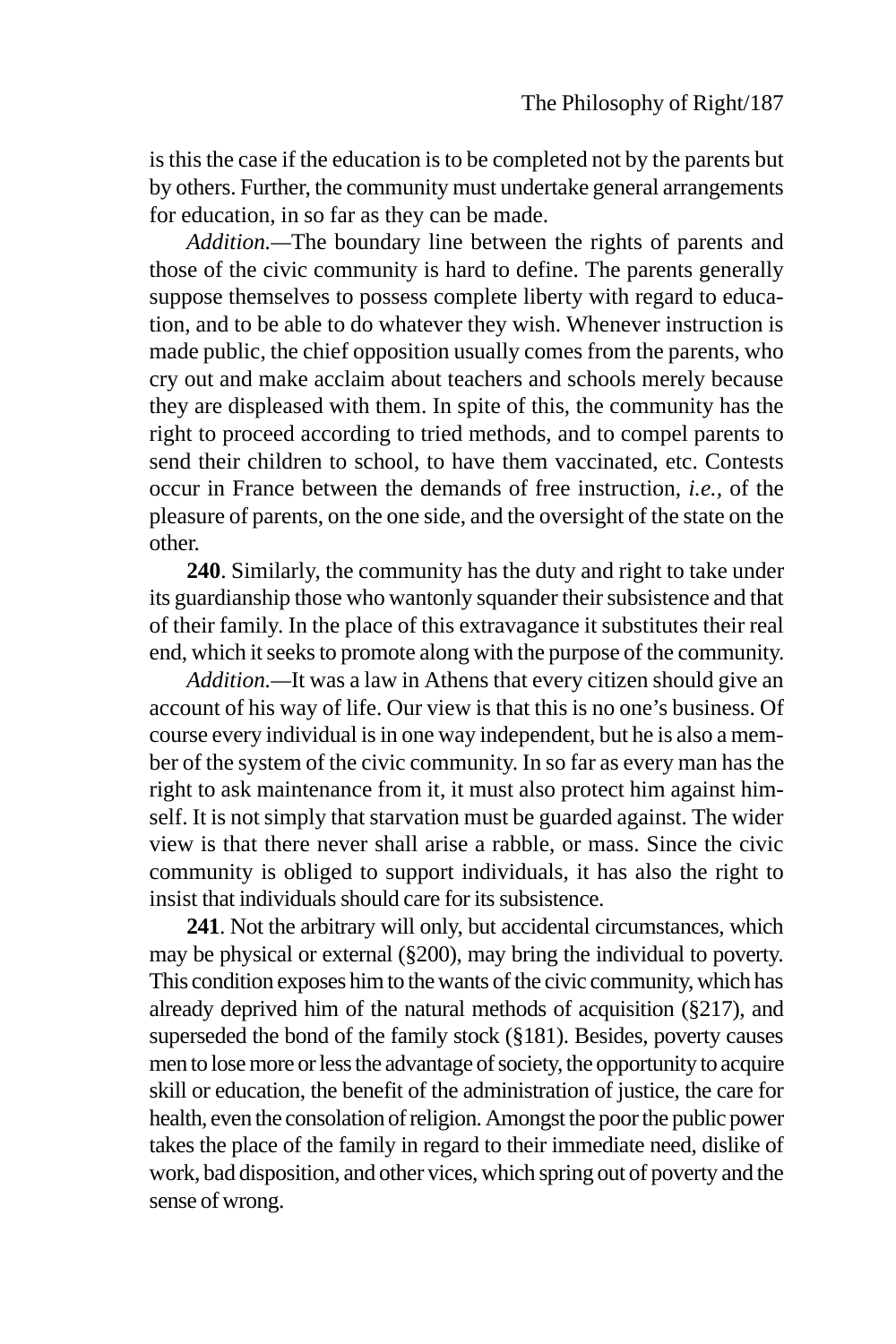is this the case if the education is to be completed not by the parents but by others. Further, the community must undertake general arrangements for education, in so far as they can be made.

*Addition.*—The boundary line between the rights of parents and those of the civic community is hard to define. The parents generally suppose themselves to possess complete liberty with regard to education, and to be able to do whatever they wish. Whenever instruction is made public, the chief opposition usually comes from the parents, who cry out and make acclaim about teachers and schools merely because they are displeased with them. In spite of this, the community has the right to proceed according to tried methods, and to compel parents to send their children to school, to have them vaccinated, etc. Contests occur in France between the demands of free instruction, *i.e.*, of the pleasure of parents, on the one side, and the oversight of the state on the other.

**240**. Similarly, the community has the duty and right to take under its guardianship those who wantonly squander their subsistence and that of their family. In the place of this extravagance it substitutes their real end, which it seeks to promote along with the purpose of the community.

*Addition.*—It was a law in Athens that every citizen should give an account of his way of life. Our view is that this is no one's business. Of course every individual is in one way independent, but he is also a member of the system of the civic community. In so far as every man has the right to ask maintenance from it, it must also protect him against himself. It is not simply that starvation must be guarded against. The wider view is that there never shall arise a rabble, or mass. Since the civic community is obliged to support individuals, it has also the right to insist that individuals should care for its subsistence.

**241**. Not the arbitrary will only, but accidental circumstances, which may be physical or external (§200), may bring the individual to poverty. This condition exposes him to the wants of the civic community, which has already deprived him of the natural methods of acquisition (§217), and superseded the bond of the family stock (§181). Besides, poverty causes men to lose more or less the advantage of society, the opportunity to acquire skill or education, the benefit of the administration of justice, the care for health, even the consolation of religion. Amongst the poor the public power takes the place of the family in regard to their immediate need, dislike of work, bad disposition, and other vices, which spring out of poverty and the sense of wrong.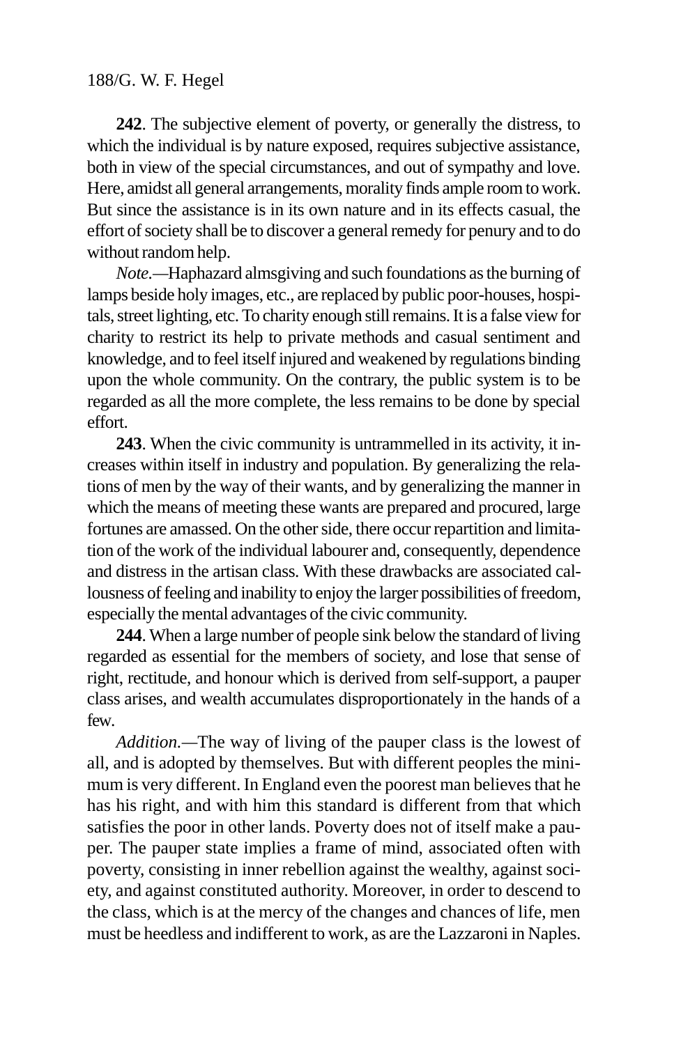**242**. The subjective element of poverty, or generally the distress, to which the individual is by nature exposed, requires subjective assistance, both in view of the special circumstances, and out of sympathy and love. Here, amidst all general arrangements, morality finds ample room to work. But since the assistance is in its own nature and in its effects casual, the effort of society shall be to discover a general remedy for penury and to do without random help.

*Note.*—Haphazard almsgiving and such foundations as the burning of lamps beside holy images, etc., are replaced by public poor-houses, hospitals, street lighting, etc. To charity enough still remains. It is a false view for charity to restrict its help to private methods and casual sentiment and knowledge, and to feel itself injured and weakened by regulations binding upon the whole community. On the contrary, the public system is to be regarded as all the more complete, the less remains to be done by special effort.

**243**. When the civic community is untrammelled in its activity, it increases within itself in industry and population. By generalizing the relations of men by the way of their wants, and by generalizing the manner in which the means of meeting these wants are prepared and procured, large fortunes are amassed. On the other side, there occur repartition and limitation of the work of the individual labourer and, consequently, dependence and distress in the artisan class. With these drawbacks are associated callousness of feeling and inability to enjoy the larger possibilities of freedom, especially the mental advantages of the civic community.

**244**. When a large number of people sink below the standard of living regarded as essential for the members of society, and lose that sense of right, rectitude, and honour which is derived from self-support, a pauper class arises, and wealth accumulates disproportionately in the hands of a few.

*Addition.*—The way of living of the pauper class is the lowest of all, and is adopted by themselves. But with different peoples the minimum is very different. In England even the poorest man believes that he has his right, and with him this standard is different from that which satisfies the poor in other lands. Poverty does not of itself make a pauper. The pauper state implies a frame of mind, associated often with poverty, consisting in inner rebellion against the wealthy, against society, and against constituted authority. Moreover, in order to descend to the class, which is at the mercy of the changes and chances of life, men must be heedless and indifferent to work, as are the Lazzaroni in Naples.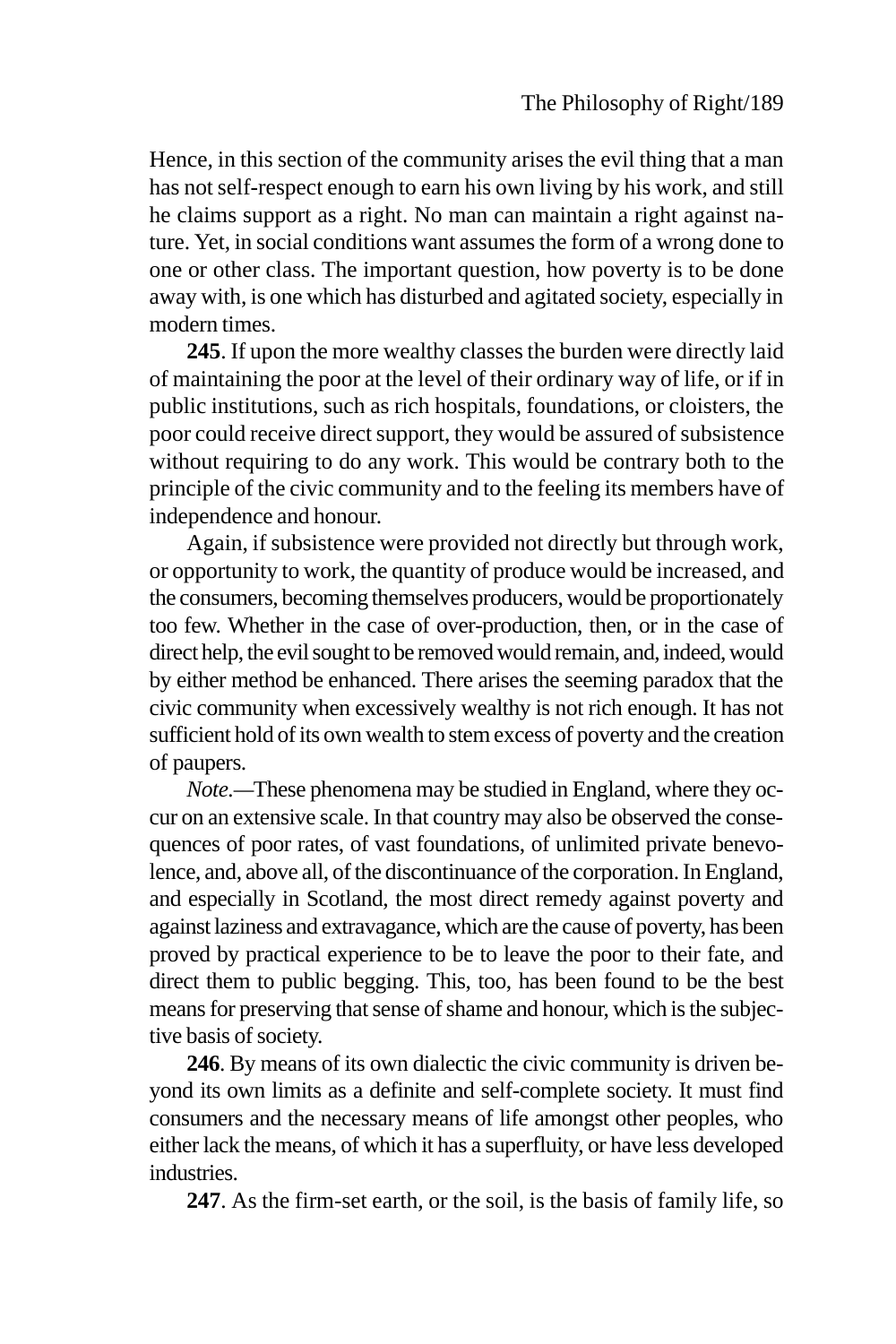Hence, in this section of the community arises the evil thing that a man has not self-respect enough to earn his own living by his work, and still he claims support as a right. No man can maintain a right against nature. Yet, in social conditions want assumes the form of a wrong done to one or other class. The important question, how poverty is to be done away with, is one which has disturbed and agitated society, especially in modern times.

**245**. If upon the more wealthy classes the burden were directly laid of maintaining the poor at the level of their ordinary way of life, or if in public institutions, such as rich hospitals, foundations, or cloisters, the poor could receive direct support, they would be assured of subsistence without requiring to do any work. This would be contrary both to the principle of the civic community and to the feeling its members have of independence and honour.

Again, if subsistence were provided not directly but through work, or opportunity to work, the quantity of produce would be increased, and the consumers, becoming themselves producers, would be proportionately too few. Whether in the case of over-production, then, or in the case of direct help, the evil sought to be removed would remain, and, indeed, would by either method be enhanced. There arises the seeming paradox that the civic community when excessively wealthy is not rich enough. It has not sufficient hold of its own wealth to stem excess of poverty and the creation of paupers.

*Note.*—These phenomena may be studied in England, where they occur on an extensive scale. In that country may also be observed the consequences of poor rates, of vast foundations, of unlimited private benevolence, and, above all, of the discontinuance of the corporation. In England, and especially in Scotland, the most direct remedy against poverty and against laziness and extravagance, which are the cause of poverty, has been proved by practical experience to be to leave the poor to their fate, and direct them to public begging. This, too, has been found to be the best means for preserving that sense of shame and honour, which is the subjective basis of society.

**246**. By means of its own dialectic the civic community is driven beyond its own limits as a definite and self-complete society. It must find consumers and the necessary means of life amongst other peoples, who either lack the means, of which it has a superfluity, or have less developed industries.

**247**. As the firm-set earth, or the soil, is the basis of family life, so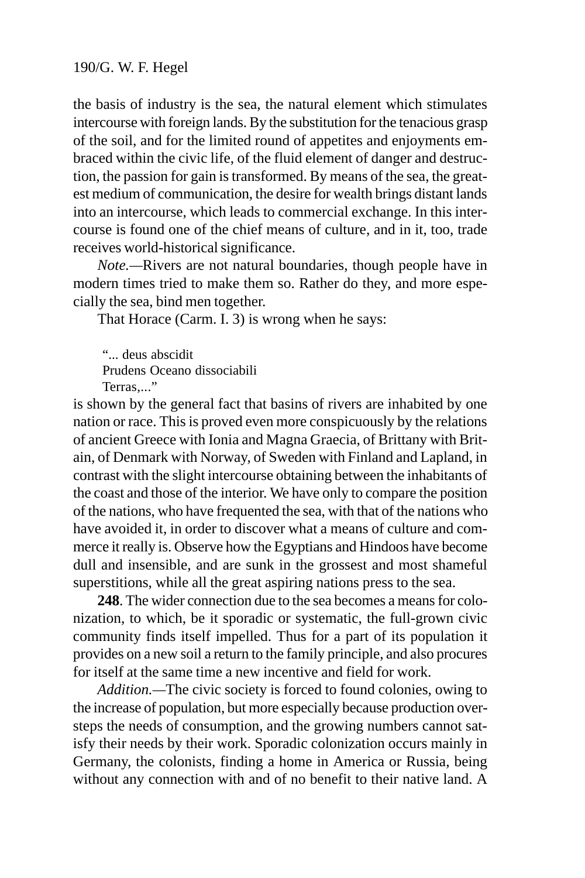the basis of industry is the sea, the natural element which stimulates intercourse with foreign lands. By the substitution for the tenacious grasp of the soil, and for the limited round of appetites and enjoyments embraced within the civic life, of the fluid element of danger and destruction, the passion for gain is transformed. By means of the sea, the greatest medium of communication, the desire for wealth brings distant lands into an intercourse, which leads to commercial exchange. In this intercourse is found one of the chief means of culture, and in it, too, trade receives world-historical significance.

*Note.*—Rivers are not natural boundaries, though people have in modern times tried to make them so. Rather do they, and more especially the sea, bind men together.

That Horace (Carm. I. 3) is wrong when he says:

> "... deus abscidit
> Prudens Oceano dissociabili
> Terras,..."

is shown by the general fact that basins of rivers are inhabited by one nation or race. This is proved even more conspicuously by the relations of ancient Greece with Ionia and Magna Graecia, of Brittany with Britain, of Denmark with Norway, of Sweden with Finland and Lapland, in contrast with the slight intercourse obtaining between the inhabitants of the coast and those of the interior. We have only to compare the position of the nations, who have frequented the sea, with that of the nations who have avoided it, in order to discover what a means of culture and commerce it really is. Observe how the Egyptians and Hindoos have become dull and insensible, and are sunk in the grossest and most shameful superstitions, while all the great aspiring nations press to the sea.

**248**. The wider connection due to the sea becomes a means for colonization, to which, be it sporadic or systematic, the full-grown civic community finds itself impelled. Thus for a part of its population it provides on a new soil a return to the family principle, and also procures for itself at the same time a new incentive and field for work.

*Addition.*—The civic society is forced to found colonies, owing to the increase of population, but more especially because production oversteps the needs of consumption, and the growing numbers cannot satisfy their needs by their work. Sporadic colonization occurs mainly in Germany, the colonists, finding a home in America or Russia, being without any connection with and of no benefit to their native land. A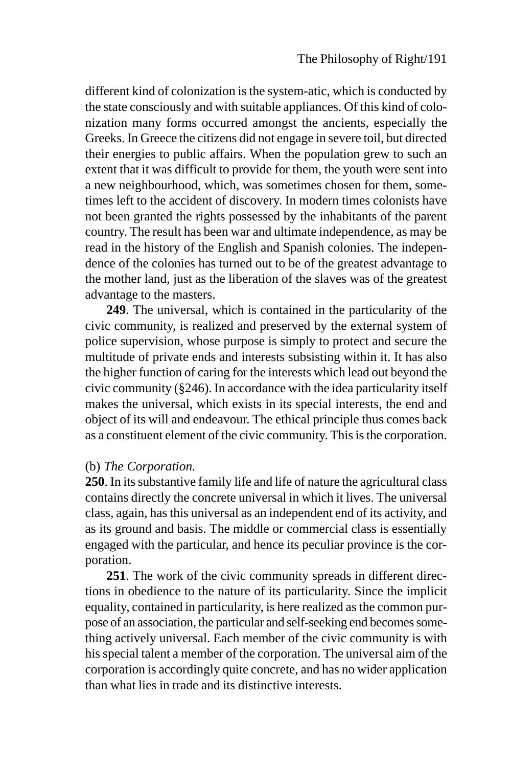different kind of colonization is the system-atic, which is conducted by the state consciously and with suitable appliances. Of this kind of colonization many forms occurred amongst the ancients, especially the Greeks. In Greece the citizens did not engage in severe toil, but directed their energies to public affairs. When the population grew to such an extent that it was difficult to provide for them, the youth were sent into a new neighbourhood, which, was sometimes chosen for them, sometimes left to the accident of discovery. In modern times colonists have not been granted the rights possessed by the inhabitants of the parent country. The result has been war and ultimate independence, as may be read in the history of the English and Spanish colonies. The independence of the colonies has turned out to be of the greatest advantage to the mother land, just as the liberation of the slaves was of the greatest advantage to the masters.

**249**. The universal, which is contained in the particularity of the civic community, is realized and preserved by the external system of police supervision, whose purpose is simply to protect and secure the multitude of private ends and interests subsisting within it. It has also the higher function of caring for the interests which lead out beyond the civic community (§246). In accordance with the idea particularity itself makes the universal, which exists in its special interests, the end and object of its will and endeavour. The ethical principle thus comes back as a constituent element of the civic community. This is the corporation.

(b) *The Corporation.*

**250**. In its substantive family life and life of nature the agricultural class contains directly the concrete universal in which it lives. The universal class, again, has this universal as an independent end of its activity, and as its ground and basis. The middle or commercial class is essentially engaged with the particular, and hence its peculiar province is the corporation.

**251**. The work of the civic community spreads in different directions in obedience to the nature of its particularity. Since the implicit equality, contained in particularity, is here realized as the common purpose of an association, the particular and self-seeking end becomes something actively universal. Each member of the civic community is with his special talent a member of the corporation. The universal aim of the corporation is accordingly quite concrete, and has no wider application than what lies in trade and its distinctive interests.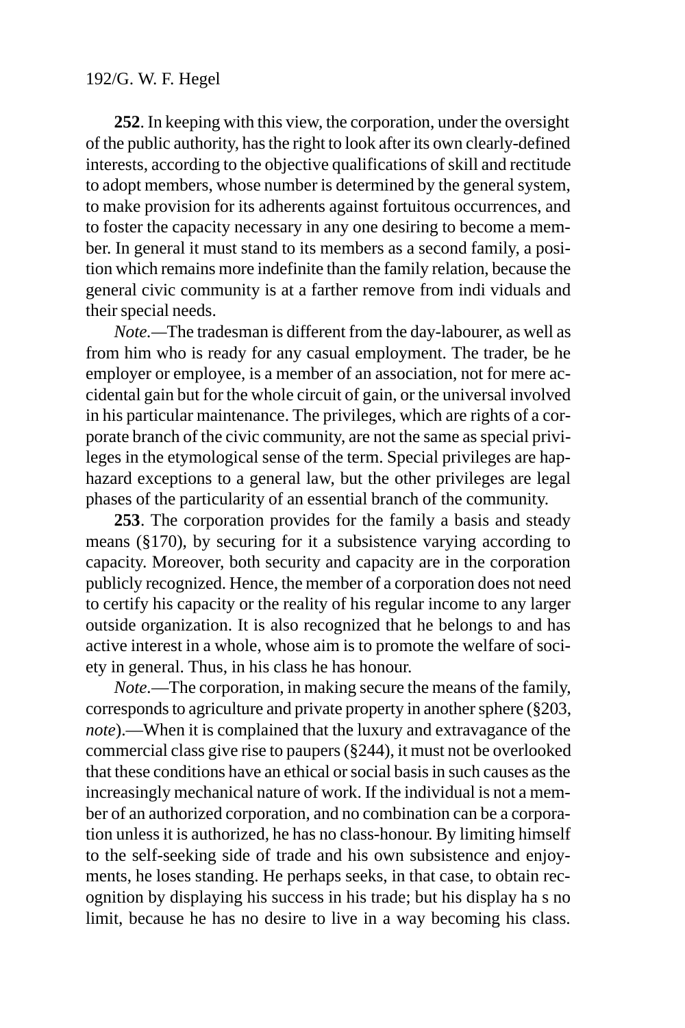**252**. In keeping with this view, the corporation, under the oversight of the public authority, has the right to look after its own clearly-defined interests, according to the objective qualifications of skill and rectitude to adopt members, whose number is determined by the general system, to make provision for its adherents against fortuitous occurrences, and to foster the capacity necessary in any one desiring to become a member. In general it must stand to its members as a second family, a position which remains more indefinite than the family relation, because the general civic community is at a farther remove from individuals and their special needs.

*Note.*—The tradesman is different from the day-labourer, as well as from him who is ready for any casual employment. The trader, be he employer or employee, is a member of an association, not for mere accidental gain but for the whole circuit of gain, or the universal involved in his particular maintenance. The privileges, which are rights of a corporate branch of the civic community, are not the same as special privileges in the etymological sense of the term. Special privileges are haphazard exceptions to a general law, but the other privileges are legal phases of the particularity of an essential branch of the community.

**253**. The corporation provides for the family a basis and steady means (§170), by securing for it a subsistence varying according to capacity. Moreover, both security and capacity are in the corporation publicly recognized. Hence, the member of a corporation does not need to certify his capacity or the reality of his regular income to any larger outside organization. It is also recognized that he belongs to and has active interest in a whole, whose aim is to promote the welfare of society in general. Thus, in his class he has honour.

*Note*.—The corporation, in making secure the means of the family, corresponds to agriculture and private property in another sphere (§203, *note*).—When it is complained that the luxury and extravagance of the commercial class give rise to paupers (§244), it must not be overlooked that these conditions have an ethical or social basis in such causes as the increasingly mechanical nature of work. If the individual is not a member of an authorized corporation, and no combination can be a corporation unless it is authorized, he has no class-honour. By limiting himself to the self-seeking side of trade and his own subsistence and enjoyments, he loses standing. He perhaps seeks, in that case, to obtain recognition by displaying his success in his trade; but his display has no limit, because he has no desire to live in a way becoming his class.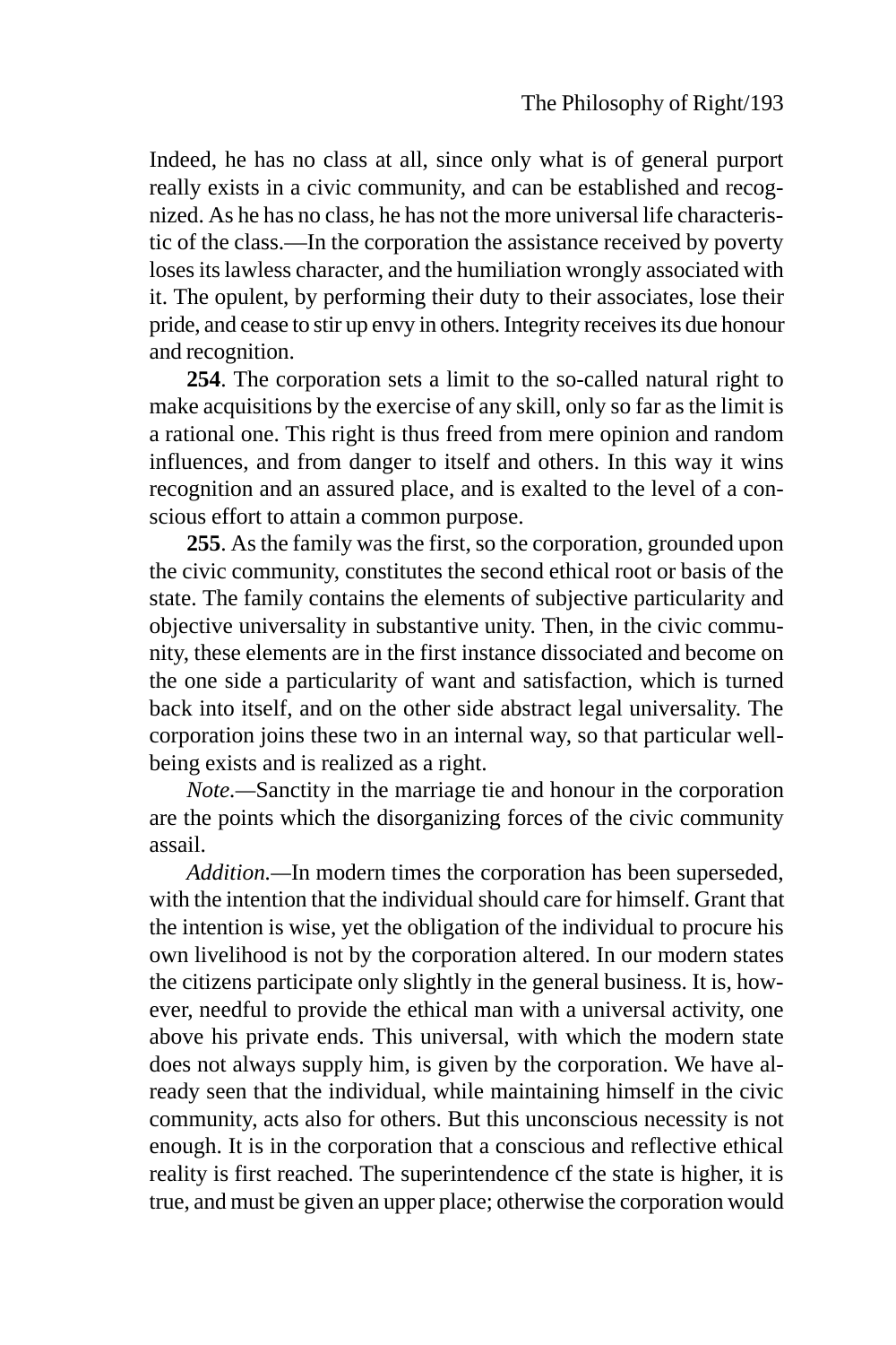Indeed, he has no class at all, since only what is of general purport really exists in a civic community, and can be established and recognized. As he has no class, he has not the more universal life characteristic of the class.—In the corporation the assistance received by poverty loses its lawless character, and the humiliation wrongly associated with it. The opulent, by performing their duty to their associates, lose their pride, and cease to stir up envy in others. Integrity receives its due honour and recognition.

**254**. The corporation sets a limit to the so-called natural right to make acquisitions by the exercise of any skill, only so far as the limit is a rational one. This right is thus freed from mere opinion and random influences, and from danger to itself and others. In this way it wins recognition and an assured place, and is exalted to the level of a conscious effort to attain a common purpose.

**255**. As the family was the first, so the corporation, grounded upon the civic community, constitutes the second ethical root or basis of the state. The family contains the elements of subjective particularity and objective universality in substantive unity. Then, in the civic community, these elements are in the first instance dissociated and become on the one side a particularity of want and satisfaction, which is turned back into itself, and on the other side abstract legal universality. The corporation joins these two in an internal way, so that particular well-being exists and is realized as a right.

*Note.*—Sanctity in the marriage tie and honour in the corporation are the points which the disorganizing forces of the civic community assail.

*Addition.*—In modern times the corporation has been superseded, with the intention that the individual should care for himself. Grant that the intention is wise, yet the obligation of the individual to procure his own livelihood is not by the corporation altered. In our modern states the citizens participate only slightly in the general business. It is, however, needful to provide the ethical man with a universal activity, one above his private ends. This universal, with which the modern state does not always supply him, is given by the corporation. We have already seen that the individual, while maintaining himself in the civic community, acts also for others. But this unconscious necessity is not enough. It is in the corporation that a conscious and reflective ethical reality is first reached. The superintendence cf the state is higher, it is true, and must be given an upper place; otherwise the corporation would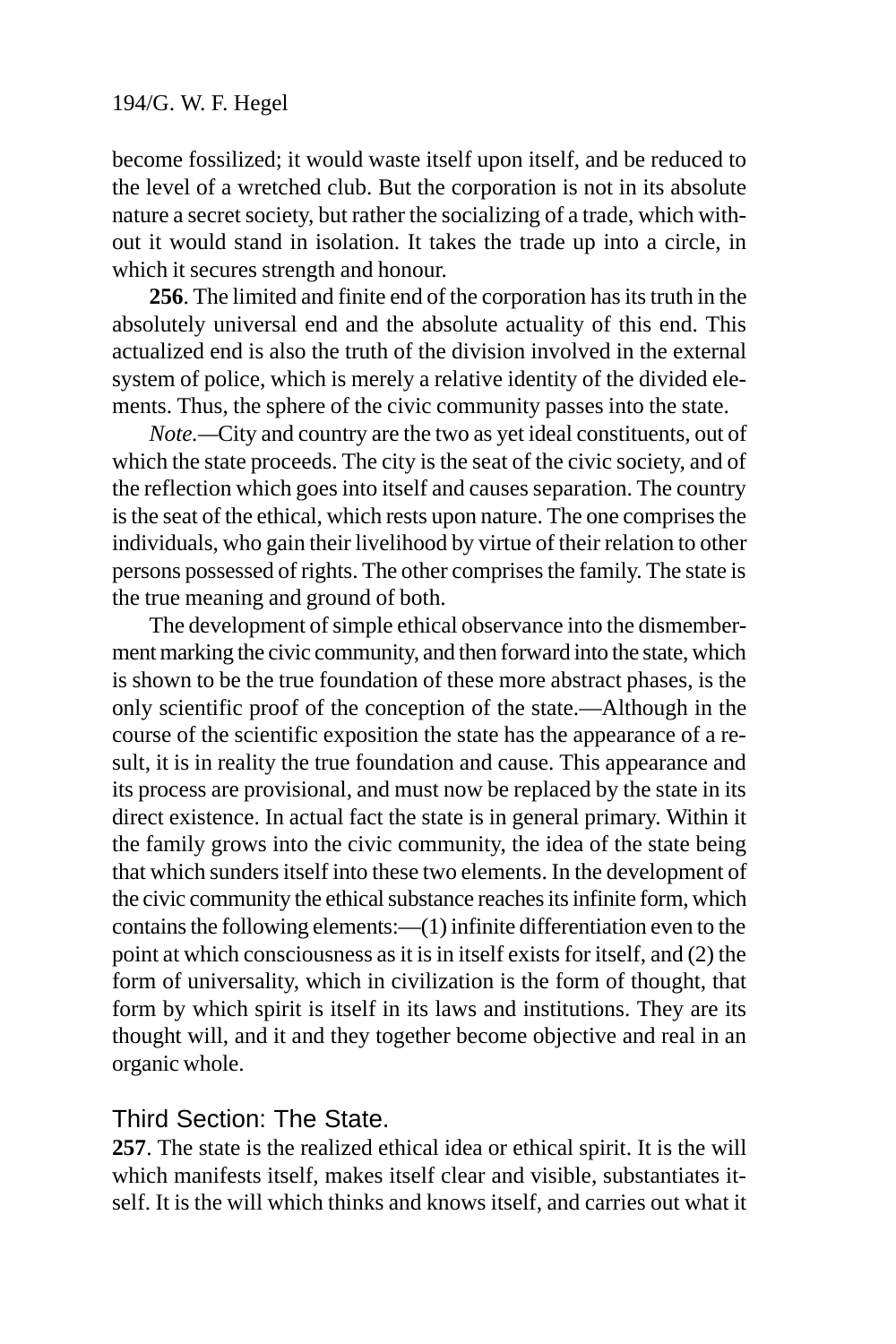become fossilized; it would waste itself upon itself, and be reduced to the level of a wretched club. But the corporation is not in its absolute nature a secret society, but rather the socializing of a trade, which without it would stand in isolation. It takes the trade up into a circle, in which it secures strength and honour.

**256**. The limited and finite end of the corporation has its truth in the absolutely universal end and the absolute actuality of this end. This actualized end is also the truth of the division involved in the external system of police, which is merely a relative identity of the divided elements. Thus, the sphere of the civic community passes into the state.

*Note.*—City and country are the two as yet ideal constituents, out of which the state proceeds. The city is the seat of the civic society, and of the reflection which goes into itself and causes separation. The country is the seat of the ethical, which rests upon nature. The one comprises the individuals, who gain their livelihood by virtue of their relation to other persons possessed of rights. The other comprises the family. The state is the true meaning and ground of both.

The development of simple ethical observance into the dismemberment marking the civic community, and then forward into the state, which is shown to be the true foundation of these more abstract phases, is the only scientific proof of the conception of the state.—Although in the course of the scientific exposition the state has the appearance of a result, it is in reality the true foundation and cause. This appearance and its process are provisional, and must now be replaced by the state in its direct existence. In actual fact the state is in general primary. Within it the family grows into the civic community, the idea of the state being that which sunders itself into these two elements. In the development of the civic community the ethical substance reaches its infinite form, which contains the following elements:—(1) infinite differentiation even to the point at which consciousness as it is in itself exists for itself, and (2) the form of universality, which in civilization is the form of thought, that form by which spirit is itself in its laws and institutions. They are its thought will, and it and they together become objective and real in an organic whole.

## Third Section: The State.

**257**. The state is the realized ethical idea or ethical spirit. It is the will which manifests itself, makes itself clear and visible, substantiates itself. It is the will which thinks and knows itself, and carries out what it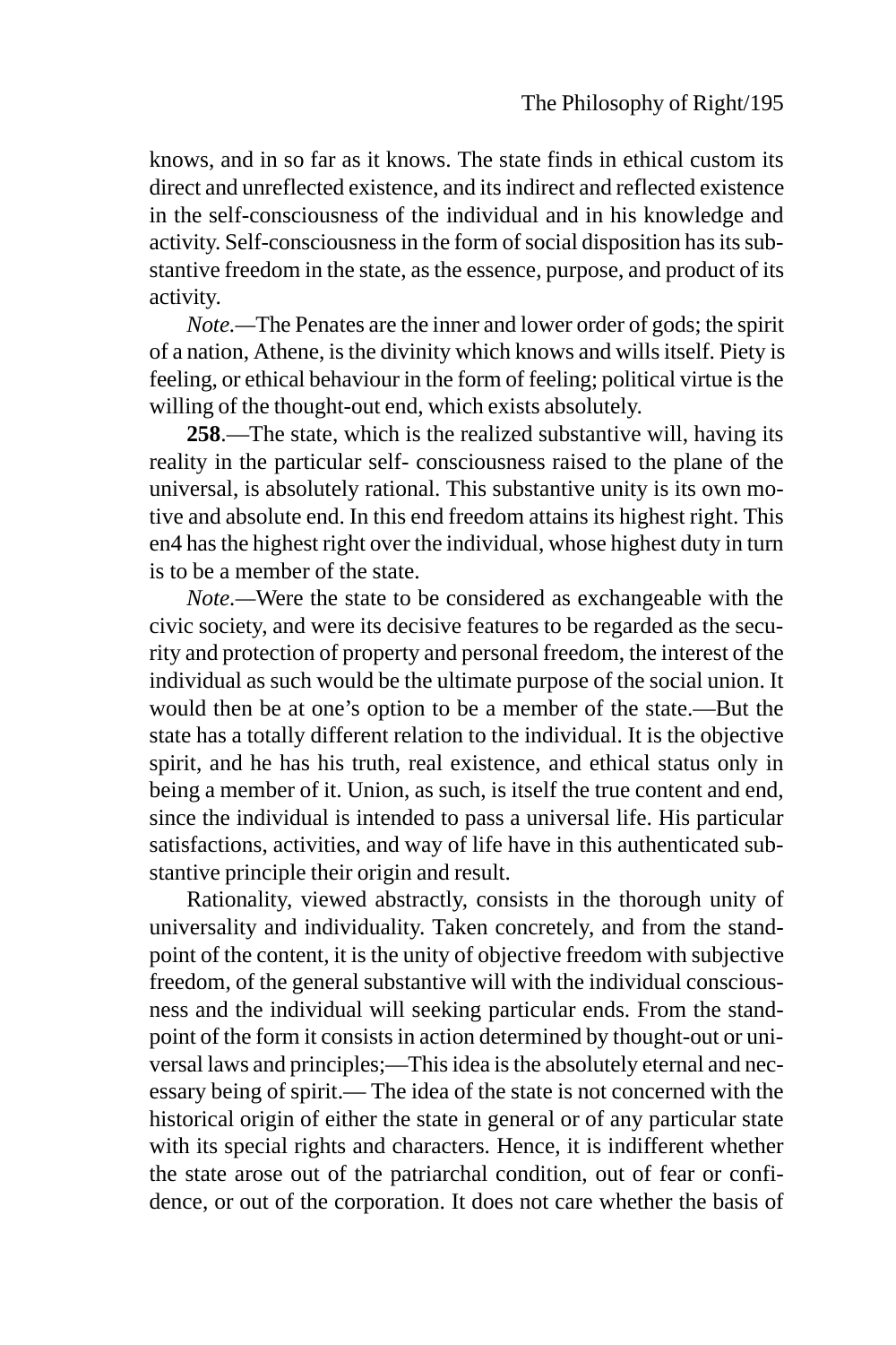knows, and in so far as it knows. The state finds in ethical custom its direct and unreflected existence, and its indirect and reflected existence in the self-consciousness of the individual and in his knowledge and activity. Self-consciousness in the form of social disposition has its substantive freedom in the state, as the essence, purpose, and product of its activity.

*Note.*—The Penates are the inner and lower order of gods; the spirit of a nation, Athene, is the divinity which knows and wills itself. Piety is feeling, or ethical behaviour in the form of feeling; political virtue is the willing of the thought-out end, which exists absolutely.

**258**.—The state, which is the realized substantive will, having its reality in the particular self- consciousness raised to the plane of the universal, is absolutely rational. This substantive unity is its own motive and absolute end. In this end freedom attains its highest right. This en4 has the highest right over the individual, whose highest duty in turn is to be a member of the state.

*Note*.—Were the state to be considered as exchangeable with the civic society, and were its decisive features to be regarded as the security and protection of property and personal freedom, the interest of the individual as such would be the ultimate purpose of the social union. It would then be at one's option to be a member of the state.—But the state has a totally different relation to the individual. It is the objective spirit, and he has his truth, real existence, and ethical status only in being a member of it. Union, as such, is itself the true content and end, since the individual is intended to pass a universal life. His particular satisfactions, activities, and way of life have in this authenticated substantive principle their origin and result.

Rationality, viewed abstractly, consists in the thorough unity of universality and individuality. Taken concretely, and from the standpoint of the content, it is the unity of objective freedom with subjective freedom, of the general substantive will with the individual consciousness and the individual will seeking particular ends. From the standpoint of the form it consists in action determined by thought-out or universal laws and principles;—This idea is the absolutely eternal and necessary being of spirit.— The idea of the state is not concerned with the historical origin of either the state in general or of any particular state with its special rights and characters. Hence, it is indifferent whether the state arose out of the patriarchal condition, out of fear or confidence, or out of the corporation. It does not care whether the basis of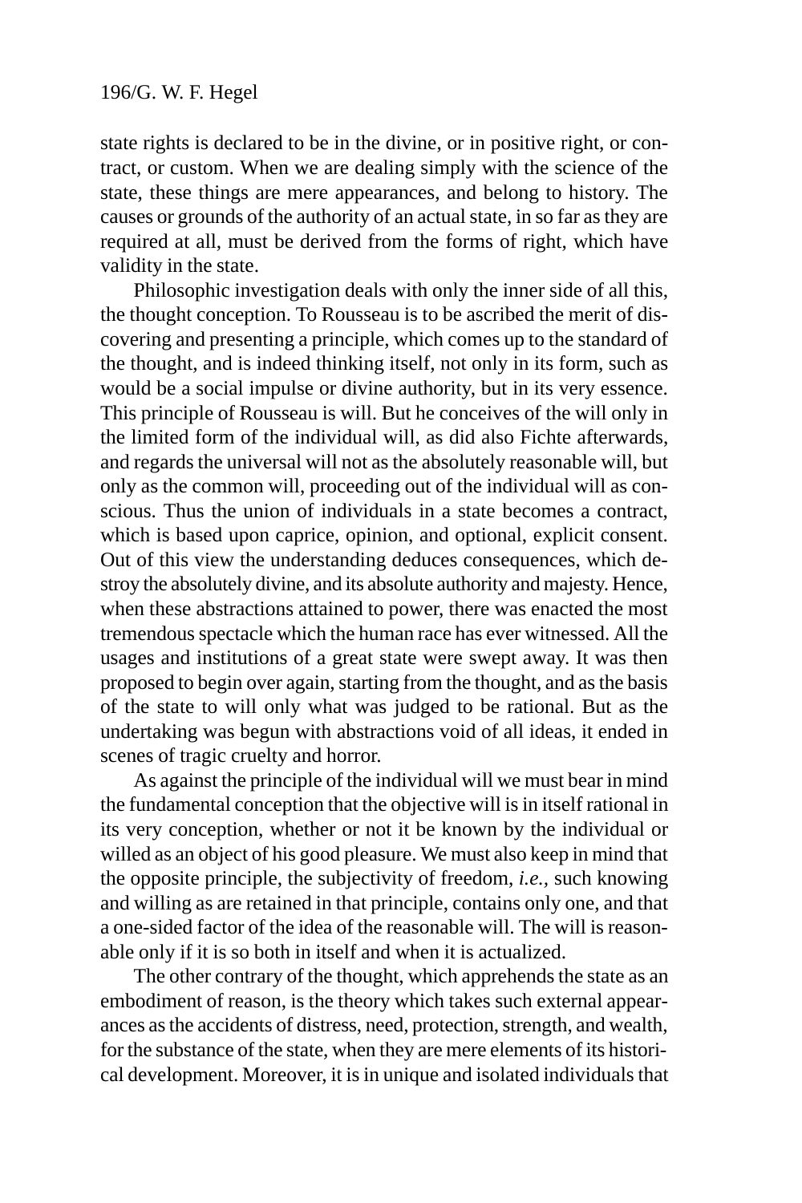state rights is declared to be in the divine, or in positive right, or contract, or custom. When we are dealing simply with the science of the state, these things are mere appearances, and belong to history. The causes or grounds of the authority of an actual state, in so far as they are required at all, must be derived from the forms of right, which have validity in the state.

Philosophic investigation deals with only the inner side of all this, the thought conception. To Rousseau is to be ascribed the merit of discovering and presenting a principle, which comes up to the standard of the thought, and is indeed thinking itself, not only in its form, such as would be a social impulse or divine authority, but in its very essence. This principle of Rousseau is will. But he conceives of the will only in the limited form of the individual will, as did also Fichte afterwards, and regards the universal will not as the absolutely reasonable will, but only as the common will, proceeding out of the individual will as conscious. Thus the union of individuals in a state becomes a contract, which is based upon caprice, opinion, and optional, explicit consent. Out of this view the understanding deduces consequences, which destroy the absolutely divine, and its absolute authority and majesty. Hence, when these abstractions attained to power, there was enacted the most tremendous spectacle which the human race has ever witnessed. All the usages and institutions of a great state were swept away. It was then proposed to begin over again, starting from the thought, and as the basis of the state to will only what was judged to be rational. But as the undertaking was begun with abstractions void of all ideas, it ended in scenes of tragic cruelty and horror.

As against the principle of the individual will we must bear in mind the fundamental conception that the objective will is in itself rational in its very conception, whether or not it be known by the individual or willed as an object of his good pleasure. We must also keep in mind that the opposite principle, the subjectivity of freedom, *i.e.,* such knowing and willing as are retained in that principle, contains only one, and that a one-sided factor of the idea of the reasonable will. The will is reasonable only if it is so both in itself and when it is actualized.

The other contrary of the thought, which apprehends the state as an embodiment of reason, is the theory which takes such external appearances as the accidents of distress, need, protection, strength, and wealth, for the substance of the state, when they are mere elements of its historical development. Moreover, it is in unique and isolated individuals that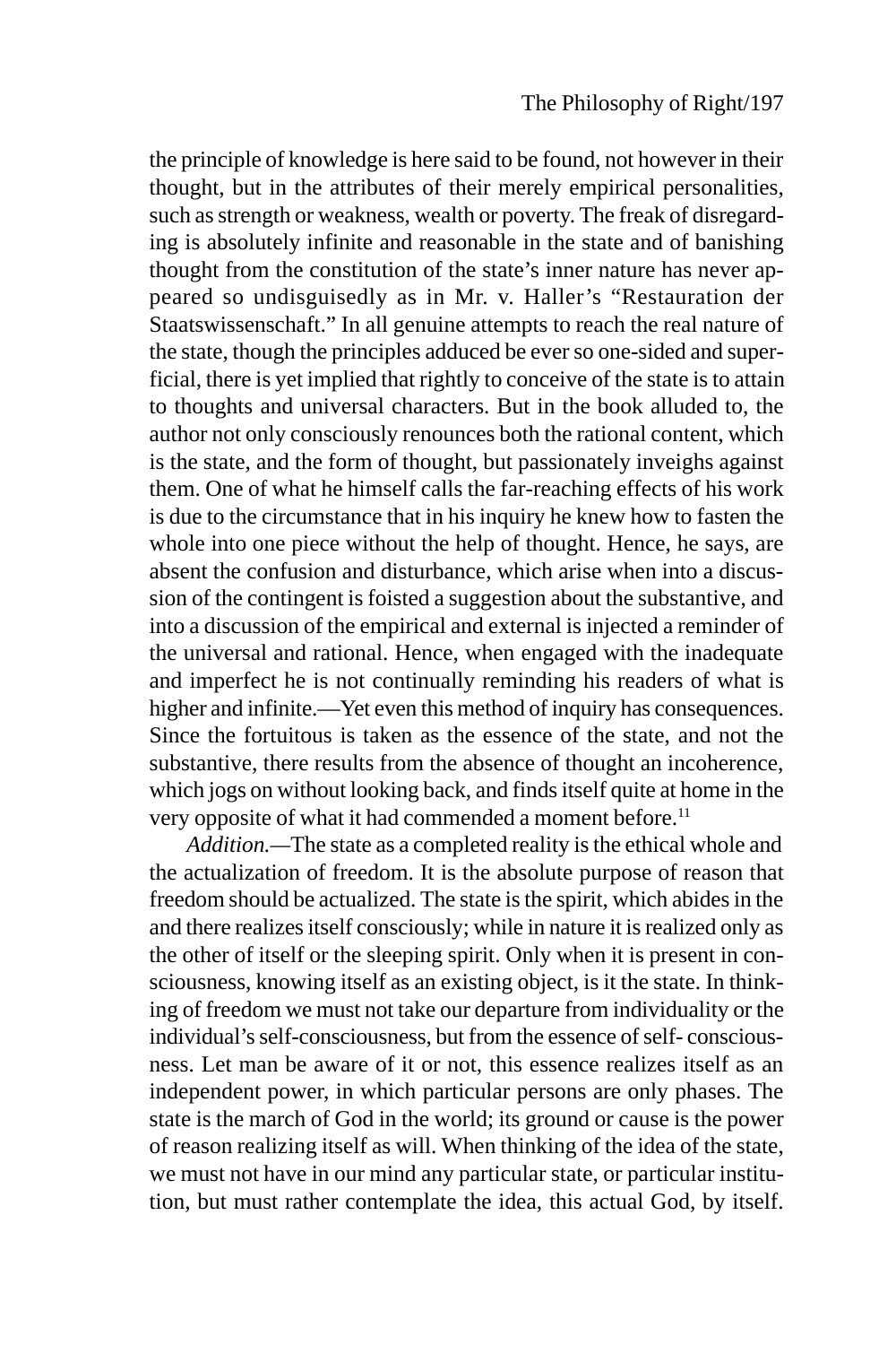the principle of knowledge is here said to be found, not however in their thought, but in the attributes of their merely empirical personalities, such as strength or weakness, wealth or poverty. The freak of disregarding is absolutely infinite and reasonable in the state and of banishing thought from the constitution of the state's inner nature has never appeared so undisguisedly as in Mr. v. Haller's "Restauration der Staatswissenschaft." In all genuine attempts to reach the real nature of the state, though the principles adduced be ever so one-sided and superficial, there is yet implied that rightly to conceive of the state is to attain to thoughts and universal characters. But in the book alluded to, the author not only consciously renounces both the rational content, which is the state, and the form of thought, but passionately inveighs against them. One of what he himself calls the far-reaching effects of his work is due to the circumstance that in his inquiry he knew how to fasten the whole into one piece without the help of thought. Hence, he says, are absent the confusion and disturbance, which arise when into a discussion of the contingent is foisted a suggestion about the substantive, and into a discussion of the empirical and external is injected a reminder of the universal and rational. Hence, when engaged with the inadequate and imperfect he is not continually reminding his readers of what is higher and infinite.—Yet even this method of inquiry has consequences. Since the fortuitous is taken as the essence of the state, and not the substantive, there results from the absence of thought an incoherence, which jogs on without looking back, and finds itself quite at home in the very opposite of what it had commended a moment before.[11]

*Addition.*—The state as a completed reality is the ethical whole and the actualization of freedom. It is the absolute purpose of reason that freedom should be actualized. The state is the spirit, which abides in the and there realizes itself consciously; while in nature it is realized only as the other of itself or the sleeping spirit. Only when it is present in consciousness, knowing itself as an existing object, is it the state. In thinking of freedom we must not take our departure from individuality or the individual's self-consciousness, but from the essence of self- consciousness. Let man be aware of it or not, this essence realizes itself as an independent power, in which particular persons are only phases. The state is the march of God in the world; its ground or cause is the power of reason realizing itself as will. When thinking of the idea of the state, we must not have in our mind any particular state, or particular institution, but must rather contemplate the idea, this actual God, by itself.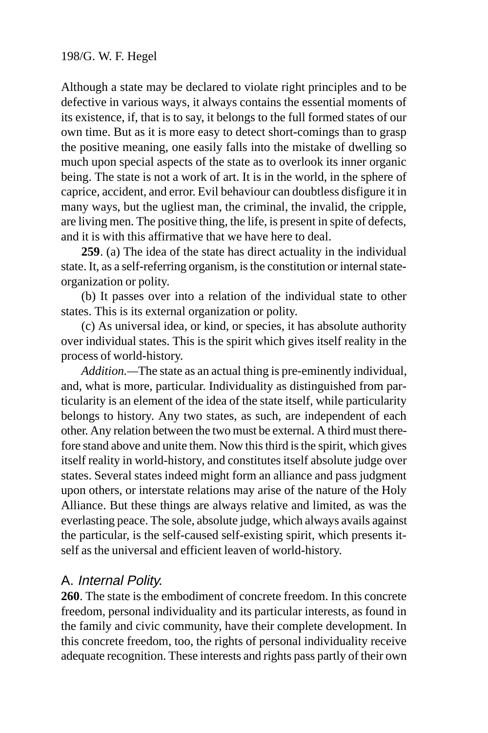Although a state may be declared to violate right principles and to be defective in various ways, it always contains the essential moments of its existence, if, that is to say, it belongs to the full formed states of our own time. But as it is more easy to detect short-comings than to grasp the positive meaning, one easily falls into the mistake of dwelling so much upon special aspects of the state as to overlook its inner organic being. The state is not a work of art. It is in the world, in the sphere of caprice, accident, and error. Evil behaviour can doubtless disfigure it in many ways, but the ugliest man, the criminal, the invalid, the cripple, are living men. The positive thing, the life, is present in spite of defects, and it is with this affirmative that we have here to deal.

**259**. (a) The idea of the state has direct actuality in the individual state. It, as a self-referring organism, is the constitution or internal state-organization or polity.

(b) It passes over into a relation of the individual state to other states. This is its external organization or polity.

(c) As universal idea, or kind, or species, it has absolute authority over individual states. This is the spirit which gives itself reality in the process of world-history.

*Addition.*—The state as an actual thing is pre-eminently individual, and, what is more, particular. Individuality as distinguished from particularity is an element of the idea of the state itself, while particularity belongs to history. Any two states, as such, are independent of each other. Any relation between the two must be external. A third must therefore stand above and unite them. Now this third is the spirit, which gives itself reality in world-history, and constitutes itself absolute judge over states. Several states indeed might form an alliance and pass judgment upon others, or interstate relations may arise of the nature of the Holy Alliance. But these things are always relative and limited, as was the everlasting peace. The sole, absolute judge, which always avails against the particular, is the self-caused self-existing spirit, which presents itself as the universal and efficient leaven of world-history.

## A. *Internal Polity.*

**260**. The state is the embodiment of concrete freedom. In this concrete freedom, personal individuality and its particular interests, as found in the family and civic community, have their complete development. In this concrete freedom, too, the rights of personal individuality receive adequate recognition. These interests and rights pass partly of their own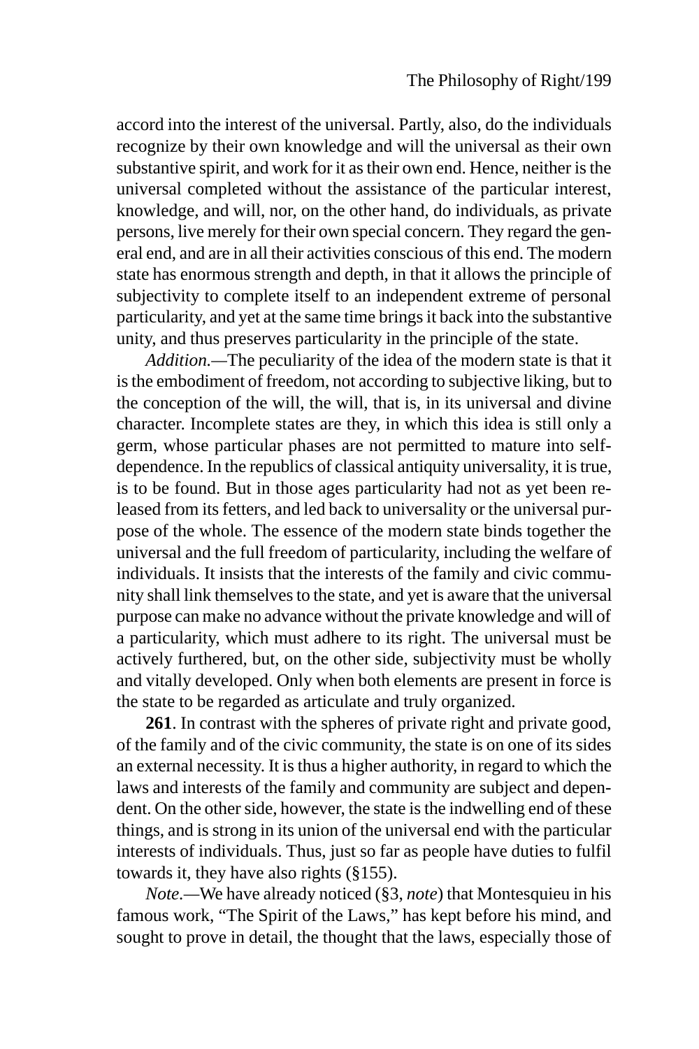accord into the interest of the universal. Partly, also, do the individuals recognize by their own knowledge and will the universal as their own substantive spirit, and work for it as their own end. Hence, neither is the universal completed without the assistance of the particular interest, knowledge, and will, nor, on the other hand, do individuals, as private persons, live merely for their own special concern. They regard the general end, and are in all their activities conscious of this end. The modern state has enormous strength and depth, in that it allows the principle of subjectivity to complete itself to an independent extreme of personal particularity, and yet at the same time brings it back into the substantive unity, and thus preserves particularity in the principle of the state.

*Addition.*—The peculiarity of the idea of the modern state is that it is the embodiment of freedom, not according to subjective liking, but to the conception of the will, the will, that is, in its universal and divine character. Incomplete states are they, in which this idea is still only a germ, whose particular phases are not permitted to mature into self-dependence. In the republics of classical antiquity universality, it is true, is to be found. But in those ages particularity had not as yet been released from its fetters, and led back to universality or the universal purpose of the whole. The essence of the modern state binds together the universal and the full freedom of particularity, including the welfare of individuals. It insists that the interests of the family and civic community shall link themselves to the state, and yet is aware that the universal purpose can make no advance without the private knowledge and will of a particularity, which must adhere to its right. The universal must be actively furthered, but, on the other side, subjectivity must be wholly and vitally developed. Only when both elements are present in force is the state to be regarded as articulate and truly organized.

**261**. In contrast with the spheres of private right and private good, of the family and of the civic community, the state is on one of its sides an external necessity. It is thus a higher authority, in regard to which the laws and interests of the family and community are subject and dependent. On the other side, however, the state is the indwelling end of these things, and is strong in its union of the universal end with the particular interests of individuals. Thus, just so far as people have duties to fulfil towards it, they have also rights (§155).

*Note.*—We have already noticed (§3, *note*) that Montesquieu in his famous work, "The Spirit of the Laws," has kept before his mind, and sought to prove in detail, the thought that the laws, especially those of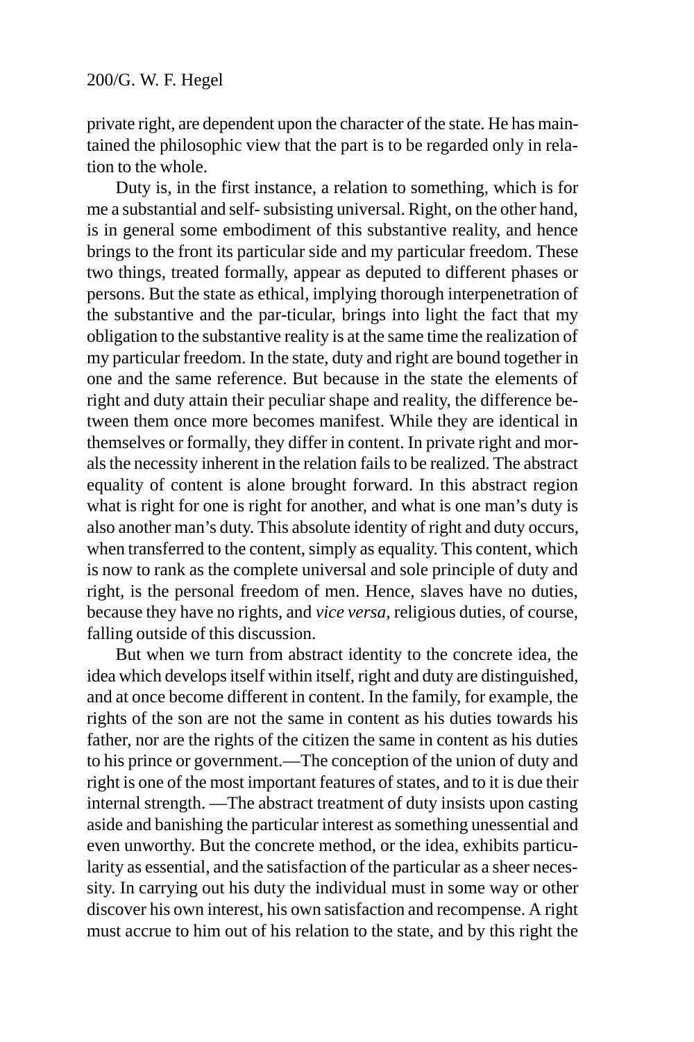private right, are dependent upon the character of the state. He has maintained the philosophic view that the part is to be regarded only in relation to the whole.

Duty is, in the first instance, a relation to something, which is for me a substantial and self- subsisting universal. Right, on the other hand, is in general some embodiment of this substantive reality, and hence brings to the front its particular side and my particular freedom. These two things, treated formally, appear as deputed to different phases or persons. But the state as ethical, implying thorough interpenetration of the substantive and the par-ticular, brings into light the fact that my obligation to the substantive reality is at the same time the realization of my particular freedom. In the state, duty and right are bound together in one and the same reference. But because in the state the elements of right and duty attain their peculiar shape and reality, the difference between them once more becomes manifest. While they are identical in themselves or formally, they differ in content. In private right and morals the necessity inherent in the relation fails to be realized. The abstract equality of content is alone brought forward. In this abstract region what is right for one is right for another, and what is one man's duty is also another man's duty. This absolute identity of right and duty occurs, when transferred to the content, simply as equality. This content, which is now to rank as the complete universal and sole principle of duty and right, is the personal freedom of men. Hence, slaves have no duties, because they have no rights, and *vice versa,* religious duties, of course, falling outside of this discussion.

But when we turn from abstract identity to the concrete idea, the idea which develops itself within itself, right and duty are distinguished, and at once become different in content. In the family, for example, the rights of the son are not the same in content as his duties towards his father, nor are the rights of the citizen the same in content as his duties to his prince or government.—The conception of the union of duty and right is one of the most important features of states, and to it is due their internal strength. —The abstract treatment of duty insists upon casting aside and banishing the particular interest as something unessential and even unworthy. But the concrete method, or the idea, exhibits particularity as essential, and the satisfaction of the particular as a sheer necessity. In carrying out his duty the individual must in some way or other discover his own interest, his own satisfaction and recompense. A right must accrue to him out of his relation to the state, and by this right the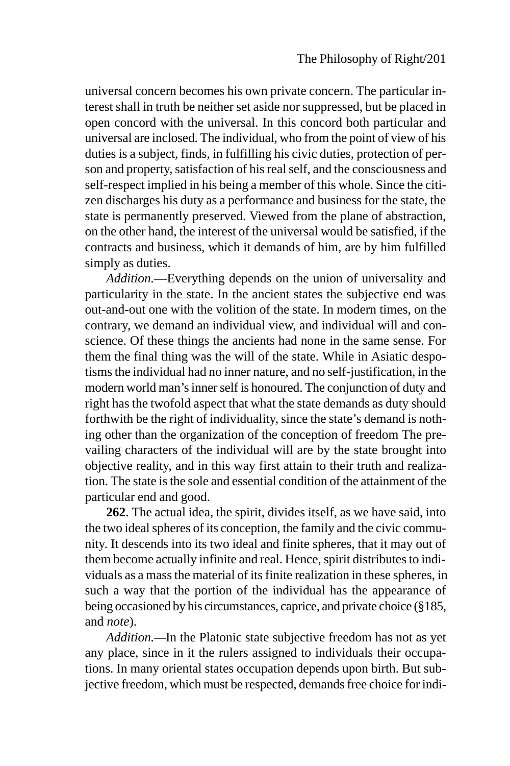universal concern becomes his own private concern. The particular interest shall in truth be neither set aside nor suppressed, but be placed in open concord with the universal. In this concord both particular and universal are inclosed. The individual, who from the point of view of his duties is a subject, finds, in fulfilling his civic duties, protection of person and property, satisfaction of his real self, and the consciousness and self-respect implied in his being a member of this whole. Since the citizen discharges his duty as a performance and business for the state, the state is permanently preserved. Viewed from the plane of abstraction, on the other hand, the interest of the universal would be satisfied, if the contracts and business, which it demands of him, are by him fulfilled simply as duties.

*Addition.*—Everything depends on the union of universality and particularity in the state. In the ancient states the subjective end was out-and-out one with the volition of the state. In modern times, on the contrary, we demand an individual view, and individual will and conscience. Of these things the ancients had none in the same sense. For them the final thing was the will of the state. While in Asiatic despotisms the individual had no inner nature, and no self-justification, in the modern world man's inner self is honoured. The conjunction of duty and right has the twofold aspect that what the state demands as duty should forthwith be the right of individuality, since the state's demand is nothing other than the organization of the conception of freedom The prevailing characters of the individual will are by the state brought into objective reality, and in this way first attain to their truth and realization. The state is the sole and essential condition of the attainment of the particular end and good.

**262**. The actual idea, the spirit, divides itself, as we have said, into the two ideal spheres of its conception, the family and the civic community. It descends into its two ideal and finite spheres, that it may out of them become actually infinite and real. Hence, spirit distributes to individuals as a mass the material of its finite realization in these spheres, in such a way that the portion of the individual has the appearance of being occasioned by his circumstances, caprice, and private choice (§185, and *note*).

*Addition.*—In the Platonic state subjective freedom has not as yet any place, since in it the rulers assigned to individuals their occupations. In many oriental states occupation depends upon birth. But subjective freedom, which must be respected, demands free choice for indi-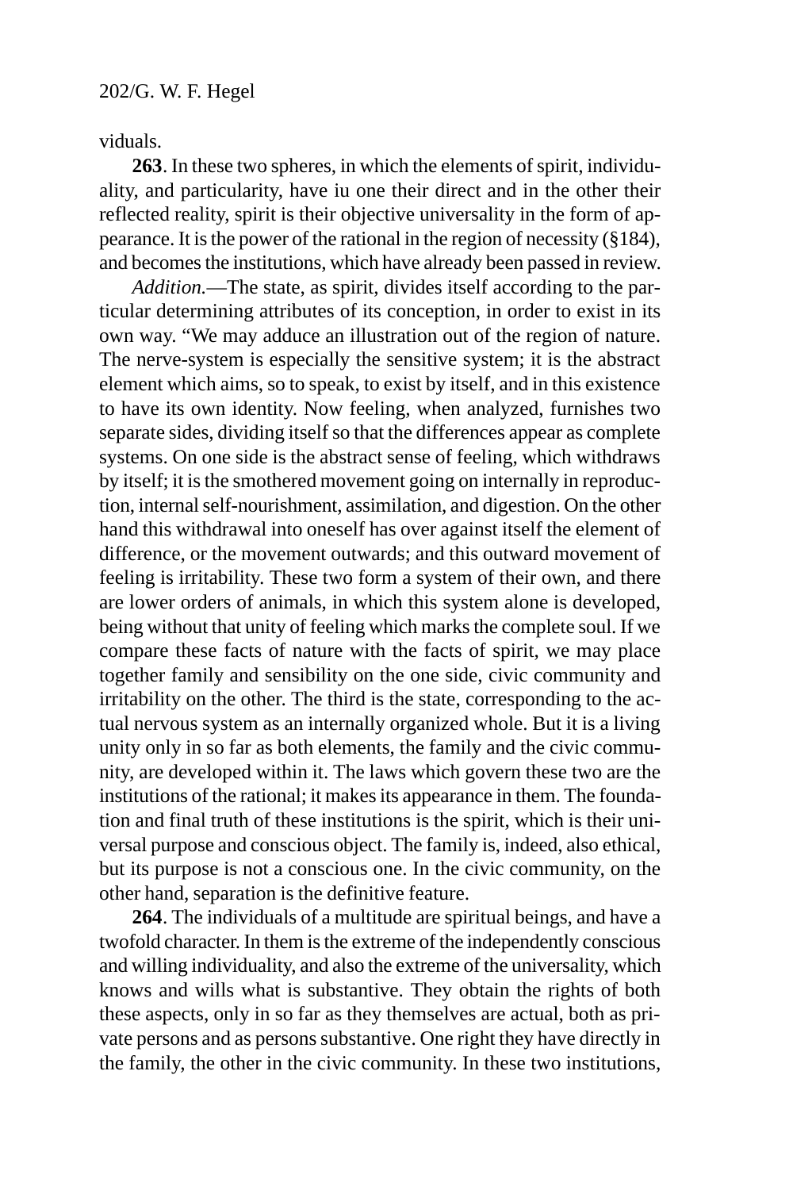viduals.

**263**. In these two spheres, in which the elements of spirit, individuality, and particularity, have iu one their direct and in the other their reflected reality, spirit is their objective universality in the form of appearance. It is the power of the rational in the region of necessity (§184), and becomes the institutions, which have already been passed in review.

*Addition.*—The state, as spirit, divides itself according to the particular determining attributes of its conception, in order to exist in its own way. "We may adduce an illustration out of the region of nature. The nerve-system is especially the sensitive system; it is the abstract element which aims, so to speak, to exist by itself, and in this existence to have its own identity. Now feeling, when analyzed, furnishes two separate sides, dividing itself so that the differences appear as complete systems. On one side is the abstract sense of feeling, which withdraws by itself; it is the smothered movement going on internally in reproduction, internal self-nourishment, assimilation, and digestion. On the other hand this withdrawal into oneself has over against itself the element of difference, or the movement outwards; and this outward movement of feeling is irritability. These two form a system of their own, and there are lower orders of animals, in which this system alone is developed, being without that unity of feeling which marks the complete soul. If we compare these facts of nature with the facts of spirit, we may place together family and sensibility on the one side, civic community and irritability on the other. The third is the state, corresponding to the actual nervous system as an internally organized whole. But it is a living unity only in so far as both elements, the family and the civic community, are developed within it. The laws which govern these two are the institutions of the rational; it makes its appearance in them. The foundation and final truth of these institutions is the spirit, which is their universal purpose and conscious object. The family is, indeed, also ethical, but its purpose is not a conscious one. In the civic community, on the other hand, separation is the definitive feature.

**264**. The individuals of a multitude are spiritual beings, and have a twofold character. In them is the extreme of the independently conscious and willing individuality, and also the extreme of the universality, which knows and wills what is substantive. They obtain the rights of both these aspects, only in so far as they themselves are actual, both as private persons and as persons substantive. One right they have directly in the family, the other in the civic community. In these two institutions,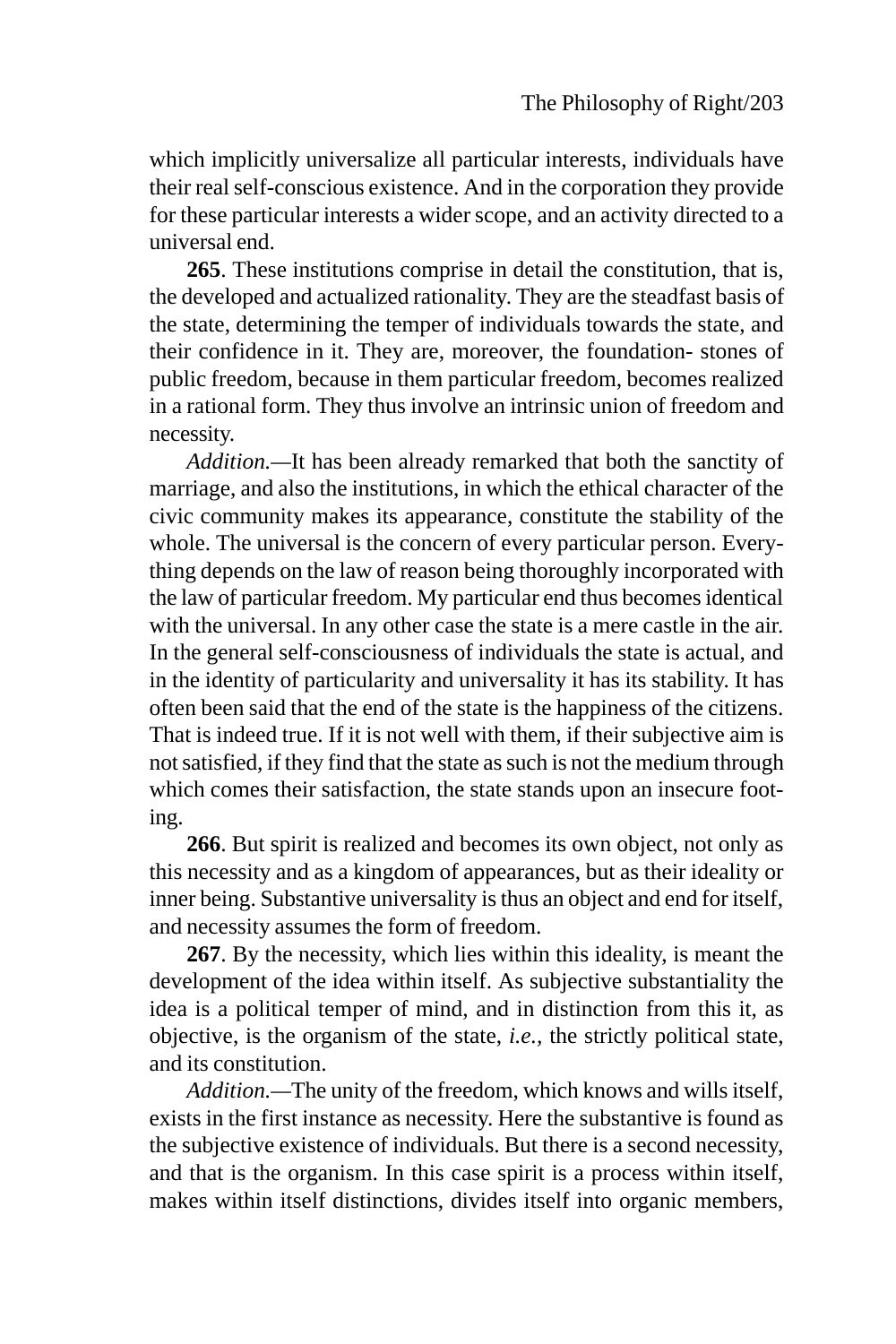which implicitly universalize all particular interests, individuals have their real self-conscious existence. And in the corporation they provide for these particular interests a wider scope, and an activity directed to a universal end.

**265**. These institutions comprise in detail the constitution, that is, the developed and actualized rationality. They are the steadfast basis of the state, determining the temper of individuals towards the state, and their confidence in it. They are, moreover, the foundation- stones of public freedom, because in them particular freedom, becomes realized in a rational form. They thus involve an intrinsic union of freedom and necessity.

*Addition.*—It has been already remarked that both the sanctity of marriage, and also the institutions, in which the ethical character of the civic community makes its appearance, constitute the stability of the whole. The universal is the concern of every particular person. Everything depends on the law of reason being thoroughly incorporated with the law of particular freedom. My particular end thus becomes identical with the universal. In any other case the state is a mere castle in the air. In the general self-consciousness of individuals the state is actual, and in the identity of particularity and universality it has its stability. It has often been said that the end of the state is the happiness of the citizens. That is indeed true. If it is not well with them, if their subjective aim is not satisfied, if they find that the state as such is not the medium through which comes their satisfaction, the state stands upon an insecure footing.

**266**. But spirit is realized and becomes its own object, not only as this necessity and as a kingdom of appearances, but as their ideality or inner being. Substantive universality is thus an object and end for itself, and necessity assumes the form of freedom.

**267**. By the necessity, which lies within this ideality, is meant the development of the idea within itself. As subjective substantiality the idea is a political temper of mind, and in distinction from this it, as objective, is the organism of the state, *i.e.*, the strictly political state, and its constitution.

*Addition.*—The unity of the freedom, which knows and wills itself, exists in the first instance as necessity. Here the substantive is found as the subjective existence of individuals. But there is a second necessity, and that is the organism. In this case spirit is a process within itself, makes within itself distinctions, divides itself into organic members,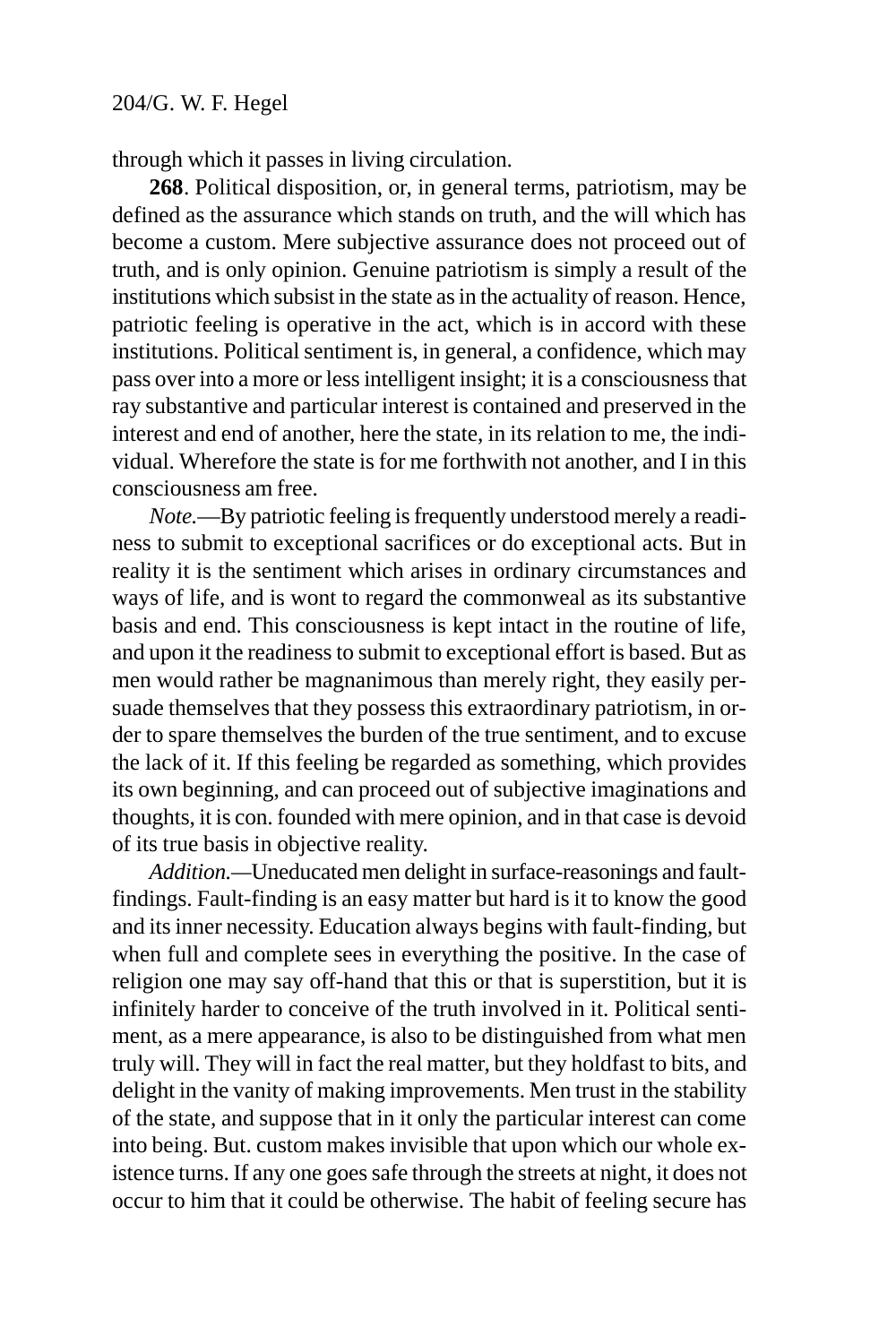through which it passes in living circulation.

**268**. Political disposition, or, in general terms, patriotism, may be defined as the assurance which stands on truth, and the will which has become a custom. Mere subjective assurance does not proceed out of truth, and is only opinion. Genuine patriotism is simply a result of the institutions which subsist in the state as in the actuality of reason. Hence, patriotic feeling is operative in the act, which is in accord with these institutions. Political sentiment is, in general, a confidence, which may pass over into a more or less intelligent insight; it is a consciousness that ray substantive and particular interest is contained and preserved in the interest and end of another, here the state, in its relation to me, the individual. Wherefore the state is for me forthwith not another, and I in this consciousness am free.

*Note.*—By patriotic feeling is frequently understood merely a readiness to submit to exceptional sacrifices or do exceptional acts. But in reality it is the sentiment which arises in ordinary circumstances and ways of life, and is wont to regard the commonweal as its substantive basis and end. This consciousness is kept intact in the routine of life, and upon it the readiness to submit to exceptional effort is based. But as men would rather be magnanimous than merely right, they easily persuade themselves that they possess this extraordinary patriotism, in order to spare themselves the burden of the true sentiment, and to excuse the lack of it. If this feeling be regarded as something, which provides its own beginning, and can proceed out of subjective imaginations and thoughts, it is con. founded with mere opinion, and in that case is devoid of its true basis in objective reality.

*Addition.*—Uneducated men delight in surface-reasonings and fault-findings. Fault-finding is an easy matter but hard is it to know the good and its inner necessity. Education always begins with fault-finding, but when full and complete sees in everything the positive. In the case of religion one may say off-hand that this or that is superstition, but it is infinitely harder to conceive of the truth involved in it. Political sentiment, as a mere appearance, is also to be distinguished from what men truly will. They will in fact the real matter, but they holdfast to bits, and delight in the vanity of making improvements. Men trust in the stability of the state, and suppose that in it only the particular interest can come into being. But. custom makes invisible that upon which our whole existence turns. If any one goes safe through the streets at night, it does not occur to him that it could be otherwise. The habit of feeling secure has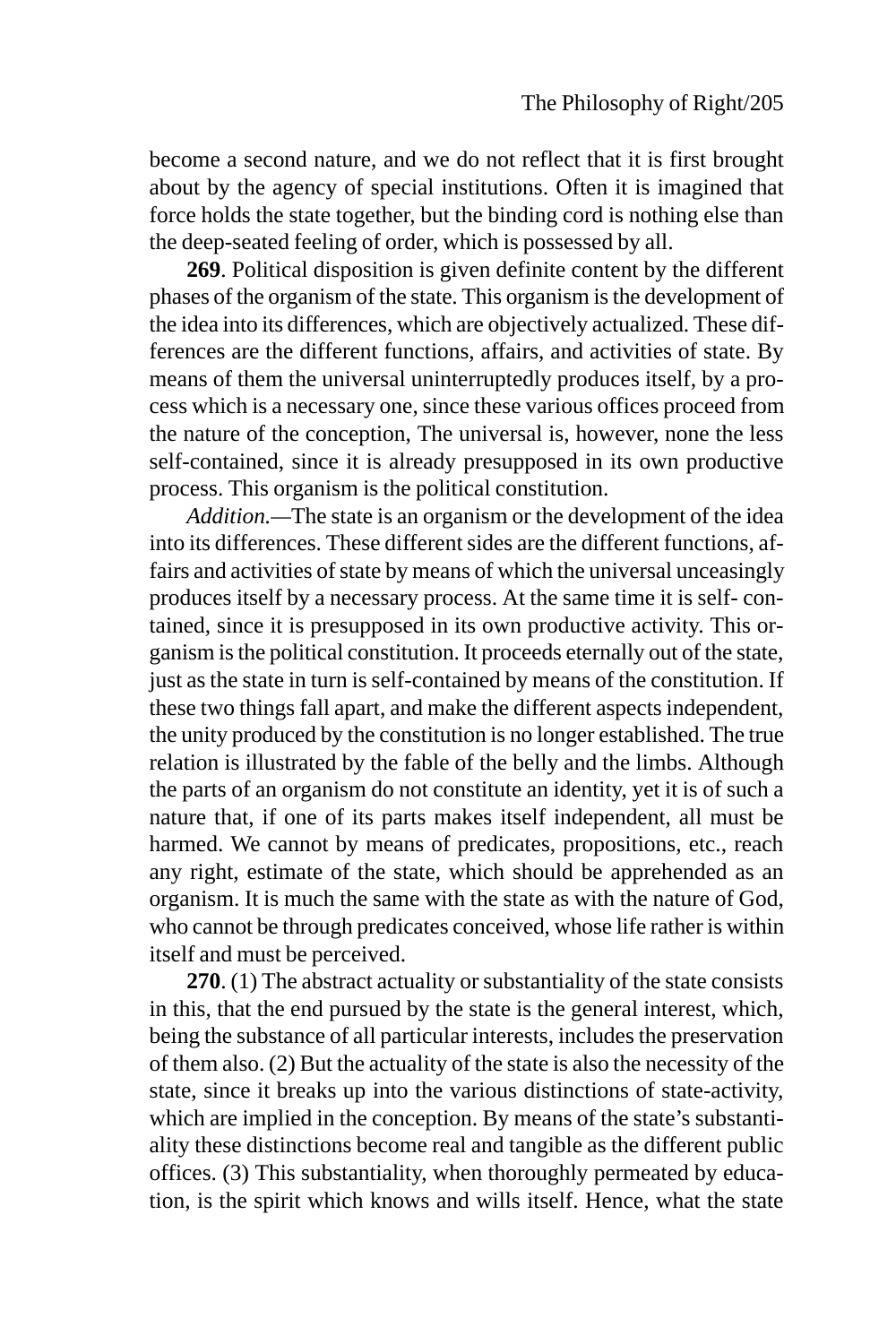become a second nature, and we do not reflect that it is first brought about by the agency of special institutions. Often it is imagined that force holds the state together, but the binding cord is nothing else than the deep-seated feeling of order, which is possessed by all.

**269**. Political disposition is given definite content by the different phases of the organism of the state. This organism is the development of the idea into its differences, which are objectively actualized. These differences are the different functions, affairs, and activities of state. By means of them the universal uninterruptedly produces itself, by a process which is a necessary one, since these various offices proceed from the nature of the conception, The universal is, however, none the less self-contained, since it is already presupposed in its own productive process. This organism is the political constitution.

*Addition.*—The state is an organism or the development of the idea into its differences. These different sides are the different functions, affairs and activities of state by means of which the universal unceasingly produces itself by a necessary process. At the same time it is self- contained, since it is presupposed in its own productive activity. This organism is the political constitution. It proceeds eternally out of the state, just as the state in turn is self-contained by means of the constitution. If these two things fall apart, and make the different aspects independent, the unity produced by the constitution is no longer established. The true relation is illustrated by the fable of the belly and the limbs. Although the parts of an organism do not constitute an identity, yet it is of such a nature that, if one of its parts makes itself independent, all must be harmed. We cannot by means of predicates, propositions, etc., reach any right, estimate of the state, which should be apprehended as an organism. It is much the same with the state as with the nature of God, who cannot be through predicates conceived, whose life rather is within itself and must be perceived.

**270**. (1) The abstract actuality or substantiality of the state consists in this, that the end pursued by the state is the general interest, which, being the substance of all particular interests, includes the preservation of them also. (2) But the actuality of the state is also the necessity of the state, since it breaks up into the various distinctions of state-activity, which are implied in the conception. By means of the state's substantiality these distinctions become real and tangible as the different public offices. (3) This substantiality, when thoroughly permeated by education, is the spirit which knows and wills itself. Hence, what the state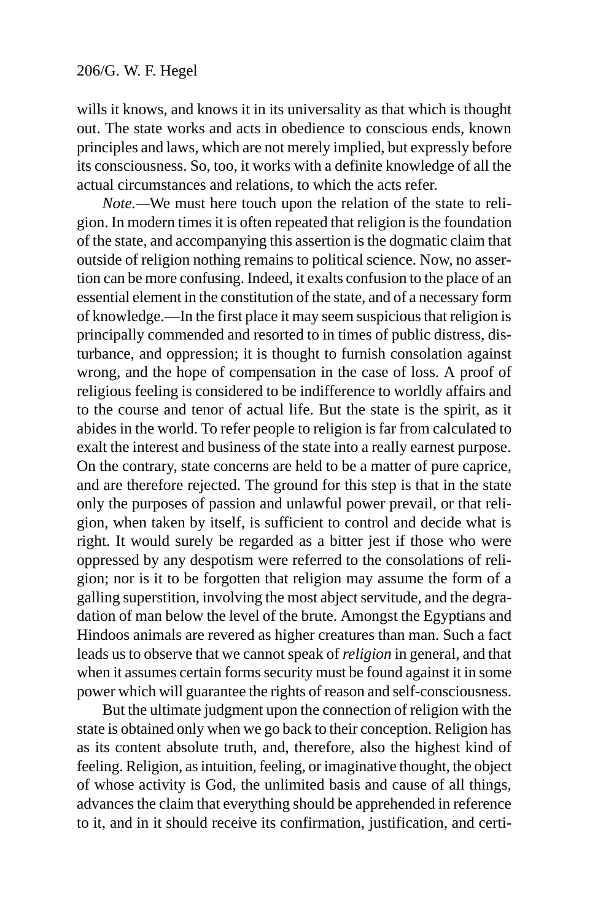wills it knows, and knows it in its universality as that which is thought out. The state works and acts in obedience to conscious ends, known principles and laws, which are not merely implied, but expressly before its consciousness. So, too, it works with a definite knowledge of all the actual circumstances and relations, to which the acts refer.

*Note.*—We must here touch upon the relation of the state to religion. In modern times it is often repeated that religion is the foundation of the state, and accompanying this assertion is the dogmatic claim that outside of religion nothing remains to political science. Now, no assertion can be more confusing. Indeed, it exalts confusion to the place of an essential element in the constitution of the state, and of a necessary form of knowledge.—In the first place it may seem suspicious that religion is principally commended and resorted to in times of public distress, disturbance, and oppression; it is thought to furnish consolation against wrong, and the hope of compensation in the case of loss. A proof of religious feeling is considered to be indifference to worldly affairs and to the course and tenor of actual life. But the state is the spirit, as it abides in the world. To refer people to religion is far from calculated to exalt the interest and business of the state into a really earnest purpose. On the contrary, state concerns are held to be a matter of pure caprice, and are therefore rejected. The ground for this step is that in the state only the purposes of passion and unlawful power prevail, or that religion, when taken by itself, is sufficient to control and decide what is right. It would surely be regarded as a bitter jest if those who were oppressed by any despotism were referred to the consolations of religion; nor is it to be forgotten that religion may assume the form of a galling superstition, involving the most abject servitude, and the degradation of man below the level of the brute. Amongst the Egyptians and Hindoos animals are revered as higher creatures than man. Such a fact leads us to observe that we cannot speak of *religion* in general, and that when it assumes certain forms security must be found against it in some power which will guarantee the rights of reason and self-consciousness.

But the ultimate judgment upon the connection of religion with the state is obtained only when we go back to their conception. Religion has as its content absolute truth, and, therefore, also the highest kind of feeling. Religion, as intuition, feeling, or imaginative thought, the object of whose activity is God, the unlimited basis and cause of all things, advances the claim that everything should be apprehended in reference to it, and in it should receive its confirmation, justification, and certi-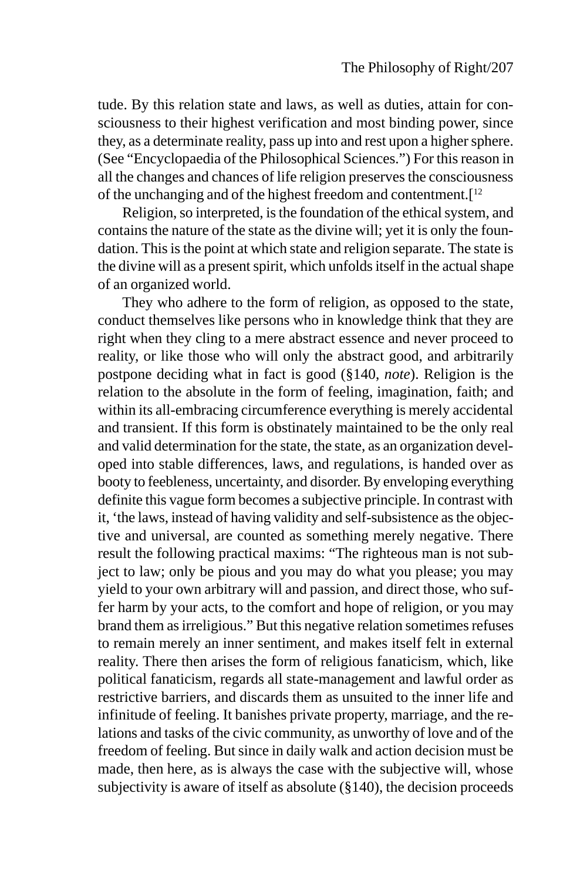tude. By this relation state and laws, as well as duties, attain for consciousness to their highest verification and most binding power, since they, as a determinate reality, pass up into and rest upon a higher sphere. (See "Encyclopaedia of the Philosophical Sciences.") For this reason in all the changes and chances of life religion preserves the consciousness of the unchanging and of the highest freedom and contentment.[12

Religion, so interpreted, is the foundation of the ethical system, and contains the nature of the state as the divine will; yet it is only the foundation. This is the point at which state and religion separate. The state is the divine will as a present spirit, which unfolds itself in the actual shape of an organized world.

They who adhere to the form of religion, as opposed to the state, conduct themselves like persons who in knowledge think that they are right when they cling to a mere abstract essence and never proceed to reality, or like those who will only the abstract good, and arbitrarily postpone deciding what in fact is good (§140, *note*). Religion is the relation to the absolute in the form of feeling, imagination, faith; and within its all-embracing circumference everything is merely accidental and transient. If this form is obstinately maintained to be the only real and valid determination for the state, the state, as an organization developed into stable differences, laws, and regulations, is handed over as booty to feebleness, uncertainty, and disorder. By enveloping everything definite this vague form becomes a subjective principle. In contrast with it, 'the laws, instead of having validity and self-subsistence as the objective and universal, are counted as something merely negative. There result the following practical maxims: "The righteous man is not subject to law; only be pious and you may do what you please; you may yield to your own arbitrary will and passion, and direct those, who suffer harm by your acts, to the comfort and hope of religion, or you may brand them as irreligious." But this negative relation sometimes refuses to remain merely an inner sentiment, and makes itself felt in external reality. There then arises the form of religious fanaticism, which, like political fanaticism, regards all state-management and lawful order as restrictive barriers, and discards them as unsuited to the inner life and infinitude of feeling. It banishes private property, marriage, and the relations and tasks of the civic community, as unworthy of love and of the freedom of feeling. But since in daily walk and action decision must be made, then here, as is always the case with the subjective will, whose subjectivity is aware of itself as absolute (§140), the decision proceeds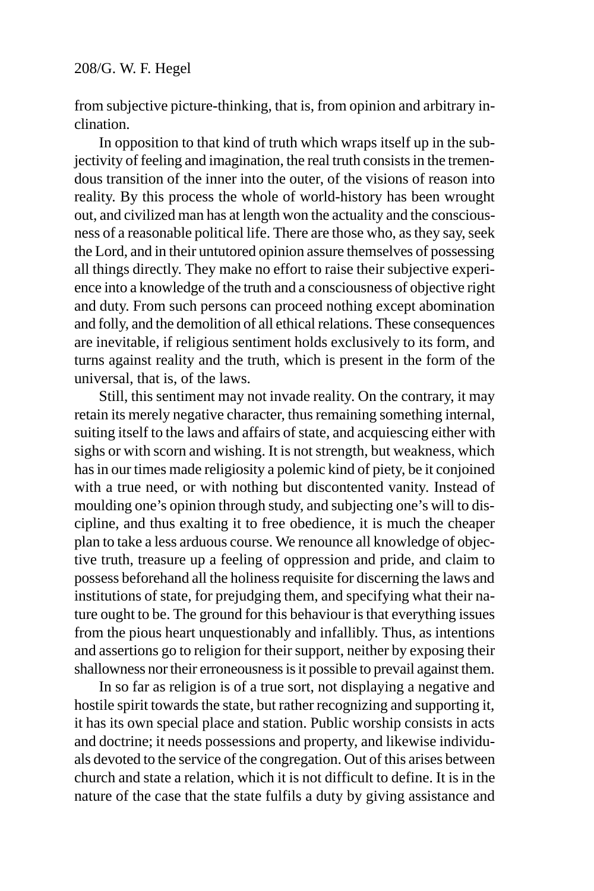from subjective picture-thinking, that is, from opinion and arbitrary inclination.

In opposition to that kind of truth which wraps itself up in the subjectivity of feeling and imagination, the real truth consists in the tremendous transition of the inner into the outer, of the visions of reason into reality. By this process the whole of world-history has been wrought out, and civilized man has at length won the actuality and the consciousness of a reasonable political life. There are those who, as they say, seek the Lord, and in their untutored opinion assure themselves of possessing all things directly. They make no effort to raise their subjective experience into a knowledge of the truth and a consciousness of objective right and duty. From such persons can proceed nothing except abomination and folly, and the demolition of all ethical relations. These consequences are inevitable, if religious sentiment holds exclusively to its form, and turns against reality and the truth, which is present in the form of the universal, that is, of the laws.

Still, this sentiment may not invade reality. On the contrary, it may retain its merely negative character, thus remaining something internal, suiting itself to the laws and affairs of state, and acquiescing either with sighs or with scorn and wishing. It is not strength, but weakness, which has in our times made religiosity a polemic kind of piety, be it conjoined with a true need, or with nothing but discontented vanity. Instead of moulding one's opinion through study, and subjecting one's will to discipline, and thus exalting it to free obedience, it is much the cheaper plan to take a less arduous course. We renounce all knowledge of objective truth, treasure up a feeling of oppression and pride, and claim to possess beforehand all the holiness requisite for discerning the laws and institutions of state, for prejudging them, and specifying what their nature ought to be. The ground for this behaviour is that everything issues from the pious heart unquestionably and infallibly. Thus, as intentions and assertions go to religion for their support, neither by exposing their shallowness nor their erroneousness is it possible to prevail against them.

In so far as religion is of a true sort, not displaying a negative and hostile spirit towards the state, but rather recognizing and supporting it, it has its own special place and station. Public worship consists in acts and doctrine; it needs possessions and property, and likewise individuals devoted to the service of the congregation. Out of this arises between church and state a relation, which it is not difficult to define. It is in the nature of the case that the state fulfils a duty by giving assistance and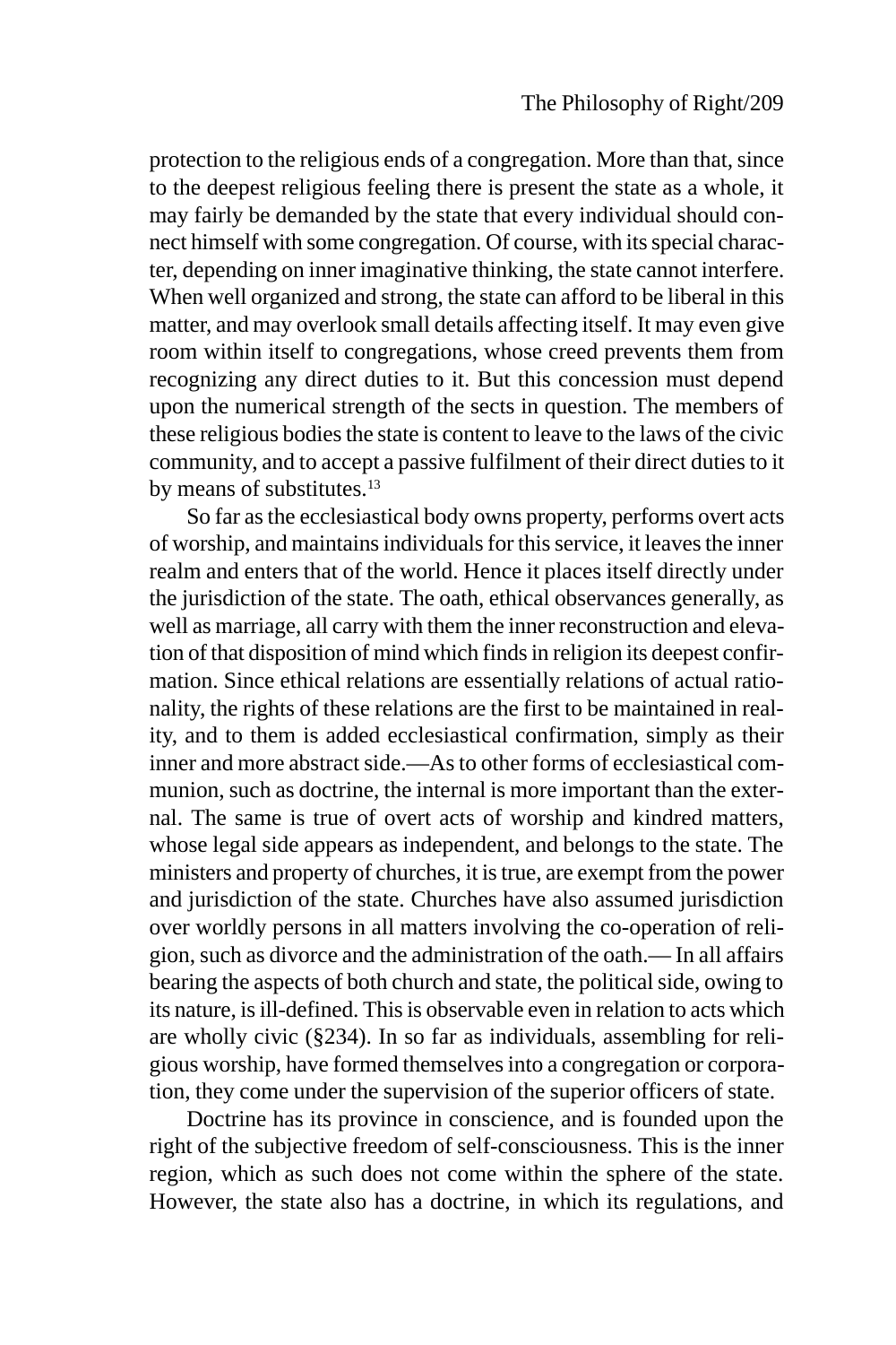protection to the religious ends of a congregation. More than that, since to the deepest religious feeling there is present the state as a whole, it may fairly be demanded by the state that every individual should connect himself with some congregation. Of course, with its special character, depending on inner imaginative thinking, the state cannot interfere. When well organized and strong, the state can afford to be liberal in this matter, and may overlook small details affecting itself. It may even give room within itself to congregations, whose creed prevents them from recognizing any direct duties to it. But this concession must depend upon the numerical strength of the sects in question. The members of these religious bodies the state is content to leave to the laws of the civic community, and to accept a passive fulfilment of their direct duties to it by means of substitutes.[13]

So far as the ecclesiastical body owns property, performs overt acts of worship, and maintains individuals for this service, it leaves the inner realm and enters that of the world. Hence it places itself directly under the jurisdiction of the state. The oath, ethical observances generally, as well as marriage, all carry with them the inner reconstruction and elevation of that disposition of mind which finds in religion its deepest confirmation. Since ethical relations are essentially relations of actual rationality, the rights of these relations are the first to be maintained in reality, and to them is added ecclesiastical confirmation, simply as their inner and more abstract side.—As to other forms of ecclesiastical communion, such as doctrine, the internal is more important than the external. The same is true of overt acts of worship and kindred matters, whose legal side appears as independent, and belongs to the state. The ministers and property of churches, it is true, are exempt from the power and jurisdiction of the state. Churches have also assumed jurisdiction over worldly persons in all matters involving the co-operation of religion, such as divorce and the administration of the oath.— In all affairs bearing the aspects of both church and state, the political side, owing to its nature, is ill-defined. This is observable even in relation to acts which are wholly civic (§234). In so far as individuals, assembling for religious worship, have formed themselves into a congregation or corporation, they come under the supervision of the superior officers of state.

Doctrine has its province in conscience, and is founded upon the right of the subjective freedom of self-consciousness. This is the inner region, which as such does not come within the sphere of the state. However, the state also has a doctrine, in which its regulations, and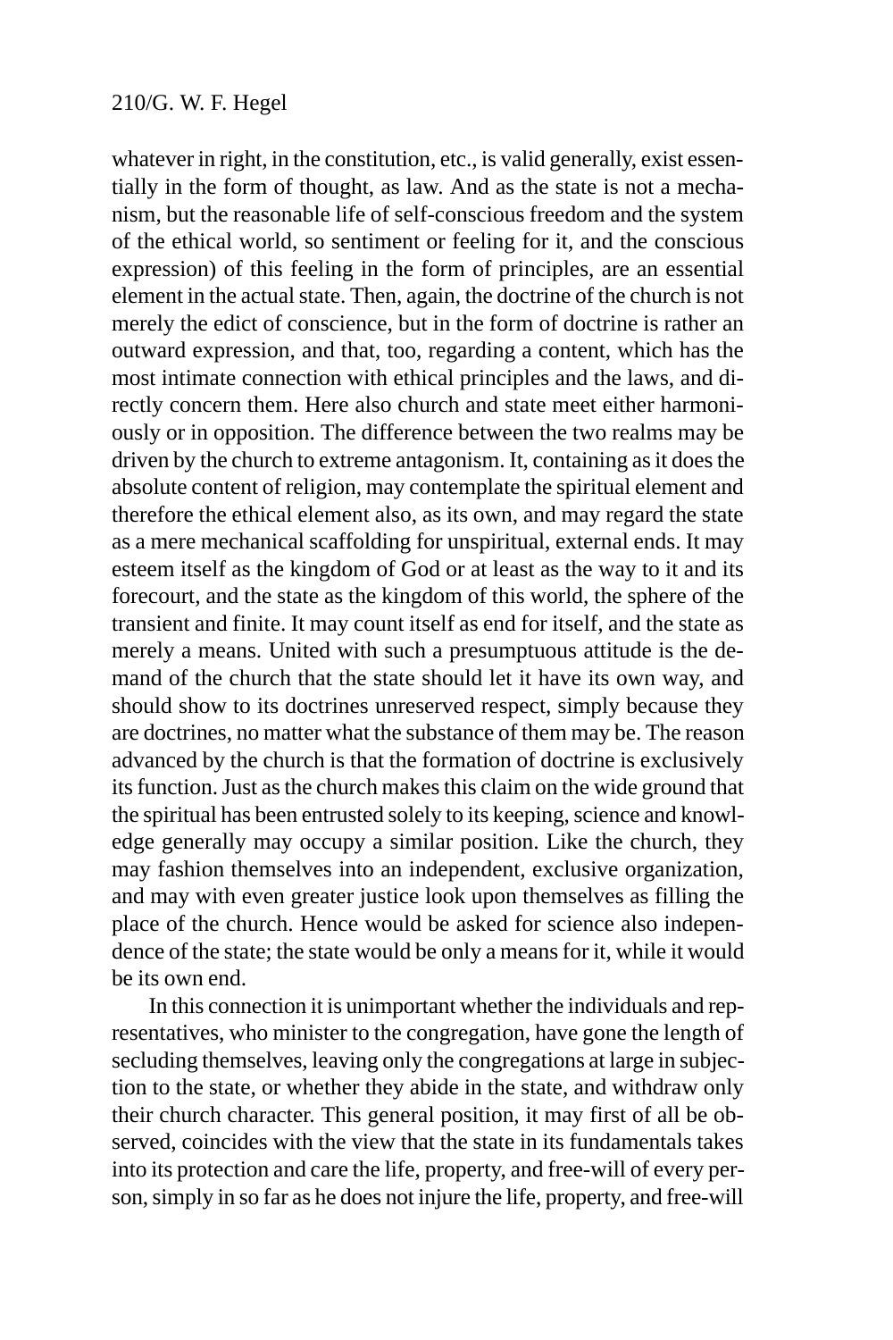whatever in right, in the constitution, etc., is valid generally, exist essentially in the form of thought, as law. And as the state is not a mechanism, but the reasonable life of self-conscious freedom and the system of the ethical world, so sentiment or feeling for it, and the conscious expression) of this feeling in the form of principles, are an essential element in the actual state. Then, again, the doctrine of the church is not merely the edict of conscience, but in the form of doctrine is rather an outward expression, and that, too, regarding a content, which has the most intimate connection with ethical principles and the laws, and directly concern them. Here also church and state meet either harmoniously or in opposition. The difference between the two realms may be driven by the church to extreme antagonism. It, containing as it does the absolute content of religion, may contemplate the spiritual element and therefore the ethical element also, as its own, and may regard the state as a mere mechanical scaffolding for unspiritual, external ends. It may esteem itself as the kingdom of God or at least as the way to it and its forecourt, and the state as the kingdom of this world, the sphere of the transient and finite. It may count itself as end for itself, and the state as merely a means. United with such a presumptuous attitude is the demand of the church that the state should let it have its own way, and should show to its doctrines unreserved respect, simply because they are doctrines, no matter what the substance of them may be. The reason advanced by the church is that the formation of doctrine is exclusively its function. Just as the church makes this claim on the wide ground that the spiritual has been entrusted solely to its keeping, science and knowledge generally may occupy a similar position. Like the church, they may fashion themselves into an independent, exclusive organization, and may with even greater justice look upon themselves as filling the place of the church. Hence would be asked for science also independence of the state; the state would be only a means for it, while it would be its own end.

In this connection it is unimportant whether the individuals and representatives, who minister to the congregation, have gone the length of secluding themselves, leaving only the congregations at large in subjection to the state, or whether they abide in the state, and withdraw only their church character. This general position, it may first of all be observed, coincides with the view that the state in its fundamentals takes into its protection and care the life, property, and free-will of every person, simply in so far as he does not injure the life, property, and free-will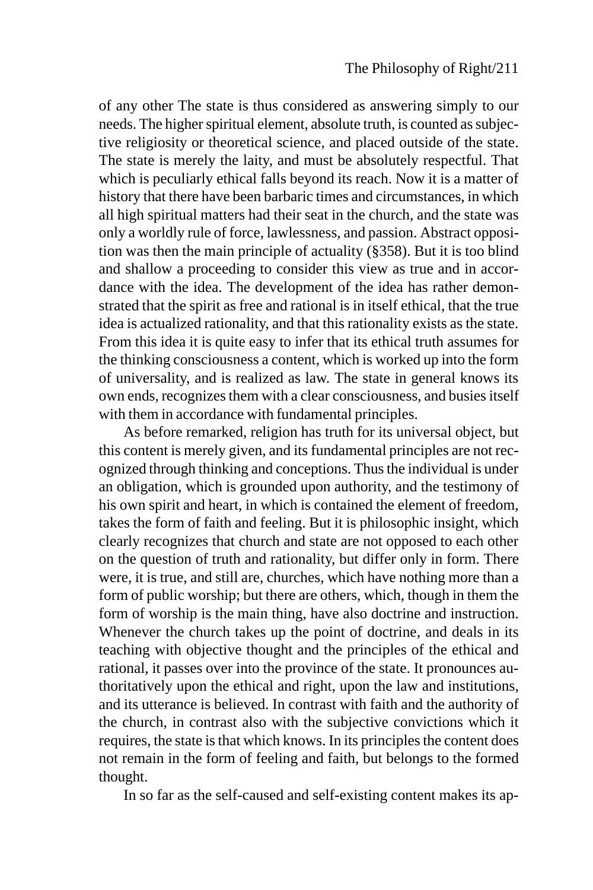of any other The state is thus considered as answering simply to our needs. The higher spiritual element, absolute truth, is counted as subjective religiosity or theoretical science, and placed outside of the state. The state is merely the laity, and must be absolutely respectful. That which is peculiarly ethical falls beyond its reach. Now it is a matter of history that there have been barbaric times and circumstances, in which all high spiritual matters had their seat in the church, and the state was only a worldly rule of force, lawlessness, and passion. Abstract opposition was then the main principle of actuality (§358). But it is too blind and shallow a proceeding to consider this view as true and in accordance with the idea. The development of the idea has rather demonstrated that the spirit as free and rational is in itself ethical, that the true idea is actualized rationality, and that this rationality exists as the state. From this idea it is quite easy to infer that its ethical truth assumes for the thinking consciousness a content, which is worked up into the form of universality, and is realized as law. The state in general knows its own ends, recognizes them with a clear consciousness, and busies itself with them in accordance with fundamental principles.

As before remarked, religion has truth for its universal object, but this content is merely given, and its fundamental principles are not recognized through thinking and conceptions. Thus the individual is under an obligation, which is grounded upon authority, and the testimony of his own spirit and heart, in which is contained the element of freedom, takes the form of faith and feeling. But it is philosophic insight, which clearly recognizes that church and state are not opposed to each other on the question of truth and rationality, but differ only in form. There were, it is true, and still are, churches, which have nothing more than a form of public worship; but there are others, which, though in them the form of worship is the main thing, have also doctrine and instruction. Whenever the church takes up the point of doctrine, and deals in its teaching with objective thought and the principles of the ethical and rational, it passes over into the province of the state. It pronounces authoritatively upon the ethical and right, upon the law and institutions, and its utterance is believed. In contrast with faith and the authority of the church, in contrast also with the subjective convictions which it requires, the state is that which knows. In its principles the content does not remain in the form of feeling and faith, but belongs to the formed thought.

In so far as the self-caused and self-existing content makes its ap-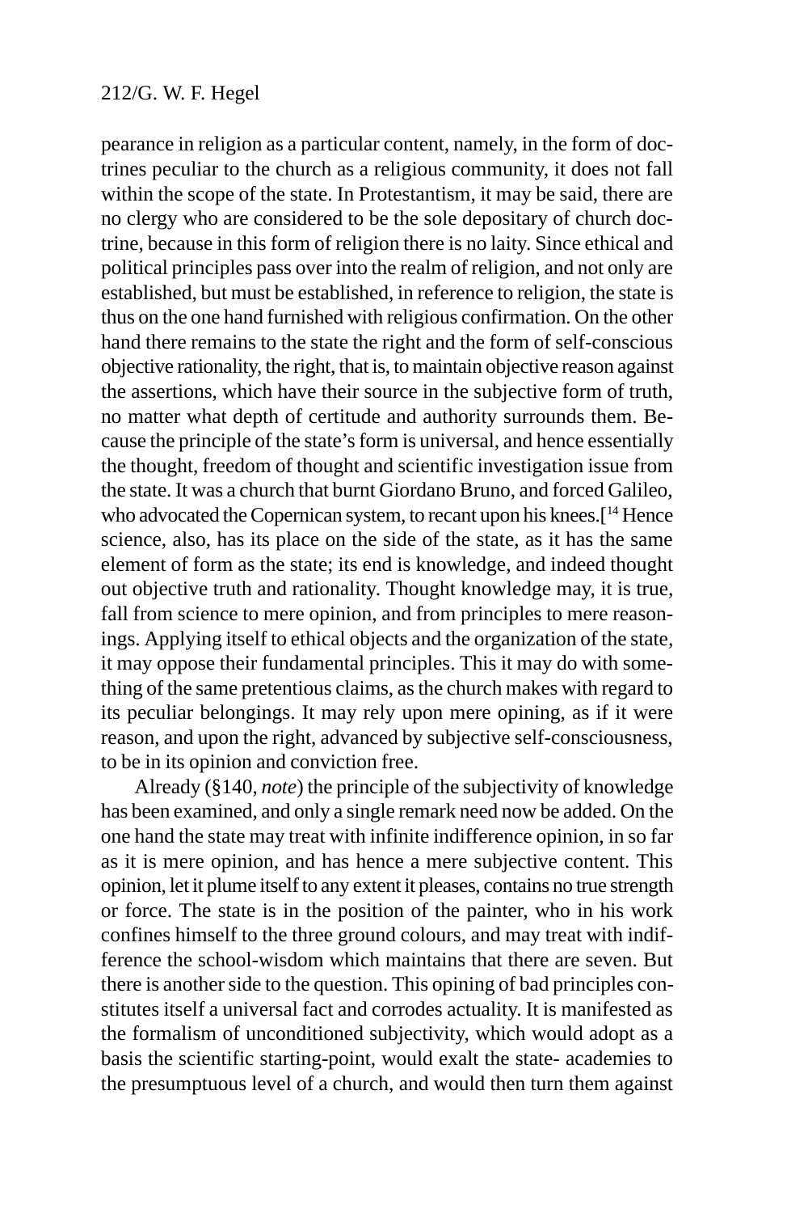pearance in religion as a particular content, namely, in the form of doctrines peculiar to the church as a religious community, it does not fall within the scope of the state. In Protestantism, it may be said, there are no clergy who are considered to be the sole depositary of church doctrine, because in this form of religion there is no laity. Since ethical and political principles pass over into the realm of religion, and not only are established, but must be established, in reference to religion, the state is thus on the one hand furnished with religious confirmation. On the other hand there remains to the state the right and the form of self-conscious objective rationality, the right, that is, to maintain objective reason against the assertions, which have their source in the subjective form of truth, no matter what depth of certitude and authority surrounds them. Because the principle of the state's form is universal, and hence essentially the thought, freedom of thought and scientific investigation issue from the state. It was a church that burnt Giordano Bruno, and forced Galileo, who advocated the Copernican system, to recant upon his knees.[[14] Hence science, also, has its place on the side of the state, as it has the same element of form as the state; its end is knowledge, and indeed thought out objective truth and rationality. Thought knowledge may, it is true, fall from science to mere opinion, and from principles to mere reasonings. Applying itself to ethical objects and the organization of the state, it may oppose their fundamental principles. This it may do with something of the same pretentious claims, as the church makes with regard to its peculiar belongings. It may rely upon mere opining, as if it were reason, and upon the right, advanced by subjective self-consciousness, to be in its opinion and conviction free.

Already (§140, *note*) the principle of the subjectivity of knowledge has been examined, and only a single remark need now be added. On the one hand the state may treat with infinite indifference opinion, in so far as it is mere opinion, and has hence a mere subjective content. This opinion, let it plume itself to any extent it pleases, contains no true strength or force. The state is in the position of the painter, who in his work confines himself to the three ground colours, and may treat with indifference the school-wisdom which maintains that there are seven. But there is another side to the question. This opining of bad principles constitutes itself a universal fact and corrodes actuality. It is manifested as the formalism of unconditioned subjectivity, which would adopt as a basis the scientific starting-point, would exalt the state- academies to the presumptuous level of a church, and would then turn them against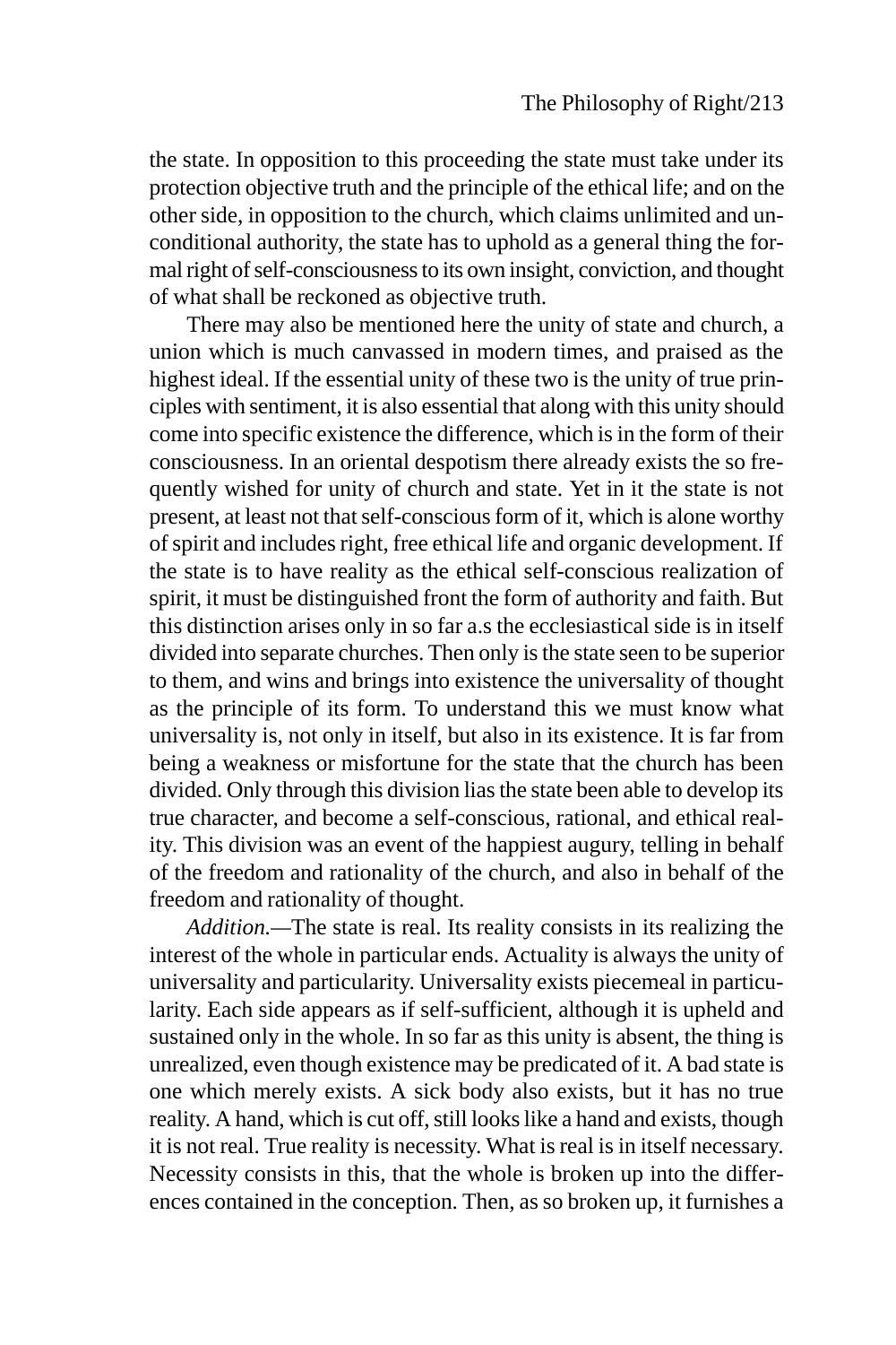the state. In opposition to this proceeding the state must take under its protection objective truth and the principle of the ethical life; and on the other side, in opposition to the church, which claims unlimited and unconditional authority, the state has to uphold as a general thing the formal right of self-consciousness to its own insight, conviction, and thought of what shall be reckoned as objective truth.

There may also be mentioned here the unity of state and church, a union which is much canvassed in modern times, and praised as the highest ideal. If the essential unity of these two is the unity of true principles with sentiment, it is also essential that along with this unity should come into specific existence the difference, which is in the form of their consciousness. In an oriental despotism there already exists the so frequently wished for unity of church and state. Yet in it the state is not present, at least not that self-conscious form of it, which is alone worthy of spirit and includes right, free ethical life and organic development. If the state is to have reality as the ethical self-conscious realization of spirit, it must be distinguished front the form of authority and faith. But this distinction arises only in so far a.s the ecclesiastical side is in itself divided into separate churches. Then only is the state seen to be superior to them, and wins and brings into existence the universality of thought as the principle of its form. To understand this we must know what universality is, not only in itself, but also in its existence. It is far from being a weakness or misfortune for the state that the church has been divided. Only through this division lias the state been able to develop its true character, and become a self-conscious, rational, and ethical reality. This division was an event of the happiest augury, telling in behalf of the freedom and rationality of the church, and also in behalf of the freedom and rationality of thought.

*Addition.*—The state is real. Its reality consists in its realizing the interest of the whole in particular ends. Actuality is always the unity of universality and particularity. Universality exists piecemeal in particularity. Each side appears as if self-sufficient, although it is upheld and sustained only in the whole. In so far as this unity is absent, the thing is unrealized, even though existence may be predicated of it. A bad state is one which merely exists. A sick body also exists, but it has no true reality. A hand, which is cut off, still looks like a hand and exists, though it is not real. True reality is necessity. What is real is in itself necessary. Necessity consists in this, that the whole is broken up into the differences contained in the conception. Then, as so broken up, it furnishes a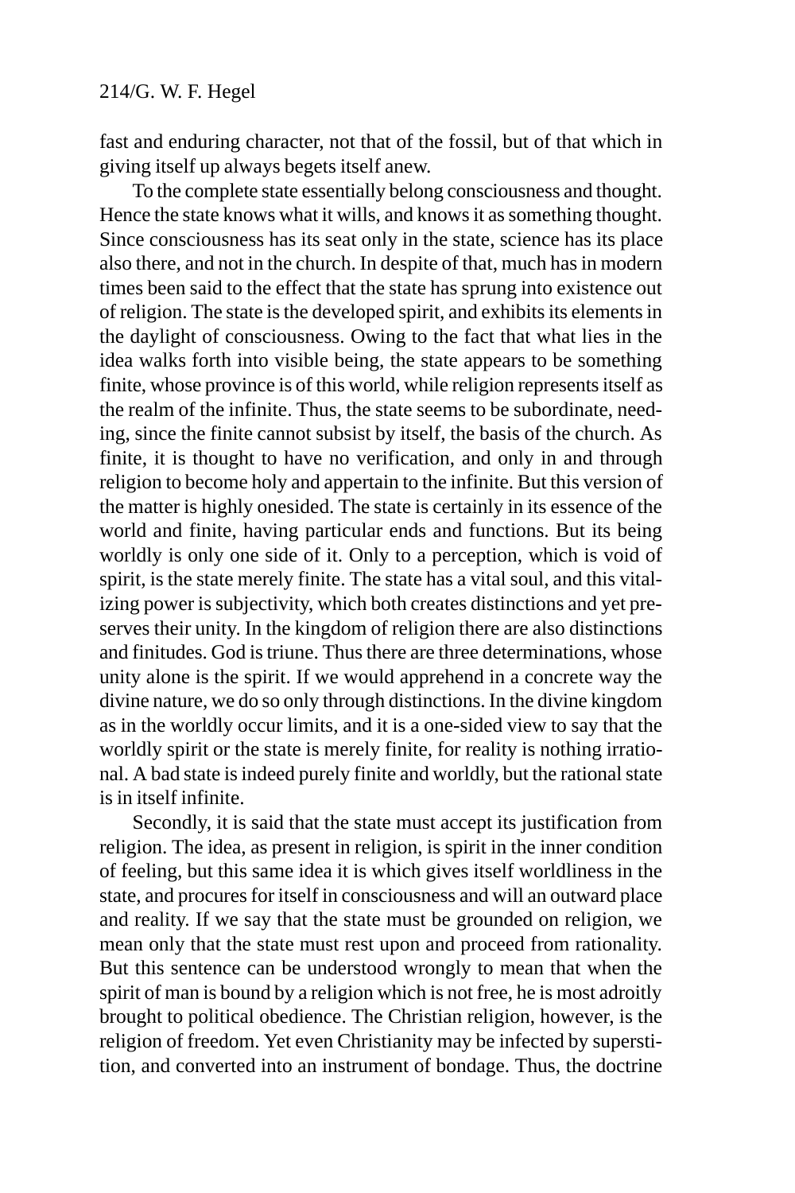fast and enduring character, not that of the fossil, but of that which in giving itself up always begets itself anew.

To the complete state essentially belong consciousness and thought. Hence the state knows what it wills, and knows it as something thought. Since consciousness has its seat only in the state, science has its place also there, and not in the church. In despite of that, much has in modern times been said to the effect that the state has sprung into existence out of religion. The state is the developed spirit, and exhibits its elements in the daylight of consciousness. Owing to the fact that what lies in the idea walks forth into visible being, the state appears to be something finite, whose province is of this world, while religion represents itself as the realm of the infinite. Thus, the state seems to be subordinate, needing, since the finite cannot subsist by itself, the basis of the church. As finite, it is thought to have no verification, and only in and through religion to become holy and appertain to the infinite. But this version of the matter is highly onesided. The state is certainly in its essence of the world and finite, having particular ends and functions. But its being worldly is only one side of it. Only to a perception, which is void of spirit, is the state merely finite. The state has a vital soul, and this vitalizing power is subjectivity, which both creates distinctions and yet preserves their unity. In the kingdom of religion there are also distinctions and finitudes. God is triune. Thus there are three determinations, whose unity alone is the spirit. If we would apprehend in a concrete way the divine nature, we do so only through distinctions. In the divine kingdom as in the worldly occur limits, and it is a one-sided view to say that the worldly spirit or the state is merely finite, for reality is nothing irrational. A bad state is indeed purely finite and worldly, but the rational state is in itself infinite.

Secondly, it is said that the state must accept its justification from religion. The idea, as present in religion, is spirit in the inner condition of feeling, but this same idea it is which gives itself worldliness in the state, and procures for itself in consciousness and will an outward place and reality. If we say that the state must be grounded on religion, we mean only that the state must rest upon and proceed from rationality. But this sentence can be understood wrongly to mean that when the spirit of man is bound by a religion which is not free, he is most adroitly brought to political obedience. The Christian religion, however, is the religion of freedom. Yet even Christianity may be infected by superstition, and converted into an instrument of bondage. Thus, the doctrine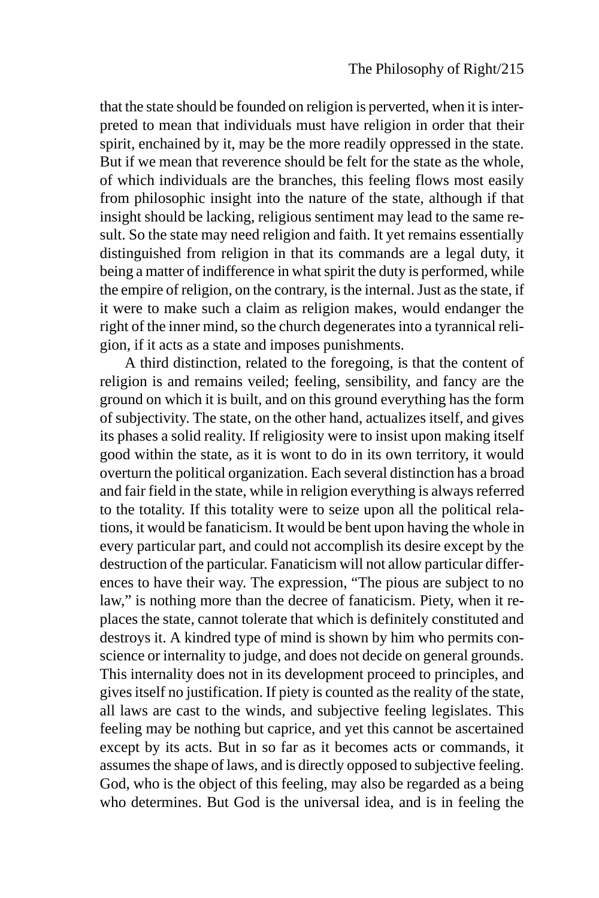that the state should be founded on religion is perverted, when it is interpreted to mean that individuals must have religion in order that their spirit, enchained by it, may be the more readily oppressed in the state. But if we mean that reverence should be felt for the state as the whole, of which individuals are the branches, this feeling flows most easily from philosophic insight into the nature of the state, although if that insight should be lacking, religious sentiment may lead to the same result. So the state may need religion and faith. It yet remains essentially distinguished from religion in that its commands are a legal duty, it being a matter of indifference in what spirit the duty is performed, while the empire of religion, on the contrary, is the internal. Just as the state, if it were to make such a claim as religion makes, would endanger the right of the inner mind, so the church degenerates into a tyrannical religion, if it acts as a state and imposes punishments.

A third distinction, related to the foregoing, is that the content of religion is and remains veiled; feeling, sensibility, and fancy are the ground on which it is built, and on this ground everything has the form of subjectivity. The state, on the other hand, actualizes itself, and gives its phases a solid reality. If religiosity were to insist upon making itself good within the state, as it is wont to do in its own territory, it would overturn the political organization. Each several distinction has a broad and fair field in the state, while in religion everything is always referred to the totality. If this totality were to seize upon all the political relations, it would be fanaticism. It would be bent upon having the whole in every particular part, and could not accomplish its desire except by the destruction of the particular. Fanaticism will not allow particular differences to have their way. The expression, "The pious are subject to no law," is nothing more than the decree of fanaticism. Piety, when it replaces the state, cannot tolerate that which is definitely constituted and destroys it. A kindred type of mind is shown by him who permits conscience or internality to judge, and does not decide on general grounds. This internality does not in its development proceed to principles, and gives itself no justification. If piety is counted as the reality of the state, all laws are cast to the winds, and subjective feeling legislates. This feeling may be nothing but caprice, and yet this cannot be ascertained except by its acts. But in so far as it becomes acts or commands, it assumes the shape of laws, and is directly opposed to subjective feeling. God, who is the object of this feeling, may also be regarded as a being who determines. But God is the universal idea, and is in feeling the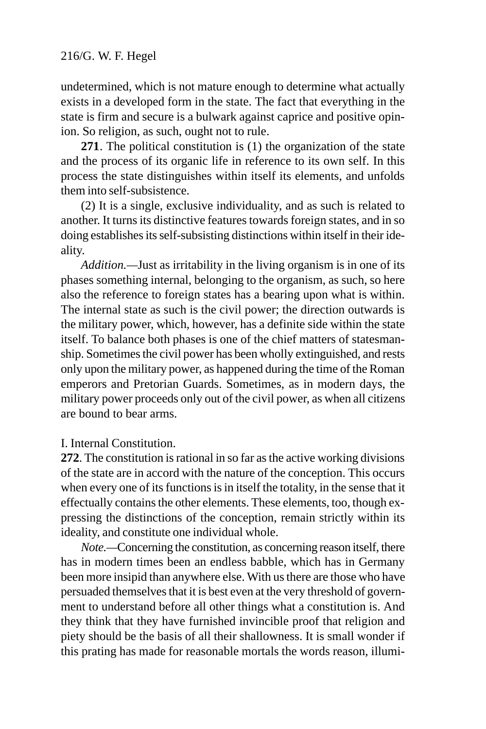undetermined, which is not mature enough to determine what actually exists in a developed form in the state. The fact that everything in the state is firm and secure is a bulwark against caprice and positive opinion. So religion, as such, ought not to rule.

**271**. The political constitution is (1) the organization of the state and the process of its organic life in reference to its own self. In this process the state distinguishes within itself its elements, and unfolds them into self-subsistence.

(2) It is a single, exclusive individuality, and as such is related to another. It turns its distinctive features towards foreign states, and in so doing establishes its self-subsisting distinctions within itself in their ideality.

*Addition.*—Just as irritability in the living organism is in one of its phases something internal, belonging to the organism, as such, so here also the reference to foreign states has a bearing upon what is within. The internal state as such is the civil power; the direction outwards is the military power, which, however, has a definite side within the state itself. To balance both phases is one of the chief matters of statesmanship. Sometimes the civil power has been wholly extinguished, and rests only upon the military power, as happened during the time of the Roman emperors and Pretorian Guards. Sometimes, as in modern days, the military power proceeds only out of the civil power, as when all citizens are bound to bear arms.

I. Internal Constitution.

**272**. The constitution is rational in so far as the active working divisions of the state are in accord with the nature of the conception. This occurs when every one of its functions is in itself the totality, in the sense that it effectually contains the other elements. These elements, too, though expressing the distinctions of the conception, remain strictly within its ideality, and constitute one individual whole.

*Note.*—Concerning the constitution, as concerning reason itself, there has in modern times been an endless babble, which has in Germany been more insipid than anywhere else. With us there are those who have persuaded themselves that it is best even at the very threshold of government to understand before all other things what a constitution is. And they think that they have furnished invincible proof that religion and piety should be the basis of all their shallowness. It is small wonder if this prating has made for reasonable mortals the words reason, illumi-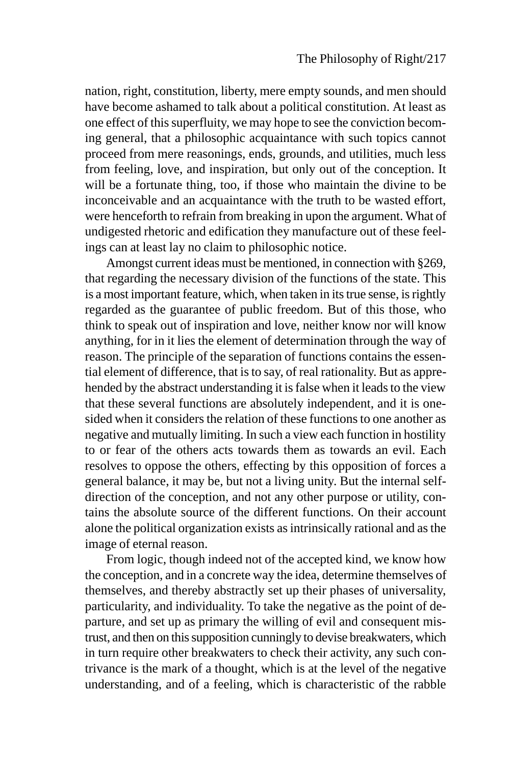nation, right, constitution, liberty, mere empty sounds, and men should have become ashamed to talk about a political constitution. At least as one effect of this superfluity, we may hope to see the conviction becoming general, that a philosophic acquaintance with such topics cannot proceed from mere reasonings, ends, grounds, and utilities, much less from feeling, love, and inspiration, but only out of the conception. It will be a fortunate thing, too, if those who maintain the divine to be inconceivable and an acquaintance with the truth to be wasted effort, were henceforth to refrain from breaking in upon the argument. What of undigested rhetoric and edification they manufacture out of these feelings can at least lay no claim to philosophic notice.

Amongst current ideas must be mentioned, in connection with §269, that regarding the necessary division of the functions of the state. This is a most important feature, which, when taken in its true sense, is rightly regarded as the guarantee of public freedom. But of this those, who think to speak out of inspiration and love, neither know nor will know anything, for in it lies the element of determination through the way of reason. The principle of the separation of functions contains the essential element of difference, that is to say, of real rationality. But as apprehended by the abstract understanding it is false when it leads to the view that these several functions are absolutely independent, and it is one-sided when it considers the relation of these functions to one another as negative and mutually limiting. In such a view each function in hostility to or fear of the others acts towards them as towards an evil. Each resolves to oppose the others, effecting by this opposition of forces a general balance, it may be, but not a living unity. But the internal self-direction of the conception, and not any other purpose or utility, contains the absolute source of the different functions. On their account alone the political organization exists as intrinsically rational and as the image of eternal reason.

From logic, though indeed not of the accepted kind, we know how the conception, and in a concrete way the idea, determine themselves of themselves, and thereby abstractly set up their phases of universality, particularity, and individuality. To take the negative as the point of departure, and set up as primary the willing of evil and consequent mistrust, and then on this supposition cunningly to devise breakwaters, which in turn require other breakwaters to check their activity, any such contrivance is the mark of a thought, which is at the level of the negative understanding, and of a feeling, which is characteristic of the rabble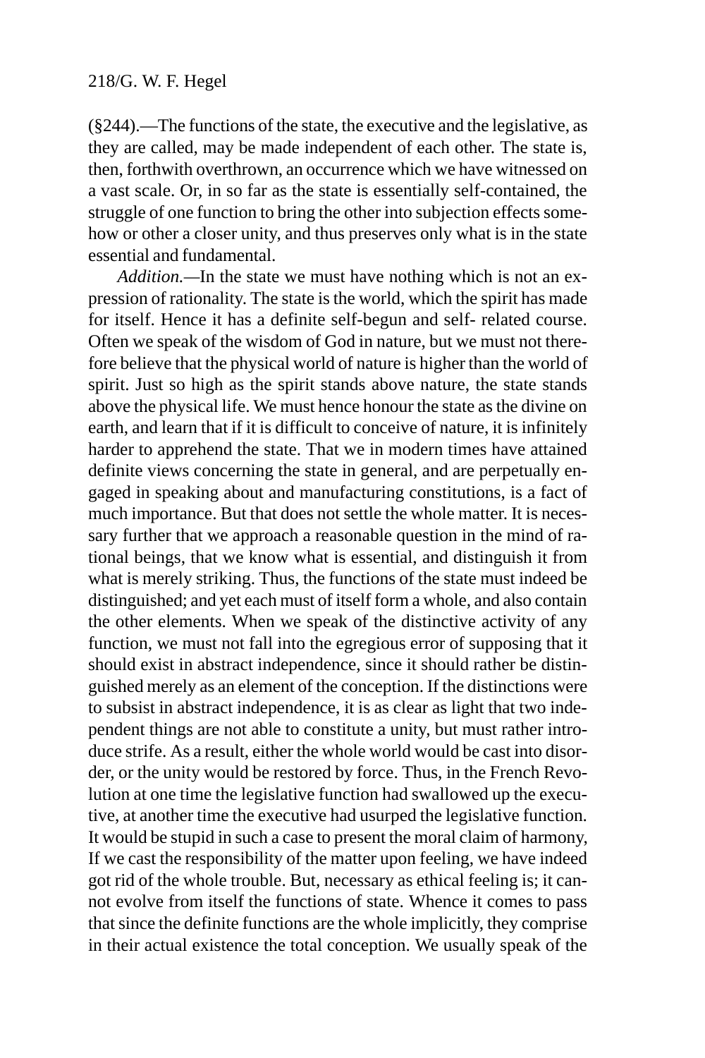(§244).—The functions of the state, the executive and the legislative, as they are called, may be made independent of each other. The state is, then, forthwith overthrown, an occurrence which we have witnessed on a vast scale. Or, in so far as the state is essentially self-contained, the struggle of one function to bring the other into subjection effects somehow or other a closer unity, and thus preserves only what is in the state essential and fundamental.

*Addition.*—In the state we must have nothing which is not an expression of rationality. The state is the world, which the spirit has made for itself. Hence it has a definite self-begun and self- related course. Often we speak of the wisdom of God in nature, but we must not therefore believe that the physical world of nature is higher than the world of spirit. Just so high as the spirit stands above nature, the state stands above the physical life. We must hence honour the state as the divine on earth, and learn that if it is difficult to conceive of nature, it is infinitely harder to apprehend the state. That we in modern times have attained definite views concerning the state in general, and are perpetually engaged in speaking about and manufacturing constitutions, is a fact of much importance. But that does not settle the whole matter. It is necessary further that we approach a reasonable question in the mind of rational beings, that we know what is essential, and distinguish it from what is merely striking. Thus, the functions of the state must indeed be distinguished; and yet each must of itself form a whole, and also contain the other elements. When we speak of the distinctive activity of any function, we must not fall into the egregious error of supposing that it should exist in abstract independence, since it should rather be distinguished merely as an element of the conception. If the distinctions were to subsist in abstract independence, it is as clear as light that two independent things are not able to constitute a unity, but must rather introduce strife. As a result, either the whole world would be cast into disorder, or the unity would be restored by force. Thus, in the French Revolution at one time the legislative function had swallowed up the executive, at another time the executive had usurped the legislative function. It would be stupid in such a case to present the moral claim of harmony, If we cast the responsibility of the matter upon feeling, we have indeed got rid of the whole trouble. But, necessary as ethical feeling is; it cannot evolve from itself the functions of state. Whence it comes to pass that since the definite functions are the whole implicitly, they comprise in their actual existence the total conception. We usually speak of the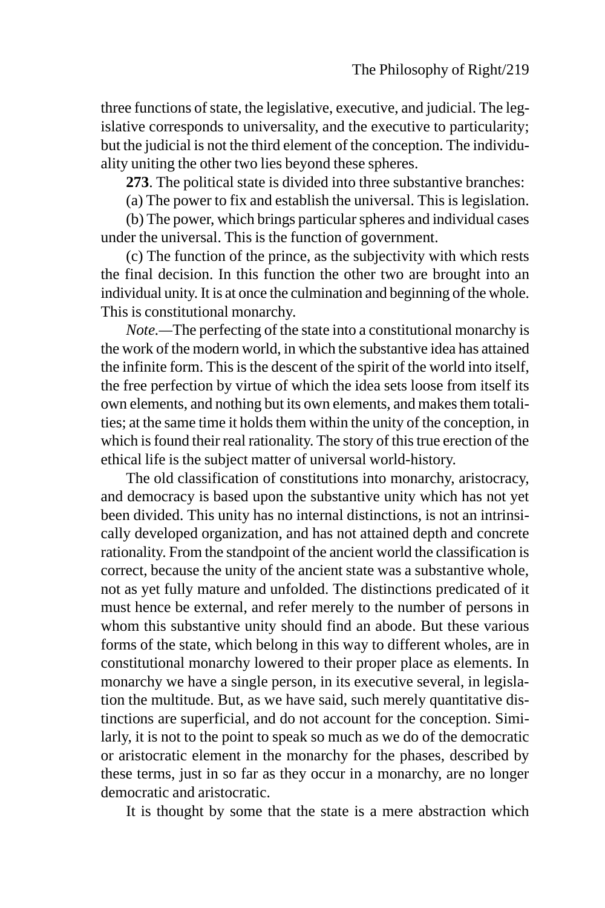three functions of state, the legislative, executive, and judicial. The legislative corresponds to universality, and the executive to particularity; but the judicial is not the third element of the conception. The individuality uniting the other two lies beyond these spheres.

**273**. The political state is divided into three substantive branches:

(a) The power to fix and establish the universal. This is legislation.

(b) The power, which brings particular spheres and individual cases under the universal. This is the function of government.

(c) The function of the prince, as the subjectivity with which rests the final decision. In this function the other two are brought into an individual unity. It is at once the culmination and beginning of the whole. This is constitutional monarchy.

*Note.*—The perfecting of the state into a constitutional monarchy is the work of the modern world, in which the substantive idea has attained the infinite form. This is the descent of the spirit of the world into itself, the free perfection by virtue of which the idea sets loose from itself its own elements, and nothing but its own elements, and makes them totalities; at the same time it holds them within the unity of the conception, in which is found their real rationality. The story of this true erection of the ethical life is the subject matter of universal world-history.

The old classification of constitutions into monarchy, aristocracy, and democracy is based upon the substantive unity which has not yet been divided. This unity has no internal distinctions, is not an intrinsically developed organization, and has not attained depth and concrete rationality. From the standpoint of the ancient world the classification is correct, because the unity of the ancient state was a substantive whole, not as yet fully mature and unfolded. The distinctions predicated of it must hence be external, and refer merely to the number of persons in whom this substantive unity should find an abode. But these various forms of the state, which belong in this way to different wholes, are in constitutional monarchy lowered to their proper place as elements. In monarchy we have a single person, in its executive several, in legislation the multitude. But, as we have said, such merely quantitative distinctions are superficial, and do not account for the conception. Similarly, it is not to the point to speak so much as we do of the democratic or aristocratic element in the monarchy for the phases, described by these terms, just in so far as they occur in a monarchy, are no longer democratic and aristocratic.

It is thought by some that the state is a mere abstraction which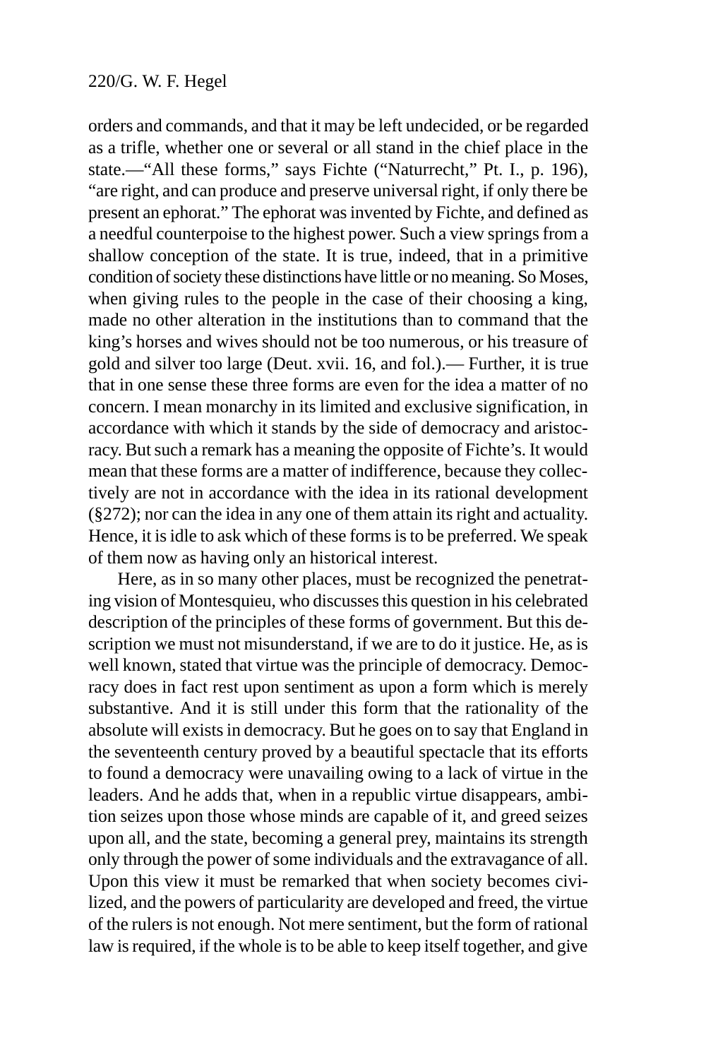orders and commands, and that it may be left undecided, or be regarded as a trifle, whether one or several or all stand in the chief place in the state.—"All these forms," says Fichte ("Naturrecht," Pt. I., p. 196), "are right, and can produce and preserve universal right, if only there be present an ephorat." The ephorat was invented by Fichte, and defined as a needful counterpoise to the highest power. Such a view springs from a shallow conception of the state. It is true, indeed, that in a primitive condition of society these distinctions have little or no meaning. So Moses, when giving rules to the people in the case of their choosing a king, made no other alteration in the institutions than to command that the king's horses and wives should not be too numerous, or his treasure of gold and silver too large (Deut. xvii. 16, and fol.).— Further, it is true that in one sense these three forms are even for the idea a matter of no concern. I mean monarchy in its limited and exclusive signification, in accordance with which it stands by the side of democracy and aristocracy. But such a remark has a meaning the opposite of Fichte's. It would mean that these forms are a matter of indifference, because they collectively are not in accordance with the idea in its rational development (§272); nor can the idea in any one of them attain its right and actuality. Hence, it is idle to ask which of these forms is to be preferred. We speak of them now as having only an historical interest.

Here, as in so many other places, must be recognized the penetrating vision of Montesquieu, who discusses this question in his celebrated description of the principles of these forms of government. But this description we must not misunderstand, if we are to do it justice. He, as is well known, stated that virtue was the principle of democracy. Democracy does in fact rest upon sentiment as upon a form which is merely substantive. And it is still under this form that the rationality of the absolute will exists in democracy. But he goes on to say that England in the seventeenth century proved by a beautiful spectacle that its efforts to found a democracy were unavailing owing to a lack of virtue in the leaders. And he adds that, when in a republic virtue disappears, ambition seizes upon those whose minds are capable of it, and greed seizes upon all, and the state, becoming a general prey, maintains its strength only through the power of some individuals and the extravagance of all. Upon this view it must be remarked that when society becomes civilized, and the powers of particularity are developed and freed, the virtue of the rulers is not enough. Not mere sentiment, but the form of rational law is required, if the whole is to be able to keep itself together, and give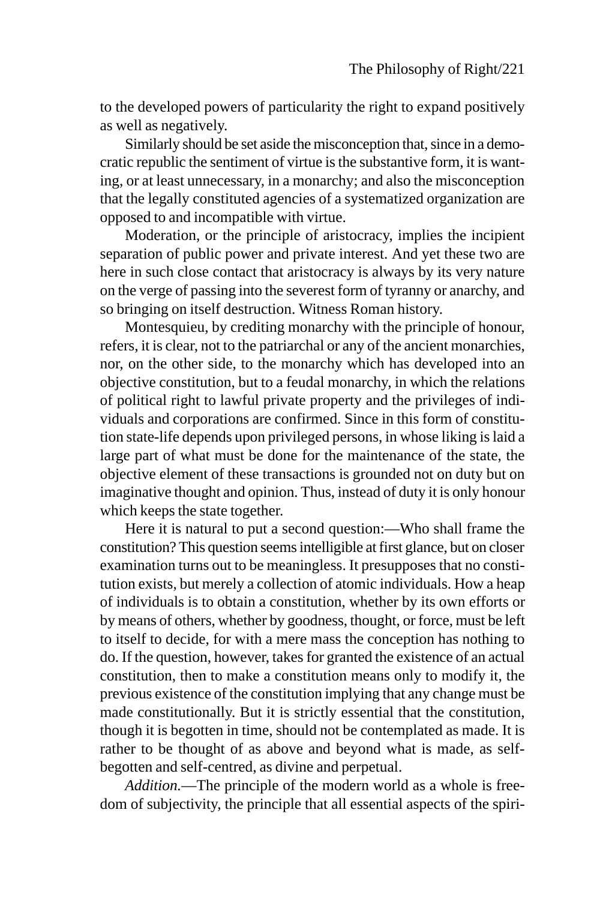to the developed powers of particularity the right to expand positively as well as negatively.

Similarly should be set aside the misconception that, since in a democratic republic the sentiment of virtue is the substantive form, it is wanting, or at least unnecessary, in a monarchy; and also the misconception that the legally constituted agencies of a systematized organization are opposed to and incompatible with virtue.

Moderation, or the principle of aristocracy, implies the incipient separation of public power and private interest. And yet these two are here in such close contact that aristocracy is always by its very nature on the verge of passing into the severest form of tyranny or anarchy, and so bringing on itself destruction. Witness Roman history.

Montesquieu, by crediting monarchy with the principle of honour, refers, it is clear, not to the patriarchal or any of the ancient monarchies, nor, on the other side, to the monarchy which has developed into an objective constitution, but to a feudal monarchy, in which the relations of political right to lawful private property and the privileges of individuals and corporations are confirmed. Since in this form of constitution state-life depends upon privileged persons, in whose liking is laid a large part of what must be done for the maintenance of the state, the objective element of these transactions is grounded not on duty but on imaginative thought and opinion. Thus, instead of duty it is only honour which keeps the state together.

Here it is natural to put a second question:—Who shall frame the constitution? This question seems intelligible at first glance, but on closer examination turns out to be meaningless. It presupposes that no constitution exists, but merely a collection of atomic individuals. How a heap of individuals is to obtain a constitution, whether by its own efforts or by means of others, whether by goodness, thought, or force, must be left to itself to decide, for with a mere mass the conception has nothing to do. If the question, however, takes for granted the existence of an actual constitution, then to make a constitution means only to modify it, the previous existence of the constitution implying that any change must be made constitutionally. But it is strictly essential that the constitution, though it is begotten in time, should not be contemplated as made. It is rather to be thought of as above and beyond what is made, as self-begotten and self-centred, as divine and perpetual.

*Addition.*—The principle of the modern world as a whole is freedom of subjectivity, the principle that all essential aspects of the spiri-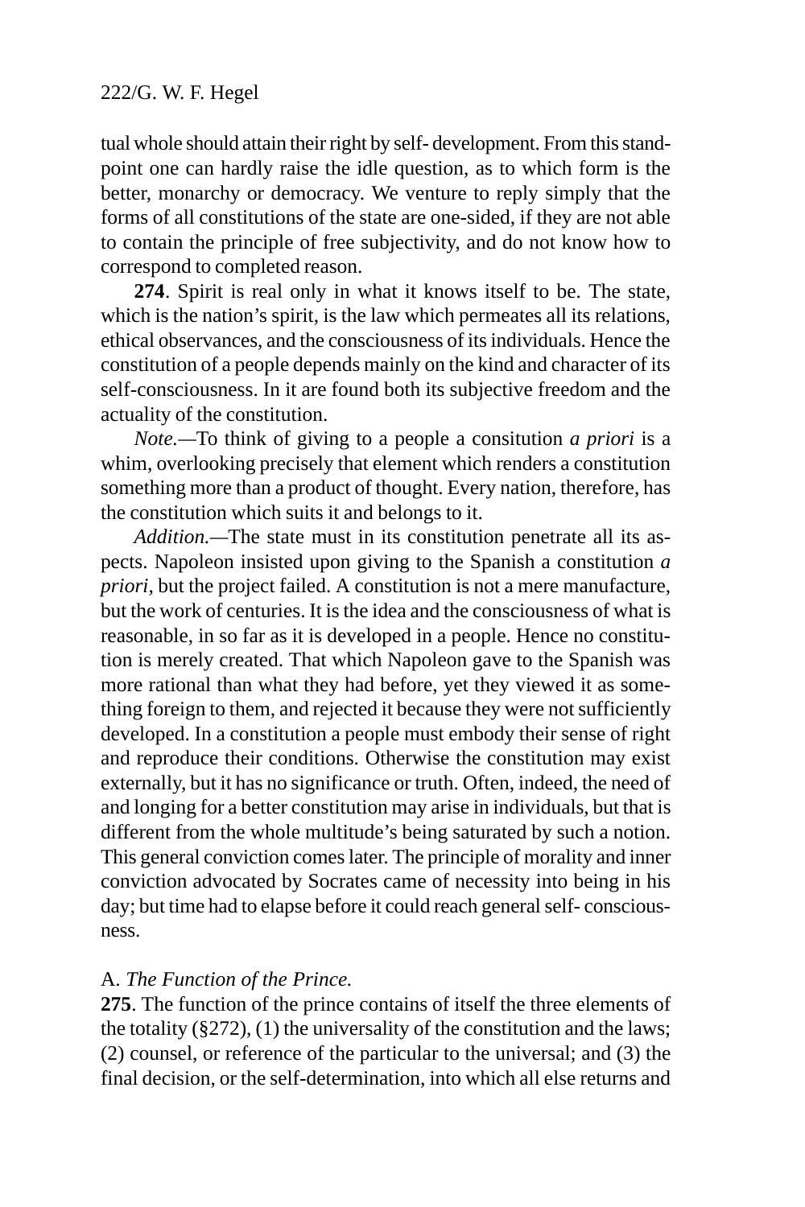tual whole should attain their right by self- development. From this standpoint one can hardly raise the idle question, as to which form is the better, monarchy or democracy. We venture to reply simply that the forms of all constitutions of the state are one-sided, if they are not able to contain the principle of free subjectivity, and do not know how to correspond to completed reason.

**274**. Spirit is real only in what it knows itself to be. The state, which is the nation's spirit, is the law which permeates all its relations, ethical observances, and the consciousness of its individuals. Hence the constitution of a people depends mainly on the kind and character of its self-consciousness. In it are found both its subjective freedom and the actuality of the constitution.

*Note.*—To think of giving to a people a consitution *a priori* is a whim, overlooking precisely that element which renders a constitution something more than a product of thought. Every nation, therefore, has the constitution which suits it and belongs to it.

*Addition.*—The state must in its constitution penetrate all its aspects. Napoleon insisted upon giving to the Spanish a constitution *a priori*, but the project failed. A constitution is not a mere manufacture, but the work of centuries. It is the idea and the consciousness of what is reasonable, in so far as it is developed in a people. Hence no constitution is merely created. That which Napoleon gave to the Spanish was more rational than what they had before, yet they viewed it as something foreign to them, and rejected it because they were not sufficiently developed. In a constitution a people must embody their sense of right and reproduce their conditions. Otherwise the constitution may exist externally, but it has no significance or truth. Often, indeed, the need of and longing for a better constitution may arise in individuals, but that is different from the whole multitude's being saturated by such a notion. This general conviction comes later. The principle of morality and inner conviction advocated by Socrates came of necessity into being in his day; but time had to elapse before it could reach general self- consciousness.

A. *The Function of the Prince.*

**275**. The function of the prince contains of itself the three elements of the totality (§272), (1) the universality of the constitution and the laws; (2) counsel, or reference of the particular to the universal; and (3) the final decision, or the self-determination, into which all else returns and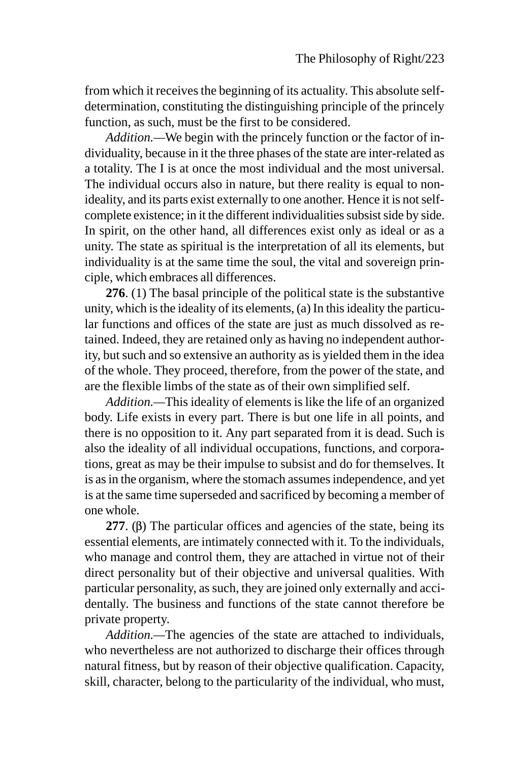from which it receives the beginning of its actuality. This absolute self-determination, constituting the distinguishing principle of the princely function, as such, must be the first to be considered.

*Addition.*—We begin with the princely function or the factor of individuality, because in it the three phases of the state are inter-related as a totality. The I is at once the most individual and the most universal. The individual occurs also in nature, but there reality is equal to non-ideality, and its parts exist externally to one another. Hence it is not self-complete existence; in it the different individualities subsist side by side. In spirit, on the other hand, all differences exist only as ideal or as a unity. The state as spiritual is the interpretation of all its elements, but individuality is at the same time the soul, the vital and sovereign principle, which embraces all differences.

**276**. (1) The basal principle of the political state is the substantive unity, which is the ideality of its elements, (a) In this ideality the particular functions and offices of the state are just as much dissolved as retained. Indeed, they are retained only as having no independent authority, but such and so extensive an authority as is yielded them in the idea of the whole. They proceed, therefore, from the power of the state, and are the flexible limbs of the state as of their own simplified self.

*Addition.*—This ideality of elements is like the life of an organized body. Life exists in every part. There is but one life in all points, and there is no opposition to it. Any part separated from it is dead. Such is also the ideality of all individual occupations, functions, and corporations, great as may be their impulse to subsist and do for themselves. It is as in the organism, where the stomach assumes independence, and yet is at the same time superseded and sacrificed by becoming a member of one whole.

**277**. (β) The particular offices and agencies of the state, being its essential elements, are intimately connected with it. To the individuals, who manage and control them, they are attached in virtue not of their direct personality but of their objective and universal qualities. With particular personality, as such, they are joined only externally and accidentally. The business and functions of the state cannot therefore be private property.

*Addition.*—The agencies of the state are attached to individuals, who nevertheless are not authorized to discharge their offices through natural fitness, but by reason of their objective qualification. Capacity, skill, character, belong to the particularity of the individual, who must,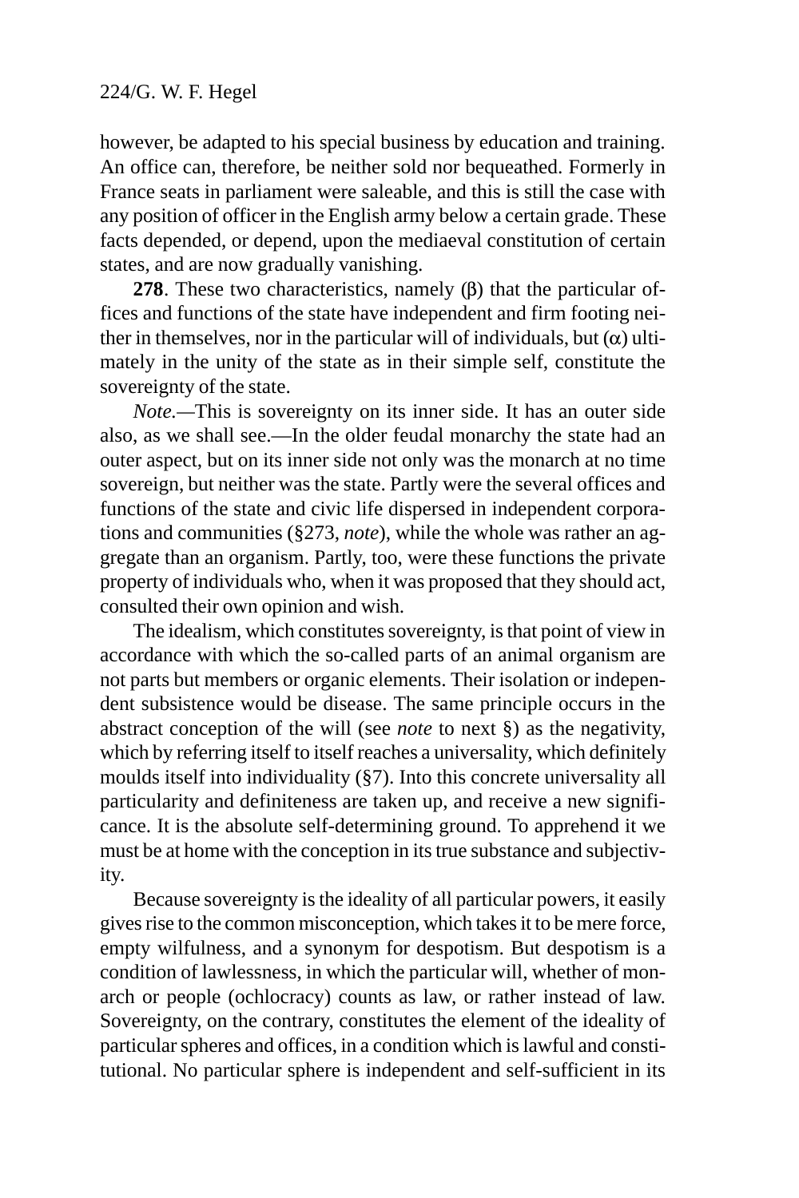however, be adapted to his special business by education and training. An office can, therefore, be neither sold nor bequeathed. Formerly in France seats in parliament were saleable, and this is still the case with any position of officer in the English army below a certain grade. These facts depended, or depend, upon the mediaeval constitution of certain states, and are now gradually vanishing.

**278**. These two characteristics, namely (β) that the particular offices and functions of the state have independent and firm footing neither in themselves, nor in the particular will of individuals, but (α) ultimately in the unity of the state as in their simple self, constitute the sovereignty of the state.

*Note.*—This is sovereignty on its inner side. It has an outer side also, as we shall see.—In the older feudal monarchy the state had an outer aspect, but on its inner side not only was the monarch at no time sovereign, but neither was the state. Partly were the several offices and functions of the state and civic life dispersed in independent corporations and communities (§273, *note*), while the whole was rather an aggregate than an organism. Partly, too, were these functions the private property of individuals who, when it was proposed that they should act, consulted their own opinion and wish.

The idealism, which constitutes sovereignty, is that point of view in accordance with which the so-called parts of an animal organism are not parts but members or organic elements. Their isolation or independent subsistence would be disease. The same principle occurs in the abstract conception of the will (see *note* to next §) as the negativity, which by referring itself to itself reaches a universality, which definitely moulds itself into individuality (§7). Into this concrete universality all particularity and definiteness are taken up, and receive a new significance. It is the absolute self-determining ground. To apprehend it we must be at home with the conception in its true substance and subjectivity.

Because sovereignty is the ideality of all particular powers, it easily gives rise to the common misconception, which takes it to be mere force, empty wilfulness, and a synonym for despotism. But despotism is a condition of lawlessness, in which the particular will, whether of monarch or people (ochlocracy) counts as law, or rather instead of law. Sovereignty, on the contrary, constitutes the element of the ideality of particular spheres and offices, in a condition which is lawful and constitutional. No particular sphere is independent and self-sufficient in its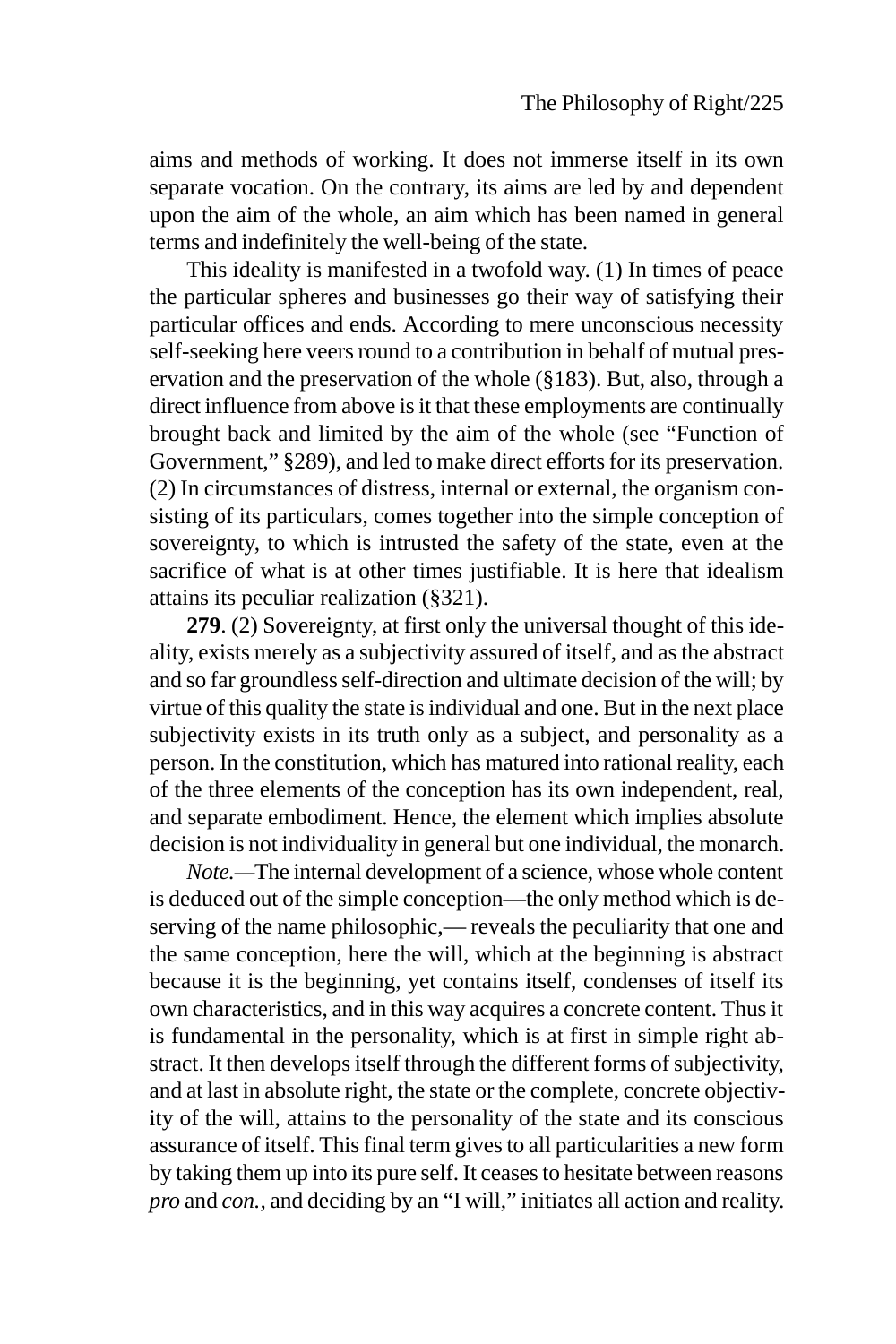aims and methods of working. It does not immerse itself in its own separate vocation. On the contrary, its aims are led by and dependent upon the aim of the whole, an aim which has been named in general terms and indefinitely the well-being of the state.

This ideality is manifested in a twofold way. (1) In times of peace the particular spheres and businesses go their way of satisfying their particular offices and ends. According to mere unconscious necessity self-seeking here veers round to a contribution in behalf of mutual preservation and the preservation of the whole (§183). But, also, through a direct influence from above is it that these employments are continually brought back and limited by the aim of the whole (see "Function of Government," §289), and led to make direct efforts for its preservation. (2) In circumstances of distress, internal or external, the organism consisting of its particulars, comes together into the simple conception of sovereignty, to which is intrusted the safety of the state, even at the sacrifice of what is at other times justifiable. It is here that idealism attains its peculiar realization (§321).

**279**. (2) Sovereignty, at first only the universal thought of this ideality, exists merely as a subjectivity assured of itself, and as the abstract and so far groundless self-direction and ultimate decision of the will; by virtue of this quality the state is individual and one. But in the next place subjectivity exists in its truth only as a subject, and personality as a person. In the constitution, which has matured into rational reality, each of the three elements of the conception has its own independent, real, and separate embodiment. Hence, the element which implies absolute decision is not individuality in general but one individual, the monarch.

*Note.*—The internal development of a science, whose whole content is deduced out of the simple conception—the only method which is deserving of the name philosophic,— reveals the peculiarity that one and the same conception, here the will, which at the beginning is abstract because it is the beginning, yet contains itself, condenses of itself its own characteristics, and in this way acquires a concrete content. Thus it is fundamental in the personality, which is at first in simple right abstract. It then develops itself through the different forms of subjectivity, and at last in absolute right, the state or the complete, concrete objectivity of the will, attains to the personality of the state and its conscious assurance of itself. This final term gives to all particularities a new form by taking them up into its pure self. It ceases to hesitate between reasons *pro* and *con.*, and deciding by an "I will," initiates all action and reality.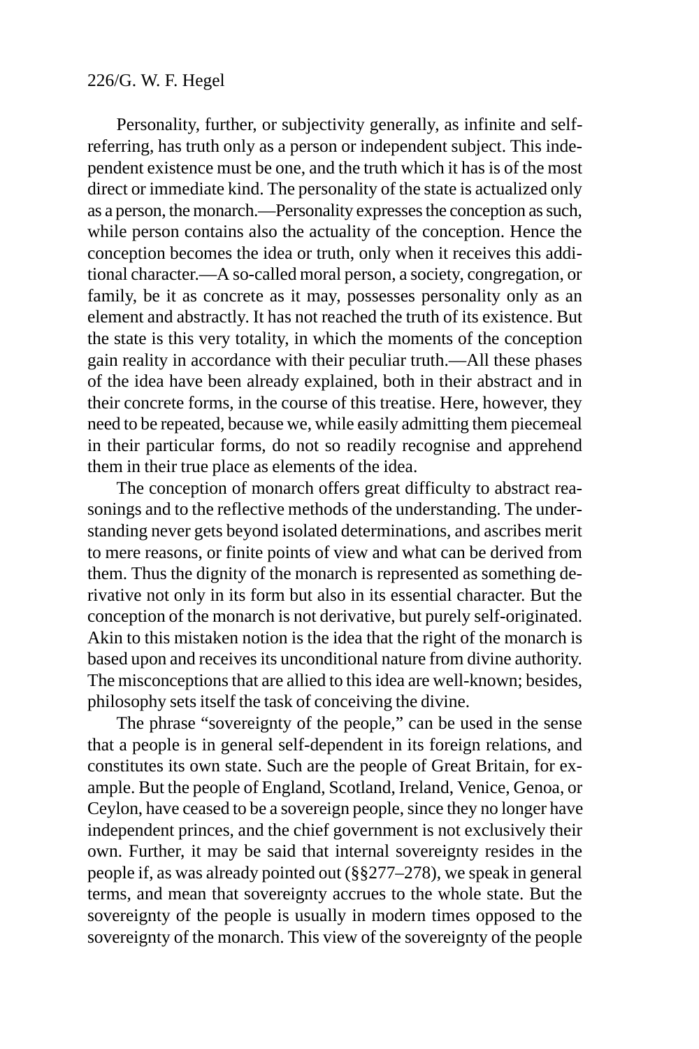Personality, further, or subjectivity generally, as infinite and self-referring, has truth only as a person or independent subject. This independent existence must be one, and the truth which it has is of the most direct or immediate kind. The personality of the state is actualized only as a person, the monarch.—Personality expresses the conception as such, while person contains also the actuality of the conception. Hence the conception becomes the idea or truth, only when it receives this additional character.—A so-called moral person, a society, congregation, or family, be it as concrete as it may, possesses personality only as an element and abstractly. It has not reached the truth of its existence. But the state is this very totality, in which the moments of the conception gain reality in accordance with their peculiar truth.—All these phases of the idea have been already explained, both in their abstract and in their concrete forms, in the course of this treatise. Here, however, they need to be repeated, because we, while easily admitting them piecemeal in their particular forms, do not so readily recognise and apprehend them in their true place as elements of the idea.

The conception of monarch offers great difficulty to abstract reasonings and to the reflective methods of the understanding. The understanding never gets beyond isolated determinations, and ascribes merit to mere reasons, or finite points of view and what can be derived from them. Thus the dignity of the monarch is represented as something derivative not only in its form but also in its essential character. But the conception of the monarch is not derivative, but purely self-originated. Akin to this mistaken notion is the idea that the right of the monarch is based upon and receives its unconditional nature from divine authority. The misconceptions that are allied to this idea are well-known; besides, philosophy sets itself the task of conceiving the divine.

The phrase "sovereignty of the people," can be used in the sense that a people is in general self-dependent in its foreign relations, and constitutes its own state. Such are the people of Great Britain, for example. But the people of England, Scotland, Ireland, Venice, Genoa, or Ceylon, have ceased to be a sovereign people, since they no longer have independent princes, and the chief government is not exclusively their own. Further, it may be said that internal sovereignty resides in the people if, as was already pointed out (§§277–278), we speak in general terms, and mean that sovereignty accrues to the whole state. But the sovereignty of the people is usually in modern times opposed to the sovereignty of the monarch. This view of the sovereignty of the people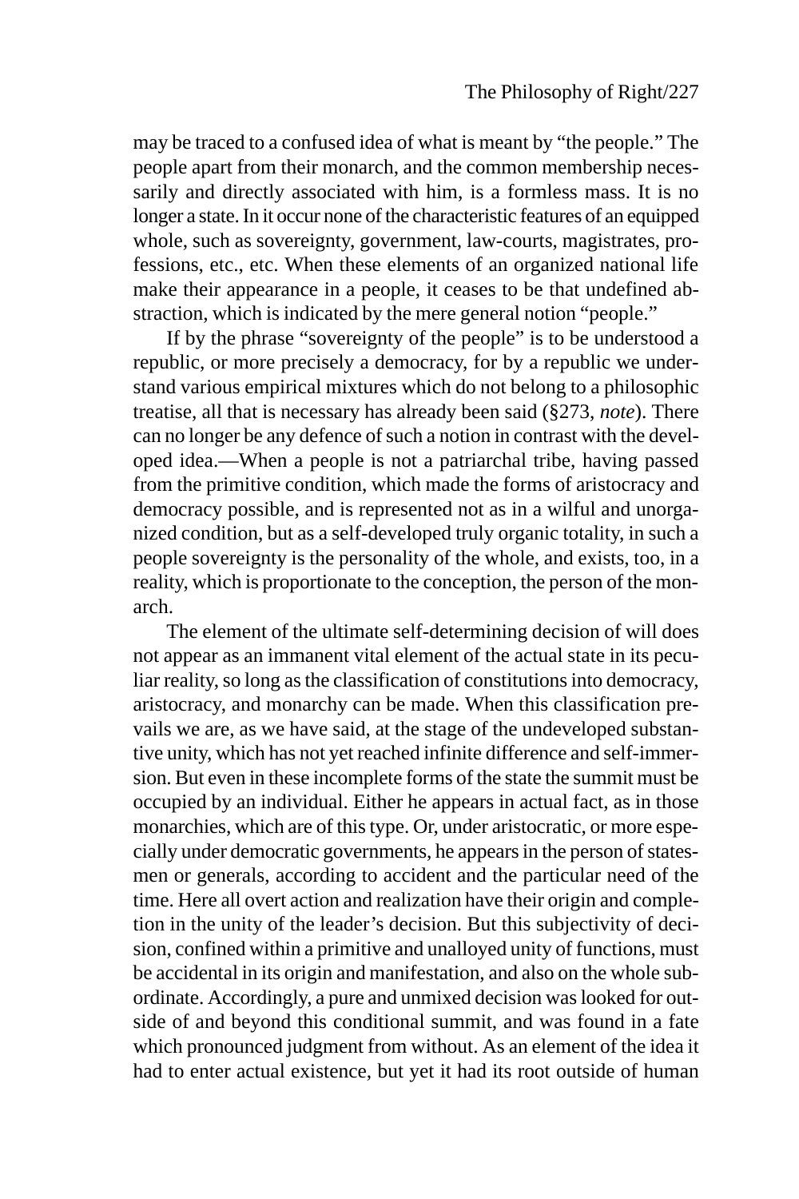may be traced to a confused idea of what is meant by "the people." The people apart from their monarch, and the common membership necessarily and directly associated with him, is a formless mass. It is no longer a state. In it occur none of the characteristic features of an equipped whole, such as sovereignty, government, law-courts, magistrates, professions, etc., etc. When these elements of an organized national life make their appearance in a people, it ceases to be that undefined abstraction, which is indicated by the mere general notion "people."

If by the phrase "sovereignty of the people" is to be understood a republic, or more precisely a democracy, for by a republic we understand various empirical mixtures which do not belong to a philosophic treatise, all that is necessary has already been said (§273, *note*). There can no longer be any defence of such a notion in contrast with the developed idea.—When a people is not a patriarchal tribe, having passed from the primitive condition, which made the forms of aristocracy and democracy possible, and is represented not as in a wilful and unorganized condition, but as a self-developed truly organic totality, in such a people sovereignty is the personality of the whole, and exists, too, in a reality, which is proportionate to the conception, the person of the monarch.

The element of the ultimate self-determining decision of will does not appear as an immanent vital element of the actual state in its peculiar reality, so long as the classification of constitutions into democracy, aristocracy, and monarchy can be made. When this classification prevails we are, as we have said, at the stage of the undeveloped substantive unity, which has not yet reached infinite difference and self-immersion. But even in these incomplete forms of the state the summit must be occupied by an individual. Either he appears in actual fact, as in those monarchies, which are of this type. Or, under aristocratic, or more especially under democratic governments, he appears in the person of statesmen or generals, according to accident and the particular need of the time. Here all overt action and realization have their origin and completion in the unity of the leader's decision. But this subjectivity of decision, confined within a primitive and unalloyed unity of functions, must be accidental in its origin and manifestation, and also on the whole subordinate. Accordingly, a pure and unmixed decision was looked for outside of and beyond this conditional summit, and was found in a fate which pronounced judgment from without. As an element of the idea it had to enter actual existence, but yet it had its root outside of human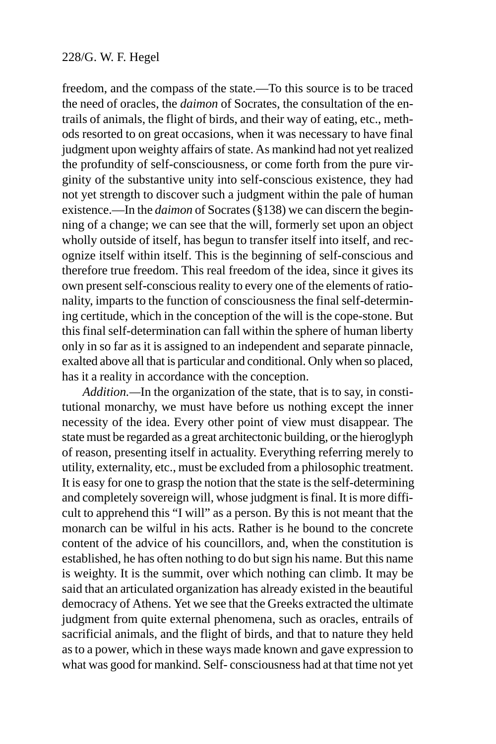freedom, and the compass of the state.—To this source is to be traced the need of oracles, the *daimon* of Socrates, the consultation of the entrails of animals, the flight of birds, and their way of eating, etc., methods resorted to on great occasions, when it was necessary to have final judgment upon weighty affairs of state. As mankind had not yet realized the profundity of self-consciousness, or come forth from the pure virginity of the substantive unity into self-conscious existence, they had not yet strength to discover such a judgment within the pale of human existence.—In the *daimon* of Socrates (§138) we can discern the beginning of a change; we can see that the will, formerly set upon an object wholly outside of itself, has begun to transfer itself into itself, and recognize itself within itself. This is the beginning of self-conscious and therefore true freedom. This real freedom of the idea, since it gives its own present self-conscious reality to every one of the elements of rationality, imparts to the function of consciousness the final self-determining certitude, which in the conception of the will is the cope-stone. But this final self-determination can fall within the sphere of human liberty only in so far as it is assigned to an independent and separate pinnacle, exalted above all that is particular and conditional. Only when so placed, has it a reality in accordance with the conception.

*Addition.*—In the organization of the state, that is to say, in constitutional monarchy, we must have before us nothing except the inner necessity of the idea. Every other point of view must disappear. The state must be regarded as a great architectonic building, or the hieroglyph of reason, presenting itself in actuality. Everything referring merely to utility, externality, etc., must be excluded from a philosophic treatment. It is easy for one to grasp the notion that the state is the self-determining and completely sovereign will, whose judgment is final. It is more difficult to apprehend this "I will" as a person. By this is not meant that the monarch can be wilful in his acts. Rather is he bound to the concrete content of the advice of his councillors, and, when the constitution is established, he has often nothing to do but sign his name. But this name is weighty. It is the summit, over which nothing can climb. It may be said that an articulated organization has already existed in the beautiful democracy of Athens. Yet we see that the Greeks extracted the ultimate judgment from quite external phenomena, such as oracles, entrails of sacrificial animals, and the flight of birds, and that to nature they held as to a power, which in these ways made known and gave expression to what was good for mankind. Self- consciousness had at that time not yet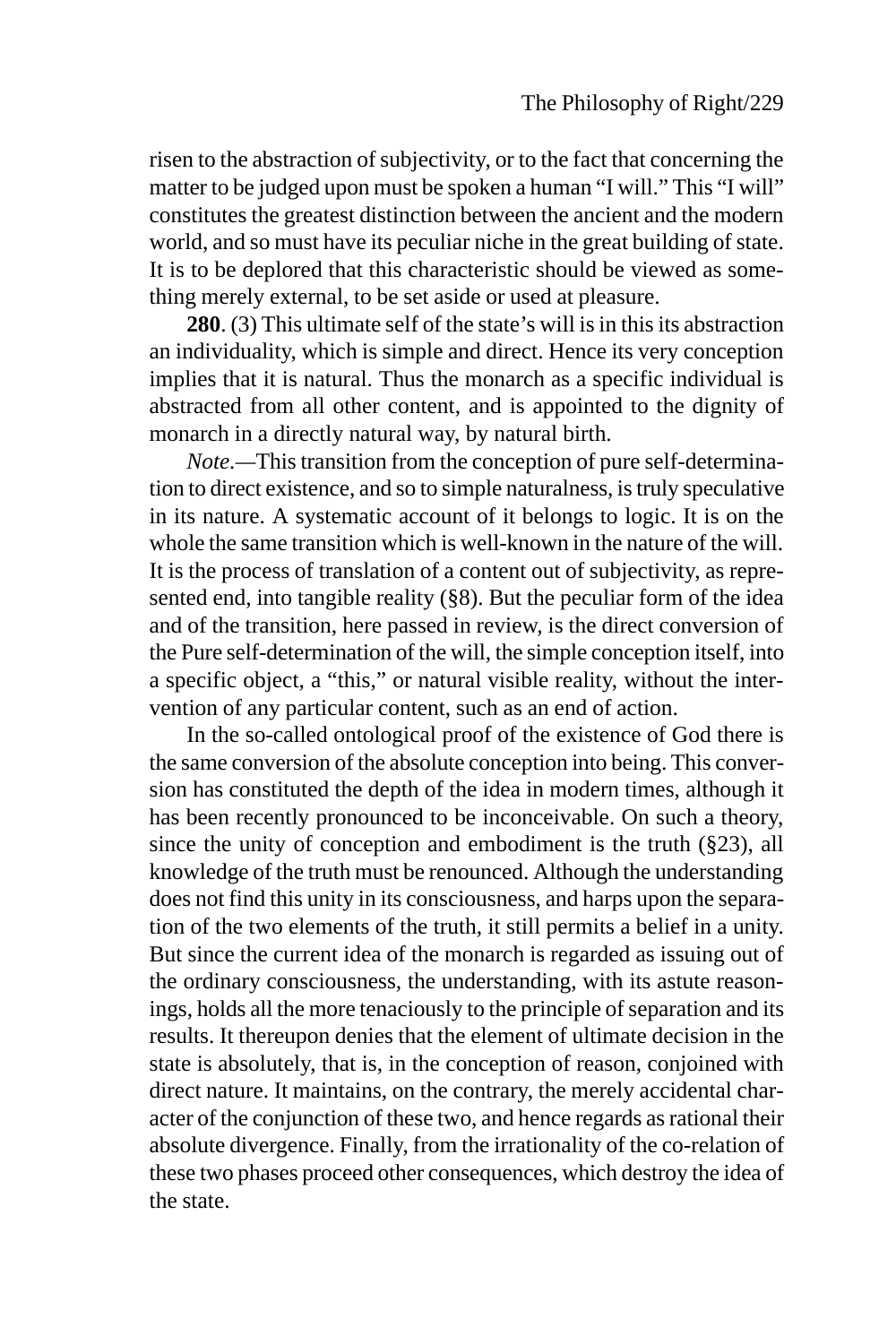risen to the abstraction of subjectivity, or to the fact that concerning the matter to be judged upon must be spoken a human "I will." This "I will" constitutes the greatest distinction between the ancient and the modern world, and so must have its peculiar niche in the great building of state. It is to be deplored that this characteristic should be viewed as something merely external, to be set aside or used at pleasure.

**280**. (3) This ultimate self of the state's will is in this its abstraction an individuality, which is simple and direct. Hence its very conception implies that it is natural. Thus the monarch as a specific individual is abstracted from all other content, and is appointed to the dignity of monarch in a directly natural way, by natural birth.

*Note.*—This transition from the conception of pure self-determination to direct existence, and so to simple naturalness, is truly speculative in its nature. A systematic account of it belongs to logic. It is on the whole the same transition which is well-known in the nature of the will. It is the process of translation of a content out of subjectivity, as represented end, into tangible reality (§8). But the peculiar form of the idea and of the transition, here passed in review, is the direct conversion of the Pure self-determination of the will, the simple conception itself, into a specific object, a "this," or natural visible reality, without the intervention of any particular content, such as an end of action.

In the so-called ontological proof of the existence of God there is the same conversion of the absolute conception into being. This conversion has constituted the depth of the idea in modern times, although it has been recently pronounced to be inconceivable. On such a theory, since the unity of conception and embodiment is the truth (§23), all knowledge of the truth must be renounced. Although the understanding does not find this unity in its consciousness, and harps upon the separation of the two elements of the truth, it still permits a belief in a unity. But since the current idea of the monarch is regarded as issuing out of the ordinary consciousness, the understanding, with its astute reasonings, holds all the more tenaciously to the principle of separation and its results. It thereupon denies that the element of ultimate decision in the state is absolutely, that is, in the conception of reason, conjoined with direct nature. It maintains, on the contrary, the merely accidental character of the conjunction of these two, and hence regards as rational their absolute divergence. Finally, from the irrationality of the co-relation of these two phases proceed other consequences, which destroy the idea of the state.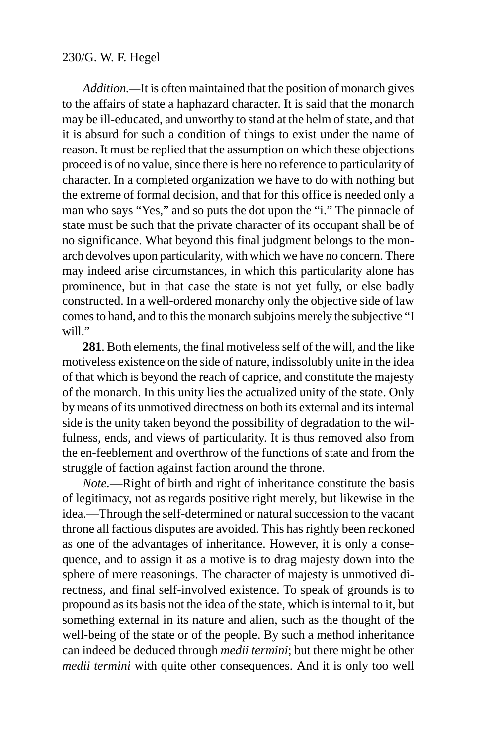*Addition.*—It is often maintained that the position of monarch gives to the affairs of state a haphazard character. It is said that the monarch may be ill-educated, and unworthy to stand at the helm of state, and that it is absurd for such a condition of things to exist under the name of reason. It must be replied that the assumption on which these objections proceed is of no value, since there is here no reference to particularity of character. In a completed organization we have to do with nothing but the extreme of formal decision, and that for this office is needed only a man who says "Yes," and so puts the dot upon the "i." The pinnacle of state must be such that the private character of its occupant shall be of no significance. What beyond this final judgment belongs to the monarch devolves upon particularity, with which we have no concern. There may indeed arise circumstances, in which this particularity alone has prominence, but in that case the state is not yet fully, or else badly constructed. In a well-ordered monarchy only the objective side of law comes to hand, and to this the monarch subjoins merely the subjective "I will."

**281**. Both elements, the final motiveless self of the will, and the like motiveless existence on the side of nature, indissolubly unite in the idea of that which is beyond the reach of caprice, and constitute the majesty of the monarch. In this unity lies the actualized unity of the state. Only by means of its unmotived directness on both its external and its internal side is the unity taken beyond the possibility of degradation to the wilfulness, ends, and views of particularity. It is thus removed also from the en-feeblement and overthrow of the functions of state and from the struggle of faction against faction around the throne.

*Note*.—Right of birth and right of inheritance constitute the basis of legitimacy, not as regards positive right merely, but likewise in the idea.—Through the self-determined or natural succession to the vacant throne all factious disputes are avoided. This has rightly been reckoned as one of the advantages of inheritance. However, it is only a consequence, and to assign it as a motive is to drag majesty down into the sphere of mere reasonings. The character of majesty is unmotived directness, and final self-involved existence. To speak of grounds is to propound as its basis not the idea of the state, which is internal to it, but something external in its nature and alien, such as the thought of the well-being of the state or of the people. By such a method inheritance can indeed be deduced through *medii termini*; but there might be other *medii termini* with quite other consequences. And it is only too well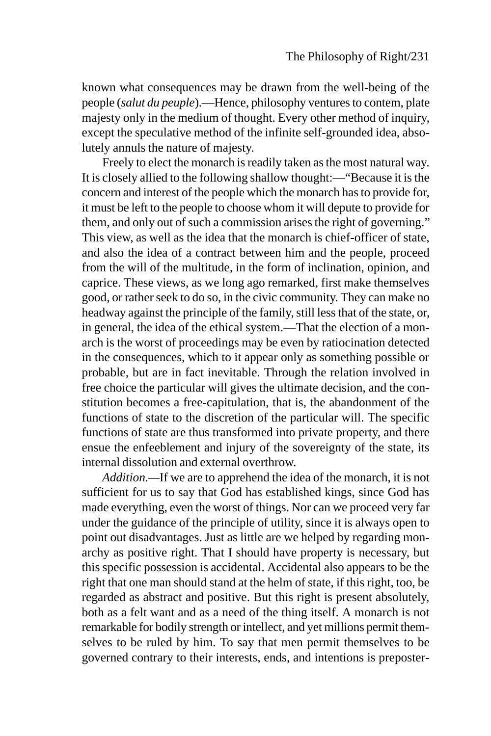known what consequences may be drawn from the well-being of the people (*salut du peuple*).—Hence, philosophy ventures to contem, plate majesty only in the medium of thought. Every other method of inquiry, except the speculative method of the infinite self-grounded idea, absolutely annuls the nature of majesty.

Freely to elect the monarch is readily taken as the most natural way. It is closely allied to the following shallow thought:—"Because it is the concern and interest of the people which the monarch has to provide for, it must be left to the people to choose whom it will depute to provide for them, and only out of such a commission arises the right of governing." This view, as well as the idea that the monarch is chief-officer of state, and also the idea of a contract between him and the people, proceed from the will of the multitude, in the form of inclination, opinion, and caprice. These views, as we long ago remarked, first make themselves good, or rather seek to do so, in the civic community. They can make no headway against the principle of the family, still less that of the state, or, in general, the idea of the ethical system.—That the election of a monarch is the worst of proceedings may be even by ratiocination detected in the consequences, which to it appear only as something possible or probable, but are in fact inevitable. Through the relation involved in free choice the particular will gives the ultimate decision, and the constitution becomes a free-capitulation, that is, the abandonment of the functions of state to the discretion of the particular will. The specific functions of state are thus transformed into private property, and there ensue the enfeeblement and injury of the sovereignty of the state, its internal dissolution and external overthrow.

*Addition.*—If we are to apprehend the idea of the monarch, it is not sufficient for us to say that God has established kings, since God has made everything, even the worst of things. Nor can we proceed very far under the guidance of the principle of utility, since it is always open to point out disadvantages. Just as little are we helped by regarding monarchy as positive right. That I should have property is necessary, but this specific possession is accidental. Accidental also appears to be the right that one man should stand at the helm of state, if this right, too, be regarded as abstract and positive. But this right is present absolutely, both as a felt want and as a need of the thing itself. A monarch is not remarkable for bodily strength or intellect, and yet millions permit themselves to be ruled by him. To say that men permit themselves to be governed contrary to their interests, ends, and intentions is preposter-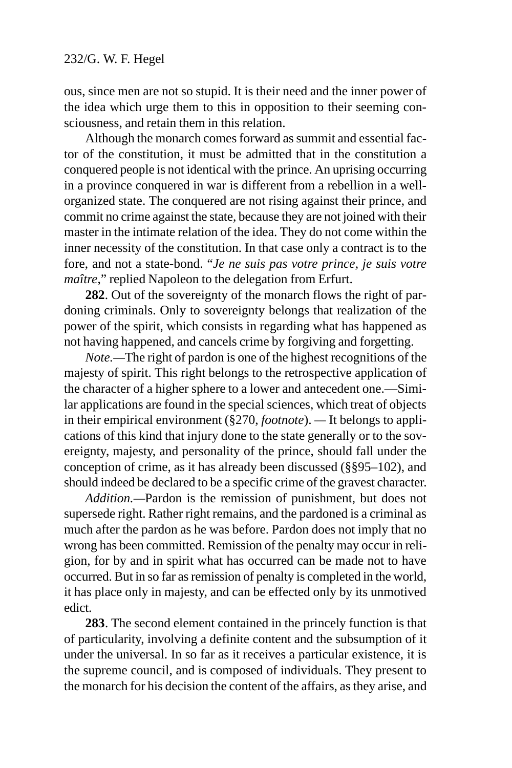ous, since men are not so stupid. It is their need and the inner power of the idea which urge them to this in opposition to their seeming consciousness, and retain them in this relation.

Although the monarch comes forward as summit and essential factor of the constitution, it must be admitted that in the constitution a conquered people is not identical with the prince. An uprising occurring in a province conquered in war is different from a rebellion in a well-organized state. The conquered are not rising against their prince, and commit no crime against the state, because they are not joined with their master in the intimate relation of the idea. They do not come within the inner necessity of the constitution. In that case only a contract is to the fore, and not a state-bond. "*Je ne suis pas votre prince, je suis votre maître*," replied Napoleon to the delegation from Erfurt.

**282**. Out of the sovereignty of the monarch flows the right of pardoning criminals. Only to sovereignty belongs that realization of the power of the spirit, which consists in regarding what has happened as not having happened, and cancels crime by forgiving and forgetting.

*Note.*—The right of pardon is one of the highest recognitions of the majesty of spirit. This right belongs to the retrospective application of the character of a higher sphere to a lower and antecedent one.—Similar applications are found in the special sciences, which treat of objects in their empirical environment (§270, *footnote*). — It belongs to applications of this kind that injury done to the state generally or to the sovereignty, majesty, and personality of the prince, should fall under the conception of crime, as it has already been discussed (§§95–102), and should indeed be declared to be a specific crime of the gravest character.

*Addition.*—Pardon is the remission of punishment, but does not supersede right. Rather right remains, and the pardoned is a criminal as much after the pardon as he was before. Pardon does not imply that no wrong has been committed. Remission of the penalty may occur in religion, for by and in spirit what has occurred can be made not to have occurred. But in so far as remission of penalty is completed in the world, it has place only in majesty, and can be effected only by its unmotived edict.

**283**. The second element contained in the princely function is that of particularity, involving a definite content and the subsumption of it under the universal. In so far as it receives a particular existence, it is the supreme council, and is composed of individuals. They present to the monarch for his decision the content of the affairs, as they arise, and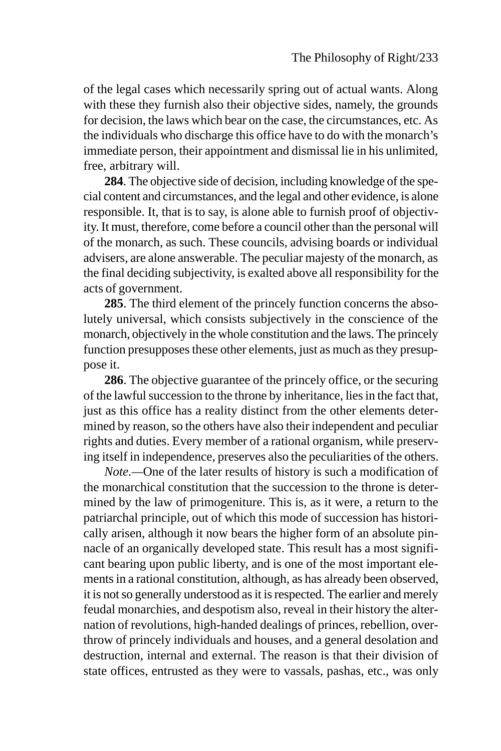of the legal cases which necessarily spring out of actual wants. Along with these they furnish also their objective sides, namely, the grounds for decision, the laws which bear on the case, the circumstances, etc. As the individuals who discharge this office have to do with the monarch's immediate person, their appointment and dismissal lie in his unlimited, free, arbitrary will.

**284**. The objective side of decision, including knowledge of the special content and circumstances, and the legal and other evidence, is alone responsible. It, that is to say, is alone able to furnish proof of objectivity. It must, therefore, come before a council other than the personal will of the monarch, as such. These councils, advising boards or individual advisers, are alone answerable. The peculiar majesty of the monarch, as the final deciding subjectivity, is exalted above all responsibility for the acts of government.

**285**. The third element of the princely function concerns the absolutely universal, which consists subjectively in the conscience of the monarch, objectively in the whole constitution and the laws. The princely function presupposes these other elements, just as much as they presuppose it.

**286**. The objective guarantee of the princely office, or the securing of the lawful succession to the throne by inheritance, lies in the fact that, just as this office has a reality distinct from the other elements determined by reason, so the others have also their independent and peculiar rights and duties. Every member of a rational organism, while preserving itself in independence, preserves also the peculiarities of the others.

*Note*.—One of the later results of history is such a modification of the monarchical constitution that the succession to the throne is determined by the law of primogeniture. This is, as it were, a return to the patriarchal principle, out of which this mode of succession has historically arisen, although it now bears the higher form of an absolute pinnacle of an organically developed state. This result has a most significant bearing upon public liberty, and is one of the most important elements in a rational constitution, although, as has already been observed, it is not so generally understood as it is respected. The earlier and merely feudal monarchies, and despotism also, reveal in their history the alternation of revolutions, high-handed dealings of princes, rebellion, overthrow of princely individuals and houses, and a general desolation and destruction, internal and external. The reason is that their division of state offices, entrusted as they were to vassals, pashas, etc., was only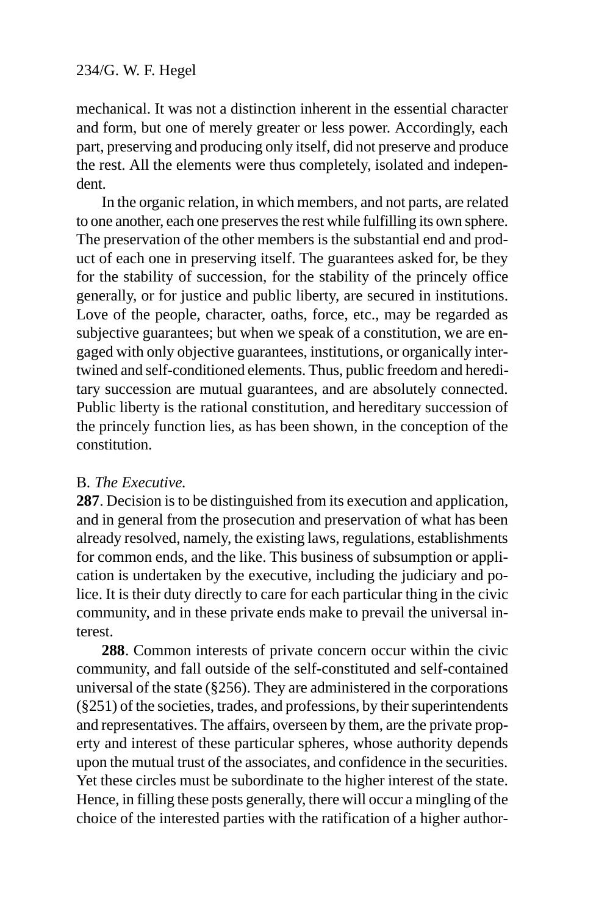mechanical. It was not a distinction inherent in the essential character and form, but one of merely greater or less power. Accordingly, each part, preserving and producing only itself, did not preserve and produce the rest. All the elements were thus completely, isolated and independent.

In the organic relation, in which members, and not parts, are related to one another, each one preserves the rest while fulfilling its own sphere. The preservation of the other members is the substantial end and product of each one in preserving itself. The guarantees asked for, be they for the stability of succession, for the stability of the princely office generally, or for justice and public liberty, are secured in institutions. Love of the people, character, oaths, force, etc., may be regarded as subjective guarantees; but when we speak of a constitution, we are engaged with only objective guarantees, institutions, or organically intertwined and self-conditioned elements. Thus, public freedom and hereditary succession are mutual guarantees, and are absolutely connected. Public liberty is the rational constitution, and hereditary succession of the princely function lies, as has been shown, in the conception of the constitution.

B. *The Executive.*

**287**. Decision is to be distinguished from its execution and application, and in general from the prosecution and preservation of what has been already resolved, namely, the existing laws, regulations, establishments for common ends, and the like. This business of subsumption or application is undertaken by the executive, including the judiciary and police. It is their duty directly to care for each particular thing in the civic community, and in these private ends make to prevail the universal interest.

**288**. Common interests of private concern occur within the civic community, and fall outside of the self-constituted and self-contained universal of the state (§256). They are administered in the corporations (§251) of the societies, trades, and professions, by their superintendents and representatives. The affairs, overseen by them, are the private property and interest of these particular spheres, whose authority depends upon the mutual trust of the associates, and confidence in the securities. Yet these circles must be subordinate to the higher interest of the state. Hence, in filling these posts generally, there will occur a mingling of the choice of the interested parties with the ratification of a higher author-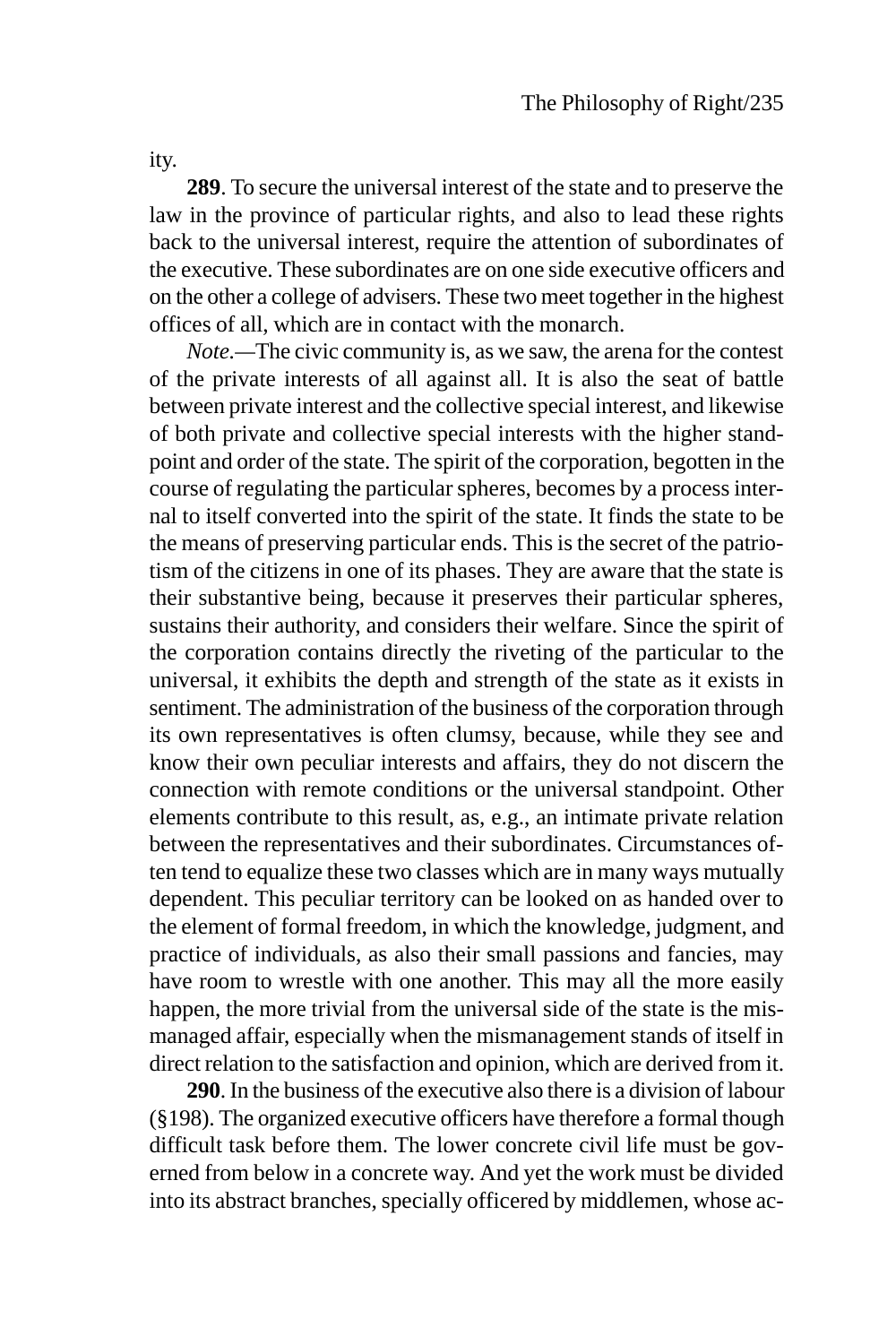ity.

**289**. To secure the universal interest of the state and to preserve the law in the province of particular rights, and also to lead these rights back to the universal interest, require the attention of subordinates of the executive. These subordinates are on one side executive officers and on the other a college of advisers. These two meet together in the highest offices of all, which are in contact with the monarch.

*Note.*—The civic community is, as we saw, the arena for the contest of the private interests of all against all. It is also the seat of battle between private interest and the collective special interest, and likewise of both private and collective special interests with the higher standpoint and order of the state. The spirit of the corporation, begotten in the course of regulating the particular spheres, becomes by a process internal to itself converted into the spirit of the state. It finds the state to be the means of preserving particular ends. This is the secret of the patriotism of the citizens in one of its phases. They are aware that the state is their substantive being, because it preserves their particular spheres, sustains their authority, and considers their welfare. Since the spirit of the corporation contains directly the riveting of the particular to the universal, it exhibits the depth and strength of the state as it exists in sentiment. The administration of the business of the corporation through its own representatives is often clumsy, because, while they see and know their own peculiar interests and affairs, they do not discern the connection with remote conditions or the universal standpoint. Other elements contribute to this result, as, e.g., an intimate private relation between the representatives and their subordinates. Circumstances often tend to equalize these two classes which are in many ways mutually dependent. This peculiar territory can be looked on as handed over to the element of formal freedom, in which the knowledge, judgment, and practice of individuals, as also their small passions and fancies, may have room to wrestle with one another. This may all the more easily happen, the more trivial from the universal side of the state is the mismanaged affair, especially when the mismanagement stands of itself in direct relation to the satisfaction and opinion, which are derived from it.

**290**. In the business of the executive also there is a division of labour (§198). The organized executive officers have therefore a formal though difficult task before them. The lower concrete civil life must be governed from below in a concrete way. And yet the work must be divided into its abstract branches, specially officered by middlemen, whose ac-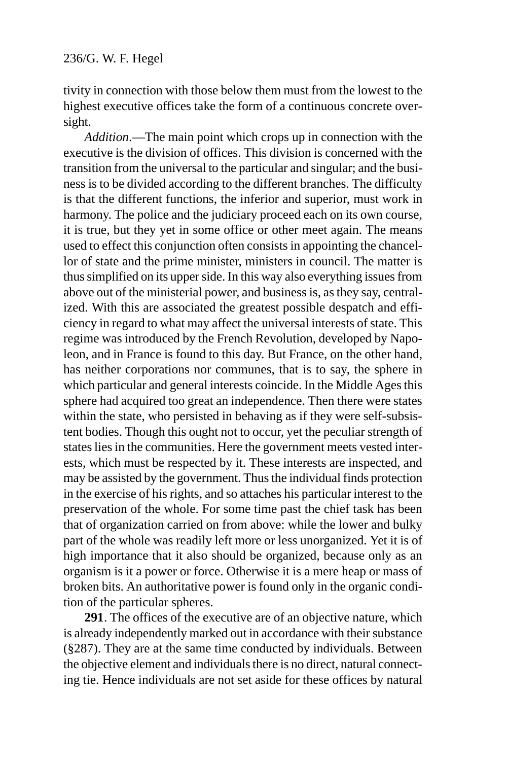tivity in connection with those below them must from the lowest to the highest executive offices take the form of a continuous concrete oversight.

*Addition*.—The main point which crops up in connection with the executive is the division of offices. This division is concerned with the transition from the universal to the particular and singular; and the business is to be divided according to the different branches. The difficulty is that the different functions, the inferior and superior, must work in harmony. The police and the judiciary proceed each on its own course, it is true, but they yet in some office or other meet again. The means used to effect this conjunction often consists in appointing the chancellor of state and the prime minister, ministers in council. The matter is thus simplified on its upper side. In this way also everything issues from above out of the ministerial power, and business is, as they say, centralized. With this are associated the greatest possible despatch and efficiency in regard to what may affect the universal interests of state. This regime was introduced by the French Revolution, developed by Napoleon, and in France is found to this day. But France, on the other hand, has neither corporations nor communes, that is to say, the sphere in which particular and general interests coincide. In the Middle Ages this sphere had acquired too great an independence. Then there were states within the state, who persisted in behaving as if they were self-subsistent bodies. Though this ought not to occur, yet the peculiar strength of states lies in the communities. Here the government meets vested interests, which must be respected by it. These interests are inspected, and may be assisted by the government. Thus the individual finds protection in the exercise of his rights, and so attaches his particular interest to the preservation of the whole. For some time past the chief task has been that of organization carried on from above: while the lower and bulky part of the whole was readily left more or less unorganized. Yet it is of high importance that it also should be organized, because only as an organism is it a power or force. Otherwise it is a mere heap or mass of broken bits. An authoritative power is found only in the organic condition of the particular spheres.

**291**. The offices of the executive are of an objective nature, which is already independently marked out in accordance with their substance (§287). They are at the same time conducted by individuals. Between the objective element and individuals there is no direct, natural connecting tie. Hence individuals are not set aside for these offices by natural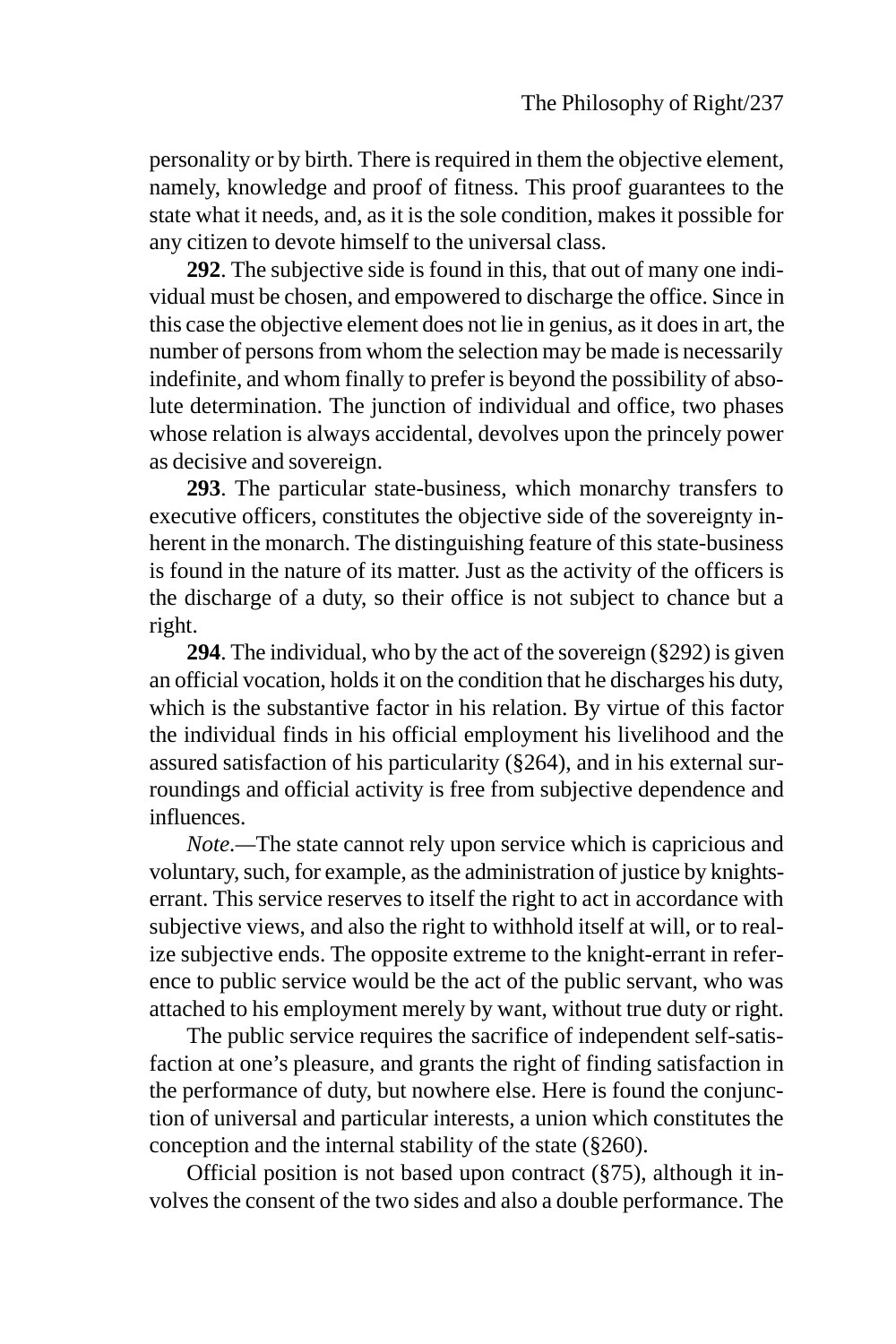personality or by birth. There is required in them the objective element, namely, knowledge and proof of fitness. This proof guarantees to the state what it needs, and, as it is the sole condition, makes it possible for any citizen to devote himself to the universal class.

**292**. The subjective side is found in this, that out of many one individual must be chosen, and empowered to discharge the office. Since in this case the objective element does not lie in genius, as it does in art, the number of persons from whom the selection may be made is necessarily indefinite, and whom finally to prefer is beyond the possibility of absolute determination. The junction of individual and office, two phases whose relation is always accidental, devolves upon the princely power as decisive and sovereign.

**293**. The particular state-business, which monarchy transfers to executive officers, constitutes the objective side of the sovereignty inherent in the monarch. The distinguishing feature of this state-business is found in the nature of its matter. Just as the activity of the officers is the discharge of a duty, so their office is not subject to chance but a right.

**294**. The individual, who by the act of the sovereign (§292) is given an official vocation, holds it on the condition that he discharges his duty, which is the substantive factor in his relation. By virtue of this factor the individual finds in his official employment his livelihood and the assured satisfaction of his particularity (§264), and in his external surroundings and official activity is free from subjective dependence and influences.

*Note*.—The state cannot rely upon service which is capricious and voluntary, such, for example, as the administration of justice by knights-errant. This service reserves to itself the right to act in accordance with subjective views, and also the right to withhold itself at will, or to realize subjective ends. The opposite extreme to the knight-errant in reference to public service would be the act of the public servant, who was attached to his employment merely by want, without true duty or right.

The public service requires the sacrifice of independent self-satisfaction at one's pleasure, and grants the right of finding satisfaction in the performance of duty, but nowhere else. Here is found the conjunction of universal and particular interests, a union which constitutes the conception and the internal stability of the state (§260).

Official position is not based upon contract (§75), although it involves the consent of the two sides and also a double performance. The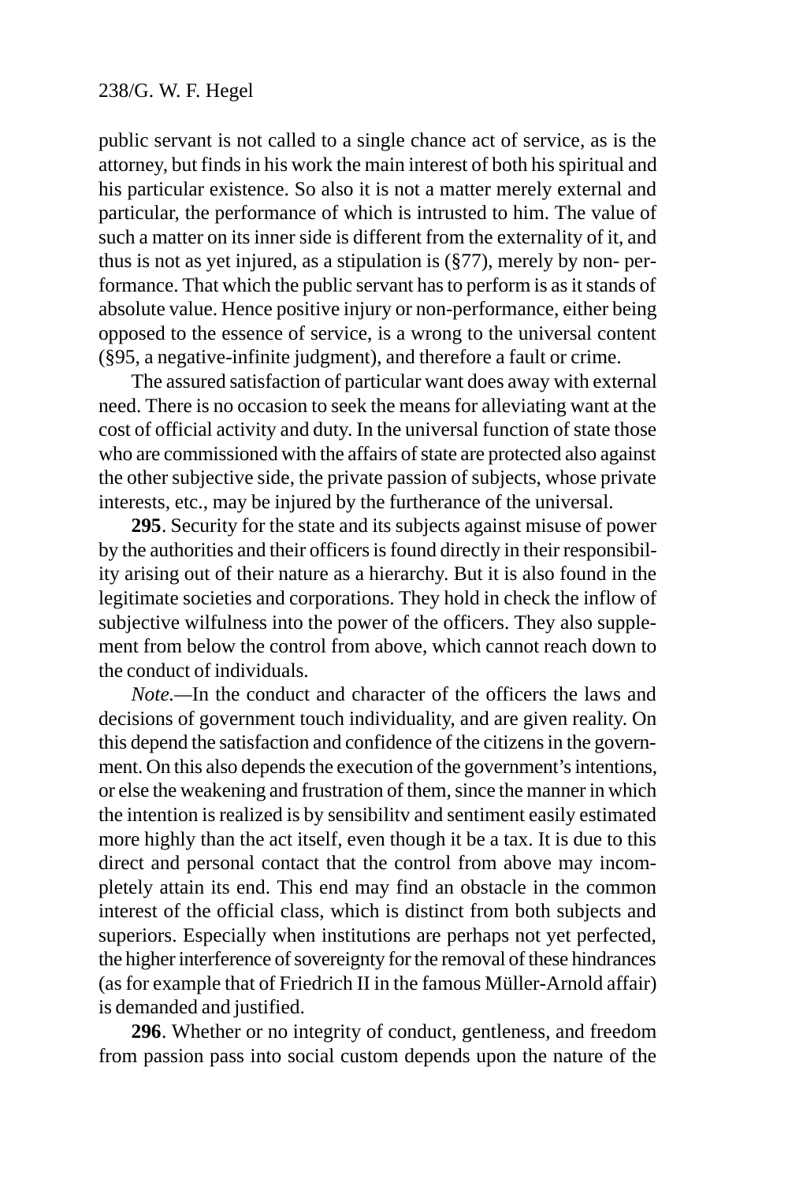public servant is not called to a single chance act of service, as is the attorney, but finds in his work the main interest of both his spiritual and his particular existence. So also it is not a matter merely external and particular, the performance of which is intrusted to him. The value of such a matter on its inner side is different from the externality of it, and thus is not as yet injured, as a stipulation is (§77), merely by non-performance. That which the public servant has to perform is as it stands of absolute value. Hence positive injury or non-performance, either being opposed to the essence of service, is a wrong to the universal content (§95, a negative-infinite judgment), and therefore a fault or crime.

The assured satisfaction of particular want does away with external need. There is no occasion to seek the means for alleviating want at the cost of official activity and duty. In the universal function of state those who are commissioned with the affairs of state are protected also against the other subjective side, the private passion of subjects, whose private interests, etc., may be injured by the furtherance of the universal.

**295**. Security for the state and its subjects against misuse of power by the authorities and their officers is found directly in their responsibility arising out of their nature as a hierarchy. But it is also found in the legitimate societies and corporations. They hold in check the inflow of subjective wilfulness into the power of the officers. They also supplement from below the control from above, which cannot reach down to the conduct of individuals.

*Note.*—In the conduct and character of the officers the laws and decisions of government touch individuality, and are given reality. On this depend the satisfaction and confidence of the citizens in the government. On this also depends the execution of the government's intentions, or else the weakening and frustration of them, since the manner in which the intention is realized is by sensibility and sentiment easily estimated more highly than the act itself, even though it be a tax. It is due to this direct and personal contact that the control from above may incompletely attain its end. This end may find an obstacle in the common interest of the official class, which is distinct from both subjects and superiors. Especially when institutions are perhaps not yet perfected, the higher interference of sovereignty for the removal of these hindrances (as for example that of Friedrich II in the famous Müller-Arnold affair) is demanded and justified.

**296**. Whether or no integrity of conduct, gentleness, and freedom from passion pass into social custom depends upon the nature of the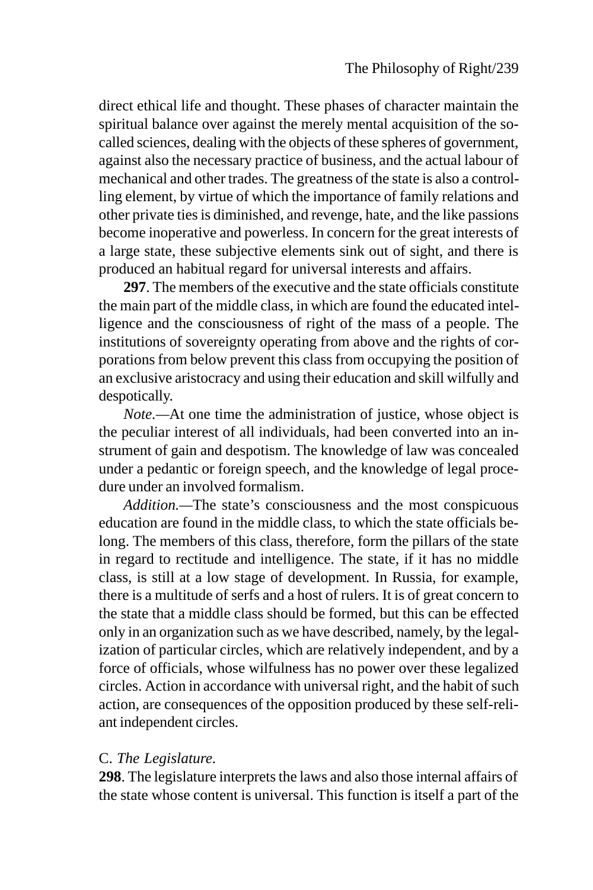direct ethical life and thought. These phases of character maintain the spiritual balance over against the merely mental acquisition of the so-called sciences, dealing with the objects of these spheres of government, against also the necessary practice of business, and the actual labour of mechanical and other trades. The greatness of the state is also a controlling element, by virtue of which the importance of family relations and other private ties is diminished, and revenge, hate, and the like passions become inoperative and powerless. In concern for the great interests of a large state, these subjective elements sink out of sight, and there is produced an habitual regard for universal interests and affairs.

**297**. The members of the executive and the state officials constitute the main part of the middle class, in which are found the educated intelligence and the consciousness of right of the mass of a people. The institutions of sovereignty operating from above and the rights of corporations from below prevent this class from occupying the position of an exclusive aristocracy and using their education and skill wilfully and despotically.

*Note.*—At one time the administration of justice, whose object is the peculiar interest of all individuals, had been converted into an instrument of gain and despotism. The knowledge of law was concealed under a pedantic or foreign speech, and the knowledge of legal procedure under an involved formalism.

*Addition.*—The state's consciousness and the most conspicuous education are found in the middle class, to which the state officials belong. The members of this class, therefore, form the pillars of the state in regard to rectitude and intelligence. The state, if it has no middle class, is still at a low stage of development. In Russia, for example, there is a multitude of serfs and a host of rulers. It is of great concern to the state that a middle class should be formed, but this can be effected only in an organization such as we have described, namely, by the legalization of particular circles, which are relatively independent, and by a force of officials, whose wilfulness has no power over these legalized circles. Action in accordance with universal right, and the habit of such action, are consequences of the opposition produced by these self-reliant independent circles.

### C. *The Legislature.*

**298**. The legislature interprets the laws and also those internal affairs of the state whose content is universal. This function is itself a part of the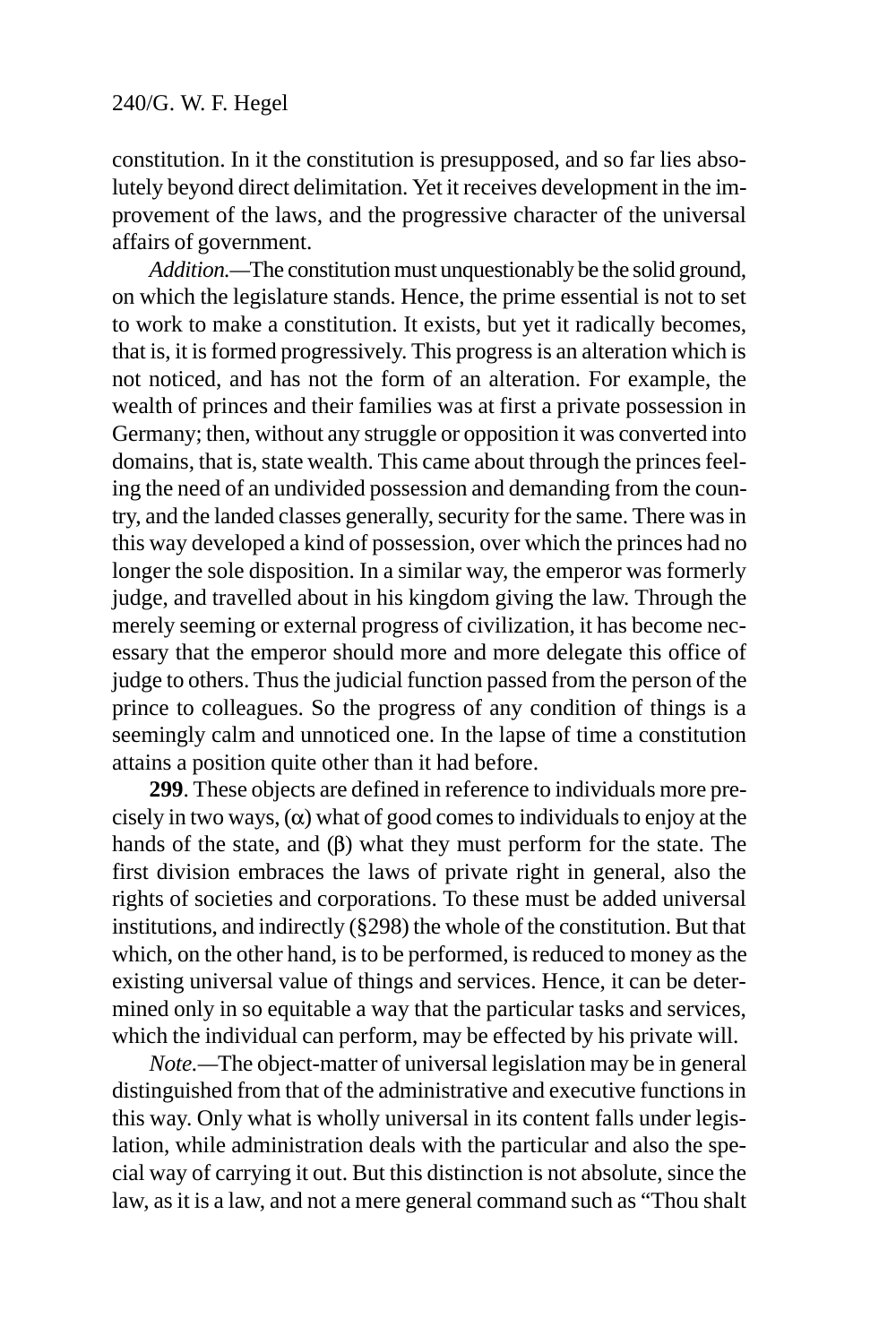constitution. In it the constitution is presupposed, and so far lies absolutely beyond direct delimitation. Yet it receives development in the improvement of the laws, and the progressive character of the universal affairs of government.

*Addition.*—The constitution must unquestionably be the solid ground, on which the legislature stands. Hence, the prime essential is not to set to work to make a constitution. It exists, but yet it radically becomes, that is, it is formed progressively. This progress is an alteration which is not noticed, and has not the form of an alteration. For example, the wealth of princes and their families was at first a private possession in Germany; then, without any struggle or opposition it was converted into domains, that is, state wealth. This came about through the princes feeling the need of an undivided possession and demanding from the country, and the landed classes generally, security for the same. There was in this way developed a kind of possession, over which the princes had no longer the sole disposition. In a similar way, the emperor was formerly judge, and travelled about in his kingdom giving the law. Through the merely seeming or external progress of civilization, it has become necessary that the emperor should more and more delegate this office of judge to others. Thus the judicial function passed from the person of the prince to colleagues. So the progress of any condition of things is a seemingly calm and unnoticed one. In the lapse of time a constitution attains a position quite other than it had before.

**299**. These objects are defined in reference to individuals more precisely in two ways, (α) what of good comes to individuals to enjoy at the hands of the state, and (β) what they must perform for the state. The first division embraces the laws of private right in general, also the rights of societies and corporations. To these must be added universal institutions, and indirectly (§298) the whole of the constitution. But that which, on the other hand, is to be performed, is reduced to money as the existing universal value of things and services. Hence, it can be determined only in so equitable a way that the particular tasks and services, which the individual can perform, may be effected by his private will.

*Note.*—The object-matter of universal legislation may be in general distinguished from that of the administrative and executive functions in this way. Only what is wholly universal in its content falls under legislation, while administration deals with the particular and also the special way of carrying it out. But this distinction is not absolute, since the law, as it is a law, and not a mere general command such as "Thou shalt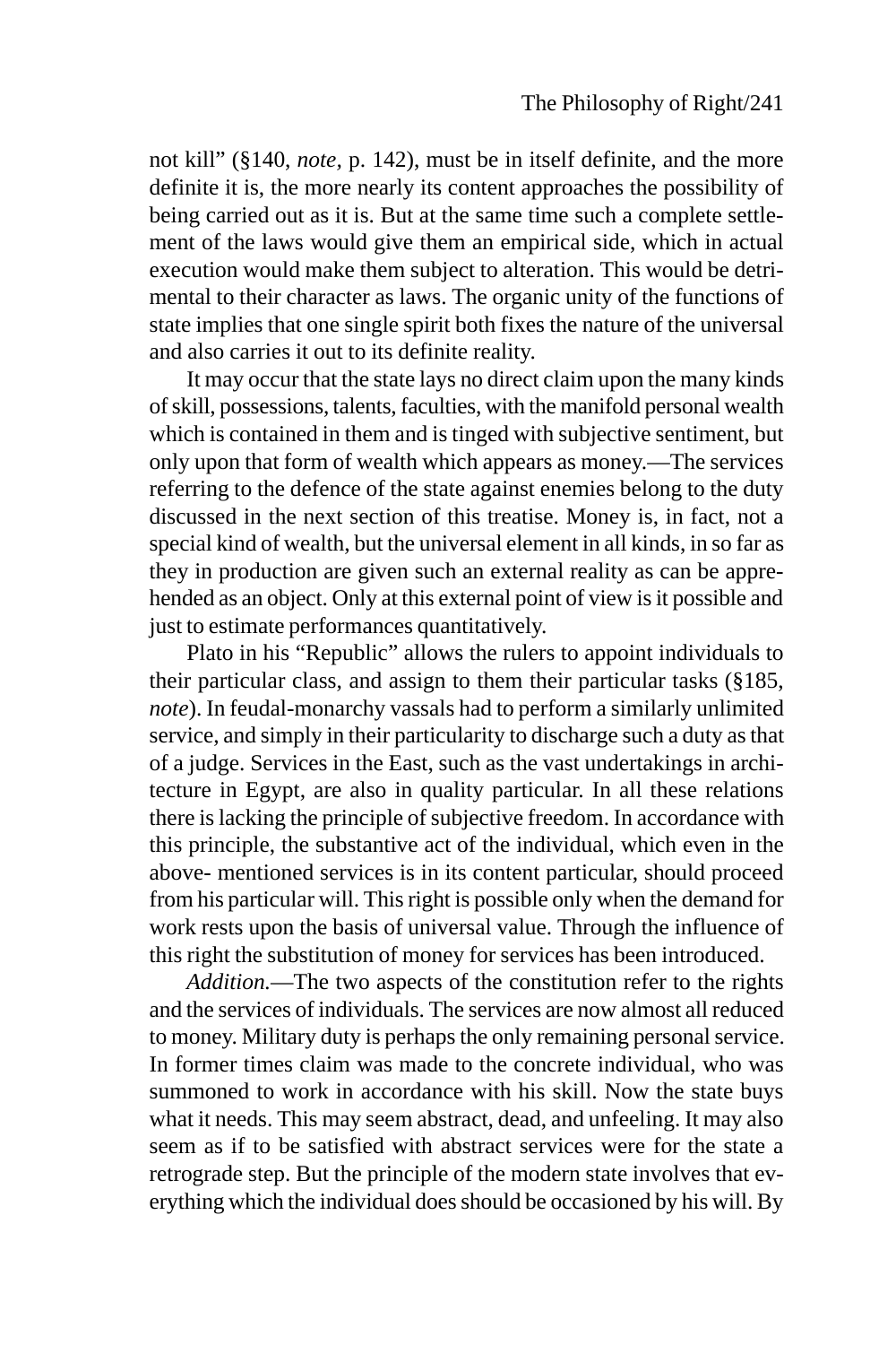not kill" (§140, *note*, p. 142), must be in itself definite, and the more definite it is, the more nearly its content approaches the possibility of being carried out as it is. But at the same time such a complete settlement of the laws would give them an empirical side, which in actual execution would make them subject to alteration. This would be detrimental to their character as laws. The organic unity of the functions of state implies that one single spirit both fixes the nature of the universal and also carries it out to its definite reality.

It may occur that the state lays no direct claim upon the many kinds of skill, possessions, talents, faculties, with the manifold personal wealth which is contained in them and is tinged with subjective sentiment, but only upon that form of wealth which appears as money.—The services referring to the defence of the state against enemies belong to the duty discussed in the next section of this treatise. Money is, in fact, not a special kind of wealth, but the universal element in all kinds, in so far as they in production are given such an external reality as can be apprehended as an object. Only at this external point of view is it possible and just to estimate performances quantitatively.

Plato in his "Republic" allows the rulers to appoint individuals to their particular class, and assign to them their particular tasks (§185, *note*). In feudal-monarchy vassals had to perform a similarly unlimited service, and simply in their particularity to discharge such a duty as that of a judge. Services in the East, such as the vast undertakings in architecture in Egypt, are also in quality particular. In all these relations there is lacking the principle of subjective freedom. In accordance with this principle, the substantive act of the individual, which even in the above- mentioned services is in its content particular, should proceed from his particular will. This right is possible only when the demand for work rests upon the basis of universal value. Through the influence of this right the substitution of money for services has been introduced.

*Addition.*—The two aspects of the constitution refer to the rights and the services of individuals. The services are now almost all reduced to money. Military duty is perhaps the only remaining personal service. In former times claim was made to the concrete individual, who was summoned to work in accordance with his skill. Now the state buys what it needs. This may seem abstract, dead, and unfeeling. It may also seem as if to be satisfied with abstract services were for the state a retrograde step. But the principle of the modern state involves that everything which the individual does should be occasioned by his will. By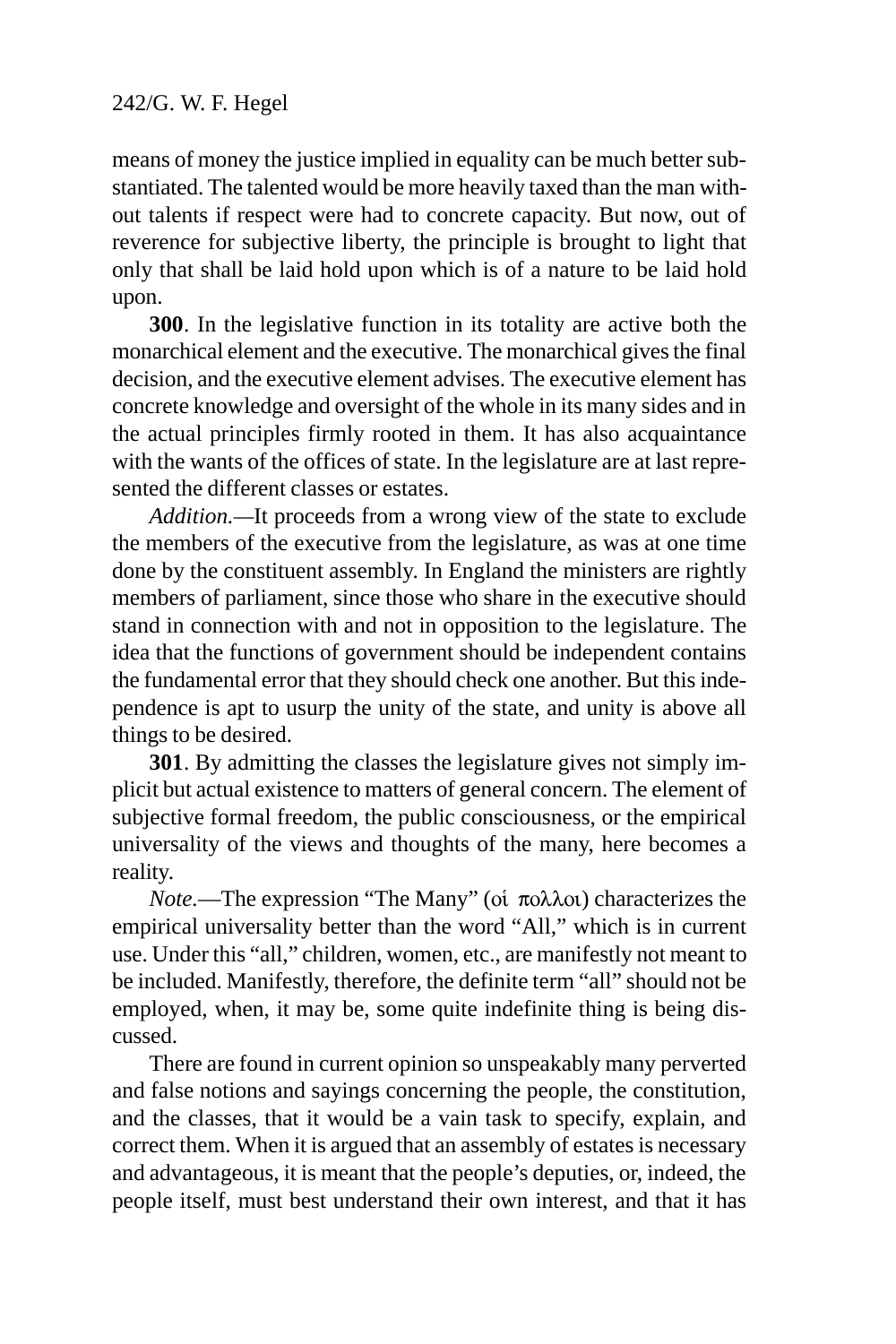means of money the justice implied in equality can be much better substantiated. The talented would be more heavily taxed than the man without talents if respect were had to concrete capacity. But now, out of reverence for subjective liberty, the principle is brought to light that only that shall be laid hold upon which is of a nature to be laid hold upon.

**300**. In the legislative function in its totality are active both the monarchical element and the executive. The monarchical gives the final decision, and the executive element advises. The executive element has concrete knowledge and oversight of the whole in its many sides and in the actual principles firmly rooted in them. It has also acquaintance with the wants of the offices of state. In the legislature are at last represented the different classes or estates.

*Addition.*—It proceeds from a wrong view of the state to exclude the members of the executive from the legislature, as was at one time done by the constituent assembly. In England the ministers are rightly members of parliament, since those who share in the executive should stand in connection with and not in opposition to the legislature. The idea that the functions of government should be independent contains the fundamental error that they should check one another. But this independence is apt to usurp the unity of the state, and unity is above all things to be desired.

**301**. By admitting the classes the legislature gives not simply implicit but actual existence to matters of general concern. The element of subjective formal freedom, the public consciousness, or the empirical universality of the views and thoughts of the many, here becomes a reality.

*Note*.—The expression "The Many" (οἱ πολλοι) characterizes the empirical universality better than the word "All," which is in current use. Under this "all," children, women, etc., are manifestly not meant to be included. Manifestly, therefore, the definite term "all" should not be employed, when, it may be, some quite indefinite thing is being discussed.

There are found in current opinion so unspeakably many perverted and false notions and sayings concerning the people, the constitution, and the classes, that it would be a vain task to specify, explain, and correct them. When it is argued that an assembly of estates is necessary and advantageous, it is meant that the people's deputies, or, indeed, the people itself, must best understand their own interest, and that it has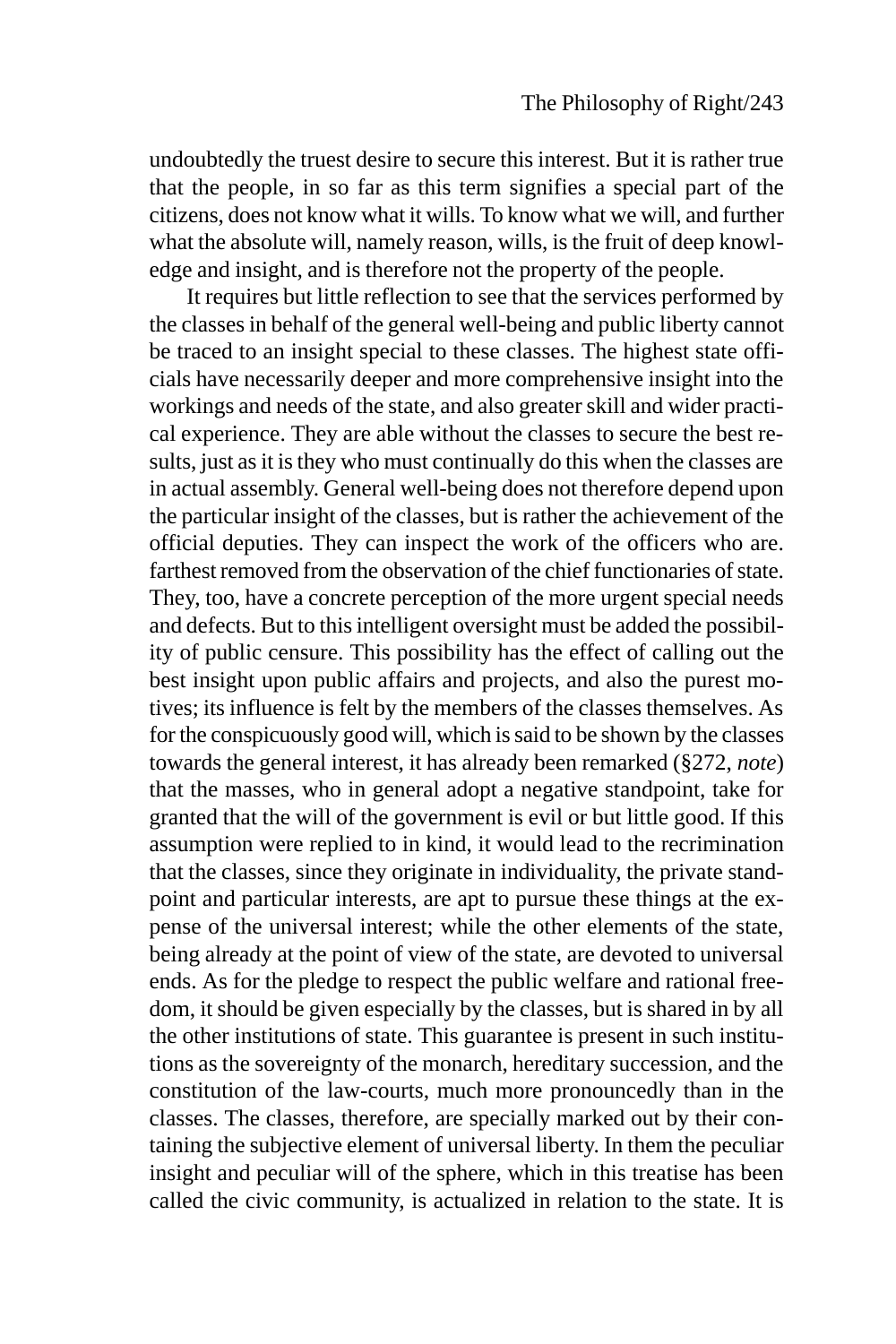undoubtedly the truest desire to secure this interest. But it is rather true that the people, in so far as this term signifies a special part of the citizens, does not know what it wills. To know what we will, and further what the absolute will, namely reason, wills, is the fruit of deep knowledge and insight, and is therefore not the property of the people.

It requires but little reflection to see that the services performed by the classes in behalf of the general well-being and public liberty cannot be traced to an insight special to these classes. The highest state officials have necessarily deeper and more comprehensive insight into the workings and needs of the state, and also greater skill and wider practical experience. They are able without the classes to secure the best results, just as it is they who must continually do this when the classes are in actual assembly. General well-being does not therefore depend upon the particular insight of the classes, but is rather the achievement of the official deputies. They can inspect the work of the officers who are. farthest removed from the observation of the chief functionaries of state. They, too, have a concrete perception of the more urgent special needs and defects. But to this intelligent oversight must be added the possibility of public censure. This possibility has the effect of calling out the best insight upon public affairs and projects, and also the purest motives; its influence is felt by the members of the classes themselves. As for the conspicuously good will, which is said to be shown by the classes towards the general interest, it has already been remarked (§272, *note*) that the masses, who in general adopt a negative standpoint, take for granted that the will of the government is evil or but little good. If this assumption were replied to in kind, it would lead to the recrimination that the classes, since they originate in individuality, the private standpoint and particular interests, are apt to pursue these things at the expense of the universal interest; while the other elements of the state, being already at the point of view of the state, are devoted to universal ends. As for the pledge to respect the public welfare and rational freedom, it should be given especially by the classes, but is shared in by all the other institutions of state. This guarantee is present in such institutions as the sovereignty of the monarch, hereditary succession, and the constitution of the law-courts, much more pronouncedly than in the classes. The classes, therefore, are specially marked out by their containing the subjective element of universal liberty. In them the peculiar insight and peculiar will of the sphere, which in this treatise has been called the civic community, is actualized in relation to the state. It is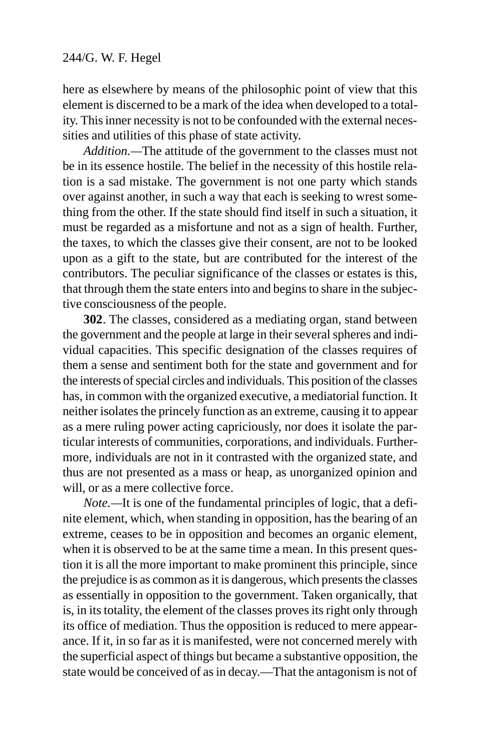here as elsewhere by means of the philosophic point of view that this element is discerned to be a mark of the idea when developed to a totality. This inner necessity is not to be confounded with the external necessities and utilities of this phase of state activity.

*Addition.*—The attitude of the government to the classes must not be in its essence hostile. The belief in the necessity of this hostile relation is a sad mistake. The government is not one party which stands over against another, in such a way that each is seeking to wrest something from the other. If the state should find itself in such a situation, it must be regarded as a misfortune and not as a sign of health. Further, the taxes, to which the classes give their consent, are not to be looked upon as a gift to the state, but are contributed for the interest of the contributors. The peculiar significance of the classes or estates is this, that through them the state enters into and begins to share in the subjective consciousness of the people.

**302**. The classes, considered as a mediating organ, stand between the government and the people at large in their several spheres and individual capacities. This specific designation of the classes requires of them a sense and sentiment both for the state and government and for the interests of special circles and individuals. This position of the classes has, in common with the organized executive, a mediatorial function. It neither isolates the princely function as an extreme, causing it to appear as a mere ruling power acting capriciously, nor does it isolate the particular interests of communities, corporations, and individuals. Furthermore, individuals are not in it contrasted with the organized state, and thus are not presented as a mass or heap, as unorganized opinion and will, or as a mere collective force.

*Note.*—It is one of the fundamental principles of logic, that a definite element, which, when standing in opposition, has the bearing of an extreme, ceases to be in opposition and becomes an organic element, when it is observed to be at the same time a mean. In this present question it is all the more important to make prominent this principle, since the prejudice is as common as it is dangerous, which presents the classes as essentially in opposition to the government. Taken organically, that is, in its totality, the element of the classes proves its right only through its office of mediation. Thus the opposition is reduced to mere appearance. If it, in so far as it is manifested, were not concerned merely with the superficial aspect of things but became a substantive opposition, the state would be conceived of as in decay.—That the antagonism is not of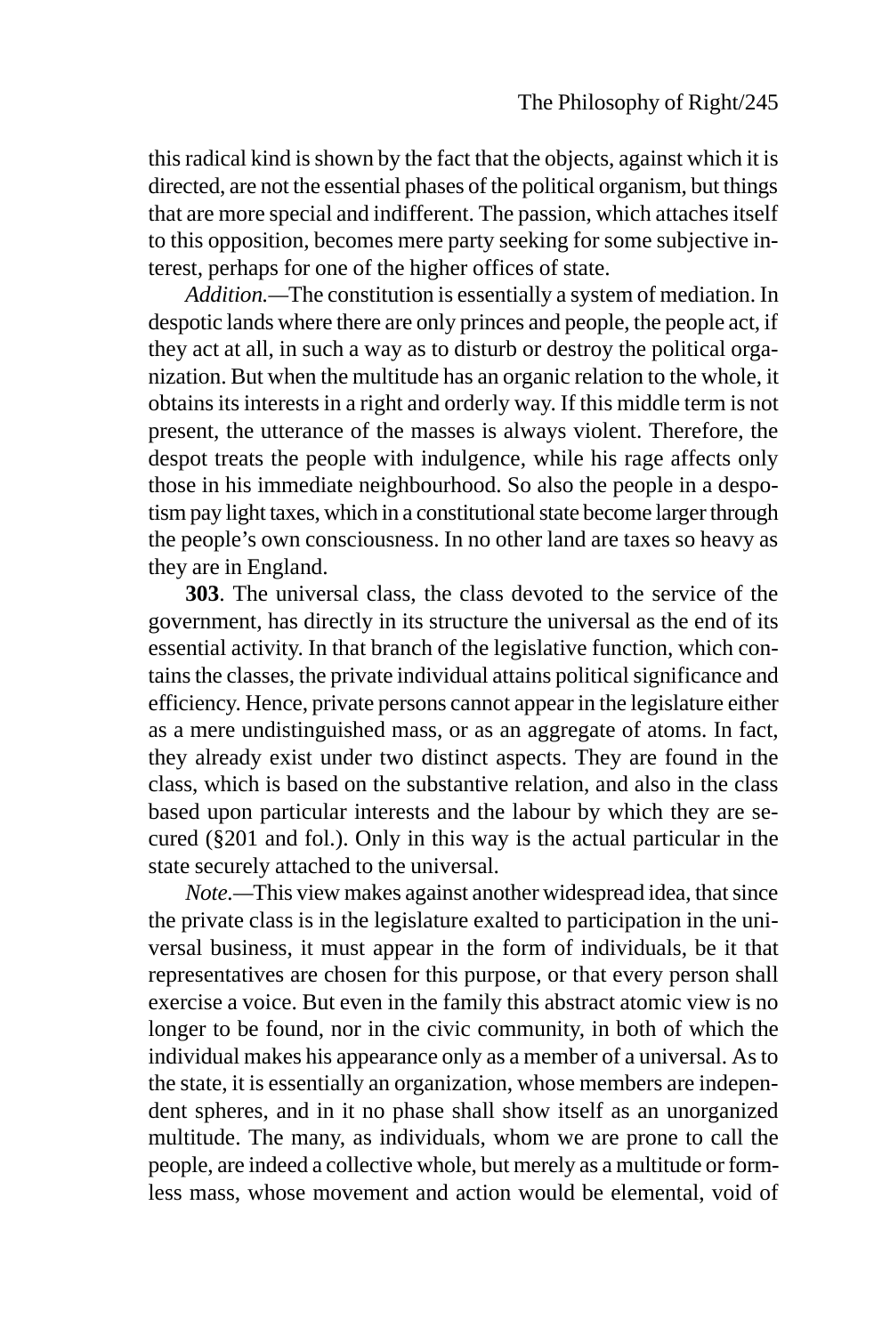this radical kind is shown by the fact that the objects, against which it is directed, are not the essential phases of the political organism, but things that are more special and indifferent. The passion, which attaches itself to this opposition, becomes mere party seeking for some subjective interest, perhaps for one of the higher offices of state.

*Addition.*—The constitution is essentially a system of mediation. In despotic lands where there are only princes and people, the people act, if they act at all, in such a way as to disturb or destroy the political organization. But when the multitude has an organic relation to the whole, it obtains its interests in a right and orderly way. If this middle term is not present, the utterance of the masses is always violent. Therefore, the despot treats the people with indulgence, while his rage affects only those in his immediate neighbourhood. So also the people in a despotism pay light taxes, which in a constitutional state become larger through the people's own consciousness. In no other land are taxes so heavy as they are in England.

**303**. The universal class, the class devoted to the service of the government, has directly in its structure the universal as the end of its essential activity. In that branch of the legislative function, which contains the classes, the private individual attains political significance and efficiency. Hence, private persons cannot appear in the legislature either as a mere undistinguished mass, or as an aggregate of atoms. In fact, they already exist under two distinct aspects. They are found in the class, which is based on the substantive relation, and also in the class based upon particular interests and the labour by which they are secured (§201 and fol.). Only in this way is the actual particular in the state securely attached to the universal.

*Note.*—This view makes against another widespread idea, that since the private class is in the legislature exalted to participation in the universal business, it must appear in the form of individuals, be it that representatives are chosen for this purpose, or that every person shall exercise a voice. But even in the family this abstract atomic view is no longer to be found, nor in the civic community, in both of which the individual makes his appearance only as a member of a universal. As to the state, it is essentially an organization, whose members are independent spheres, and in it no phase shall show itself as an unorganized multitude. The many, as individuals, whom we are prone to call the people, are indeed a collective whole, but merely as a multitude or formless mass, whose movement and action would be elemental, void of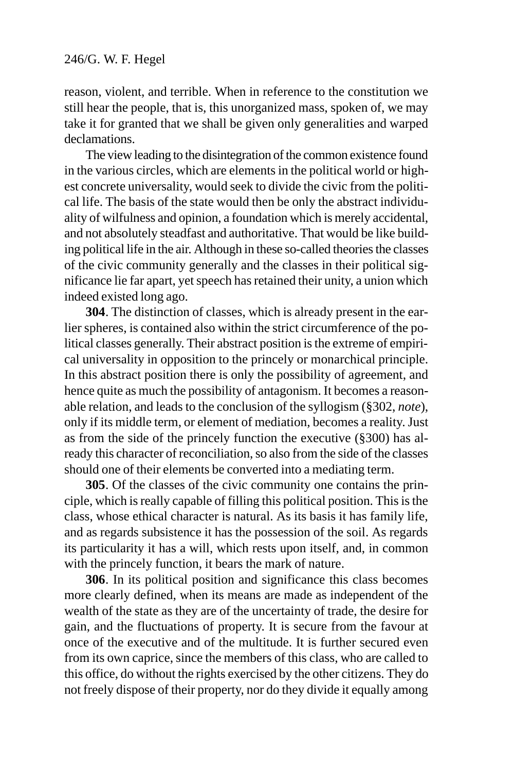reason, violent, and terrible. When in reference to the constitution we still hear the people, that is, this unorganized mass, spoken of, we may take it for granted that we shall be given only generalities and warped declamations.

The view leading to the disintegration of the common existence found in the various circles, which are elements in the political world or highest concrete universality, would seek to divide the civic from the political life. The basis of the state would then be only the abstract individuality of wilfulness and opinion, a foundation which is merely accidental, and not absolutely steadfast and authoritative. That would be like building political life in the air. Although in these so-called theories the classes of the civic community generally and the classes in their political significance lie far apart, yet speech has retained their unity, a union which indeed existed long ago.

**304**. The distinction of classes, which is already present in the earlier spheres, is contained also within the strict circumference of the political classes generally. Their abstract position is the extreme of empirical universality in opposition to the princely or monarchical principle. In this abstract position there is only the possibility of agreement, and hence quite as much the possibility of antagonism. It becomes a reasonable relation, and leads to the conclusion of the syllogism (§302, *note*), only if its middle term, or element of mediation, becomes a reality. Just as from the side of the princely function the executive (§300) has already this character of reconciliation, so also from the side of the classes should one of their elements be converted into a mediating term.

**305**. Of the classes of the civic community one contains the principle, which is really capable of filling this political position. This is the class, whose ethical character is natural. As its basis it has family life, and as regards subsistence it has the possession of the soil. As regards its particularity it has a will, which rests upon itself, and, in common with the princely function, it bears the mark of nature.

**306**. In its political position and significance this class becomes more clearly defined, when its means are made as independent of the wealth of the state as they are of the uncertainty of trade, the desire for gain, and the fluctuations of property. It is secure from the favour at once of the executive and of the multitude. It is further secured even from its own caprice, since the members of this class, who are called to this office, do without the rights exercised by the other citizens. They do not freely dispose of their property, nor do they divide it equally among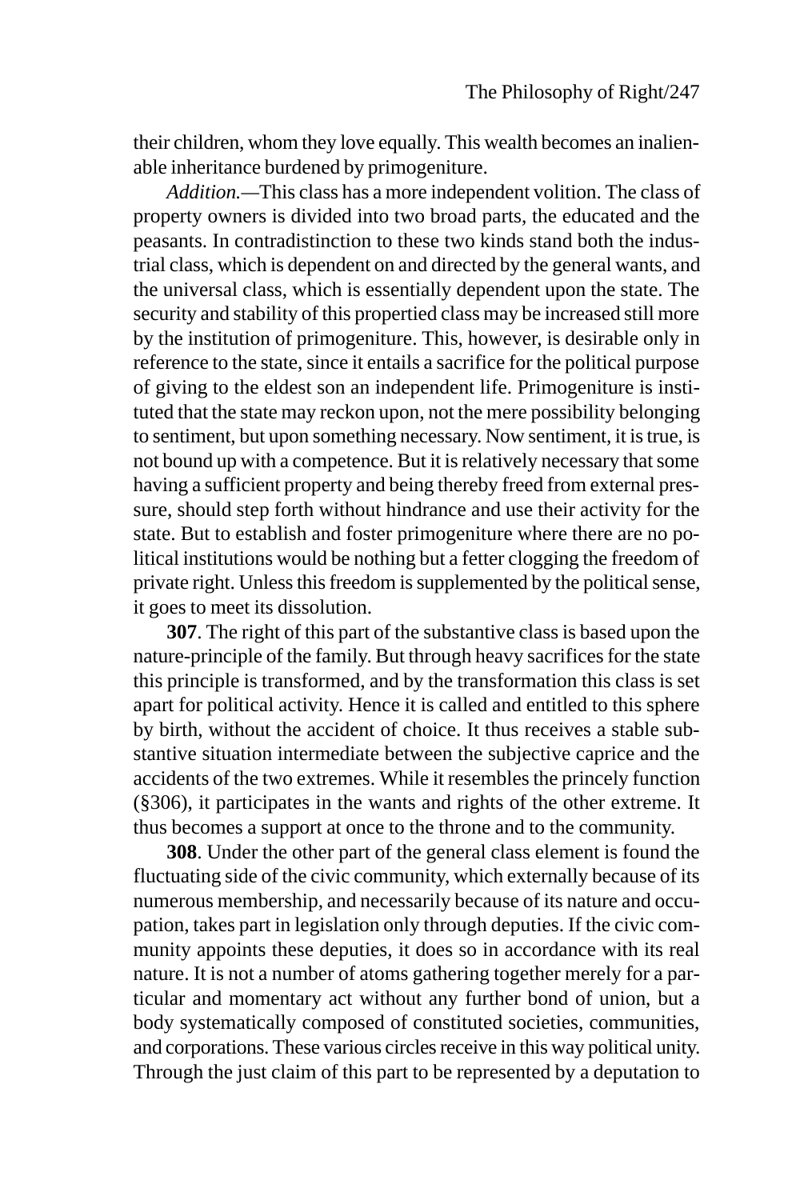their children, whom they love equally. This wealth becomes an inalienable inheritance burdened by primogeniture.

*Addition.*—This class has a more independent volition. The class of property owners is divided into two broad parts, the educated and the peasants. In contradistinction to these two kinds stand both the industrial class, which is dependent on and directed by the general wants, and the universal class, which is essentially dependent upon the state. The security and stability of this propertied class may be increased still more by the institution of primogeniture. This, however, is desirable only in reference to the state, since it entails a sacrifice for the political purpose of giving to the eldest son an independent life. Primogeniture is instituted that the state may reckon upon, not the mere possibility belonging to sentiment, but upon something necessary. Now sentiment, it is true, is not bound up with a competence. But it is relatively necessary that some having a sufficient property and being thereby freed from external pressure, should step forth without hindrance and use their activity for the state. But to establish and foster primogeniture where there are no political institutions would be nothing but a fetter clogging the freedom of private right. Unless this freedom is supplemented by the political sense, it goes to meet its dissolution.

**307**. The right of this part of the substantive class is based upon the nature-principle of the family. But through heavy sacrifices for the state this principle is transformed, and by the transformation this class is set apart for political activity. Hence it is called and entitled to this sphere by birth, without the accident of choice. It thus receives a stable substantive situation intermediate between the subjective caprice and the accidents of the two extremes. While it resembles the princely function (§306), it participates in the wants and rights of the other extreme. It thus becomes a support at once to the throne and to the community.

**308**. Under the other part of the general class element is found the fluctuating side of the civic community, which externally because of its numerous membership, and necessarily because of its nature and occupation, takes part in legislation only through deputies. If the civic community appoints these deputies, it does so in accordance with its real nature. It is not a number of atoms gathering together merely for a particular and momentary act without any further bond of union, but a body systematically composed of constituted societies, communities, and corporations. These various circles receive in this way political unity. Through the just claim of this part to be represented by a deputation to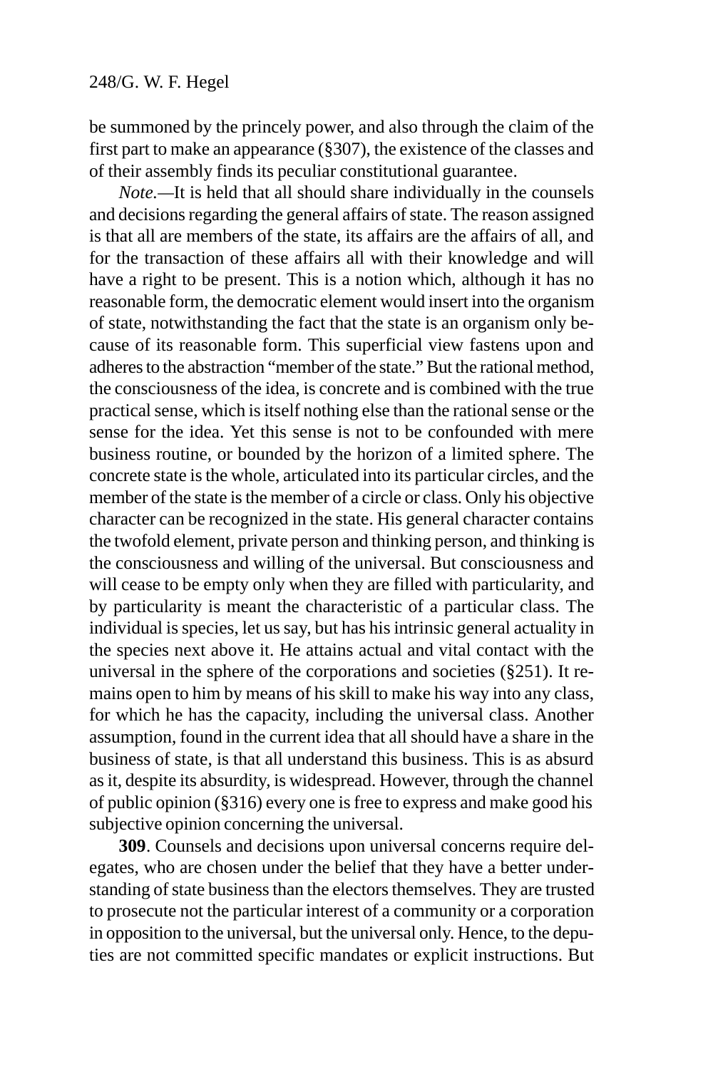be summoned by the princely power, and also through the claim of the first part to make an appearance (§307), the existence of the classes and of their assembly finds its peculiar constitutional guarantee.

*Note.*—It is held that all should share individually in the counsels and decisions regarding the general affairs of state. The reason assigned is that all are members of the state, its affairs are the affairs of all, and for the transaction of these affairs all with their knowledge and will have a right to be present. This is a notion which, although it has no reasonable form, the democratic element would insert into the organism of state, notwithstanding the fact that the state is an organism only because of its reasonable form. This superficial view fastens upon and adheres to the abstraction "member of the state." But the rational method, the consciousness of the idea, is concrete and is combined with the true practical sense, which is itself nothing else than the rational sense or the sense for the idea. Yet this sense is not to be confounded with mere business routine, or bounded by the horizon of a limited sphere. The concrete state is the whole, articulated into its particular circles, and the member of the state is the member of a circle or class. Only his objective character can be recognized in the state. His general character contains the twofold element, private person and thinking person, and thinking is the consciousness and willing of the universal. But consciousness and will cease to be empty only when they are filled with particularity, and by particularity is meant the characteristic of a particular class. The individual is species, let us say, but has his intrinsic general actuality in the species next above it. He attains actual and vital contact with the universal in the sphere of the corporations and societies (§251). It remains open to him by means of his skill to make his way into any class, for which he has the capacity, including the universal class. Another assumption, found in the current idea that all should have a share in the business of state, is that all understand this business. This is as absurd as it, despite its absurdity, is widespread. However, through the channel of public opinion (§316) every one is free to express and make good his subjective opinion concerning the universal.

**309**. Counsels and decisions upon universal concerns require delegates, who are chosen under the belief that they have a better understanding of state business than the electors themselves. They are trusted to prosecute not the particular interest of a community or a corporation in opposition to the universal, but the universal only. Hence, to the deputies are not committed specific mandates or explicit instructions. But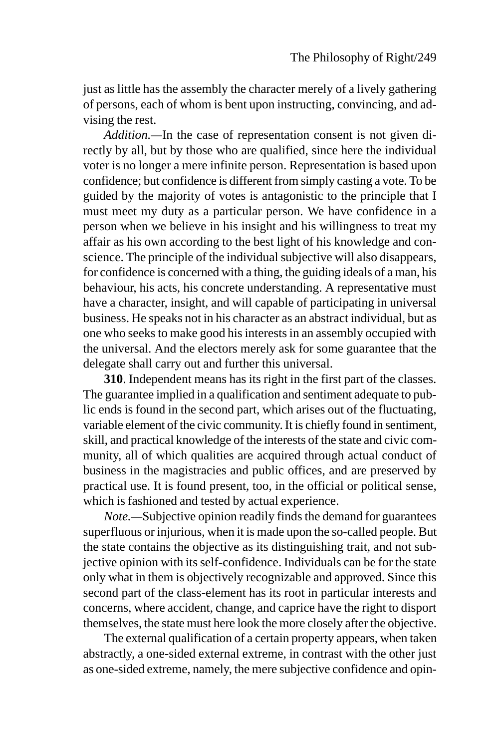just as little has the assembly the character merely of a lively gathering of persons, each of whom is bent upon instructing, convincing, and advising the rest.

*Addition.*—In the case of representation consent is not given directly by all, but by those who are qualified, since here the individual voter is no longer a mere infinite person. Representation is based upon confidence; but confidence is different from simply casting a vote. To be guided by the majority of votes is antagonistic to the principle that I must meet my duty as a particular person. We have confidence in a person when we believe in his insight and his willingness to treat my affair as his own according to the best light of his knowledge and conscience. The principle of the individual subjective will also disappears, for confidence is concerned with a thing, the guiding ideals of a man, his behaviour, his acts, his concrete understanding. A representative must have a character, insight, and will capable of participating in universal business. He speaks not in his character as an abstract individual, but as one who seeks to make good his interests in an assembly occupied with the universal. And the electors merely ask for some guarantee that the delegate shall carry out and further this universal.

**310**. Independent means has its right in the first part of the classes. The guarantee implied in a qualification and sentiment adequate to public ends is found in the second part, which arises out of the fluctuating, variable element of the civic community. It is chiefly found in sentiment, skill, and practical knowledge of the interests of the state and civic community, all of which qualities are acquired through actual conduct of business in the magistracies and public offices, and are preserved by practical use. It is found present, too, in the official or political sense, which is fashioned and tested by actual experience.

*Note.*—Subjective opinion readily finds the demand for guarantees superfluous or injurious, when it is made upon the so-called people. But the state contains the objective as its distinguishing trait, and not subjective opinion with its self-confidence. Individuals can be for the state only what in them is objectively recognizable and approved. Since this second part of the class-element has its root in particular interests and concerns, where accident, change, and caprice have the right to disport themselves, the state must here look the more closely after the objective.

The external qualification of a certain property appears, when taken abstractly, a one-sided external extreme, in contrast with the other just as one-sided extreme, namely, the mere subjective confidence and opin-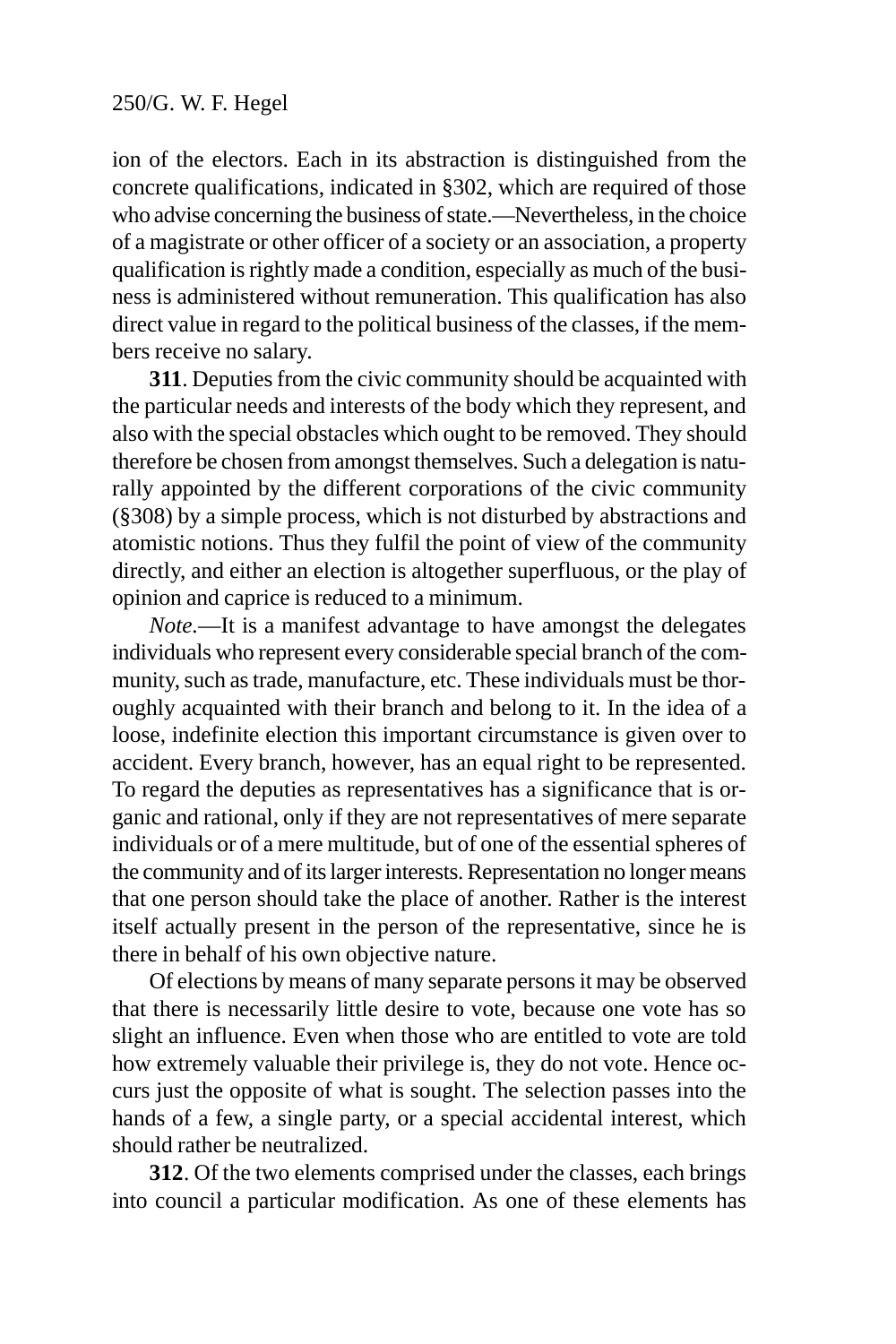ion of the electors. Each in its abstraction is distinguished from the concrete qualifications, indicated in §302, which are required of those who advise concerning the business of state.—Nevertheless, in the choice of a magistrate or other officer of a society or an association, a property qualification is rightly made a condition, especially as much of the business is administered without remuneration. This qualification has also direct value in regard to the political business of the classes, if the members receive no salary.

**311**. Deputies from the civic community should be acquainted with the particular needs and interests of the body which they represent, and also with the special obstacles which ought to be removed. They should therefore be chosen from amongst themselves. Such a delegation is naturally appointed by the different corporations of the civic community (§308) by a simple process, which is not disturbed by abstractions and atomistic notions. Thus they fulfil the point of view of the community directly, and either an election is altogether superfluous, or the play of opinion and caprice is reduced to a minimum.

*Note*.—It is a manifest advantage to have amongst the delegates individuals who represent every considerable special branch of the community, such as trade, manufacture, etc. These individuals must be thoroughly acquainted with their branch and belong to it. In the idea of a loose, indefinite election this important circumstance is given over to accident. Every branch, however, has an equal right to be represented. To regard the deputies as representatives has a significance that is organic and rational, only if they are not representatives of mere separate individuals or of a mere multitude, but of one of the essential spheres of the community and of its larger interests. Representation no longer means that one person should take the place of another. Rather is the interest itself actually present in the person of the representative, since he is there in behalf of his own objective nature.

Of elections by means of many separate persons it may be observed that there is necessarily little desire to vote, because one vote has so slight an influence. Even when those who are entitled to vote are told how extremely valuable their privilege is, they do not vote. Hence occurs just the opposite of what is sought. The selection passes into the hands of a few, a single party, or a special accidental interest, which should rather be neutralized.

**312**. Of the two elements comprised under the classes, each brings into council a particular modification. As one of these elements has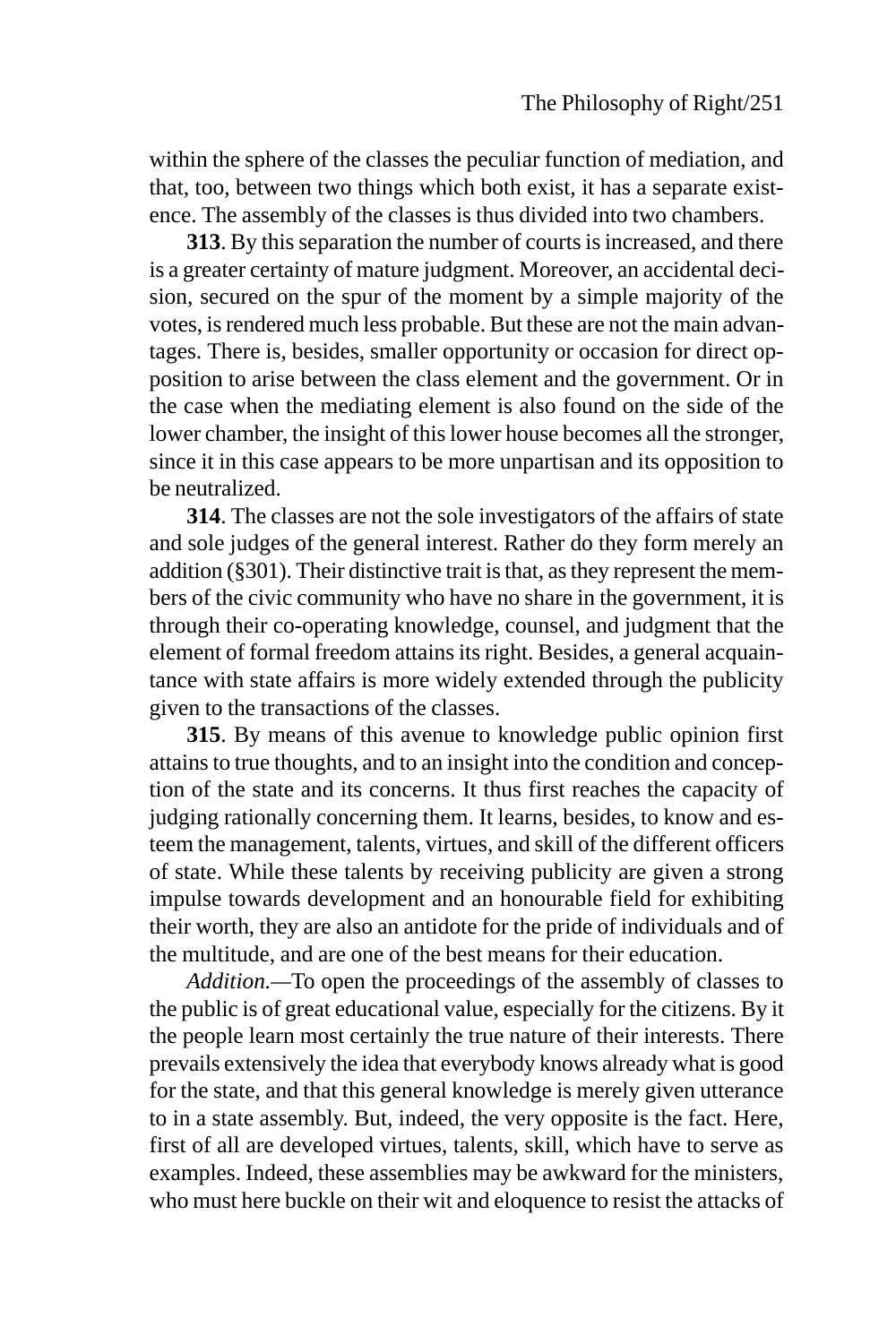within the sphere of the classes the peculiar function of mediation, and that, too, between two things which both exist, it has a separate existence. The assembly of the classes is thus divided into two chambers.

**313**. By this separation the number of courts is increased, and there is a greater certainty of mature judgment. Moreover, an accidental decision, secured on the spur of the moment by a simple majority of the votes, is rendered much less probable. But these are not the main advantages. There is, besides, smaller opportunity or occasion for direct opposition to arise between the class element and the government. Or in the case when the mediating element is also found on the side of the lower chamber, the insight of this lower house becomes all the stronger, since it in this case appears to be more unpartisan and its opposition to be neutralized.

**314**. The classes are not the sole investigators of the affairs of state and sole judges of the general interest. Rather do they form merely an addition (§301). Their distinctive trait is that, as they represent the members of the civic community who have no share in the government, it is through their co-operating knowledge, counsel, and judgment that the element of formal freedom attains its right. Besides, a general acquaintance with state affairs is more widely extended through the publicity given to the transactions of the classes.

**315**. By means of this avenue to knowledge public opinion first attains to true thoughts, and to an insight into the condition and conception of the state and its concerns. It thus first reaches the capacity of judging rationally concerning them. It learns, besides, to know and esteem the management, talents, virtues, and skill of the different officers of state. While these talents by receiving publicity are given a strong impulse towards development and an honourable field for exhibiting their worth, they are also an antidote for the pride of individuals and of the multitude, and are one of the best means for their education.

*Addition.*—To open the proceedings of the assembly of classes to the public is of great educational value, especially for the citizens. By it the people learn most certainly the true nature of their interests. There prevails extensively the idea that everybody knows already what is good for the state, and that this general knowledge is merely given utterance to in a state assembly. But, indeed, the very opposite is the fact. Here, first of all are developed virtues, talents, skill, which have to serve as examples. Indeed, these assemblies may be awkward for the ministers, who must here buckle on their wit and eloquence to resist the attacks of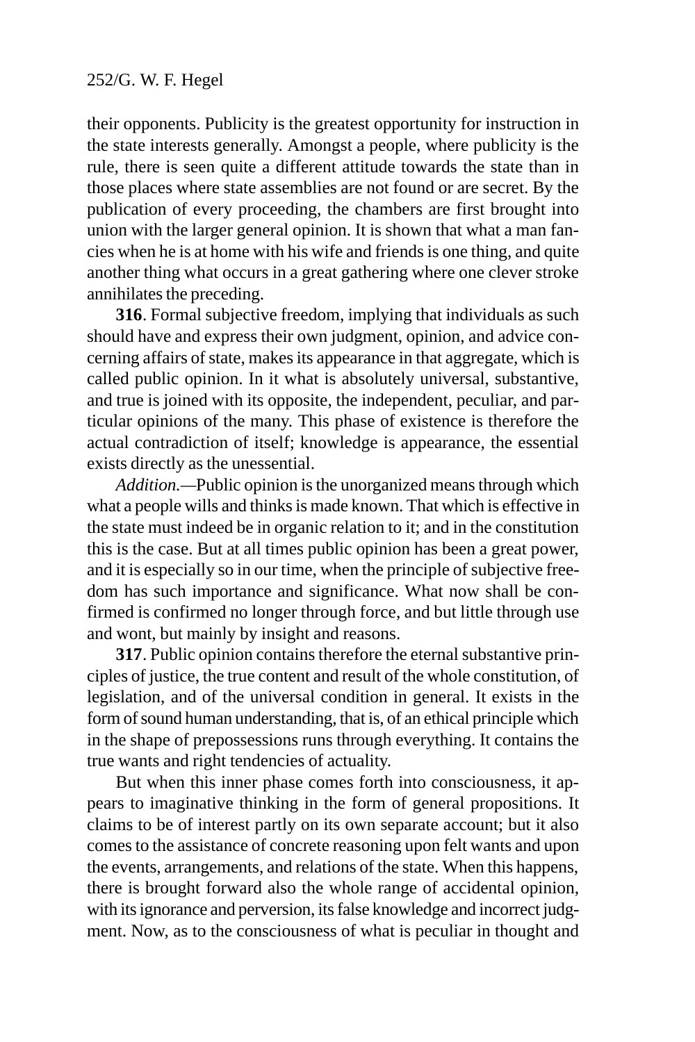their opponents. Publicity is the greatest opportunity for instruction in the state interests generally. Amongst a people, where publicity is the rule, there is seen quite a different attitude towards the state than in those places where state assemblies are not found or are secret. By the publication of every proceeding, the chambers are first brought into union with the larger general opinion. It is shown that what a man fancies when he is at home with his wife and friends is one thing, and quite another thing what occurs in a great gathering where one clever stroke annihilates the preceding.

**316**. Formal subjective freedom, implying that individuals as such should have and express their own judgment, opinion, and advice concerning affairs of state, makes its appearance in that aggregate, which is called public opinion. In it what is absolutely universal, substantive, and true is joined with its opposite, the independent, peculiar, and particular opinions of the many. This phase of existence is therefore the actual contradiction of itself; knowledge is appearance, the essential exists directly as the unessential.

*Addition.*—Public opinion is the unorganized means through which what a people wills and thinks is made known. That which is effective in the state must indeed be in organic relation to it; and in the constitution this is the case. But at all times public opinion has been a great power, and it is especially so in our time, when the principle of subjective freedom has such importance and significance. What now shall be confirmed is confirmed no longer through force, and but little through use and wont, but mainly by insight and reasons.

**317**. Public opinion contains therefore the eternal substantive principles of justice, the true content and result of the whole constitution, of legislation, and of the universal condition in general. It exists in the form of sound human understanding, that is, of an ethical principle which in the shape of prepossessions runs through everything. It contains the true wants and right tendencies of actuality.

But when this inner phase comes forth into consciousness, it appears to imaginative thinking in the form of general propositions. It claims to be of interest partly on its own separate account; but it also comes to the assistance of concrete reasoning upon felt wants and upon the events, arrangements, and relations of the state. When this happens, there is brought forward also the whole range of accidental opinion, with its ignorance and perversion, its false knowledge and incorrect judgment. Now, as to the consciousness of what is peculiar in thought and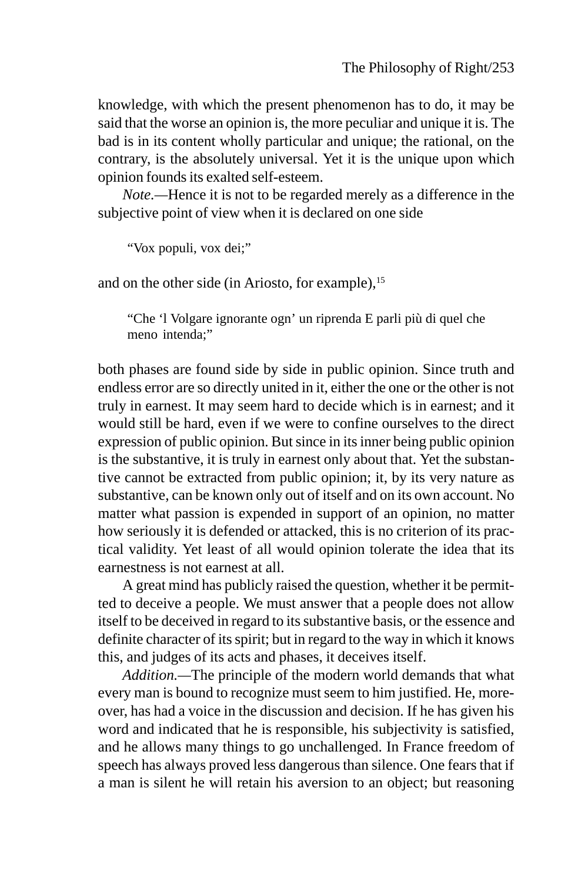knowledge, with which the present phenomenon has to do, it may be said that the worse an opinion is, the more peculiar and unique it is. The bad is in its content wholly particular and unique; the rational, on the contrary, is the absolutely universal. Yet it is the unique upon which opinion founds its exalted self-esteem.

*Note.*—Hence it is not to be regarded merely as a difference in the subjective point of view when it is declared on one side

> "Vox populi, vox dei;"

and on the other side (in Ariosto, for example),[15]

> "Che 'l Volgare ignorante ogn' un riprenda E parli più di quel che meno intenda;"

both phases are found side by side in public opinion. Since truth and endless error are so directly united in it, either the one or the other is not truly in earnest. It may seem hard to decide which is in earnest; and it would still be hard, even if we were to confine ourselves to the direct expression of public opinion. But since in its inner being public opinion is the substantive, it is truly in earnest only about that. Yet the substantive cannot be extracted from public opinion; it, by its very nature as substantive, can be known only out of itself and on its own account. No matter what passion is expended in support of an opinion, no matter how seriously it is defended or attacked, this is no criterion of its practical validity. Yet least of all would opinion tolerate the idea that its earnestness is not earnest at all.

A great mind has publicly raised the question, whether it be permitted to deceive a people. We must answer that a people does not allow itself to be deceived in regard to its substantive basis, or the essence and definite character of its spirit; but in regard to the way in which it knows this, and judges of its acts and phases, it deceives itself.

*Addition.*—The principle of the modern world demands that what every man is bound to recognize must seem to him justified. He, moreover, has had a voice in the discussion and decision. If he has given his word and indicated that he is responsible, his subjectivity is satisfied, and he allows many things to go unchallenged. In France freedom of speech has always proved less dangerous than silence. One fears that if a man is silent he will retain his aversion to an object; but reasoning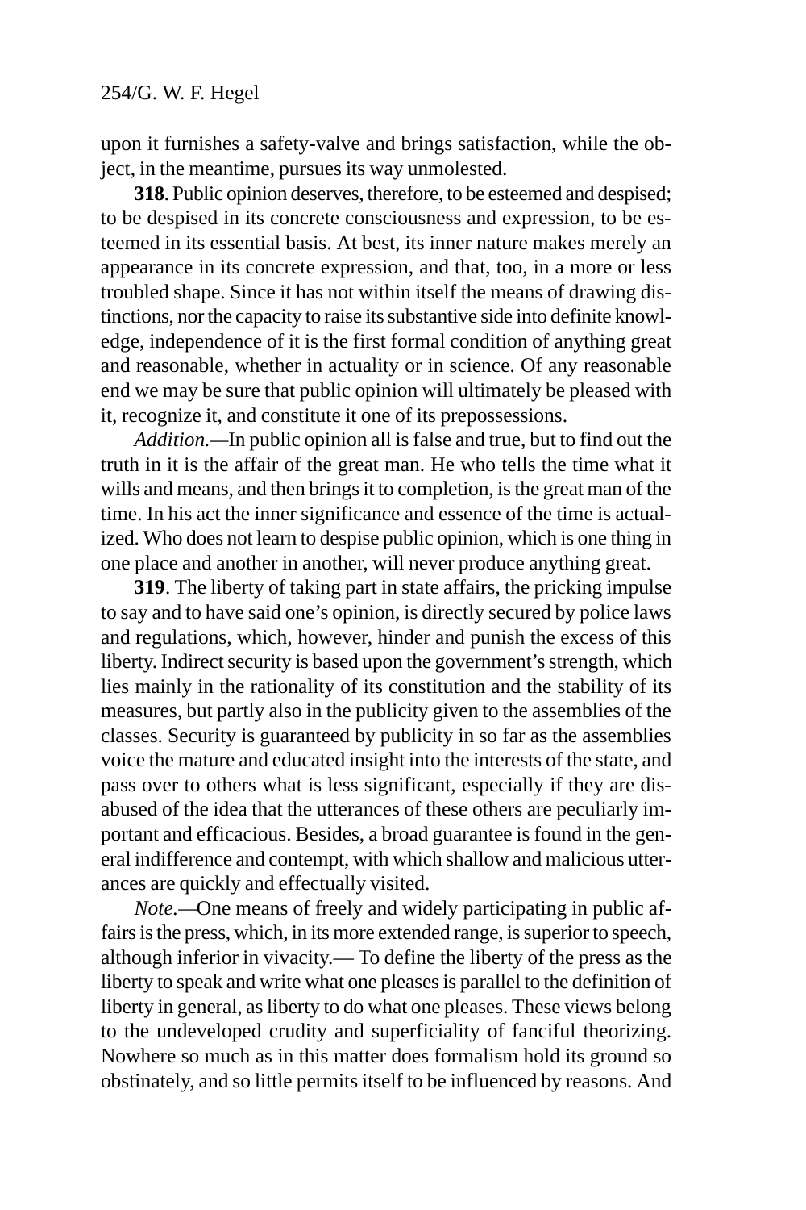upon it furnishes a safety-valve and brings satisfaction, while the object, in the meantime, pursues its way unmolested.

**318**. Public opinion deserves, therefore, to be esteemed and despised; to be despised in its concrete consciousness and expression, to be esteemed in its essential basis. At best, its inner nature makes merely an appearance in its concrete expression, and that, too, in a more or less troubled shape. Since it has not within itself the means of drawing distinctions, nor the capacity to raise its substantive side into definite knowledge, independence of it is the first formal condition of anything great and reasonable, whether in actuality or in science. Of any reasonable end we may be sure that public opinion will ultimately be pleased with it, recognize it, and constitute it one of its prepossessions.

*Addition.*—In public opinion all is false and true, but to find out the truth in it is the affair of the great man. He who tells the time what it wills and means, and then brings it to completion, is the great man of the time. In his act the inner significance and essence of the time is actualized. Who does not learn to despise public opinion, which is one thing in one place and another in another, will never produce anything great.

**319**. The liberty of taking part in state affairs, the pricking impulse to say and to have said one's opinion, is directly secured by police laws and regulations, which, however, hinder and punish the excess of this liberty. Indirect security is based upon the government's strength, which lies mainly in the rationality of its constitution and the stability of its measures, but partly also in the publicity given to the assemblies of the classes. Security is guaranteed by publicity in so far as the assemblies voice the mature and educated insight into the interests of the state, and pass over to others what is less significant, especially if they are disabused of the idea that the utterances of these others are peculiarly important and efficacious. Besides, a broad guarantee is found in the general indifference and contempt, with which shallow and malicious utterances are quickly and effectually visited.

*Note.*—One means of freely and widely participating in public affairs is the press, which, in its more extended range, is superior to speech, although inferior in vivacity.— To define the liberty of the press as the liberty to speak and write what one pleases is parallel to the definition of liberty in general, as liberty to do what one pleases. These views belong to the undeveloped crudity and superficiality of fanciful theorizing. Nowhere so much as in this matter does formalism hold its ground so obstinately, and so little permits itself to be influenced by reasons. And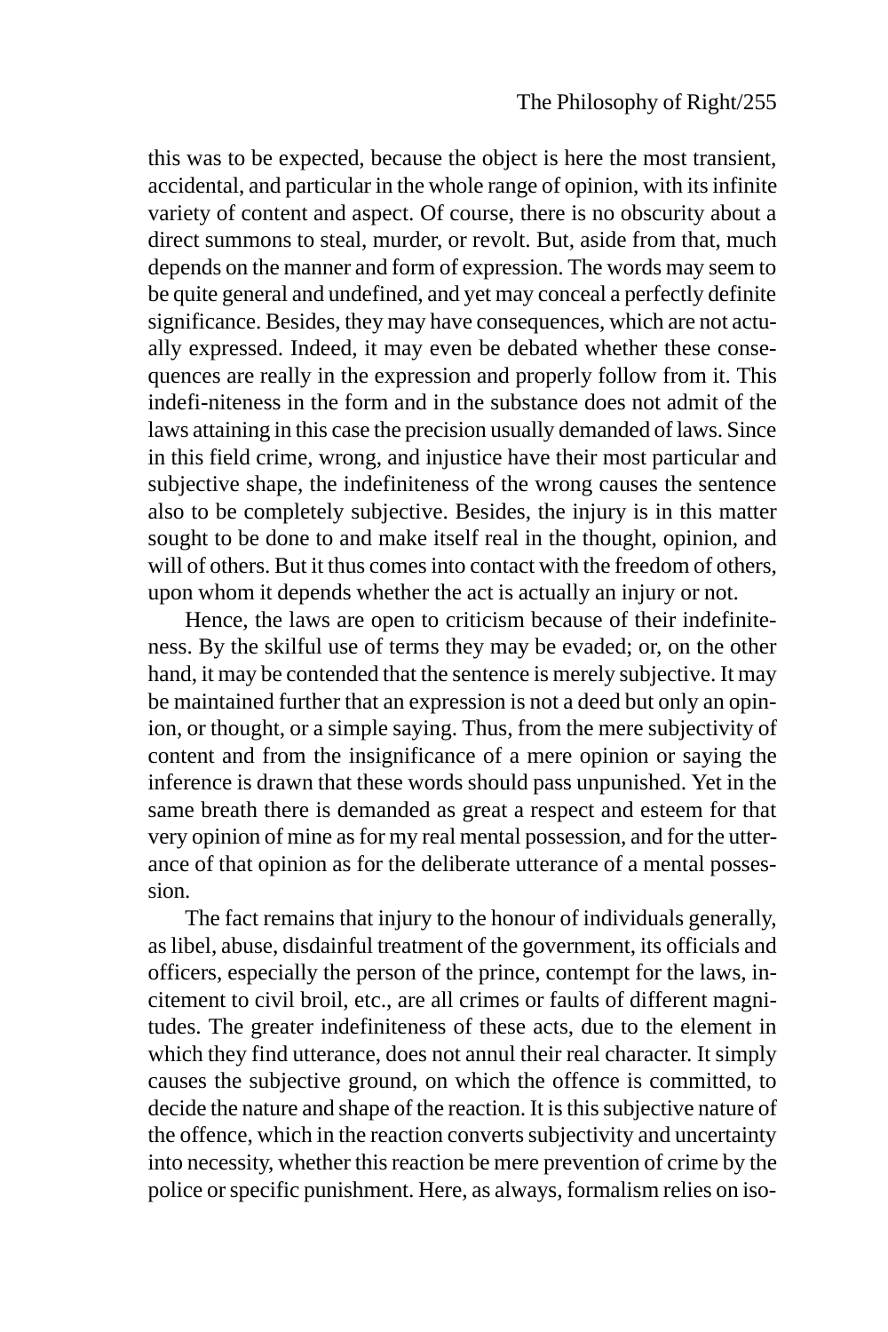this was to be expected, because the object is here the most transient, accidental, and particular in the whole range of opinion, with its infinite variety of content and aspect. Of course, there is no obscurity about a direct summons to steal, murder, or revolt. But, aside from that, much depends on the manner and form of expression. The words may seem to be quite general and undefined, and yet may conceal a perfectly definite significance. Besides, they may have consequences, which are not actually expressed. Indeed, it may even be debated whether these consequences are really in the expression and properly follow from it. This indefi-niteness in the form and in the substance does not admit of the laws attaining in this case the precision usually demanded of laws. Since in this field crime, wrong, and injustice have their most particular and subjective shape, the indefiniteness of the wrong causes the sentence also to be completely subjective. Besides, the injury is in this matter sought to be done to and make itself real in the thought, opinion, and will of others. But it thus comes into contact with the freedom of others, upon whom it depends whether the act is actually an injury or not.

Hence, the laws are open to criticism because of their indefiniteness. By the skilful use of terms they may be evaded; or, on the other hand, it may be contended that the sentence is merely subjective. It may be maintained further that an expression is not a deed but only an opinion, or thought, or a simple saying. Thus, from the mere subjectivity of content and from the insignificance of a mere opinion or saying the inference is drawn that these words should pass unpunished. Yet in the same breath there is demanded as great a respect and esteem for that very opinion of mine as for my real mental possession, and for the utterance of that opinion as for the deliberate utterance of a mental possession.

The fact remains that injury to the honour of individuals generally, as libel, abuse, disdainful treatment of the government, its officials and officers, especially the person of the prince, contempt for the laws, incitement to civil broil, etc., are all crimes or faults of different magnitudes. The greater indefiniteness of these acts, due to the element in which they find utterance, does not annul their real character. It simply causes the subjective ground, on which the offence is committed, to decide the nature and shape of the reaction. It is this subjective nature of the offence, which in the reaction converts subjectivity and uncertainty into necessity, whether this reaction be mere prevention of crime by the police or specific punishment. Here, as always, formalism relies on iso-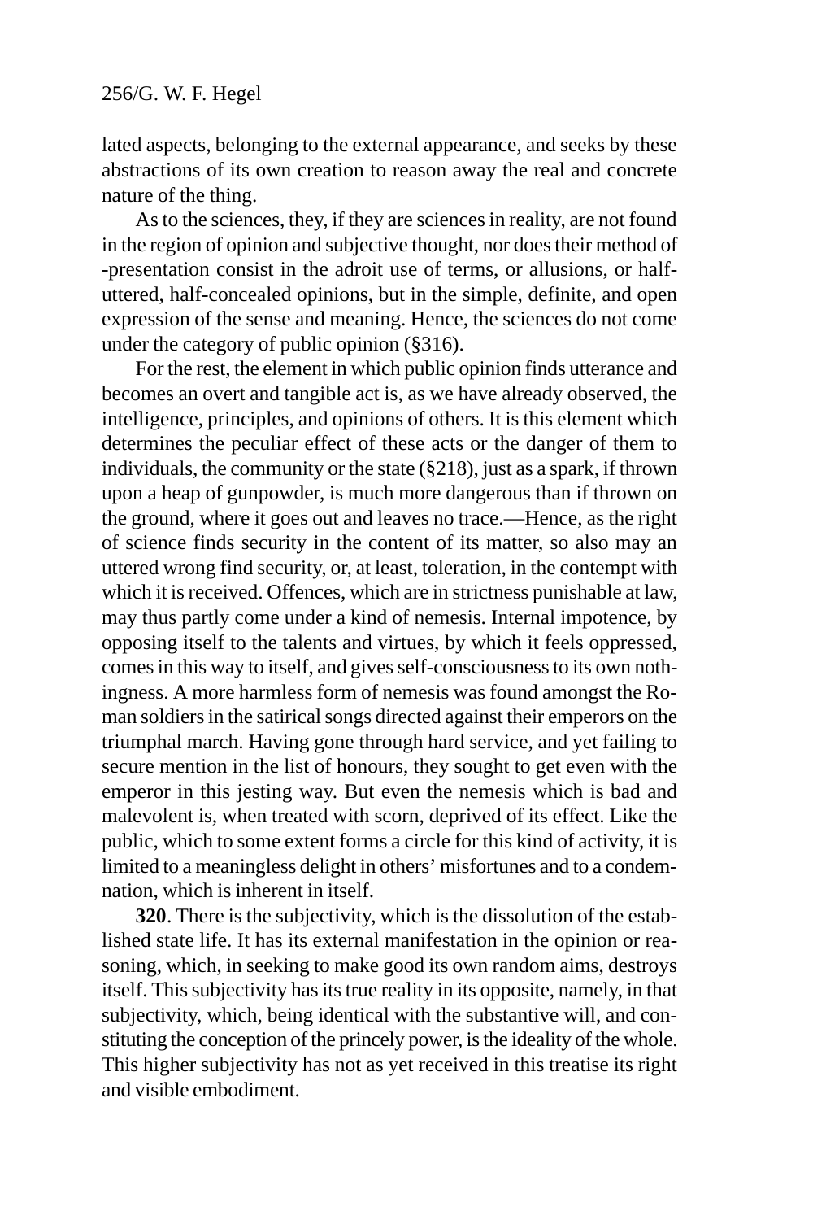lated aspects, belonging to the external appearance, and seeks by these abstractions of its own creation to reason away the real and concrete nature of the thing.

As to the sciences, they, if they are sciences in reality, are not found in the region of opinion and subjective thought, nor does their method of -presentation consist in the adroit use of terms, or allusions, or half-uttered, half-concealed opinions, but in the simple, definite, and open expression of the sense and meaning. Hence, the sciences do not come under the category of public opinion (§316).

For the rest, the element in which public opinion finds utterance and becomes an overt and tangible act is, as we have already observed, the intelligence, principles, and opinions of others. It is this element which determines the peculiar effect of these acts or the danger of them to individuals, the community or the state (§218), just as a spark, if thrown upon a heap of gunpowder, is much more dangerous than if thrown on the ground, where it goes out and leaves no trace.—Hence, as the right of science finds security in the content of its matter, so also may an uttered wrong find security, or, at least, toleration, in the contempt with which it is received. Offences, which are in strictness punishable at law, may thus partly come under a kind of nemesis. Internal impotence, by opposing itself to the talents and virtues, by which it feels oppressed, comes in this way to itself, and gives self-consciousness to its own nothingness. A more harmless form of nemesis was found amongst the Roman soldiers in the satirical songs directed against their emperors on the triumphal march. Having gone through hard service, and yet failing to secure mention in the list of honours, they sought to get even with the emperor in this jesting way. But even the nemesis which is bad and malevolent is, when treated with scorn, deprived of its effect. Like the public, which to some extent forms a circle for this kind of activity, it is limited to a meaningless delight in others' misfortunes and to a condemnation, which is inherent in itself.

**320**. There is the subjectivity, which is the dissolution of the established state life. It has its external manifestation in the opinion or reasoning, which, in seeking to make good its own random aims, destroys itself. This subjectivity has its true reality in its opposite, namely, in that subjectivity, which, being identical with the substantive will, and constituting the conception of the princely power, is the ideality of the whole. This higher subjectivity has not as yet received in this treatise its right and visible embodiment.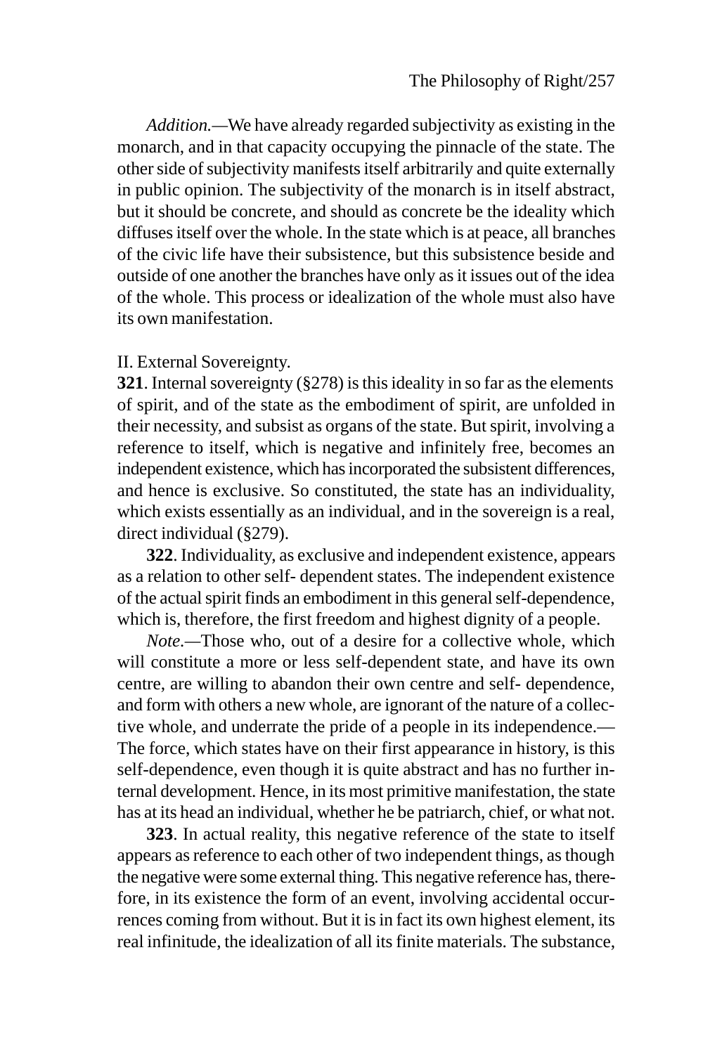*Addition.*—We have already regarded subjectivity as existing in the monarch, and in that capacity occupying the pinnacle of the state. The other side of subjectivity manifests itself arbitrarily and quite externally in public opinion. The subjectivity of the monarch is in itself abstract, but it should be concrete, and should as concrete be the ideality which diffuses itself over the whole. In the state which is at peace, all branches of the civic life have their subsistence, but this subsistence beside and outside of one another the branches have only as it issues out of the idea of the whole. This process or idealization of the whole must also have its own manifestation.

II. External Sovereignty.

**321**. Internal sovereignty (§278) is this ideality in so far as the elements of spirit, and of the state as the embodiment of spirit, are unfolded in their necessity, and subsist as organs of the state. But spirit, involving a reference to itself, which is negative and infinitely free, becomes an independent existence, which has incorporated the subsistent differences, and hence is exclusive. So constituted, the state has an individuality, which exists essentially as an individual, and in the sovereign is a real, direct individual (§279).

**322**. Individuality, as exclusive and independent existence, appears as a relation to other self- dependent states. The independent existence of the actual spirit finds an embodiment in this general self-dependence, which is, therefore, the first freedom and highest dignity of a people.

*Note.*—Those who, out of a desire for a collective whole, which will constitute a more or less self-dependent state, and have its own centre, are willing to abandon their own centre and self- dependence, and form with others a new whole, are ignorant of the nature of a collective whole, and underrate the pride of a people in its independence.—The force, which states have on their first appearance in history, is this self-dependence, even though it is quite abstract and has no further internal development. Hence, in its most primitive manifestation, the state has at its head an individual, whether he be patriarch, chief, or what not.

**323**. In actual reality, this negative reference of the state to itself appears as reference to each other of two independent things, as though the negative were some external thing. This negative reference has, therefore, in its existence the form of an event, involving accidental occurrences coming from without. But it is in fact its own highest element, its real infinitude, the idealization of all its finite materials. The substance,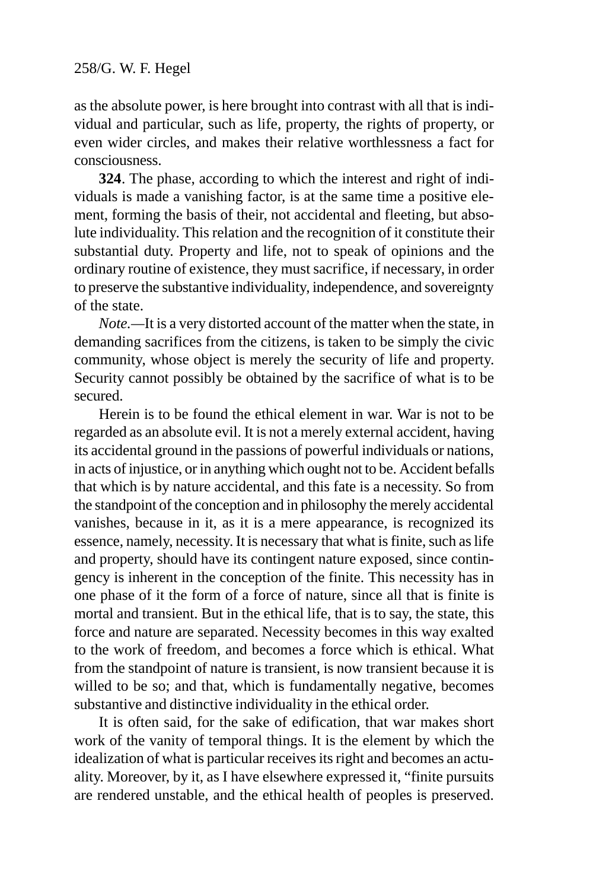as the absolute power, is here brought into contrast with all that is individual and particular, such as life, property, the rights of property, or even wider circles, and makes their relative worthlessness a fact for consciousness.

**324**. The phase, according to which the interest and right of individuals is made a vanishing factor, is at the same time a positive element, forming the basis of their, not accidental and fleeting, but absolute individuality. This relation and the recognition of it constitute their substantial duty. Property and life, not to speak of opinions and the ordinary routine of existence, they must sacrifice, if necessary, in order to preserve the substantive individuality, independence, and sovereignty of the state.

*Note.*—It is a very distorted account of the matter when the state, in demanding sacrifices from the citizens, is taken to be simply the civic community, whose object is merely the security of life and property. Security cannot possibly be obtained by the sacrifice of what is to be secured.

Herein is to be found the ethical element in war. War is not to be regarded as an absolute evil. It is not a merely external accident, having its accidental ground in the passions of powerful individuals or nations, in acts of injustice, or in anything which ought not to be. Accident befalls that which is by nature accidental, and this fate is a necessity. So from the standpoint of the conception and in philosophy the merely accidental vanishes, because in it, as it is a mere appearance, is recognized its essence, namely, necessity. It is necessary that what is finite, such as life and property, should have its contingent nature exposed, since contingency is inherent in the conception of the finite. This necessity has in one phase of it the form of a force of nature, since all that is finite is mortal and transient. But in the ethical life, that is to say, the state, this force and nature are separated. Necessity becomes in this way exalted to the work of freedom, and becomes a force which is ethical. What from the standpoint of nature is transient, is now transient because it is willed to be so; and that, which is fundamentally negative, becomes substantive and distinctive individuality in the ethical order.

It is often said, for the sake of edification, that war makes short work of the vanity of temporal things. It is the element by which the idealization of what is particular receives its right and becomes an actuality. Moreover, by it, as I have elsewhere expressed it, "finite pursuits are rendered unstable, and the ethical health of peoples is preserved.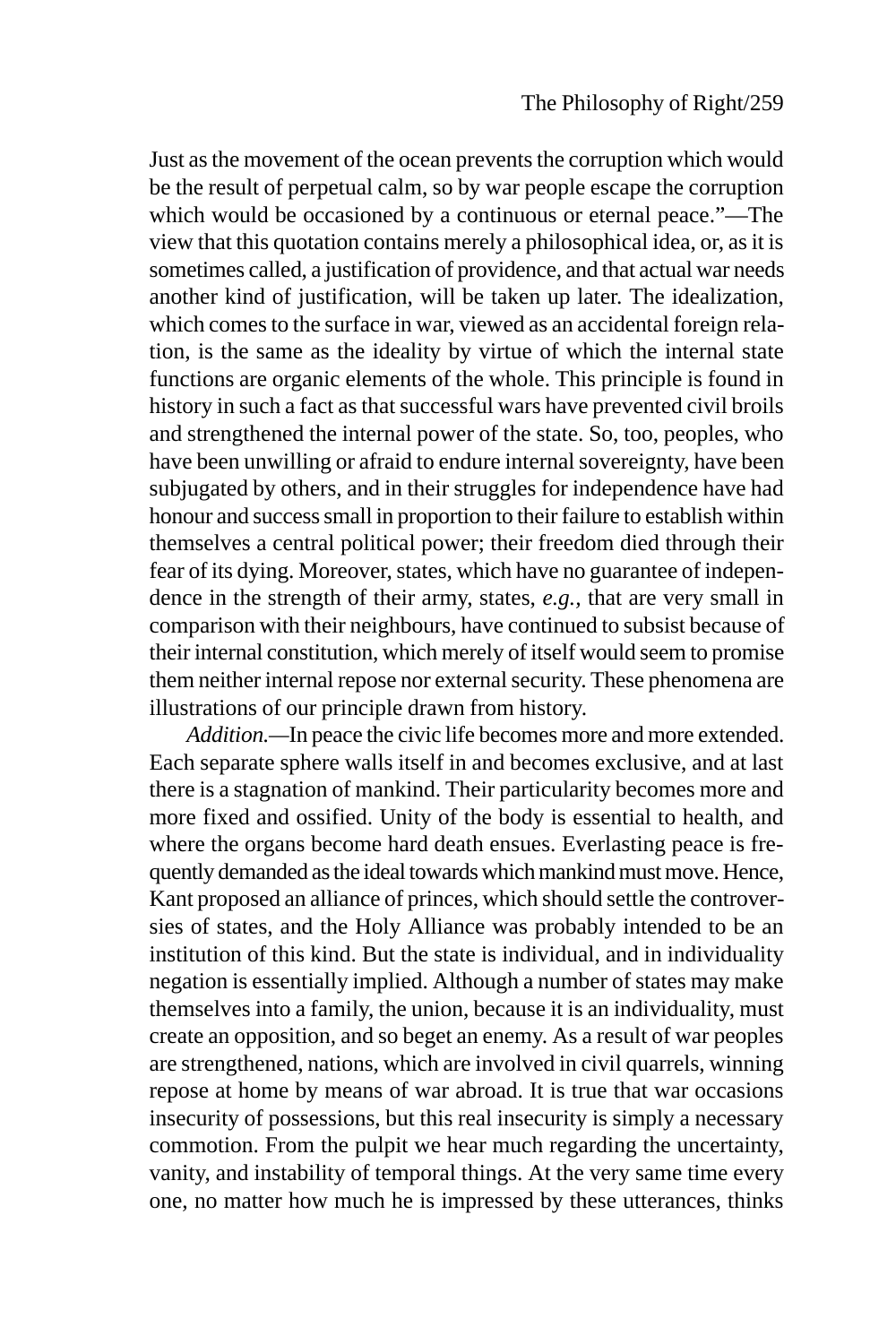Just as the movement of the ocean prevents the corruption which would be the result of perpetual calm, so by war people escape the corruption which would be occasioned by a continuous or eternal peace."—The view that this quotation contains merely a philosophical idea, or, as it is sometimes called, a justification of providence, and that actual war needs another kind of justification, will be taken up later. The idealization, which comes to the surface in war, viewed as an accidental foreign relation, is the same as the ideality by virtue of which the internal state functions are organic elements of the whole. This principle is found in history in such a fact as that successful wars have prevented civil broils and strengthened the internal power of the state. So, too, peoples, who have been unwilling or afraid to endure internal sovereignty, have been subjugated by others, and in their struggles for independence have had honour and success small in proportion to their failure to establish within themselves a central political power; their freedom died through their fear of its dying. Moreover, states, which have no guarantee of independence in the strength of their army, states, *e.g.*, that are very small in comparison with their neighbours, have continued to subsist because of their internal constitution, which merely of itself would seem to promise them neither internal repose nor external security. These phenomena are illustrations of our principle drawn from history.

*Addition.*—In peace the civic life becomes more and more extended. Each separate sphere walls itself in and becomes exclusive, and at last there is a stagnation of mankind. Their particularity becomes more and more fixed and ossified. Unity of the body is essential to health, and where the organs become hard death ensues. Everlasting peace is frequently demanded as the ideal towards which mankind must move. Hence, Kant proposed an alliance of princes, which should settle the controversies of states, and the Holy Alliance was probably intended to be an institution of this kind. But the state is individual, and in individuality negation is essentially implied. Although a number of states may make themselves into a family, the union, because it is an individuality, must create an opposition, and so beget an enemy. As a result of war peoples are strengthened, nations, which are involved in civil quarrels, winning repose at home by means of war abroad. It is true that war occasions insecurity of possessions, but this real insecurity is simply a necessary commotion. From the pulpit we hear much regarding the uncertainty, vanity, and instability of temporal things. At the very same time every one, no matter how much he is impressed by these utterances, thinks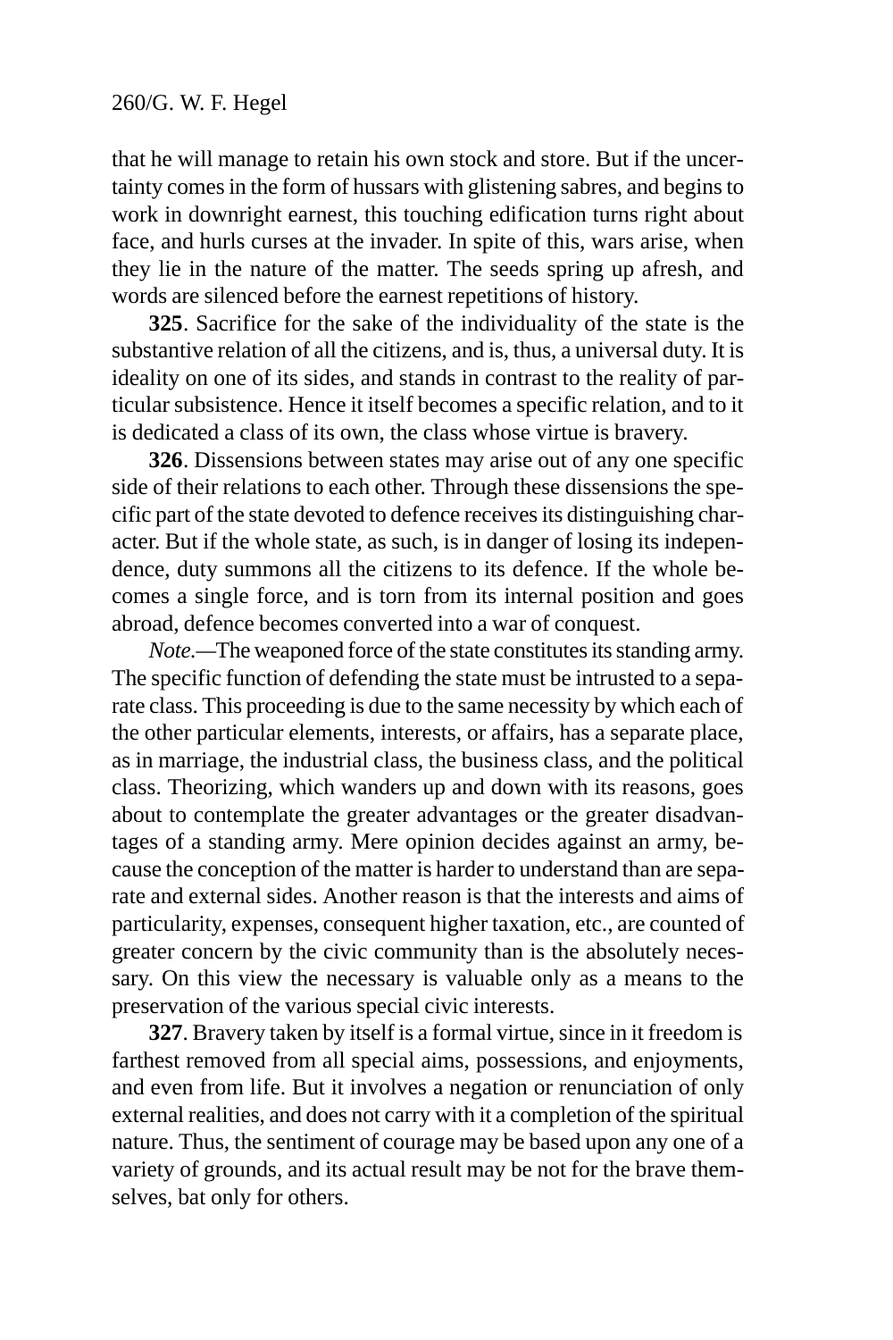that he will manage to retain his own stock and store. But if the uncertainty comes in the form of hussars with glistening sabres, and begins to work in downright earnest, this touching edification turns right about face, and hurls curses at the invader. In spite of this, wars arise, when they lie in the nature of the matter. The seeds spring up afresh, and words are silenced before the earnest repetitions of history.

**325**. Sacrifice for the sake of the individuality of the state is the substantive relation of all the citizens, and is, thus, a universal duty. It is ideality on one of its sides, and stands in contrast to the reality of particular subsistence. Hence it itself becomes a specific relation, and to it is dedicated a class of its own, the class whose virtue is bravery.

**326**. Dissensions between states may arise out of any one specific side of their relations to each other. Through these dissensions the specific part of the state devoted to defence receives its distinguishing character. But if the whole state, as such, is in danger of losing its independence, duty summons all the citizens to its defence. If the whole becomes a single force, and is torn from its internal position and goes abroad, defence becomes converted into a war of conquest.

*Note.*—The weaponed force of the state constitutes its standing army. The specific function of defending the state must be intrusted to a separate class. This proceeding is due to the same necessity by which each of the other particular elements, interests, or affairs, has a separate place, as in marriage, the industrial class, the business class, and the political class. Theorizing, which wanders up and down with its reasons, goes about to contemplate the greater advantages or the greater disadvantages of a standing army. Mere opinion decides against an army, because the conception of the matter is harder to understand than are separate and external sides. Another reason is that the interests and aims of particularity, expenses, consequent higher taxation, etc., are counted of greater concern by the civic community than is the absolutely necessary. On this view the necessary is valuable only as a means to the preservation of the various special civic interests.

**327**. Bravery taken by itself is a formal virtue, since in it freedom is farthest removed from all special aims, possessions, and enjoyments, and even from life. But it involves a negation or renunciation of only external realities, and does not carry with it a completion of the spiritual nature. Thus, the sentiment of courage may be based upon any one of a variety of grounds, and its actual result may be not for the brave themselves, bat only for others.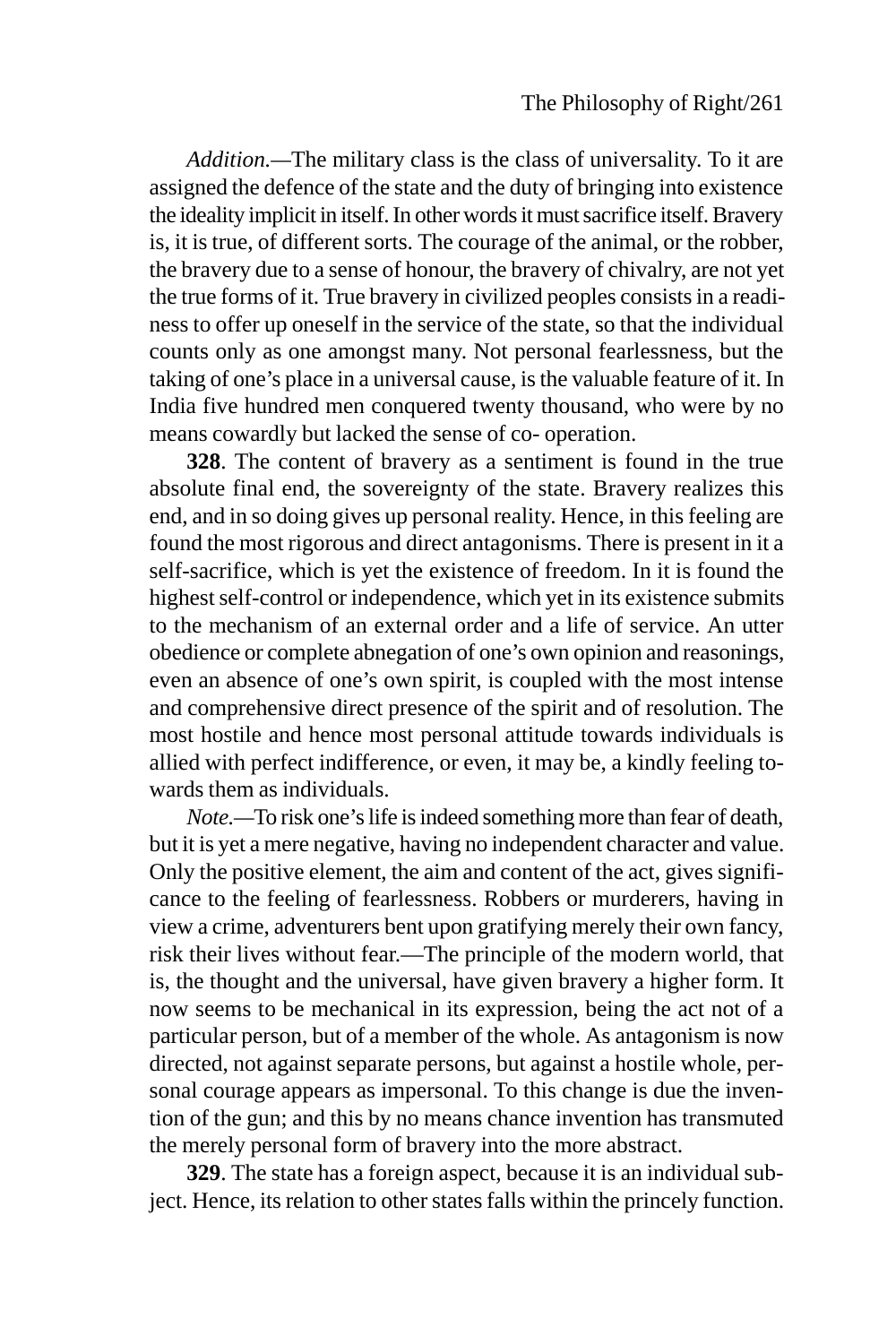*Addition.*—The military class is the class of universality. To it are assigned the defence of the state and the duty of bringing into existence the ideality implicit in itself. In other words it must sacrifice itself. Bravery is, it is true, of different sorts. The courage of the animal, or the robber, the bravery due to a sense of honour, the bravery of chivalry, are not yet the true forms of it. True bravery in civilized peoples consists in a readiness to offer up oneself in the service of the state, so that the individual counts only as one amongst many. Not personal fearlessness, but the taking of one's place in a universal cause, is the valuable feature of it. In India five hundred men conquered twenty thousand, who were by no means cowardly but lacked the sense of co- operation.

**328**. The content of bravery as a sentiment is found in the true absolute final end, the sovereignty of the state. Bravery realizes this end, and in so doing gives up personal reality. Hence, in this feeling are found the most rigorous and direct antagonisms. There is present in it a self-sacrifice, which is yet the existence of freedom. In it is found the highest self-control or independence, which yet in its existence submits to the mechanism of an external order and a life of service. An utter obedience or complete abnegation of one's own opinion and reasonings, even an absence of one's own spirit, is coupled with the most intense and comprehensive direct presence of the spirit and of resolution. The most hostile and hence most personal attitude towards individuals is allied with perfect indifference, or even, it may be, a kindly feeling towards them as individuals.

*Note.*—To risk one's life is indeed something more than fear of death, but it is yet a mere negative, having no independent character and value. Only the positive element, the aim and content of the act, gives significance to the feeling of fearlessness. Robbers or murderers, having in view a crime, adventurers bent upon gratifying merely their own fancy, risk their lives without fear.—The principle of the modern world, that is, the thought and the universal, have given bravery a higher form. It now seems to be mechanical in its expression, being the act not of a particular person, but of a member of the whole. As antagonism is now directed, not against separate persons, but against a hostile whole, personal courage appears as impersonal. To this change is due the invention of the gun; and this by no means chance invention has transmuted the merely personal form of bravery into the more abstract.

**329**. The state has a foreign aspect, because it is an individual subject. Hence, its relation to other states falls within the princely function.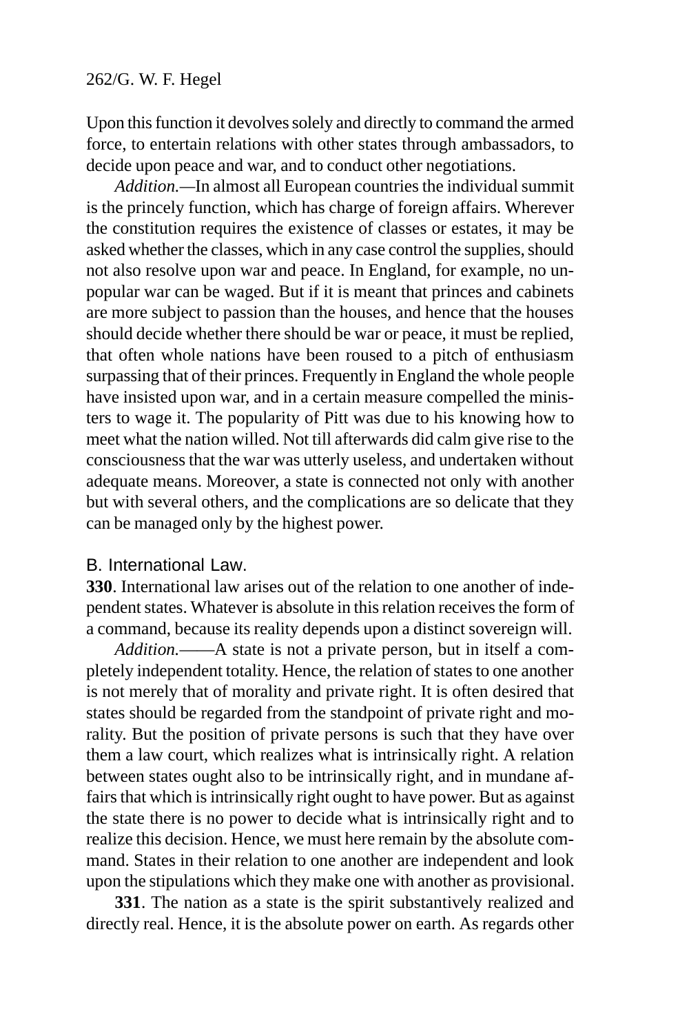Upon this function it devolves solely and directly to command the armed force, to entertain relations with other states through ambassadors, to decide upon peace and war, and to conduct other negotiations.

*Addition.*—In almost all European countries the individual summit is the princely function, which has charge of foreign affairs. Wherever the constitution requires the existence of classes or estates, it may be asked whether the classes, which in any case control the supplies, should not also resolve upon war and peace. In England, for example, no unpopular war can be waged. But if it is meant that princes and cabinets are more subject to passion than the houses, and hence that the houses should decide whether there should be war or peace, it must be replied, that often whole nations have been roused to a pitch of enthusiasm surpassing that of their princes. Frequently in England the whole people have insisted upon war, and in a certain measure compelled the ministers to wage it. The popularity of Pitt was due to his knowing how to meet what the nation willed. Not till afterwards did calm give rise to the consciousness that the war was utterly useless, and undertaken without adequate means. Moreover, a state is connected not only with another but with several others, and the complications are so delicate that they can be managed only by the highest power.

## B. International Law.

**330**. International law arises out of the relation to one another of independent states. Whatever is absolute in this relation receives the form of a command, because its reality depends upon a distinct sovereign will.

*Addition.*——A state is not a private person, but in itself a completely independent totality. Hence, the relation of states to one another is not merely that of morality and private right. It is often desired that states should be regarded from the standpoint of private right and morality. But the position of private persons is such that they have over them a law court, which realizes what is intrinsically right. A relation between states ought also to be intrinsically right, and in mundane affairs that which is intrinsically right ought to have power. But as against the state there is no power to decide what is intrinsically right and to realize this decision. Hence, we must here remain by the absolute command. States in their relation to one another are independent and look upon the stipulations which they make one with another as provisional.

**331**. The nation as a state is the spirit substantively realized and directly real. Hence, it is the absolute power on earth. As regards other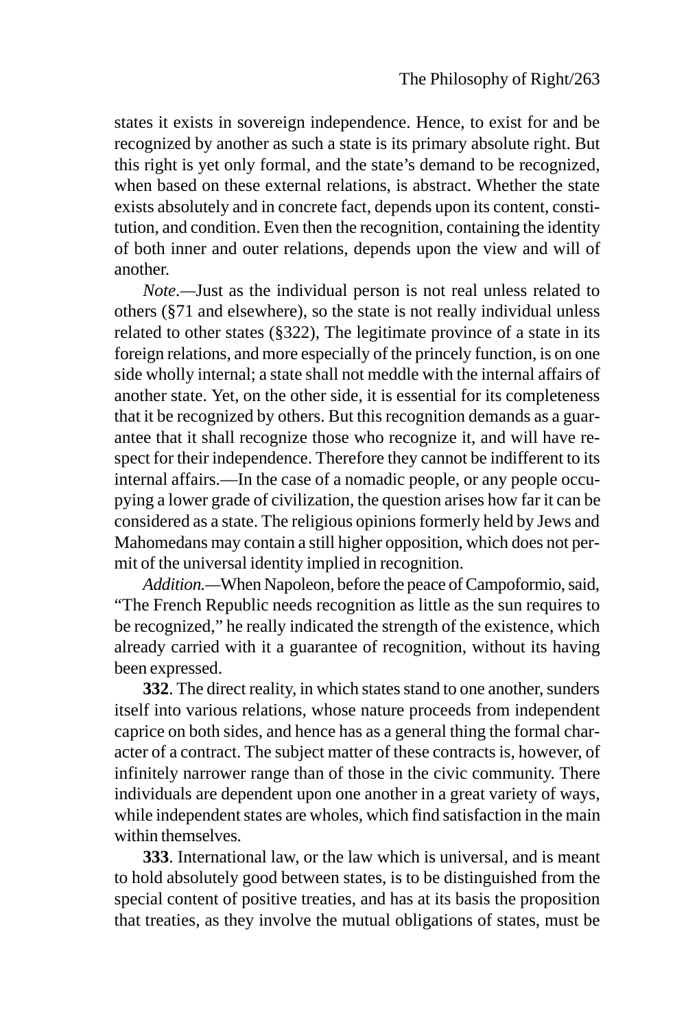states it exists in sovereign independence. Hence, to exist for and be recognized by another as such a state is its primary absolute right. But this right is yet only formal, and the state's demand to be recognized, when based on these external relations, is abstract. Whether the state exists absolutely and in concrete fact, depends upon its content, constitution, and condition. Even then the recognition, containing the identity of both inner and outer relations, depends upon the view and will of another.

*Note*.—Just as the individual person is not real unless related to others (§71 and elsewhere), so the state is not really individual unless related to other states (§322), The legitimate province of a state in its foreign relations, and more especially of the princely function, is on one side wholly internal; a state shall not meddle with the internal affairs of another state. Yet, on the other side, it is essential for its completeness that it be recognized by others. But this recognition demands as a guarantee that it shall recognize those who recognize it, and will have respect for their independence. Therefore they cannot be indifferent to its internal affairs.—In the case of a nomadic people, or any people occupying a lower grade of civilization, the question arises how far it can be considered as a state. The religious opinions formerly held by Jews and Mahomedans may contain a still higher opposition, which does not permit of the universal identity implied in recognition.

*Addition.*—When Napoleon, before the peace of Campoformio, said, "The French Republic needs recognition as little as the sun requires to be recognized," he really indicated the strength of the existence, which already carried with it a guarantee of recognition, without its having been expressed.

**332**. The direct reality, in which states stand to one another, sunders itself into various relations, whose nature proceeds from independent caprice on both sides, and hence has as a general thing the formal character of a contract. The subject matter of these contracts is, however, of infinitely narrower range than of those in the civic community. There individuals are dependent upon one another in a great variety of ways, while independent states are wholes, which find satisfaction in the main within themselves.

**333**. International law, or the law which is universal, and is meant to hold absolutely good between states, is to be distinguished from the special content of positive treaties, and has at its basis the proposition that treaties, as they involve the mutual obligations of states, must be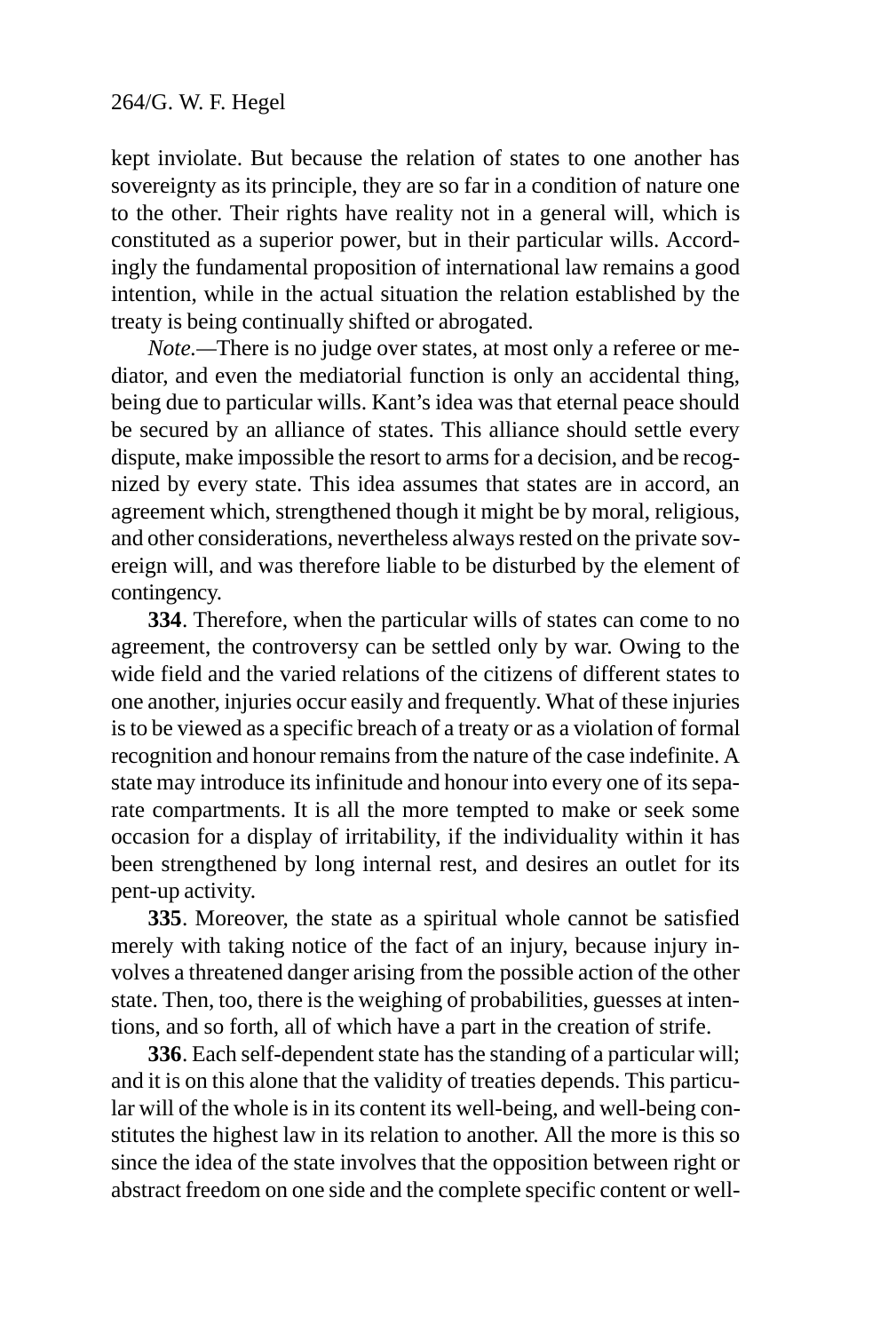kept inviolate. But because the relation of states to one another has sovereignty as its principle, they are so far in a condition of nature one to the other. Their rights have reality not in a general will, which is constituted as a superior power, but in their particular wills. Accordingly the fundamental proposition of international law remains a good intention, while in the actual situation the relation established by the treaty is being continually shifted or abrogated.

*Note.*—There is no judge over states, at most only a referee or mediator, and even the mediatorial function is only an accidental thing, being due to particular wills. Kant's idea was that eternal peace should be secured by an alliance of states. This alliance should settle every dispute, make impossible the resort to arms for a decision, and be recognized by every state. This idea assumes that states are in accord, an agreement which, strengthened though it might be by moral, religious, and other considerations, nevertheless always rested on the private sovereign will, and was therefore liable to be disturbed by the element of contingency.

**334**. Therefore, when the particular wills of states can come to no agreement, the controversy can be settled only by war. Owing to the wide field and the varied relations of the citizens of different states to one another, injuries occur easily and frequently. What of these injuries is to be viewed as a specific breach of a treaty or as a violation of formal recognition and honour remains from the nature of the case indefinite. A state may introduce its infinitude and honour into every one of its separate compartments. It is all the more tempted to make or seek some occasion for a display of irritability, if the individuality within it has been strengthened by long internal rest, and desires an outlet for its pent-up activity.

**335**. Moreover, the state as a spiritual whole cannot be satisfied merely with taking notice of the fact of an injury, because injury involves a threatened danger arising from the possible action of the other state. Then, too, there is the weighing of probabilities, guesses at intentions, and so forth, all of which have a part in the creation of strife.

**336**. Each self-dependent state has the standing of a particular will; and it is on this alone that the validity of treaties depends. This particular will of the whole is in its content its well-being, and well-being constitutes the highest law in its relation to another. All the more is this so since the idea of the state involves that the opposition between right or abstract freedom on one side and the complete specific content or well-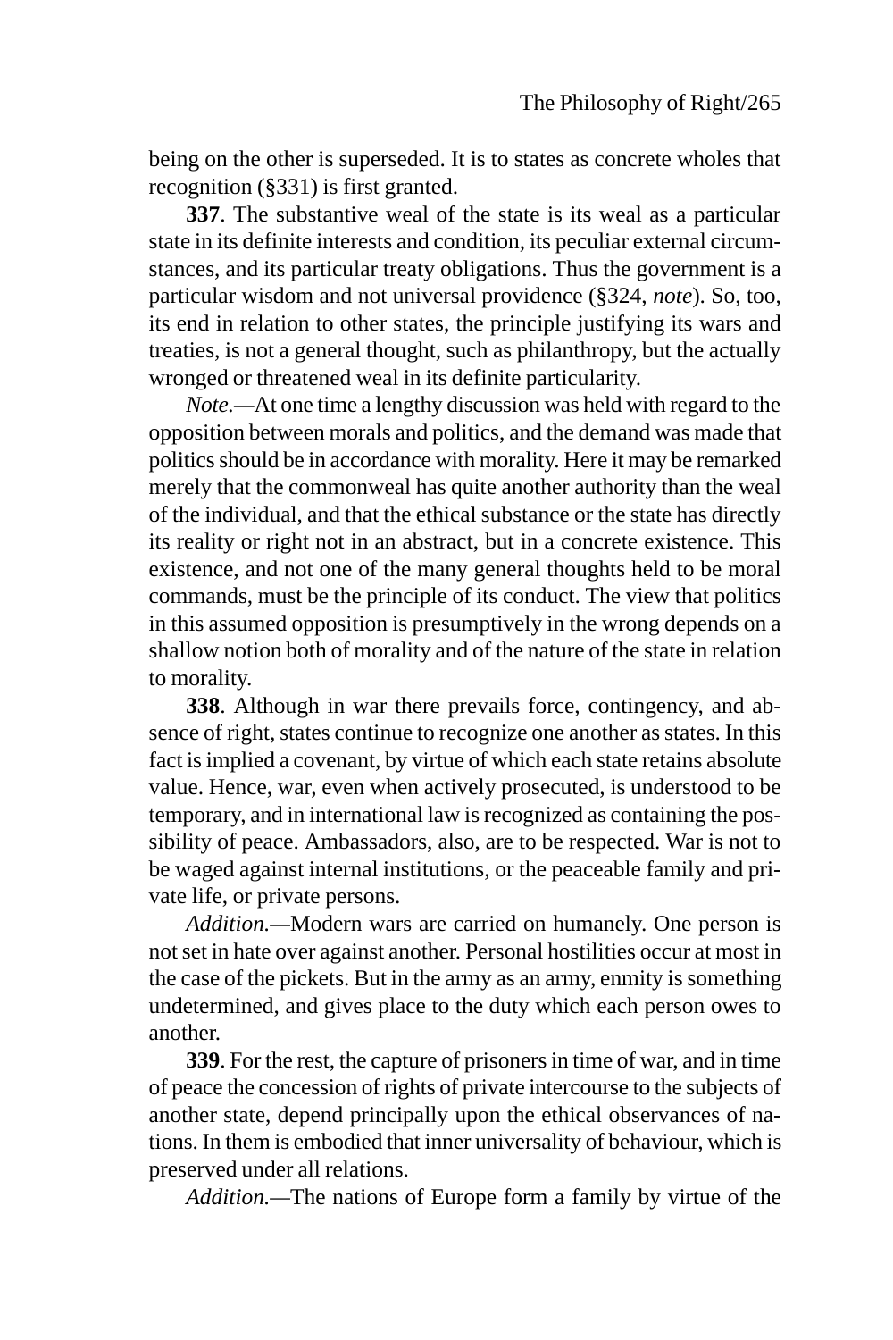being on the other is superseded. It is to states as concrete wholes that recognition (§331) is first granted.

**337**. The substantive weal of the state is its weal as a particular state in its definite interests and condition, its peculiar external circumstances, and its particular treaty obligations. Thus the government is a particular wisdom and not universal providence (§324, *note*). So, too, its end in relation to other states, the principle justifying its wars and treaties, is not a general thought, such as philanthropy, but the actually wronged or threatened weal in its definite particularity.

*Note.*—At one time a lengthy discussion was held with regard to the opposition between morals and politics, and the demand was made that politics should be in accordance with morality. Here it may be remarked merely that the commonweal has quite another authority than the weal of the individual, and that the ethical substance or the state has directly its reality or right not in an abstract, but in a concrete existence. This existence, and not one of the many general thoughts held to be moral commands, must be the principle of its conduct. The view that politics in this assumed opposition is presumptively in the wrong depends on a shallow notion both of morality and of the nature of the state in relation to morality.

**338**. Although in war there prevails force, contingency, and absence of right, states continue to recognize one another as states. In this fact is implied a covenant, by virtue of which each state retains absolute value. Hence, war, even when actively prosecuted, is understood to be temporary, and in international law is recognized as containing the possibility of peace. Ambassadors, also, are to be respected. War is not to be waged against internal institutions, or the peaceable family and private life, or private persons.

*Addition.*—Modern wars are carried on humanely. One person is not set in hate over against another. Personal hostilities occur at most in the case of the pickets. But in the army as an army, enmity is something undetermined, and gives place to the duty which each person owes to another.

**339**. For the rest, the capture of prisoners in time of war, and in time of peace the concession of rights of private intercourse to the subjects of another state, depend principally upon the ethical observances of nations. In them is embodied that inner universality of behaviour, which is preserved under all relations.

*Addition.*—The nations of Europe form a family by virtue of the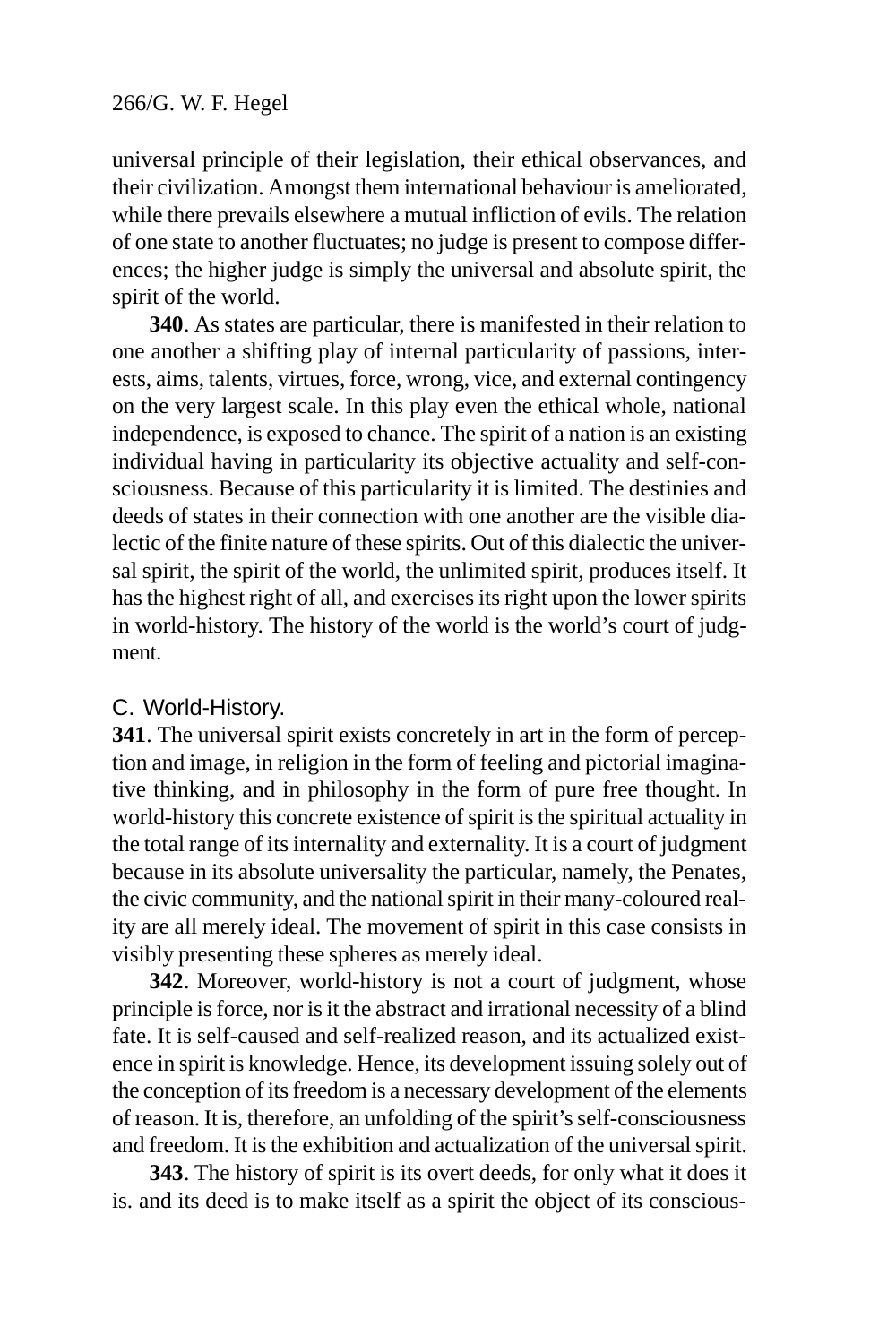universal principle of their legislation, their ethical observances, and their civilization. Amongst them international behaviour is ameliorated, while there prevails elsewhere a mutual infliction of evils. The relation of one state to another fluctuates; no judge is present to compose differences; the higher judge is simply the universal and absolute spirit, the spirit of the world.

**340**. As states are particular, there is manifested in their relation to one another a shifting play of internal particularity of passions, interests, aims, talents, virtues, force, wrong, vice, and external contingency on the very largest scale. In this play even the ethical whole, national independence, is exposed to chance. The spirit of a nation is an existing individual having in particularity its objective actuality and self-consciousness. Because of this particularity it is limited. The destinies and deeds of states in their connection with one another are the visible dialectic of the finite nature of these spirits. Out of this dialectic the universal spirit, the spirit of the world, the unlimited spirit, produces itself. It has the highest right of all, and exercises its right upon the lower spirits in world-history. The history of the world is the world's court of judgment.

## C. World-History.

**341**. The universal spirit exists concretely in art in the form of perception and image, in religion in the form of feeling and pictorial imaginative thinking, and in philosophy in the form of pure free thought. In world-history this concrete existence of spirit is the spiritual actuality in the total range of its internality and externality. It is a court of judgment because in its absolute universality the particular, namely, the Penates, the civic community, and the national spirit in their many-coloured reality are all merely ideal. The movement of spirit in this case consists in visibly presenting these spheres as merely ideal.

**342**. Moreover, world-history is not a court of judgment, whose principle is force, nor is it the abstract and irrational necessity of a blind fate. It is self-caused and self-realized reason, and its actualized existence in spirit is knowledge. Hence, its development issuing solely out of the conception of its freedom is a necessary development of the elements of reason. It is, therefore, an unfolding of the spirit's self-consciousness and freedom. It is the exhibition and actualization of the universal spirit.

**343**. The history of spirit is its overt deeds, for only what it does it is. and its deed is to make itself as a spirit the object of its conscious-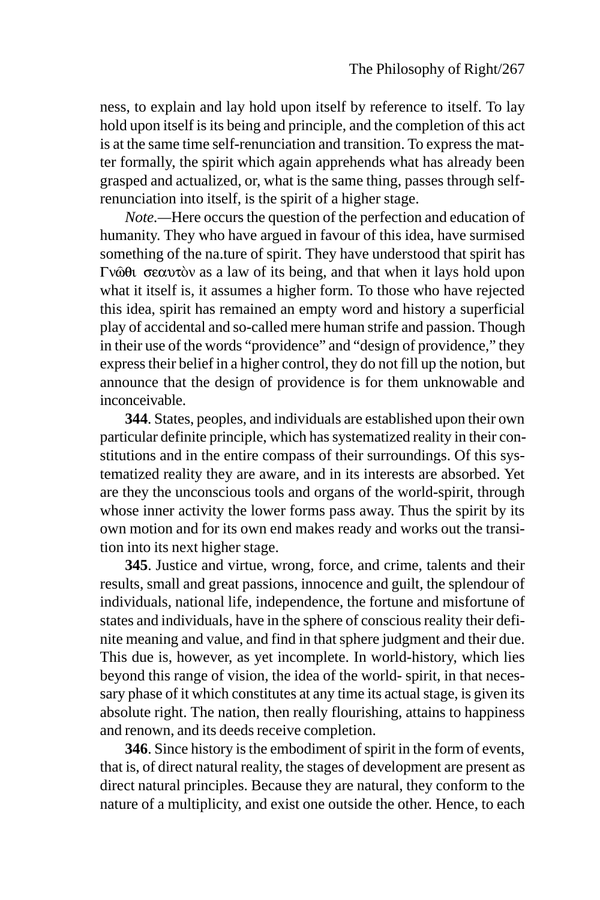ness, to explain and lay hold upon itself by reference to itself. To lay hold upon itself is its being and principle, and the completion of this act is at the same time self-renunciation and transition. To express the matter formally, the spirit which again apprehends what has already been grasped and actualized, or, what is the same thing, passes through self-renunciation into itself, is the spirit of a higher stage.

*Note.*—Here occurs the question of the perfection and education of humanity. They who have argued in favour of this idea, have surmised something of the na.ture of spirit. They have understood that spirit has Γνῶθι σεαυτὸν as a law of its being, and that when it lays hold upon what it itself is, it assumes a higher form. To those who have rejected this idea, spirit has remained an empty word and history a superficial play of accidental and so-called mere human strife and passion. Though in their use of the words "providence" and "design of providence," they express their belief in a higher control, they do not fill up the notion, but announce that the design of providence is for them unknowable and inconceivable.

**344**. States, peoples, and individuals are established upon their own particular definite principle, which has systematized reality in their constitutions and in the entire compass of their surroundings. Of this systematized reality they are aware, and in its interests are absorbed. Yet are they the unconscious tools and organs of the world-spirit, through whose inner activity the lower forms pass away. Thus the spirit by its own motion and for its own end makes ready and works out the transition into its next higher stage.

**345**. Justice and virtue, wrong, force, and crime, talents and their results, small and great passions, innocence and guilt, the splendour of individuals, national life, independence, the fortune and misfortune of states and individuals, have in the sphere of conscious reality their definite meaning and value, and find in that sphere judgment and their due. This due is, however, as yet incomplete. In world-history, which lies beyond this range of vision, the idea of the world- spirit, in that necessary phase of it which constitutes at any time its actual stage, is given its absolute right. The nation, then really flourishing, attains to happiness and renown, and its deeds receive completion.

**346**. Since history is the embodiment of spirit in the form of events, that is, of direct natural reality, the stages of development are present as direct natural principles. Because they are natural, they conform to the nature of a multiplicity, and exist one outside the other. Hence, to each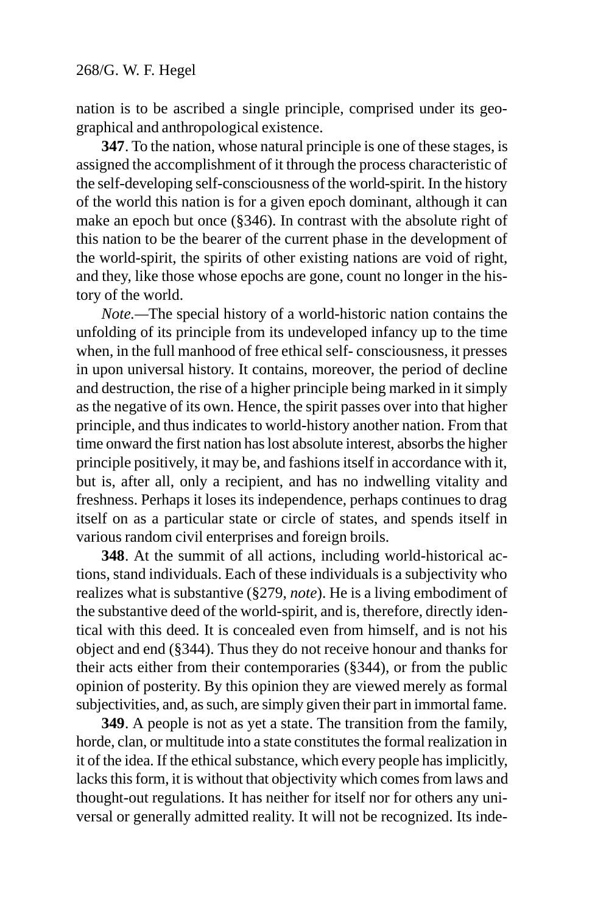nation is to be ascribed a single principle, comprised under its geographical and anthropological existence.

**347**. To the nation, whose natural principle is one of these stages, is assigned the accomplishment of it through the process characteristic of the self-developing self-consciousness of the world-spirit. In the history of the world this nation is for a given epoch dominant, although it can make an epoch but once (§346). In contrast with the absolute right of this nation to be the bearer of the current phase in the development of the world-spirit, the spirits of other existing nations are void of right, and they, like those whose epochs are gone, count no longer in the history of the world.

*Note.*—The special history of a world-historic nation contains the unfolding of its principle from its undeveloped infancy up to the time when, in the full manhood of free ethical self- consciousness, it presses in upon universal history. It contains, moreover, the period of decline and destruction, the rise of a higher principle being marked in it simply as the negative of its own. Hence, the spirit passes over into that higher principle, and thus indicates to world-history another nation. From that time onward the first nation has lost absolute interest, absorbs the higher principle positively, it may be, and fashions itself in accordance with it, but is, after all, only a recipient, and has no indwelling vitality and freshness. Perhaps it loses its independence, perhaps continues to drag itself on as a particular state or circle of states, and spends itself in various random civil enterprises and foreign broils.

**348**. At the summit of all actions, including world-historical actions, stand individuals. Each of these individuals is a subjectivity who realizes what is substantive (§279, *note*). He is a living embodiment of the substantive deed of the world-spirit, and is, therefore, directly identical with this deed. It is concealed even from himself, and is not his object and end (§344). Thus they do not receive honour and thanks for their acts either from their contemporaries (§344), or from the public opinion of posterity. By this opinion they are viewed merely as formal subjectivities, and, as such, are simply given their part in immortal fame.

**349**. A people is not as yet a state. The transition from the family, horde, clan, or multitude into a state constitutes the formal realization in it of the idea. If the ethical substance, which every people has implicitly, lacks this form, it is without that objectivity which comes from laws and thought-out regulations. It has neither for itself nor for others any universal or generally admitted reality. It will not be recognized. Its inde-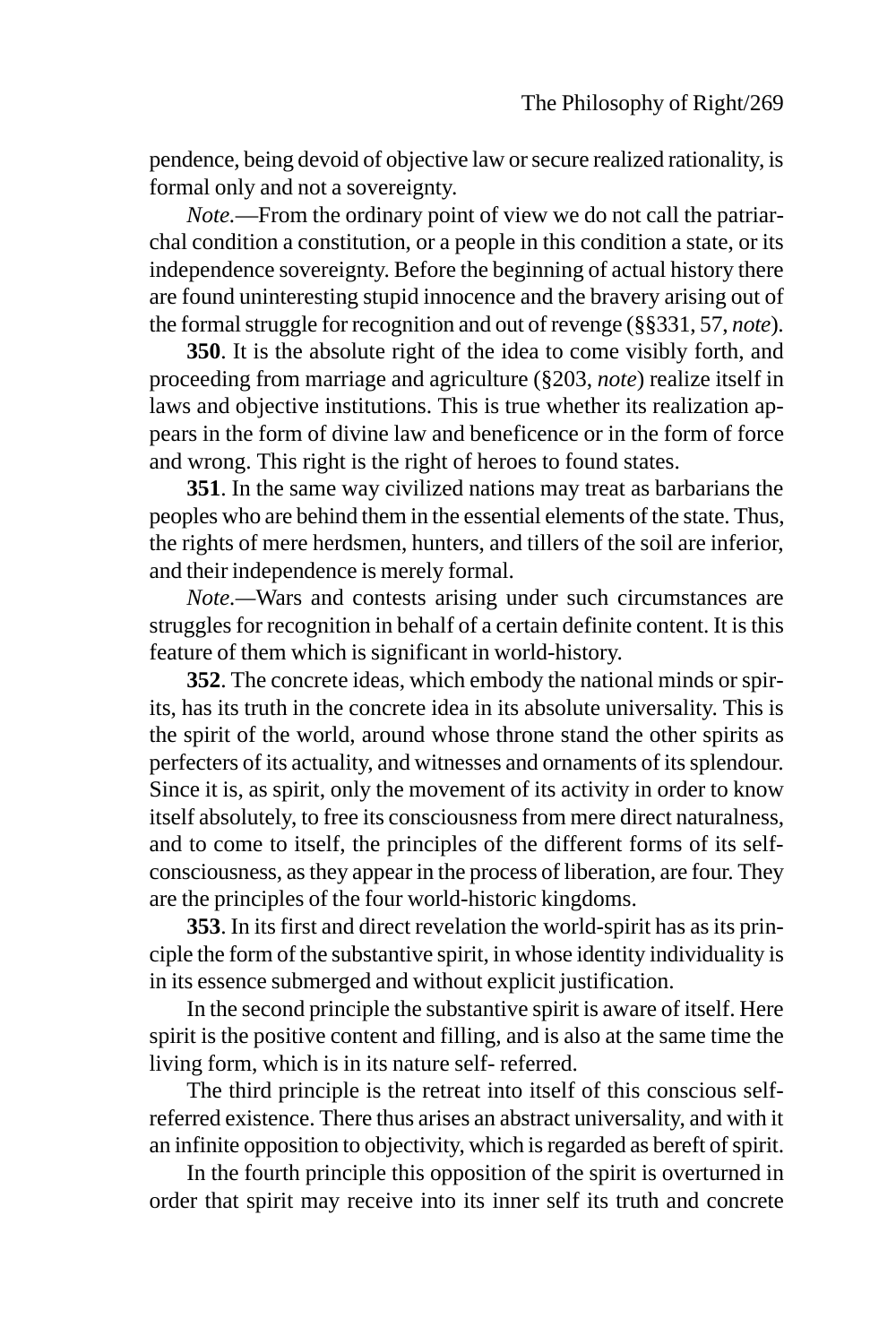pendence, being devoid of objective law or secure realized rationality, is formal only and not a sovereignty.

*Note.*—From the ordinary point of view we do not call the patriarchal condition a constitution, or a people in this condition a state, or its independence sovereignty. Before the beginning of actual history there are found uninteresting stupid innocence and the bravery arising out of the formal struggle for recognition and out of revenge (§§331, 57, *note*).

**350**. It is the absolute right of the idea to come visibly forth, and proceeding from marriage and agriculture (§203, *note*) realize itself in laws and objective institutions. This is true whether its realization appears in the form of divine law and beneficence or in the form of force and wrong. This right is the right of heroes to found states.

**351**. In the same way civilized nations may treat as barbarians the peoples who are behind them in the essential elements of the state. Thus, the rights of mere herdsmen, hunters, and tillers of the soil are inferior, and their independence is merely formal.

*Note*.—Wars and contests arising under such circumstances are struggles for recognition in behalf of a certain definite content. It is this feature of them which is significant in world-history.

**352**. The concrete ideas, which embody the national minds or spirits, has its truth in the concrete idea in its absolute universality. This is the spirit of the world, around whose throne stand the other spirits as perfecters of its actuality, and witnesses and ornaments of its splendour. Since it is, as spirit, only the movement of its activity in order to know itself absolutely, to free its consciousness from mere direct naturalness, and to come to itself, the principles of the different forms of its self-consciousness, as they appear in the process of liberation, are four. They are the principles of the four world-historic kingdoms.

**353**. In its first and direct revelation the world-spirit has as its principle the form of the substantive spirit, in whose identity individuality is in its essence submerged and without explicit justification.

In the second principle the substantive spirit is aware of itself. Here spirit is the positive content and filling, and is also at the same time the living form, which is in its nature self- referred.

The third principle is the retreat into itself of this conscious self-referred existence. There thus arises an abstract universality, and with it an infinite opposition to objectivity, which is regarded as bereft of spirit.

In the fourth principle this opposition of the spirit is overturned in order that spirit may receive into its inner self its truth and concrete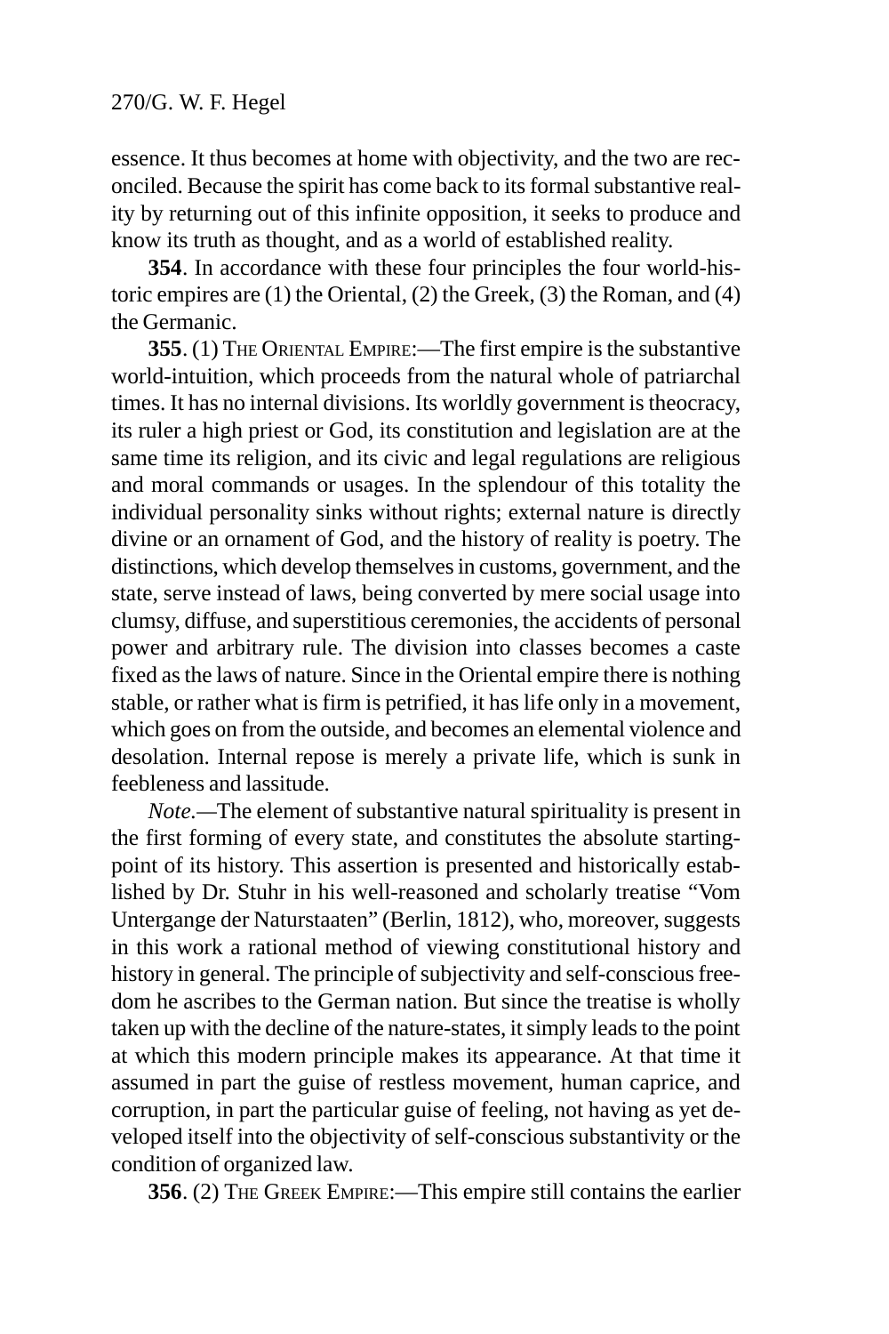essence. It thus becomes at home with objectivity, and the two are reconciled. Because the spirit has come back to its formal substantive reality by returning out of this infinite opposition, it seeks to produce and know its truth as thought, and as a world of established reality.

**354**. In accordance with these four principles the four world-historic empires are (1) the Oriental, (2) the Greek, (3) the Roman, and (4) the Germanic.

**355**. (1) The Oriental Empire:—The first empire is the substantive world-intuition, which proceeds from the natural whole of patriarchal times. It has no internal divisions. Its worldly government is theocracy, its ruler a high priest or God, its constitution and legislation are at the same time its religion, and its civic and legal regulations are religious and moral commands or usages. In the splendour of this totality the individual personality sinks without rights; external nature is directly divine or an ornament of God, and the history of reality is poetry. The distinctions, which develop themselves in customs, government, and the state, serve instead of laws, being converted by mere social usage into clumsy, diffuse, and superstitious ceremonies, the accidents of personal power and arbitrary rule. The division into classes becomes a caste fixed as the laws of nature. Since in the Oriental empire there is nothing stable, or rather what is firm is petrified, it has life only in a movement, which goes on from the outside, and becomes an elemental violence and desolation. Internal repose is merely a private life, which is sunk in feebleness and lassitude.

*Note.*—The element of substantive natural spirituality is present in the first forming of every state, and constitutes the absolute starting-point of its history. This assertion is presented and historically established by Dr. Stuhr in his well-reasoned and scholarly treatise "Vom Untergange der Naturstaaten" (Berlin, 1812), who, moreover, suggests in this work a rational method of viewing constitutional history and history in general. The principle of subjectivity and self-conscious freedom he ascribes to the German nation. But since the treatise is wholly taken up with the decline of the nature-states, it simply leads to the point at which this modern principle makes its appearance. At that time it assumed in part the guise of restless movement, human caprice, and corruption, in part the particular guise of feeling, not having as yet developed itself into the objectivity of self-conscious substantivity or the condition of organized law.

**356**. (2) The Greek Empire:—This empire still contains the earlier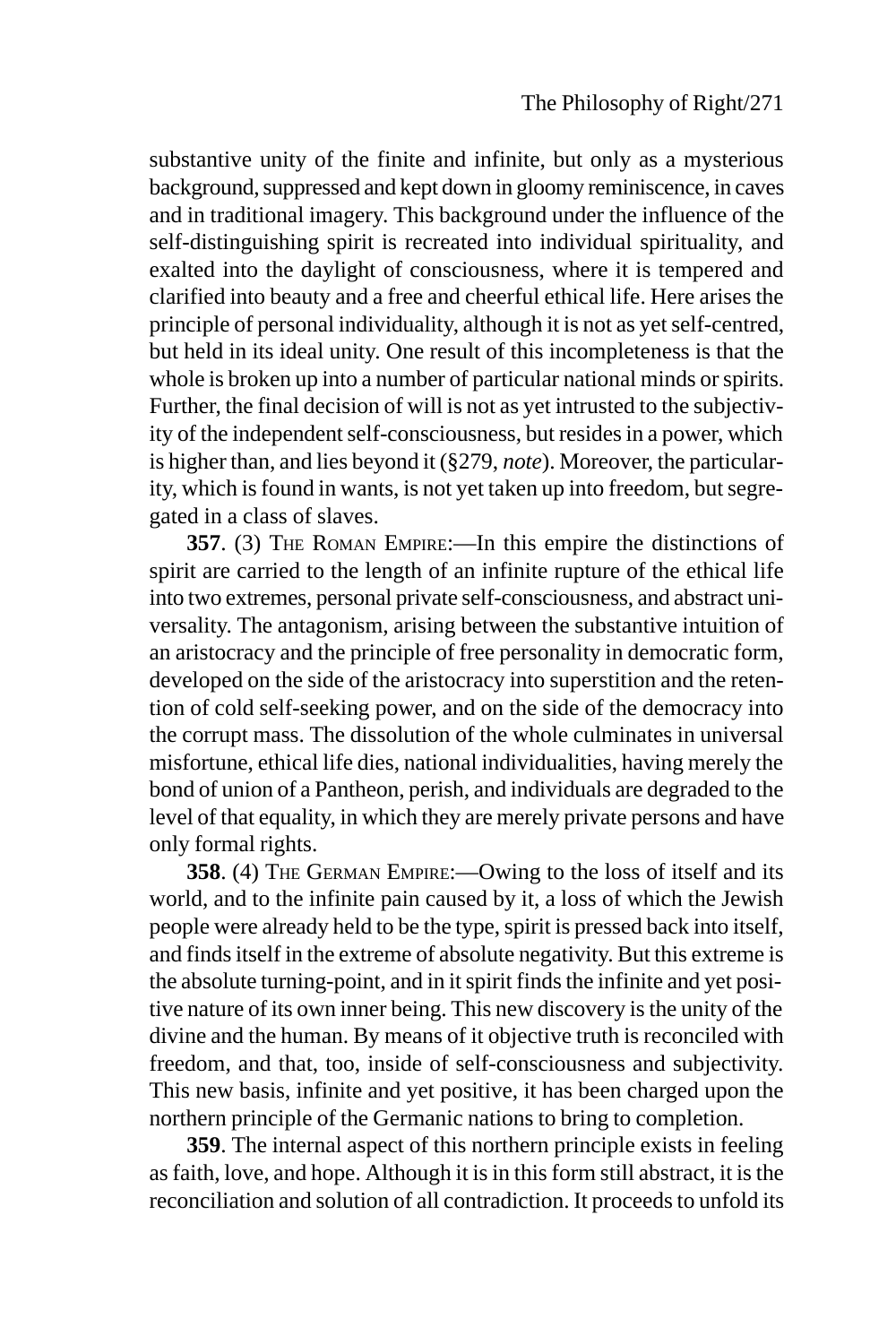substantive unity of the finite and infinite, but only as a mysterious background, suppressed and kept down in gloomy reminiscence, in caves and in traditional imagery. This background under the influence of the self-distinguishing spirit is recreated into individual spirituality, and exalted into the daylight of consciousness, where it is tempered and clarified into beauty and a free and cheerful ethical life. Here arises the principle of personal individuality, although it is not as yet self-centred, but held in its ideal unity. One result of this incompleteness is that the whole is broken up into a number of particular national minds or spirits. Further, the final decision of will is not as yet intrusted to the subjectivity of the independent self-consciousness, but resides in a power, which is higher than, and lies beyond it (§279, *note*). Moreover, the particularity, which is found in wants, is not yet taken up into freedom, but segregated in a class of slaves.

**357**. (3) The Roman Empire:—In this empire the distinctions of spirit are carried to the length of an infinite rupture of the ethical life into two extremes, personal private self-consciousness, and abstract universality. The antagonism, arising between the substantive intuition of an aristocracy and the principle of free personality in democratic form, developed on the side of the aristocracy into superstition and the retention of cold self-seeking power, and on the side of the democracy into the corrupt mass. The dissolution of the whole culminates in universal misfortune, ethical life dies, national individualities, having merely the bond of union of a Pantheon, perish, and individuals are degraded to the level of that equality, in which they are merely private persons and have only formal rights.

**358**. (4) The German Empire:—Owing to the loss of itself and its world, and to the infinite pain caused by it, a loss of which the Jewish people were already held to be the type, spirit is pressed back into itself, and finds itself in the extreme of absolute negativity. But this extreme is the absolute turning-point, and in it spirit finds the infinite and yet positive nature of its own inner being. This new discovery is the unity of the divine and the human. By means of it objective truth is reconciled with freedom, and that, too, inside of self-consciousness and subjectivity. This new basis, infinite and yet positive, it has been charged upon the northern principle of the Germanic nations to bring to completion.

**359**. The internal aspect of this northern principle exists in feeling as faith, love, and hope. Although it is in this form still abstract, it is the reconciliation and solution of all contradiction. It proceeds to unfold its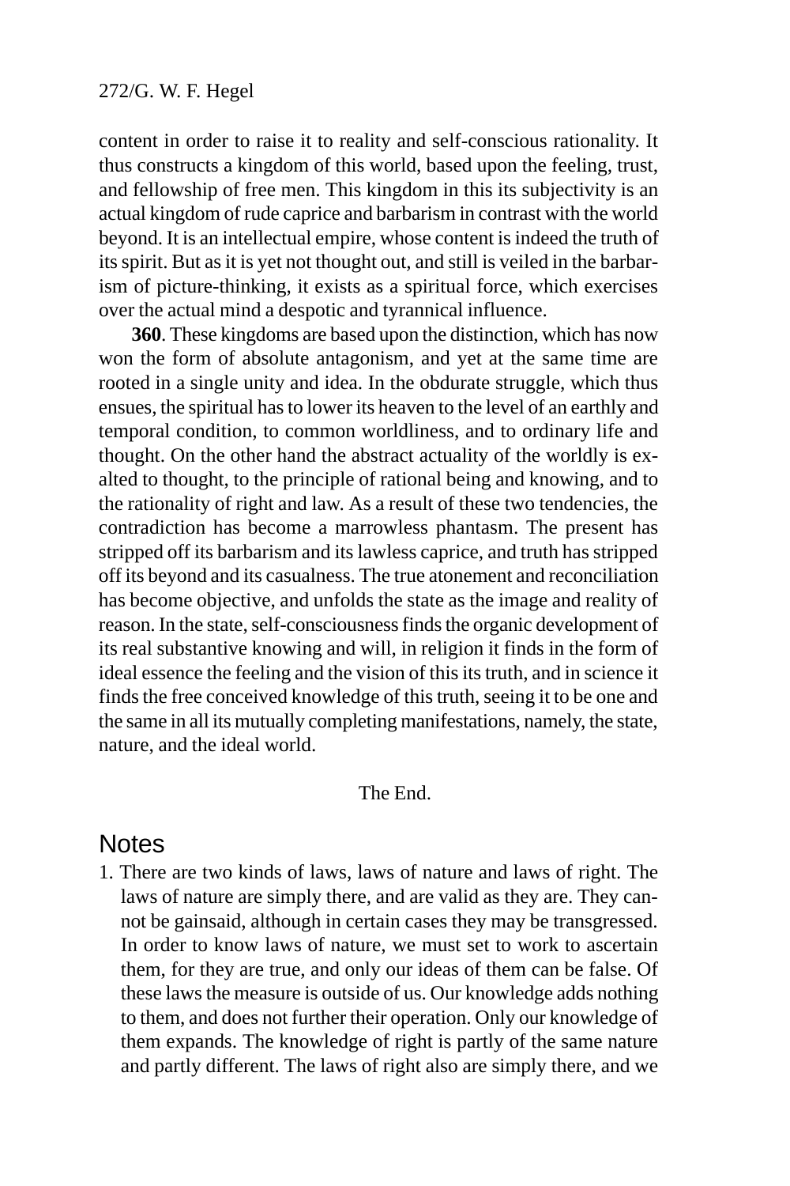content in order to raise it to reality and self-conscious rationality. It thus constructs a kingdom of this world, based upon the feeling, trust, and fellowship of free men. This kingdom in this its subjectivity is an actual kingdom of rude caprice and barbarism in contrast with the world beyond. It is an intellectual empire, whose content is indeed the truth of its spirit. But as it is yet not thought out, and still is veiled in the barbarism of picture-thinking, it exists as a spiritual force, which exercises over the actual mind a despotic and tyrannical influence.

**360**. These kingdoms are based upon the distinction, which has now won the form of absolute antagonism, and yet at the same time are rooted in a single unity and idea. In the obdurate struggle, which thus ensues, the spiritual has to lower its heaven to the level of an earthly and temporal condition, to common worldliness, and to ordinary life and thought. On the other hand the abstract actuality of the worldly is exalted to thought, to the principle of rational being and knowing, and to the rationality of right and law. As a result of these two tendencies, the contradiction has become a marrowless phantasm. The present has stripped off its barbarism and its lawless caprice, and truth has stripped off its beyond and its casualness. The true atonement and reconciliation has become objective, and unfolds the state as the image and reality of reason. In the state, self-consciousness finds the organic development of its real substantive knowing and will, in religion it finds in the form of ideal essence the feeling and the vision of this its truth, and in science it finds the free conceived knowledge of this truth, seeing it to be one and the same in all its mutually completing manifestations, namely, the state, nature, and the ideal world.

The End.

## Notes

1. There are two kinds of laws, laws of nature and laws of right. The laws of nature are simply there, and are valid as they are. They cannot be gainsaid, although in certain cases they may be transgressed. In order to know laws of nature, we must set to work to ascertain them, for they are true, and only our ideas of them can be false. Of these laws the measure is outside of us. Our knowledge adds nothing to them, and does not further their operation. Only our knowledge of them expands. The knowledge of right is partly of the same nature and partly different. The laws of right also are simply there, and we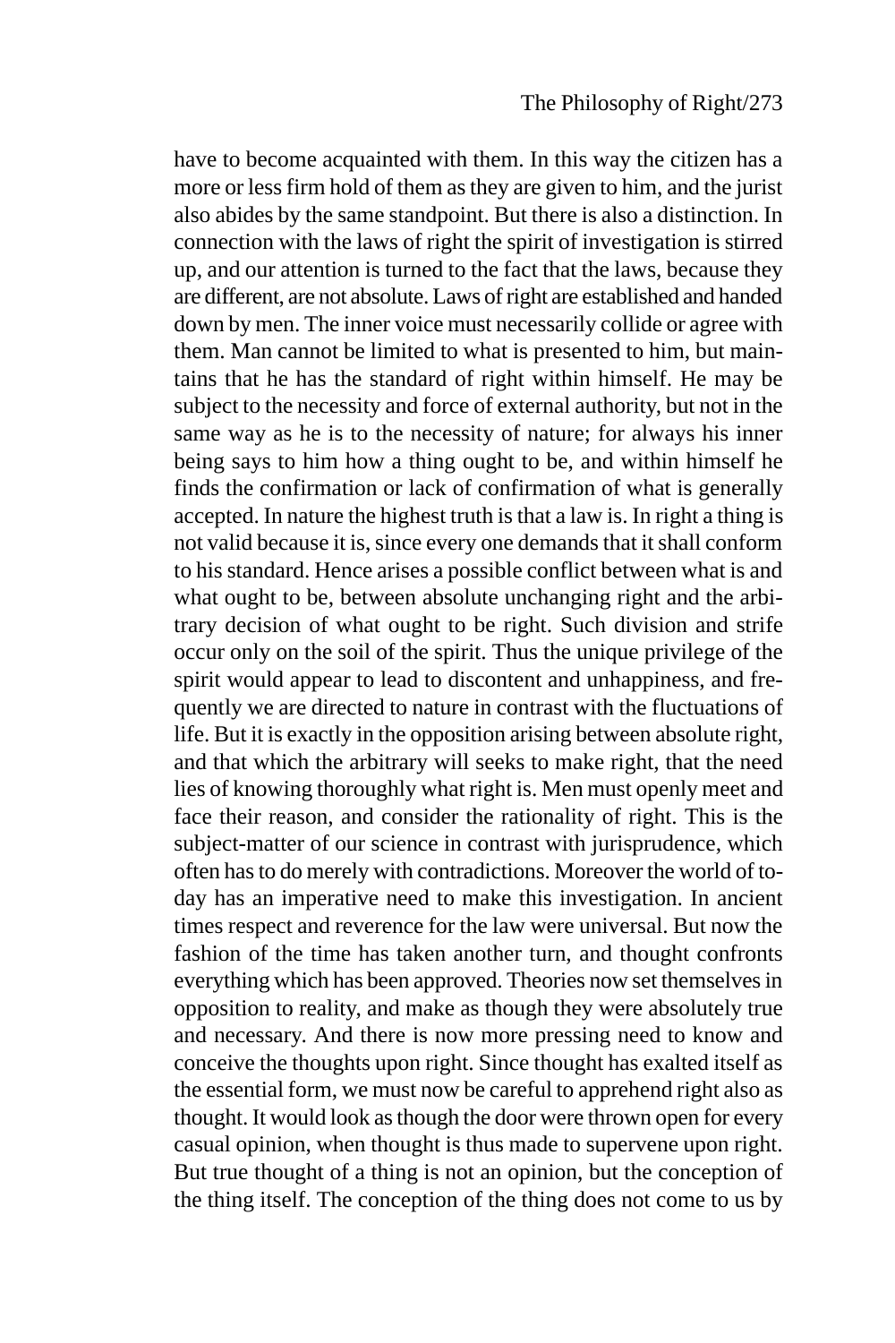have to become acquainted with them. In this way the citizen has a more or less firm hold of them as they are given to him, and the jurist also abides by the same standpoint. But there is also a distinction. In connection with the laws of right the spirit of investigation is stirred up, and our attention is turned to the fact that the laws, because they are different, are not absolute. Laws of right are established and handed down by men. The inner voice must necessarily collide or agree with them. Man cannot be limited to what is presented to him, but maintains that he has the standard of right within himself. He may be subject to the necessity and force of external authority, but not in the same way as he is to the necessity of nature; for always his inner being says to him how a thing ought to be, and within himself he finds the confirmation or lack of confirmation of what is generally accepted. In nature the highest truth is that a law is. In right a thing is not valid because it is, since every one demands that it shall conform to his standard. Hence arises a possible conflict between what is and what ought to be, between absolute unchanging right and the arbitrary decision of what ought to be right. Such division and strife occur only on the soil of the spirit. Thus the unique privilege of the spirit would appear to lead to discontent and unhappiness, and frequently we are directed to nature in contrast with the fluctuations of life. But it is exactly in the opposition arising between absolute right, and that which the arbitrary will seeks to make right, that the need lies of knowing thoroughly what right is. Men must openly meet and face their reason, and consider the rationality of right. This is the subject-matter of our science in contrast with jurisprudence, which often has to do merely with contradictions. Moreover the world of to-day has an imperative need to make this investigation. In ancient times respect and reverence for the law were universal. But now the fashion of the time has taken another turn, and thought confronts everything which has been approved. Theories now set themselves in opposition to reality, and make as though they were absolutely true and necessary. And there is now more pressing need to know and conceive the thoughts upon right. Since thought has exalted itself as the essential form, we must now be careful to apprehend right also as thought. It would look as though the door were thrown open for every casual opinion, when thought is thus made to supervene upon right. But true thought of a thing is not an opinion, but the conception of the thing itself. The conception of the thing does not come to us by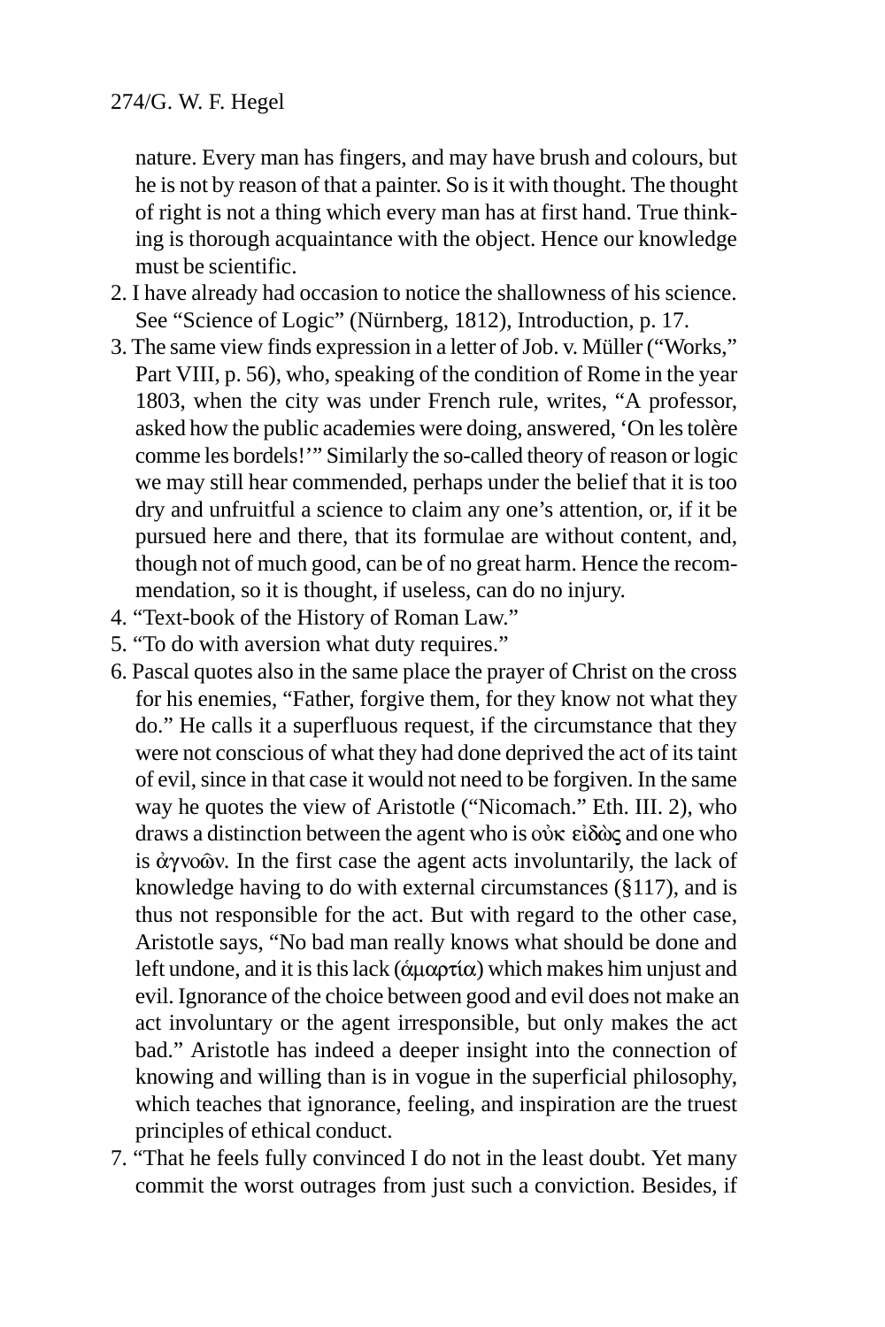nature. Every man has fingers, and may have brush and colours, but he is not by reason of that a painter. So is it with thought. The thought of right is not a thing which every man has at first hand. True thinking is thorough acquaintance with the object. Hence our knowledge must be scientific.

2. I have already had occasion to notice the shallowness of his science. See "Science of Logic" (Nürnberg, 1812), Introduction, p. 17.
3. The same view finds expression in a letter of Job. v. Müller ("Works," Part VIII, p. 56), who, speaking of the condition of Rome in the year 1803, when the city was under French rule, writes, "A professor, asked how the public academies were doing, answered, 'On les tolère comme les bordels!'" Similarly the so-called theory of reason or logic we may still hear commended, perhaps under the belief that it is too dry and unfruitful a science to claim any one's attention, or, if it be pursued here and there, that its formulae are without content, and, though not of much good, can be of no great harm. Hence the recommendation, so it is thought, if useless, can do no injury.
4. "Text-book of the History of Roman Law."
5. "To do with aversion what duty requires."
6. Pascal quotes also in the same place the prayer of Christ on the cross for his enemies, "Father, forgive them, for they know not what they do." He calls it a superfluous request, if the circumstance that they were not conscious of what they had done deprived the act of its taint of evil, since in that case it would not need to be forgiven. In the same way he quotes the view of Aristotle ("Nicomach." Eth. III. 2), who draws a distinction between the agent who is οὐκ εἰδὼς and one who is ἀγνοῶν. In the first case the agent acts involuntarily, the lack of knowledge having to do with external circumstances (§117), and is thus not responsible for the act. But with regard to the other case, Aristotle says, "No bad man really knows what should be done and left undone, and it is this lack (ἁμαρτία) which makes him unjust and evil. Ignorance of the choice between good and evil does not make an act involuntary or the agent irresponsible, but only makes the act bad." Aristotle has indeed a deeper insight into the connection of knowing and willing than is in vogue in the superficial philosophy, which teaches that ignorance, feeling, and inspiration are the truest principles of ethical conduct.
7. "That he feels fully convinced I do not in the least doubt. Yet many commit the worst outrages from just such a conviction. Besides, if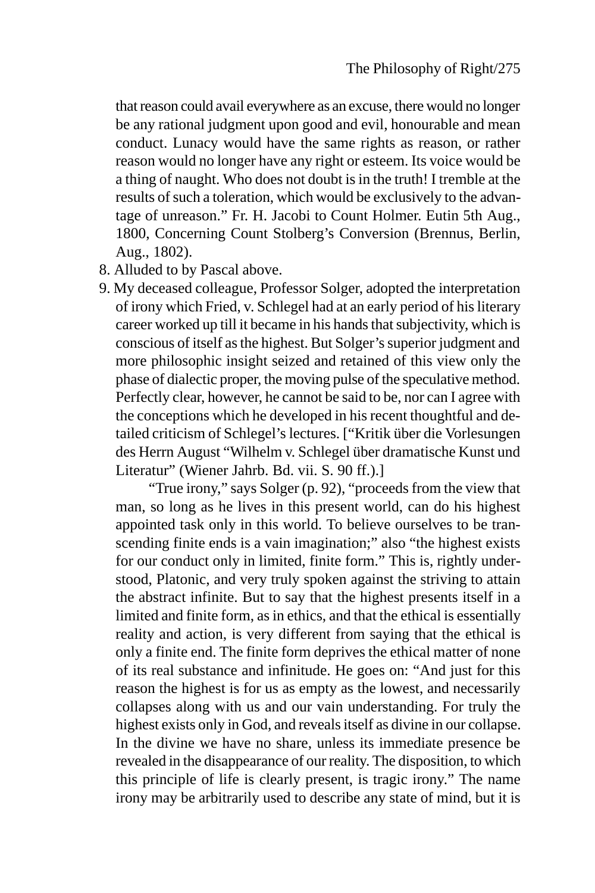that reason could avail everywhere as an excuse, there would no longer be any rational judgment upon good and evil, honourable and mean conduct. Lunacy would have the same rights as reason, or rather reason would no longer have any right or esteem. Its voice would be a thing of naught. Who does not doubt is in the truth! I tremble at the results of such a toleration, which would be exclusively to the advantage of unreason." Fr. H. Jacobi to Count Holmer. Eutin 5th Aug., 1800, Concerning Count Stolberg's Conversion (Brennus, Berlin, Aug., 1802).

8. Alluded to by Pascal above.
9. My deceased colleague, Professor Solger, adopted the interpretation of irony which Fried, v. Schlegel had at an early period of his literary career worked up till it became in his hands that subjectivity, which is conscious of itself as the highest. But Solger's superior judgment and more philosophic insight seized and retained of this view only the phase of dialectic proper, the moving pulse of the speculative method. Perfectly clear, however, he cannot be said to be, nor can I agree with the conceptions which he developed in his recent thoughtful and detailed criticism of Schlegel's lectures. ["Kritik über die Vorlesungen des Herrn August "Wilhelm v. Schlegel über dramatische Kunst und Literatur" (Wiener Jahrb. Bd. vii. S. 90 ff.).]

   "True irony," says Solger (p. 92), "proceeds from the view that man, so long as he lives in this present world, can do his highest appointed task only in this world. To believe ourselves to be transcending finite ends is a vain imagination;" also "the highest exists for our conduct only in limited, finite form." This is, rightly understood, Platonic, and very truly spoken against the striving to attain the abstract infinite. But to say that the highest presents itself in a limited and finite form, as in ethics, and that the ethical is essentially reality and action, is very different from saying that the ethical is only a finite end. The finite form deprives the ethical matter of none of its real substance and infinitude. He goes on: "And just for this reason the highest is for us as empty as the lowest, and necessarily collapses along with us and our vain understanding. For truly the highest exists only in God, and reveals itself as divine in our collapse. In the divine we have no share, unless its immediate presence be revealed in the disappearance of our reality. The disposition, to which this principle of life is clearly present, is tragic irony." The name irony may be arbitrarily used to describe any state of mind, but it is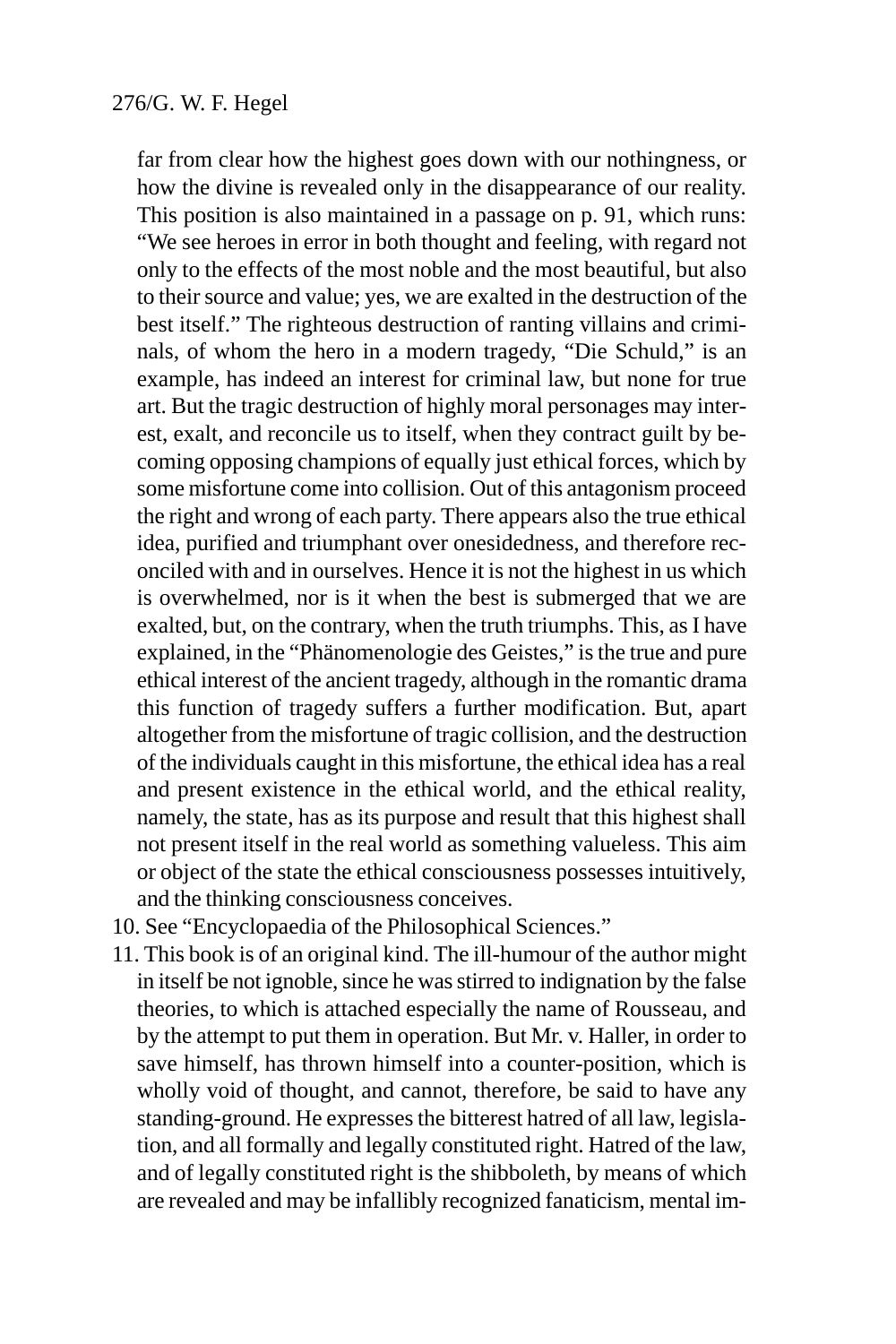far from clear how the highest goes down with our nothingness, or how the divine is revealed only in the disappearance of our reality. This position is also maintained in a passage on p. 91, which runs: "We see heroes in error in both thought and feeling, with regard not only to the effects of the most noble and the most beautiful, but also to their source and value; yes, we are exalted in the destruction of the best itself." The righteous destruction of ranting villains and criminals, of whom the hero in a modern tragedy, "Die Schuld," is an example, has indeed an interest for criminal law, but none for true art. But the tragic destruction of highly moral personages may interest, exalt, and reconcile us to itself, when they contract guilt by becoming opposing champions of equally just ethical forces, which by some misfortune come into collision. Out of this antagonism proceed the right and wrong of each party. There appears also the true ethical idea, purified and triumphant over onesidedness, and therefore reconciled with and in ourselves. Hence it is not the highest in us which is overwhelmed, nor is it when the best is submerged that we are exalted, but, on the contrary, when the truth triumphs. This, as I have explained, in the "Phänomenologie des Geistes," is the true and pure ethical interest of the ancient tragedy, although in the romantic drama this function of tragedy suffers a further modification. But, apart altogether from the misfortune of tragic collision, and the destruction of the individuals caught in this misfortune, the ethical idea has a real and present existence in the ethical world, and the ethical reality, namely, the state, has as its purpose and result that this highest shall not present itself in the real world as something valueless. This aim or object of the state the ethical consciousness possesses intuitively, and the thinking consciousness conceives.

10. See "Encyclopaedia of the Philosophical Sciences."
11. This book is of an original kind. The ill-humour of the author might in itself be not ignoble, since he was stirred to indignation by the false theories, to which is attached especially the name of Rousseau, and by the attempt to put them in operation. But Mr. v. Haller, in order to save himself, has thrown himself into a counter-position, which is wholly void of thought, and cannot, therefore, be said to have any standing-ground. He expresses the bitterest hatred of all law, legislation, and all formally and legally constituted right. Hatred of the law, and of legally constituted right is the shibboleth, by means of which are revealed and may be infallibly recognized fanaticism, mental im-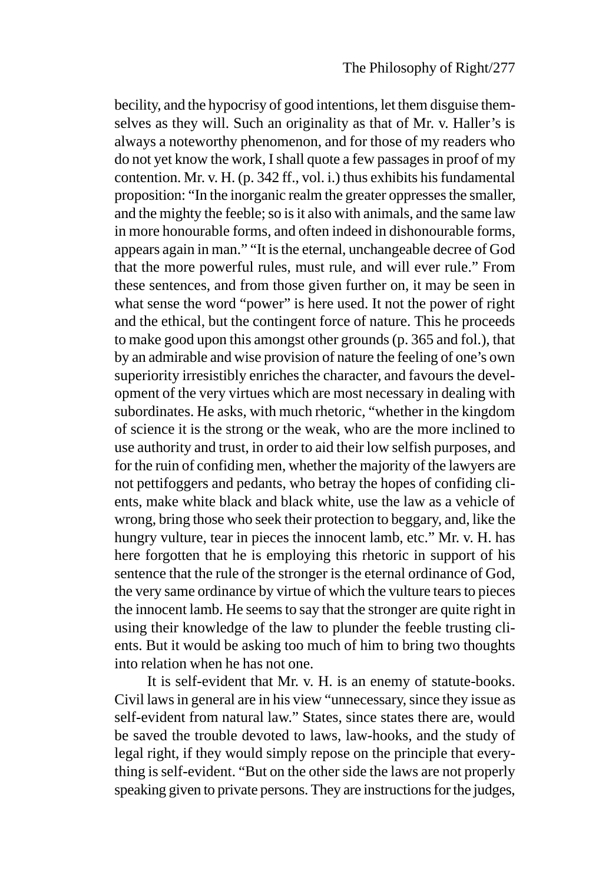becility, and the hypocrisy of good intentions, let them disguise themselves as they will. Such an originality as that of Mr. v. Haller's is always a noteworthy phenomenon, and for those of my readers who do not yet know the work, I shall quote a few passages in proof of my contention. Mr. v. H. (p. 342 ff., vol. i.) thus exhibits his fundamental proposition: "In the inorganic realm the greater oppresses the smaller, and the mighty the feeble; so is it also with animals, and the same law in more honourable forms, and often indeed in dishonourable forms, appears again in man." "It is the eternal, unchangeable decree of God that the more powerful rules, must rule, and will ever rule." From these sentences, and from those given further on, it may be seen in what sense the word "power" is here used. It not the power of right and the ethical, but the contingent force of nature. This he proceeds to make good upon this amongst other grounds (p. 365 and fol.), that by an admirable and wise provision of nature the feeling of one's own superiority irresistibly enriches the character, and favours the development of the very virtues which are most necessary in dealing with subordinates. He asks, with much rhetoric, "whether in the kingdom of science it is the strong or the weak, who are the more inclined to use authority and trust, in order to aid their low selfish purposes, and for the ruin of confiding men, whether the majority of the lawyers are not pettifoggers and pedants, who betray the hopes of confiding clients, make white black and black white, use the law as a vehicle of wrong, bring those who seek their protection to beggary, and, like the hungry vulture, tear in pieces the innocent lamb, etc." Mr. v. H. has here forgotten that he is employing this rhetoric in support of his sentence that the rule of the stronger is the eternal ordinance of God, the very same ordinance by virtue of which the vulture tears to pieces the innocent lamb. He seems to say that the stronger are quite right in using their knowledge of the law to plunder the feeble trusting clients. But it would be asking too much of him to bring two thoughts into relation when he has not one.

It is self-evident that Mr. v. H. is an enemy of statute-books. Civil laws in general are in his view "unnecessary, since they issue as self-evident from natural law." States, since states there are, would be saved the trouble devoted to laws, law-hooks, and the study of legal right, if they would simply repose on the principle that everything is self-evident. "But on the other side the laws are not properly speaking given to private persons. They are instructions for the judges,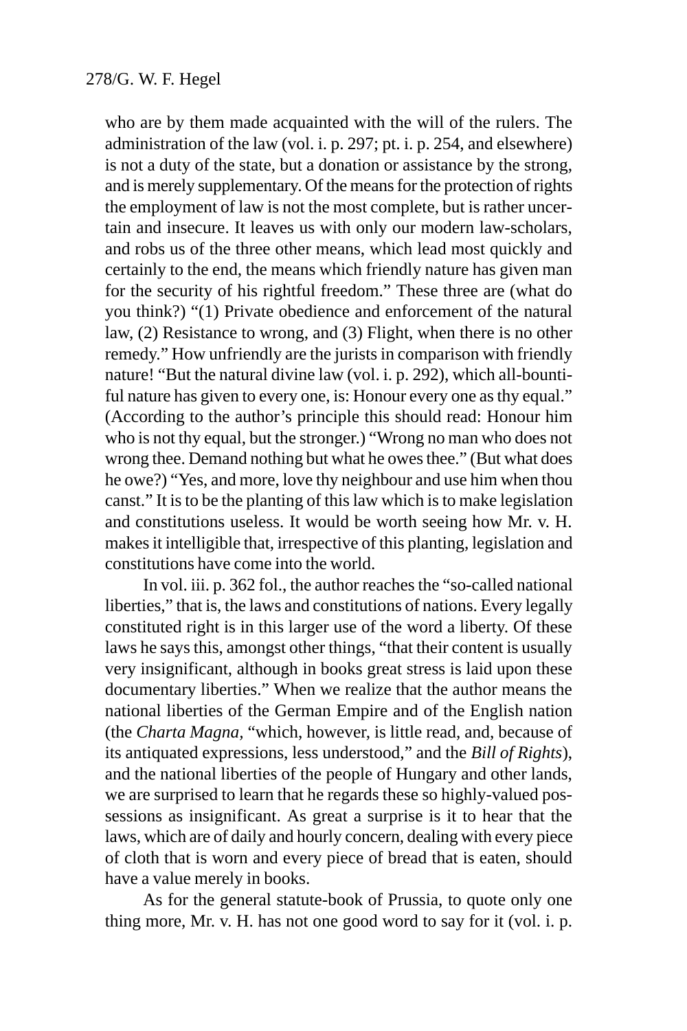who are by them made acquainted with the will of the rulers. The administration of the law (vol. i. p. 297; pt. i. p. 254, and elsewhere) is not a duty of the state, but a donation or assistance by the strong, and is merely supplementary. Of the means for the protection of rights the employment of law is not the most complete, but is rather uncertain and insecure. It leaves us with only our modern law-scholars, and robs us of the three other means, which lead most quickly and certainly to the end, the means which friendly nature has given man for the security of his rightful freedom." These three are (what do you think?) "(1) Private obedience and enforcement of the natural law, (2) Resistance to wrong, and (3) Flight, when there is no other remedy." How unfriendly are the jurists in comparison with friendly nature! "But the natural divine law (vol. i. p. 292), which all-bountiful nature has given to every one, is: Honour every one as thy equal." (According to the author's principle this should read: Honour him who is not thy equal, but the stronger.) "Wrong no man who does not wrong thee. Demand nothing but what he owes thee." (But what does he owe?) "Yes, and more, love thy neighbour and use him when thou canst." It is to be the planting of this law which is to make legislation and constitutions useless. It would be worth seeing how Mr. v. H. makes it intelligible that, irrespective of this planting, legislation and constitutions have come into the world.

In vol. iii. p. 362 fol., the author reaches the "so-called national liberties," that is, the laws and constitutions of nations. Every legally constituted right is in this larger use of the word a liberty. Of these laws he says this, amongst other things, "that their content is usually very insignificant, although in books great stress is laid upon these documentary liberties." When we realize that the author means the national liberties of the German Empire and of the English nation (the *Charta Magna*, "which, however, is little read, and, because of its antiquated expressions, less understood," and the *Bill of Rights*), and the national liberties of the people of Hungary and other lands, we are surprised to learn that he regards these so highly-valued possessions as insignificant. As great a surprise is it to hear that the laws, which are of daily and hourly concern, dealing with every piece of cloth that is worn and every piece of bread that is eaten, should have a value merely in books.

As for the general statute-book of Prussia, to quote only one thing more, Mr. v. H. has not one good word to say for it (vol. i. p.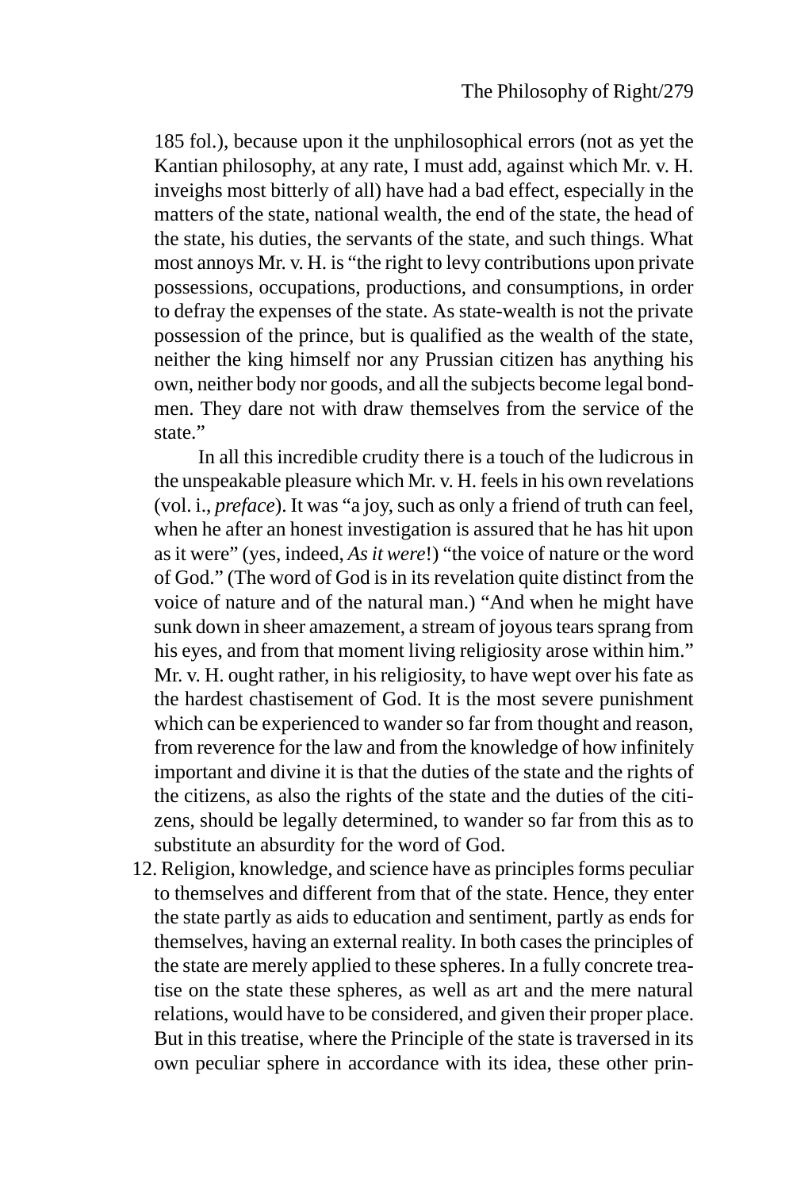185 fol.), because upon it the unphilosophical errors (not as yet the Kantian philosophy, at any rate, I must add, against which Mr. v. H. inveighs most bitterly of all) have had a bad effect, especially in the matters of the state, national wealth, the end of the state, the head of the state, his duties, the servants of the state, and such things. What most annoys Mr. v. H. is "the right to levy contributions upon private possessions, occupations, productions, and consumptions, in order to defray the expenses of the state. As state-wealth is not the private possession of the prince, but is qualified as the wealth of the state, neither the king himself nor any Prussian citizen has anything his own, neither body nor goods, and all the subjects become legal bondmen. They dare not with draw themselves from the service of the state."

In all this incredible crudity there is a touch of the ludicrous in the unspeakable pleasure which Mr. v. H. feels in his own revelations (vol. i., *preface*). It was "a joy, such as only a friend of truth can feel, when he after an honest investigation is assured that he has hit upon as it were" (yes, indeed, *As it were*!) "the voice of nature or the word of God." (The word of God is in its revelation quite distinct from the voice of nature and of the natural man.) "And when he might have sunk down in sheer amazement, a stream of joyous tears sprang from his eyes, and from that moment living religiosity arose within him." Mr. v. H. ought rather, in his religiosity, to have wept over his fate as the hardest chastisement of God. It is the most severe punishment which can be experienced to wander so far from thought and reason, from reverence for the law and from the knowledge of how infinitely important and divine it is that the duties of the state and the rights of the citizens, as also the rights of the state and the duties of the citizens, should be legally determined, to wander so far from this as to substitute an absurdity for the word of God.

12. Religion, knowledge, and science have as principles forms peculiar to themselves and different from that of the state. Hence, they enter the state partly as aids to education and sentiment, partly as ends for themselves, having an external reality. In both cases the principles of the state are merely applied to these spheres. In a fully concrete treatise on the state these spheres, as well as art and the mere natural relations, would have to be considered, and given their proper place. But in this treatise, where the Principle of the state is traversed in its own peculiar sphere in accordance with its idea, these other prin-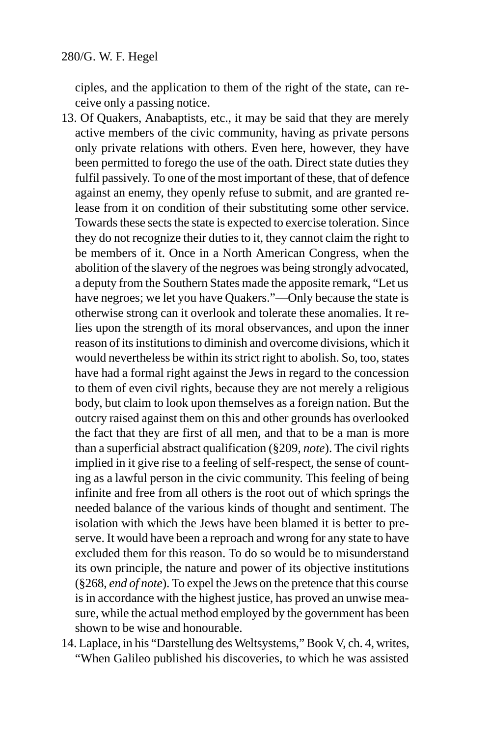ciples, and the application to them of the right of the state, can receive only a passing notice.

13. Of Quakers, Anabaptists, etc., it may be said that they are merely active members of the civic community, having as private persons only private relations with others. Even here, however, they have been permitted to forego the use of the oath. Direct state duties they fulfil passively. To one of the most important of these, that of defence against an enemy, they openly refuse to submit, and are granted release from it on condition of their substituting some other service. Towards these sects the state is expected to exercise toleration. Since they do not recognize their duties to it, they cannot claim the right to be members of it. Once in a North American Congress, when the abolition of the slavery of the negroes was being strongly advocated, a deputy from the Southern States made the apposite remark, "Let us have negroes; we let you have Quakers."—Only because the state is otherwise strong can it overlook and tolerate these anomalies. It relies upon the strength of its moral observances, and upon the inner reason of its institutions to diminish and overcome divisions, which it would nevertheless be within its strict right to abolish. So, too, states have had a formal right against the Jews in regard to the concession to them of even civil rights, because they are not merely a religious body, but claim to look upon themselves as a foreign nation. But the outcry raised against them on this and other grounds has overlooked the fact that they are first of all men, and that to be a man is more than a superficial abstract qualification (§209, *note*). The civil rights implied in it give rise to a feeling of self-respect, the sense of counting as a lawful person in the civic community. This feeling of being infinite and free from all others is the root out of which springs the needed balance of the various kinds of thought and sentiment. The isolation with which the Jews have been blamed it is better to preserve. It would have been a reproach and wrong for any state to have excluded them for this reason. To do so would be to misunderstand its own principle, the nature and power of its objective institutions (§268, *end of note*). To expel the Jews on the pretence that this course is in accordance with the highest justice, has proved an unwise measure, while the actual method employed by the government has been shown to be wise and honourable.

14. Laplace, in his "Darstellung des Weltsystems," Book V, ch. 4, writes, "When Galileo published his discoveries, to which he was assisted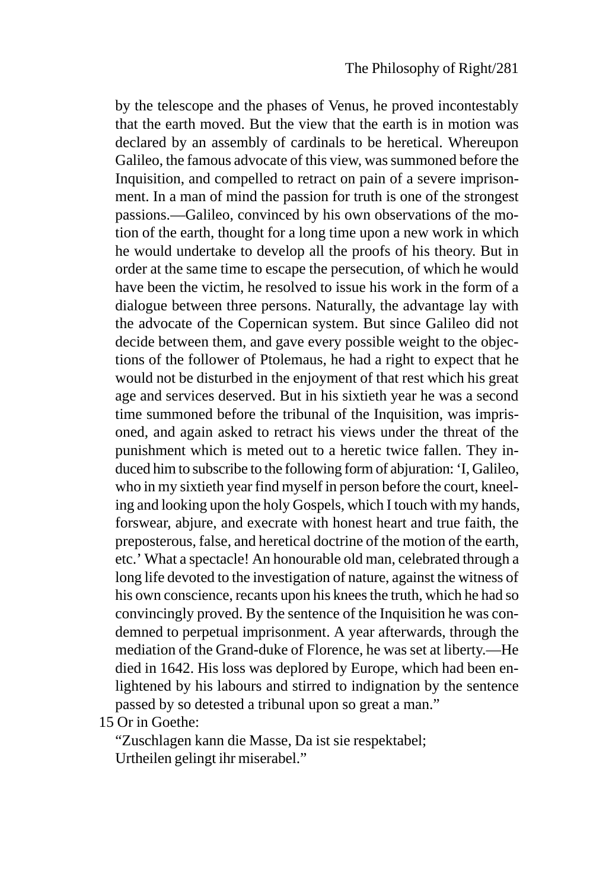by the telescope and the phases of Venus, he proved incontestably that the earth moved. But the view that the earth is in motion was declared by an assembly of cardinals to be heretical. Whereupon Galileo, the famous advocate of this view, was summoned before the Inquisition, and compelled to retract on pain of a severe imprisonment. In a man of mind the passion for truth is one of the strongest passions.—Galileo, convinced by his own observations of the motion of the earth, thought for a long time upon a new work in which he would undertake to develop all the proofs of his theory. But in order at the same time to escape the persecution, of which he would have been the victim, he resolved to issue his work in the form of a dialogue between three persons. Naturally, the advantage lay with the advocate of the Copernican system. But since Galileo did not decide between them, and gave every possible weight to the objections of the follower of Ptolemaus, he had a right to expect that he would not be disturbed in the enjoyment of that rest which his great age and services deserved. But in his sixtieth year he was a second time summoned before the tribunal of the Inquisition, was imprisoned, and again asked to retract his views under the threat of the punishment which is meted out to a heretic twice fallen. They induced him to subscribe to the following form of abjuration: 'I, Galileo, who in my sixtieth year find myself in person before the court, kneeling and looking upon the holy Gospels, which I touch with my hands, forswear, abjure, and execrate with honest heart and true faith, the preposterous, false, and heretical doctrine of the motion of the earth, etc.' What a spectacle! An honourable old man, celebrated through a long life devoted to the investigation of nature, against the witness of his own conscience, recants upon his knees the truth, which he had so convincingly proved. By the sentence of the Inquisition he was condemned to perpetual imprisonment. A year afterwards, through the mediation of the Grand-duke of Florence, he was set at liberty.—He died in 1642. His loss was deplored by Europe, which had been enlightened by his labours and stirred to indignation by the sentence passed by so detested a tribunal upon so great a man."

15 Or in Goethe:

"Zuschlagen kann die Masse, Da ist sie respektabel;
Urtheilen gelingt ihr miserabel."